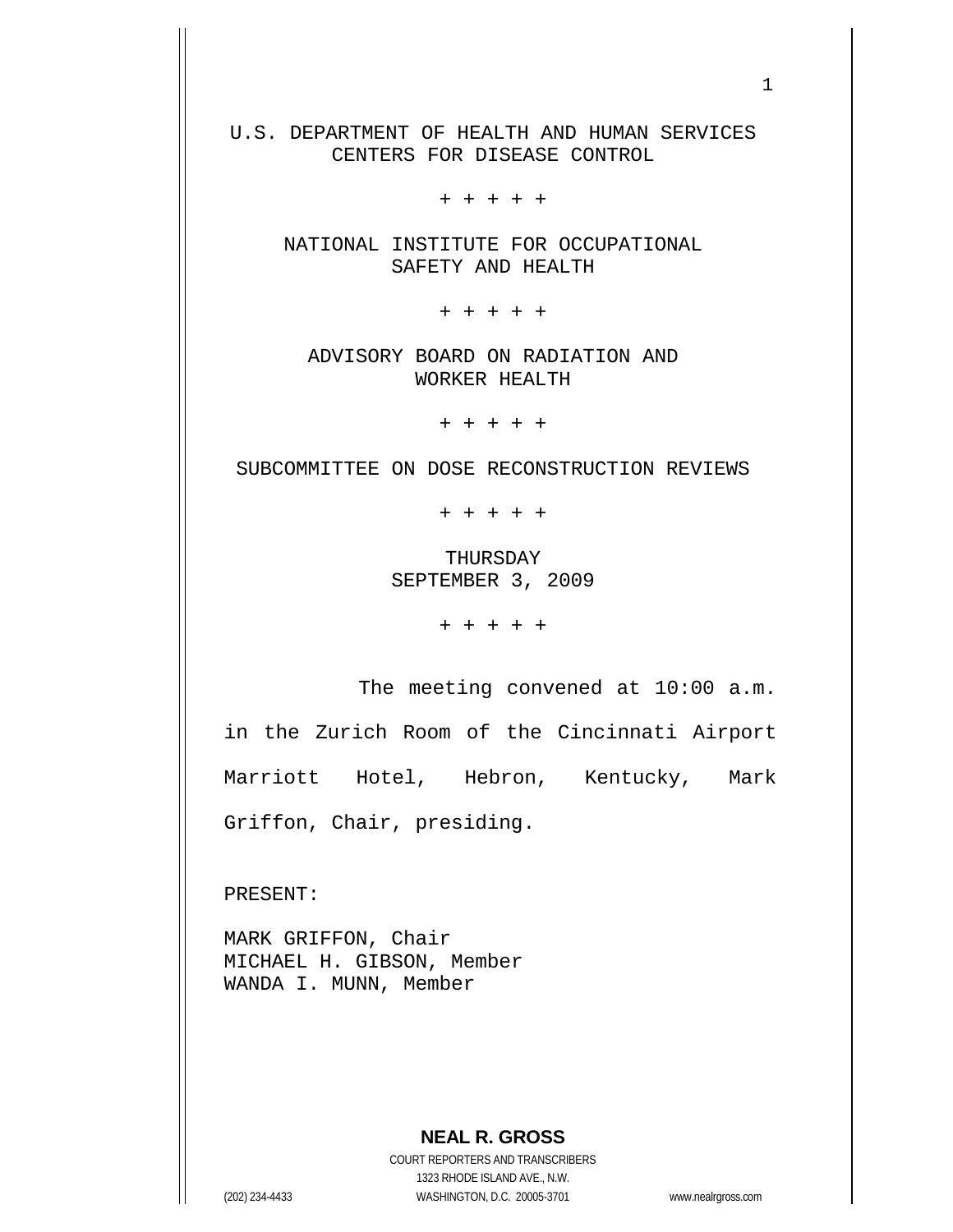U.S. DEPARTMENT OF HEALTH AND HUMAN SERVICES
CENTERS FOR DISEASE CONTROL

+ + + + +

NATIONAL INSTITUTE FOR OCCUPATIONAL
SAFETY AND HEALTH

+ + + + +

ADVISORY BOARD ON RADIATION AND
WORKER HEALTH

+ + + + +

SUBCOMMITTEE ON DOSE RECONSTRUCTION REVIEWS

+ + + + +

THURSDAY
SEPTEMBER 3, 2009

+ + + + +

The meeting convened at 10:00 a.m. in the Zurich Room of the Cincinnati Airport Marriott Hotel, Hebron, Kentucky, Mark Griffon, Chair, presiding.

PRESENT:

MARK GRIFFON, Chair
MICHAEL H. GIBSON, Member
WANDA I. MUNN, Member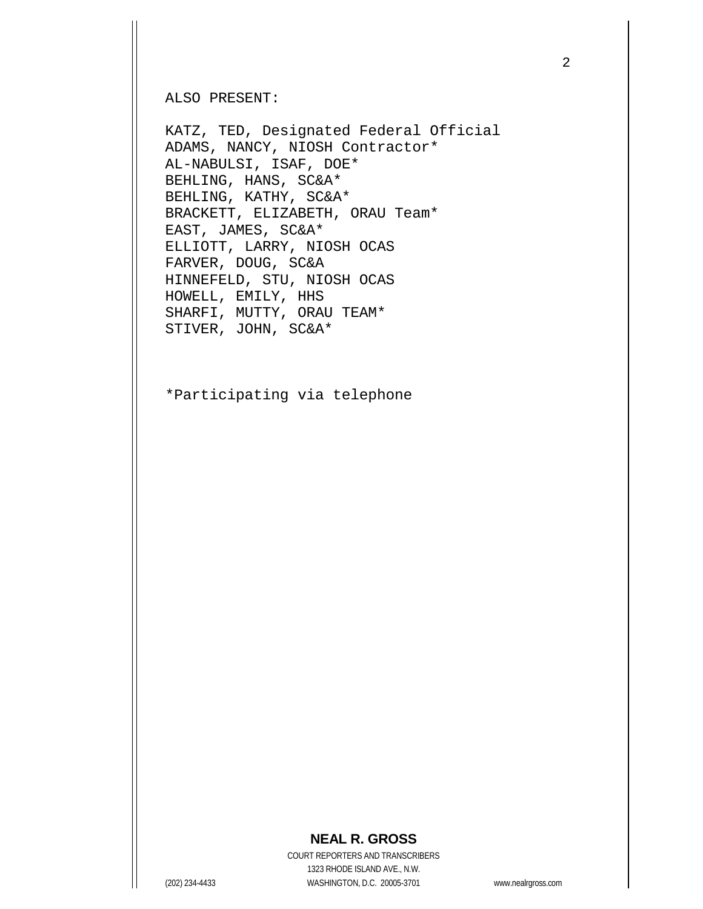ALSO PRESENT:

KATZ, TED, Designated Federal Official
ADAMS, NANCY, NIOSH Contractor*
AL-NABULSI, ISAF, DOE*
BEHLING, HANS, SC&A*
BEHLING, KATHY, SC&A*
BRACKETT, ELIZABETH, ORAU Team*
EAST, JAMES, SC&A*
ELLIOTT, LARRY, NIOSH OCAS
FARVER, DOUG, SC&A
HINNEFELD, STU, NIOSH OCAS
HOWELL, EMILY, HHS
SHARFI, MUTTY, ORAU TEAM*
STIVER, JOHN, SC&A*

*Participating via telephone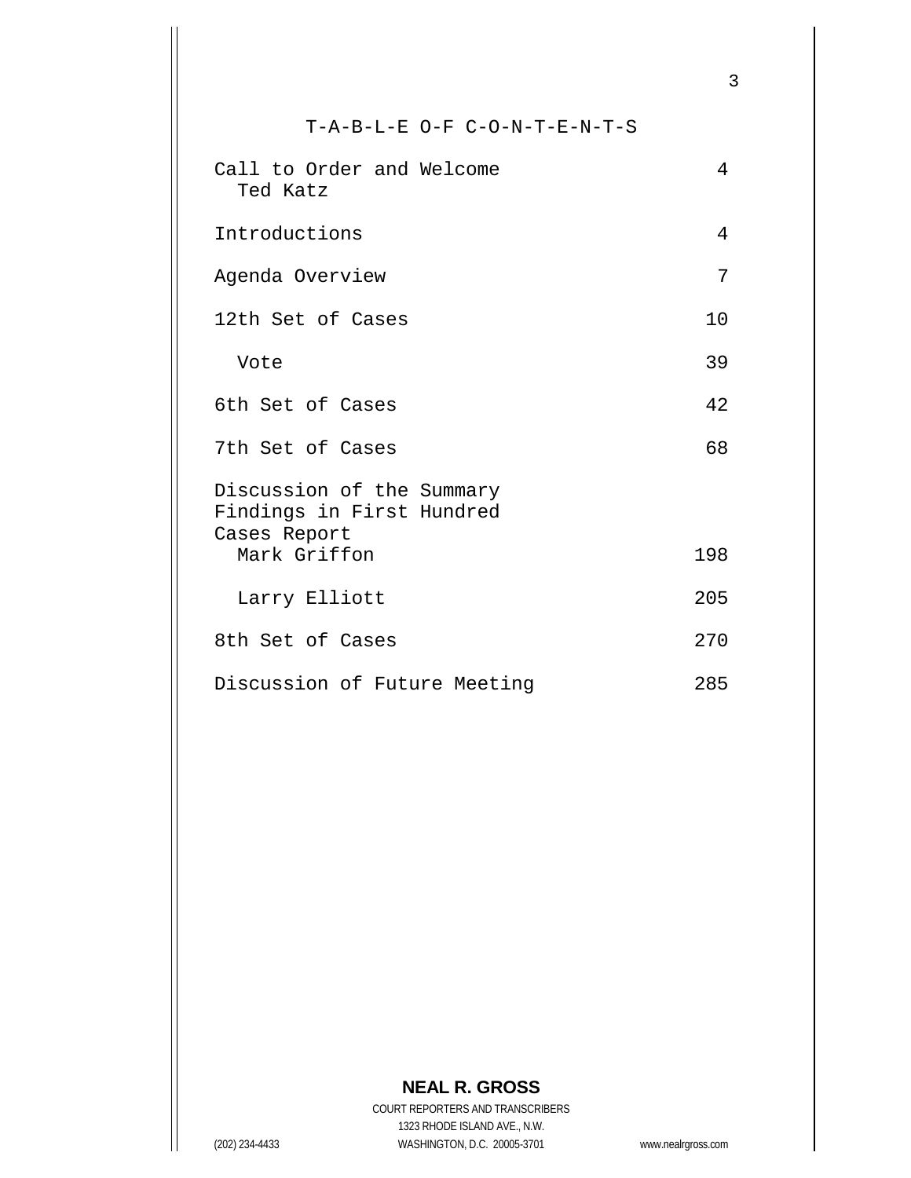# T-A-B-L-E O-F C-O-N-T-E-N-T-S

| | |
|---|---|
| Call to Order and Welcome<br>Ted Katz | 4 |
| Introductions | 4 |
| Agenda Overview | 7 |
| 12th Set of Cases | 10 |
| Vote | 39 |
| 6th Set of Cases | 42 |
| 7th Set of Cases | 68 |
| Discussion of the Summary Findings in First Hundred Cases Report<br>Mark Griffon | 198 |
| Larry Elliott | 205 |
| 8th Set of Cases | 270 |
| Discussion of Future Meeting | 285 |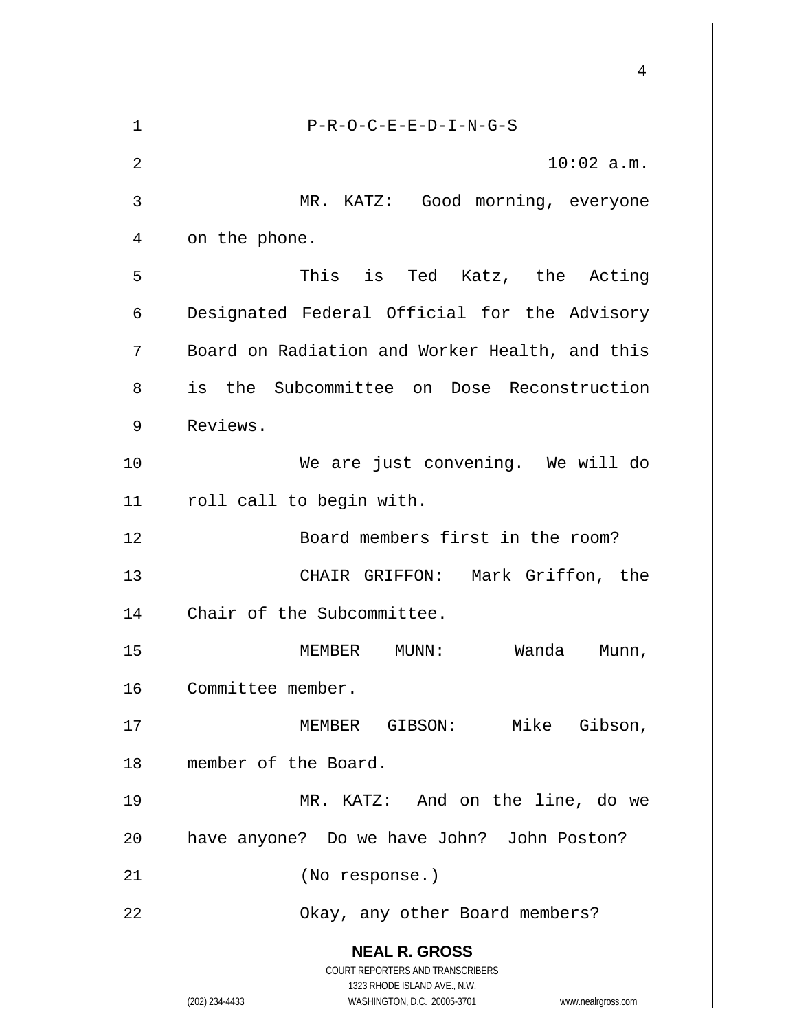P-R-O-C-E-E-D-I-N-G-S

10:02 a.m.

MR. KATZ: Good morning, everyone on the phone.

This is Ted Katz, the Acting Designated Federal Official for the Advisory Board on Radiation and Worker Health, and this is the Subcommittee on Dose Reconstruction Reviews.

We are just convening. We will do roll call to begin with.

Board members first in the room?

CHAIR GRIFFON: Mark Griffon, the Chair of the Subcommittee.

MEMBER MUNN: Wanda Munn, Committee member.

MEMBER GIBSON: Mike Gibson, member of the Board.

MR. KATZ: And on the line, do we have anyone? Do we have John? John Poston?

(No response.)

Okay, any other Board members?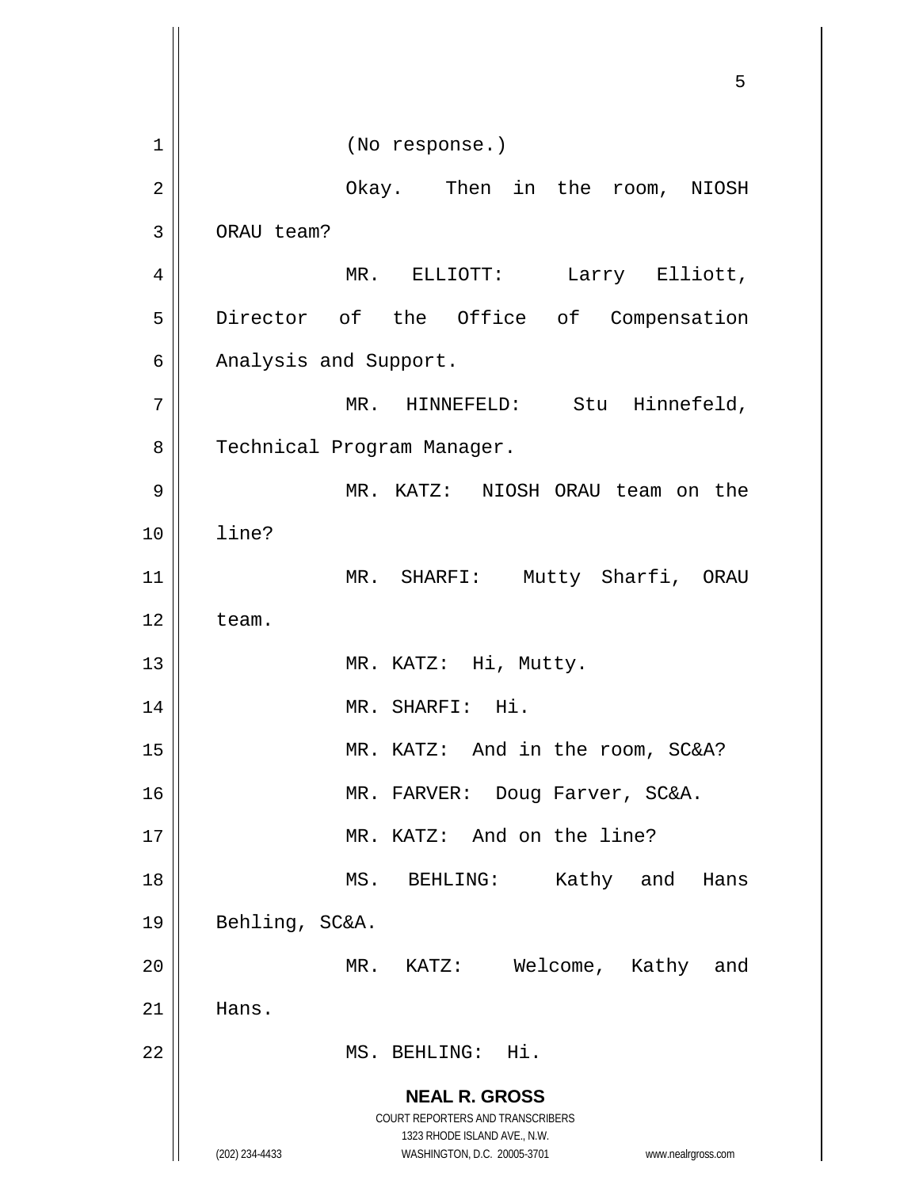(No response.)

Okay. Then in the room, NIOSH ORAU team?

MR. ELLIOTT: Larry Elliott, Director of the Office of Compensation Analysis and Support.

MR. HINNEFELD: Stu Hinnefeld, Technical Program Manager.

MR. KATZ: NIOSH ORAU team on the line?

MR. SHARFI: Mutty Sharfi, ORAU team.

MR. KATZ: Hi, Mutty.

MR. SHARFI: Hi.

MR. KATZ: And in the room, SC&A?

MR. FARVER: Doug Farver, SC&A.

MR. KATZ: And on the line?

MS. BEHLING: Kathy and Hans Behling, SC&A.

MR. KATZ: Welcome, Kathy and Hans.

MS. BEHLING: Hi.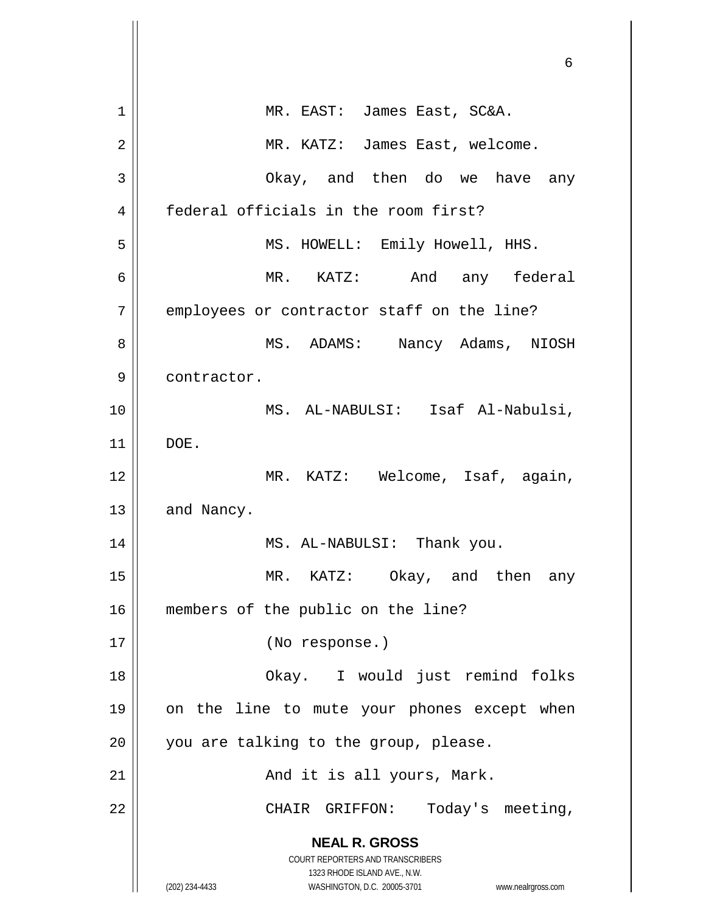MR. EAST: James East, SC&A.

MR. KATZ: James East, welcome.

Okay, and then do we have any federal officials in the room first?

MS. HOWELL: Emily Howell, HHS.

MR. KATZ: And any federal employees or contractor staff on the line?

MS. ADAMS: Nancy Adams, NIOSH contractor.

MS. AL-NABULSI: Isaf Al-Nabulsi, DOE.

MR. KATZ: Welcome, Isaf, again, and Nancy.

MS. AL-NABULSI: Thank you.

MR. KATZ: Okay, and then any members of the public on the line?

(No response.)

Okay. I would just remind folks on the line to mute your phones except when you are talking to the group, please.

And it is all yours, Mark.

CHAIR GRIFFON: Today's meeting,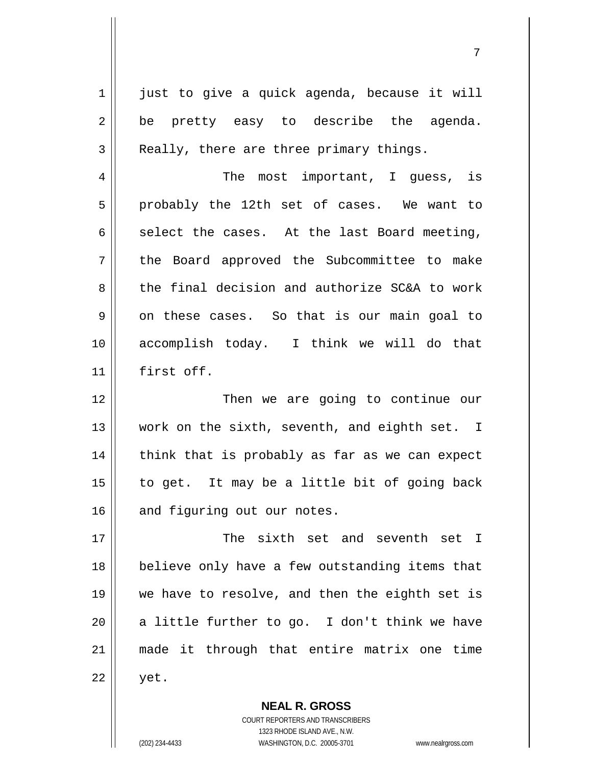just to give a quick agenda, because it will be pretty easy to describe the agenda. Really, there are three primary things.

The most important, I guess, is probably the 12th set of cases. We want to select the cases. At the last Board meeting, the Board approved the Subcommittee to make the final decision and authorize SC&A to work on these cases. So that is our main goal to accomplish today. I think we will do that first off.

Then we are going to continue our work on the sixth, seventh, and eighth set. I think that is probably as far as we can expect to get. It may be a little bit of going back and figuring out our notes.

The sixth set and seventh set I believe only have a few outstanding items that we have to resolve, and then the eighth set is a little further to go. I don't think we have made it through that entire matrix one time yet.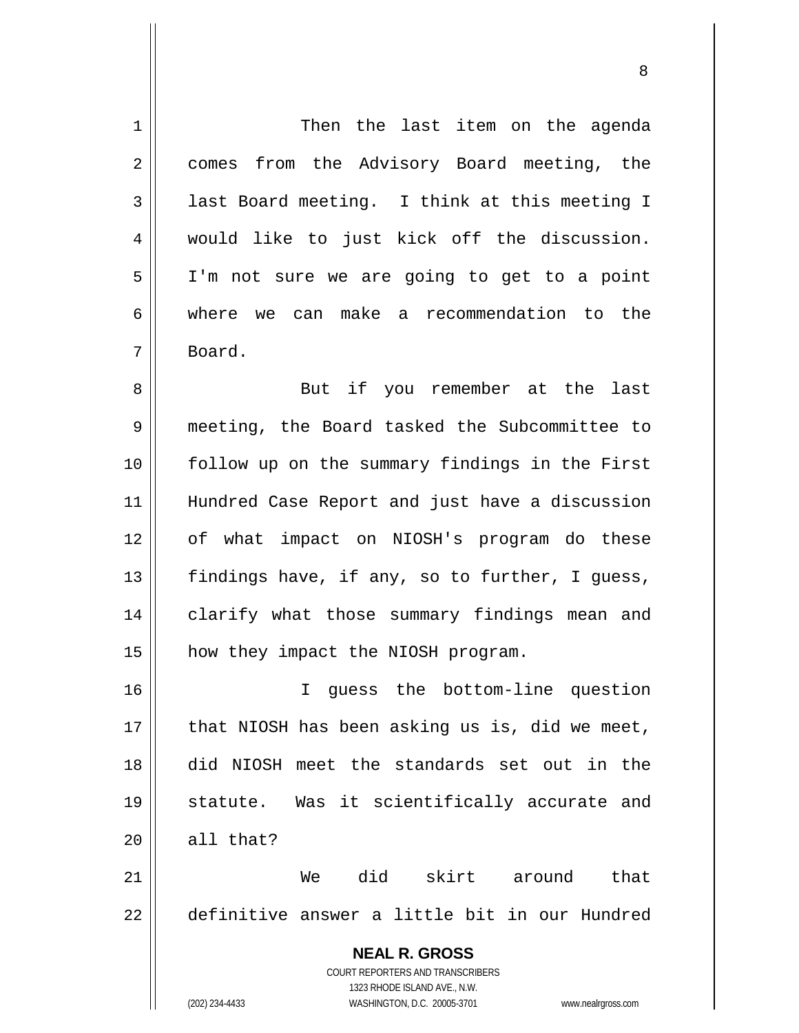Then the last item on the agenda comes from the Advisory Board meeting, the last Board meeting. I think at this meeting I would like to just kick off the discussion. I'm not sure we are going to get to a point where we can make a recommendation to the Board.

But if you remember at the last meeting, the Board tasked the Subcommittee to follow up on the summary findings in the First Hundred Case Report and just have a discussion of what impact on NIOSH's program do these findings have, if any, so to further, I guess, clarify what those summary findings mean and how they impact the NIOSH program.

I guess the bottom-line question that NIOSH has been asking us is, did we meet, did NIOSH meet the standards set out in the statute. Was it scientifically accurate and all that?

We did skirt around that definitive answer a little bit in our Hundred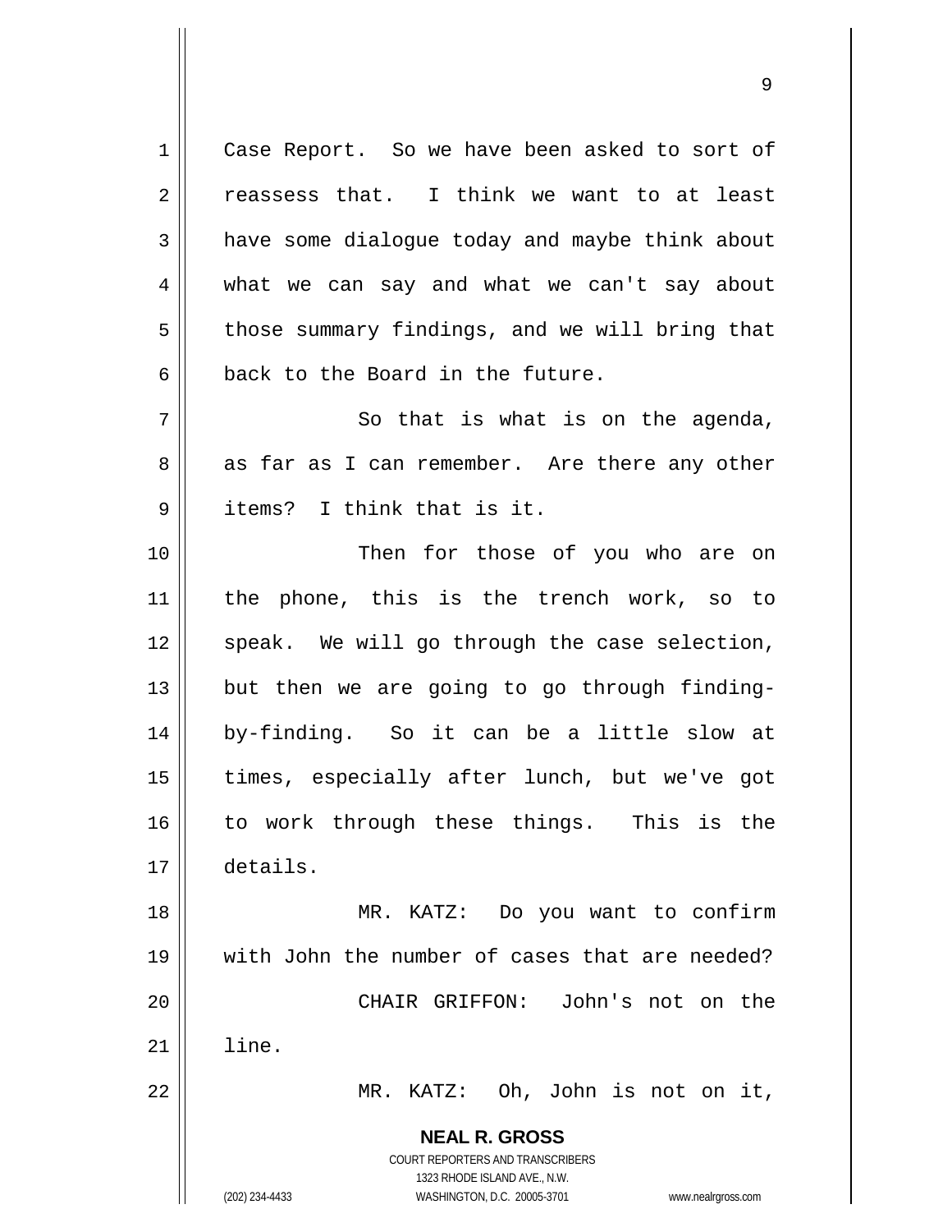Case Report. So we have been asked to sort of reassess that. I think we want to at least have some dialogue today and maybe think about what we can say and what we can't say about those summary findings, and we will bring that back to the Board in the future.

So that is what is on the agenda, as far as I can remember. Are there any other items? I think that is it.

Then for those of you who are on the phone, this is the trench work, so to speak. We will go through the case selection, but then we are going to go through finding-by-finding. So it can be a little slow at times, especially after lunch, but we've got to work through these things. This is the details.

MR. KATZ: Do you want to confirm with John the number of cases that are needed?

CHAIR GRIFFON: John's not on the line.

MR. KATZ: Oh, John is not on it,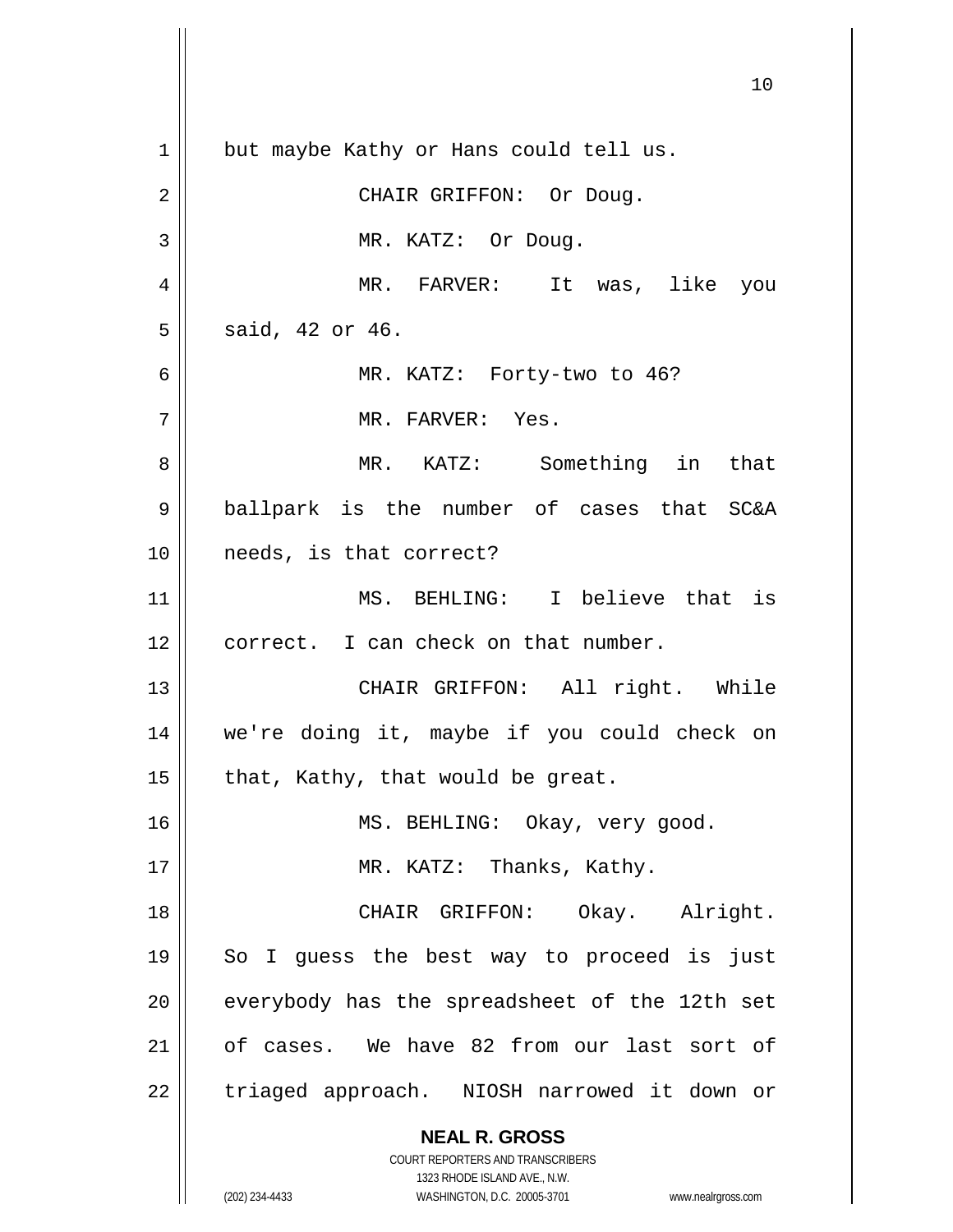but maybe Kathy or Hans could tell us.

CHAIR GRIFFON: Or Doug.

MR. KATZ: Or Doug.

MR. FARVER: It was, like you said, 42 or 46.

MR. KATZ: Forty-two to 46?

MR. FARVER: Yes.

MR. KATZ: Something in that ballpark is the number of cases that SC&A needs, is that correct?

MS. BEHLING: I believe that is correct. I can check on that number.

CHAIR GRIFFON: All right. While we're doing it, maybe if you could check on that, Kathy, that would be great.

MS. BEHLING: Okay, very good.

MR. KATZ: Thanks, Kathy.

CHAIR GRIFFON: Okay. Alright. So I guess the best way to proceed is just everybody has the spreadsheet of the 12th set of cases. We have 82 from our last sort of triaged approach. NIOSH narrowed it down or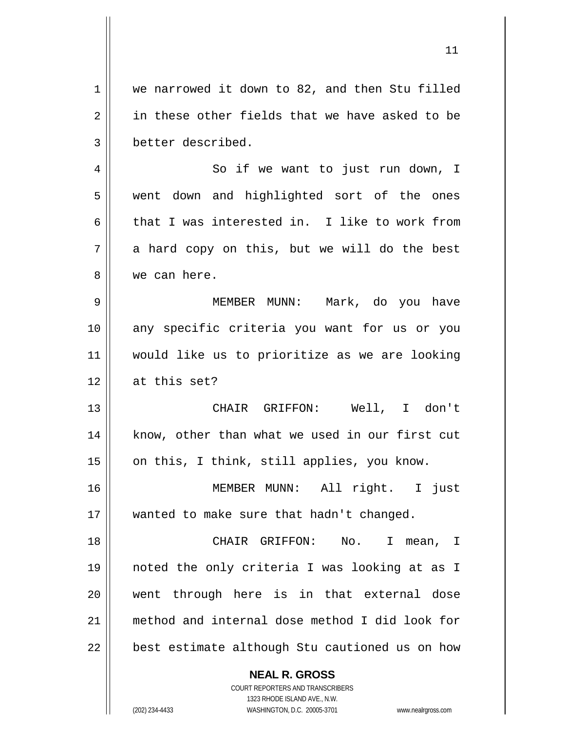we narrowed it down to 82, and then Stu filled in these other fields that we have asked to be better described.

So if we want to just run down, I went down and highlighted sort of the ones that I was interested in. I like to work from a hard copy on this, but we will do the best we can here.

MEMBER MUNN: Mark, do you have any specific criteria you want for us or you would like us to prioritize as we are looking at this set?

CHAIR GRIFFON: Well, I don't know, other than what we used in our first cut on this, I think, still applies, you know.

MEMBER MUNN: All right. I just wanted to make sure that hadn't changed.

CHAIR GRIFFON: No. I mean, I noted the only criteria I was looking at as I went through here is in that external dose method and internal dose method I did look for best estimate although Stu cautioned us on how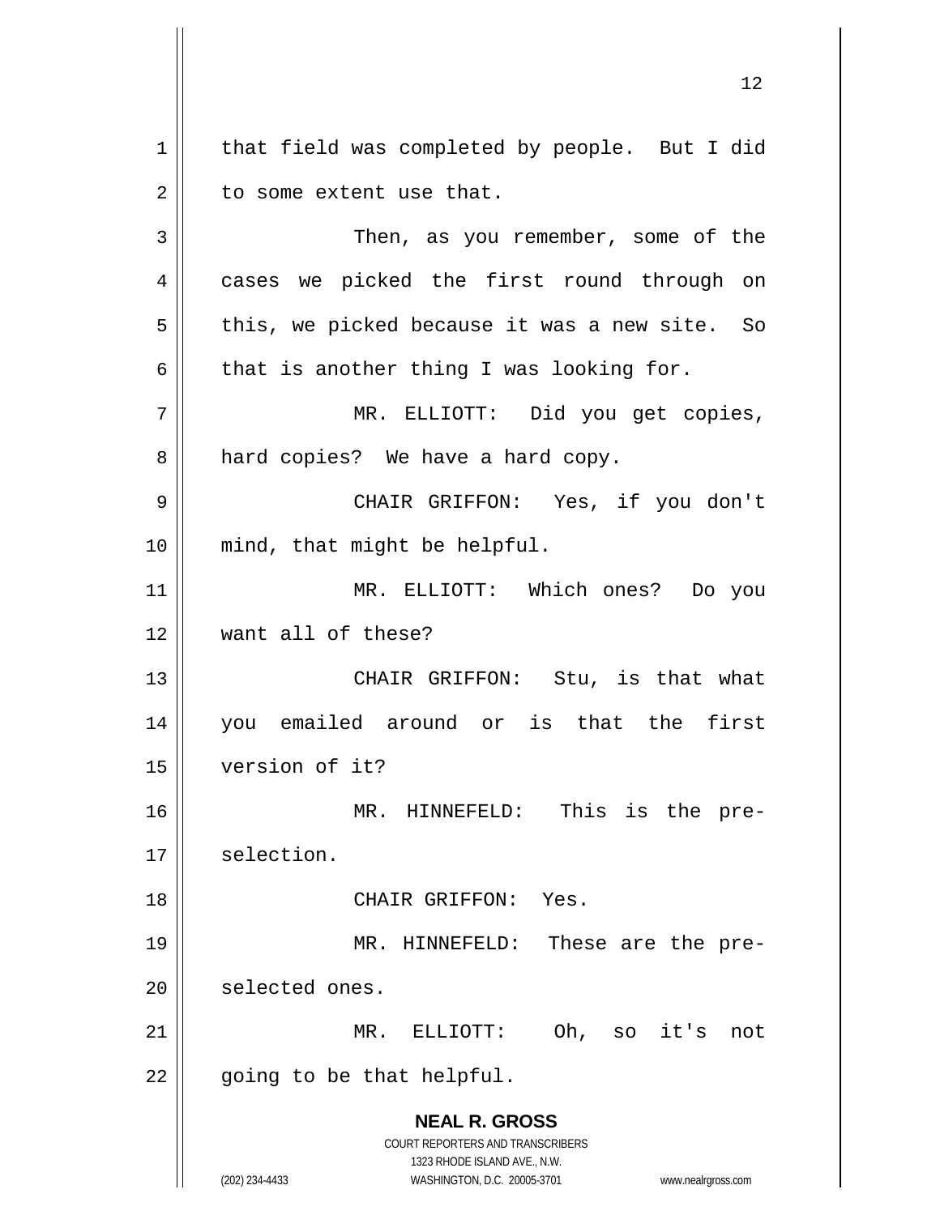that field was completed by people. But I did to some extent use that.

Then, as you remember, some of the cases we picked the first round through on this, we picked because it was a new site. So that is another thing I was looking for.

MR. ELLIOTT: Did you get copies, hard copies? We have a hard copy.

CHAIR GRIFFON: Yes, if you don't mind, that might be helpful.

MR. ELLIOTT: Which ones? Do you want all of these?

CHAIR GRIFFON: Stu, is that what you emailed around or is that the first version of it?

MR. HINNEFELD: This is the pre-selection.

CHAIR GRIFFON: Yes.

MR. HINNEFELD: These are the pre-selected ones.

MR. ELLIOTT: Oh, so it's not going to be that helpful.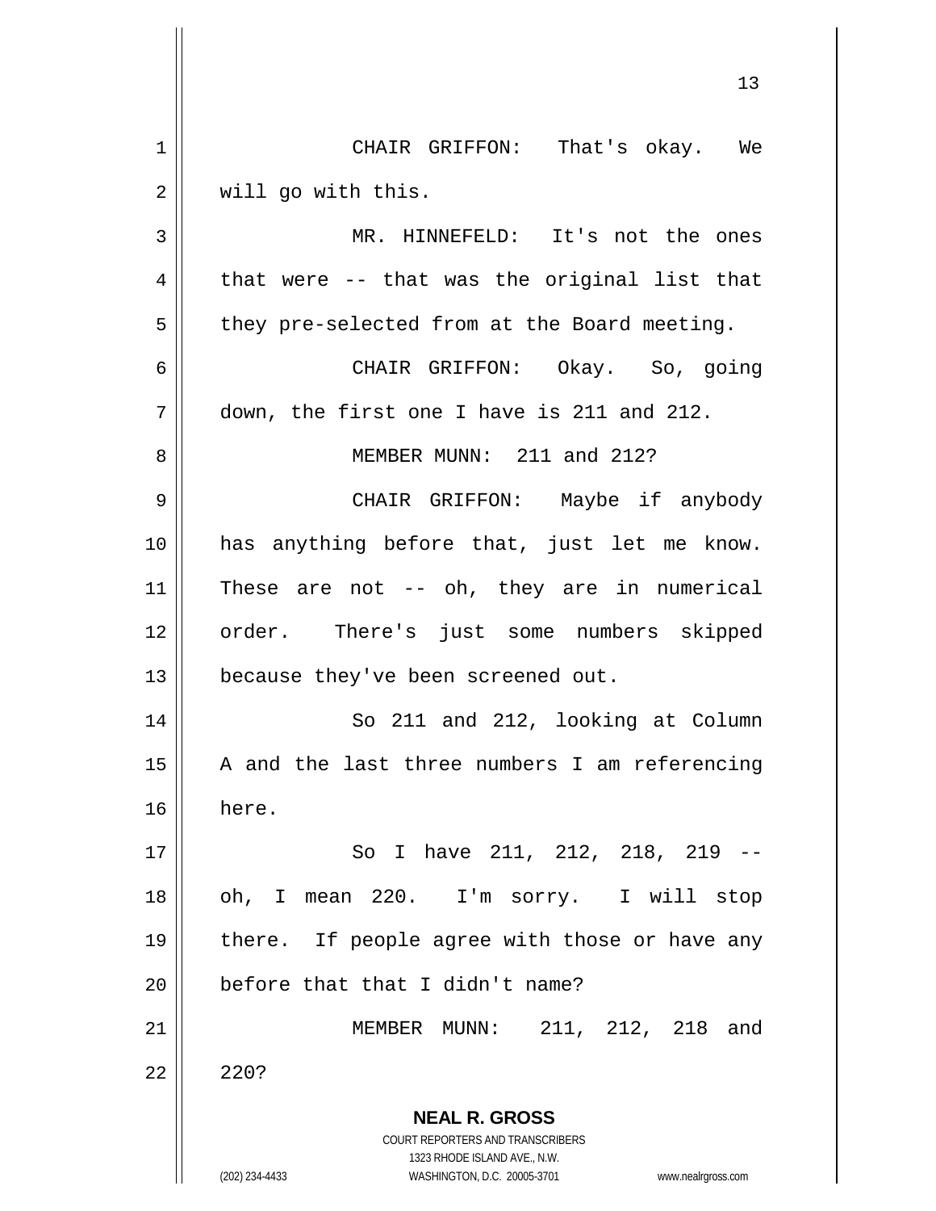CHAIR GRIFFON: That's okay. We will go with this.

MR. HINNEFELD: It's not the ones that were -- that was the original list that they pre-selected from at the Board meeting.

CHAIR GRIFFON: Okay. So, going down, the first one I have is 211 and 212.

MEMBER MUNN: 211 and 212?

CHAIR GRIFFON: Maybe if anybody has anything before that, just let me know. These are not -- oh, they are in numerical order. There's just some numbers skipped because they've been screened out.

So 211 and 212, looking at Column A and the last three numbers I am referencing here.

So I have 211, 212, 218, 219 -- oh, I mean 220. I'm sorry. I will stop there. If people agree with those or have any before that that I didn't name?

MEMBER MUNN: 211, 212, 218 and 220?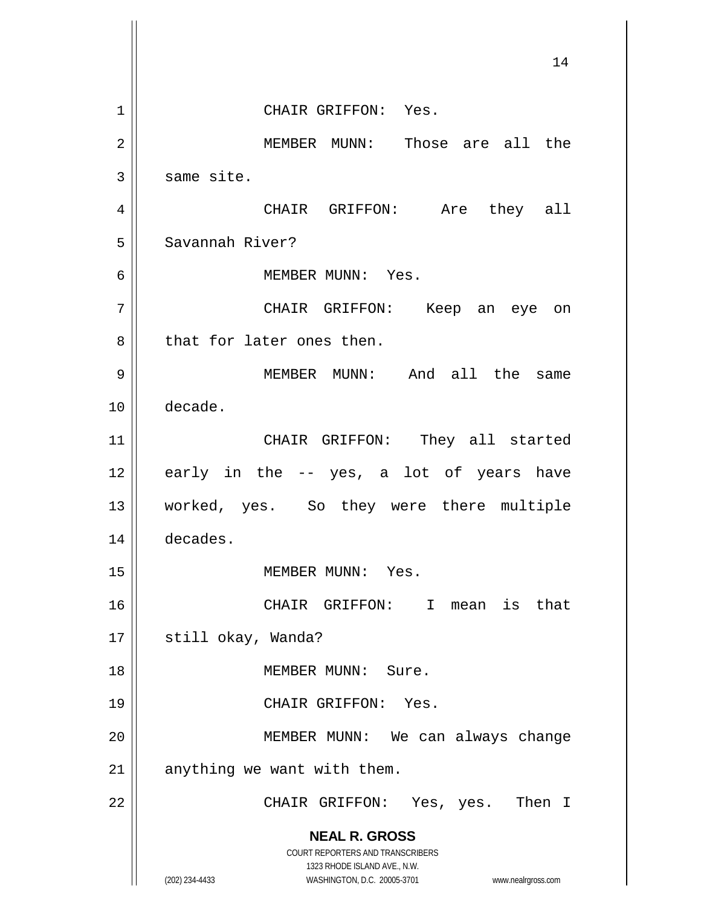CHAIR GRIFFON: Yes.

MEMBER MUNN: Those are all the same site.

CHAIR GRIFFON: Are they all Savannah River?

MEMBER MUNN: Yes.

CHAIR GRIFFON: Keep an eye on that for later ones then.

MEMBER MUNN: And all the same decade.

CHAIR GRIFFON: They all started early in the -- yes, a lot of years have worked, yes. So they were there multiple decades.

MEMBER MUNN: Yes.

CHAIR GRIFFON: I mean is that still okay, Wanda?

MEMBER MUNN: Sure.

CHAIR GRIFFON: Yes.

MEMBER MUNN: We can always change anything we want with them.

CHAIR GRIFFON: Yes, yes. Then I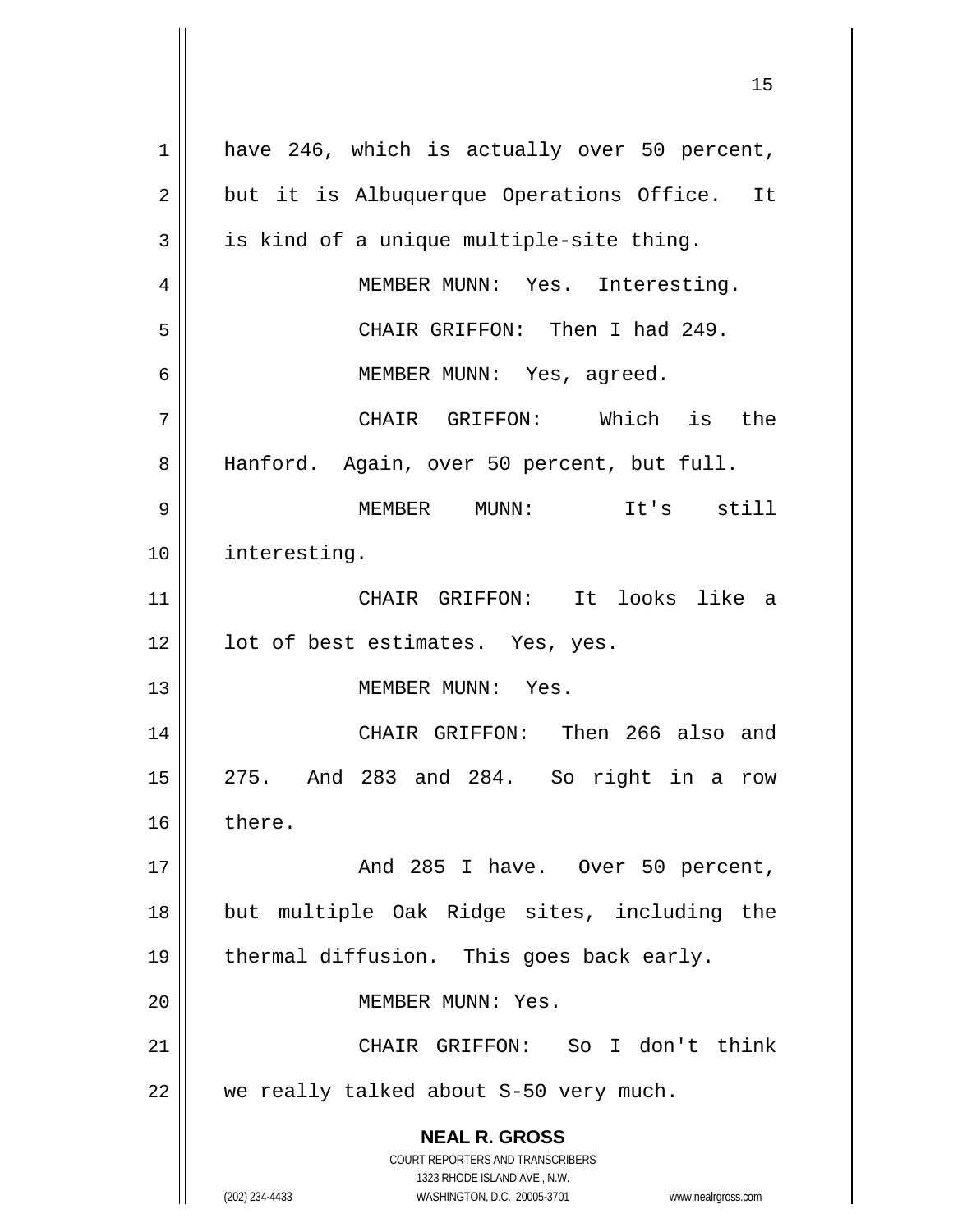have 246, which is actually over 50 percent, but it is Albuquerque Operations Office. It is kind of a unique multiple-site thing.

MEMBER MUNN: Yes. Interesting.

CHAIR GRIFFON: Then I had 249.

MEMBER MUNN: Yes, agreed.

CHAIR GRIFFON: Which is the Hanford. Again, over 50 percent, but full.

MEMBER MUNN: It's still interesting.

CHAIR GRIFFON: It looks like a lot of best estimates. Yes, yes.

MEMBER MUNN: Yes.

CHAIR GRIFFON: Then 266 also and 275. And 283 and 284. So right in a row there.

And 285 I have. Over 50 percent, but multiple Oak Ridge sites, including the thermal diffusion. This goes back early.

MEMBER MUNN: Yes.

CHAIR GRIFFON: So I don't think we really talked about S-50 very much.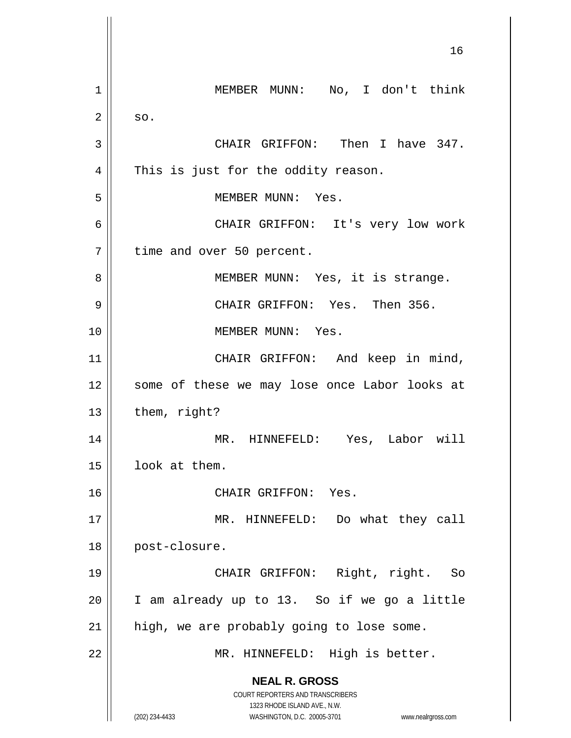MEMBER MUNN: No, I don't think so.

CHAIR GRIFFON: Then I have 347. This is just for the oddity reason.

MEMBER MUNN: Yes.

CHAIR GRIFFON: It's very low work time and over 50 percent.

MEMBER MUNN: Yes, it is strange.

CHAIR GRIFFON: Yes. Then 356.

MEMBER MUNN: Yes.

CHAIR GRIFFON: And keep in mind, some of these we may lose once Labor looks at them, right?

MR. HINNEFELD: Yes, Labor will look at them.

CHAIR GRIFFON: Yes.

MR. HINNEFELD: Do what they call post-closure.

CHAIR GRIFFON: Right, right. So I am already up to 13. So if we go a little high, we are probably going to lose some.

MR. HINNEFELD: High is better.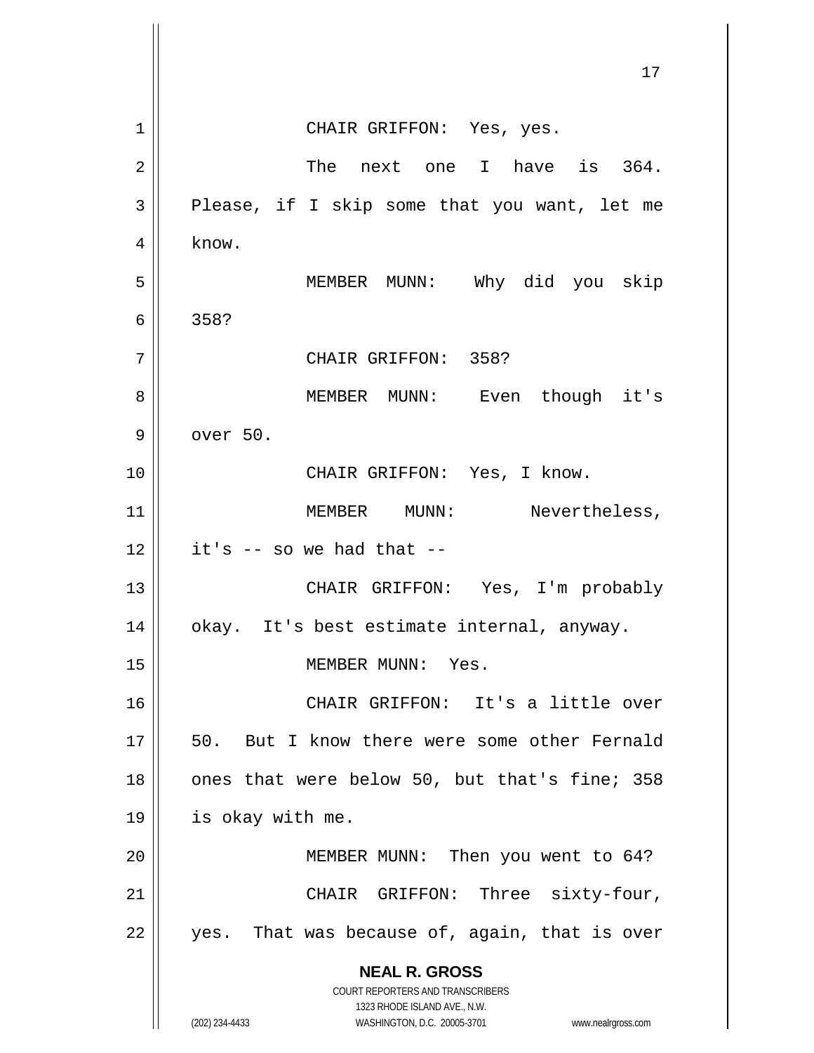CHAIR GRIFFON: Yes, yes.

The next one I have is 364. Please, if I skip some that you want, let me know.

MEMBER MUNN: Why did you skip 358?

CHAIR GRIFFON: 358?

MEMBER MUNN: Even though it's over 50.

CHAIR GRIFFON: Yes, I know.

MEMBER MUNN: Nevertheless, it's -- so we had that --

CHAIR GRIFFON: Yes, I'm probably okay. It's best estimate internal, anyway.

MEMBER MUNN: Yes.

CHAIR GRIFFON: It's a little over 50. But I know there were some other Fernald ones that were below 50, but that's fine; 358 is okay with me.

MEMBER MUNN: Then you went to 64?

CHAIR GRIFFON: Three sixty-four, yes. That was because of, again, that is over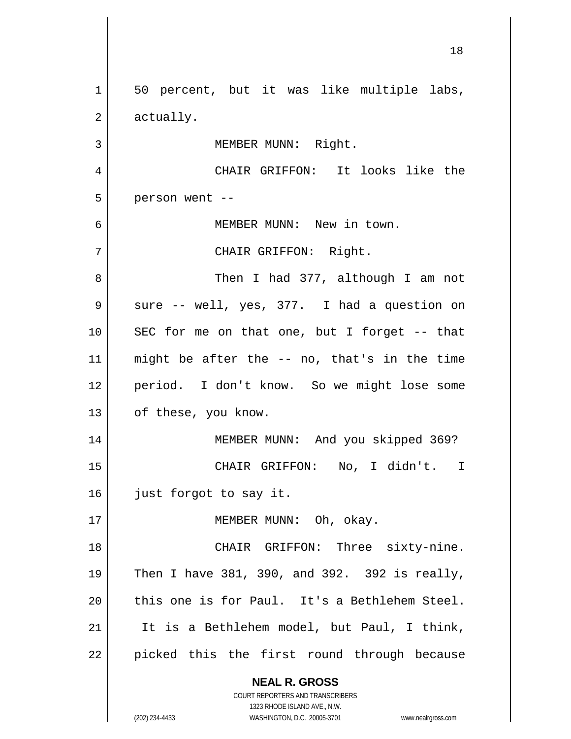50 percent, but it was like multiple labs, actually.

MEMBER MUNN: Right.

CHAIR GRIFFON: It looks like the person went --

MEMBER MUNN: New in town.

CHAIR GRIFFON: Right.

Then I had 377, although I am not sure -- well, yes, 377. I had a question on SEC for me on that one, but I forget -- that might be after the -- no, that's in the time period. I don't know. So we might lose some of these, you know.

MEMBER MUNN: And you skipped 369?

CHAIR GRIFFON: No, I didn't. I just forgot to say it.

MEMBER MUNN: Oh, okay.

CHAIR GRIFFON: Three sixty-nine. Then I have 381, 390, and 392. 392 is really, this one is for Paul. It's a Bethlehem Steel. It is a Bethlehem model, but Paul, I think, picked this the first round through because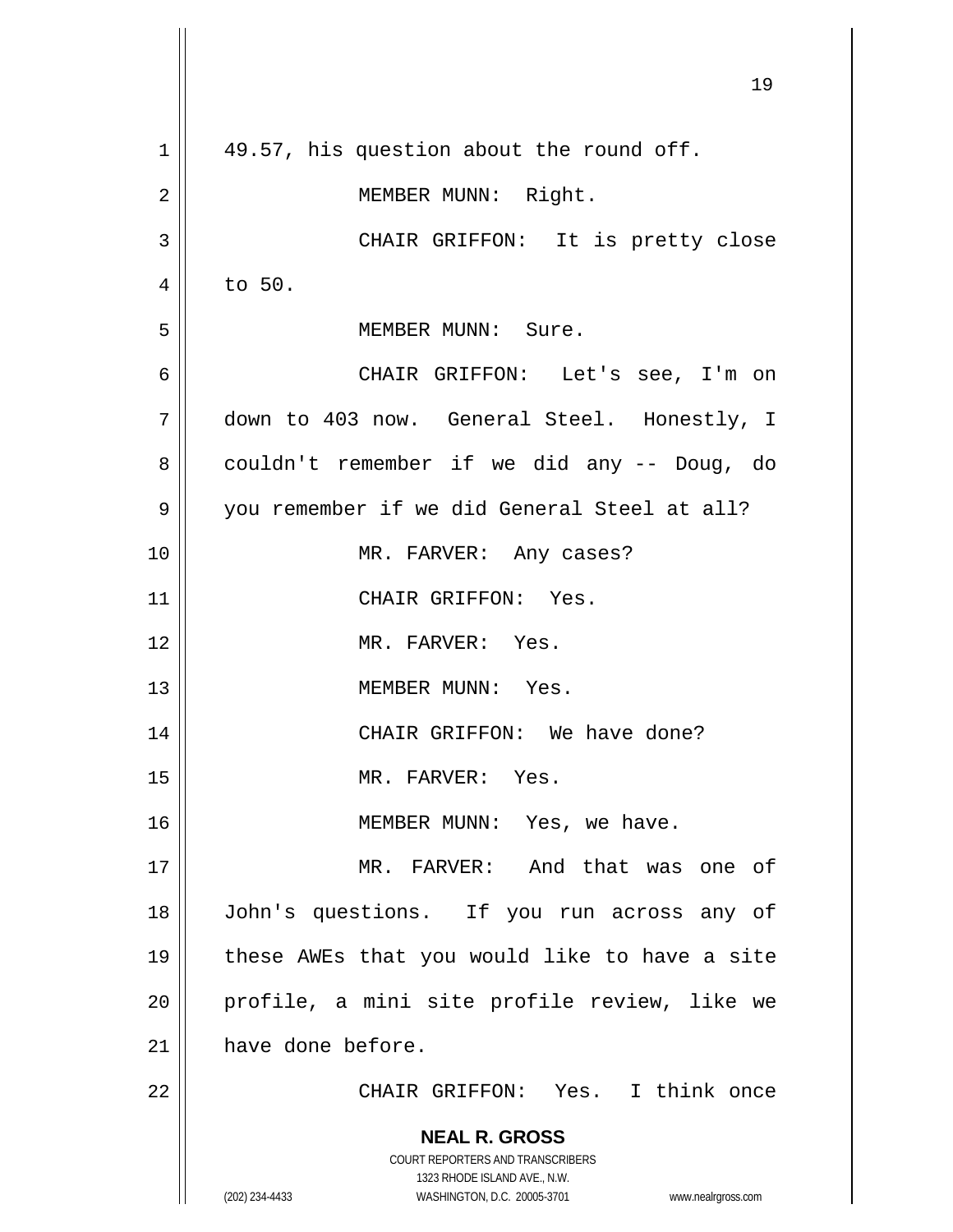49.57, his question about the round off.

MEMBER MUNN: Right.

CHAIR GRIFFON: It is pretty close to 50.

MEMBER MUNN: Sure.

CHAIR GRIFFON: Let's see, I'm on down to 403 now. General Steel. Honestly, I couldn't remember if we did any -- Doug, do you remember if we did General Steel at all?

MR. FARVER: Any cases?

CHAIR GRIFFON: Yes.

MR. FARVER: Yes.

MEMBER MUNN: Yes.

CHAIR GRIFFON: We have done?

MR. FARVER: Yes.

MEMBER MUNN: Yes, we have.

MR. FARVER: And that was one of John's questions. If you run across any of these AWEs that you would like to have a site profile, a mini site profile review, like we have done before.

CHAIR GRIFFON: Yes. I think once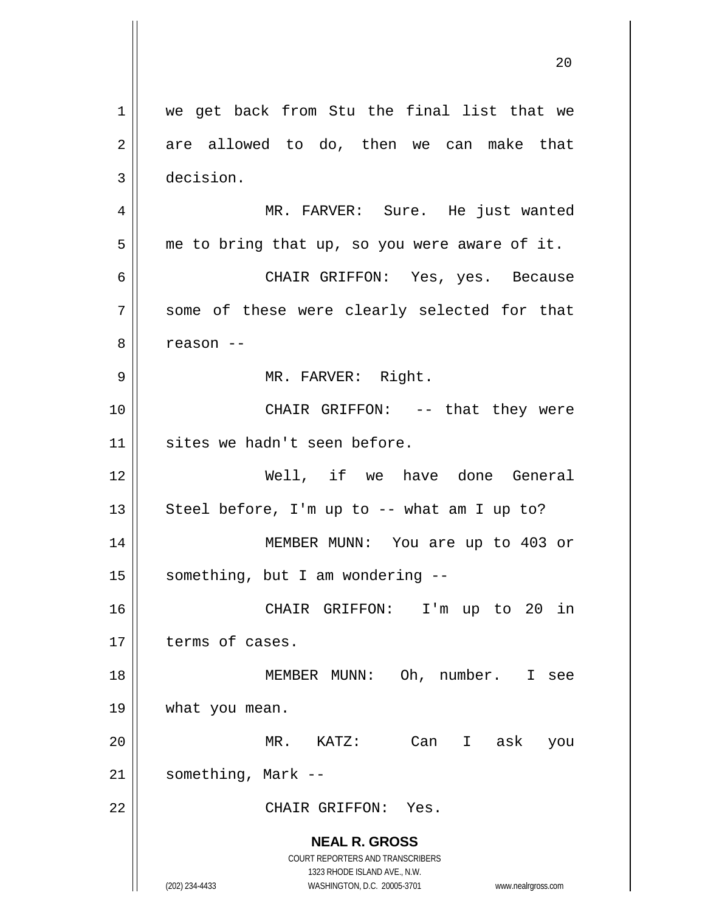we get back from Stu the final list that we are allowed to do, then we can make that decision.

MR. FARVER: Sure. He just wanted me to bring that up, so you were aware of it.

CHAIR GRIFFON: Yes, yes. Because some of these were clearly selected for that reason --

MR. FARVER: Right.

CHAIR GRIFFON: -- that they were sites we hadn't seen before.

Well, if we have done General Steel before, I'm up to -- what am I up to?

MEMBER MUNN: You are up to 403 or something, but I am wondering --

CHAIR GRIFFON: I'm up to 20 in terms of cases.

MEMBER MUNN: Oh, number. I see what you mean.

MR. KATZ: Can I ask you something, Mark --

CHAIR GRIFFON: Yes.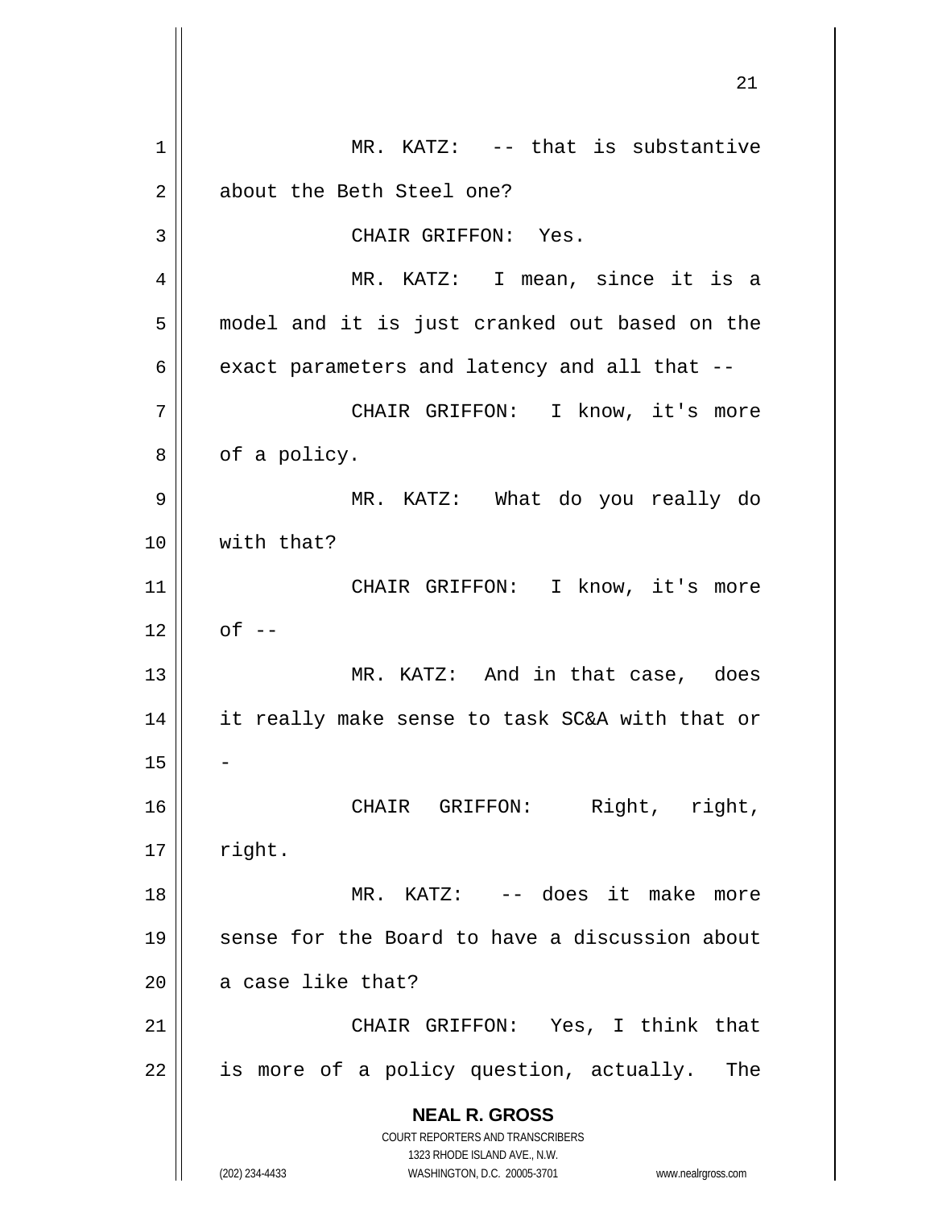MR. KATZ: -- that is substantive about the Beth Steel one?

CHAIR GRIFFON: Yes.

MR. KATZ: I mean, since it is a model and it is just cranked out based on the exact parameters and latency and all that --

CHAIR GRIFFON: I know, it's more of a policy.

MR. KATZ: What do you really do with that?

CHAIR GRIFFON: I know, it's more of --

MR. KATZ: And in that case, does it really make sense to task SC&A with that or -

CHAIR GRIFFON: Right, right, right.

MR. KATZ: -- does it make more sense for the Board to have a discussion about a case like that?

CHAIR GRIFFON: Yes, I think that is more of a policy question, actually. The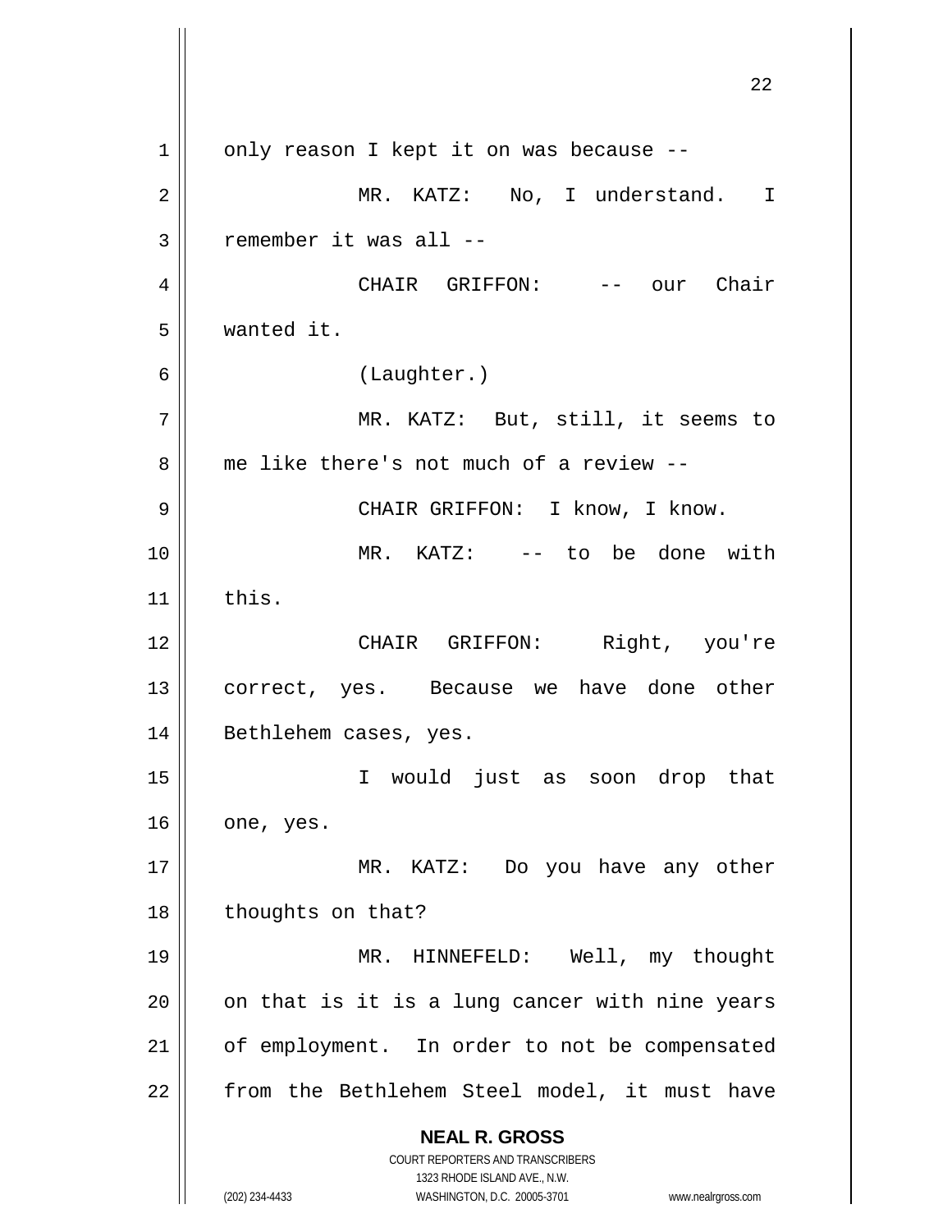only reason I kept it on was because --

MR. KATZ: No, I understand. I remember it was all --

CHAIR GRIFFON: -- our Chair wanted it.

(Laughter.)

MR. KATZ: But, still, it seems to me like there's not much of a review --

CHAIR GRIFFON: I know, I know.

MR. KATZ: -- to be done with this.

CHAIR GRIFFON: Right, you're correct, yes. Because we have done other Bethlehem cases, yes.

I would just as soon drop that one, yes.

MR. KATZ: Do you have any other thoughts on that?

MR. HINNEFELD: Well, my thought on that is it is a lung cancer with nine years of employment. In order to not be compensated from the Bethlehem Steel model, it must have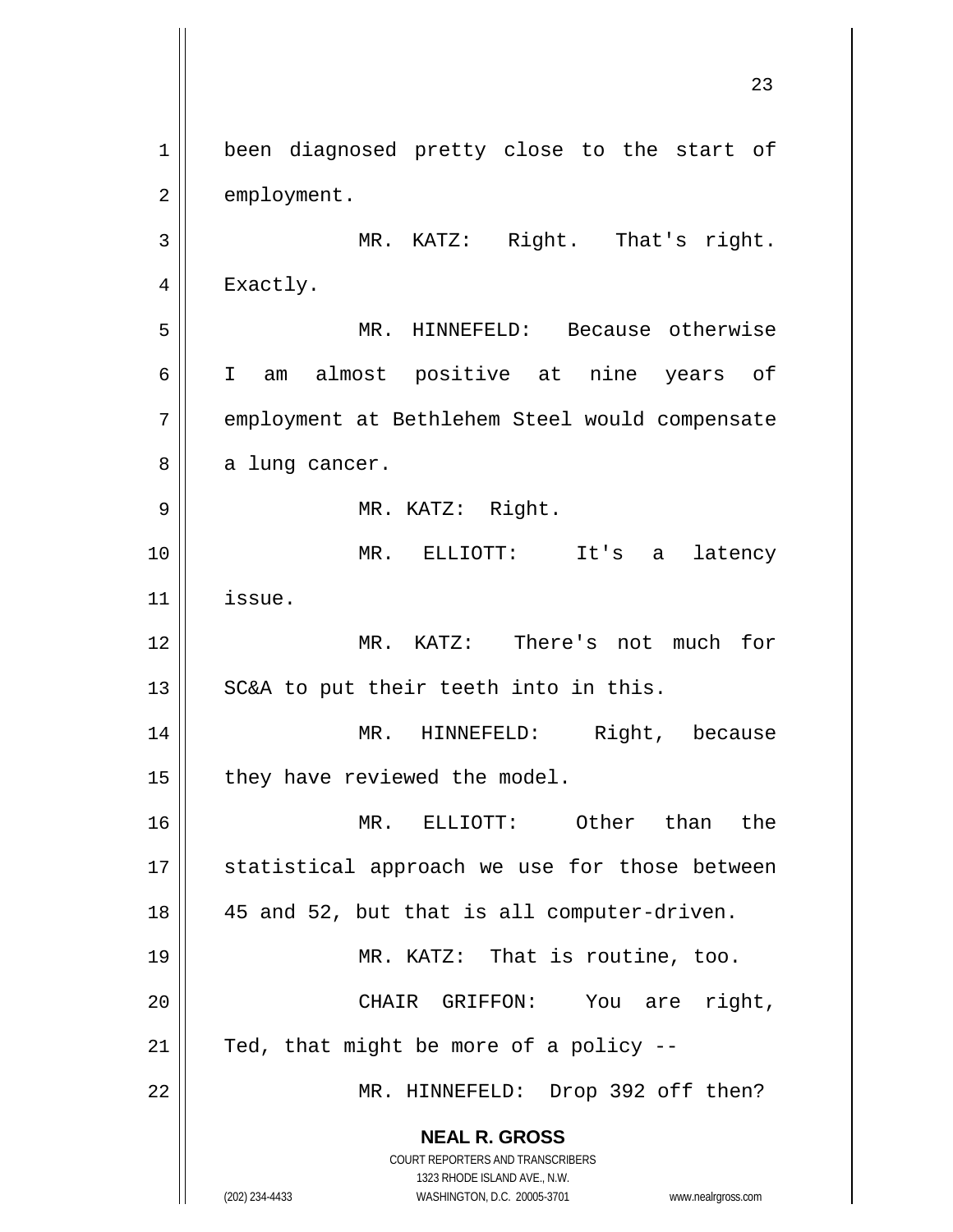been diagnosed pretty close to the start of employment.

MR. KATZ: Right. That's right. Exactly.

MR. HINNEFELD: Because otherwise I am almost positive at nine years of employment at Bethlehem Steel would compensate a lung cancer.

MR. KATZ: Right.

MR. ELLIOTT: It's a latency issue.

MR. KATZ: There's not much for SC&A to put their teeth into in this.

MR. HINNEFELD: Right, because they have reviewed the model.

MR. ELLIOTT: Other than the statistical approach we use for those between 45 and 52, but that is all computer-driven.

MR. KATZ: That is routine, too.

CHAIR GRIFFON: You are right, Ted, that might be more of a policy --

MR. HINNEFELD: Drop 392 off then?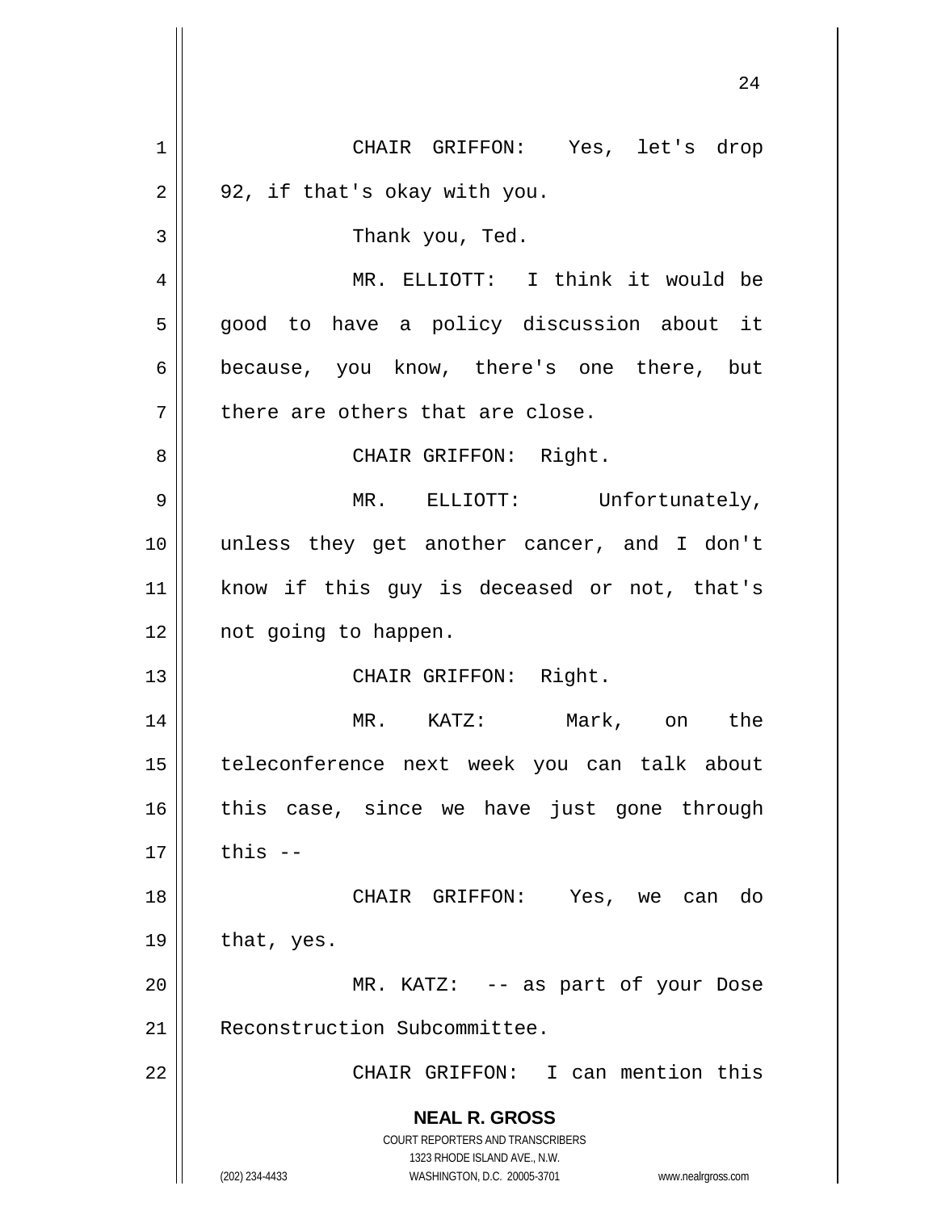CHAIR GRIFFON: Yes, let's drop 92, if that's okay with you.

Thank you, Ted.

MR. ELLIOTT: I think it would be good to have a policy discussion about it because, you know, there's one there, but there are others that are close.

CHAIR GRIFFON: Right.

MR. ELLIOTT: Unfortunately, unless they get another cancer, and I don't know if this guy is deceased or not, that's not going to happen.

CHAIR GRIFFON: Right.

MR. KATZ: Mark, on the teleconference next week you can talk about this case, since we have just gone through this --

CHAIR GRIFFON: Yes, we can do that, yes.

MR. KATZ: -- as part of your Dose Reconstruction Subcommittee.

CHAIR GRIFFON: I can mention this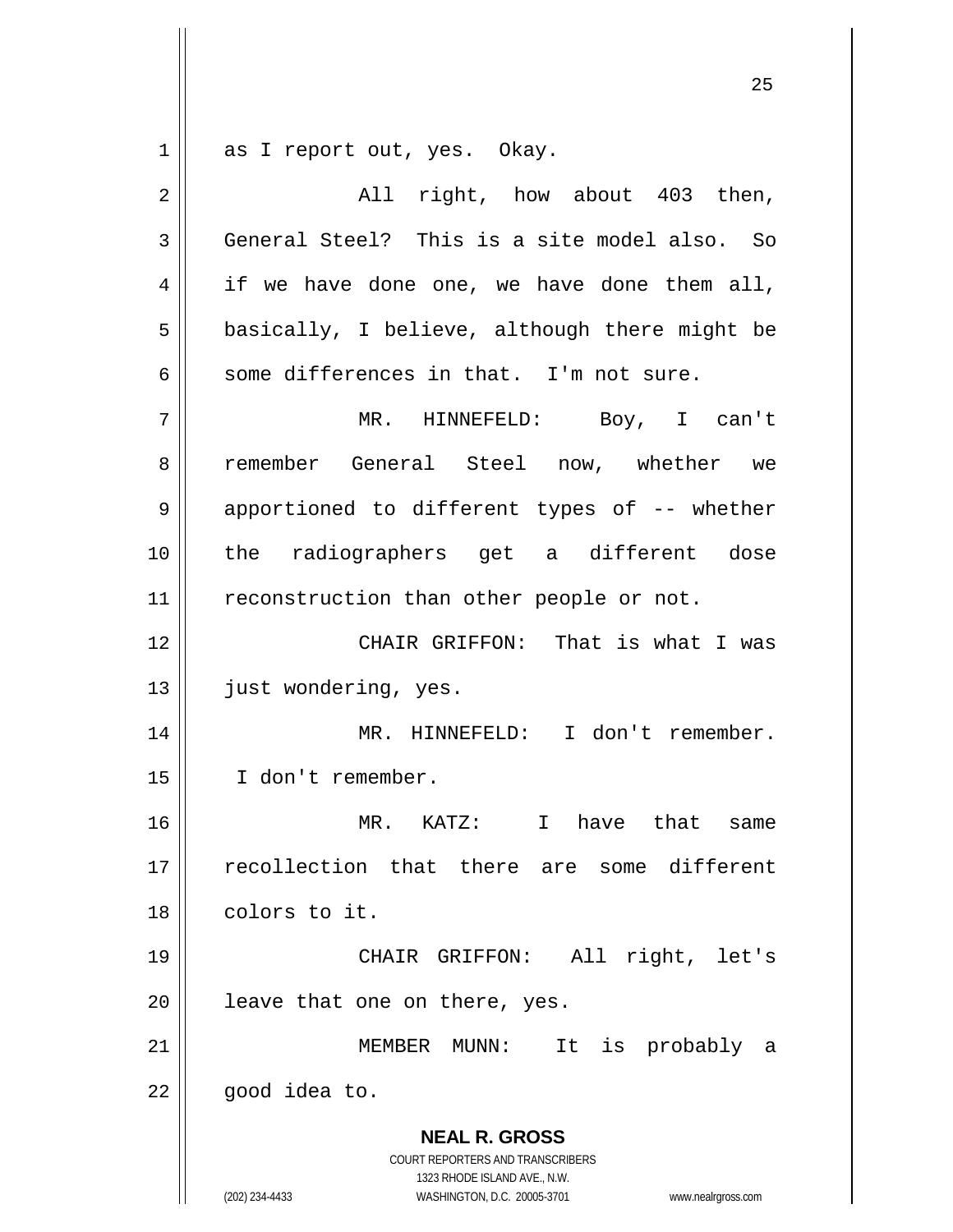as I report out, yes. Okay.

All right, how about 403 then, General Steel? This is a site model also. So if we have done one, we have done them all, basically, I believe, although there might be some differences in that. I'm not sure.

MR. HINNEFELD: Boy, I can't remember General Steel now, whether we apportioned to different types of -- whether the radiographers get a different dose reconstruction than other people or not.

CHAIR GRIFFON: That is what I was just wondering, yes.

MR. HINNEFELD: I don't remember. I don't remember.

MR. KATZ: I have that same recollection that there are some different colors to it.

CHAIR GRIFFON: All right, let's leave that one on there, yes.

MEMBER MUNN: It is probably a good idea to.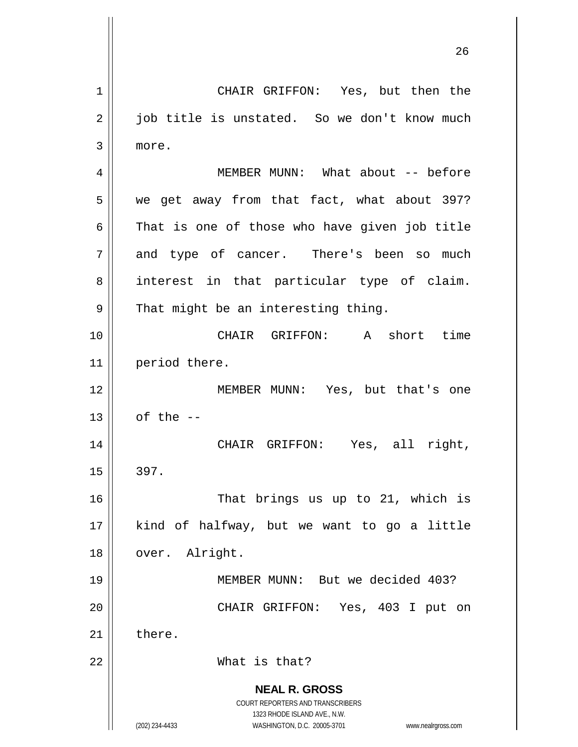CHAIR GRIFFON: Yes, but then the job title is unstated. So we don't know much more.

MEMBER MUNN: What about -- before we get away from that fact, what about 397? That is one of those who have given job title and type of cancer. There's been so much interest in that particular type of claim. That might be an interesting thing.

CHAIR GRIFFON: A short time period there.

MEMBER MUNN: Yes, but that's one of the --

CHAIR GRIFFON: Yes, all right, 397.

That brings us up to 21, which is kind of halfway, but we want to go a little over. Alright.

MEMBER MUNN: But we decided 403?

CHAIR GRIFFON: Yes, 403 I put on there.

What is that?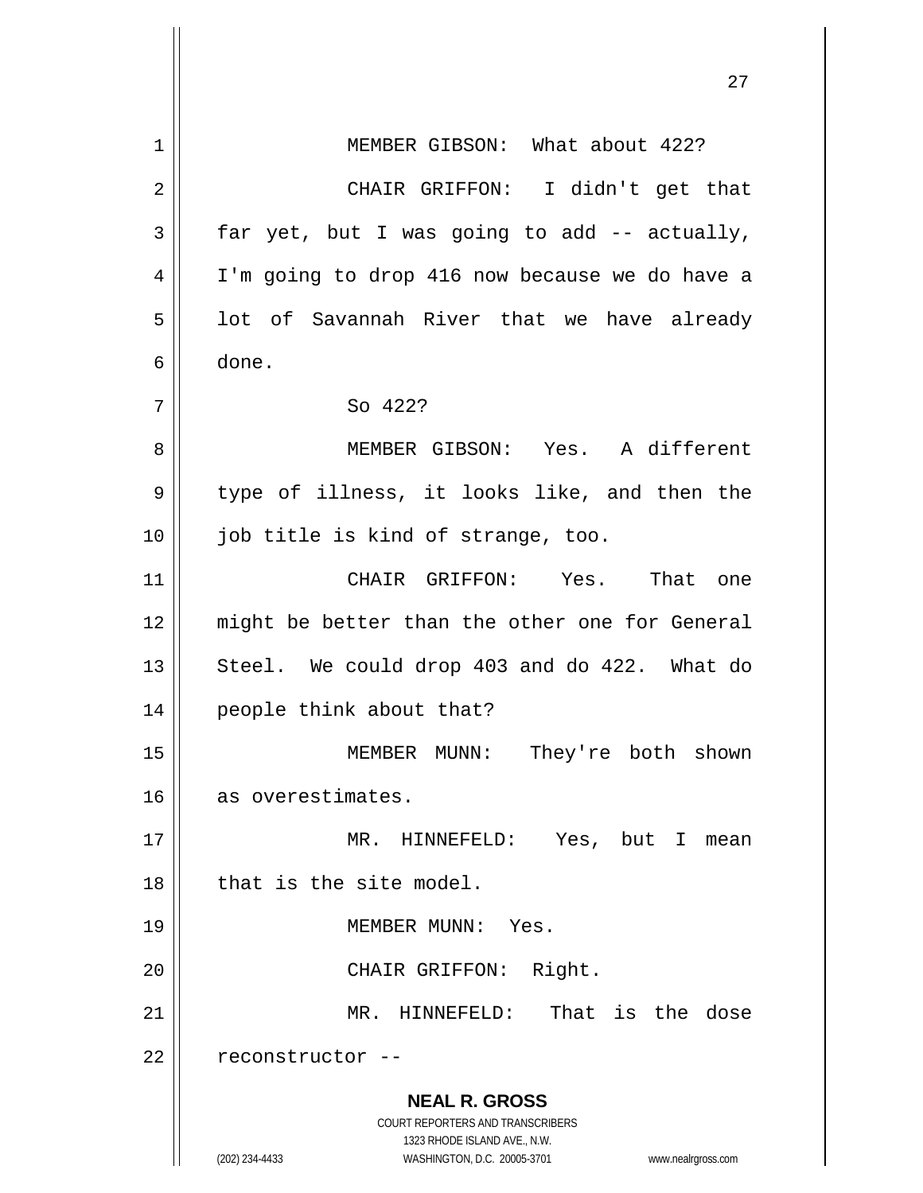MEMBER GIBSON: What about 422?

CHAIR GRIFFON: I didn't get that far yet, but I was going to add -- actually, I'm going to drop 416 now because we do have a lot of Savannah River that we have already done.

So 422?

MEMBER GIBSON: Yes. A different type of illness, it looks like, and then the job title is kind of strange, too.

CHAIR GRIFFON: Yes. That one might be better than the other one for General Steel. We could drop 403 and do 422. What do people think about that?

MEMBER MUNN: They're both shown as overestimates.

MR. HINNEFELD: Yes, but I mean that is the site model.

MEMBER MUNN: Yes.

CHAIR GRIFFON: Right.

MR. HINNEFELD: That is the dose reconstructor --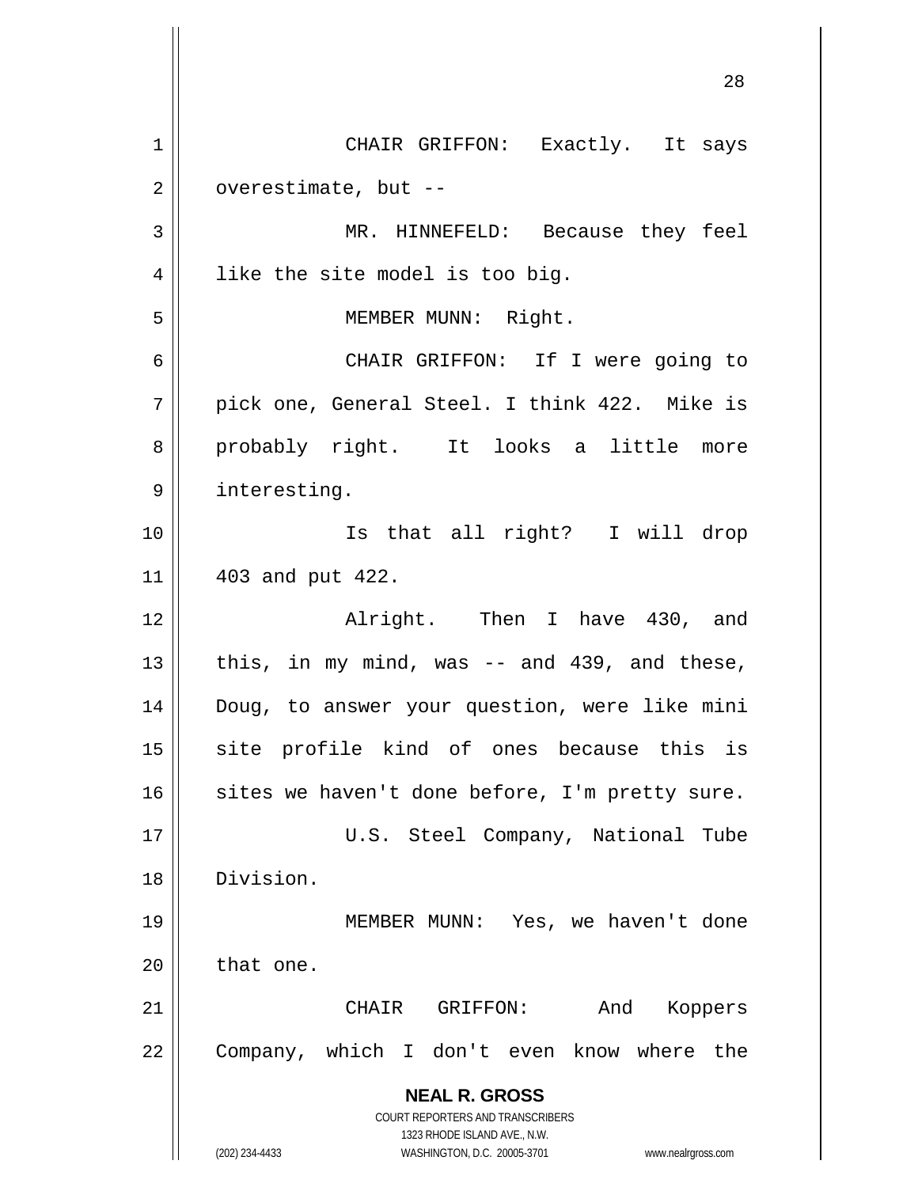CHAIR GRIFFON: Exactly. It says overestimate, but --

MR. HINNEFELD: Because they feel like the site model is too big.

MEMBER MUNN: Right.

CHAIR GRIFFON: If I were going to pick one, General Steel. I think 422. Mike is probably right. It looks a little more interesting.

Is that all right? I will drop 403 and put 422.

Alright. Then I have 430, and this, in my mind, was -- and 439, and these, Doug, to answer your question, were like mini site profile kind of ones because this is sites we haven't done before, I'm pretty sure.

U.S. Steel Company, National Tube Division.

MEMBER MUNN: Yes, we haven't done that one.

CHAIR GRIFFON: And Koppers Company, which I don't even know where the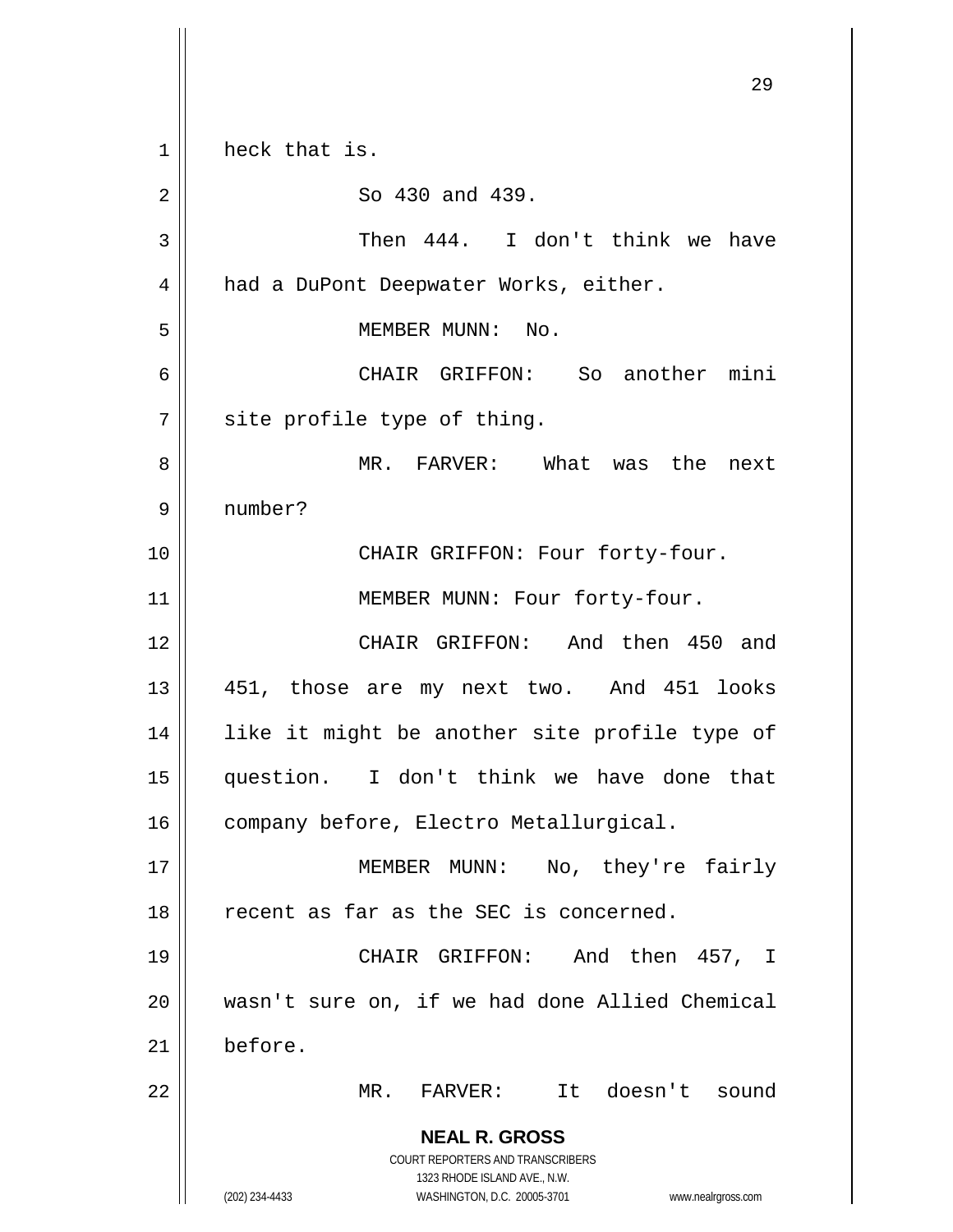heck that is.

So 430 and 439.

Then 444. I don't think we have had a DuPont Deepwater Works, either.

MEMBER MUNN: No.

CHAIR GRIFFON: So another mini site profile type of thing.

MR. FARVER: What was the next number?

CHAIR GRIFFON: Four forty-four.

MEMBER MUNN: Four forty-four.

CHAIR GRIFFON: And then 450 and 451, those are my next two. And 451 looks like it might be another site profile type of question. I don't think we have done that company before, Electro Metallurgical.

MEMBER MUNN: No, they're fairly recent as far as the SEC is concerned.

CHAIR GRIFFON: And then 457, I wasn't sure on, if we had done Allied Chemical before.

MR. FARVER: It doesn't sound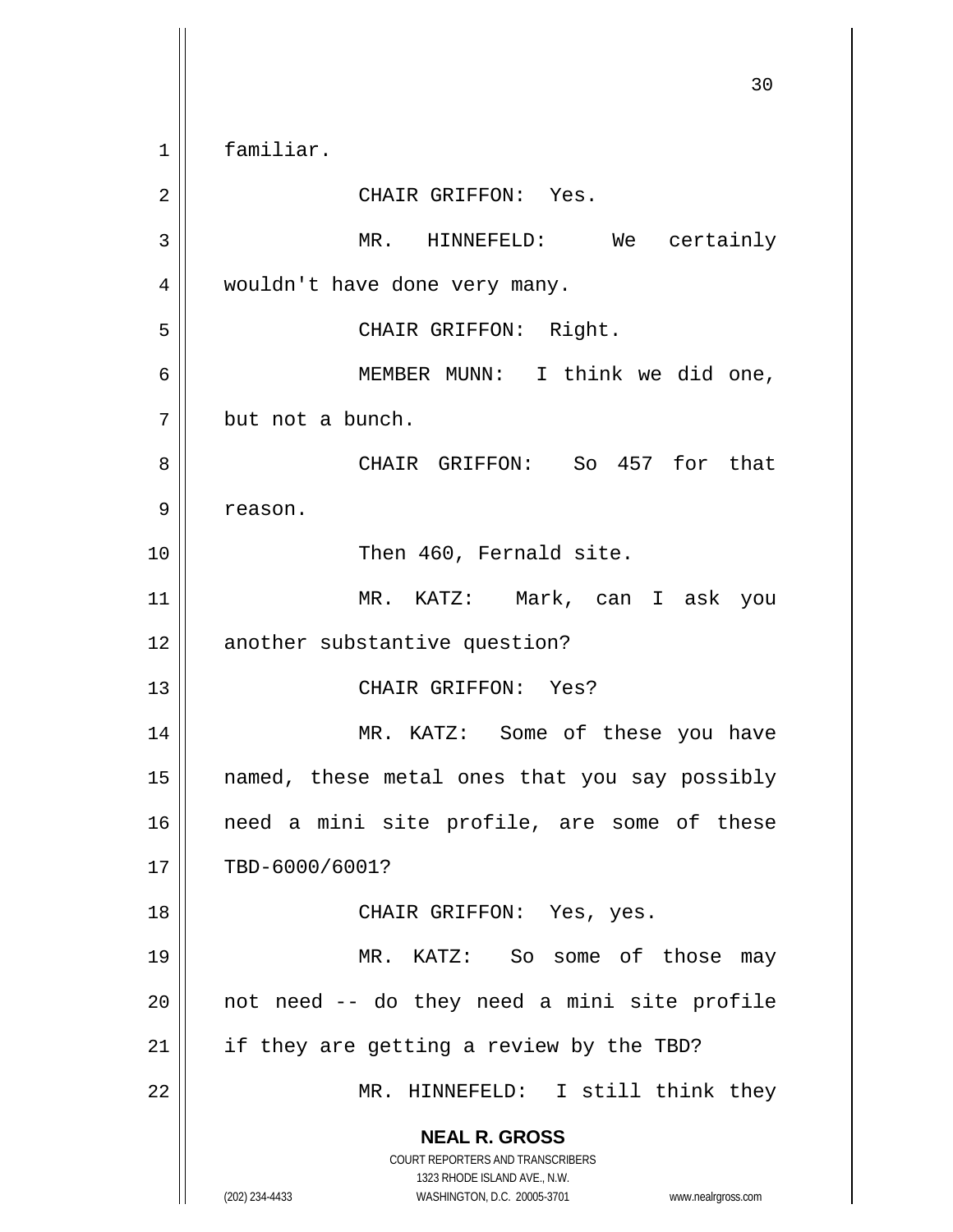familiar.

CHAIR GRIFFON: Yes.

MR. HINNEFELD: We certainly wouldn't have done very many.

CHAIR GRIFFON: Right.

MEMBER MUNN: I think we did one, but not a bunch.

CHAIR GRIFFON: So 457 for that reason.

Then 460, Fernald site.

MR. KATZ: Mark, can I ask you another substantive question?

CHAIR GRIFFON: Yes?

MR. KATZ: Some of these you have named, these metal ones that you say possibly need a mini site profile, are some of these TBD-6000/6001?

CHAIR GRIFFON: Yes, yes.

MR. KATZ: So some of those may not need -- do they need a mini site profile if they are getting a review by the TBD?

MR. HINNEFELD: I still think they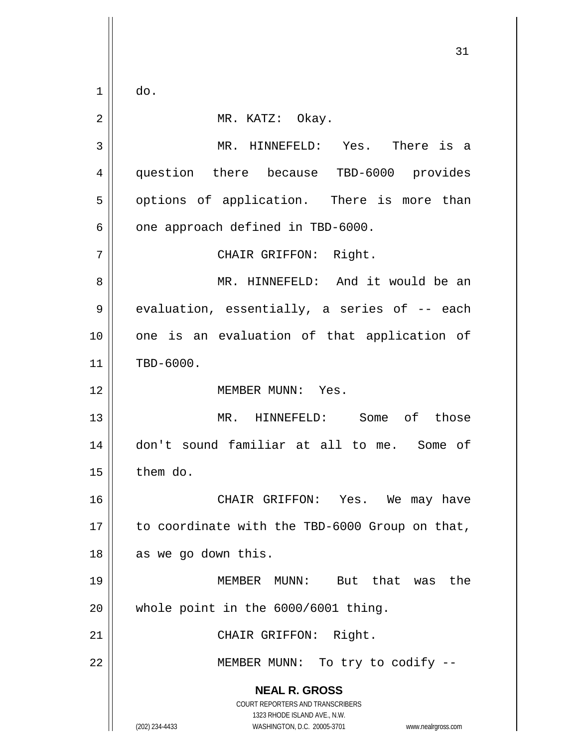do.

MR. KATZ: Okay.

MR. HINNEFELD: Yes. There is a question there because TBD-6000 provides options of application. There is more than one approach defined in TBD-6000.

CHAIR GRIFFON: Right.

MR. HINNEFELD: And it would be an evaluation, essentially, a series of -- each one is an evaluation of that application of TBD-6000.

MEMBER MUNN: Yes.

MR. HINNEFELD: Some of those don't sound familiar at all to me. Some of them do.

CHAIR GRIFFON: Yes. We may have to coordinate with the TBD-6000 Group on that, as we go down this.

MEMBER MUNN: But that was the whole point in the 6000/6001 thing.

CHAIR GRIFFON: Right.

MEMBER MUNN: To try to codify --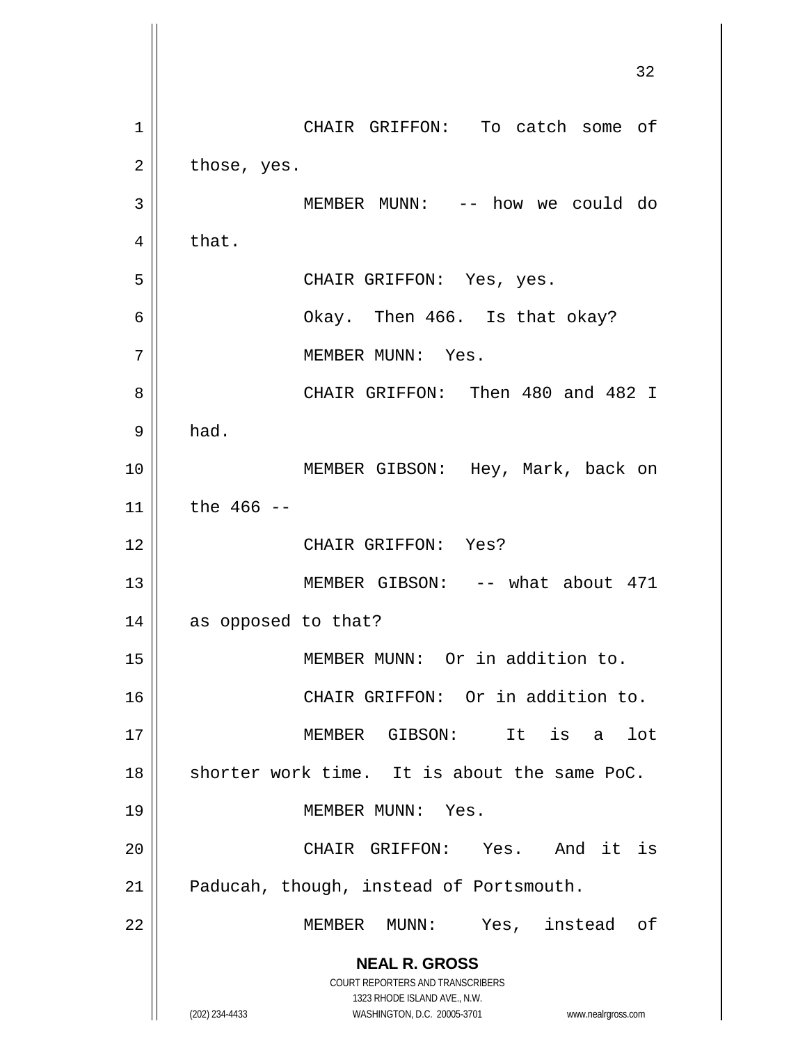CHAIR GRIFFON: To catch some of those, yes.

MEMBER MUNN: -- how we could do that.

CHAIR GRIFFON: Yes, yes.

Okay. Then 466. Is that okay?

MEMBER MUNN: Yes.

CHAIR GRIFFON: Then 480 and 482 I had.

MEMBER GIBSON: Hey, Mark, back on the 466 --

CHAIR GRIFFON: Yes?

MEMBER GIBSON: -- what about 471 as opposed to that?

MEMBER MUNN: Or in addition to.

CHAIR GRIFFON: Or in addition to.

MEMBER GIBSON: It is a lot shorter work time. It is about the same PoC.

MEMBER MUNN: Yes.

CHAIR GRIFFON: Yes. And it is Paducah, though, instead of Portsmouth.

MEMBER MUNN: Yes, instead of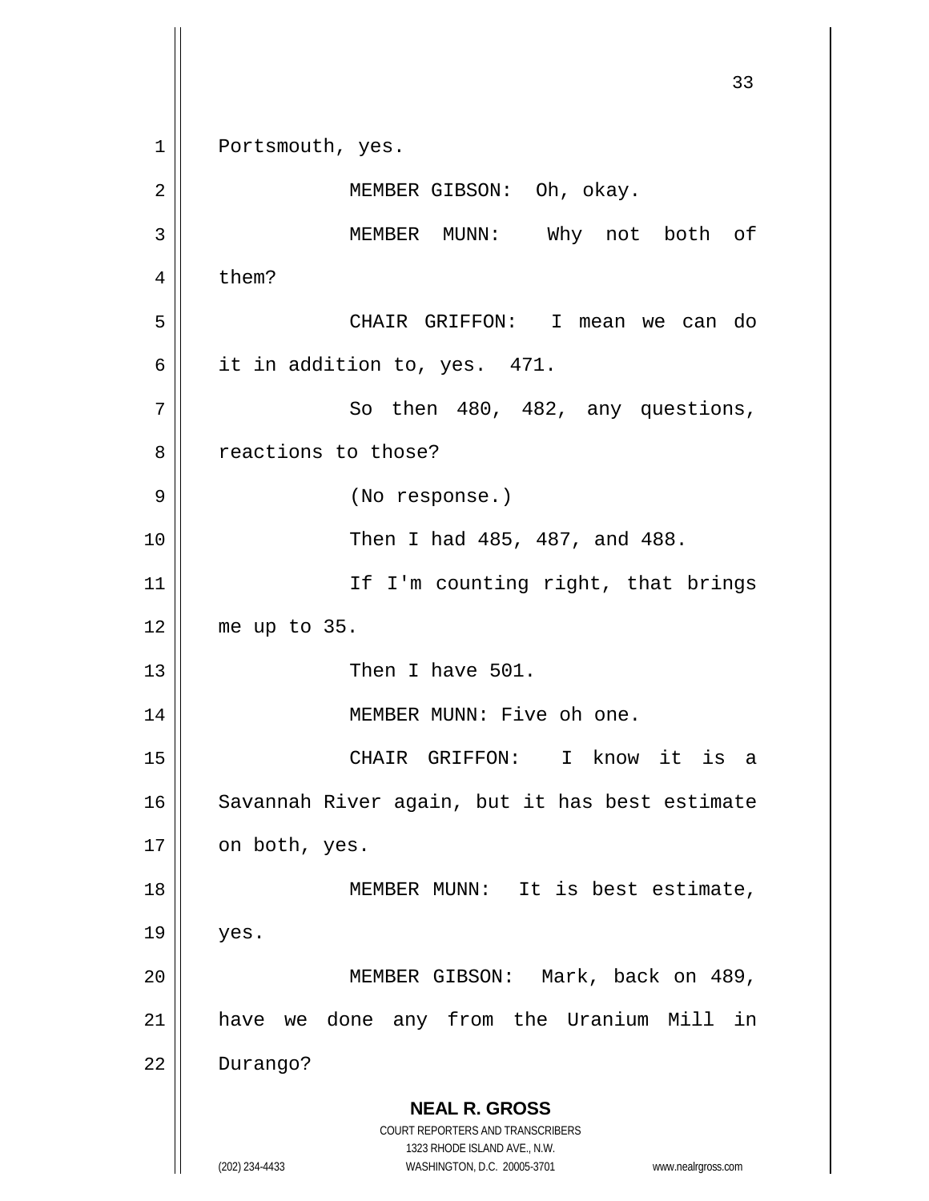Portsmouth, yes.

MEMBER GIBSON: Oh, okay.

MEMBER MUNN: Why not both of them?

CHAIR GRIFFON: I mean we can do it in addition to, yes. 471.

So then 480, 482, any questions, reactions to those?

(No response.)

Then I had 485, 487, and 488.

If I'm counting right, that brings me up to 35.

Then I have 501.

MEMBER MUNN: Five oh one.

CHAIR GRIFFON: I know it is a Savannah River again, but it has best estimate on both, yes.

MEMBER MUNN: It is best estimate, yes.

MEMBER GIBSON: Mark, back on 489, have we done any from the Uranium Mill in Durango?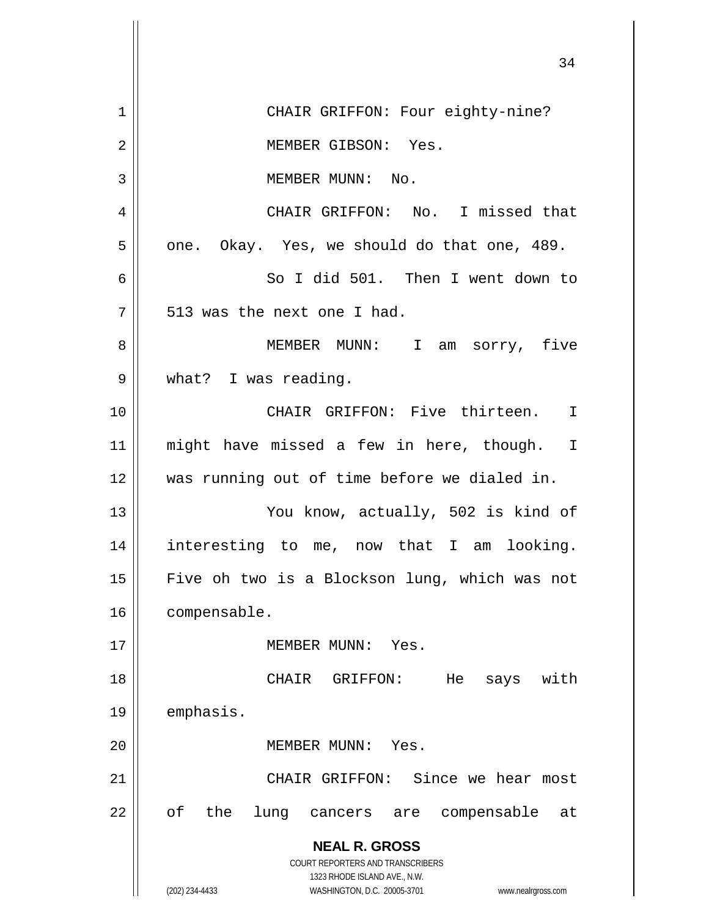CHAIR GRIFFON: Four eighty-nine?

MEMBER GIBSON: Yes.

MEMBER MUNN: No.

CHAIR GRIFFON: No. I missed that one. Okay. Yes, we should do that one, 489.

So I did 501. Then I went down to 513 was the next one I had.

MEMBER MUNN: I am sorry, five what? I was reading.

CHAIR GRIFFON: Five thirteen. I might have missed a few in here, though. I was running out of time before we dialed in.

You know, actually, 502 is kind of interesting to me, now that I am looking. Five oh two is a Blockson lung, which was not compensable.

MEMBER MUNN: Yes.

CHAIR GRIFFON: He says with emphasis.

MEMBER MUNN: Yes.

CHAIR GRIFFON: Since we hear most of the lung cancers are compensable at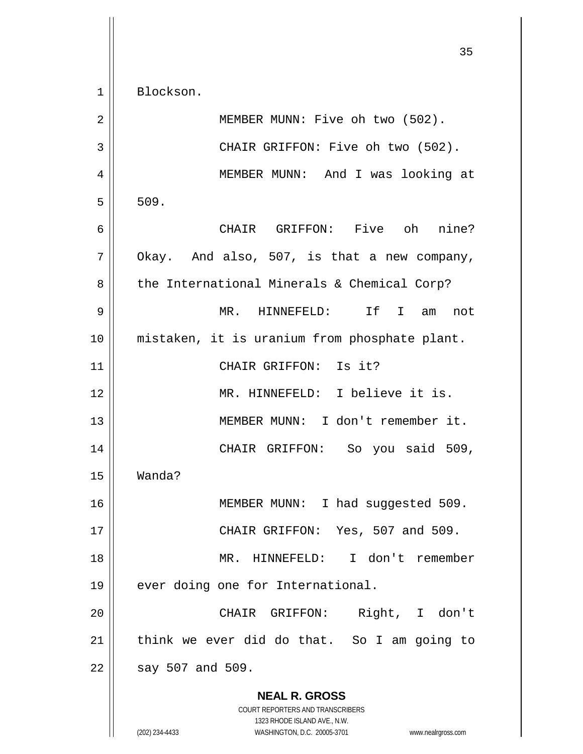Blockson.

MEMBER MUNN: Five oh two (502).

CHAIR GRIFFON: Five oh two (502).

MEMBER MUNN: And I was looking at 509.

CHAIR GRIFFON: Five oh nine? Okay. And also, 507, is that a new company, the International Minerals & Chemical Corp?

MR. HINNEFELD: If I am not mistaken, it is uranium from phosphate plant.

CHAIR GRIFFON: Is it?

MR. HINNEFELD: I believe it is.

MEMBER MUNN: I don't remember it.

CHAIR GRIFFON: So you said 509, Wanda?

MEMBER MUNN: I had suggested 509.

CHAIR GRIFFON: Yes, 507 and 509.

MR. HINNEFELD: I don't remember ever doing one for International.

CHAIR GRIFFON: Right, I don't think we ever did do that. So I am going to say 507 and 509.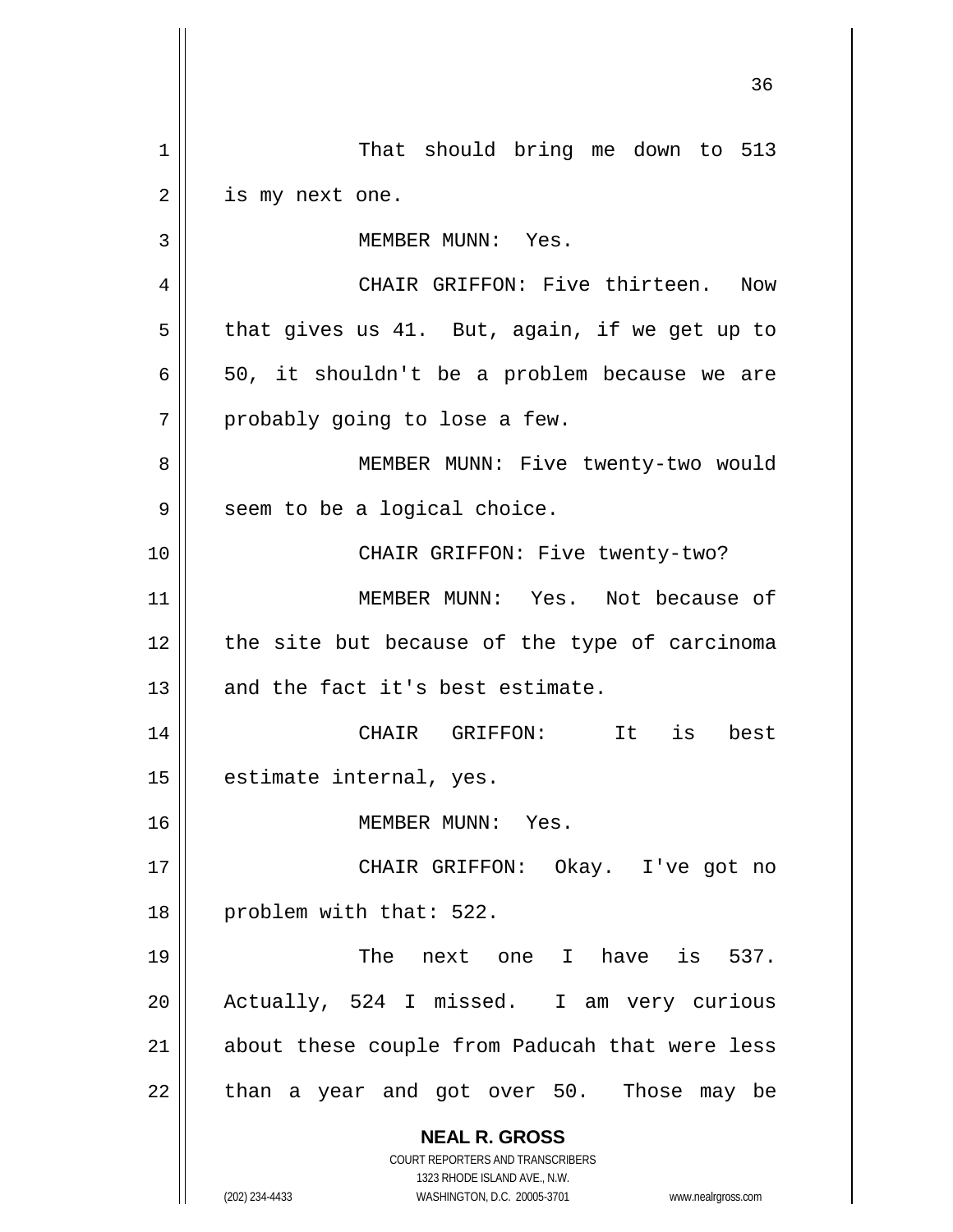That should bring me down to 513 is my next one.

MEMBER MUNN: Yes.

CHAIR GRIFFON: Five thirteen. Now that gives us 41. But, again, if we get up to 50, it shouldn't be a problem because we are probably going to lose a few.

MEMBER MUNN: Five twenty-two would seem to be a logical choice.

CHAIR GRIFFON: Five twenty-two?

MEMBER MUNN: Yes. Not because of the site but because of the type of carcinoma and the fact it's best estimate.

CHAIR GRIFFON: It is best estimate internal, yes.

MEMBER MUNN: Yes.

CHAIR GRIFFON: Okay. I've got no problem with that: 522.

The next one I have is 537. Actually, 524 I missed. I am very curious about these couple from Paducah that were less than a year and got over 50. Those may be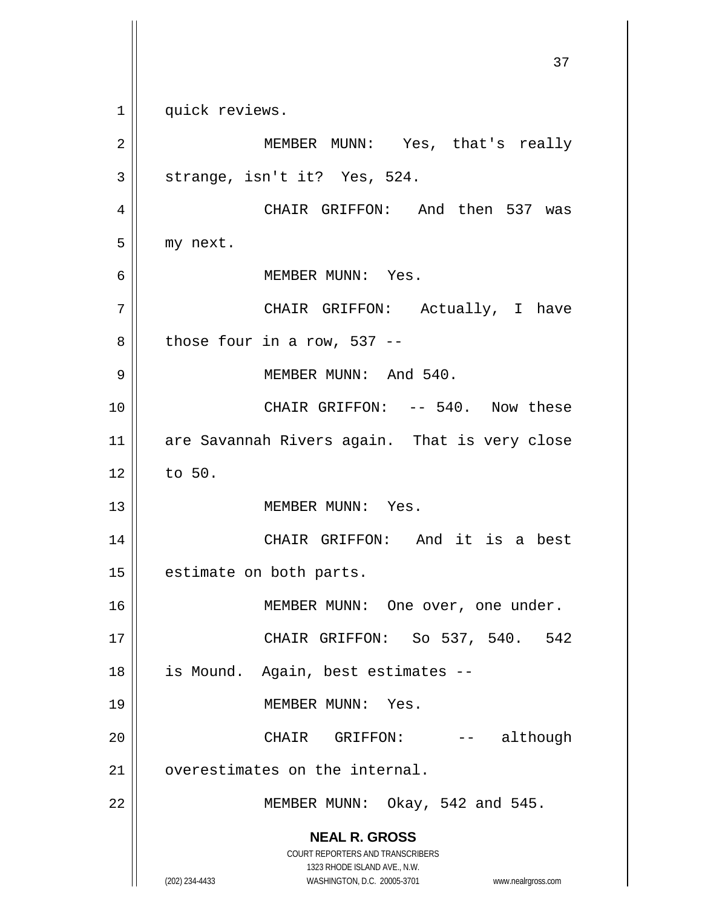quick reviews.

MEMBER MUNN: Yes, that's really strange, isn't it? Yes, 524.

CHAIR GRIFFON: And then 537 was my next.

MEMBER MUNN: Yes.

CHAIR GRIFFON: Actually, I have those four in a row, 537 --

MEMBER MUNN: And 540.

CHAIR GRIFFON: -- 540. Now these are Savannah Rivers again. That is very close to 50.

MEMBER MUNN: Yes.

CHAIR GRIFFON: And it is a best estimate on both parts.

MEMBER MUNN: One over, one under.

CHAIR GRIFFON: So 537, 540. 542 is Mound. Again, best estimates --

MEMBER MUNN: Yes.

CHAIR GRIFFON: -- although overestimates on the internal.

MEMBER MUNN: Okay, 542 and 545.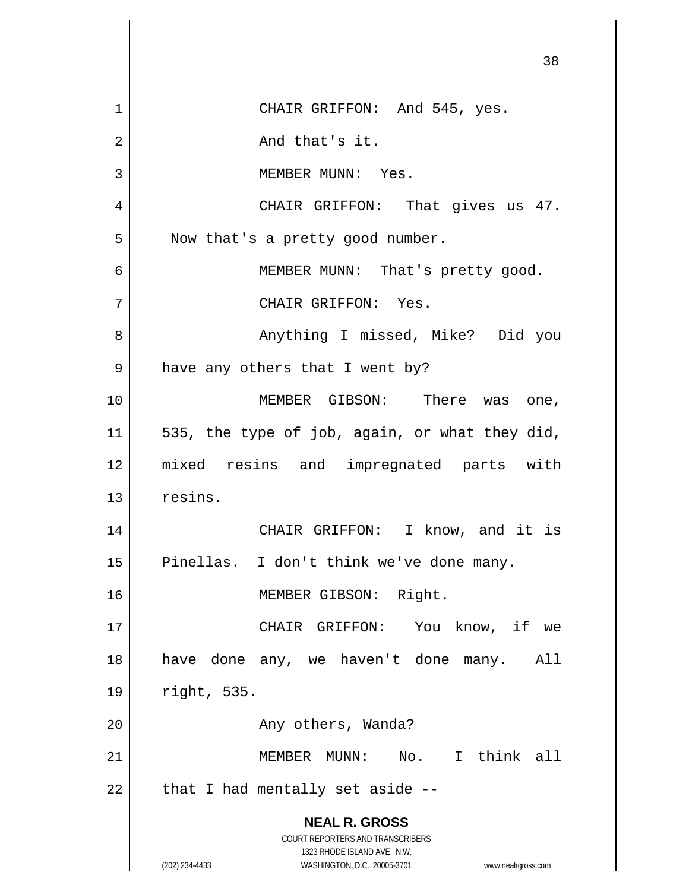CHAIR GRIFFON: And 545, yes.

And that's it.

MEMBER MUNN: Yes.

CHAIR GRIFFON: That gives us 47. Now that's a pretty good number.

MEMBER MUNN: That's pretty good.

CHAIR GRIFFON: Yes.

Anything I missed, Mike? Did you have any others that I went by?

MEMBER GIBSON: There was one, 535, the type of job, again, or what they did, mixed resins and impregnated parts with resins.

CHAIR GRIFFON: I know, and it is Pinellas. I don't think we've done many.

MEMBER GIBSON: Right.

CHAIR GRIFFON: You know, if we have done any, we haven't done many. All right, 535.

Any others, Wanda?

MEMBER MUNN: No. I think all that I had mentally set aside --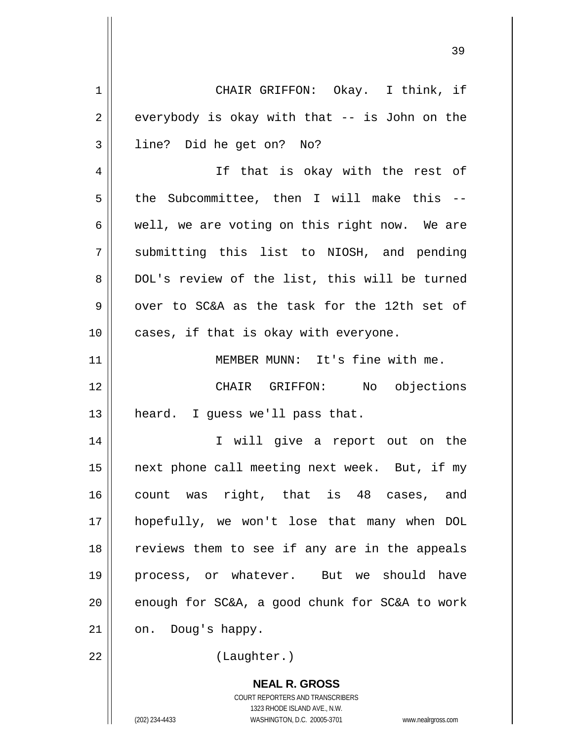CHAIR GRIFFON: Okay. I think, if everybody is okay with that -- is John on the line? Did he get on? No?

If that is okay with the rest of the Subcommittee, then I will make this -- well, we are voting on this right now. We are submitting this list to NIOSH, and pending DOL's review of the list, this will be turned over to SC&A as the task for the 12th set of cases, if that is okay with everyone.

MEMBER MUNN: It's fine with me.

CHAIR GRIFFON: No objections heard. I guess we'll pass that.

I will give a report out on the next phone call meeting next week. But, if my count was right, that is 48 cases, and hopefully, we won't lose that many when DOL reviews them to see if any are in the appeals process, or whatever. But we should have enough for SC&A, a good chunk for SC&A to work on. Doug's happy.

(Laughter.)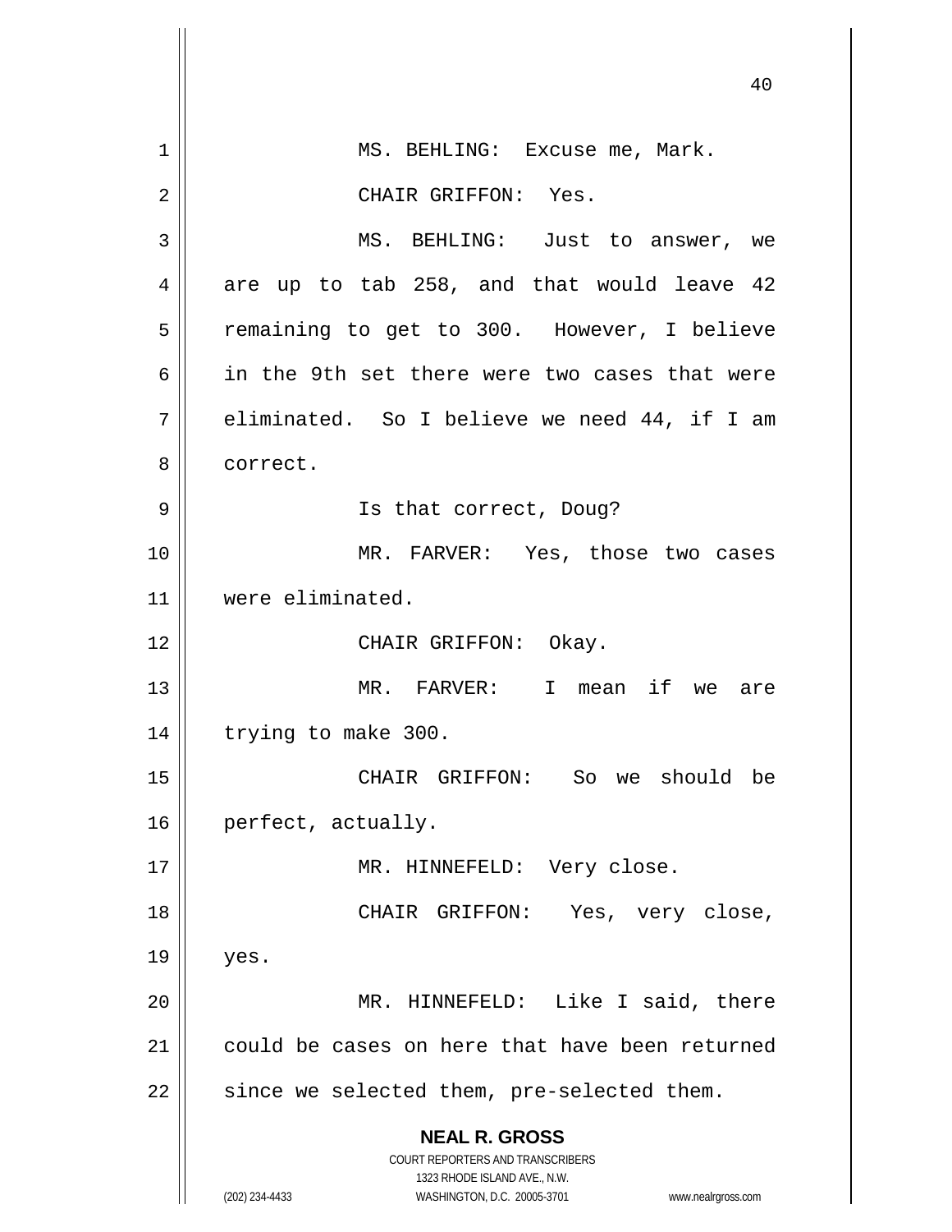MS. BEHLING: Excuse me, Mark.

CHAIR GRIFFON: Yes.

MS. BEHLING: Just to answer, we are up to tab 258, and that would leave 42 remaining to get to 300. However, I believe in the 9th set there were two cases that were eliminated. So I believe we need 44, if I am correct.

Is that correct, Doug?

MR. FARVER: Yes, those two cases were eliminated.

CHAIR GRIFFON: Okay.

MR. FARVER: I mean if we are trying to make 300.

CHAIR GRIFFON: So we should be perfect, actually.

MR. HINNEFELD: Very close.

CHAIR GRIFFON: Yes, very close, yes.

MR. HINNEFELD: Like I said, there could be cases on here that have been returned since we selected them, pre-selected them.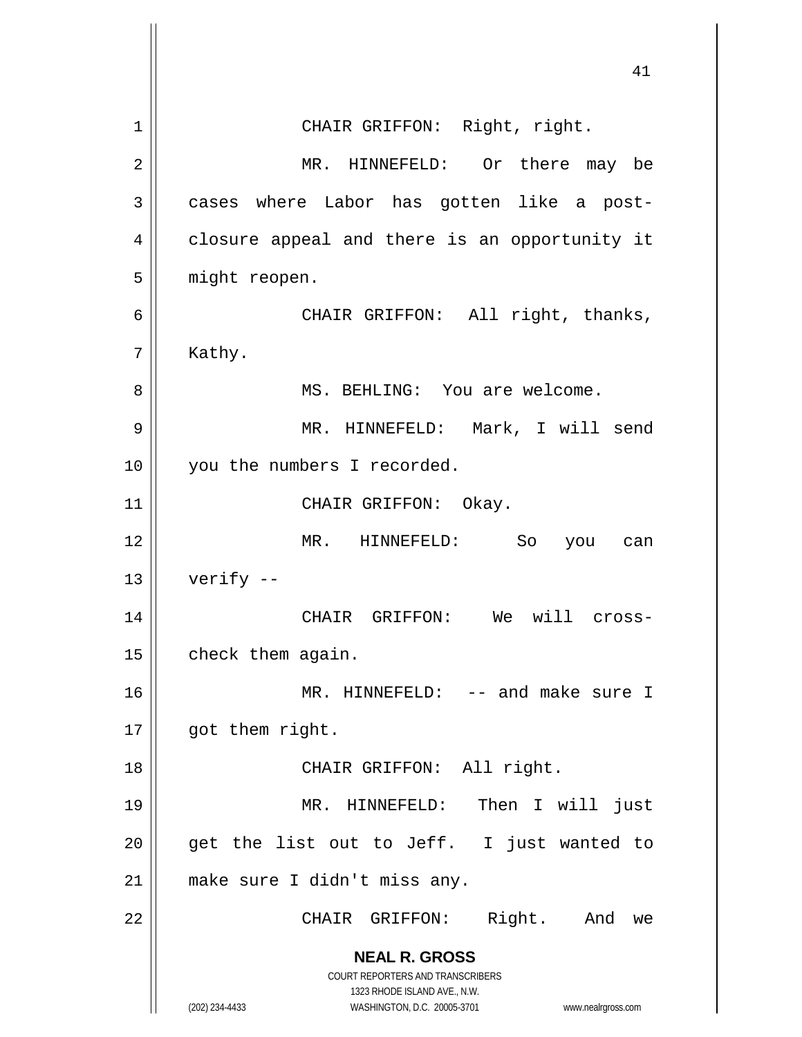CHAIR GRIFFON: Right, right.

MR. HINNEFELD: Or there may be cases where Labor has gotten like a post-closure appeal and there is an opportunity it might reopen.

CHAIR GRIFFON: All right, thanks, Kathy.

MS. BEHLING: You are welcome.

MR. HINNEFELD: Mark, I will send you the numbers I recorded.

CHAIR GRIFFON: Okay.

MR. HINNEFELD: So you can verify --

CHAIR GRIFFON: We will cross-check them again.

MR. HINNEFELD: -- and make sure I got them right.

CHAIR GRIFFON: All right.

MR. HINNEFELD: Then I will just get the list out to Jeff. I just wanted to make sure I didn't miss any.

CHAIR GRIFFON: Right. And we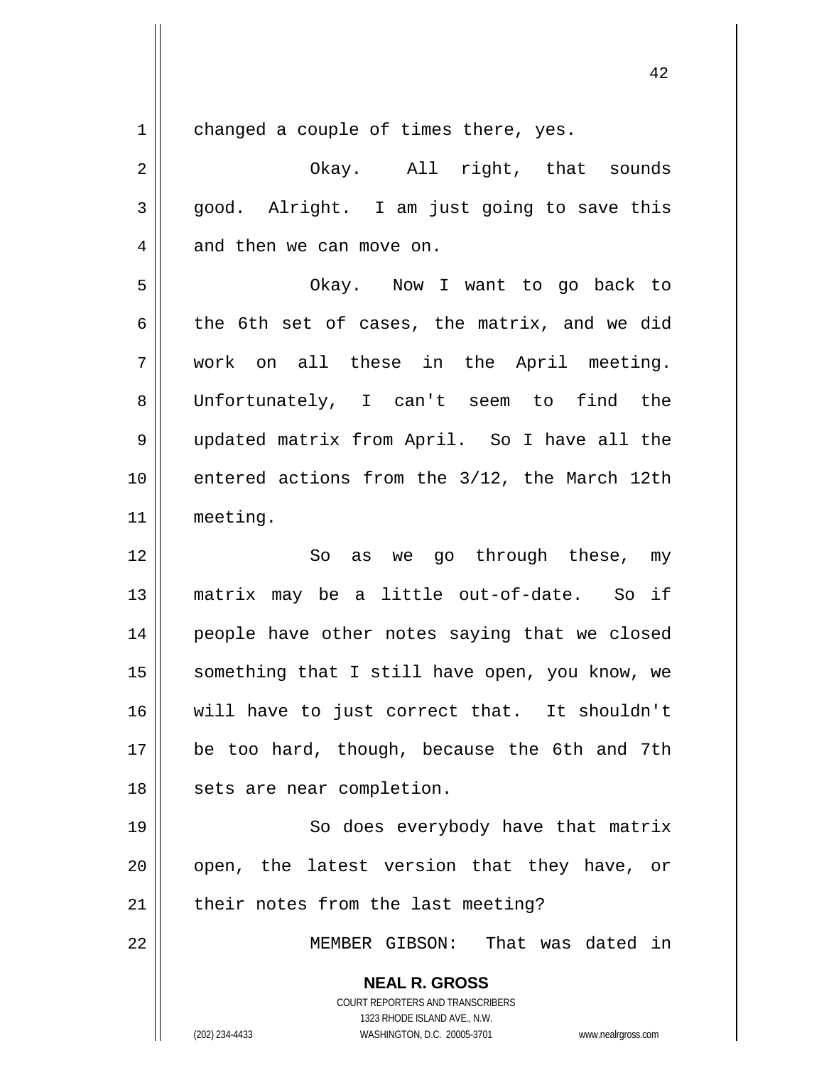changed a couple of times there, yes.

Okay. All right, that sounds good. Alright. I am just going to save this and then we can move on.

Okay. Now I want to go back to the 6th set of cases, the matrix, and we did work on all these in the April meeting. Unfortunately, I can't seem to find the updated matrix from April. So I have all the entered actions from the 3/12, the March 12th meeting.

So as we go through these, my matrix may be a little out-of-date. So if people have other notes saying that we closed something that I still have open, you know, we will have to just correct that. It shouldn't be too hard, though, because the 6th and 7th sets are near completion.

So does everybody have that matrix open, the latest version that they have, or their notes from the last meeting?

MEMBER GIBSON: That was dated in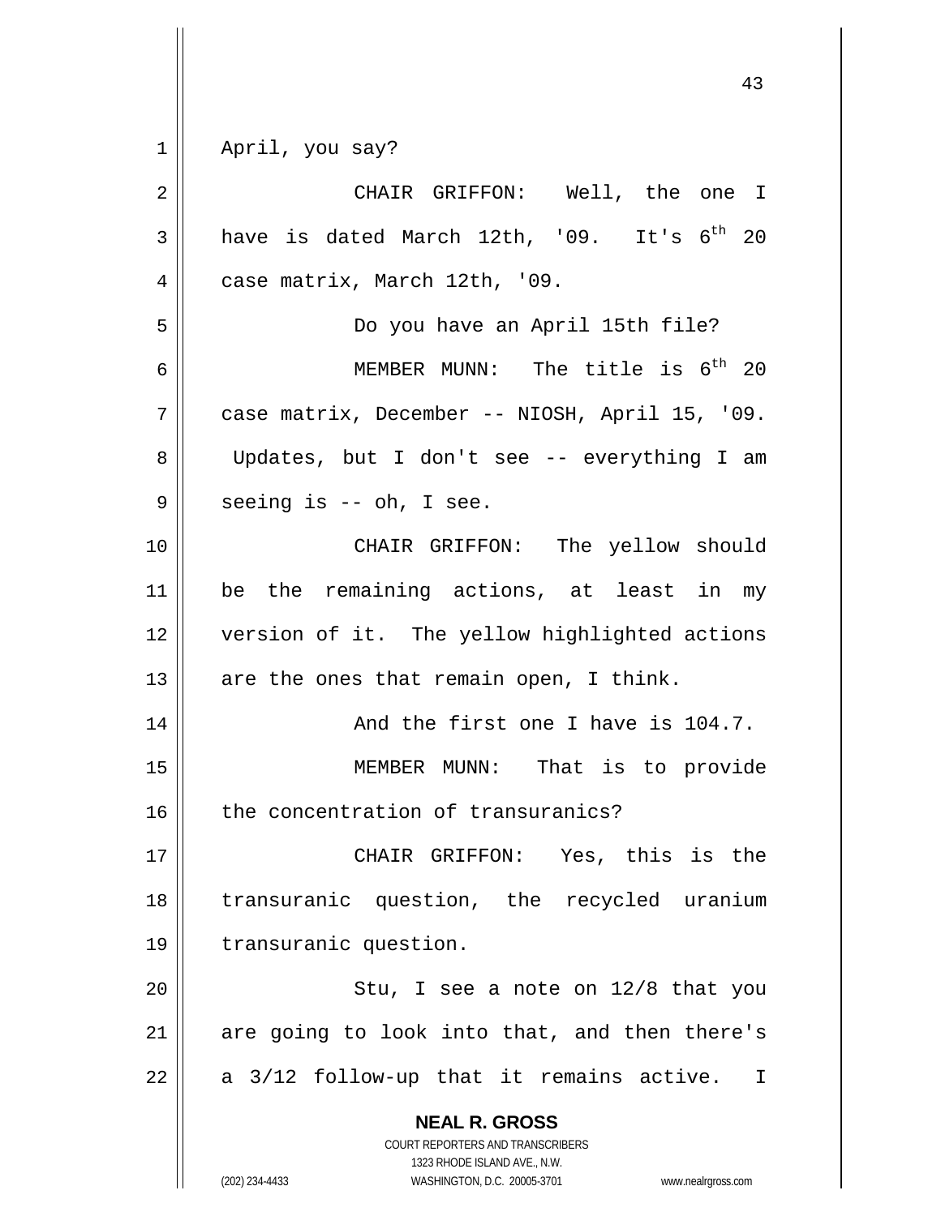April, you say?

CHAIR GRIFFON: Well, the one I have is dated March 12th, '09. It's 6th 20 case matrix, March 12th, '09.

Do you have an April 15th file?

MEMBER MUNN: The title is 6th 20 case matrix, December -- NIOSH, April 15, '09. Updates, but I don't see -- everything I am seeing is -- oh, I see.

CHAIR GRIFFON: The yellow should be the remaining actions, at least in my version of it. The yellow highlighted actions are the ones that remain open, I think.

And the first one I have is 104.7.

MEMBER MUNN: That is to provide the concentration of transuranics?

CHAIR GRIFFON: Yes, this is the transuranic question, the recycled uranium transuranic question.

Stu, I see a note on 12/8 that you are going to look into that, and then there's a 3/12 follow-up that it remains active. I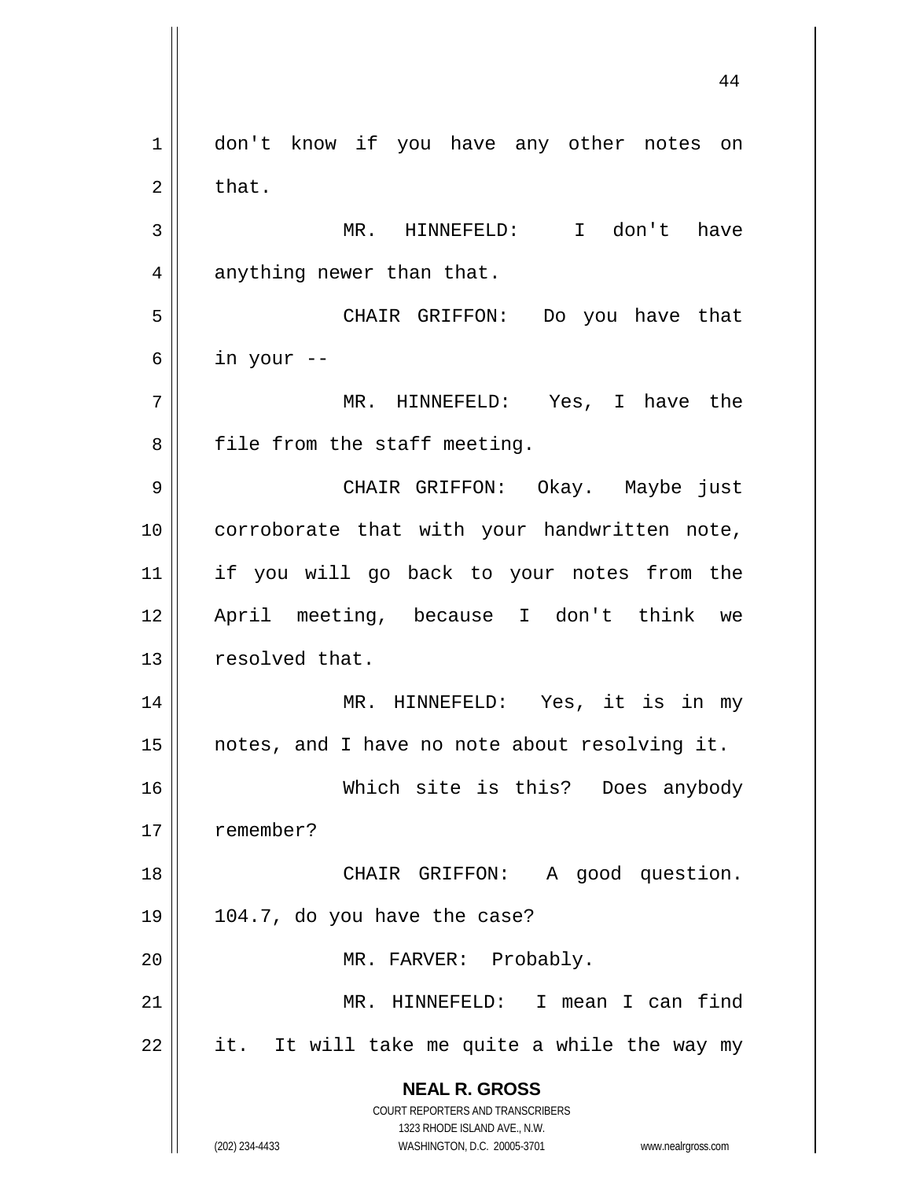don't know if you have any other notes on that.

MR. HINNEFELD: I don't have anything newer than that.

CHAIR GRIFFON: Do you have that in your --

MR. HINNEFELD: Yes, I have the file from the staff meeting.

CHAIR GRIFFON: Okay. Maybe just corroborate that with your handwritten note, if you will go back to your notes from the April meeting, because I don't think we resolved that.

MR. HINNEFELD: Yes, it is in my notes, and I have no note about resolving it.

Which site is this? Does anybody remember?

CHAIR GRIFFON: A good question. 104.7, do you have the case?

MR. FARVER: Probably.

MR. HINNEFELD: I mean I can find it. It will take me quite a while the way my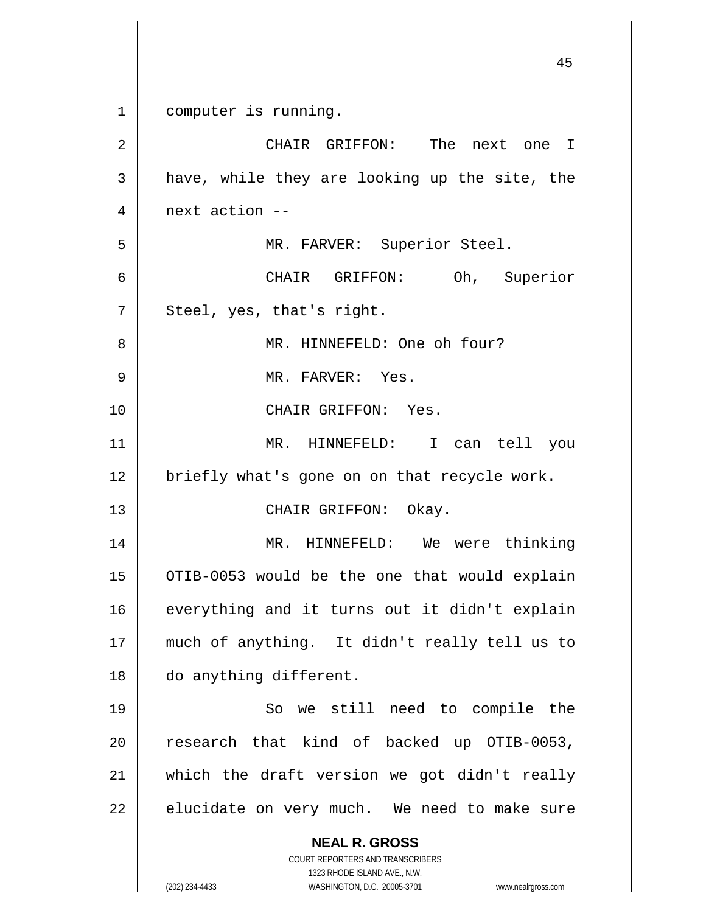computer is running.

CHAIR GRIFFON: The next one I have, while they are looking up the site, the next action --

MR. FARVER: Superior Steel.

CHAIR GRIFFON: Oh, Superior Steel, yes, that's right.

MR. HINNEFELD: One oh four?

MR. FARVER: Yes.

CHAIR GRIFFON: Yes.

MR. HINNEFELD: I can tell you briefly what's gone on on that recycle work.

CHAIR GRIFFON: Okay.

MR. HINNEFELD: We were thinking OTIB-0053 would be the one that would explain everything and it turns out it didn't explain much of anything. It didn't really tell us to do anything different.

So we still need to compile the research that kind of backed up OTIB-0053, which the draft version we got didn't really elucidate on very much. We need to make sure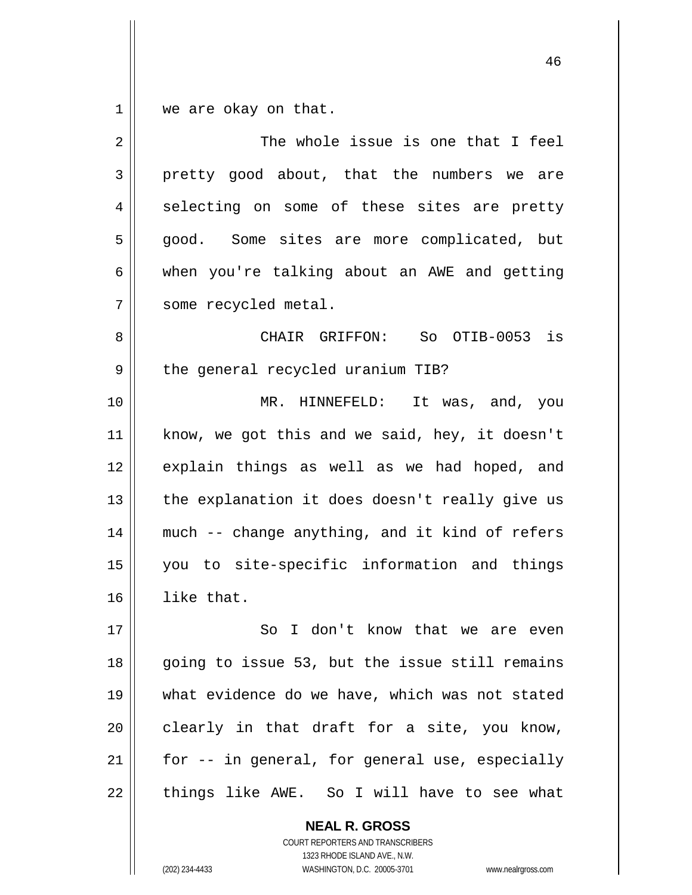we are okay on that.

The whole issue is one that I feel pretty good about, that the numbers we are selecting on some of these sites are pretty good. Some sites are more complicated, but when you're talking about an AWE and getting some recycled metal.

CHAIR GRIFFON: So OTIB-0053 is the general recycled uranium TIB?

MR. HINNEFELD: It was, and, you know, we got this and we said, hey, it doesn't explain things as well as we had hoped, and the explanation it does doesn't really give us much -- change anything, and it kind of refers you to site-specific information and things like that.

So I don't know that we are even going to issue 53, but the issue still remains what evidence do we have, which was not stated clearly in that draft for a site, you know, for -- in general, for general use, especially things like AWE. So I will have to see what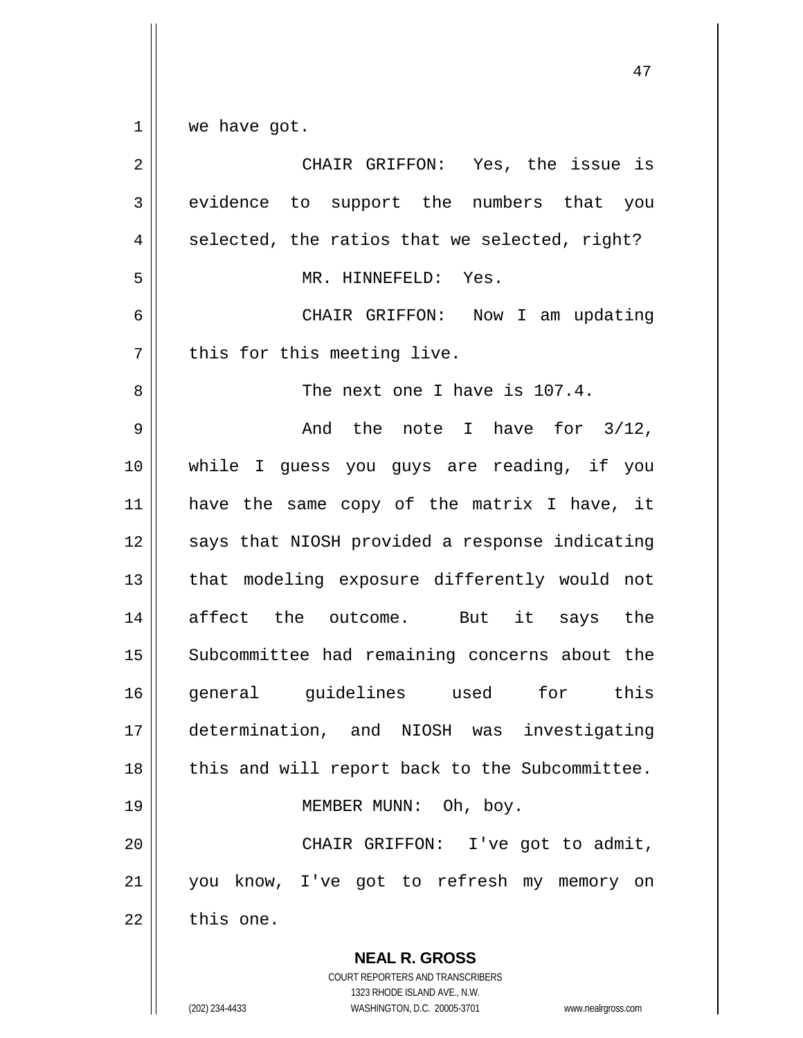we have got.

CHAIR GRIFFON: Yes, the issue is evidence to support the numbers that you selected, the ratios that we selected, right?

MR. HINNEFELD: Yes.

CHAIR GRIFFON: Now I am updating this for this meeting live.

The next one I have is 107.4.

And the note I have for 3/12, while I guess you guys are reading, if you have the same copy of the matrix I have, it says that NIOSH provided a response indicating that modeling exposure differently would not affect the outcome. But it says the Subcommittee had remaining concerns about the general guidelines used for this determination, and NIOSH was investigating this and will report back to the Subcommittee.

MEMBER MUNN: Oh, boy.

CHAIR GRIFFON: I've got to admit, you know, I've got to refresh my memory on this one.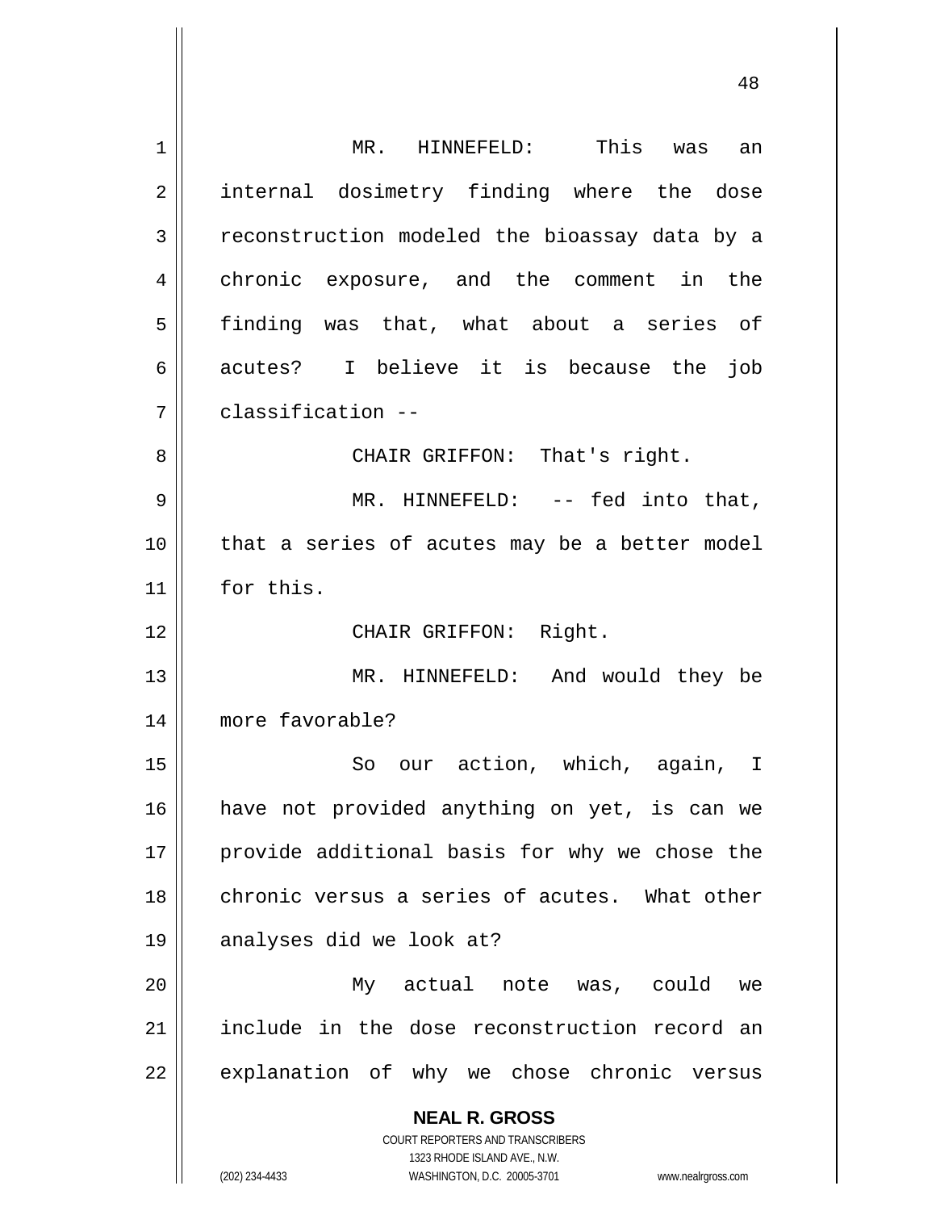MR. HINNEFELD: This was an internal dosimetry finding where the dose reconstruction modeled the bioassay data by a chronic exposure, and the comment in the finding was that, what about a series of acutes? I believe it is because the job classification --

CHAIR GRIFFON: That's right.

MR. HINNEFELD: -- fed into that, that a series of acutes may be a better model for this.

CHAIR GRIFFON: Right.

MR. HINNEFELD: And would they be more favorable?

So our action, which, again, I have not provided anything on yet, is can we provide additional basis for why we chose the chronic versus a series of acutes. What other analyses did we look at?

My actual note was, could we include in the dose reconstruction record an explanation of why we chose chronic versus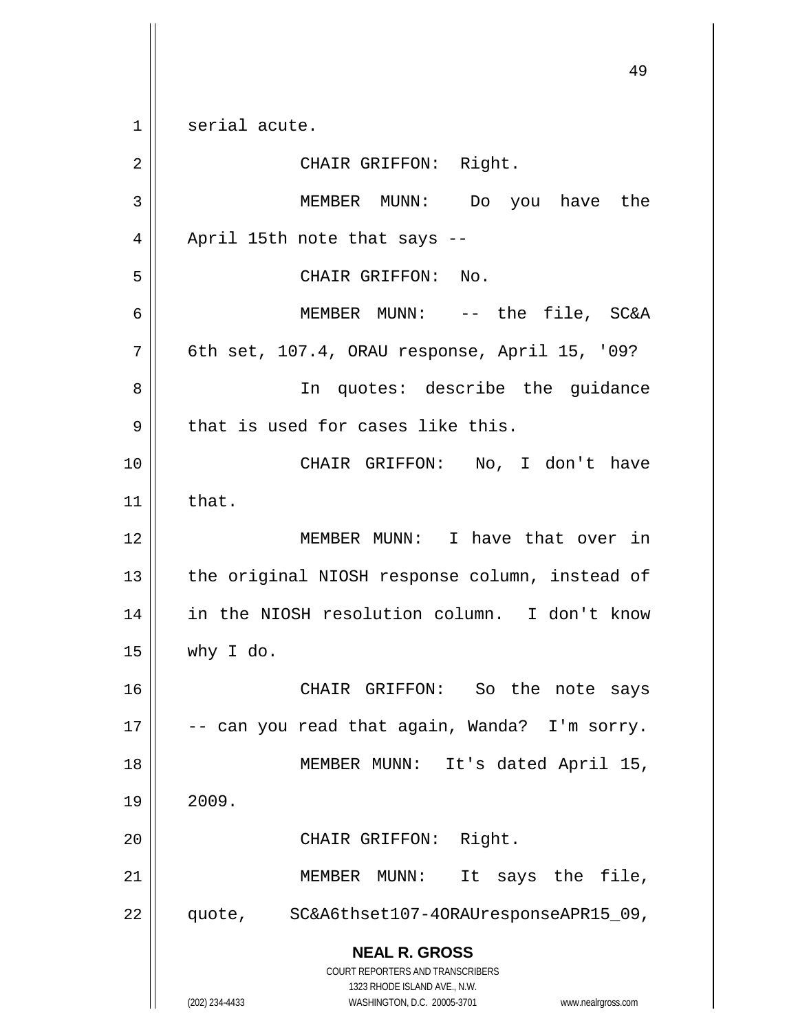serial acute.

CHAIR GRIFFON: Right.

MEMBER MUNN: Do you have the April 15th note that says --

CHAIR GRIFFON: No.

MEMBER MUNN: -- the file, SC&A 6th set, 107.4, ORAU response, April 15, '09?

In quotes: describe the guidance that is used for cases like this.

CHAIR GRIFFON: No, I don't have that.

MEMBER MUNN: I have that over in the original NIOSH response column, instead of in the NIOSH resolution column. I don't know why I do.

CHAIR GRIFFON: So the note says -- can you read that again, Wanda? I'm sorry.

MEMBER MUNN: It's dated April 15, 2009.

CHAIR GRIFFON: Right.

MEMBER MUNN: It says the file, quote, SC&A6thset107-4ORAUresponseAPR15_09,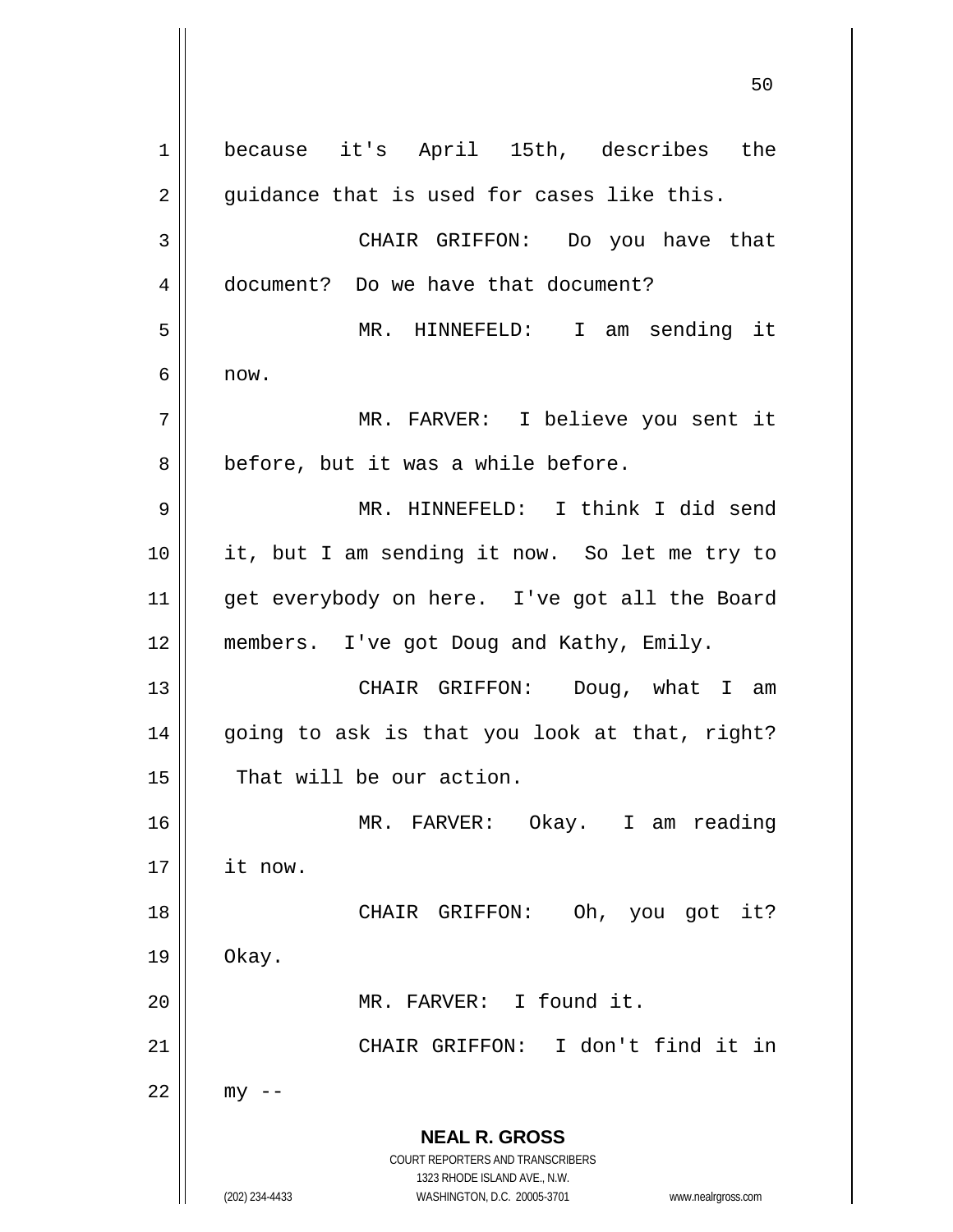because it's April 15th, describes the guidance that is used for cases like this.

CHAIR GRIFFON: Do you have that document? Do we have that document?

MR. HINNEFELD: I am sending it now.

MR. FARVER: I believe you sent it before, but it was a while before.

MR. HINNEFELD: I think I did send it, but I am sending it now. So let me try to get everybody on here. I've got all the Board members. I've got Doug and Kathy, Emily.

CHAIR GRIFFON: Doug, what I am going to ask is that you look at that, right? That will be our action.

MR. FARVER: Okay. I am reading it now.

CHAIR GRIFFON: Oh, you got it? Okay.

MR. FARVER: I found it.

CHAIR GRIFFON: I don't find it in my --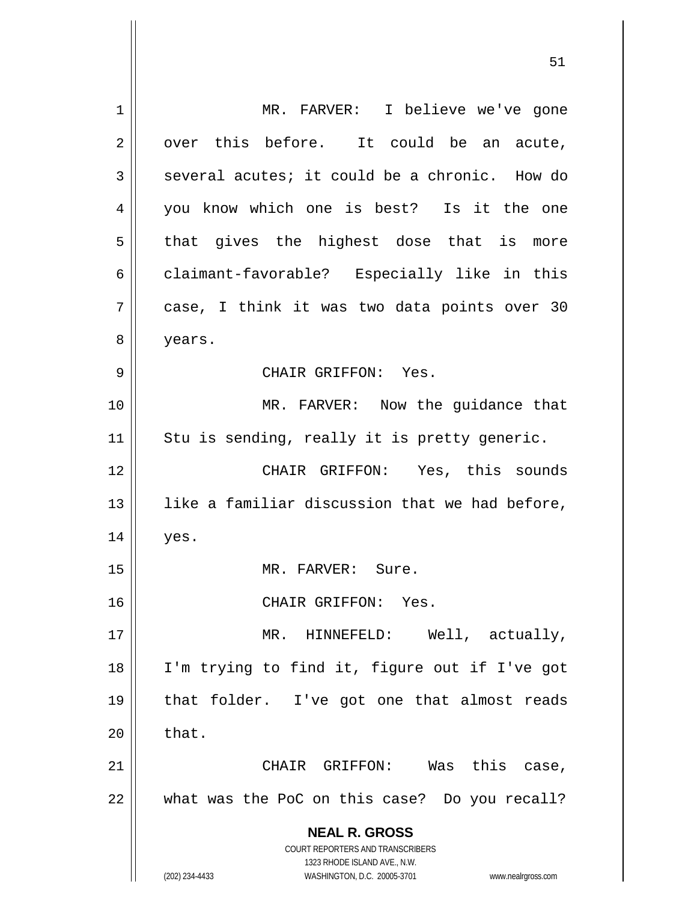MR. FARVER: I believe we've gone over this before. It could be an acute, several acutes; it could be a chronic. How do you know which one is best? Is it the one that gives the highest dose that is more claimant-favorable? Especially like in this case, I think it was two data points over 30 years.

CHAIR GRIFFON: Yes.

MR. FARVER: Now the guidance that Stu is sending, really it is pretty generic.

CHAIR GRIFFON: Yes, this sounds like a familiar discussion that we had before, yes.

MR. FARVER: Sure.

CHAIR GRIFFON: Yes.

MR. HINNEFELD: Well, actually, I'm trying to find it, figure out if I've got that folder. I've got one that almost reads that.

CHAIR GRIFFON: Was this case, what was the PoC on this case? Do you recall?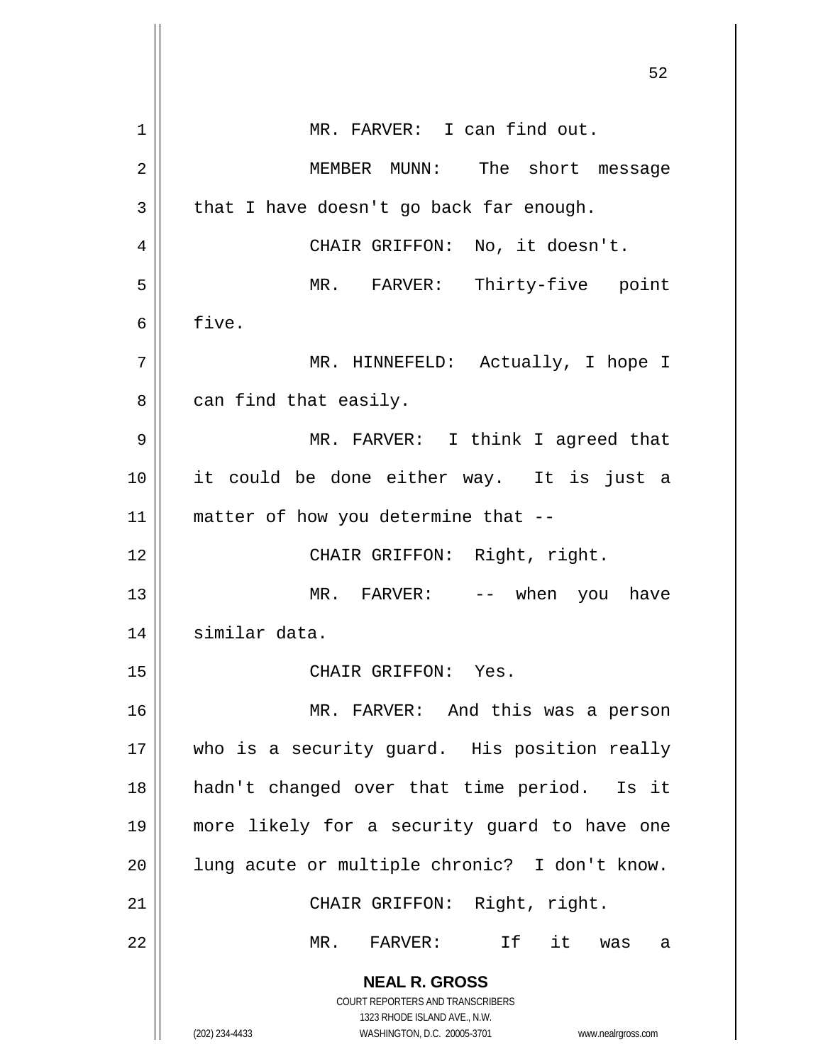MR. FARVER: I can find out.

MEMBER MUNN: The short message that I have doesn't go back far enough.

CHAIR GRIFFON: No, it doesn't.

MR. FARVER: Thirty-five point five.

MR. HINNEFELD: Actually, I hope I can find that easily.

MR. FARVER: I think I agreed that it could be done either way. It is just a matter of how you determine that --

CHAIR GRIFFON: Right, right.

MR. FARVER: -- when you have similar data.

CHAIR GRIFFON: Yes.

MR. FARVER: And this was a person who is a security guard. His position really hadn't changed over that time period. Is it more likely for a security guard to have one lung acute or multiple chronic? I don't know.

CHAIR GRIFFON: Right, right.

MR. FARVER: If it was a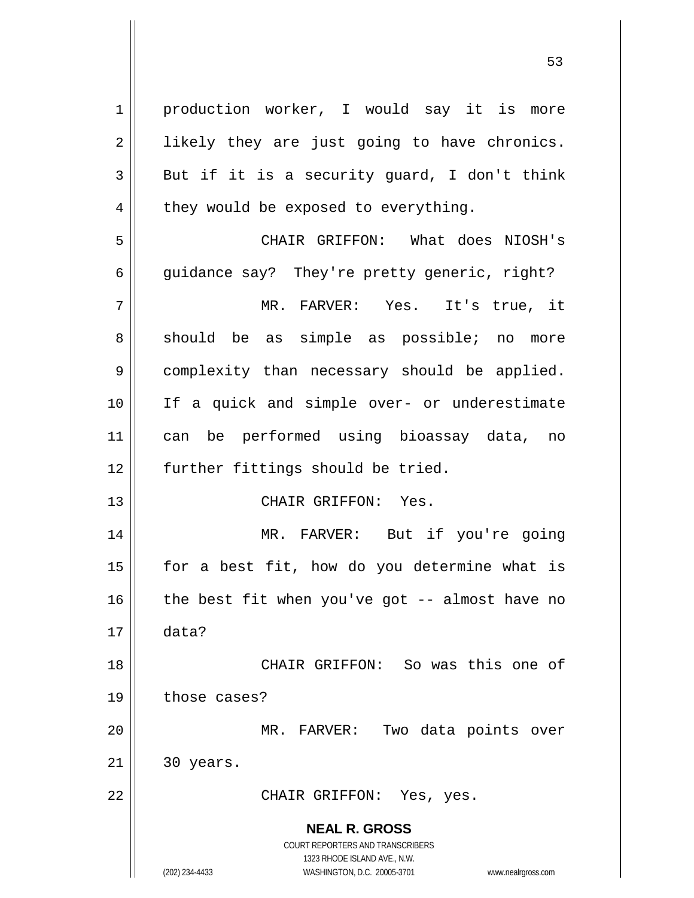production worker, I would say it is more likely they are just going to have chronics. But if it is a security guard, I don't think they would be exposed to everything.

CHAIR GRIFFON: What does NIOSH's guidance say? They're pretty generic, right?

MR. FARVER: Yes. It's true, it should be as simple as possible; no more complexity than necessary should be applied. If a quick and simple over- or underestimate can be performed using bioassay data, no further fittings should be tried.

CHAIR GRIFFON: Yes.

MR. FARVER: But if you're going for a best fit, how do you determine what is the best fit when you've got -- almost have no data?

CHAIR GRIFFON: So was this one of those cases?

MR. FARVER: Two data points over 30 years.

CHAIR GRIFFON: Yes, yes.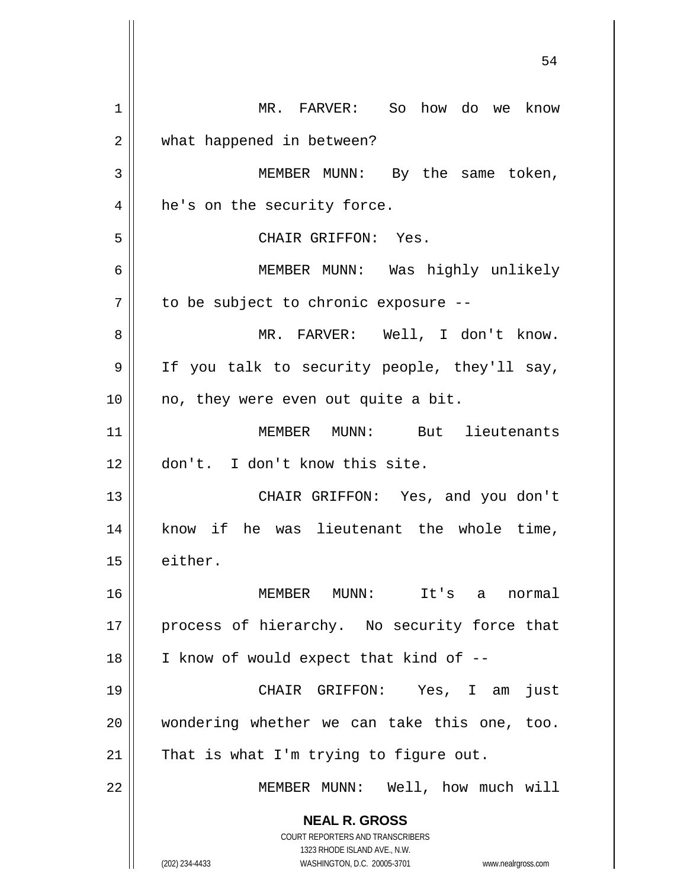MR. FARVER: So how do we know what happened in between?

MEMBER MUNN: By the same token, he's on the security force.

CHAIR GRIFFON: Yes.

MEMBER MUNN: Was highly unlikely to be subject to chronic exposure --

MR. FARVER: Well, I don't know. If you talk to security people, they'll say, no, they were even out quite a bit.

MEMBER MUNN: But lieutenants don't. I don't know this site.

CHAIR GRIFFON: Yes, and you don't know if he was lieutenant the whole time, either.

MEMBER MUNN: It's a normal process of hierarchy. No security force that I know of would expect that kind of --

CHAIR GRIFFON: Yes, I am just wondering whether we can take this one, too. That is what I'm trying to figure out.

MEMBER MUNN: Well, how much will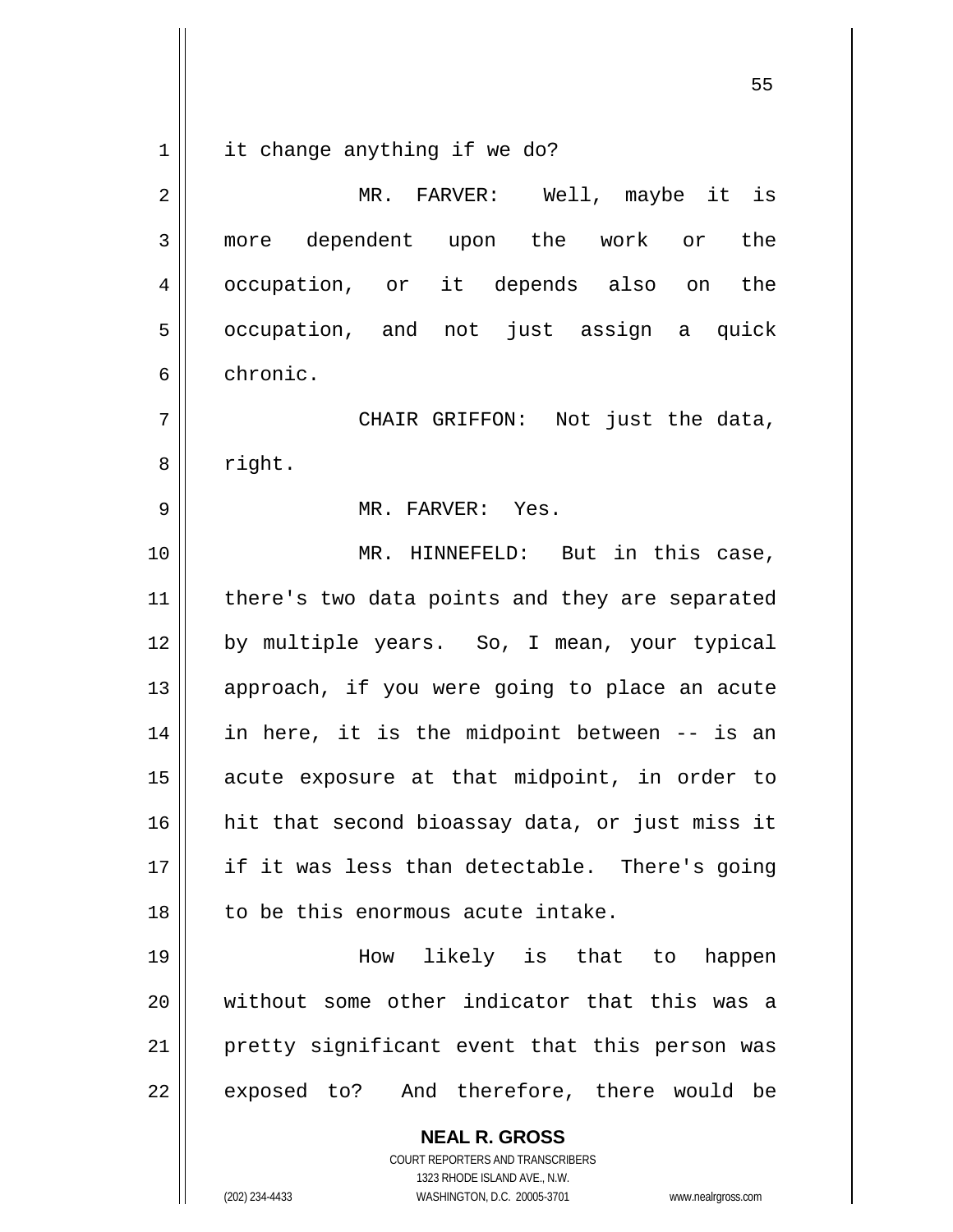it change anything if we do?

MR. FARVER: Well, maybe it is more dependent upon the work or the occupation, or it depends also on the occupation, and not just assign a quick chronic.

CHAIR GRIFFON: Not just the data, right.

MR. FARVER: Yes.

MR. HINNEFELD: But in this case, there's two data points and they are separated by multiple years. So, I mean, your typical approach, if you were going to place an acute in here, it is the midpoint between -- is an acute exposure at that midpoint, in order to hit that second bioassay data, or just miss it if it was less than detectable. There's going to be this enormous acute intake.

How likely is that to happen without some other indicator that this was a pretty significant event that this person was exposed to? And therefore, there would be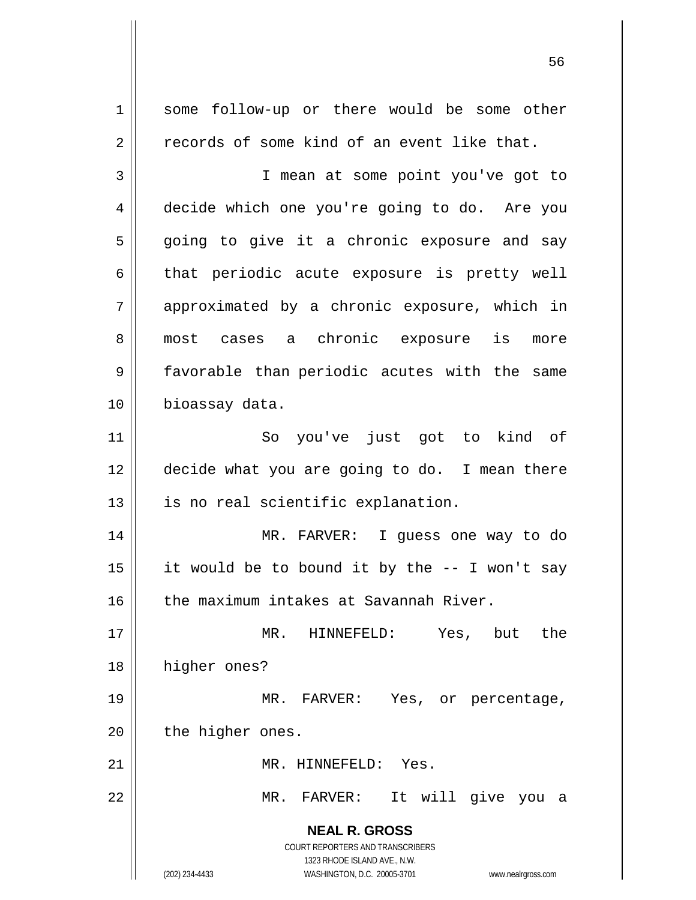some follow-up or there would be some other records of some kind of an event like that.

I mean at some point you've got to decide which one you're going to do. Are you going to give it a chronic exposure and say that periodic acute exposure is pretty well approximated by a chronic exposure, which in most cases a chronic exposure is more favorable than periodic acutes with the same bioassay data.

So you've just got to kind of decide what you are going to do. I mean there is no real scientific explanation.

MR. FARVER: I guess one way to do it would be to bound it by the -- I won't say the maximum intakes at Savannah River.

MR. HINNEFELD: Yes, but the higher ones?

MR. FARVER: Yes, or percentage, the higher ones.

MR. HINNEFELD: Yes.

MR. FARVER: It will give you a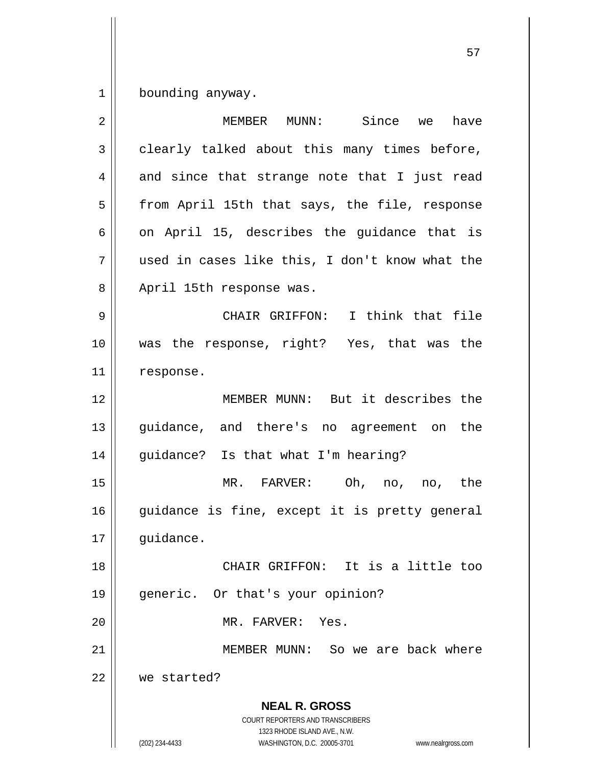bounding anyway.

MEMBER MUNN: Since we have clearly talked about this many times before, and since that strange note that I just read from April 15th that says, the file, response on April 15, describes the guidance that is used in cases like this, I don't know what the April 15th response was.

CHAIR GRIFFON: I think that file was the response, right? Yes, that was the response.

MEMBER MUNN: But it describes the guidance, and there's no agreement on the guidance? Is that what I'm hearing?

MR. FARVER: Oh, no, no, the guidance is fine, except it is pretty general guidance.

CHAIR GRIFFON: It is a little too generic. Or that's your opinion?

MR. FARVER: Yes.

MEMBER MUNN: So we are back where we started?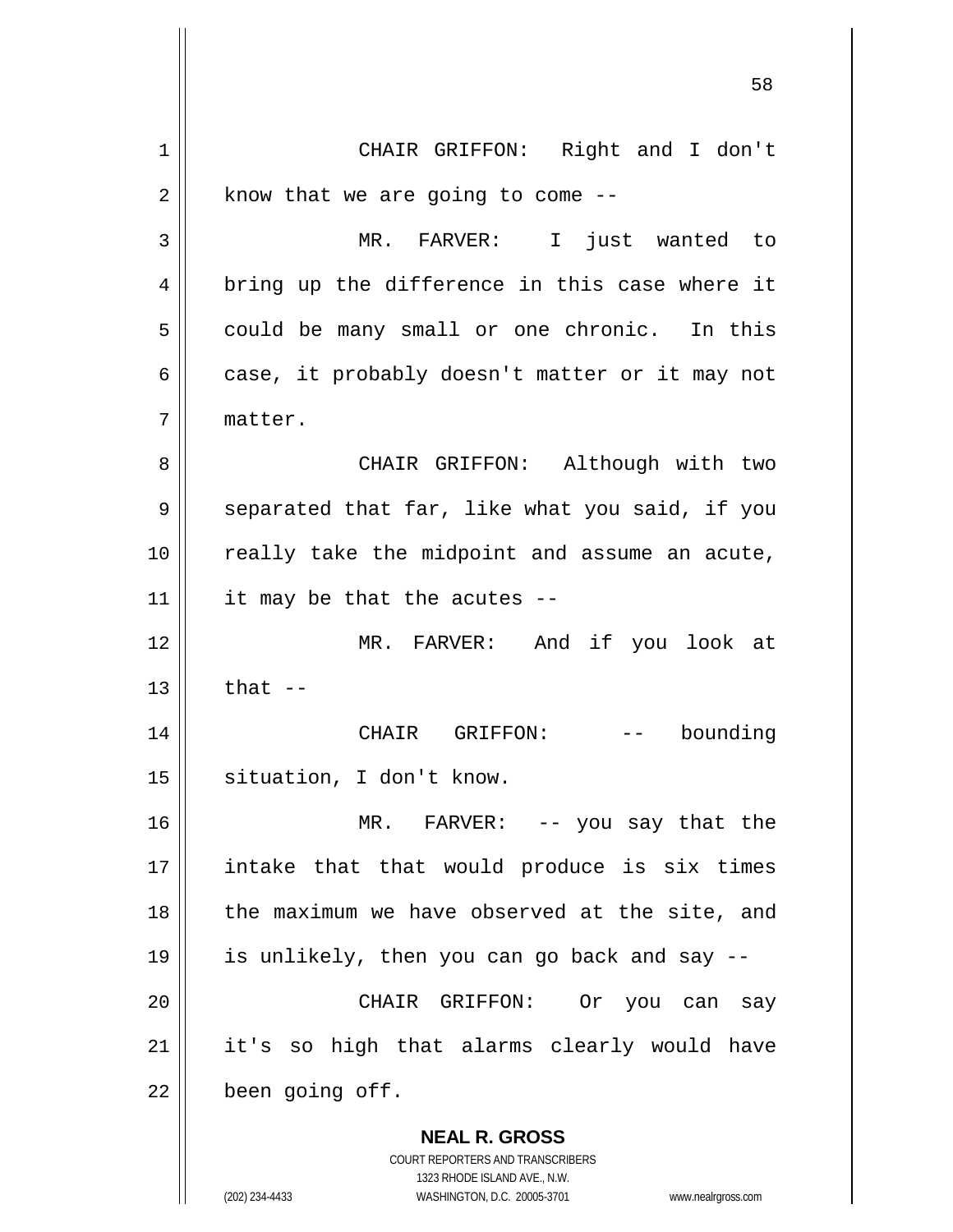CHAIR GRIFFON: Right and I don't know that we are going to come --

MR. FARVER: I just wanted to bring up the difference in this case where it could be many small or one chronic. In this case, it probably doesn't matter or it may not matter.

CHAIR GRIFFON: Although with two separated that far, like what you said, if you really take the midpoint and assume an acute, it may be that the acutes --

MR. FARVER: And if you look at that --

CHAIR GRIFFON: -- bounding situation, I don't know.

MR. FARVER: -- you say that the intake that that would produce is six times the maximum we have observed at the site, and is unlikely, then you can go back and say --

CHAIR GRIFFON: Or you can say it's so high that alarms clearly would have been going off.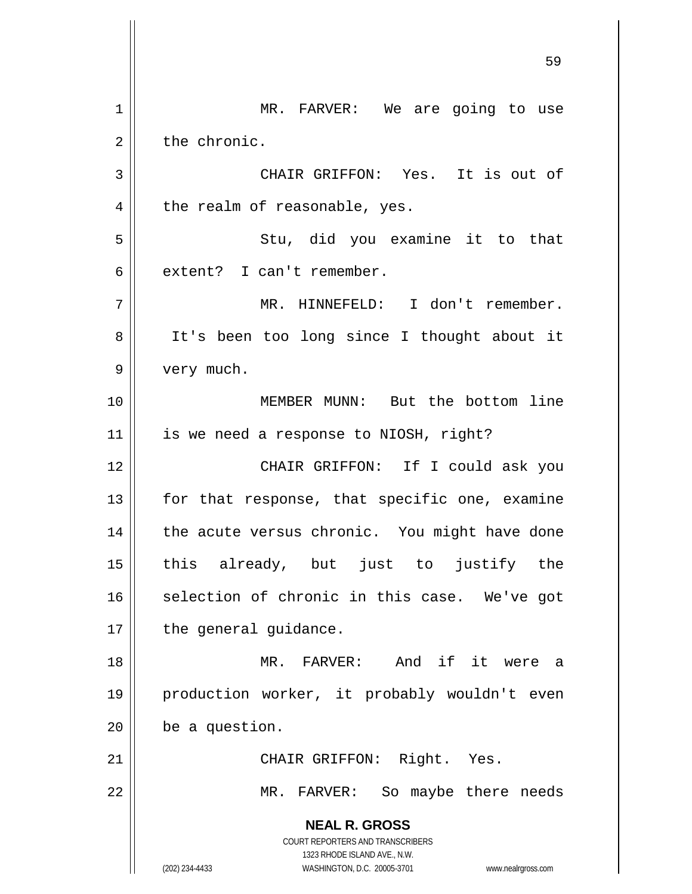MR. FARVER: We are going to use the chronic.

CHAIR GRIFFON: Yes. It is out of the realm of reasonable, yes.

Stu, did you examine it to that extent? I can't remember.

MR. HINNEFELD: I don't remember. It's been too long since I thought about it very much.

MEMBER MUNN: But the bottom line is we need a response to NIOSH, right?

CHAIR GRIFFON: If I could ask you for that response, that specific one, examine the acute versus chronic. You might have done this already, but just to justify the selection of chronic in this case. We've got the general guidance.

MR. FARVER: And if it were a production worker, it probably wouldn't even be a question.

CHAIR GRIFFON: Right. Yes.

MR. FARVER: So maybe there needs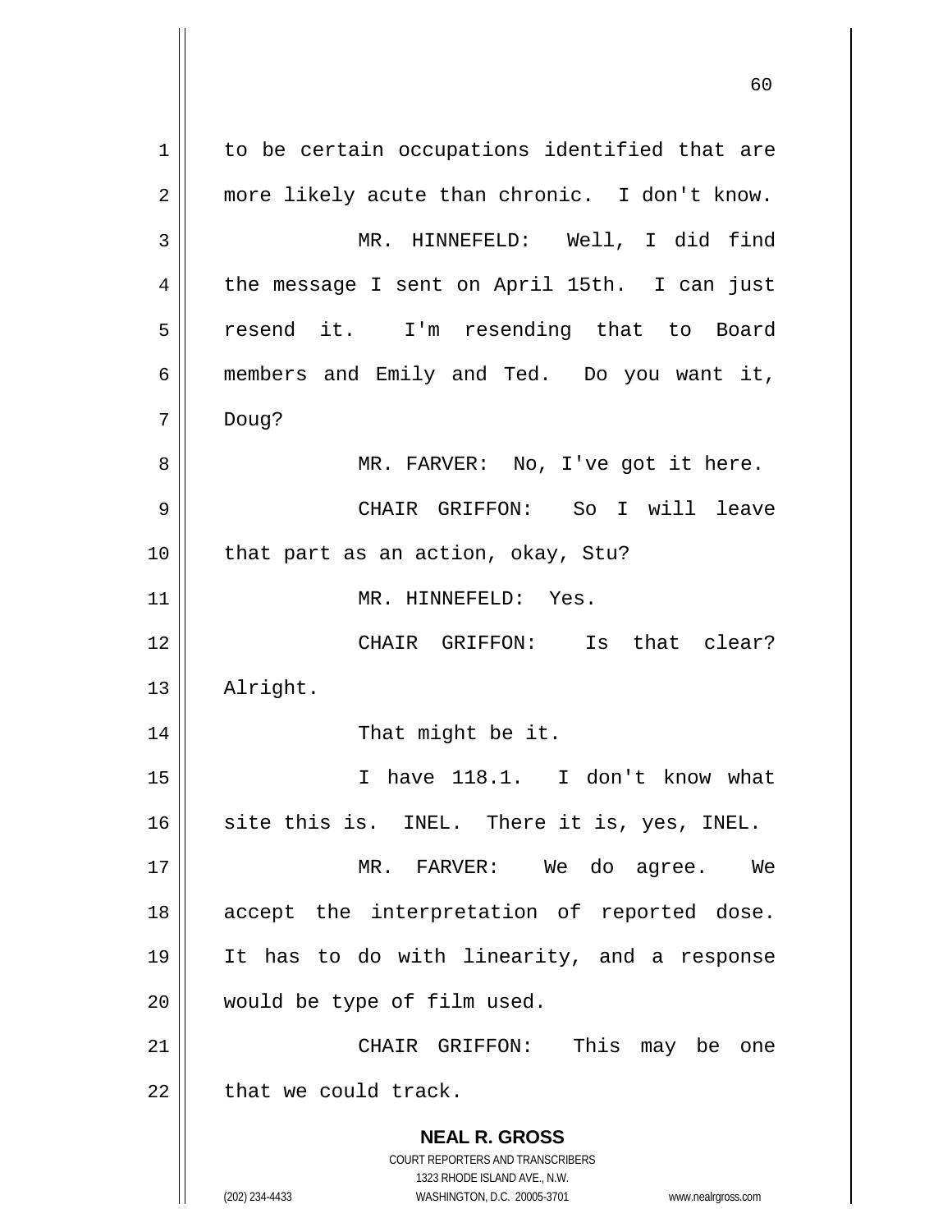to be certain occupations identified that are more likely acute than chronic. I don't know.

MR. HINNEFELD: Well, I did find the message I sent on April 15th. I can just resend it. I'm resending that to Board members and Emily and Ted. Do you want it, Doug?

MR. FARVER: No, I've got it here.

CHAIR GRIFFON: So I will leave that part as an action, okay, Stu?

MR. HINNEFELD: Yes.

CHAIR GRIFFON: Is that clear? Alright.

That might be it.

I have 118.1. I don't know what site this is. INEL. There it is, yes, INEL.

MR. FARVER: We do agree. We accept the interpretation of reported dose. It has to do with linearity, and a response would be type of film used.

CHAIR GRIFFON: This may be one that we could track.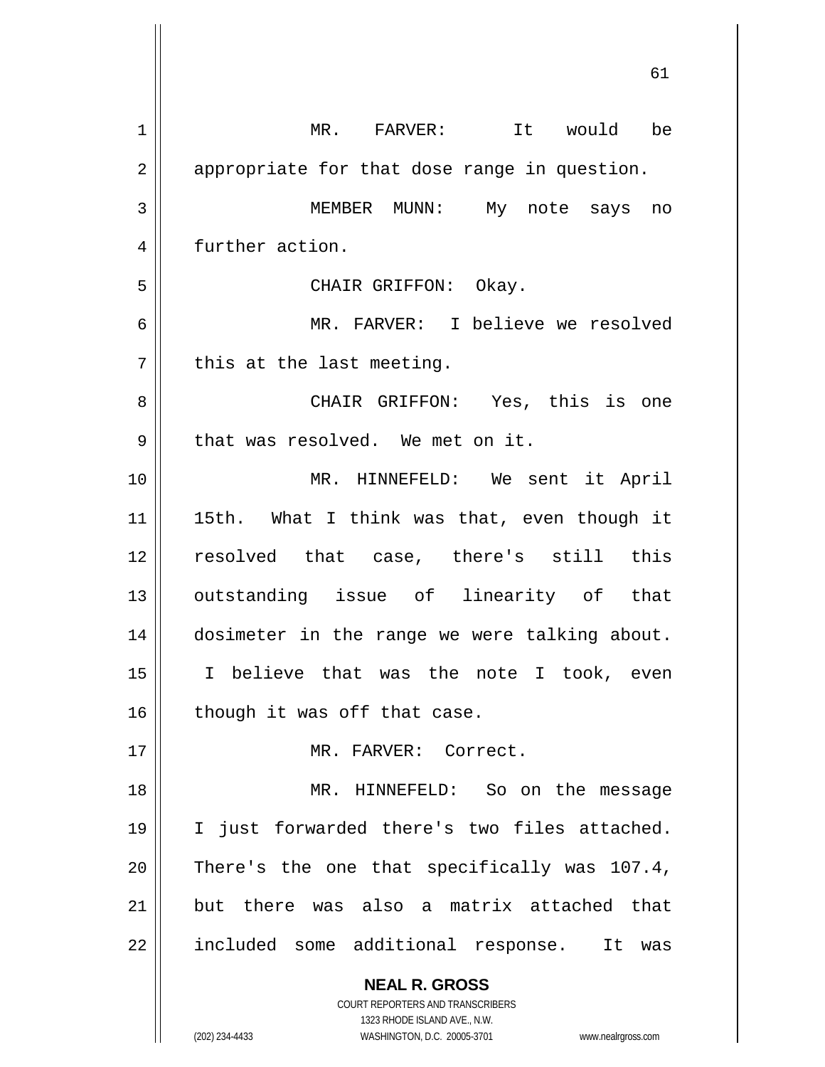MR. FARVER: It would be appropriate for that dose range in question.

MEMBER MUNN: My note says no further action.

CHAIR GRIFFON: Okay.

MR. FARVER: I believe we resolved this at the last meeting.

CHAIR GRIFFON: Yes, this is one that was resolved. We met on it.

MR. HINNEFELD: We sent it April 15th. What I think was that, even though it resolved that case, there's still this outstanding issue of linearity of that dosimeter in the range we were talking about. I believe that was the note I took, even though it was off that case.

MR. FARVER: Correct.

MR. HINNEFELD: So on the message I just forwarded there's two files attached. There's the one that specifically was 107.4, but there was also a matrix attached that included some additional response. It was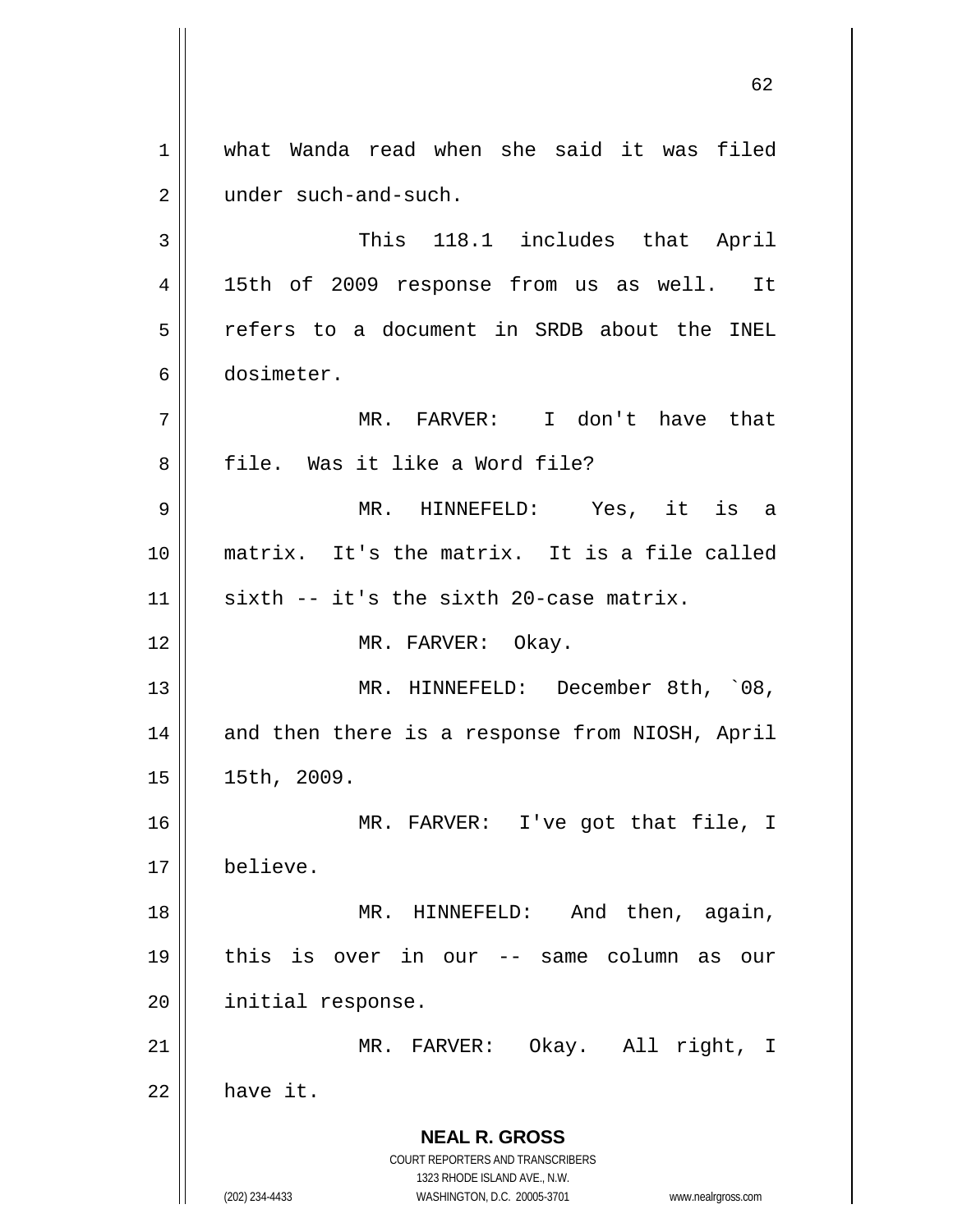what Wanda read when she said it was filed under such-and-such.

This 118.1 includes that April 15th of 2009 response from us as well. It refers to a document in SRDB about the INEL dosimeter.

MR. FARVER: I don't have that file. Was it like a Word file?

MR. HINNEFELD: Yes, it is a matrix. It's the matrix. It is a file called sixth -- it's the sixth 20-case matrix.

MR. FARVER: Okay.

MR. HINNEFELD: December 8th, `08, and then there is a response from NIOSH, April 15th, 2009.

MR. FARVER: I've got that file, I believe.

MR. HINNEFELD: And then, again, this is over in our -- same column as our initial response.

MR. FARVER: Okay. All right, I have it.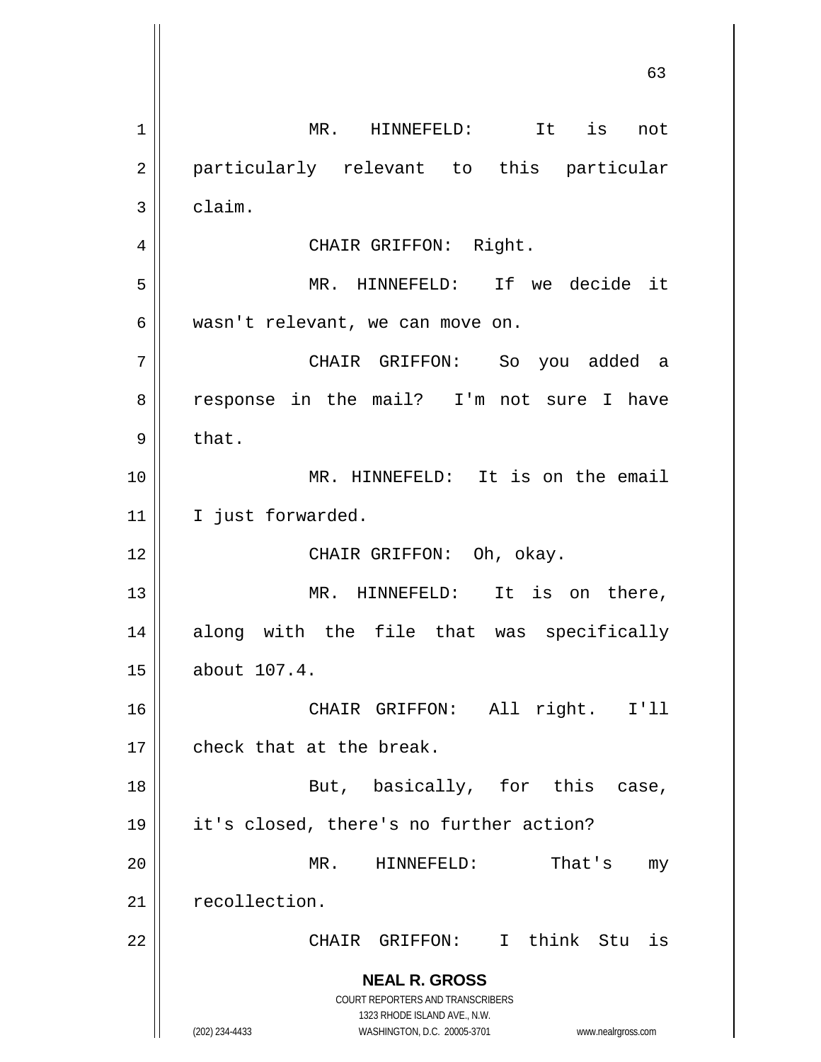MR. HINNEFELD: It is not particularly relevant to this particular claim.

CHAIR GRIFFON: Right.

MR. HINNEFELD: If we decide it wasn't relevant, we can move on.

CHAIR GRIFFON: So you added a response in the mail? I'm not sure I have that.

MR. HINNEFELD: It is on the email I just forwarded.

CHAIR GRIFFON: Oh, okay.

MR. HINNEFELD: It is on there, along with the file that was specifically about 107.4.

CHAIR GRIFFON: All right. I'll check that at the break.

But, basically, for this case, it's closed, there's no further action?

MR. HINNEFELD: That's my recollection.

CHAIR GRIFFON: I think Stu is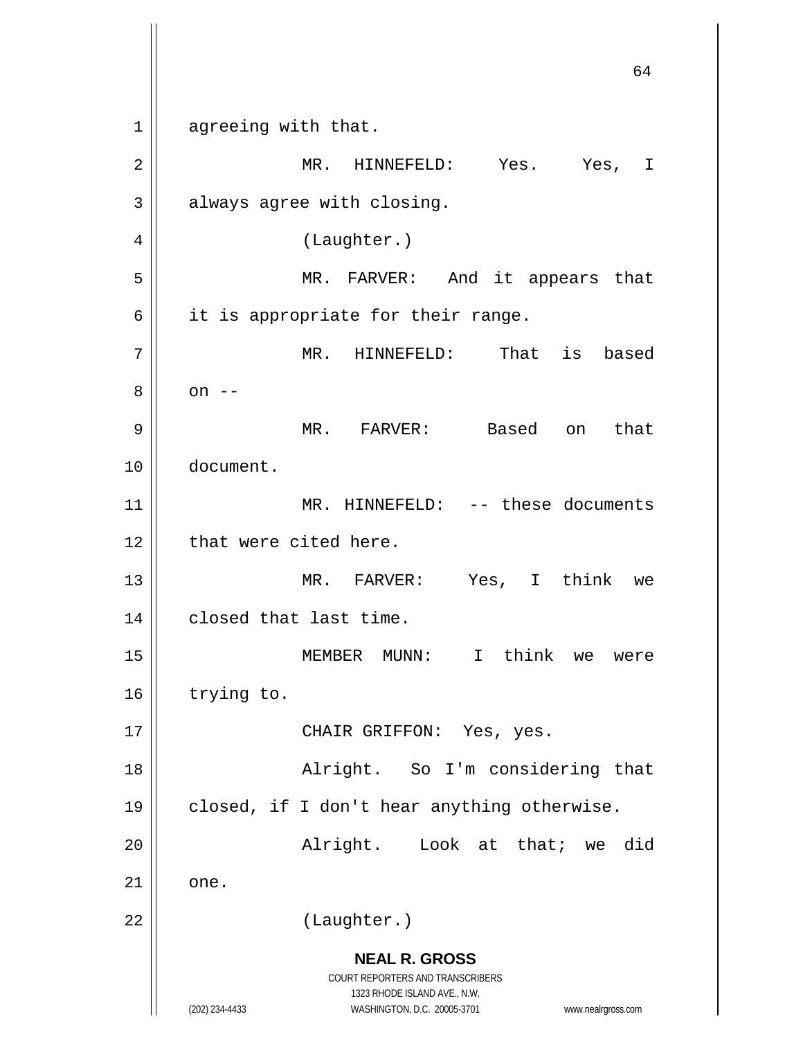agreeing with that.

MR. HINNEFELD: Yes. Yes, I always agree with closing.

(Laughter.)

MR. FARVER: And it appears that it is appropriate for their range.

MR. HINNEFELD: That is based on --

MR. FARVER: Based on that document.

MR. HINNEFELD: -- these documents that were cited here.

MR. FARVER: Yes, I think we closed that last time.

MEMBER MUNN: I think we were trying to.

CHAIR GRIFFON: Yes, yes.

Alright. So I'm considering that closed, if I don't hear anything otherwise.

Alright. Look at that; we did one.

(Laughter.)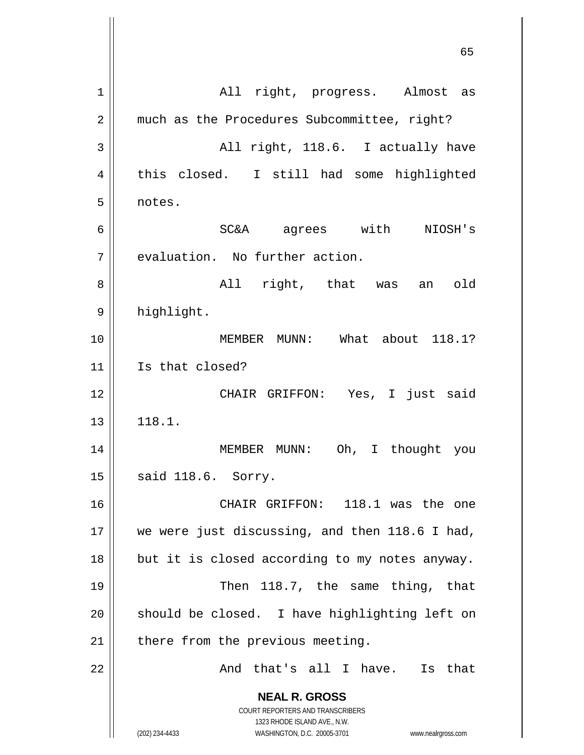All right, progress. Almost as much as the Procedures Subcommittee, right?

All right, 118.6. I actually have this closed. I still had some highlighted notes.

SC&A agrees with NIOSH's evaluation. No further action.

All right, that was an old highlight.

MEMBER MUNN: What about 118.1? Is that closed?

CHAIR GRIFFON: Yes, I just said 118.1.

MEMBER MUNN: Oh, I thought you said 118.6. Sorry.

CHAIR GRIFFON: 118.1 was the one we were just discussing, and then 118.6 I had, but it is closed according to my notes anyway.

Then 118.7, the same thing, that should be closed. I have highlighting left on there from the previous meeting.

And that's all I have. Is that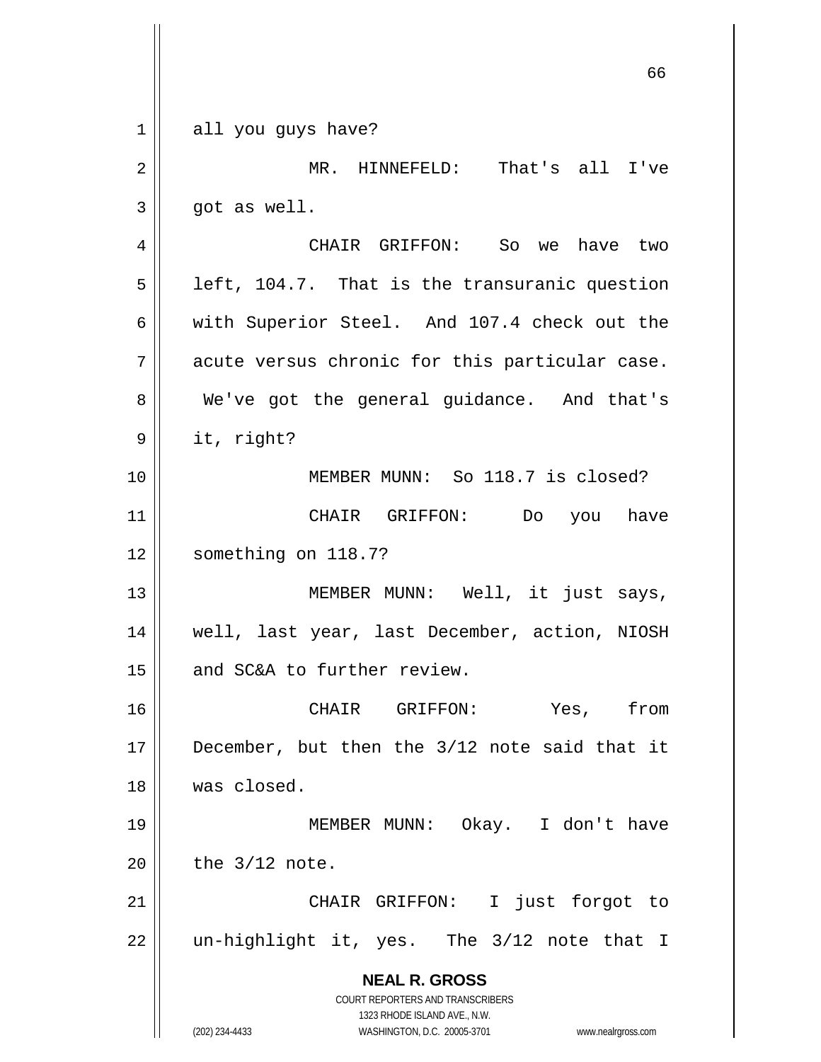all you guys have?

MR. HINNEFELD: That's all I've got as well.

CHAIR GRIFFON: So we have two left, 104.7. That is the transuranic question with Superior Steel. And 107.4 check out the acute versus chronic for this particular case. We've got the general guidance. And that's it, right?

MEMBER MUNN: So 118.7 is closed?

CHAIR GRIFFON: Do you have something on 118.7?

MEMBER MUNN: Well, it just says, well, last year, last December, action, NIOSH and SC&A to further review.

CHAIR GRIFFON: Yes, from December, but then the 3/12 note said that it was closed.

MEMBER MUNN: Okay. I don't have the 3/12 note.

CHAIR GRIFFON: I just forgot to un-highlight it, yes. The 3/12 note that I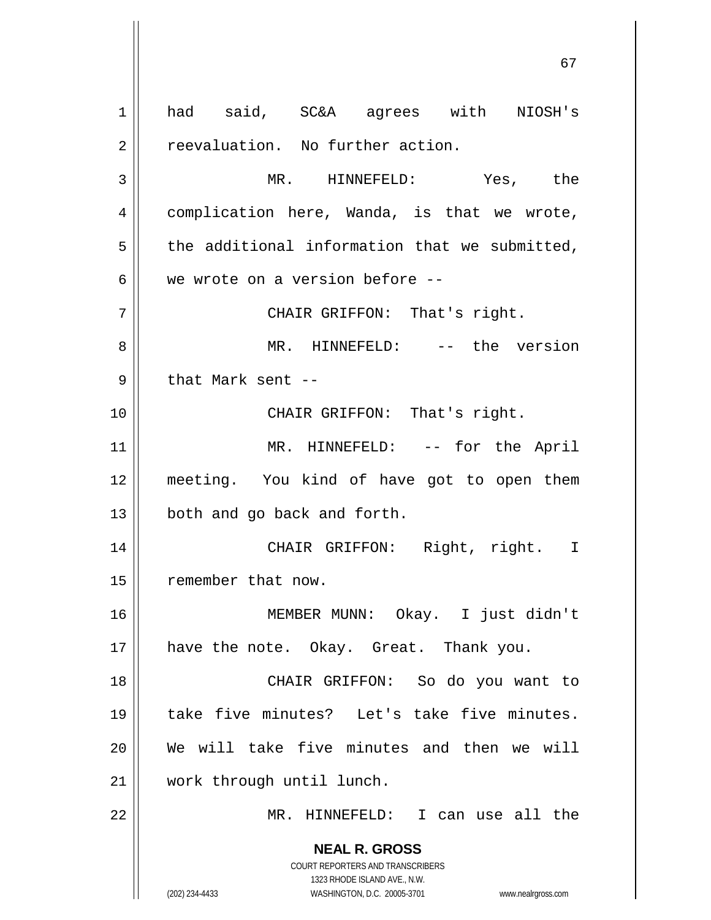had said, SC&A agrees with NIOSH's reevaluation. No further action.

MR. HINNEFELD: Yes, the complication here, Wanda, is that we wrote, the additional information that we submitted, we wrote on a version before --

CHAIR GRIFFON: That's right.

MR. HINNEFELD: -- the version that Mark sent --

CHAIR GRIFFON: That's right.

MR. HINNEFELD: -- for the April meeting. You kind of have got to open them both and go back and forth.

CHAIR GRIFFON: Right, right. I remember that now.

MEMBER MUNN: Okay. I just didn't have the note. Okay. Great. Thank you.

CHAIR GRIFFON: So do you want to take five minutes? Let's take five minutes. We will take five minutes and then we will work through until lunch.

MR. HINNEFELD: I can use all the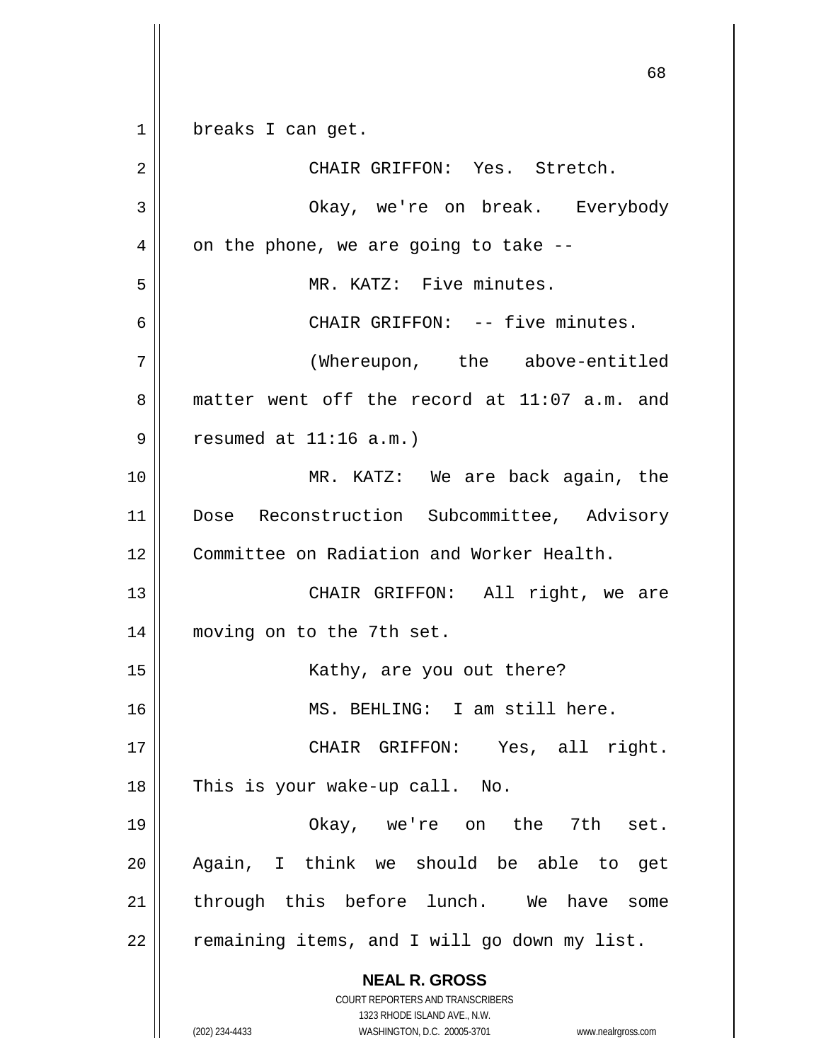breaks I can get.

CHAIR GRIFFON: Yes. Stretch.

Okay, we're on break. Everybody on the phone, we are going to take --

MR. KATZ: Five minutes.

CHAIR GRIFFON: -- five minutes.

(Whereupon, the above-entitled matter went off the record at 11:07 a.m. and resumed at 11:16 a.m.)

MR. KATZ: We are back again, the Dose Reconstruction Subcommittee, Advisory Committee on Radiation and Worker Health.

CHAIR GRIFFON: All right, we are moving on to the 7th set.

Kathy, are you out there?

MS. BEHLING: I am still here.

CHAIR GRIFFON: Yes, all right. This is your wake-up call. No.

Okay, we're on the 7th set. Again, I think we should be able to get through this before lunch. We have some remaining items, and I will go down my list.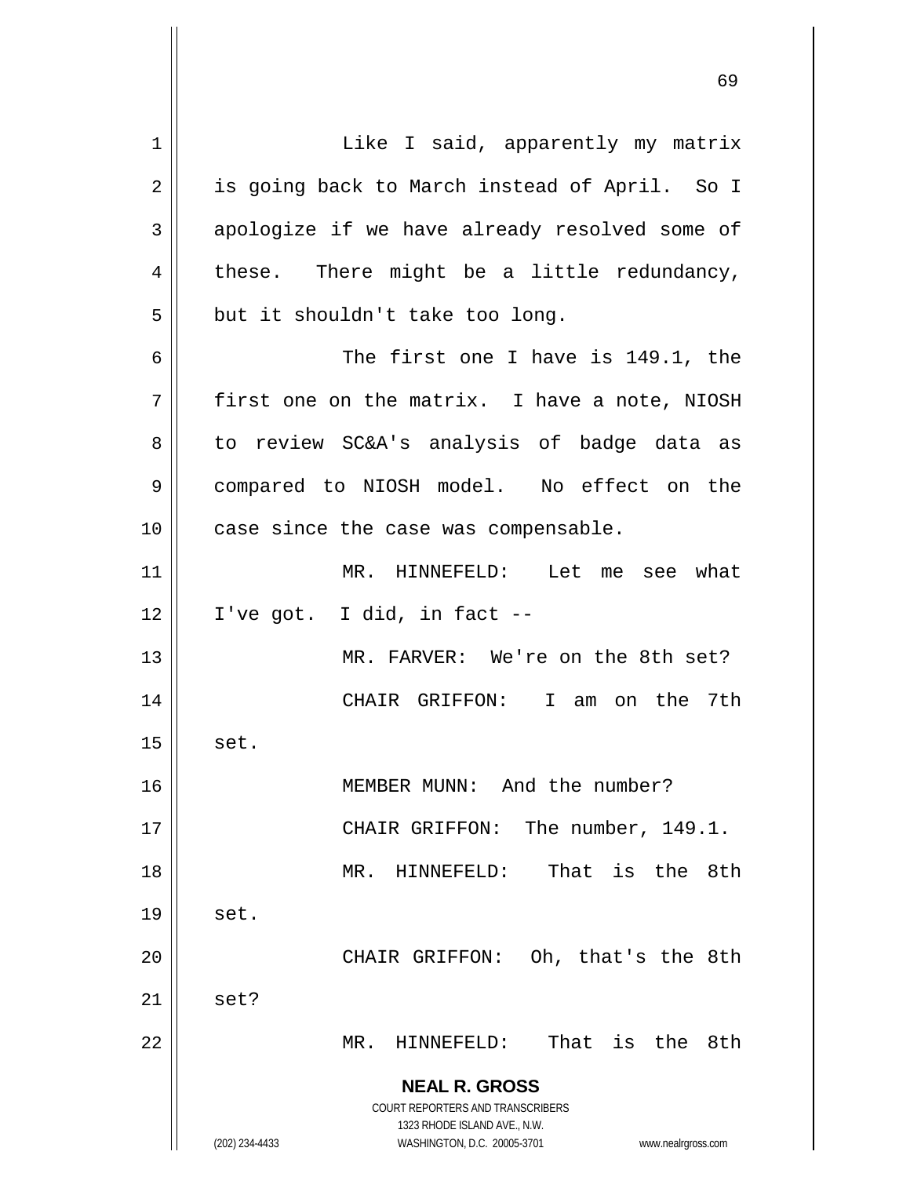Like I said, apparently my matrix is going back to March instead of April. So I apologize if we have already resolved some of these. There might be a little redundancy, but it shouldn't take too long.

The first one I have is 149.1, the first one on the matrix. I have a note, NIOSH to review SC&A's analysis of badge data as compared to NIOSH model. No effect on the case since the case was compensable.

MR. HINNEFELD: Let me see what I've got. I did, in fact --

MR. FARVER: We're on the 8th set?

CHAIR GRIFFON: I am on the 7th set.

MEMBER MUNN: And the number?

CHAIR GRIFFON: The number, 149.1.

MR. HINNEFELD: That is the 8th set.

CHAIR GRIFFON: Oh, that's the 8th set?

MR. HINNEFELD: That is the 8th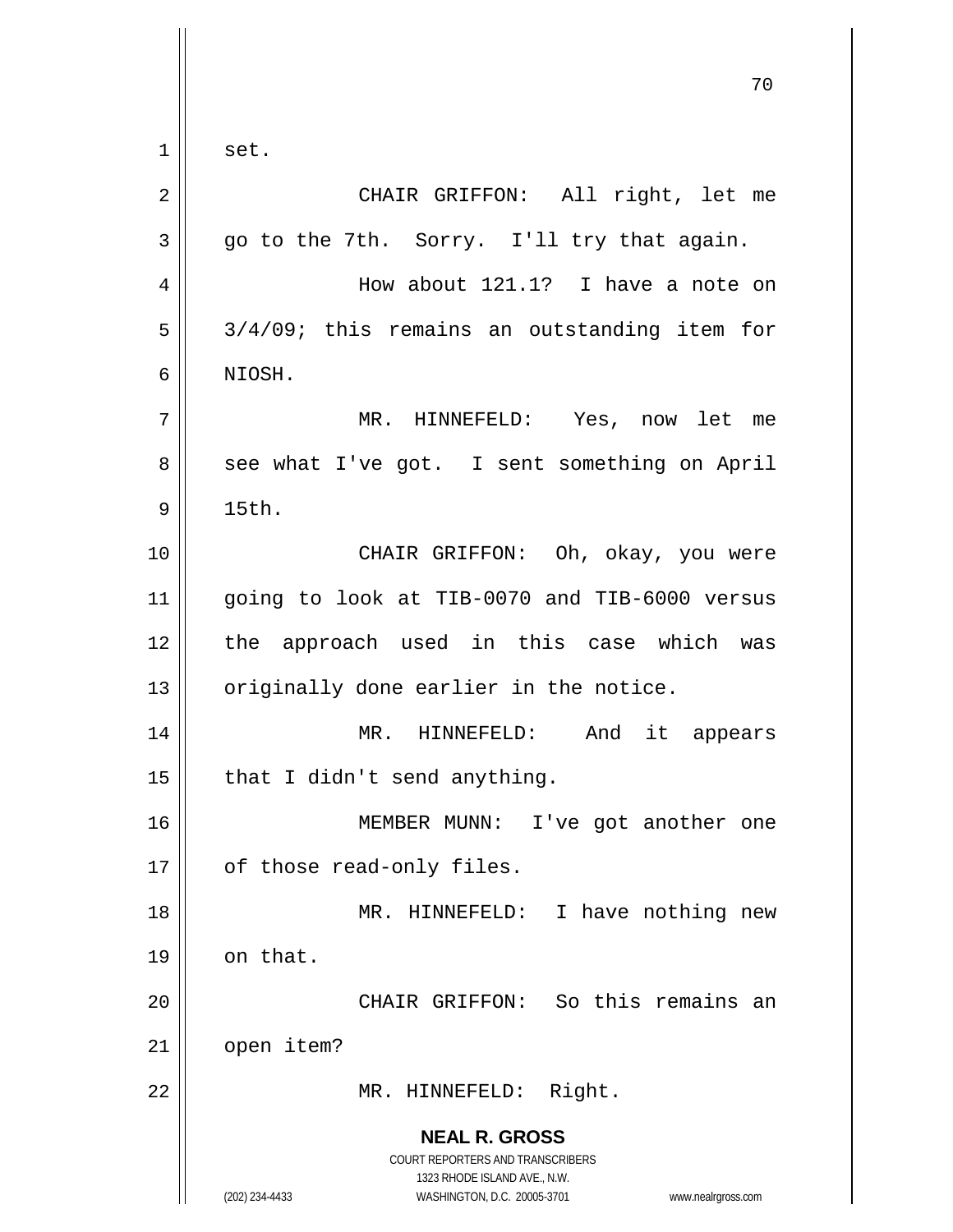set.

CHAIR GRIFFON: All right, let me go to the 7th. Sorry. I'll try that again.

How about 121.1? I have a note on 3/4/09; this remains an outstanding item for NIOSH.

MR. HINNEFELD: Yes, now let me see what I've got. I sent something on April 15th.

CHAIR GRIFFON: Oh, okay, you were going to look at TIB-0070 and TIB-6000 versus the approach used in this case which was originally done earlier in the notice.

MR. HINNEFELD: And it appears that I didn't send anything.

MEMBER MUNN: I've got another one of those read-only files.

MR. HINNEFELD: I have nothing new on that.

CHAIR GRIFFON: So this remains an open item?

MR. HINNEFELD: Right.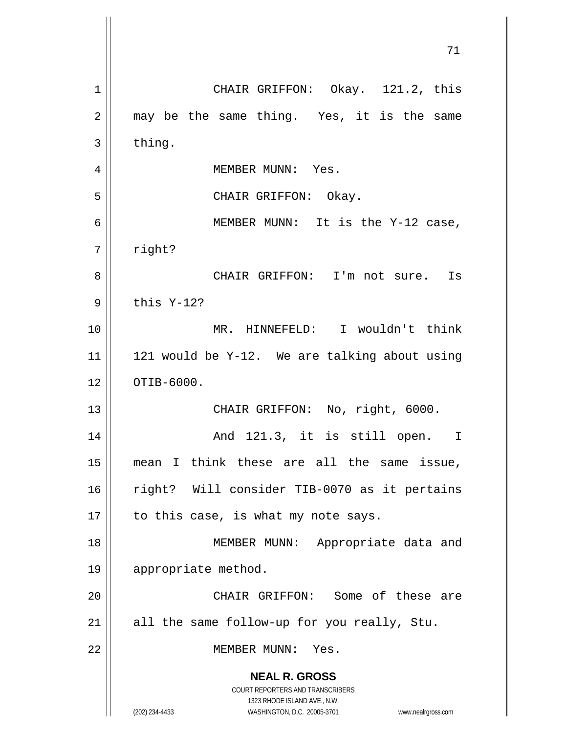CHAIR GRIFFON: Okay. 121.2, this may be the same thing. Yes, it is the same thing.

MEMBER MUNN: Yes.

CHAIR GRIFFON: Okay.

MEMBER MUNN: It is the Y-12 case, right?

CHAIR GRIFFON: I'm not sure. Is this Y-12?

MR. HINNEFELD: I wouldn't think 121 would be Y-12. We are talking about using OTIB-6000.

CHAIR GRIFFON: No, right, 6000.

And 121.3, it is still open. I mean I think these are all the same issue, right? Will consider TIB-0070 as it pertains to this case, is what my note says.

MEMBER MUNN: Appropriate data and appropriate method.

CHAIR GRIFFON: Some of these are all the same follow-up for you really, Stu.

MEMBER MUNN: Yes.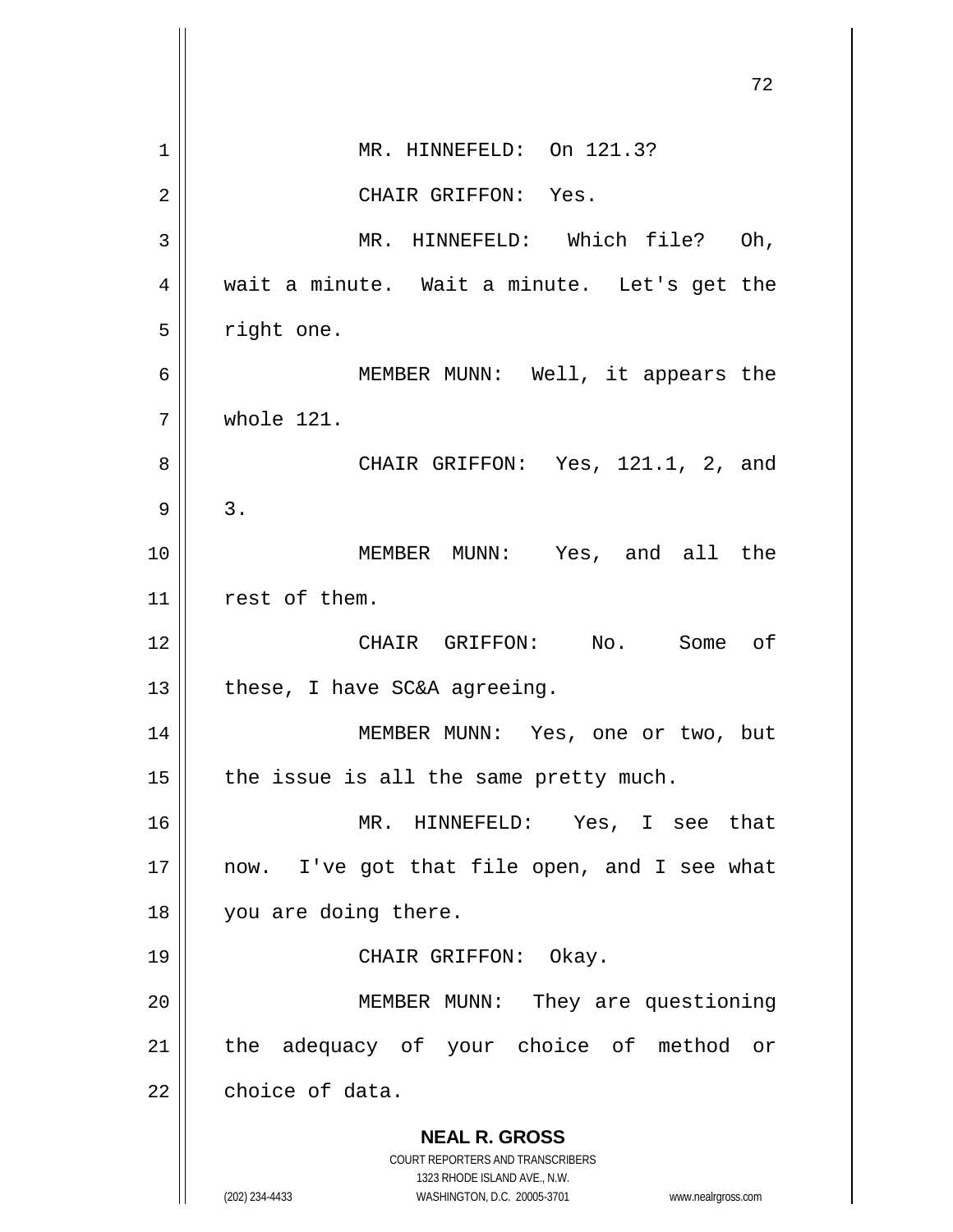MR. HINNEFELD: On 121.3?

CHAIR GRIFFON: Yes.

MR. HINNEFELD: Which file? Oh, wait a minute. Wait a minute. Let's get the right one.

MEMBER MUNN: Well, it appears the whole 121.

CHAIR GRIFFON: Yes, 121.1, 2, and 3.

MEMBER MUNN: Yes, and all the rest of them.

CHAIR GRIFFON: No. Some of these, I have SC&A agreeing.

MEMBER MUNN: Yes, one or two, but the issue is all the same pretty much.

MR. HINNEFELD: Yes, I see that now. I've got that file open, and I see what you are doing there.

CHAIR GRIFFON: Okay.

MEMBER MUNN: They are questioning the adequacy of your choice of method or choice of data.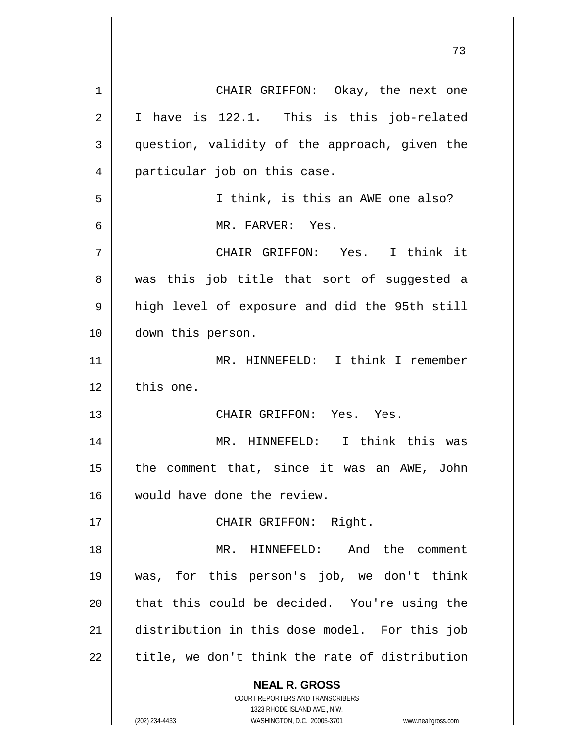CHAIR GRIFFON: Okay, the next one I have is 122.1. This is this job-related question, validity of the approach, given the particular job on this case.

I think, is this an AWE one also?

MR. FARVER: Yes.

CHAIR GRIFFON: Yes. I think it was this job title that sort of suggested a high level of exposure and did the 95th still down this person.

MR. HINNEFELD: I think I remember this one.

CHAIR GRIFFON: Yes. Yes.

MR. HINNEFELD: I think this was the comment that, since it was an AWE, John would have done the review.

CHAIR GRIFFON: Right.

MR. HINNEFELD: And the comment was, for this person's job, we don't think that this could be decided. You're using the distribution in this dose model. For this job title, we don't think the rate of distribution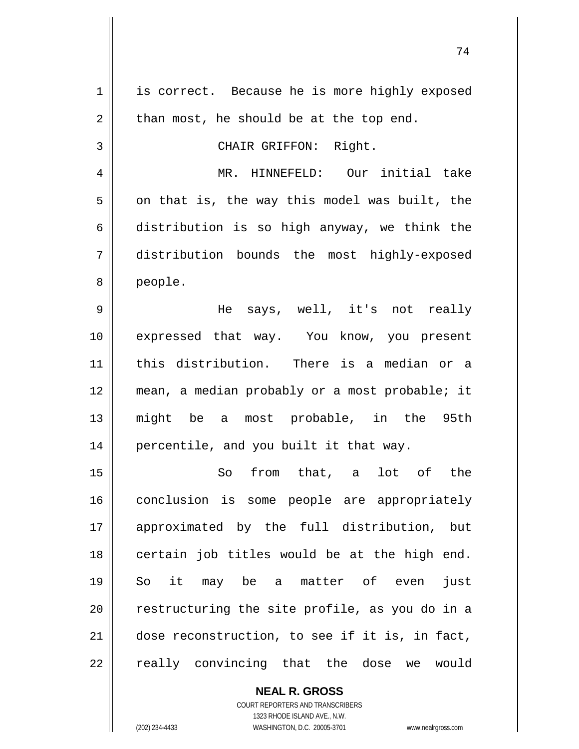is correct. Because he is more highly exposed than most, he should be at the top end.

CHAIR GRIFFON: Right.

MR. HINNEFELD: Our initial take on that is, the way this model was built, the distribution is so high anyway, we think the distribution bounds the most highly-exposed people.

He says, well, it's not really expressed that way. You know, you present this distribution. There is a median or a mean, a median probably or a most probable; it might be a most probable, in the 95th percentile, and you built it that way.

So from that, a lot of the conclusion is some people are appropriately approximated by the full distribution, but certain job titles would be at the high end. So it may be a matter of even just restructuring the site profile, as you do in a dose reconstruction, to see if it is, in fact, really convincing that the dose we would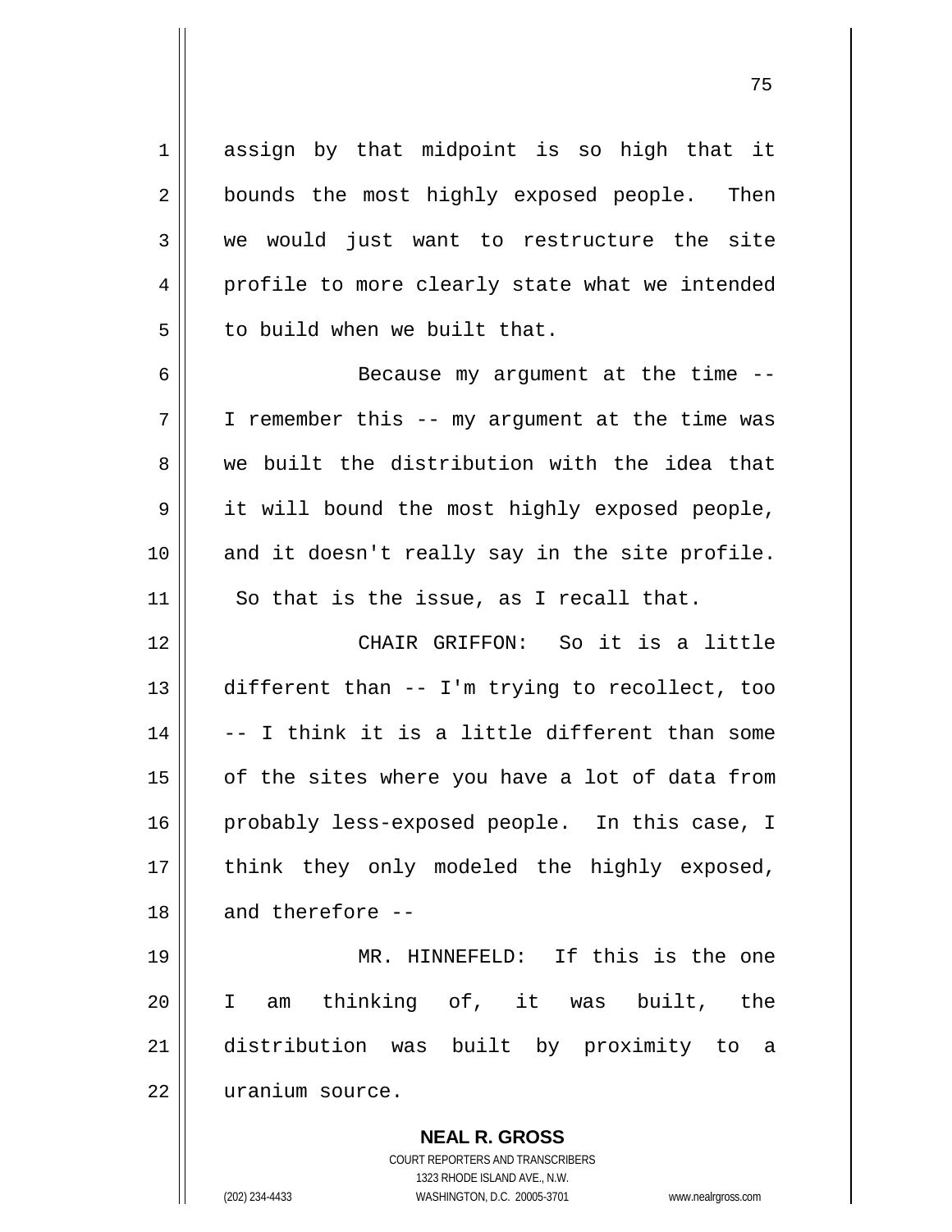assign by that midpoint is so high that it bounds the most highly exposed people. Then we would just want to restructure the site profile to more clearly state what we intended to build when we built that.

Because my argument at the time -- I remember this -- my argument at the time was we built the distribution with the idea that it will bound the most highly exposed people, and it doesn't really say in the site profile. So that is the issue, as I recall that.

CHAIR GRIFFON: So it is a little different than -- I'm trying to recollect, too -- I think it is a little different than some of the sites where you have a lot of data from probably less-exposed people. In this case, I think they only modeled the highly exposed, and therefore --

MR. HINNEFELD: If this is the one I am thinking of, it was built, the distribution was built by proximity to a uranium source.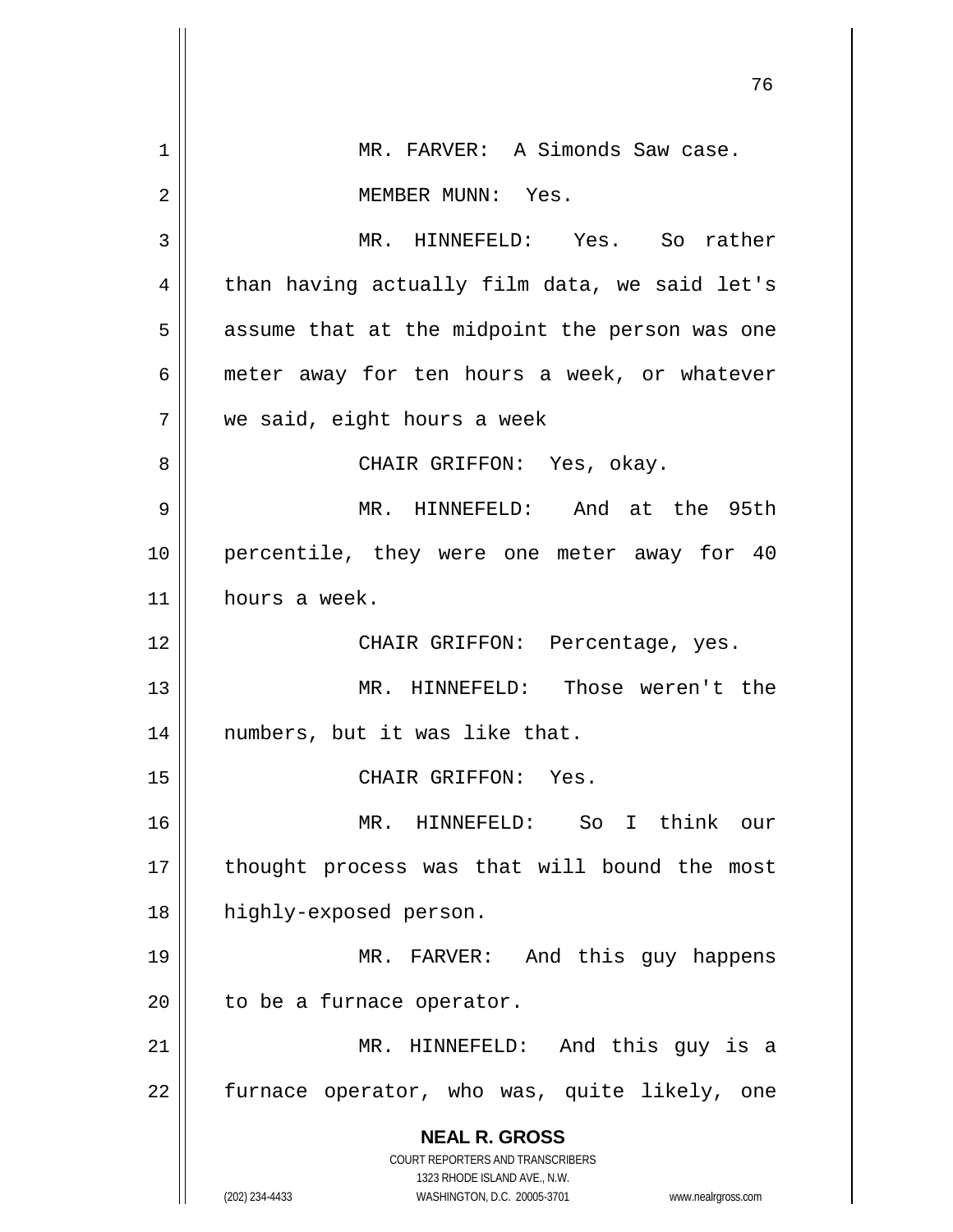MR. FARVER: A Simonds Saw case.

MEMBER MUNN: Yes.

MR. HINNEFELD: Yes. So rather than having actually film data, we said let's assume that at the midpoint the person was one meter away for ten hours a week, or whatever we said, eight hours a week

CHAIR GRIFFON: Yes, okay.

MR. HINNEFELD: And at the 95th percentile, they were one meter away for 40 hours a week.

CHAIR GRIFFON: Percentage, yes.

MR. HINNEFELD: Those weren't the numbers, but it was like that.

CHAIR GRIFFON: Yes.

MR. HINNEFELD: So I think our thought process was that will bound the most highly-exposed person.

MR. FARVER: And this guy happens to be a furnace operator.

MR. HINNEFELD: And this guy is a furnace operator, who was, quite likely, one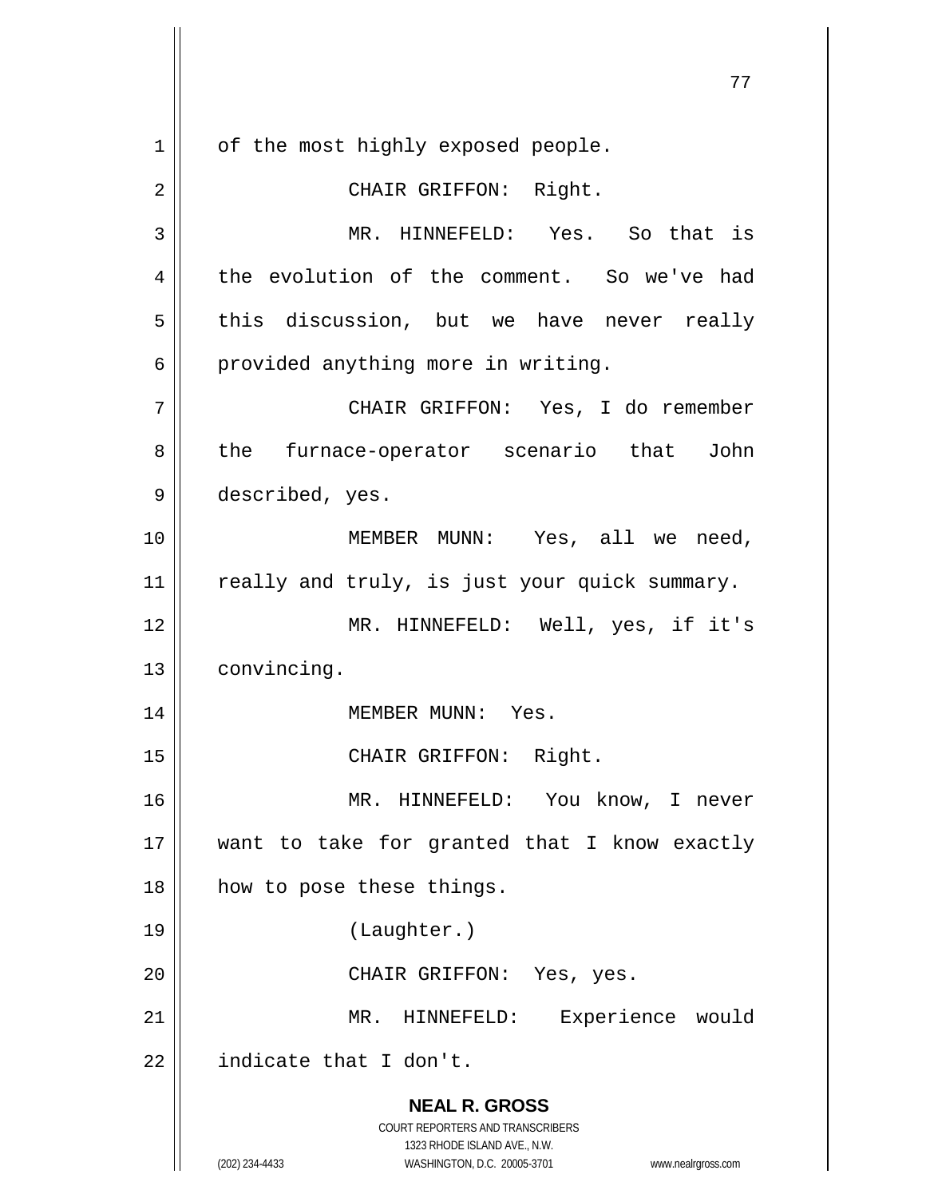of the most highly exposed people.

CHAIR GRIFFON: Right.

MR. HINNEFELD: Yes. So that is the evolution of the comment. So we've had this discussion, but we have never really provided anything more in writing.

CHAIR GRIFFON: Yes, I do remember the furnace-operator scenario that John described, yes.

MEMBER MUNN: Yes, all we need, really and truly, is just your quick summary.

MR. HINNEFELD: Well, yes, if it's convincing.

MEMBER MUNN: Yes.

CHAIR GRIFFON: Right.

MR. HINNEFELD: You know, I never want to take for granted that I know exactly how to pose these things.

(Laughter.)

CHAIR GRIFFON: Yes, yes.

MR. HINNEFELD: Experience would indicate that I don't.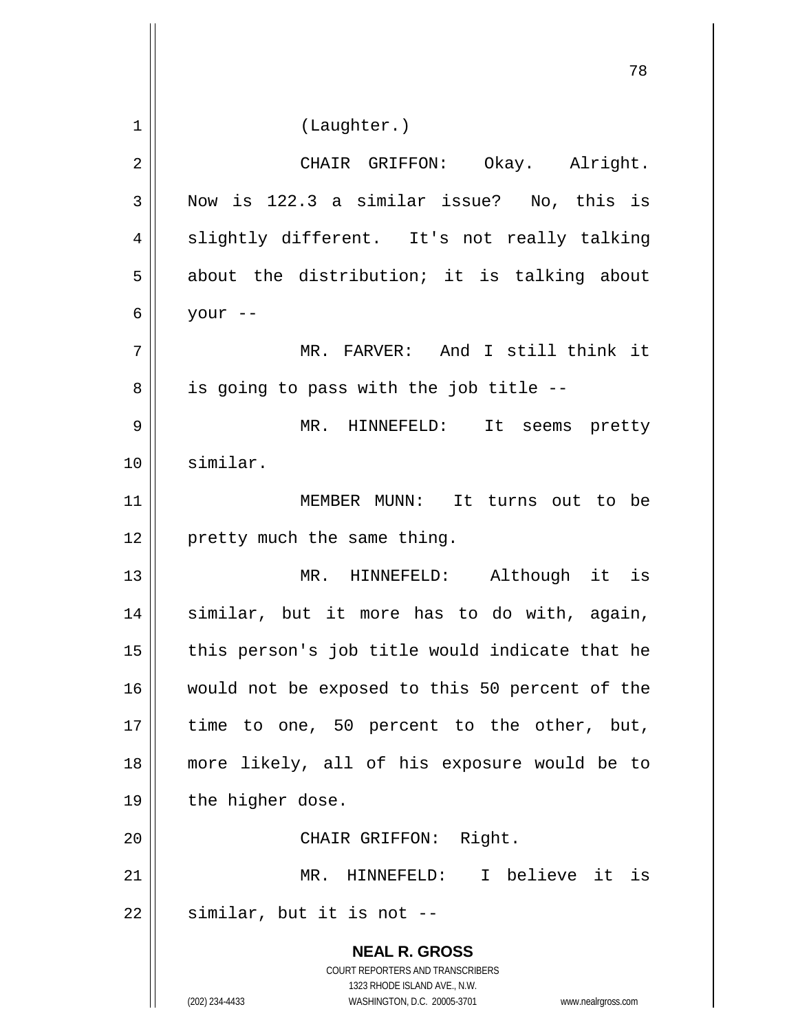(Laughter.)

CHAIR GRIFFON: Okay. Alright. Now is 122.3 a similar issue? No, this is slightly different. It's not really talking about the distribution; it is talking about your --

MR. FARVER: And I still think it is going to pass with the job title --

MR. HINNEFELD: It seems pretty similar.

MEMBER MUNN: It turns out to be pretty much the same thing.

MR. HINNEFELD: Although it is similar, but it more has to do with, again, this person's job title would indicate that he would not be exposed to this 50 percent of the time to one, 50 percent to the other, but, more likely, all of his exposure would be to the higher dose.

CHAIR GRIFFON: Right.

MR. HINNEFELD: I believe it is similar, but it is not --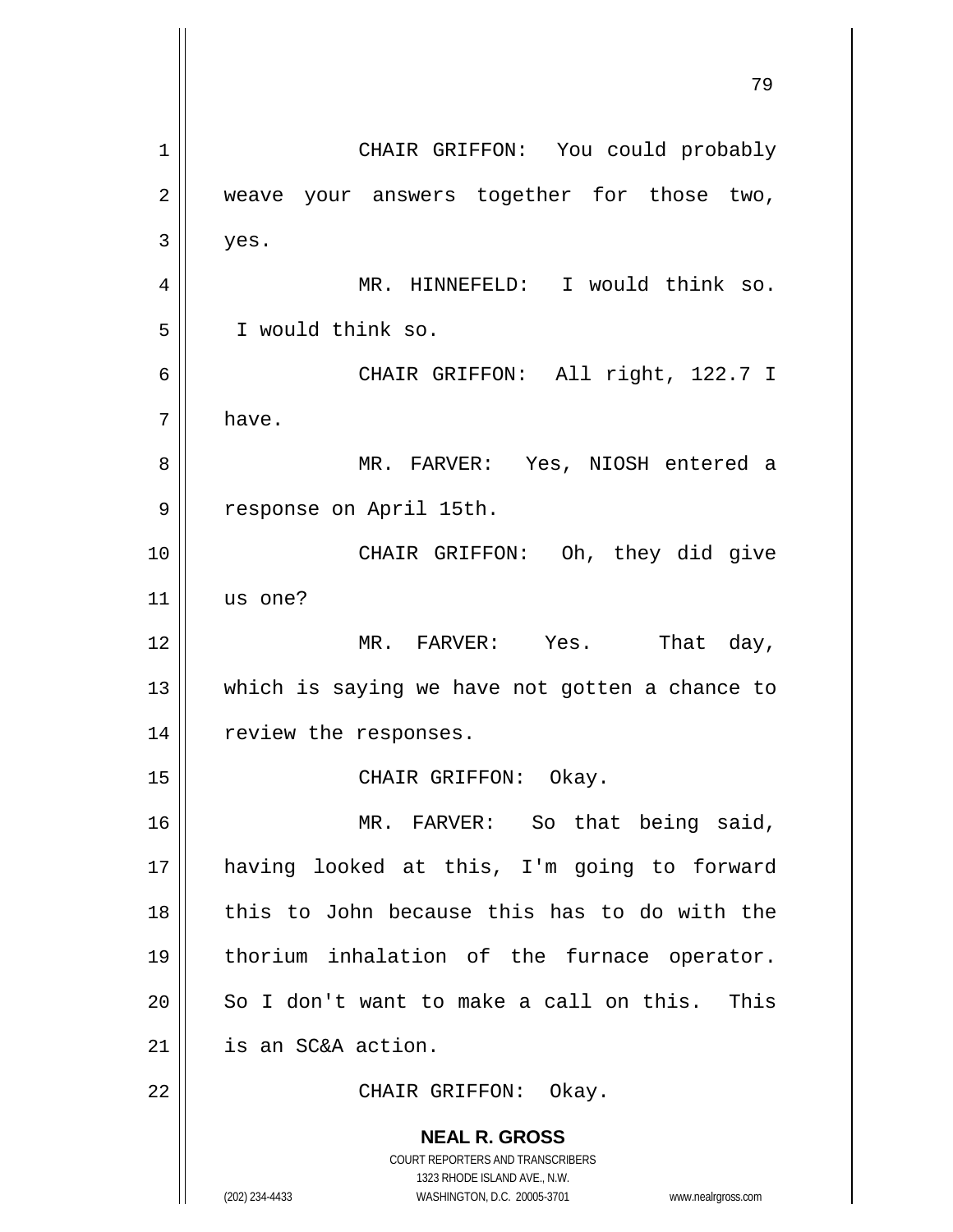CHAIR GRIFFON: You could probably weave your answers together for those two, yes.

MR. HINNEFELD: I would think so. I would think so.

CHAIR GRIFFON: All right, 122.7 I have.

MR. FARVER: Yes, NIOSH entered a response on April 15th.

CHAIR GRIFFON: Oh, they did give us one?

MR. FARVER: Yes. That day, which is saying we have not gotten a chance to review the responses.

CHAIR GRIFFON: Okay.

MR. FARVER: So that being said, having looked at this, I'm going to forward this to John because this has to do with the thorium inhalation of the furnace operator. So I don't want to make a call on this. This is an SC&A action.

CHAIR GRIFFON: Okay.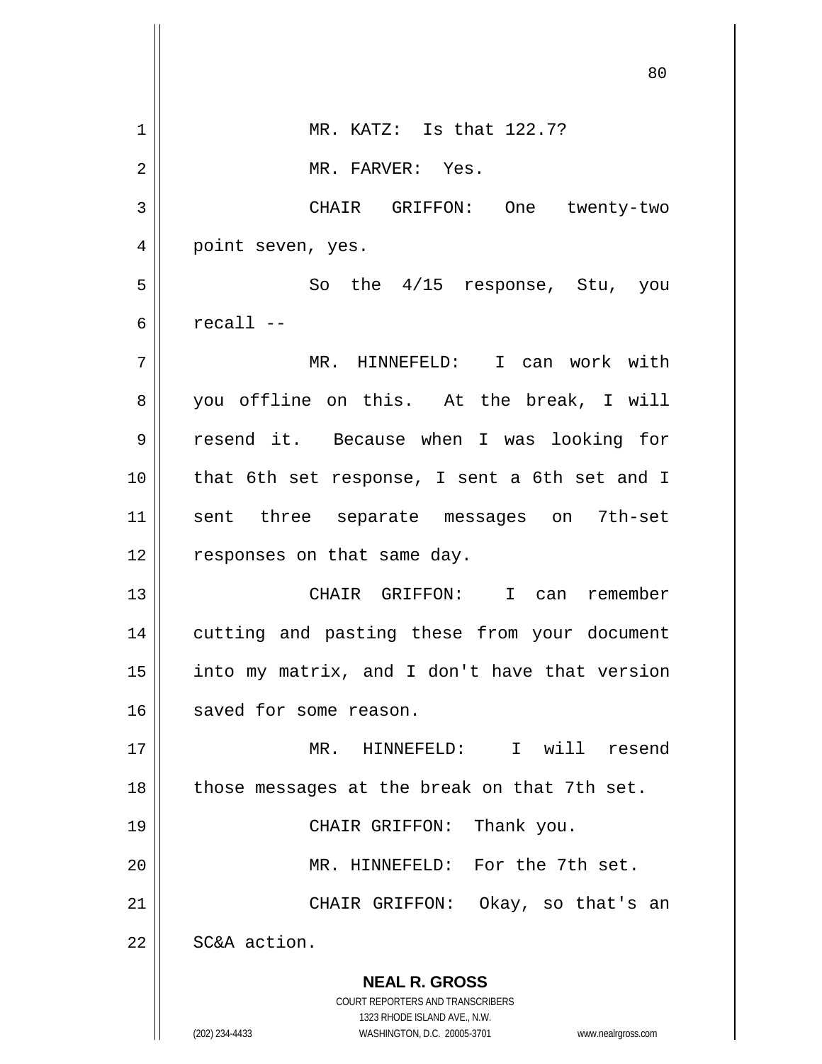MR. KATZ: Is that 122.7?

MR. FARVER: Yes.

CHAIR GRIFFON: One twenty-two point seven, yes.

So the 4/15 response, Stu, you recall --

MR. HINNEFELD: I can work with you offline on this. At the break, I will resend it. Because when I was looking for that 6th set response, I sent a 6th set and I sent three separate messages on 7th-set responses on that same day.

CHAIR GRIFFON: I can remember cutting and pasting these from your document into my matrix, and I don't have that version saved for some reason.

MR. HINNEFELD: I will resend those messages at the break on that 7th set.

CHAIR GRIFFON: Thank you.

MR. HINNEFELD: For the 7th set.

CHAIR GRIFFON: Okay, so that's an SC&A action.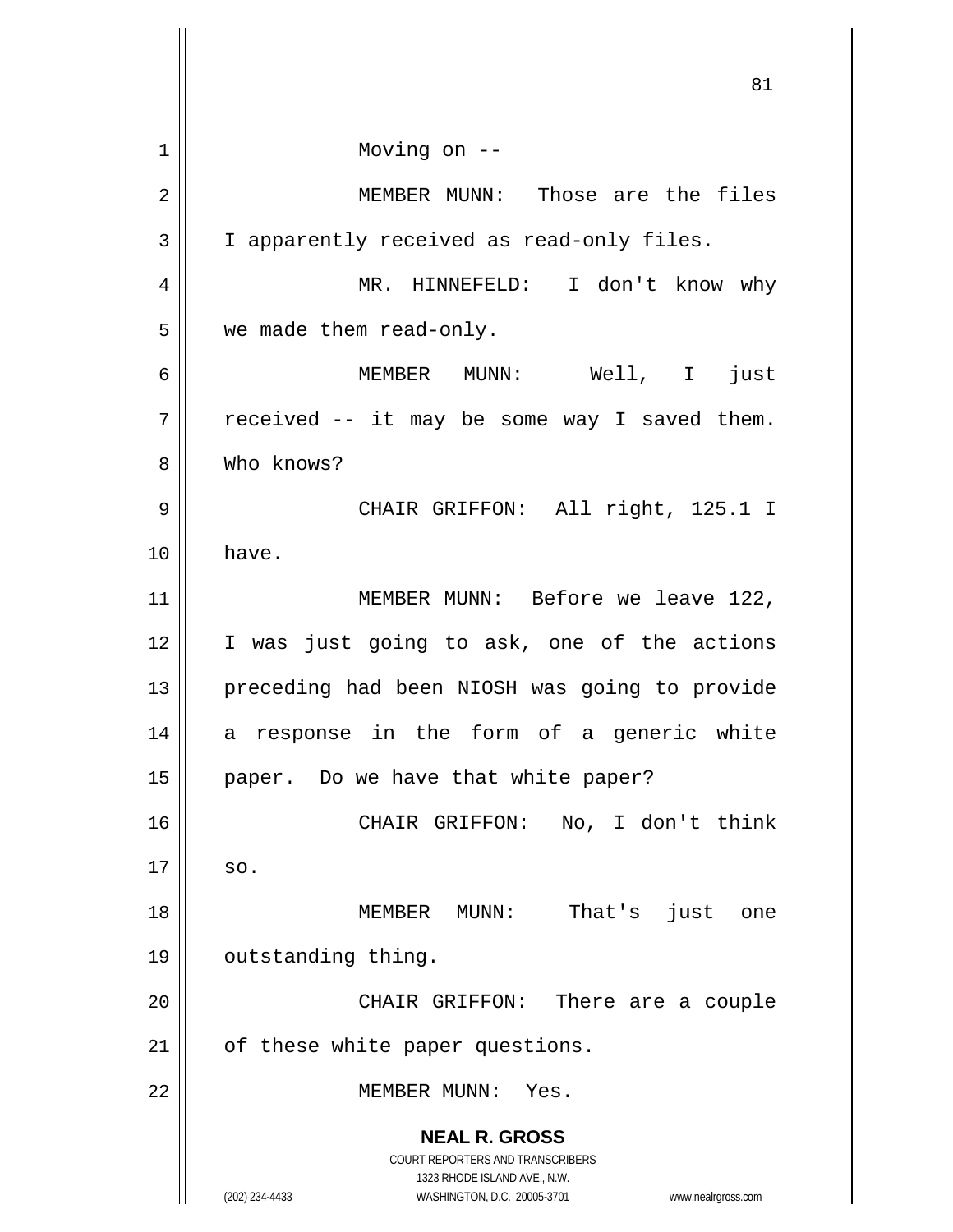Moving on --

MEMBER MUNN: Those are the files I apparently received as read-only files.

MR. HINNEFELD: I don't know why we made them read-only.

MEMBER MUNN: Well, I just received -- it may be some way I saved them. Who knows?

CHAIR GRIFFON: All right, 125.1 I have.

MEMBER MUNN: Before we leave 122, I was just going to ask, one of the actions preceding had been NIOSH was going to provide a response in the form of a generic white paper. Do we have that white paper?

CHAIR GRIFFON: No, I don't think so.

MEMBER MUNN: That's just one outstanding thing.

CHAIR GRIFFON: There are a couple of these white paper questions.

MEMBER MUNN: Yes.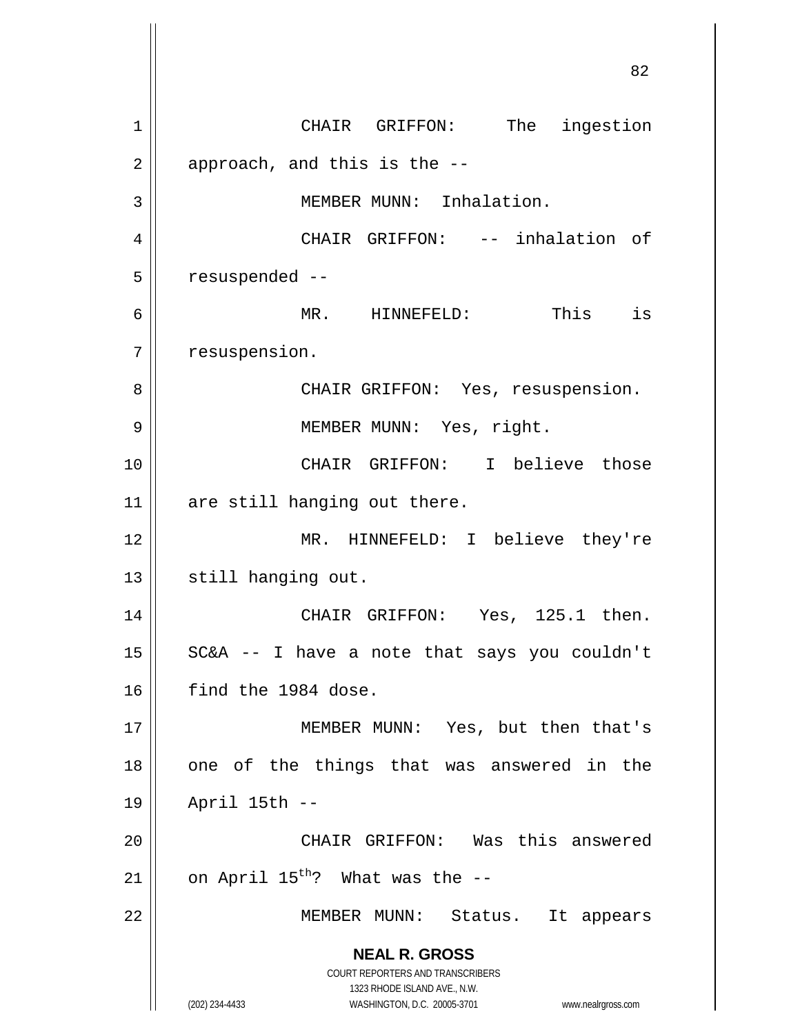CHAIR GRIFFON: The ingestion approach, and this is the --

MEMBER MUNN: Inhalation.

CHAIR GRIFFON: -- inhalation of resuspended --

MR. HINNEFELD: This is resuspension.

CHAIR GRIFFON: Yes, resuspension.

MEMBER MUNN: Yes, right.

CHAIR GRIFFON: I believe those are still hanging out there.

MR. HINNEFELD: I believe they're still hanging out.

CHAIR GRIFFON: Yes, 125.1 then. SC&A -- I have a note that says you couldn't find the 1984 dose.

MEMBER MUNN: Yes, but then that's one of the things that was answered in the April 15th --

CHAIR GRIFFON: Was this answered on April 15th? What was the --

MEMBER MUNN: Status. It appears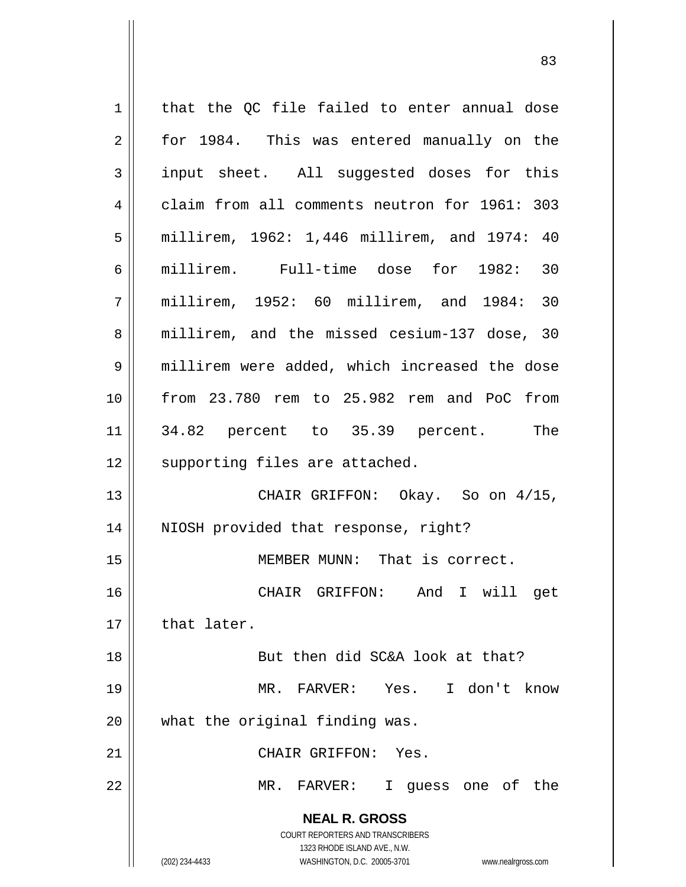that the QC file failed to enter annual dose for 1984. This was entered manually on the input sheet. All suggested doses for this claim from all comments neutron for 1961: 303 millirem, 1962: 1,446 millirem, and 1974: 40 millirem. Full-time dose for 1982: 30 millirem, 1952: 60 millirem, and 1984: 30 millirem, and the missed cesium-137 dose, 30 millirem were added, which increased the dose from 23.780 rem to 25.982 rem and PoC from 34.82 percent to 35.39 percent. The supporting files are attached.

CHAIR GRIFFON: Okay. So on 4/15, NIOSH provided that response, right?

MEMBER MUNN: That is correct.

CHAIR GRIFFON: And I will get that later.

But then did SC&A look at that?

MR. FARVER: Yes. I don't know what the original finding was.

CHAIR GRIFFON: Yes.

MR. FARVER: I guess one of the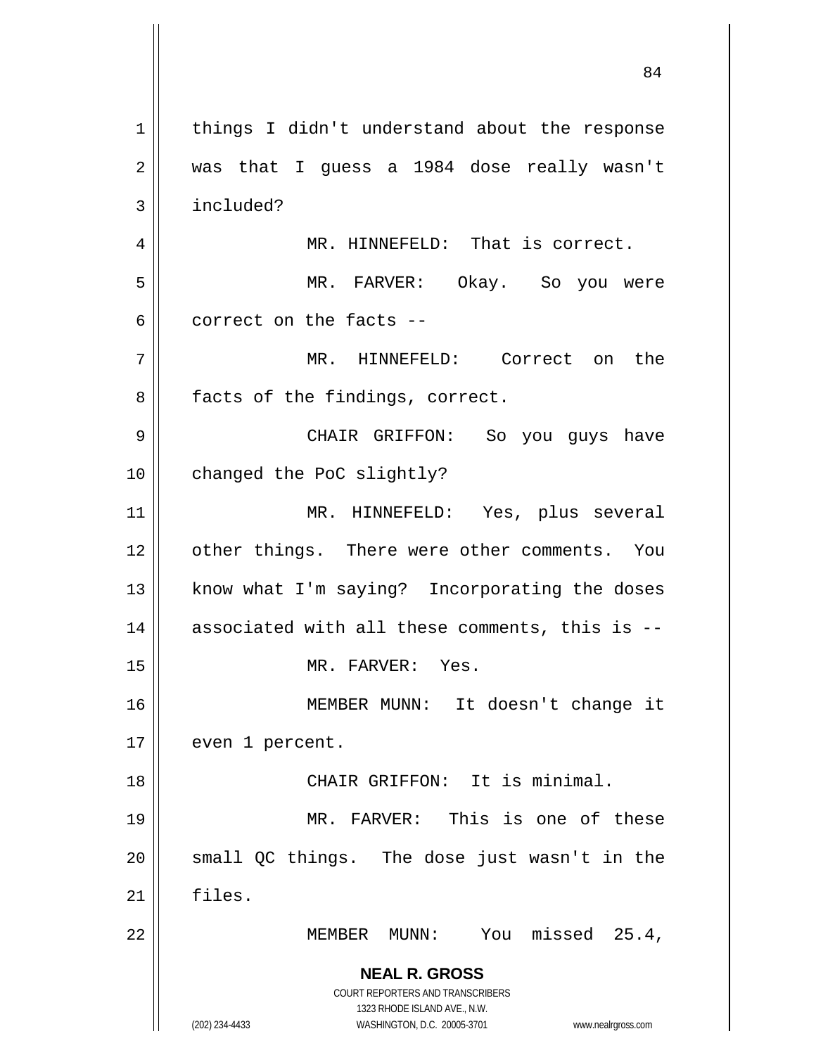things I didn't understand about the response was that I guess a 1984 dose really wasn't included?

MR. HINNEFELD: That is correct.

MR. FARVER: Okay. So you were correct on the facts --

MR. HINNEFELD: Correct on the facts of the findings, correct.

CHAIR GRIFFON: So you guys have changed the PoC slightly?

MR. HINNEFELD: Yes, plus several other things. There were other comments. You know what I'm saying? Incorporating the doses associated with all these comments, this is --

MR. FARVER: Yes.

MEMBER MUNN: It doesn't change it even 1 percent.

CHAIR GRIFFON: It is minimal.

MR. FARVER: This is one of these small QC things. The dose just wasn't in the files.

MEMBER MUNN: You missed 25.4,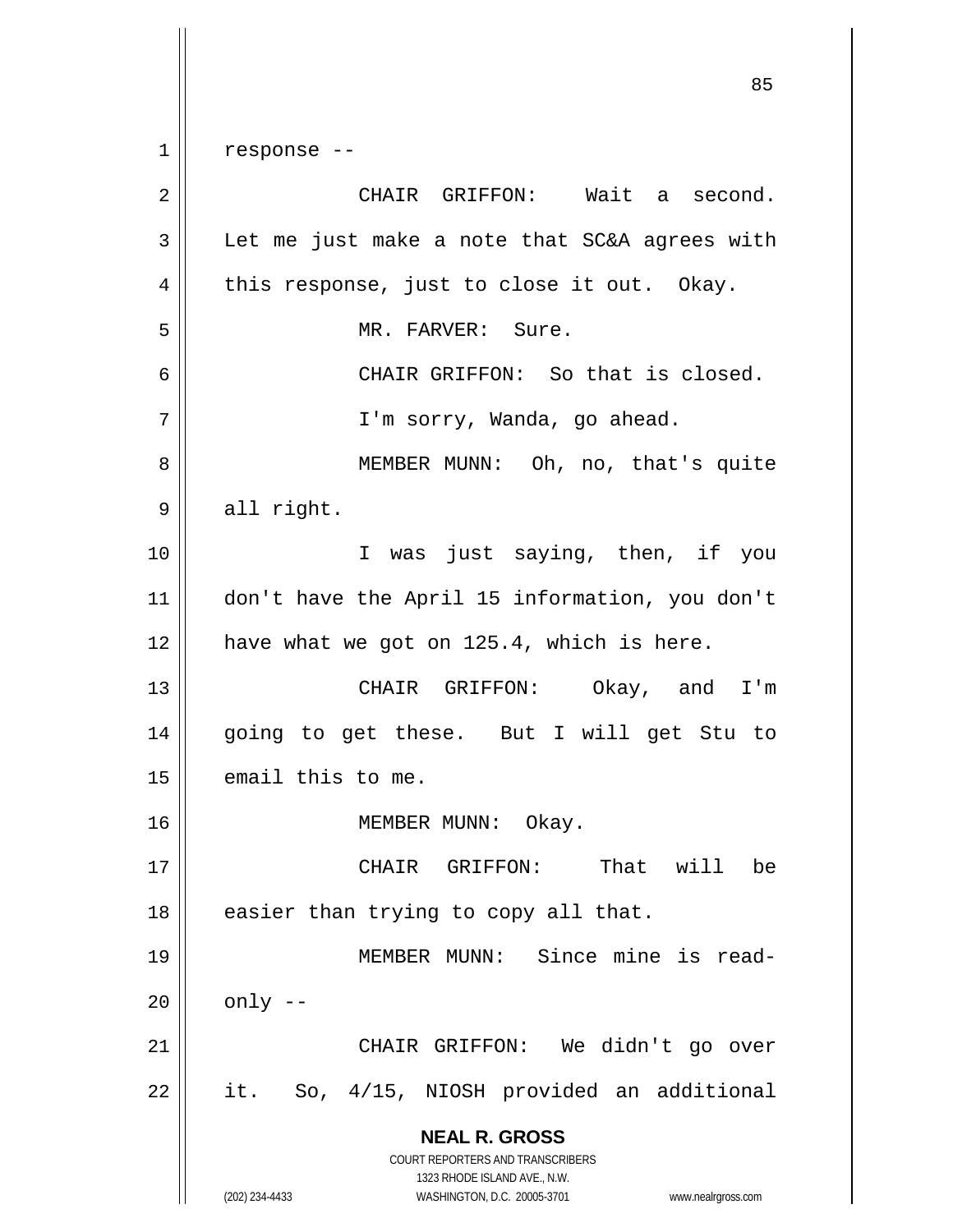response --

CHAIR GRIFFON: Wait a second. Let me just make a note that SC&A agrees with this response, just to close it out. Okay.

MR. FARVER: Sure.

CHAIR GRIFFON: So that is closed. I'm sorry, Wanda, go ahead.

MEMBER MUNN: Oh, no, that's quite all right.

I was just saying, then, if you don't have the April 15 information, you don't have what we got on 125.4, which is here.

CHAIR GRIFFON: Okay, and I'm going to get these. But I will get Stu to email this to me.

MEMBER MUNN: Okay.

CHAIR GRIFFON: That will be easier than trying to copy all that.

MEMBER MUNN: Since mine is read-only --

CHAIR GRIFFON: We didn't go over it. So, 4/15, NIOSH provided an additional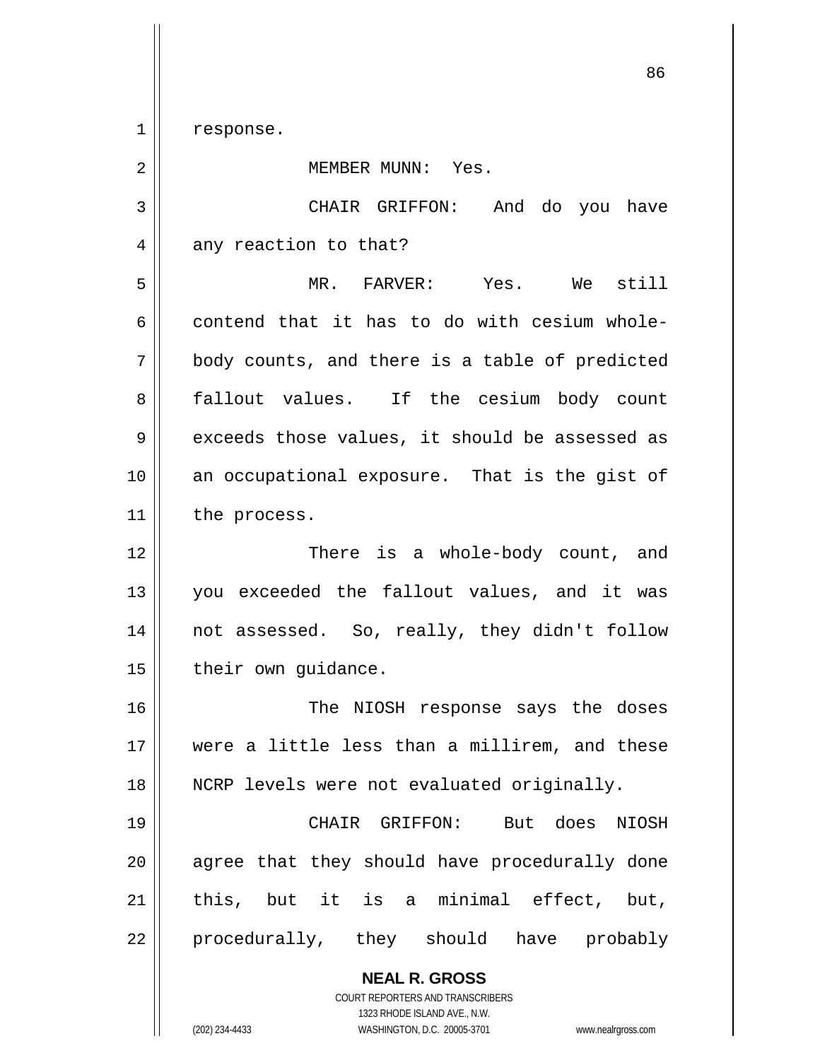response.

MEMBER MUNN: Yes.

CHAIR GRIFFON: And do you have any reaction to that?

MR. FARVER: Yes. We still contend that it has to do with cesium whole-body counts, and there is a table of predicted fallout values. If the cesium body count exceeds those values, it should be assessed as an occupational exposure. That is the gist of the process.

There is a whole-body count, and you exceeded the fallout values, and it was not assessed. So, really, they didn't follow their own guidance.

The NIOSH response says the doses were a little less than a millirem, and these NCRP levels were not evaluated originally.

CHAIR GRIFFON: But does NIOSH agree that they should have procedurally done this, but it is a minimal effect, but, procedurally, they should have probably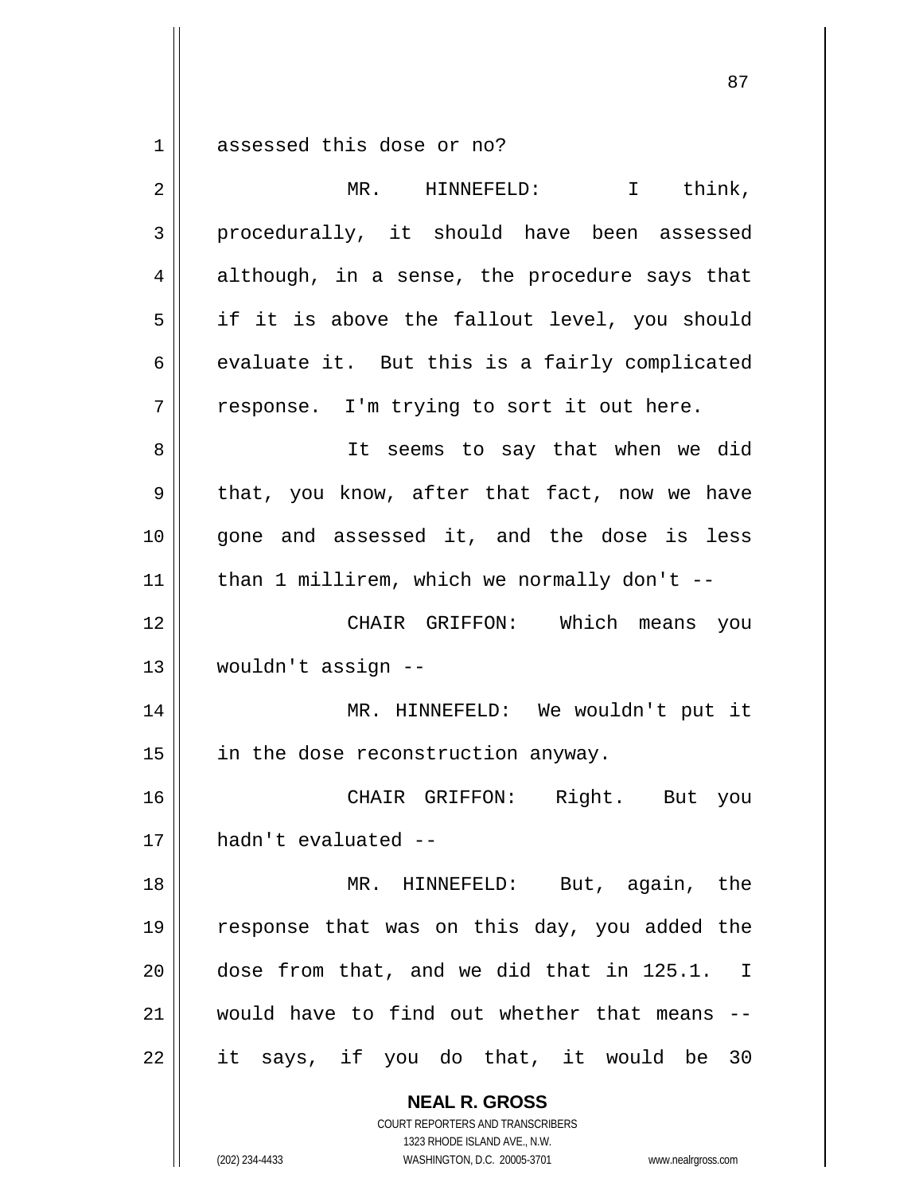assessed this dose or no?

MR. HINNEFELD: I think, procedurally, it should have been assessed although, in a sense, the procedure says that if it is above the fallout level, you should evaluate it. But this is a fairly complicated response. I'm trying to sort it out here.

It seems to say that when we did that, you know, after that fact, now we have gone and assessed it, and the dose is less than 1 millirem, which we normally don't --

CHAIR GRIFFON: Which means you wouldn't assign --

MR. HINNEFELD: We wouldn't put it in the dose reconstruction anyway.

CHAIR GRIFFON: Right. But you hadn't evaluated --

MR. HINNEFELD: But, again, the response that was on this day, you added the dose from that, and we did that in 125.1. I would have to find out whether that means -- it says, if you do that, it would be 30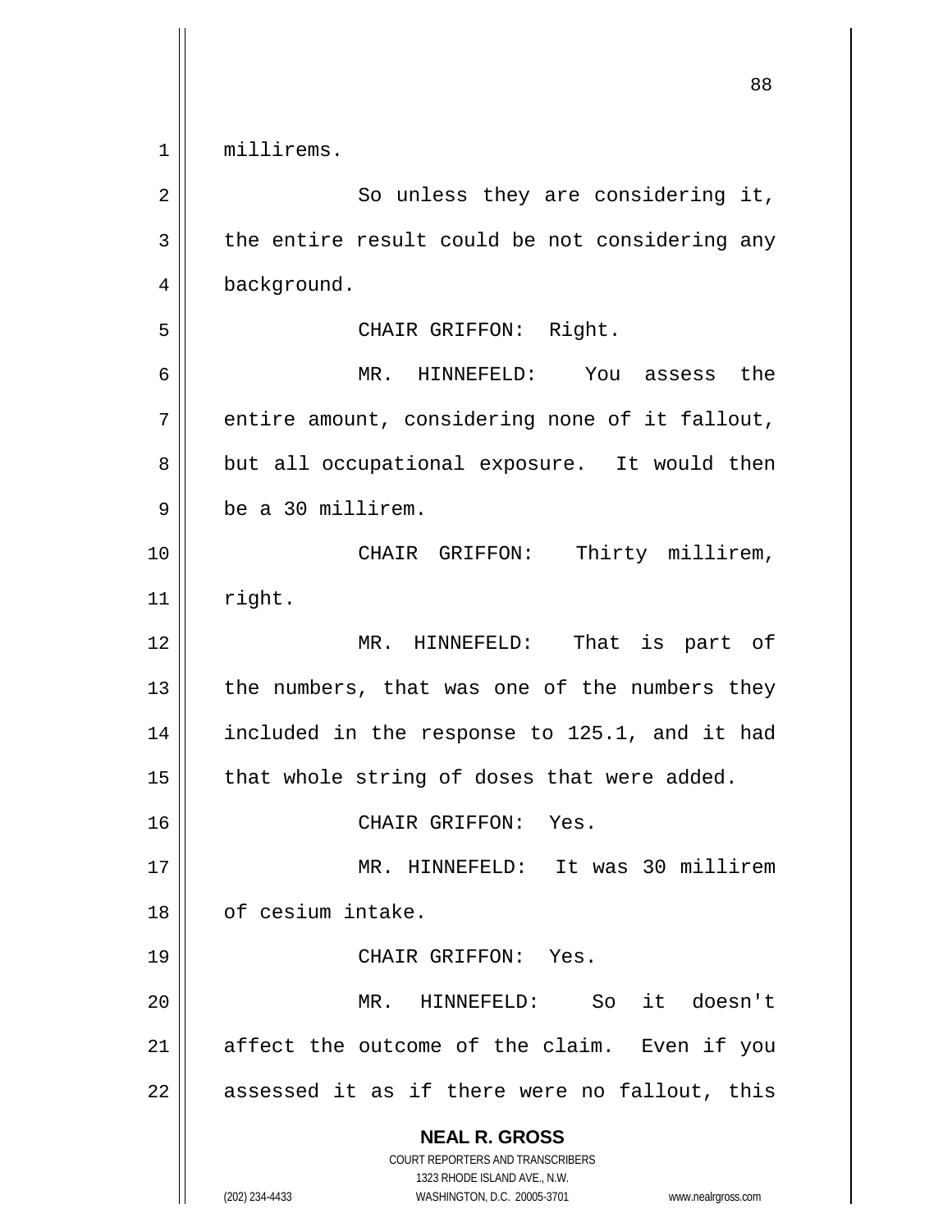millirems.

So unless they are considering it, the entire result could be not considering any background.

CHAIR GRIFFON: Right.

MR. HINNEFELD: You assess the entire amount, considering none of it fallout, but all occupational exposure. It would then be a 30 millirem.

CHAIR GRIFFON: Thirty millirem, right.

MR. HINNEFELD: That is part of the numbers, that was one of the numbers they included in the response to 125.1, and it had that whole string of doses that were added.

CHAIR GRIFFON: Yes.

MR. HINNEFELD: It was 30 millirem of cesium intake.

CHAIR GRIFFON: Yes.

MR. HINNEFELD: So it doesn't affect the outcome of the claim. Even if you assessed it as if there were no fallout, this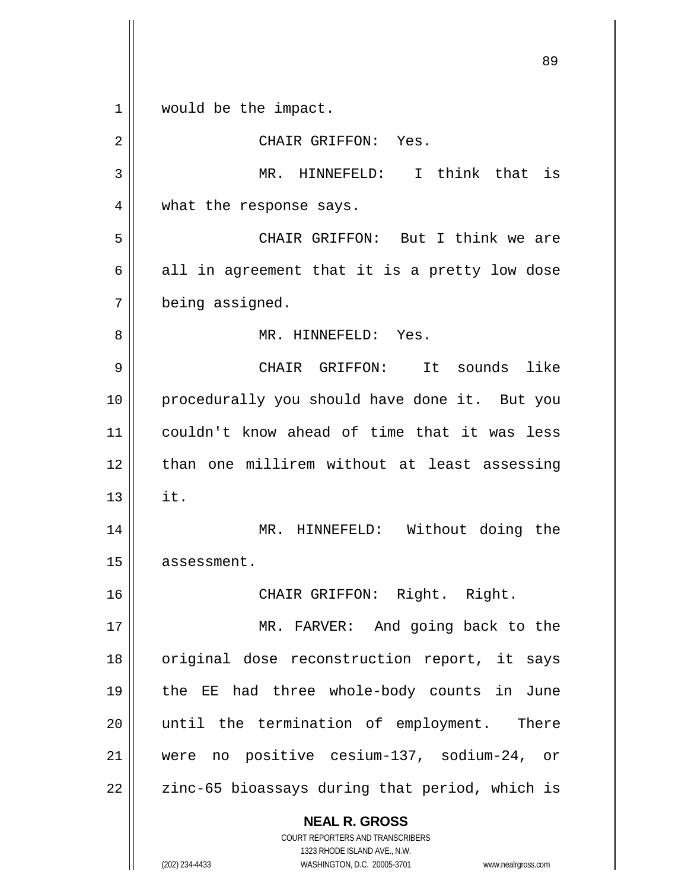would be the impact.

CHAIR GRIFFON: Yes.

MR. HINNEFELD: I think that is what the response says.

CHAIR GRIFFON: But I think we are all in agreement that it is a pretty low dose being assigned.

MR. HINNEFELD: Yes.

CHAIR GRIFFON: It sounds like procedurally you should have done it. But you couldn't know ahead of time that it was less than one millirem without at least assessing it.

MR. HINNEFELD: Without doing the assessment.

CHAIR GRIFFON: Right. Right.

MR. FARVER: And going back to the original dose reconstruction report, it says the EE had three whole-body counts in June until the termination of employment. There were no positive cesium-137, sodium-24, or zinc-65 bioassays during that period, which is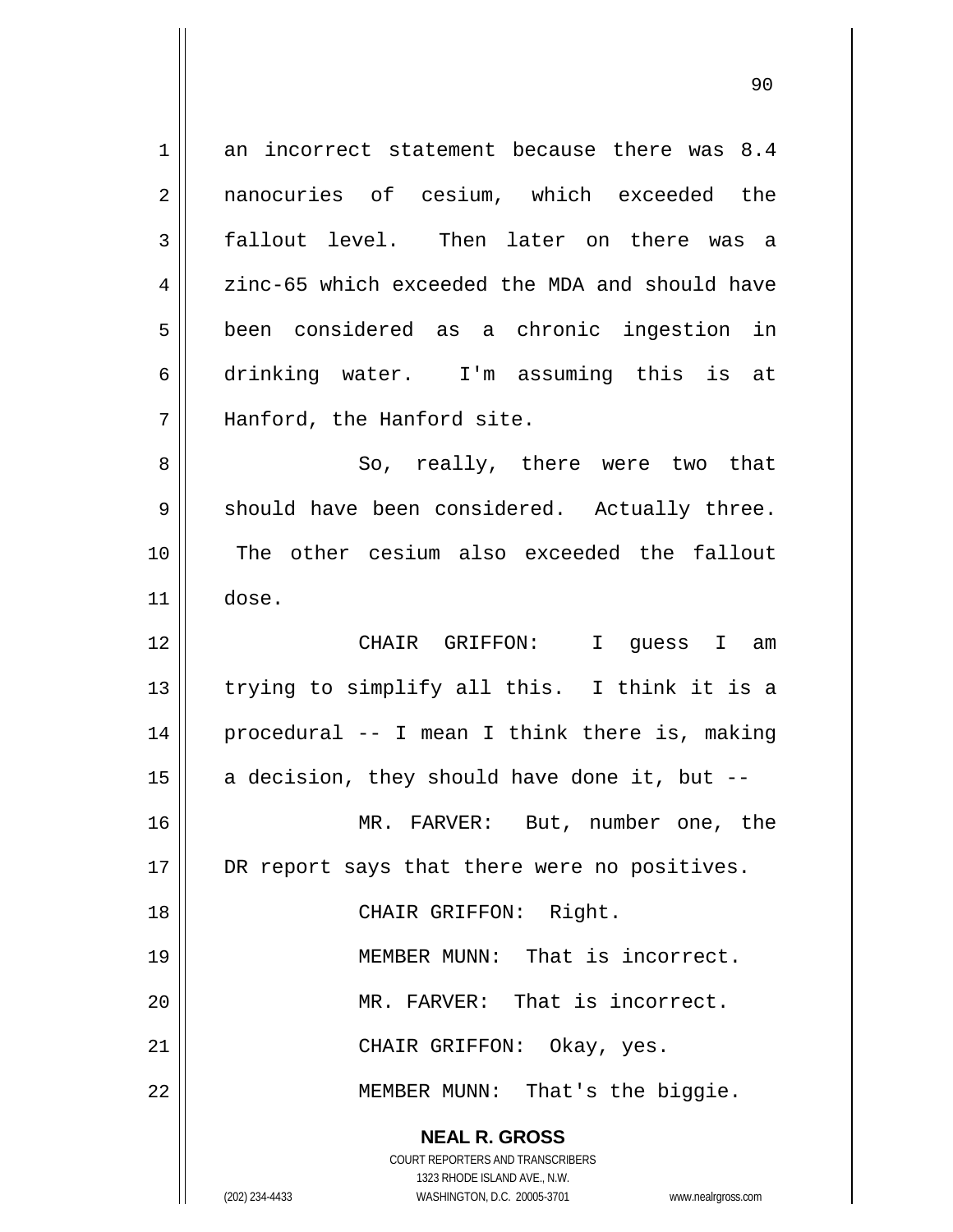an incorrect statement because there was 8.4 nanocuries of cesium, which exceeded the fallout level. Then later on there was a zinc-65 which exceeded the MDA and should have been considered as a chronic ingestion in drinking water. I'm assuming this is at Hanford, the Hanford site.

So, really, there were two that should have been considered. Actually three. The other cesium also exceeded the fallout dose.

CHAIR GRIFFON: I guess I am trying to simplify all this. I think it is a procedural -- I mean I think there is, making a decision, they should have done it, but --

MR. FARVER: But, number one, the DR report says that there were no positives.

CHAIR GRIFFON: Right.

MEMBER MUNN: That is incorrect.

MR. FARVER: That is incorrect.

CHAIR GRIFFON: Okay, yes.

MEMBER MUNN: That's the biggie.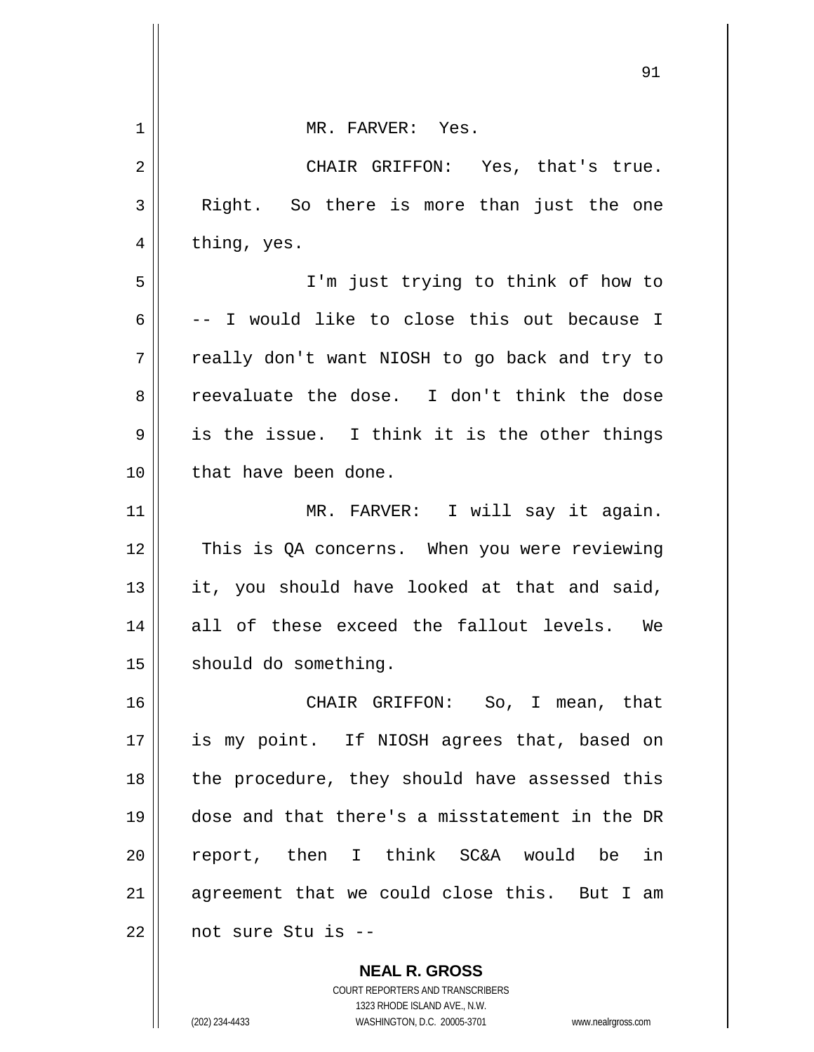MR. FARVER: Yes.

CHAIR GRIFFON: Yes, that's true. Right. So there is more than just the one thing, yes.

I'm just trying to think of how to -- I would like to close this out because I really don't want NIOSH to go back and try to reevaluate the dose. I don't think the dose is the issue. I think it is the other things that have been done.

MR. FARVER: I will say it again. This is QA concerns. When you were reviewing it, you should have looked at that and said, all of these exceed the fallout levels. We should do something.

CHAIR GRIFFON: So, I mean, that is my point. If NIOSH agrees that, based on the procedure, they should have assessed this dose and that there's a misstatement in the DR report, then I think SC&A would be in agreement that we could close this. But I am not sure Stu is --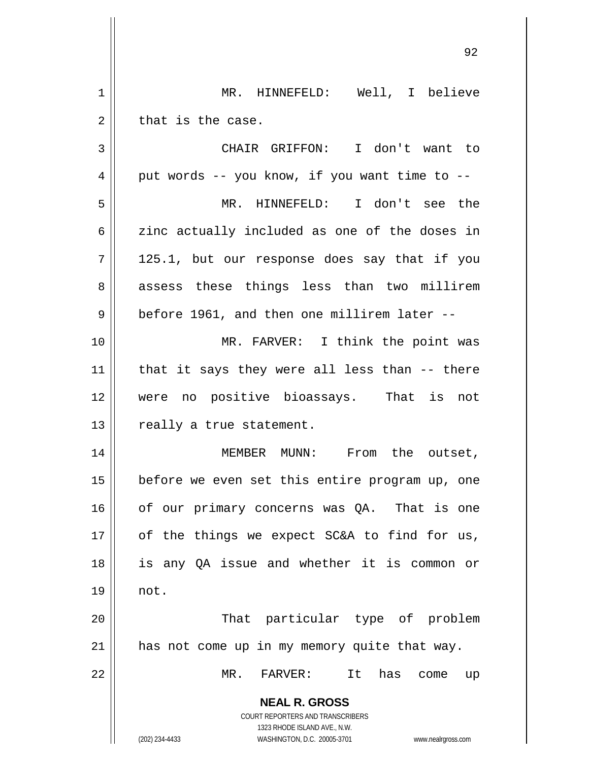MR. HINNEFELD: Well, I believe that is the case.

CHAIR GRIFFON: I don't want to put words -- you know, if you want time to --

MR. HINNEFELD: I don't see the zinc actually included as one of the doses in 125.1, but our response does say that if you assess these things less than two millirem before 1961, and then one millirem later --

MR. FARVER: I think the point was that it says they were all less than -- there were no positive bioassays. That is not really a true statement.

MEMBER MUNN: From the outset, before we even set this entire program up, one of our primary concerns was QA. That is one of the things we expect SC&A to find for us, is any QA issue and whether it is common or not.

That particular type of problem has not come up in my memory quite that way.

MR. FARVER: It has come up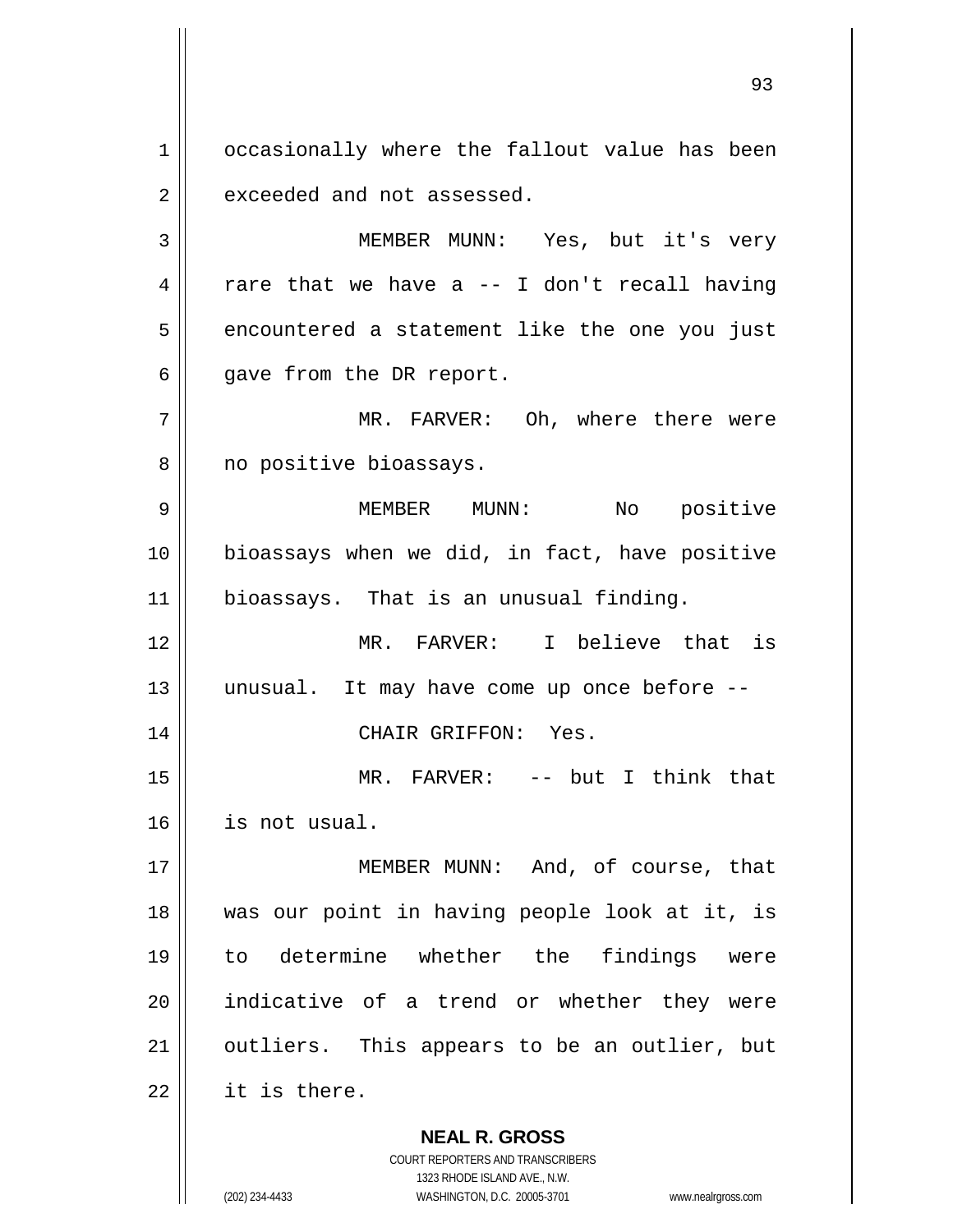occasionally where the fallout value has been exceeded and not assessed.

MEMBER MUNN: Yes, but it's very rare that we have a -- I don't recall having encountered a statement like the one you just gave from the DR report.

MR. FARVER: Oh, where there were no positive bioassays.

MEMBER MUNN: No positive bioassays when we did, in fact, have positive bioassays. That is an unusual finding.

MR. FARVER: I believe that is unusual. It may have come up once before --

CHAIR GRIFFON: Yes.

MR. FARVER: -- but I think that is not usual.

MEMBER MUNN: And, of course, that was our point in having people look at it, is to determine whether the findings were indicative of a trend or whether they were outliers. This appears to be an outlier, but it is there.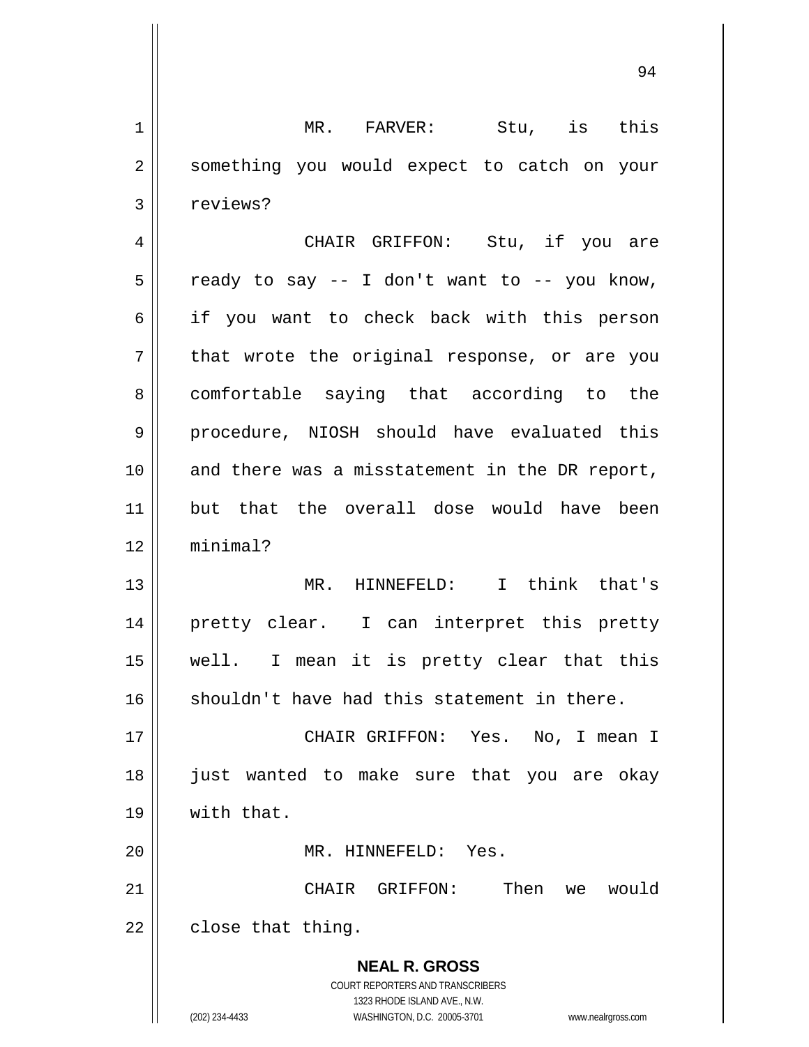MR. FARVER: Stu, is this something you would expect to catch on your reviews?

CHAIR GRIFFON: Stu, if you are ready to say -- I don't want to -- you know, if you want to check back with this person that wrote the original response, or are you comfortable saying that according to the procedure, NIOSH should have evaluated this and there was a misstatement in the DR report, but that the overall dose would have been minimal?

MR. HINNEFELD: I think that's pretty clear. I can interpret this pretty well. I mean it is pretty clear that this shouldn't have had this statement in there.

CHAIR GRIFFON: Yes. No, I mean I just wanted to make sure that you are okay with that.

MR. HINNEFELD: Yes.

CHAIR GRIFFON: Then we would close that thing.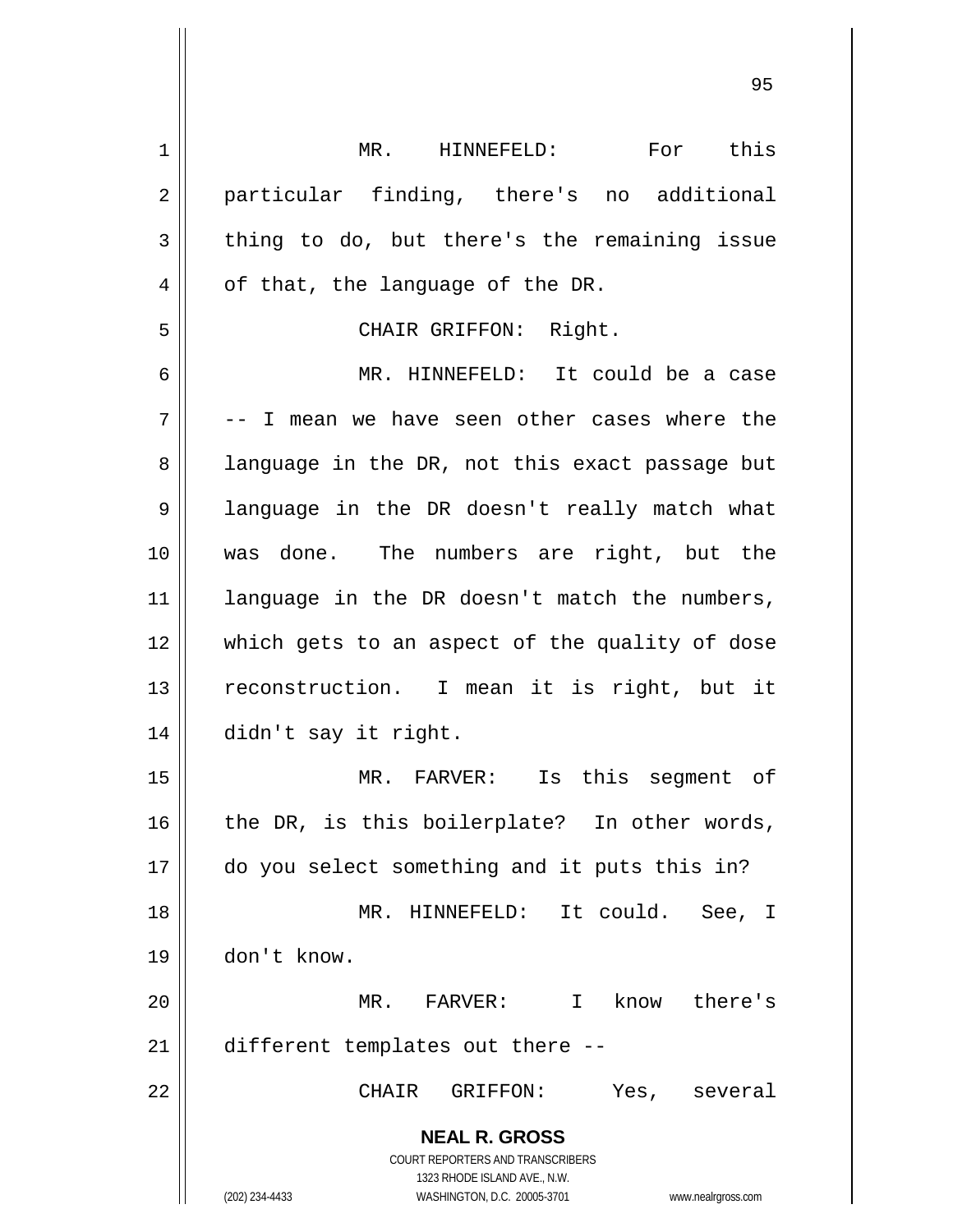MR. HINNEFELD: For this particular finding, there's no additional thing to do, but there's the remaining issue of that, the language of the DR.

CHAIR GRIFFON: Right.

MR. HINNEFELD: It could be a case -- I mean we have seen other cases where the language in the DR, not this exact passage but language in the DR doesn't really match what was done. The numbers are right, but the language in the DR doesn't match the numbers, which gets to an aspect of the quality of dose reconstruction. I mean it is right, but it didn't say it right.

MR. FARVER: Is this segment of the DR, is this boilerplate? In other words, do you select something and it puts this in?

MR. HINNEFELD: It could. See, I don't know.

MR. FARVER: I know there's different templates out there --

CHAIR GRIFFON: Yes, several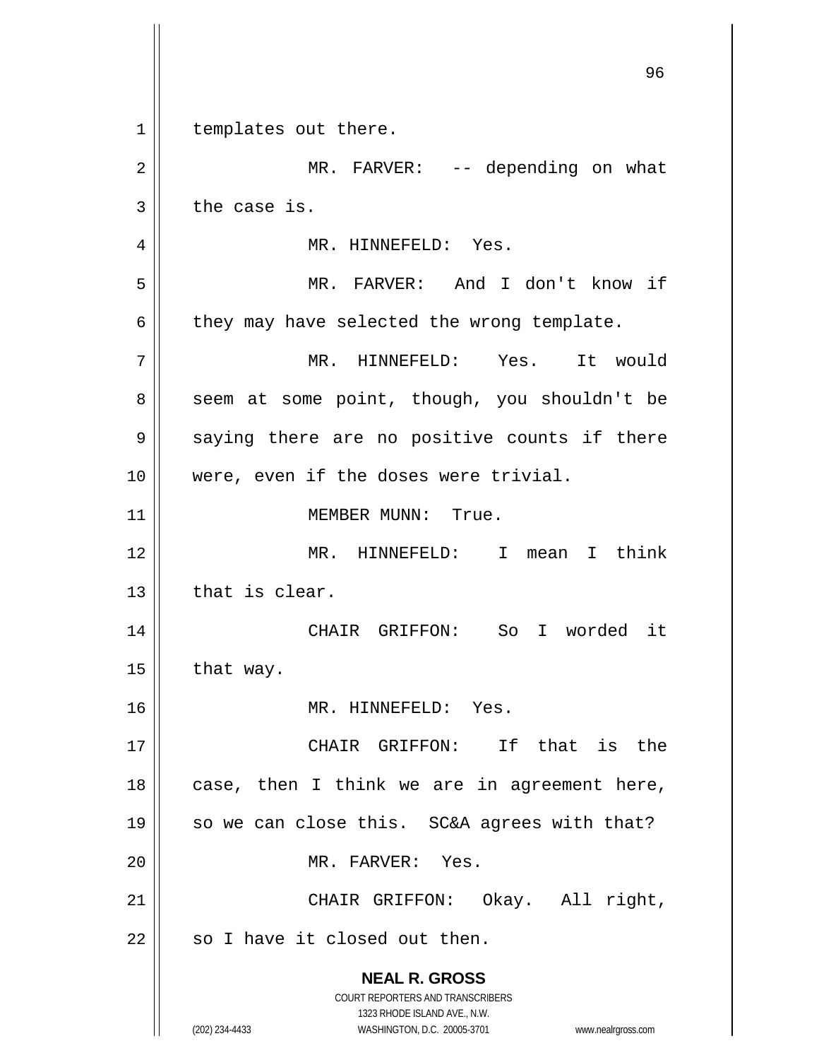templates out there.

MR. FARVER: -- depending on what the case is.

MR. HINNEFELD: Yes.

MR. FARVER: And I don't know if they may have selected the wrong template.

MR. HINNEFELD: Yes. It would seem at some point, though, you shouldn't be saying there are no positive counts if there were, even if the doses were trivial.

MEMBER MUNN: True.

MR. HINNEFELD: I mean I think that is clear.

CHAIR GRIFFON: So I worded it that way.

MR. HINNEFELD: Yes.

CHAIR GRIFFON: If that is the case, then I think we are in agreement here, so we can close this. SC&A agrees with that?

MR. FARVER: Yes.

CHAIR GRIFFON: Okay. All right, so I have it closed out then.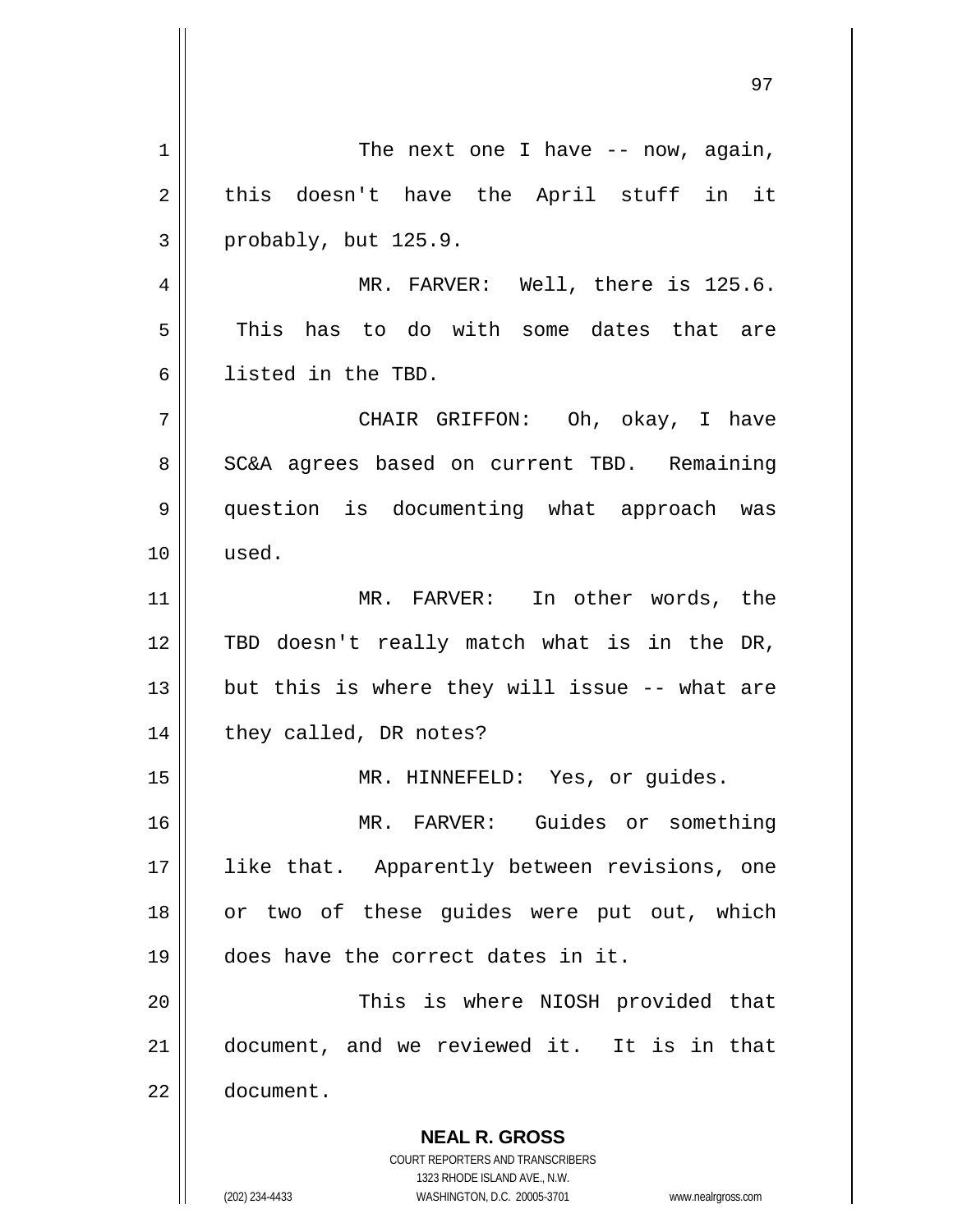The next one I have -- now, again, this doesn't have the April stuff in it probably, but 125.9.

MR. FARVER: Well, there is 125.6. This has to do with some dates that are listed in the TBD.

CHAIR GRIFFON: Oh, okay, I have SC&A agrees based on current TBD. Remaining question is documenting what approach was used.

MR. FARVER: In other words, the TBD doesn't really match what is in the DR, but this is where they will issue -- what are they called, DR notes?

MR. HINNEFELD: Yes, or guides.

MR. FARVER: Guides or something like that. Apparently between revisions, one or two of these guides were put out, which does have the correct dates in it.

This is where NIOSH provided that document, and we reviewed it. It is in that document.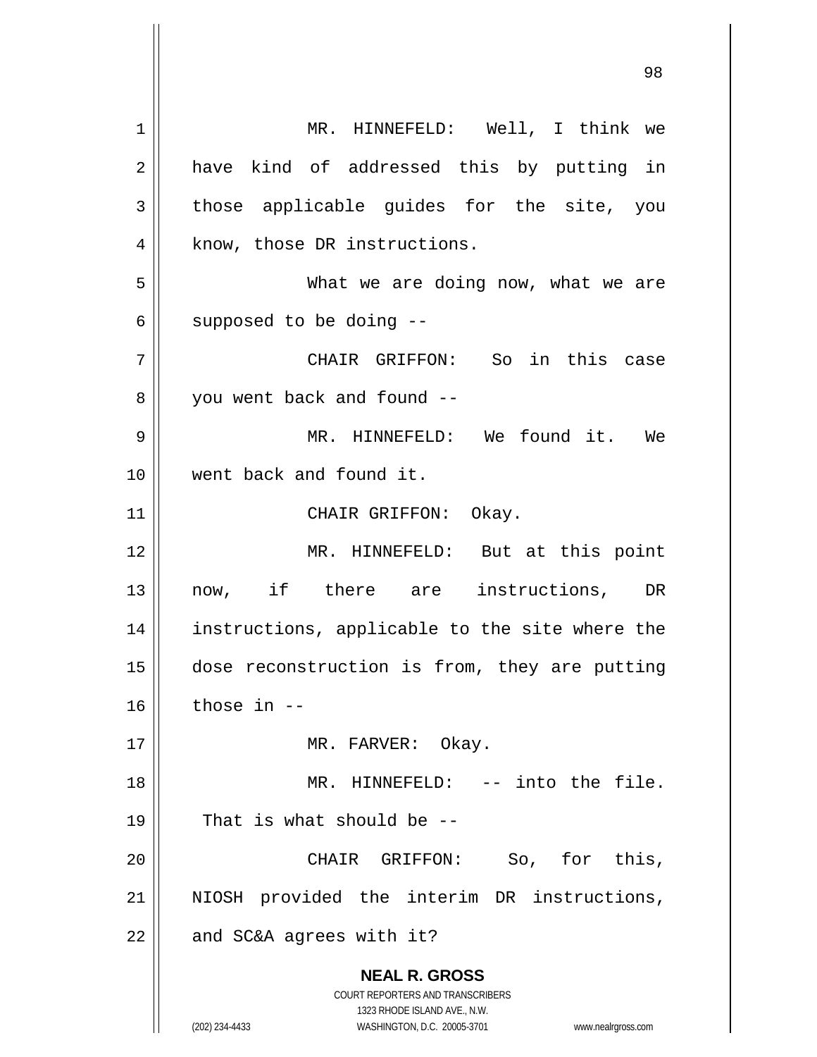MR. HINNEFELD: Well, I think we have kind of addressed this by putting in those applicable guides for the site, you know, those DR instructions.

What we are doing now, what we are supposed to be doing --

CHAIR GRIFFON: So in this case you went back and found --

MR. HINNEFELD: We found it. We went back and found it.

CHAIR GRIFFON: Okay.

MR. HINNEFELD: But at this point now, if there are instructions, DR instructions, applicable to the site where the dose reconstruction is from, they are putting those in --

MR. FARVER: Okay.

MR. HINNEFELD: -- into the file. That is what should be --

CHAIR GRIFFON: So, for this, NIOSH provided the interim DR instructions, and SC&A agrees with it?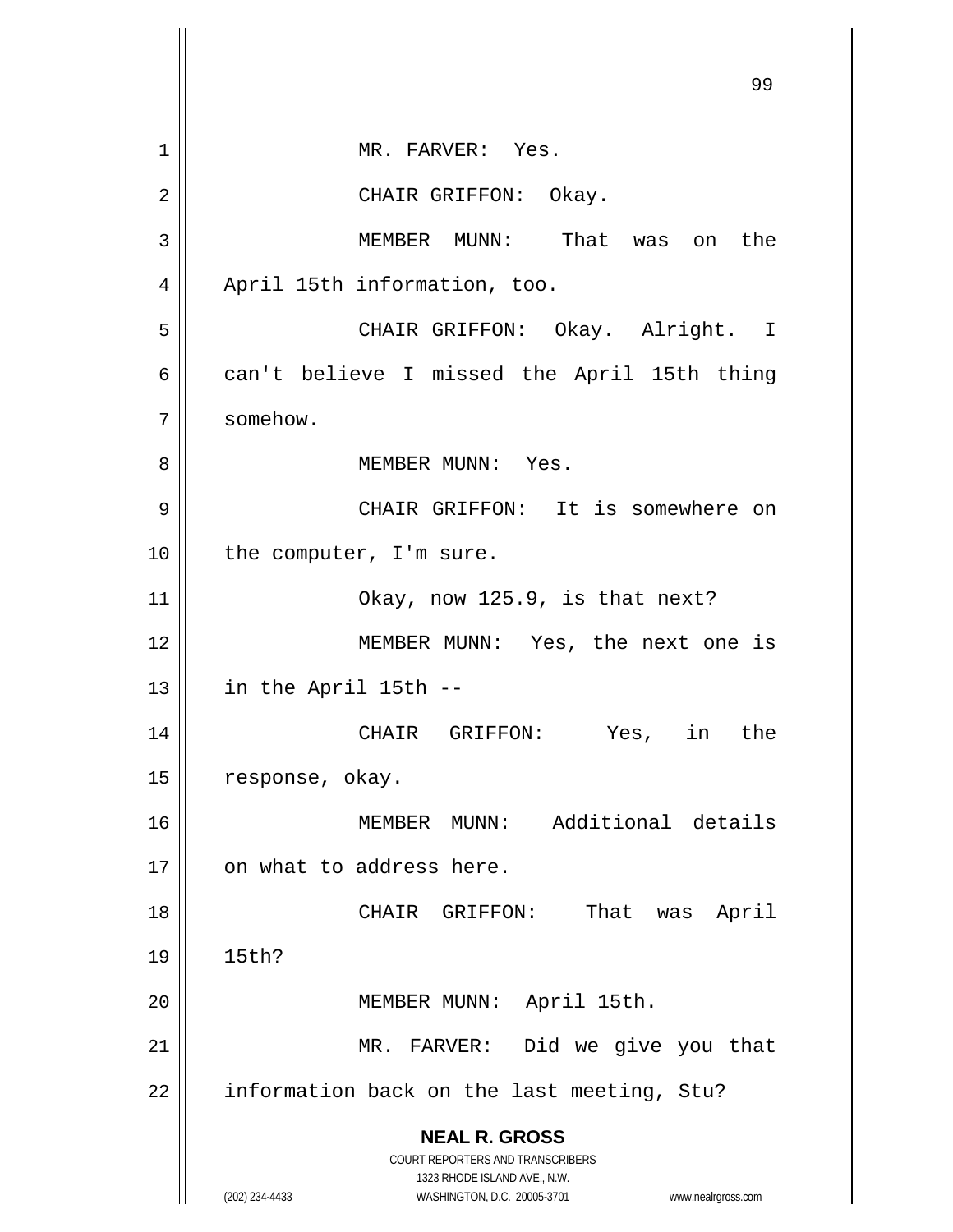MR. FARVER: Yes.

CHAIR GRIFFON: Okay.

MEMBER MUNN: That was on the April 15th information, too.

CHAIR GRIFFON: Okay. Alright. I can't believe I missed the April 15th thing somehow.

MEMBER MUNN: Yes.

CHAIR GRIFFON: It is somewhere on the computer, I'm sure.

Okay, now 125.9, is that next?

MEMBER MUNN: Yes, the next one is in the April 15th --

CHAIR GRIFFON: Yes, in the response, okay.

MEMBER MUNN: Additional details on what to address here.

CHAIR GRIFFON: That was April 15th?

MEMBER MUNN: April 15th.

MR. FARVER: Did we give you that information back on the last meeting, Stu?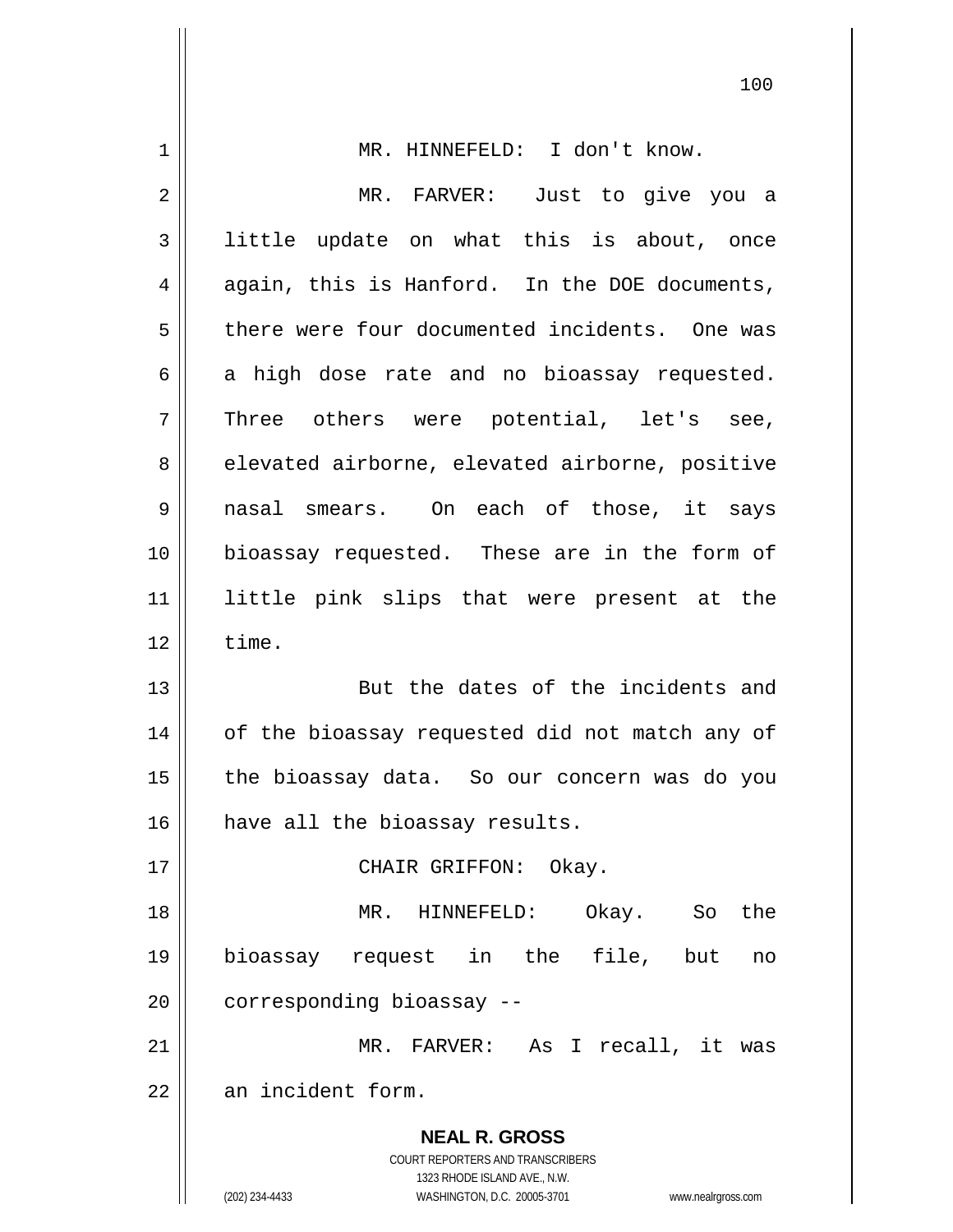MR. HINNEFELD: I don't know.

MR. FARVER: Just to give you a little update on what this is about, once again, this is Hanford. In the DOE documents, there were four documented incidents. One was a high dose rate and no bioassay requested. Three others were potential, let's see, elevated airborne, elevated airborne, positive nasal smears. On each of those, it says bioassay requested. These are in the form of little pink slips that were present at the time.

But the dates of the incidents and of the bioassay requested did not match any of the bioassay data. So our concern was do you have all the bioassay results.

CHAIR GRIFFON: Okay.

MR. HINNEFELD: Okay. So the bioassay request in the file, but no corresponding bioassay --

MR. FARVER: As I recall, it was an incident form.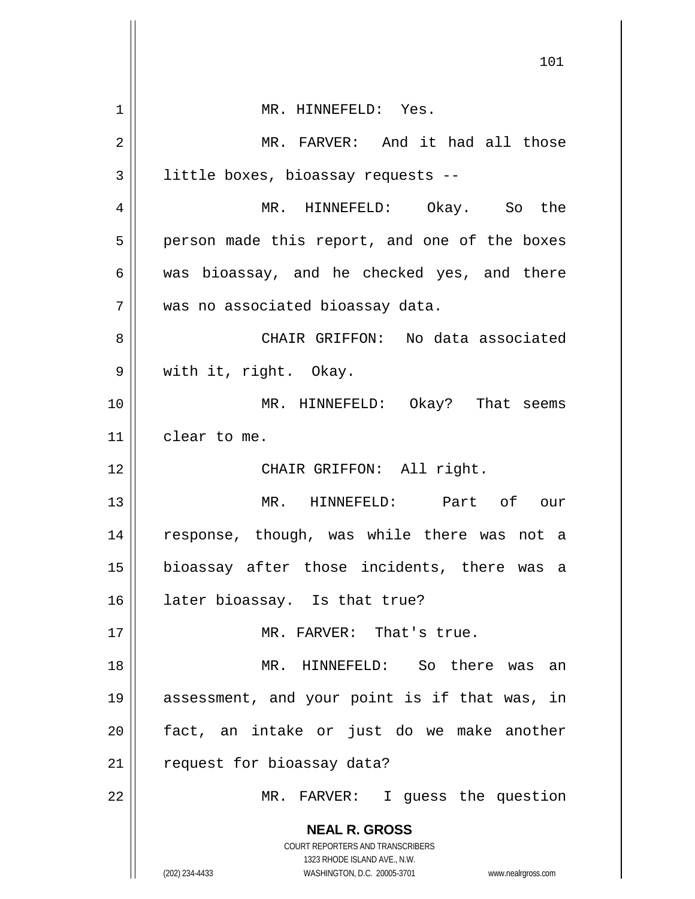MR. HINNEFELD: Yes.

MR. FARVER: And it had all those little boxes, bioassay requests --

MR. HINNEFELD: Okay. So the person made this report, and one of the boxes was bioassay, and he checked yes, and there was no associated bioassay data.

CHAIR GRIFFON: No data associated with it, right. Okay.

MR. HINNEFELD: Okay? That seems clear to me.

CHAIR GRIFFON: All right.

MR. HINNEFELD: Part of our response, though, was while there was not a bioassay after those incidents, there was a later bioassay. Is that true?

MR. FARVER: That's true.

MR. HINNEFELD: So there was an assessment, and your point is if that was, in fact, an intake or just do we make another request for bioassay data?

MR. FARVER: I guess the question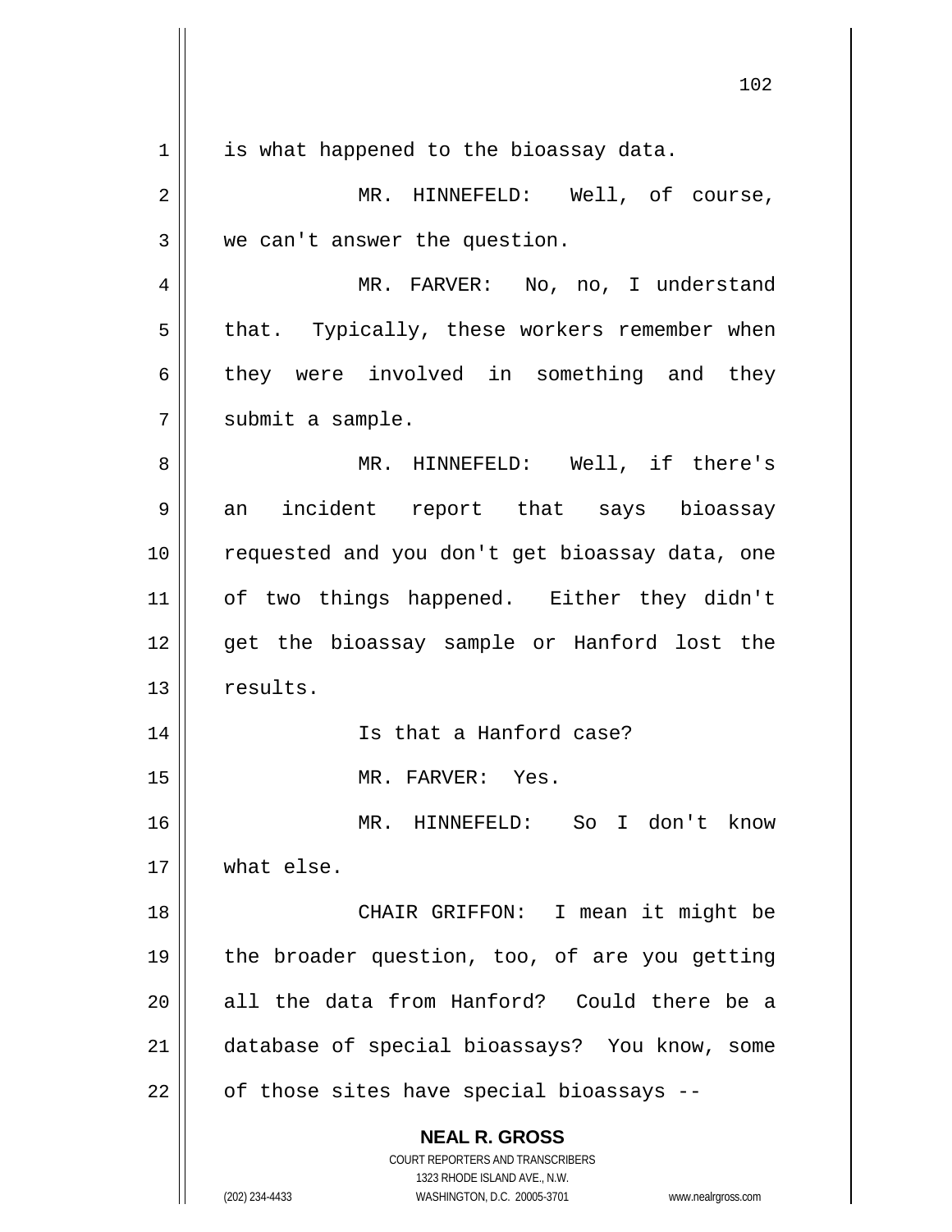is what happened to the bioassay data.

MR. HINNEFELD: Well, of course, we can't answer the question.

MR. FARVER: No, no, I understand that. Typically, these workers remember when they were involved in something and they submit a sample.

MR. HINNEFELD: Well, if there's an incident report that says bioassay requested and you don't get bioassay data, one of two things happened. Either they didn't get the bioassay sample or Hanford lost the results.

Is that a Hanford case?

MR. FARVER: Yes.

MR. HINNEFELD: So I don't know what else.

CHAIR GRIFFON: I mean it might be the broader question, too, of are you getting all the data from Hanford? Could there be a database of special bioassays? You know, some of those sites have special bioassays --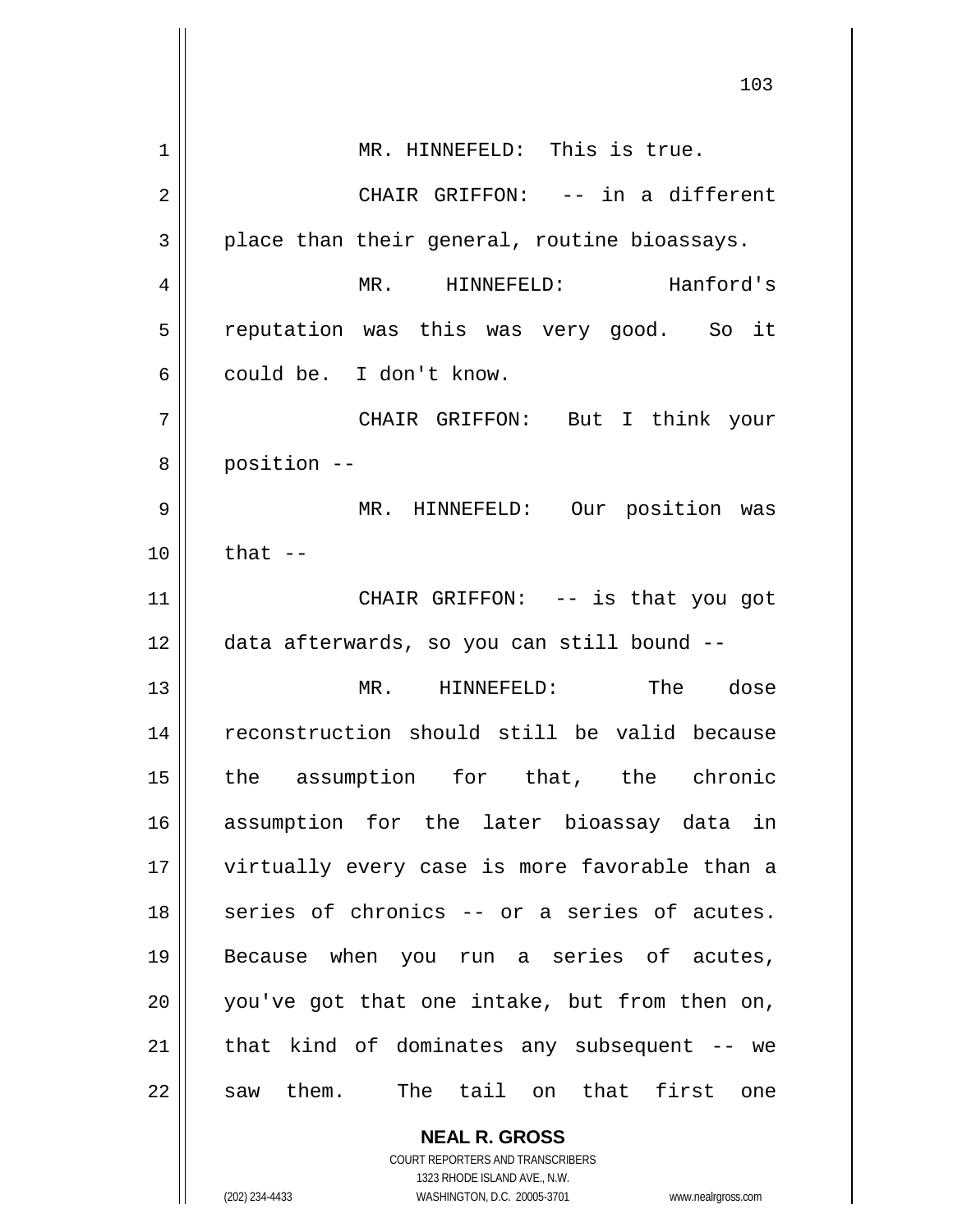MR. HINNEFELD: This is true.

CHAIR GRIFFON: -- in a different place than their general, routine bioassays.

MR. HINNEFELD: Hanford's reputation was this was very good. So it could be. I don't know.

CHAIR GRIFFON: But I think your position --

MR. HINNEFELD: Our position was that --

CHAIR GRIFFON: -- is that you got data afterwards, so you can still bound --

MR. HINNEFELD: The dose reconstruction should still be valid because the assumption for that, the chronic assumption for the later bioassay data in virtually every case is more favorable than a series of chronics -- or a series of acutes. Because when you run a series of acutes, you've got that one intake, but from then on, that kind of dominates any subsequent -- we saw them. The tail on that first one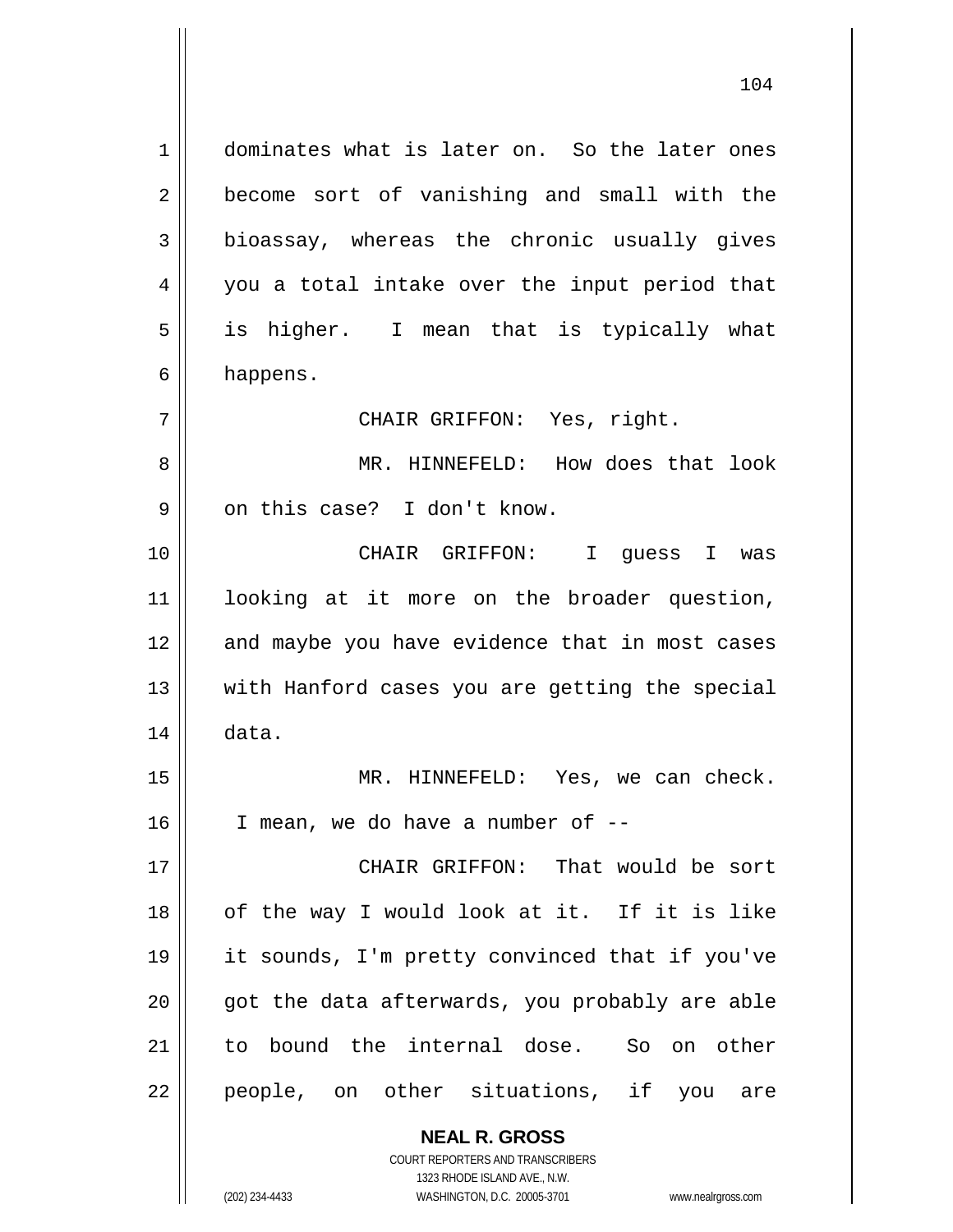dominates what is later on. So the later ones become sort of vanishing and small with the bioassay, whereas the chronic usually gives you a total intake over the input period that is higher. I mean that is typically what happens.

CHAIR GRIFFON: Yes, right.

MR. HINNEFELD: How does that look on this case? I don't know.

CHAIR GRIFFON: I guess I was looking at it more on the broader question, and maybe you have evidence that in most cases with Hanford cases you are getting the special data.

MR. HINNEFELD: Yes, we can check. I mean, we do have a number of --

CHAIR GRIFFON: That would be sort of the way I would look at it. If it is like it sounds, I'm pretty convinced that if you've got the data afterwards, you probably are able to bound the internal dose. So on other people, on other situations, if you are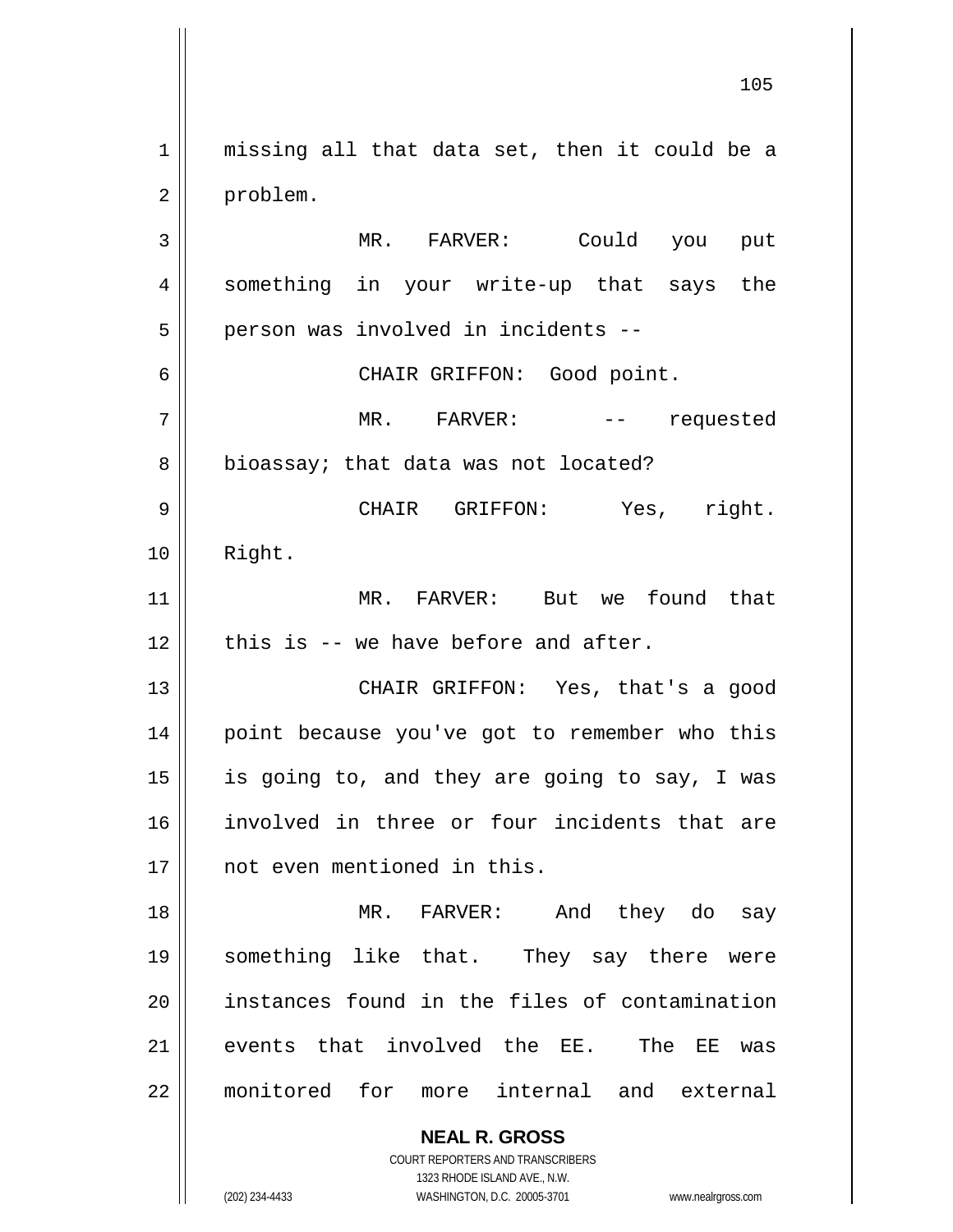missing all that data set, then it could be a problem.

MR. FARVER: Could you put something in your write-up that says the person was involved in incidents --

CHAIR GRIFFON: Good point.

MR. FARVER: -- requested bioassay; that data was not located?

CHAIR GRIFFON: Yes, right. Right.

MR. FARVER: But we found that this is -- we have before and after.

CHAIR GRIFFON: Yes, that's a good point because you've got to remember who this is going to, and they are going to say, I was involved in three or four incidents that are not even mentioned in this.

MR. FARVER: And they do say something like that. They say there were instances found in the files of contamination events that involved the EE. The EE was monitored for more internal and external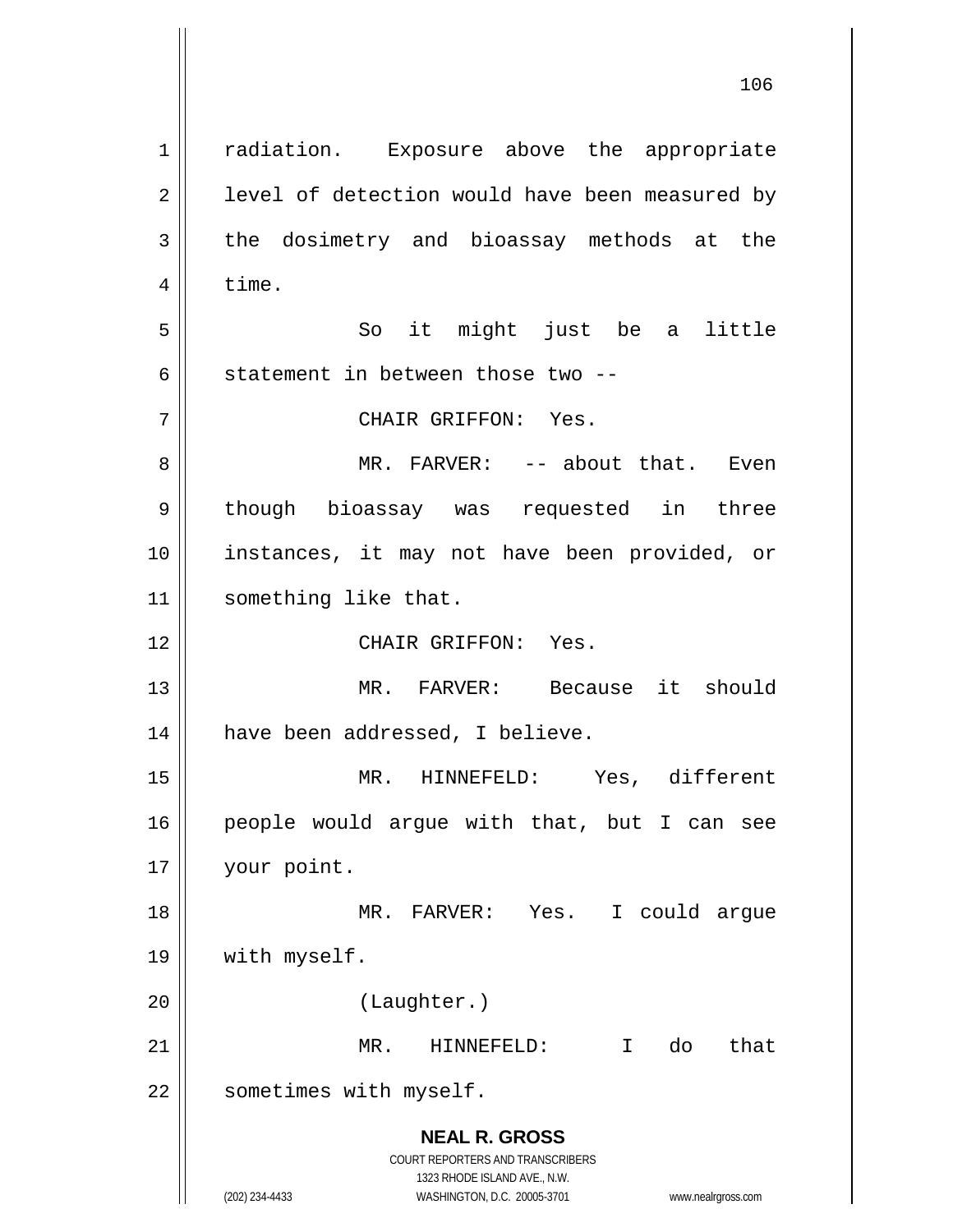radiation. Exposure above the appropriate level of detection would have been measured by the dosimetry and bioassay methods at the time.

So it might just be a little statement in between those two --

CHAIR GRIFFON: Yes.

MR. FARVER: -- about that. Even though bioassay was requested in three instances, it may not have been provided, or something like that.

CHAIR GRIFFON: Yes.

MR. FARVER: Because it should have been addressed, I believe.

MR. HINNEFELD: Yes, different people would argue with that, but I can see your point.

MR. FARVER: Yes. I could argue with myself.

(Laughter.)

MR. HINNEFELD: I do that sometimes with myself.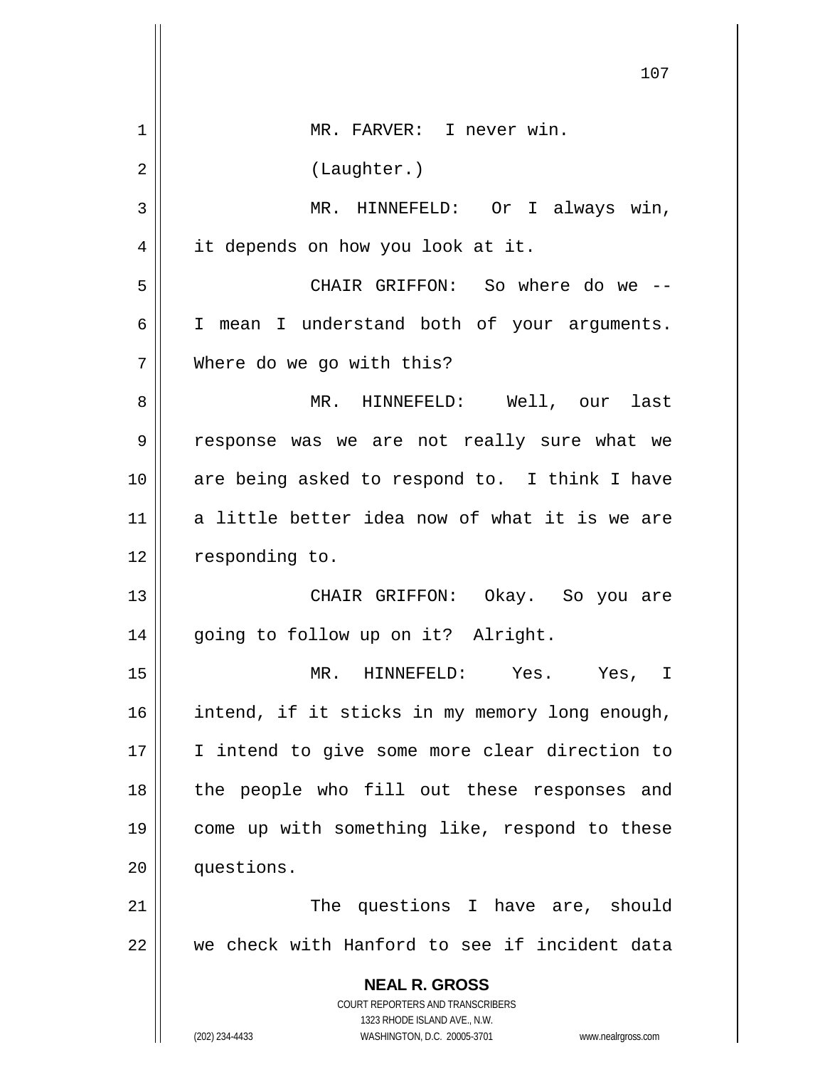MR. FARVER: I never win.

(Laughter.)

MR. HINNEFELD: Or I always win, it depends on how you look at it.

CHAIR GRIFFON: So where do we -- I mean I understand both of your arguments. Where do we go with this?

MR. HINNEFELD: Well, our last response was we are not really sure what we are being asked to respond to. I think I have a little better idea now of what it is we are responding to.

CHAIR GRIFFON: Okay. So you are going to follow up on it? Alright.

MR. HINNEFELD: Yes. Yes, I intend, if it sticks in my memory long enough, I intend to give some more clear direction to the people who fill out these responses and come up with something like, respond to these questions.

The questions I have are, should we check with Hanford to see if incident data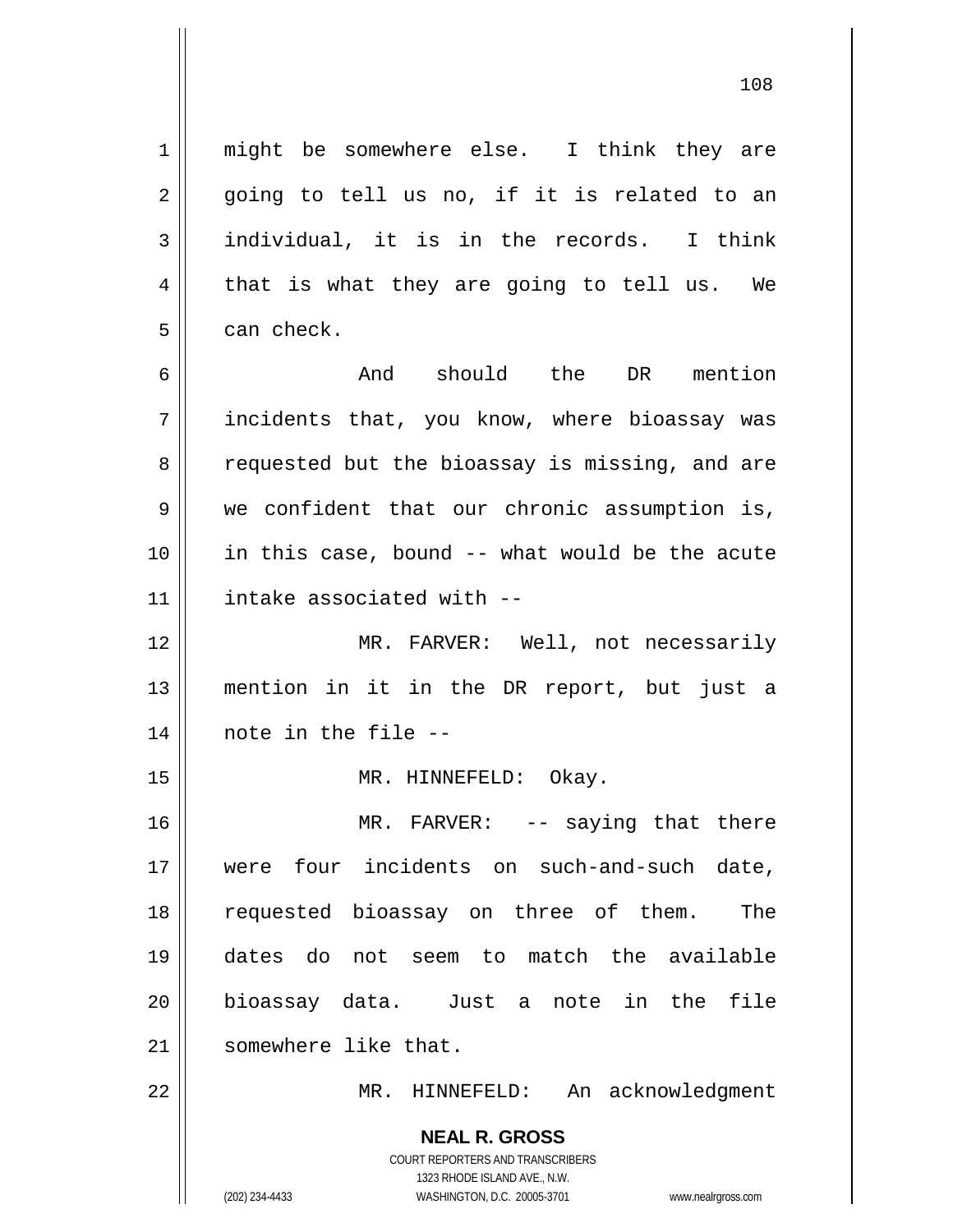might be somewhere else. I think they are going to tell us no, if it is related to an individual, it is in the records. I think that is what they are going to tell us. We can check.

And should the DR mention incidents that, you know, where bioassay was requested but the bioassay is missing, and are we confident that our chronic assumption is, in this case, bound -- what would be the acute intake associated with --

MR. FARVER: Well, not necessarily mention in it in the DR report, but just a note in the file --

MR. HINNEFELD: Okay.

MR. FARVER: -- saying that there were four incidents on such-and-such date, requested bioassay on three of them. The dates do not seem to match the available bioassay data. Just a note in the file somewhere like that.

MR. HINNEFELD: An acknowledgment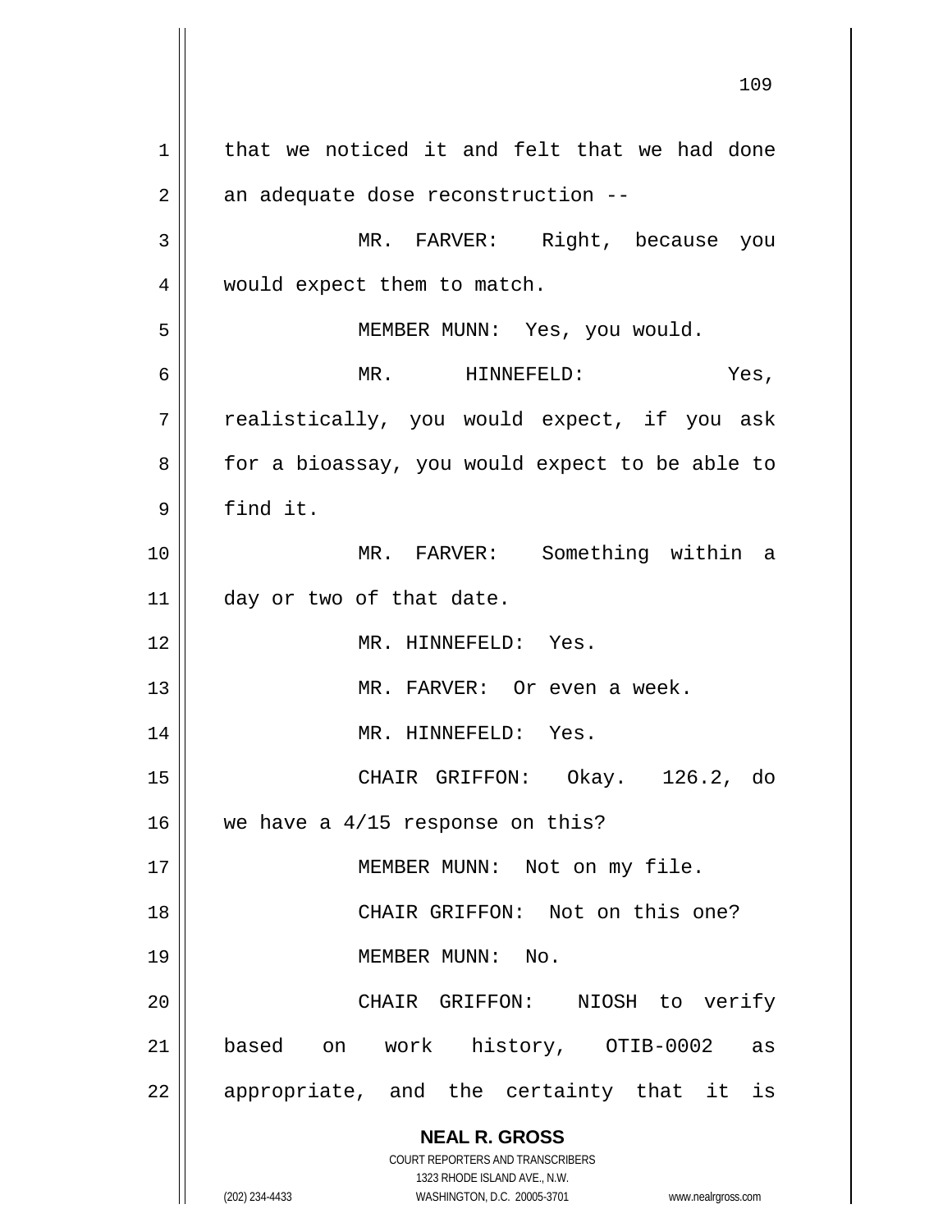that we noticed it and felt that we had done an adequate dose reconstruction --

MR. FARVER: Right, because you would expect them to match.

MEMBER MUNN: Yes, you would.

MR. HINNEFELD: Yes, realistically, you would expect, if you ask for a bioassay, you would expect to be able to find it.

MR. FARVER: Something within a day or two of that date.

MR. HINNEFELD: Yes.

MR. FARVER: Or even a week.

MR. HINNEFELD: Yes.

CHAIR GRIFFON: Okay. 126.2, do we have a 4/15 response on this?

MEMBER MUNN: Not on my file.

CHAIR GRIFFON: Not on this one?

MEMBER MUNN: No.

CHAIR GRIFFON: NIOSH to verify based on work history, OTIB-0002 as appropriate, and the certainty that it is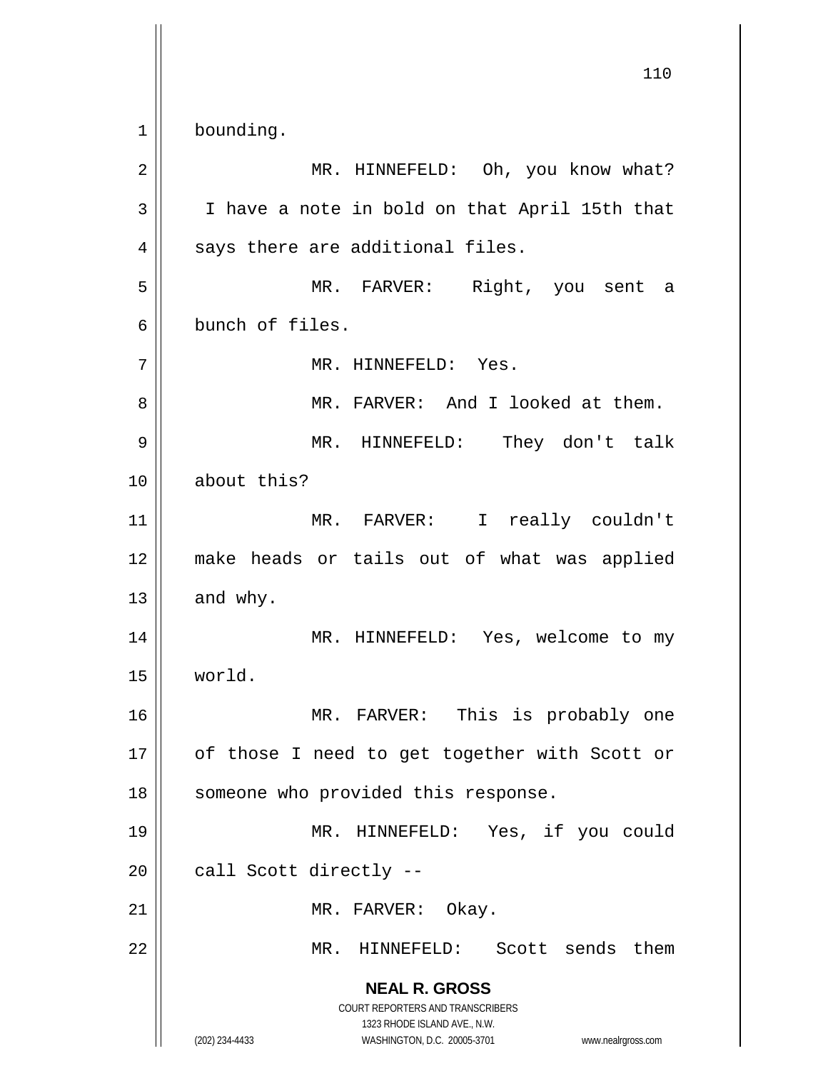bounding.

MR. HINNEFELD: Oh, you know what? I have a note in bold on that April 15th that says there are additional files.

MR. FARVER: Right, you sent a bunch of files.

MR. HINNEFELD: Yes.

MR. FARVER: And I looked at them.

MR. HINNEFELD: They don't talk about this?

MR. FARVER: I really couldn't make heads or tails out of what was applied and why.

MR. HINNEFELD: Yes, welcome to my world.

MR. FARVER: This is probably one of those I need to get together with Scott or someone who provided this response.

MR. HINNEFELD: Yes, if you could call Scott directly --

MR. FARVER: Okay.

MR. HINNEFELD: Scott sends them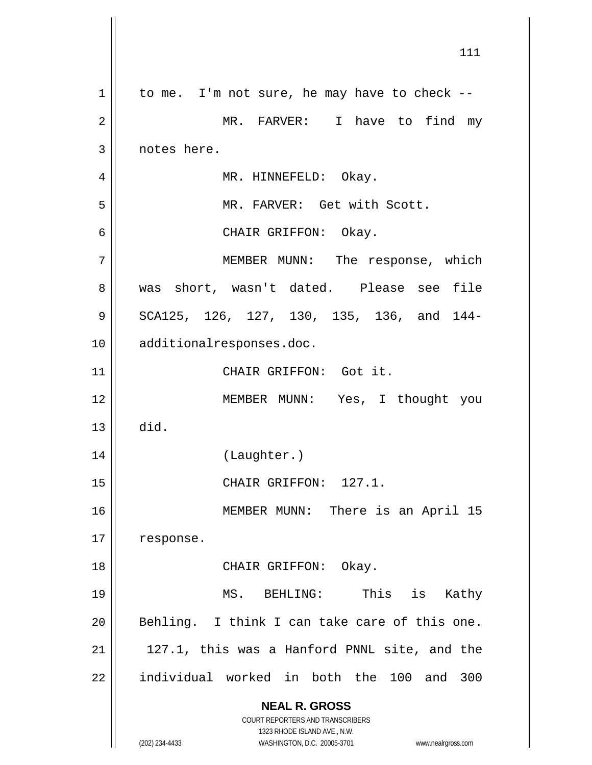to me. I'm not sure, he may have to check --

MR. FARVER: I have to find my notes here.

MR. HINNEFELD: Okay.

MR. FARVER: Get with Scott.

CHAIR GRIFFON: Okay.

MEMBER MUNN: The response, which was short, wasn't dated. Please see file SCA125, 126, 127, 130, 135, 136, and 144-additionalresponses.doc.

CHAIR GRIFFON: Got it.

MEMBER MUNN: Yes, I thought you did.

(Laughter.)

CHAIR GRIFFON: 127.1.

MEMBER MUNN: There is an April 15 response.

CHAIR GRIFFON: Okay.

MS. BEHLING: This is Kathy Behling. I think I can take care of this one. 127.1, this was a Hanford PNNL site, and the individual worked in both the 100 and 300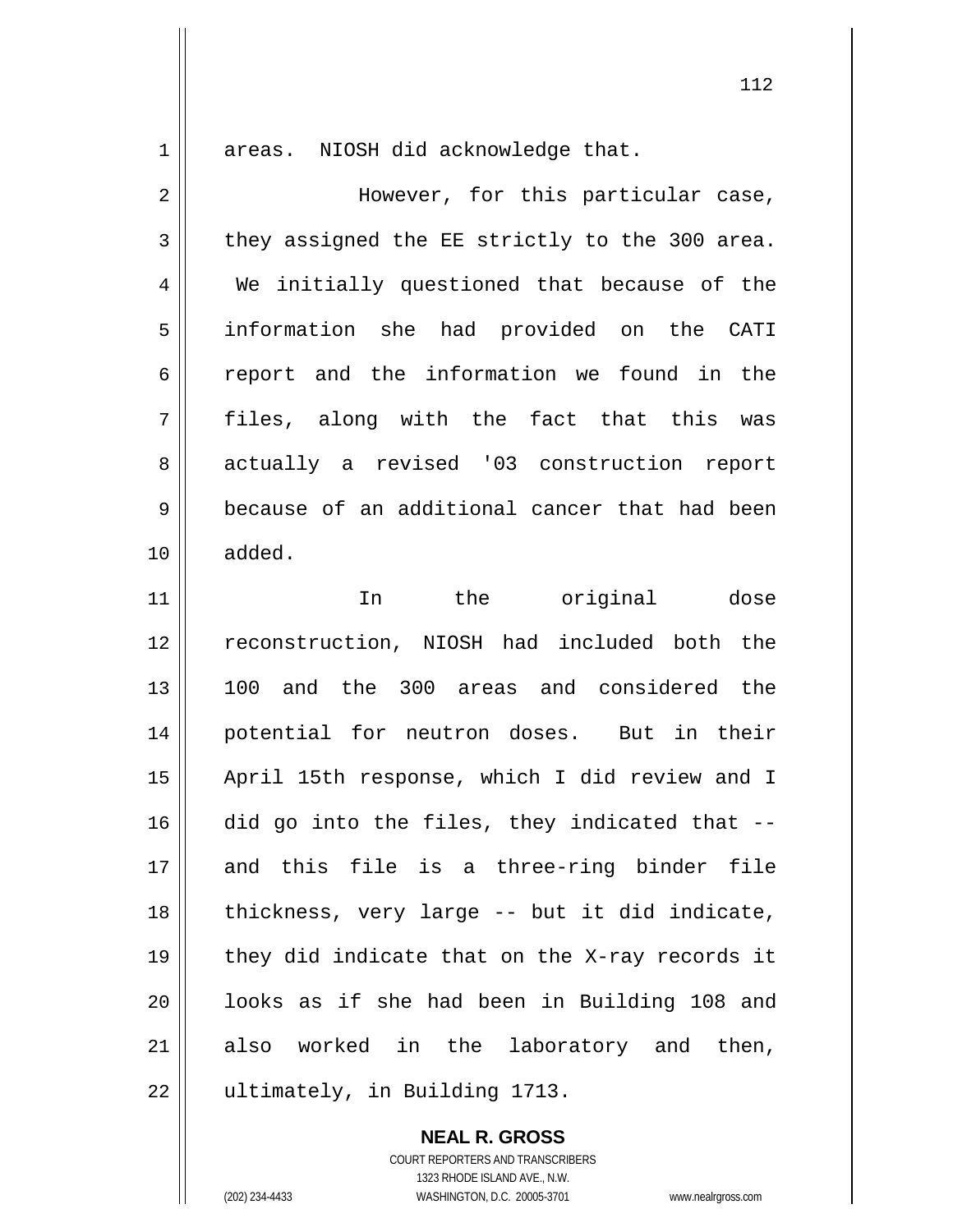areas. NIOSH did acknowledge that.

However, for this particular case, they assigned the EE strictly to the 300 area. We initially questioned that because of the information she had provided on the CATI report and the information we found in the files, along with the fact that this was actually a revised '03 construction report because of an additional cancer that had been added.

In the original dose reconstruction, NIOSH had included both the 100 and the 300 areas and considered the potential for neutron doses. But in their April 15th response, which I did review and I did go into the files, they indicated that -- and this file is a three-ring binder file thickness, very large -- but it did indicate, they did indicate that on the X-ray records it looks as if she had been in Building 108 and also worked in the laboratory and then, ultimately, in Building 1713.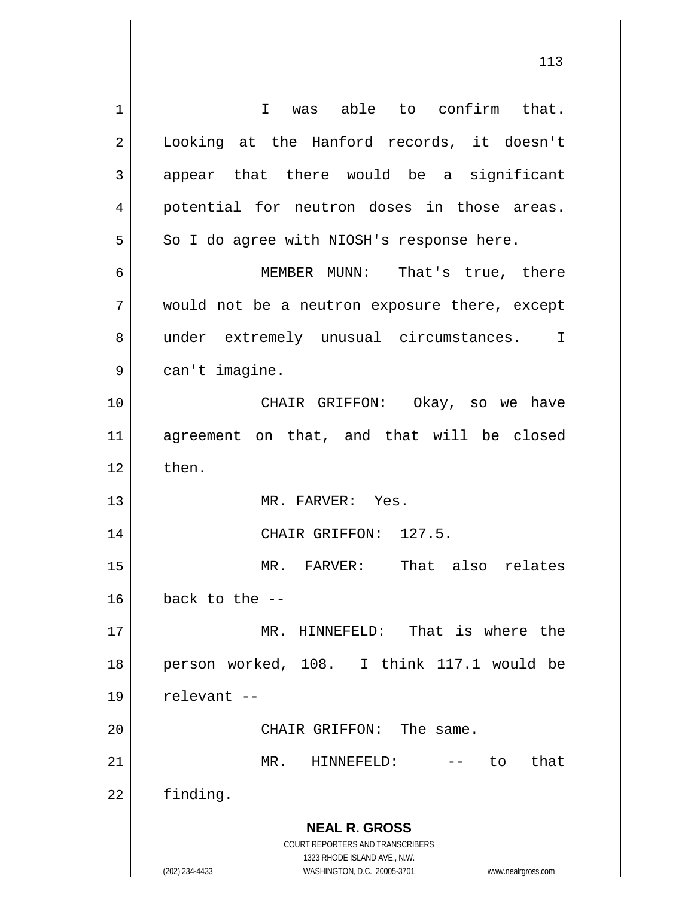I was able to confirm that. Looking at the Hanford records, it doesn't appear that there would be a significant potential for neutron doses in those areas. So I do agree with NIOSH's response here.

MEMBER MUNN: That's true, there would not be a neutron exposure there, except under extremely unusual circumstances. I can't imagine.

CHAIR GRIFFON: Okay, so we have agreement on that, and that will be closed then.

MR. FARVER: Yes.

CHAIR GRIFFON: 127.5.

MR. FARVER: That also relates back to the --

MR. HINNEFELD: That is where the person worked, 108. I think 117.1 would be relevant --

CHAIR GRIFFON: The same.

MR. HINNEFELD: -- to that finding.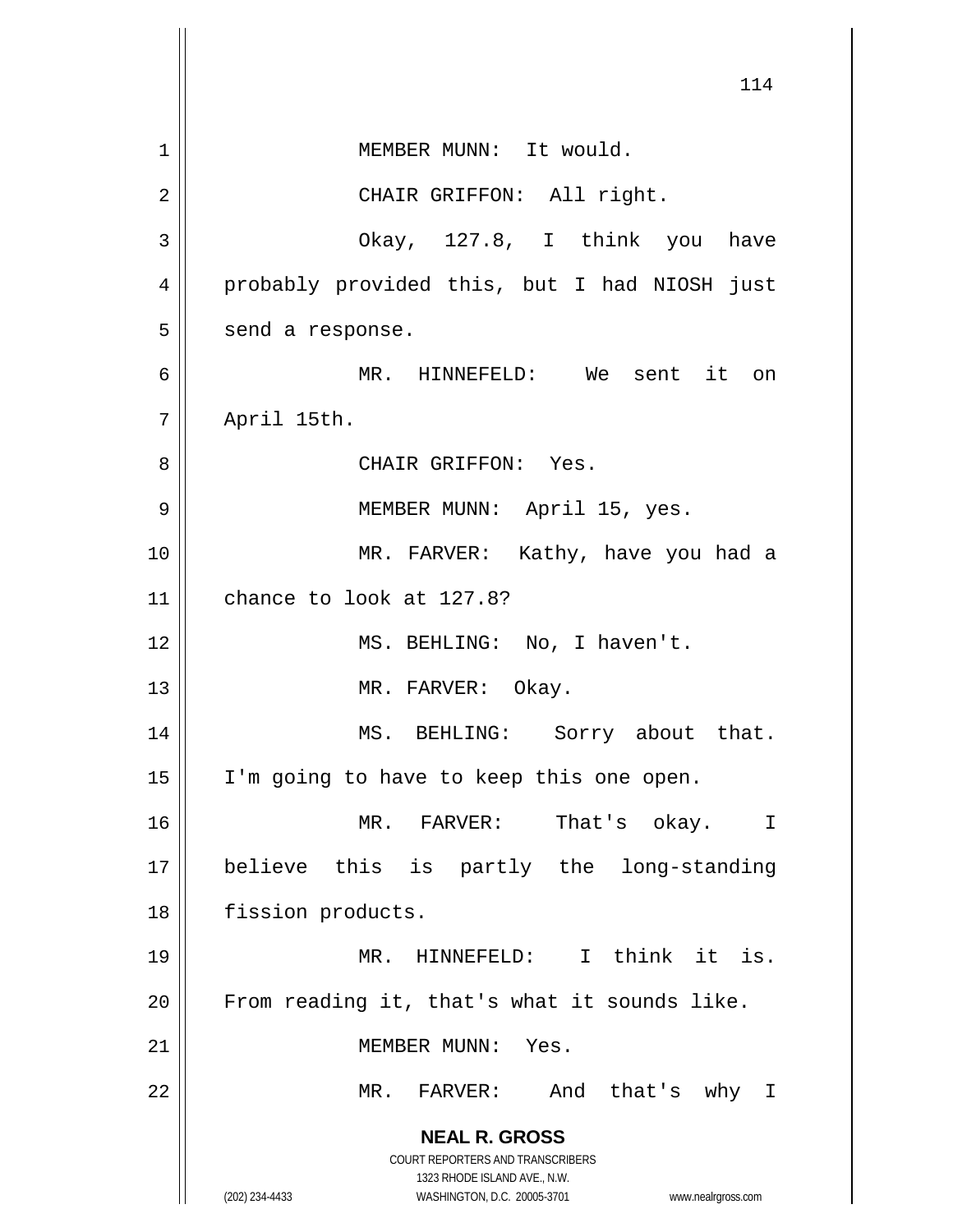MEMBER MUNN: It would.

CHAIR GRIFFON: All right.

Okay, 127.8, I think you have probably provided this, but I had NIOSH just send a response.

MR. HINNEFELD: We sent it on April 15th.

CHAIR GRIFFON: Yes.

MEMBER MUNN: April 15, yes.

MR. FARVER: Kathy, have you had a chance to look at 127.8?

MS. BEHLING: No, I haven't.

MR. FARVER: Okay.

MS. BEHLING: Sorry about that. I'm going to have to keep this one open.

MR. FARVER: That's okay. I believe this is partly the long-standing fission products.

MR. HINNEFELD: I think it is. From reading it, that's what it sounds like.

MEMBER MUNN: Yes.

MR. FARVER: And that's why I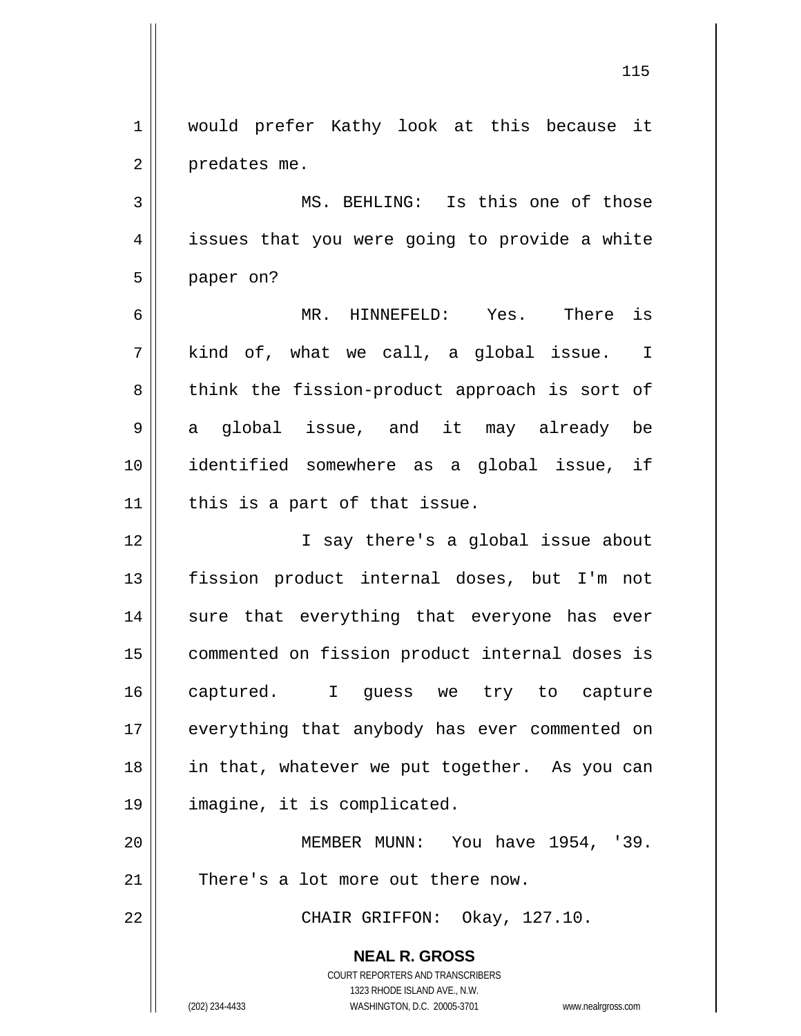would prefer Kathy look at this because it predates me.

MS. BEHLING: Is this one of those issues that you were going to provide a white paper on?

MR. HINNEFELD: Yes. There is kind of, what we call, a global issue. I think the fission-product approach is sort of a global issue, and it may already be identified somewhere as a global issue, if this is a part of that issue.

I say there's a global issue about fission product internal doses, but I'm not sure that everything that everyone has ever commented on fission product internal doses is captured. I guess we try to capture everything that anybody has ever commented on in that, whatever we put together. As you can imagine, it is complicated.

MEMBER MUNN: You have 1954, '39. There's a lot more out there now.

CHAIR GRIFFON: Okay, 127.10.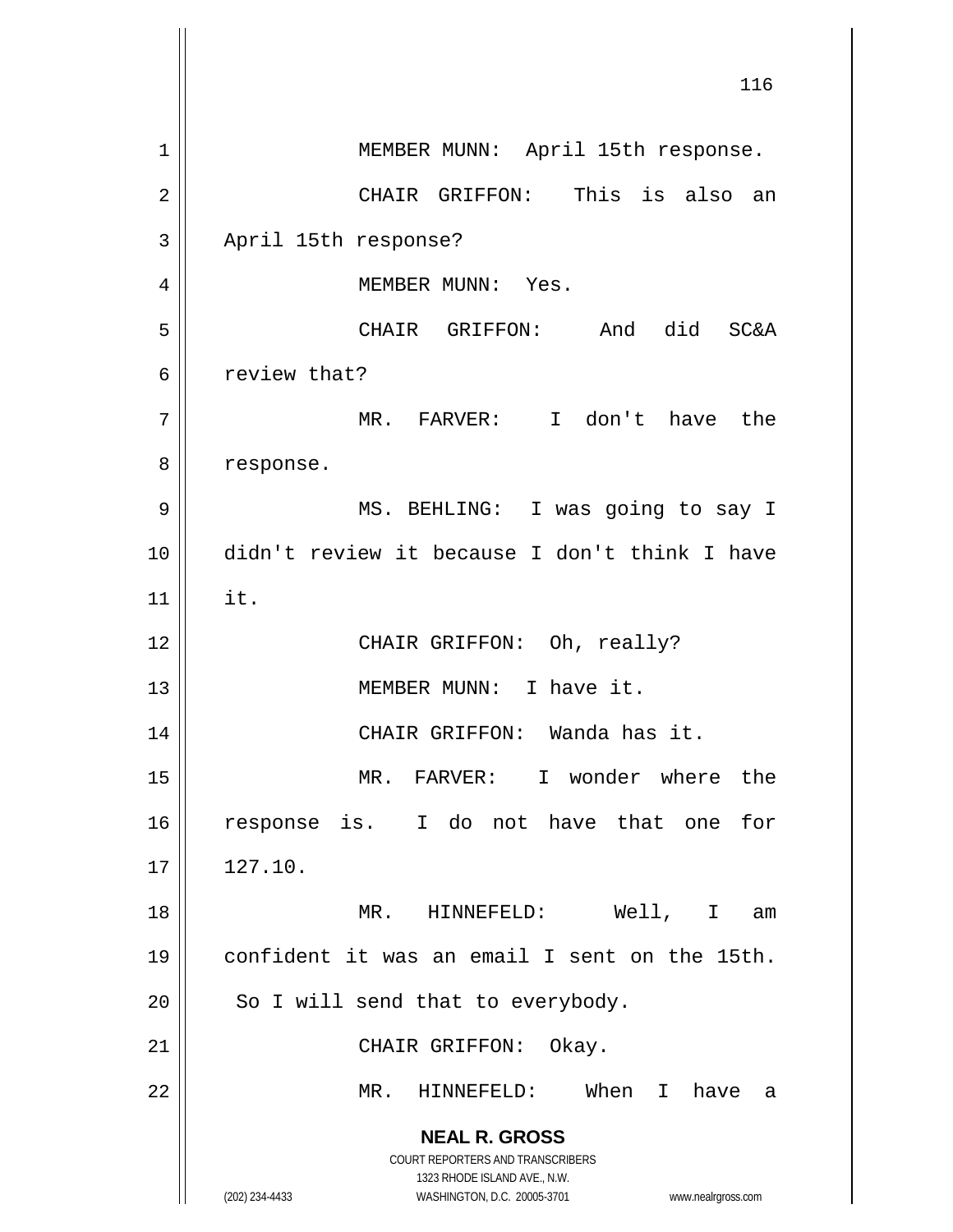MEMBER MUNN: April 15th response.

CHAIR GRIFFON: This is also an April 15th response?

MEMBER MUNN: Yes.

CHAIR GRIFFON: And did SC&A review that?

MR. FARVER: I don't have the response.

MS. BEHLING: I was going to say I didn't review it because I don't think I have it.

CHAIR GRIFFON: Oh, really?

MEMBER MUNN: I have it.

CHAIR GRIFFON: Wanda has it.

MR. FARVER: I wonder where the response is. I do not have that one for 127.10.

MR. HINNEFELD: Well, I am confident it was an email I sent on the 15th. So I will send that to everybody.

CHAIR GRIFFON: Okay.

MR. HINNEFELD: When I have a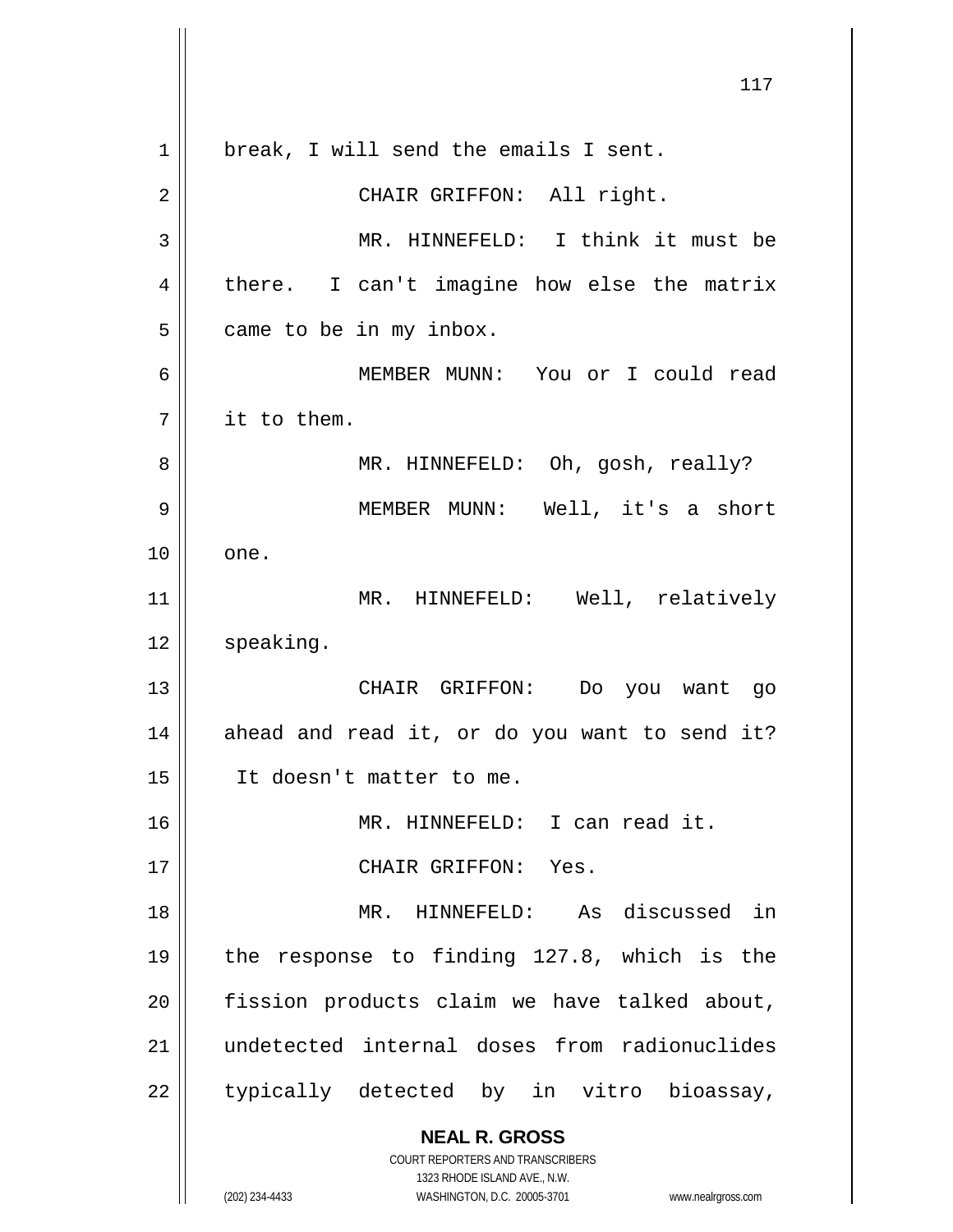break, I will send the emails I sent.

CHAIR GRIFFON: All right.

MR. HINNEFELD: I think it must be there. I can't imagine how else the matrix came to be in my inbox.

MEMBER MUNN: You or I could read it to them.

MR. HINNEFELD: Oh, gosh, really?

MEMBER MUNN: Well, it's a short one.

MR. HINNEFELD: Well, relatively speaking.

CHAIR GRIFFON: Do you want go ahead and read it, or do you want to send it? It doesn't matter to me.

MR. HINNEFELD: I can read it.

CHAIR GRIFFON: Yes.

MR. HINNEFELD: As discussed in the response to finding 127.8, which is the fission products claim we have talked about, undetected internal doses from radionuclides typically detected by in vitro bioassay,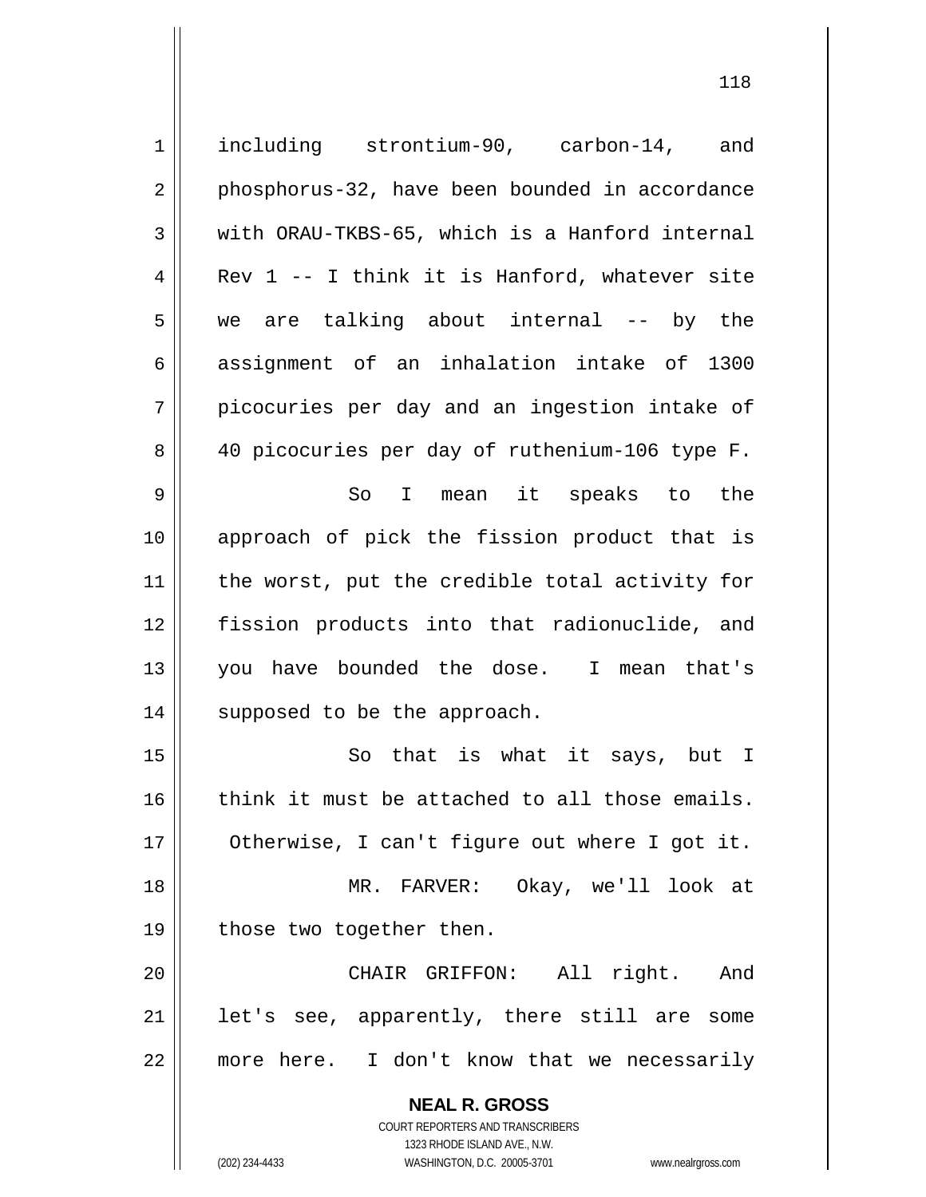including strontium-90, carbon-14, and phosphorus-32, have been bounded in accordance with ORAU-TKBS-65, which is a Hanford internal Rev 1 -- I think it is Hanford, whatever site we are talking about internal -- by the assignment of an inhalation intake of 1300 picocuries per day and an ingestion intake of 40 picocuries per day of ruthenium-106 type F.

So I mean it speaks to the approach of pick the fission product that is the worst, put the credible total activity for fission products into that radionuclide, and you have bounded the dose. I mean that's supposed to be the approach.

So that is what it says, but I think it must be attached to all those emails. Otherwise, I can't figure out where I got it.

MR. FARVER: Okay, we'll look at those two together then.

CHAIR GRIFFON: All right. And let's see, apparently, there still are some more here. I don't know that we necessarily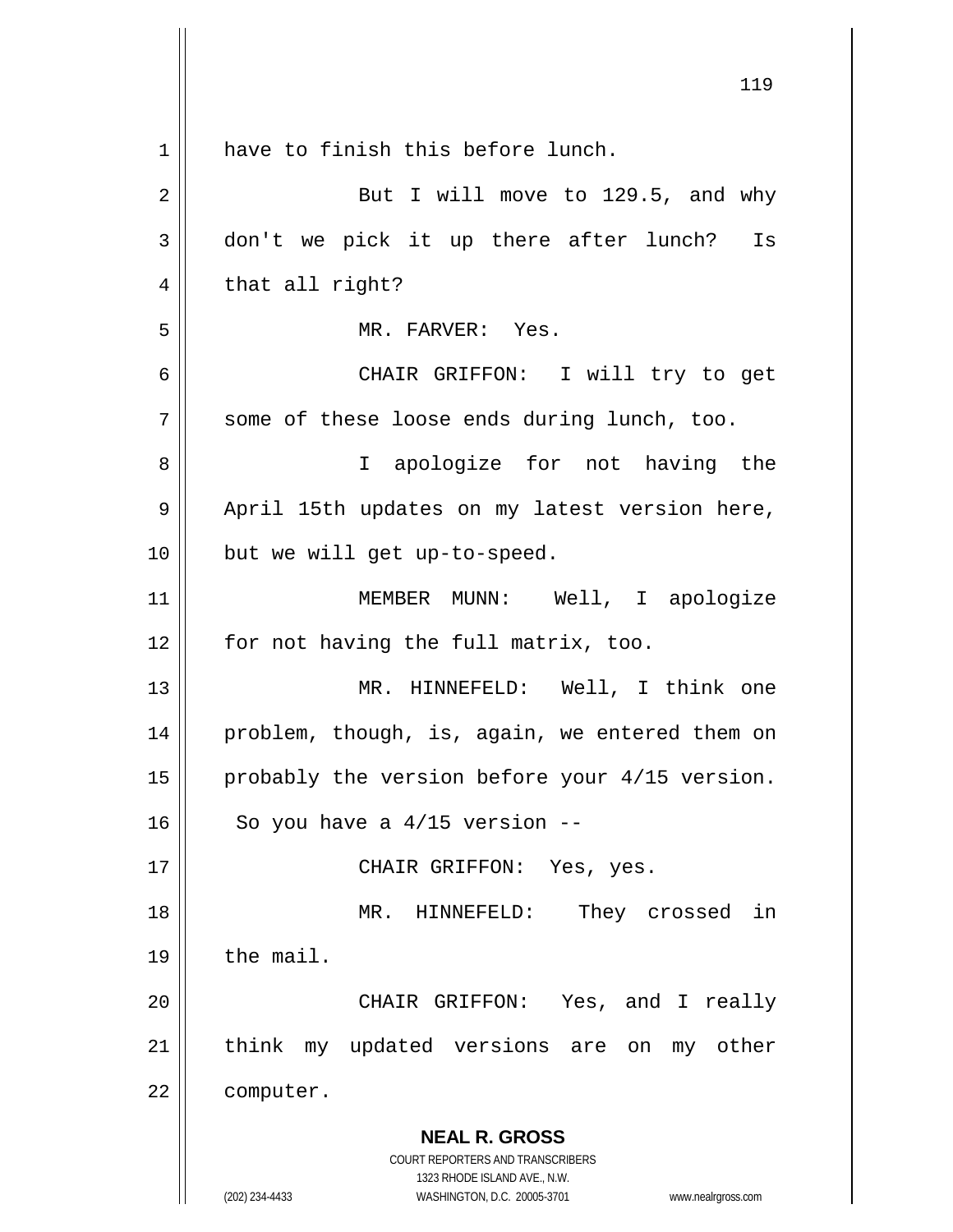have to finish this before lunch.

But I will move to 129.5, and why don't we pick it up there after lunch? Is that all right?

MR. FARVER: Yes.

CHAIR GRIFFON: I will try to get some of these loose ends during lunch, too.

I apologize for not having the April 15th updates on my latest version here, but we will get up-to-speed.

MEMBER MUNN: Well, I apologize for not having the full matrix, too.

MR. HINNEFELD: Well, I think one problem, though, is, again, we entered them on probably the version before your 4/15 version. So you have a 4/15 version --

CHAIR GRIFFON: Yes, yes.

MR. HINNEFELD: They crossed in the mail.

CHAIR GRIFFON: Yes, and I really think my updated versions are on my other computer.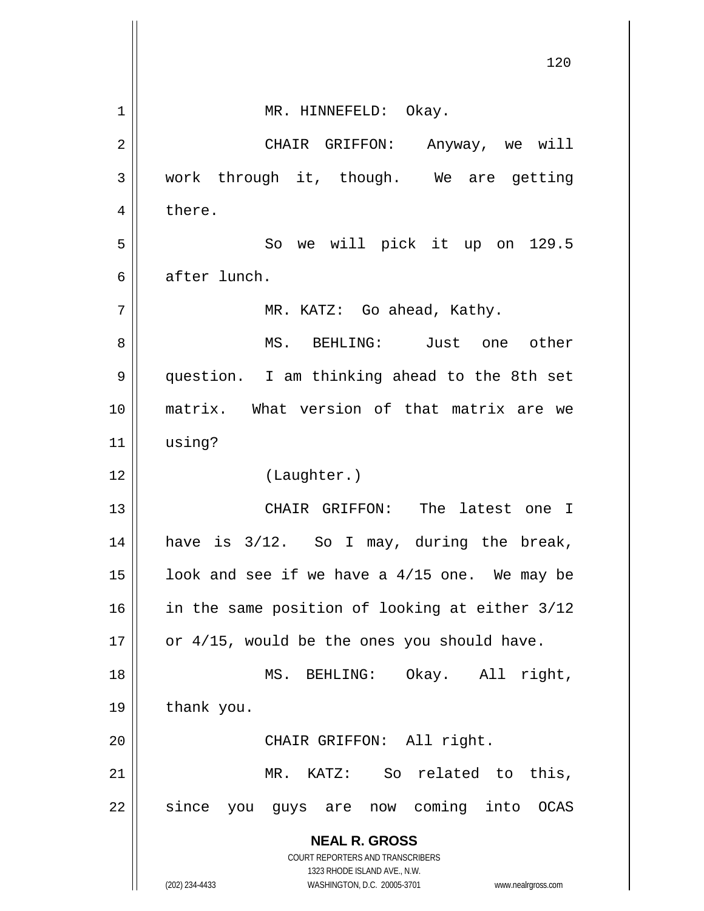MR. HINNEFELD: Okay.

CHAIR GRIFFON: Anyway, we will work through it, though. We are getting there.

So we will pick it up on 129.5 after lunch.

MR. KATZ: Go ahead, Kathy.

MS. BEHLING: Just one other question. I am thinking ahead to the 8th set matrix. What version of that matrix are we using?

(Laughter.)

CHAIR GRIFFON: The latest one I have is 3/12. So I may, during the break, look and see if we have a 4/15 one. We may be in the same position of looking at either 3/12 or 4/15, would be the ones you should have.

MS. BEHLING: Okay. All right, thank you.

CHAIR GRIFFON: All right.

MR. KATZ: So related to this, since you guys are now coming into OCAS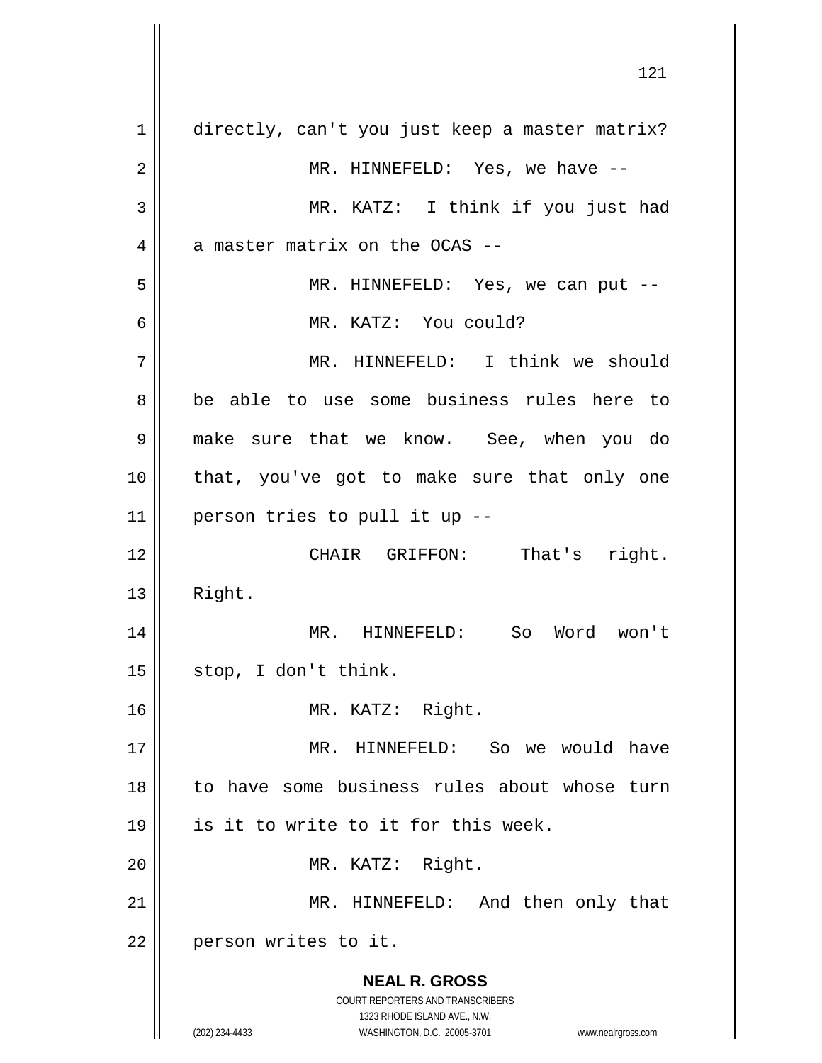directly, can't you just keep a master matrix?

MR. HINNEFELD: Yes, we have --

MR. KATZ: I think if you just had a master matrix on the OCAS --

MR. HINNEFELD: Yes, we can put --

MR. KATZ: You could?

MR. HINNEFELD: I think we should be able to use some business rules here to make sure that we know. See, when you do that, you've got to make sure that only one person tries to pull it up --

CHAIR GRIFFON: That's right. Right.

MR. HINNEFELD: So Word won't stop, I don't think.

MR. KATZ: Right.

MR. HINNEFELD: So we would have to have some business rules about whose turn is it to write to it for this week.

MR. KATZ: Right.

MR. HINNEFELD: And then only that person writes to it.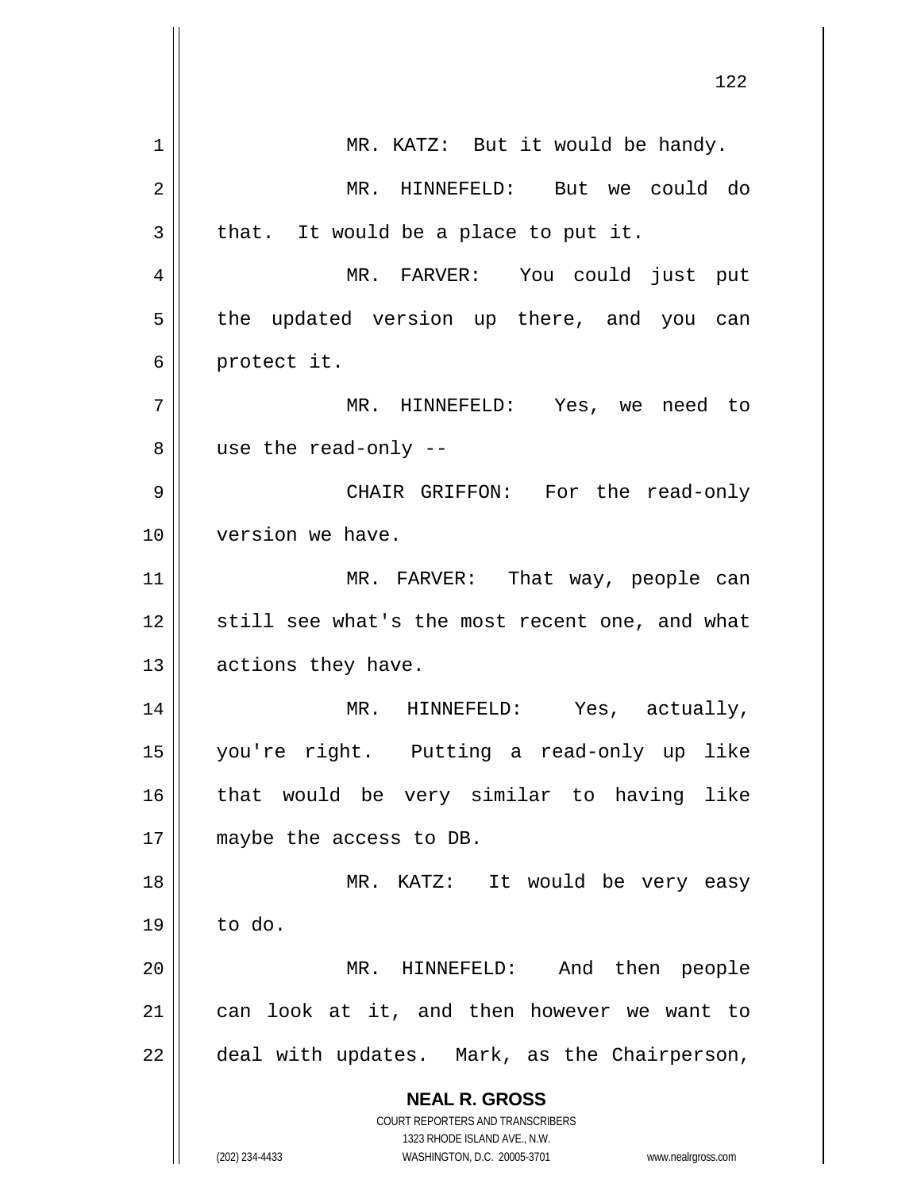MR. KATZ: But it would be handy.

MR. HINNEFELD: But we could do that. It would be a place to put it.

MR. FARVER: You could just put the updated version up there, and you can protect it.

MR. HINNEFELD: Yes, we need to use the read-only --

CHAIR GRIFFON: For the read-only version we have.

MR. FARVER: That way, people can still see what's the most recent one, and what actions they have.

MR. HINNEFELD: Yes, actually, you're right. Putting a read-only up like that would be very similar to having like maybe the access to DB.

MR. KATZ: It would be very easy to do.

MR. HINNEFELD: And then people can look at it, and then however we want to deal with updates. Mark, as the Chairperson,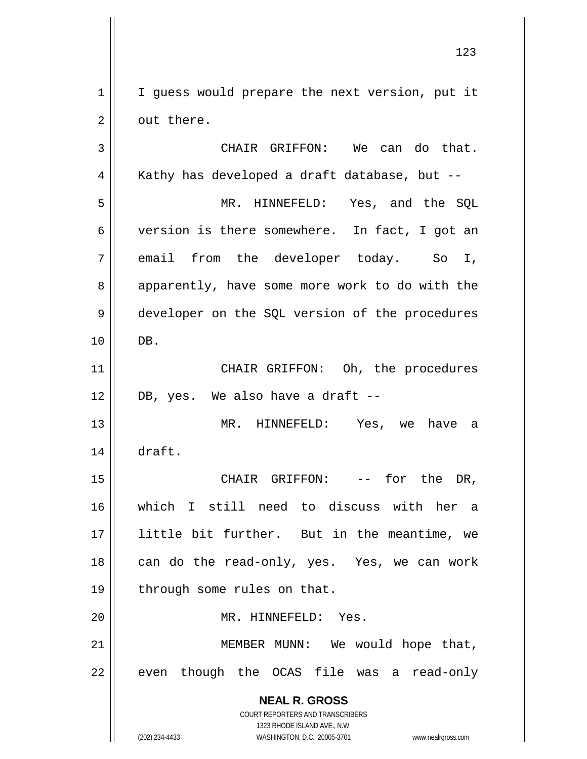I guess would prepare the next version, put it out there.

CHAIR GRIFFON: We can do that. Kathy has developed a draft database, but --

MR. HINNEFELD: Yes, and the SQL version is there somewhere. In fact, I got an email from the developer today. So I, apparently, have some more work to do with the developer on the SQL version of the procedures DB.

CHAIR GRIFFON: Oh, the procedures DB, yes. We also have a draft --

MR. HINNEFELD: Yes, we have a draft.

CHAIR GRIFFON: -- for the DR, which I still need to discuss with her a little bit further. But in the meantime, we can do the read-only, yes. Yes, we can work through some rules on that.

MR. HINNEFELD: Yes.

MEMBER MUNN: We would hope that, even though the OCAS file was a read-only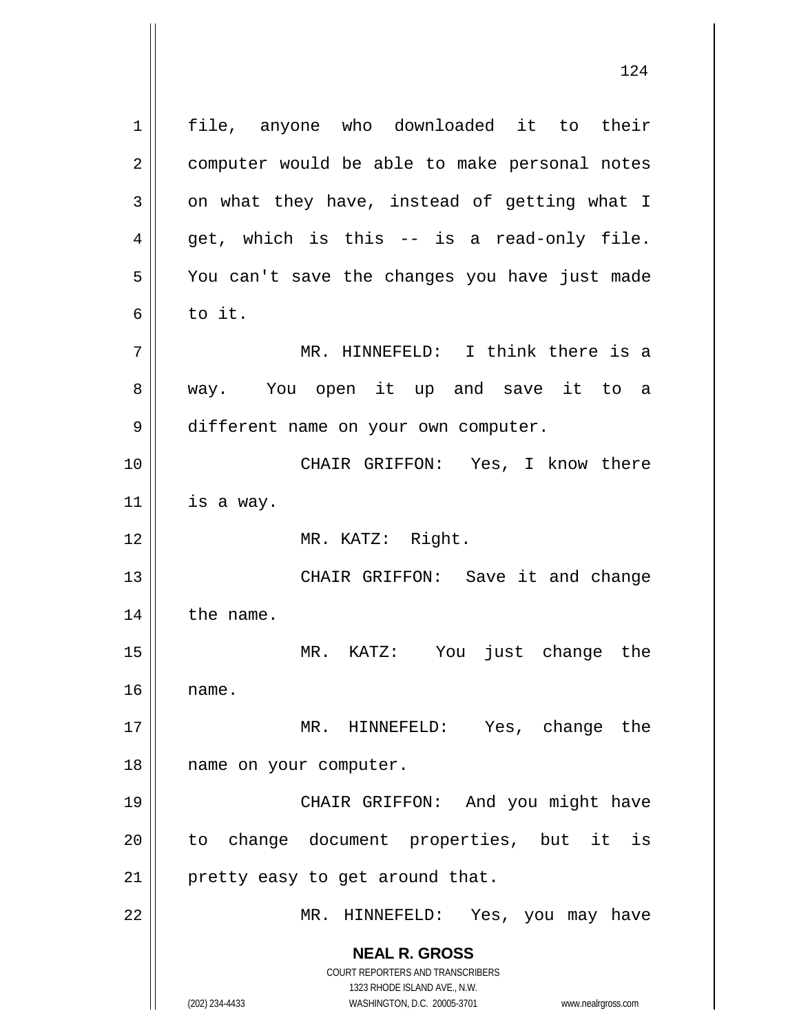file, anyone who downloaded it to their computer would be able to make personal notes on what they have, instead of getting what I get, which is this -- is a read-only file. You can't save the changes you have just made to it.

MR. HINNEFELD: I think there is a way. You open it up and save it to a different name on your own computer.

CHAIR GRIFFON: Yes, I know there is a way.

MR. KATZ: Right.

CHAIR GRIFFON: Save it and change the name.

MR. KATZ: You just change the name.

MR. HINNEFELD: Yes, change the name on your computer.

CHAIR GRIFFON: And you might have to change document properties, but it is pretty easy to get around that.

MR. HINNEFELD: Yes, you may have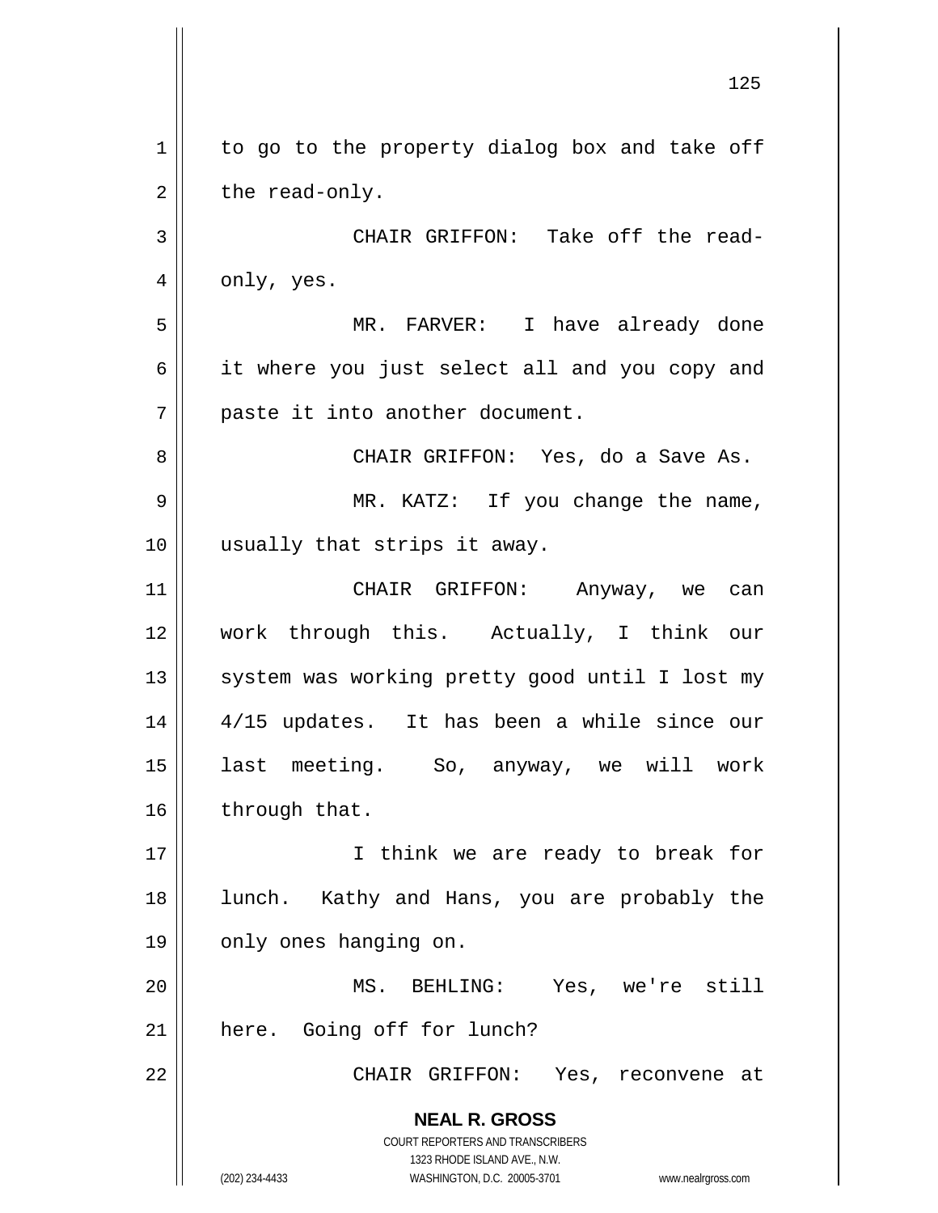to go to the property dialog box and take off the read-only.

CHAIR GRIFFON: Take off the read-only, yes.

MR. FARVER: I have already done it where you just select all and you copy and paste it into another document.

CHAIR GRIFFON: Yes, do a Save As.

MR. KATZ: If you change the name, usually that strips it away.

CHAIR GRIFFON: Anyway, we can work through this. Actually, I think our system was working pretty good until I lost my 4/15 updates. It has been a while since our last meeting. So, anyway, we will work through that.

I think we are ready to break for lunch. Kathy and Hans, you are probably the only ones hanging on.

MS. BEHLING: Yes, we're still here. Going off for lunch?

CHAIR GRIFFON: Yes, reconvene at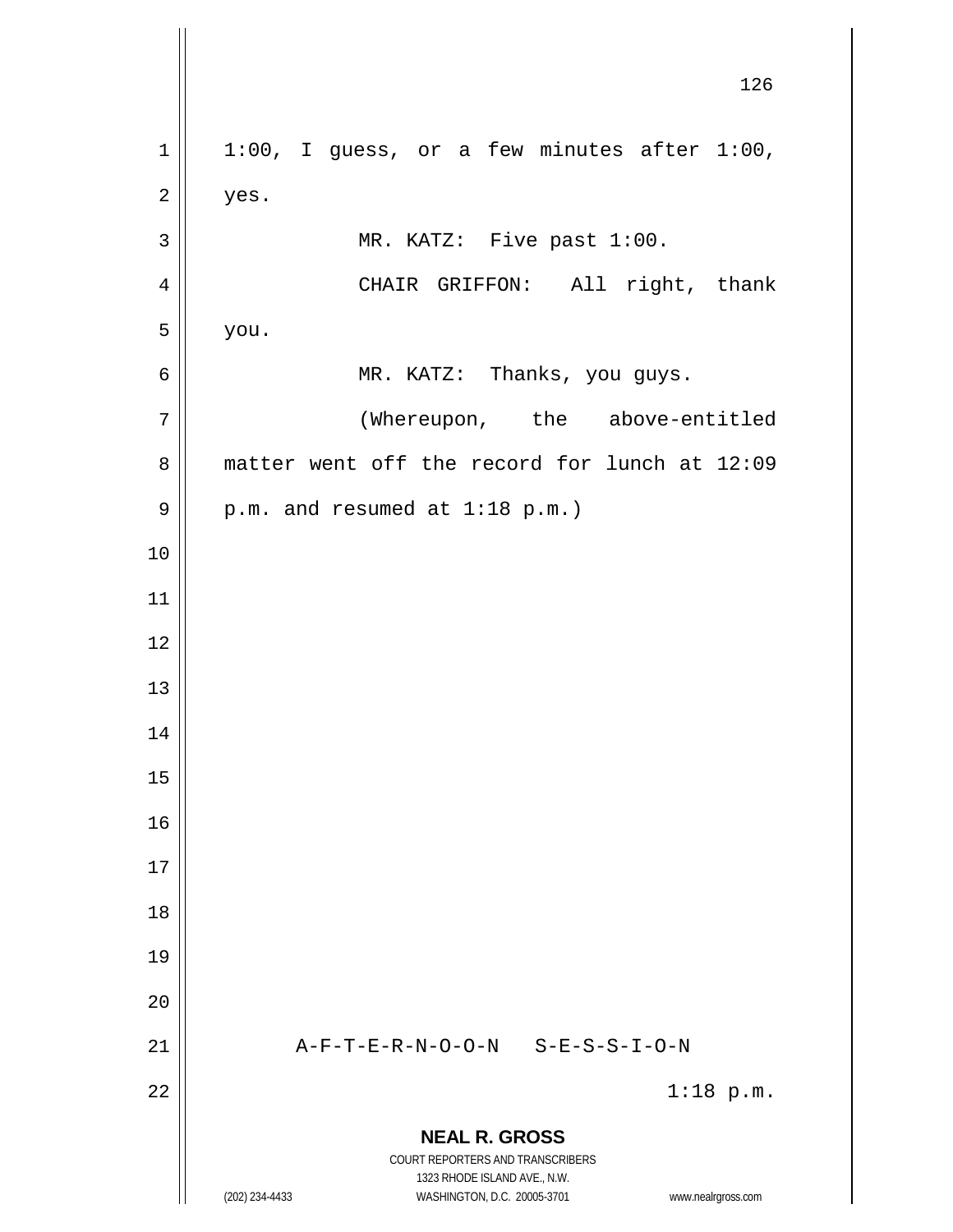1:00, I guess, or a few minutes after 1:00, yes.

MR. KATZ: Five past 1:00.

CHAIR GRIFFON: All right, thank you.

MR. KATZ: Thanks, you guys.

(Whereupon, the above-entitled matter went off the record for lunch at 12:09 p.m. and resumed at 1:18 p.m.)

A-F-T-E-R-N-O-O-N S-E-S-S-I-O-N

1:18 p.m.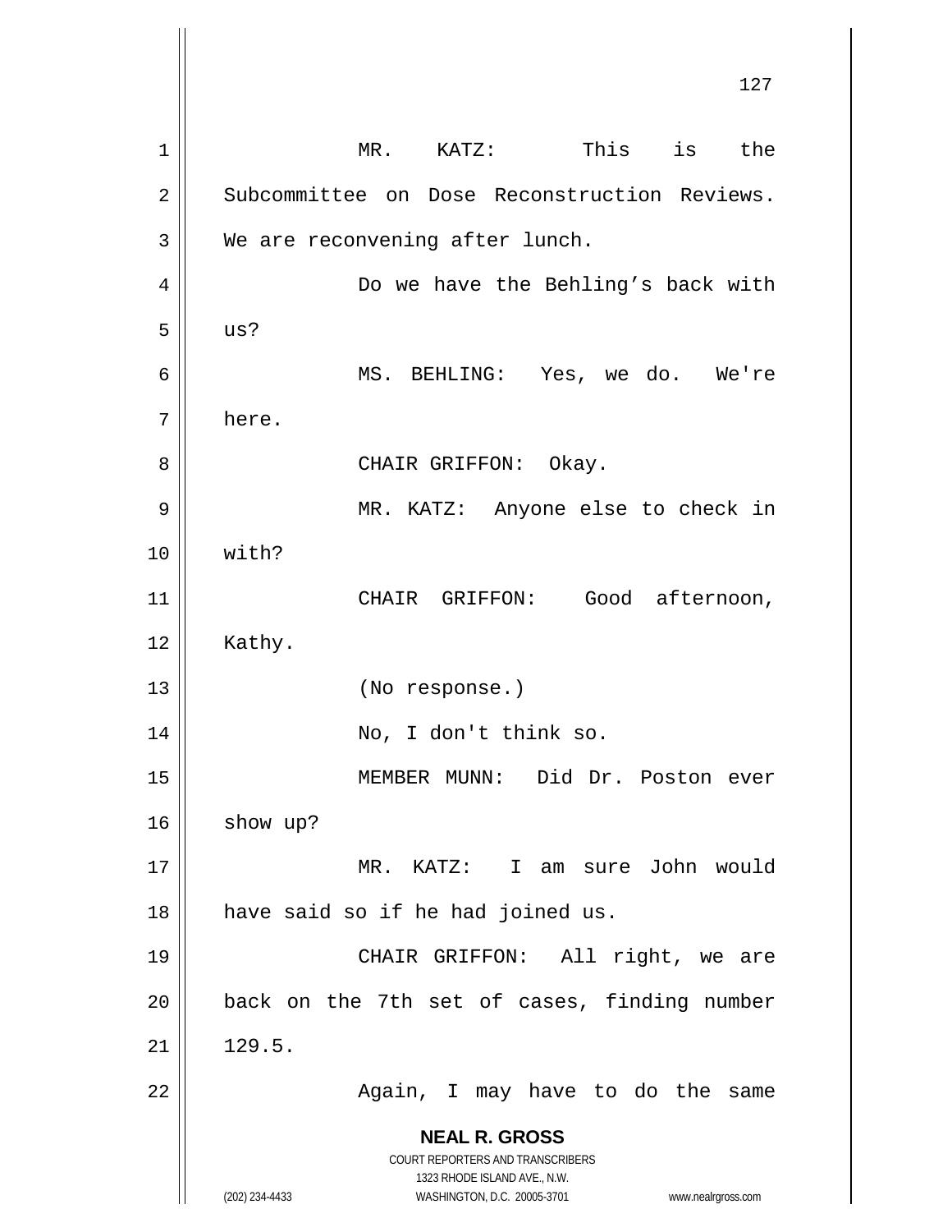MR. KATZ: This is the Subcommittee on Dose Reconstruction Reviews. We are reconvening after lunch.

Do we have the Behling's back with us?

MS. BEHLING: Yes, we do. We're here.

CHAIR GRIFFON: Okay.

MR. KATZ: Anyone else to check in with?

CHAIR GRIFFON: Good afternoon, Kathy.

(No response.)

No, I don't think so.

MEMBER MUNN: Did Dr. Poston ever show up?

MR. KATZ: I am sure John would have said so if he had joined us.

CHAIR GRIFFON: All right, we are back on the 7th set of cases, finding number 129.5.

Again, I may have to do the same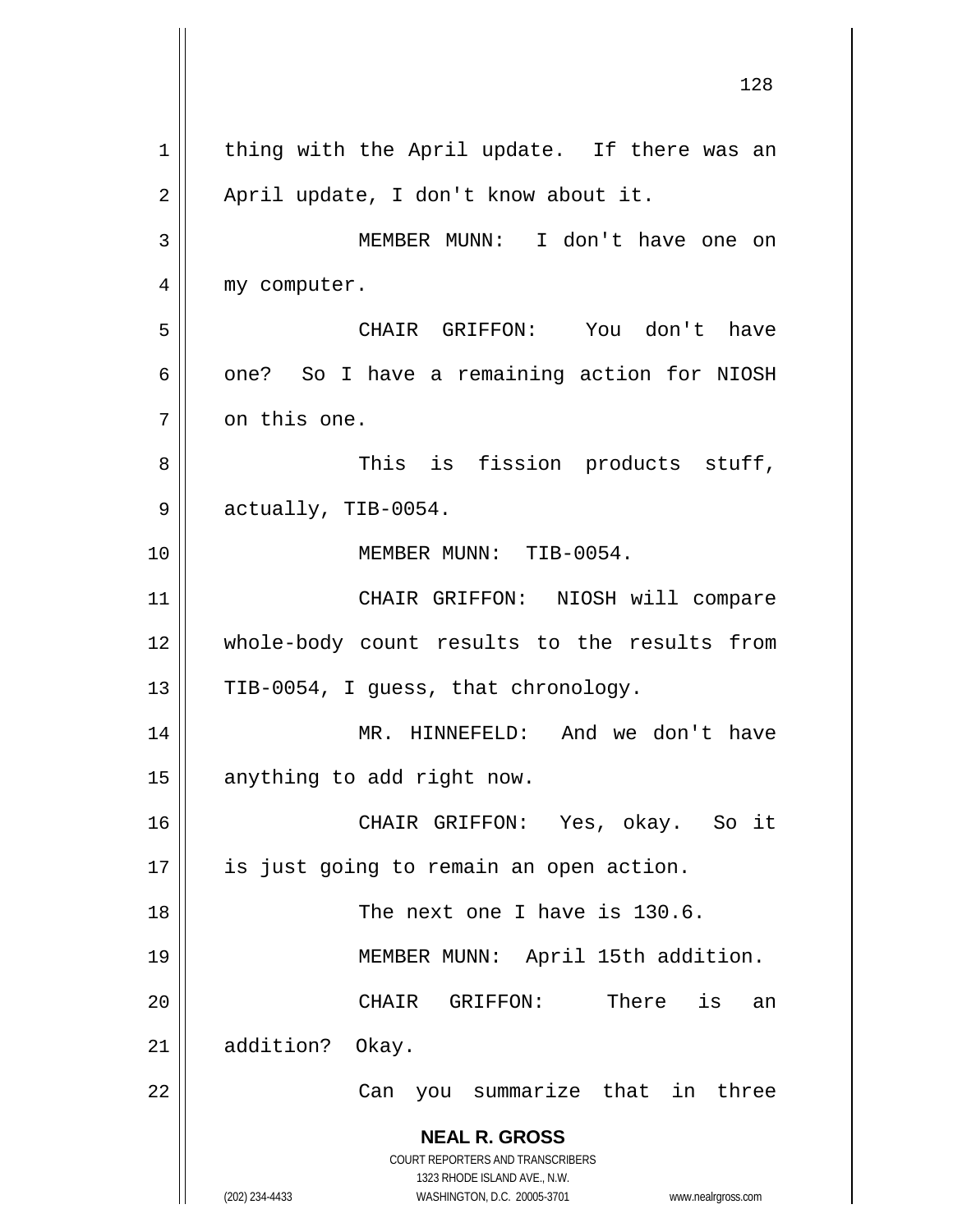thing with the April update. If there was an April update, I don't know about it.

MEMBER MUNN: I don't have one on my computer.

CHAIR GRIFFON: You don't have one? So I have a remaining action for NIOSH on this one.

This is fission products stuff, actually, TIB-0054.

MEMBER MUNN: TIB-0054.

CHAIR GRIFFON: NIOSH will compare whole-body count results to the results from TIB-0054, I guess, that chronology.

MR. HINNEFELD: And we don't have anything to add right now.

CHAIR GRIFFON: Yes, okay. So it is just going to remain an open action.

The next one I have is 130.6.

MEMBER MUNN: April 15th addition.

CHAIR GRIFFON: There is an addition? Okay.

Can you summarize that in three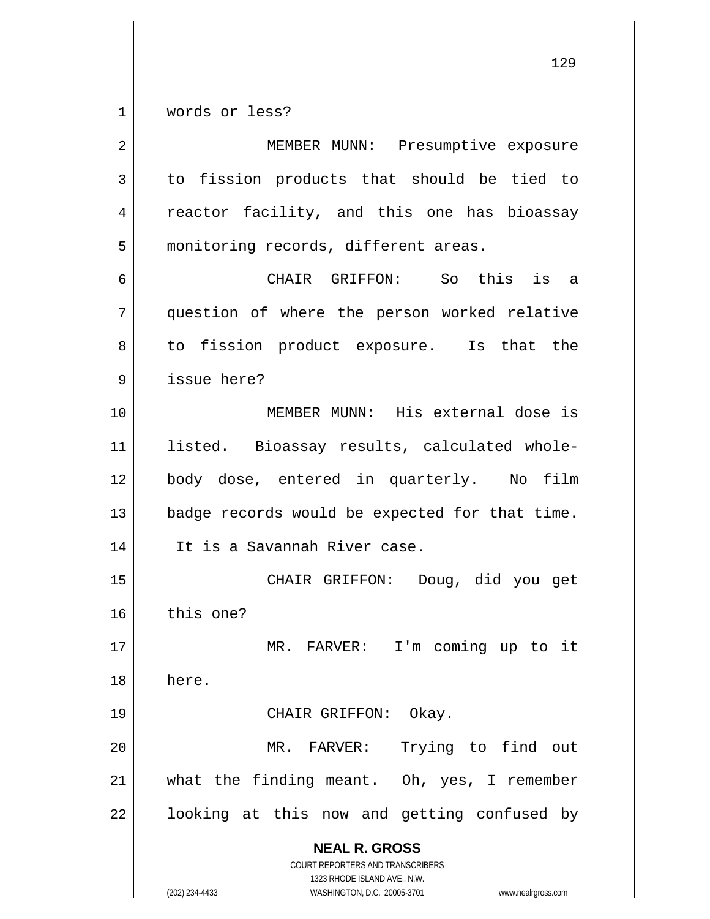words or less?

MEMBER MUNN: Presumptive exposure to fission products that should be tied to reactor facility, and this one has bioassay monitoring records, different areas.

CHAIR GRIFFON: So this is a question of where the person worked relative to fission product exposure. Is that the issue here?

MEMBER MUNN: His external dose is listed. Bioassay results, calculated whole-body dose, entered in quarterly. No film badge records would be expected for that time. It is a Savannah River case.

CHAIR GRIFFON: Doug, did you get this one?

MR. FARVER: I'm coming up to it here.

CHAIR GRIFFON: Okay.

MR. FARVER: Trying to find out what the finding meant. Oh, yes, I remember looking at this now and getting confused by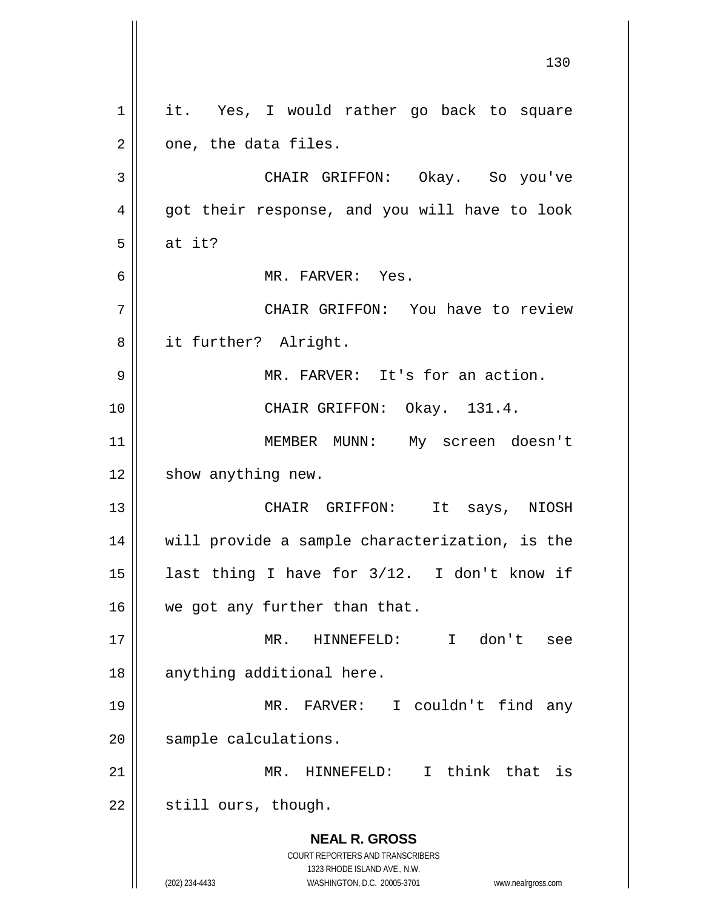it. Yes, I would rather go back to square one, the data files.

CHAIR GRIFFON: Okay. So you've got their response, and you will have to look at it?

MR. FARVER: Yes.

CHAIR GRIFFON: You have to review it further? Alright.

MR. FARVER: It's for an action.

CHAIR GRIFFON: Okay. 131.4.

MEMBER MUNN: My screen doesn't show anything new.

CHAIR GRIFFON: It says, NIOSH will provide a sample characterization, is the last thing I have for 3/12. I don't know if we got any further than that.

MR. HINNEFELD: I don't see anything additional here.

MR. FARVER: I couldn't find any sample calculations.

MR. HINNEFELD: I think that is still ours, though.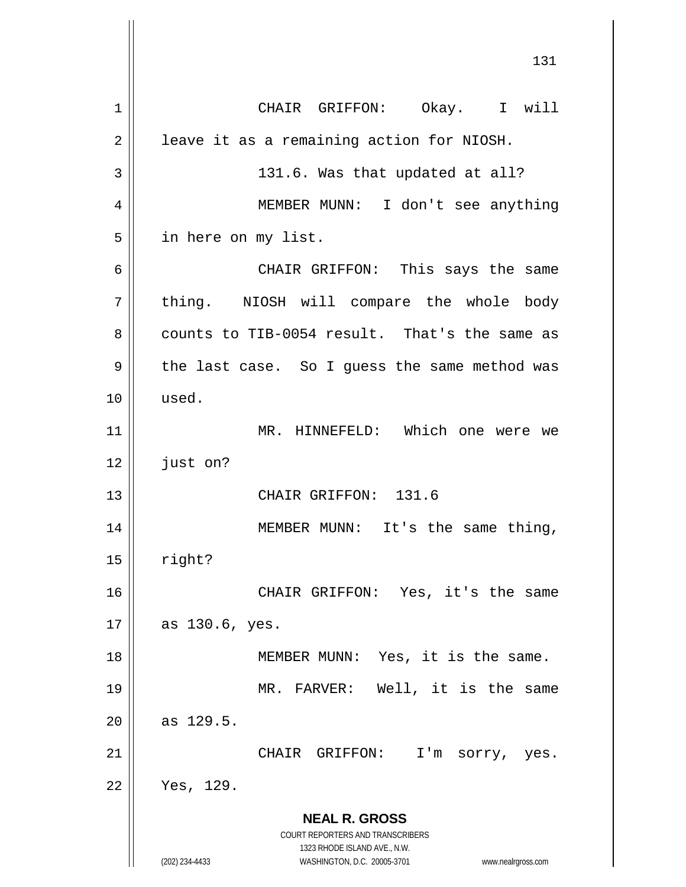CHAIR GRIFFON: Okay. I will leave it as a remaining action for NIOSH.

131.6. Was that updated at all?

MEMBER MUNN: I don't see anything in here on my list.

CHAIR GRIFFON: This says the same thing. NIOSH will compare the whole body counts to TIB-0054 result. That's the same as the last case. So I guess the same method was used.

MR. HINNEFELD: Which one were we just on?

CHAIR GRIFFON: 131.6

MEMBER MUNN: It's the same thing, right?

CHAIR GRIFFON: Yes, it's the same as 130.6, yes.

MEMBER MUNN: Yes, it is the same.

MR. FARVER: Well, it is the same as 129.5.

CHAIR GRIFFON: I'm sorry, yes. Yes, 129.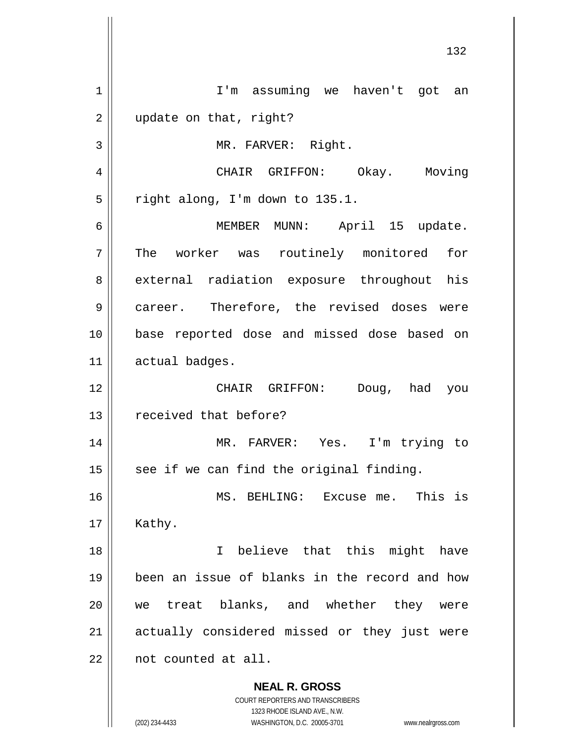I'm assuming we haven't got an update on that, right?

MR. FARVER: Right.

CHAIR GRIFFON: Okay. Moving right along, I'm down to 135.1.

MEMBER MUNN: April 15 update. The worker was routinely monitored for external radiation exposure throughout his career. Therefore, the revised doses were base reported dose and missed dose based on actual badges.

CHAIR GRIFFON: Doug, had you received that before?

MR. FARVER: Yes. I'm trying to see if we can find the original finding.

MS. BEHLING: Excuse me. This is Kathy.

I believe that this might have been an issue of blanks in the record and how we treat blanks, and whether they were actually considered missed or they just were not counted at all.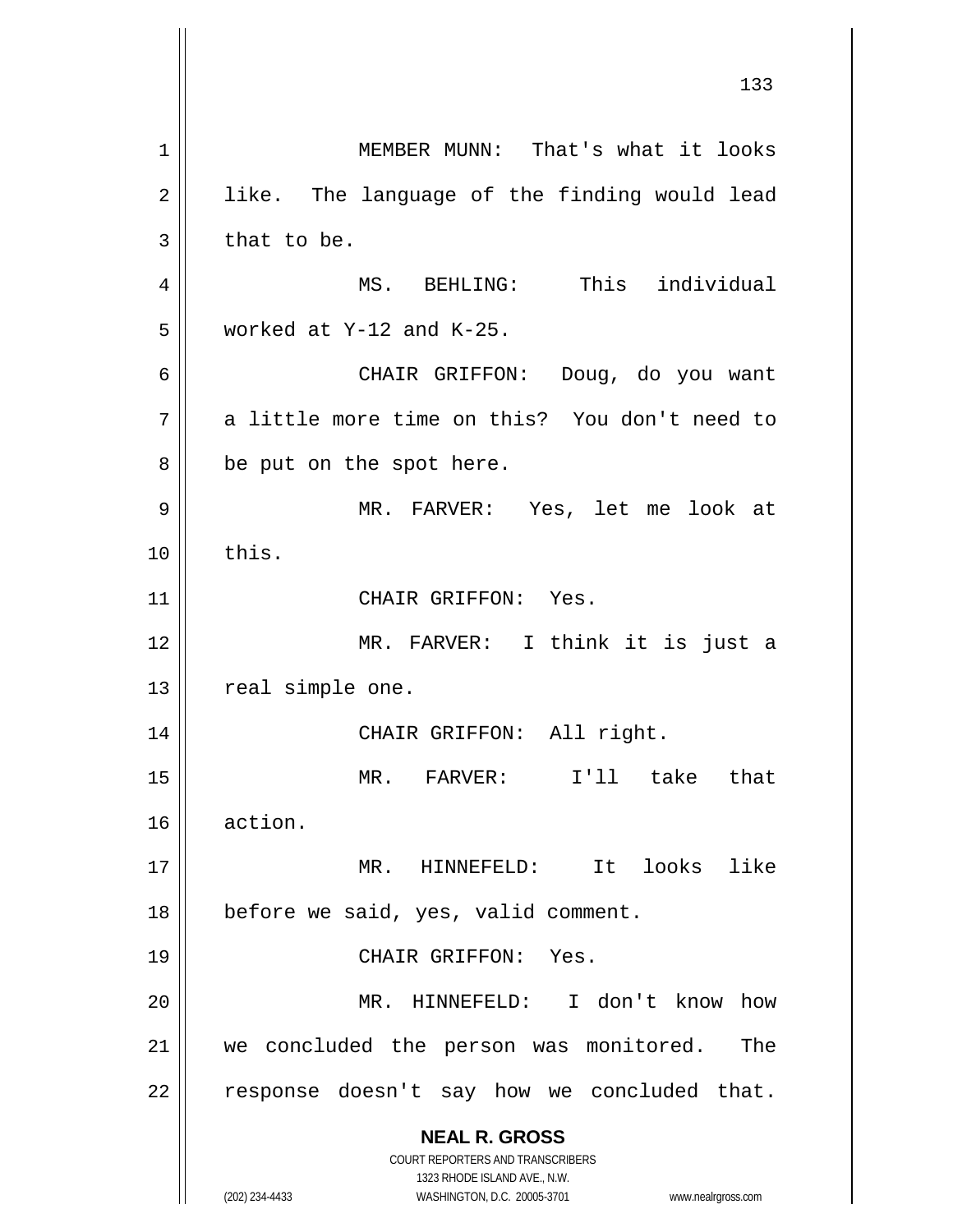MEMBER MUNN: That's what it looks like. The language of the finding would lead that to be.

MS. BEHLING: This individual worked at Y-12 and K-25.

CHAIR GRIFFON: Doug, do you want a little more time on this? You don't need to be put on the spot here.

MR. FARVER: Yes, let me look at this.

CHAIR GRIFFON: Yes.

MR. FARVER: I think it is just a real simple one.

CHAIR GRIFFON: All right.

MR. FARVER: I'll take that action.

MR. HINNEFELD: It looks like before we said, yes, valid comment.

CHAIR GRIFFON: Yes.

MR. HINNEFELD: I don't know how we concluded the person was monitored. The response doesn't say how we concluded that.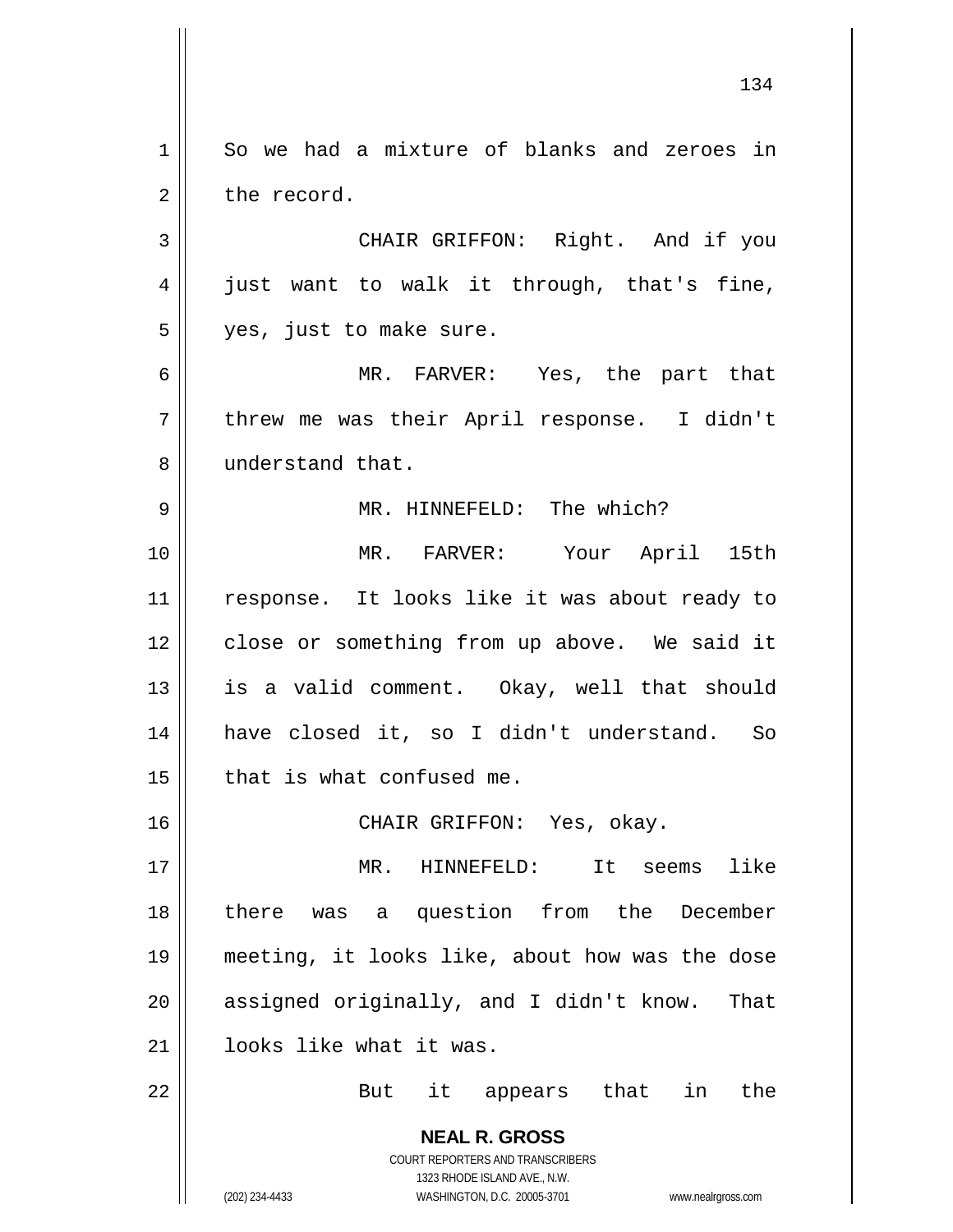So we had a mixture of blanks and zeroes in the record.

CHAIR GRIFFON: Right. And if you just want to walk it through, that's fine, yes, just to make sure.

MR. FARVER: Yes, the part that threw me was their April response. I didn't understand that.

MR. HINNEFELD: The which?

MR. FARVER: Your April 15th response. It looks like it was about ready to close or something from up above. We said it is a valid comment. Okay, well that should have closed it, so I didn't understand. So that is what confused me.

CHAIR GRIFFON: Yes, okay.

MR. HINNEFELD: It seems like there was a question from the December meeting, it looks like, about how was the dose assigned originally, and I didn't know. That looks like what it was.

But it appears that in the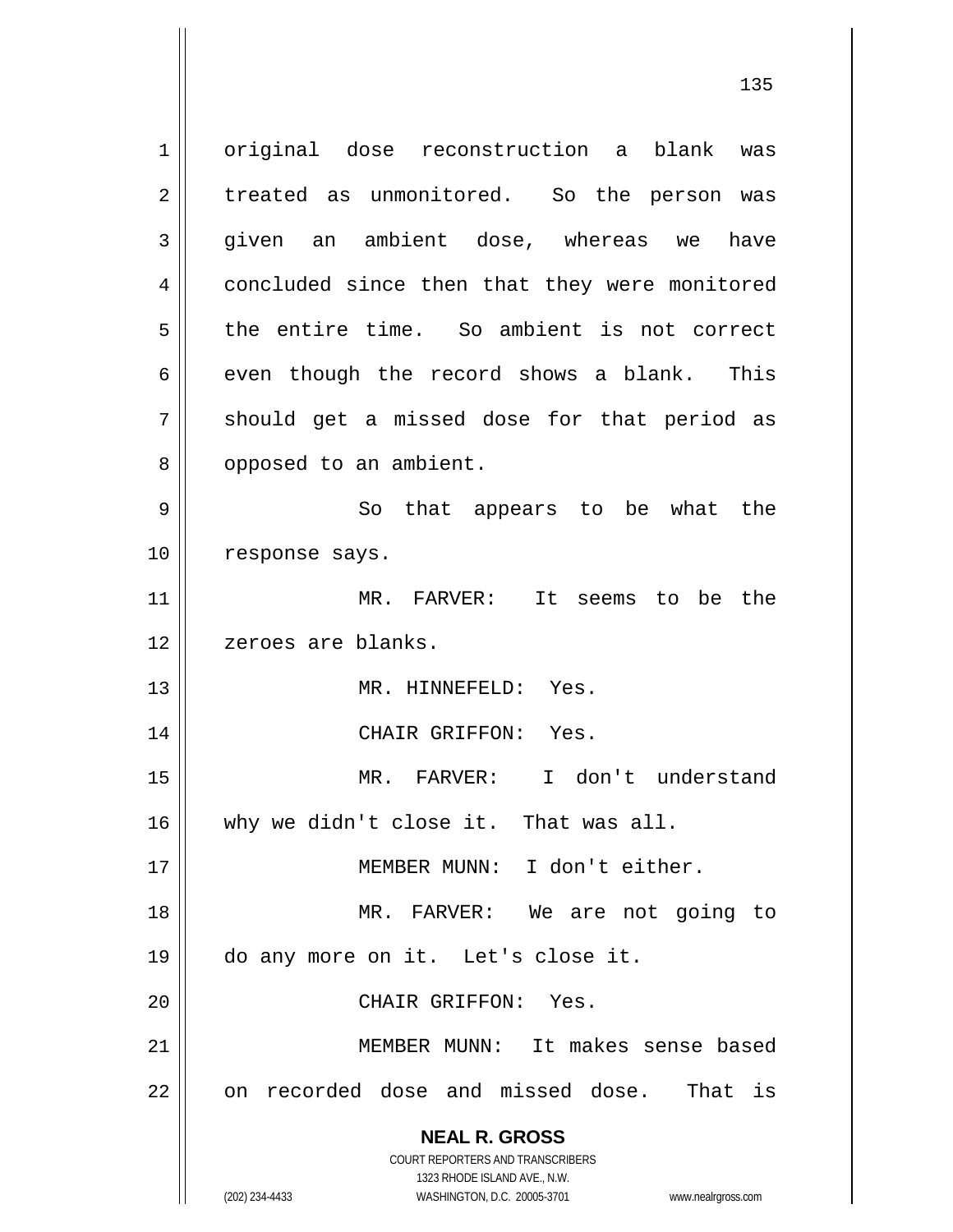original dose reconstruction a blank was treated as unmonitored. So the person was given an ambient dose, whereas we have concluded since then that they were monitored the entire time. So ambient is not correct even though the record shows a blank. This should get a missed dose for that period as opposed to an ambient.

So that appears to be what the response says.

MR. FARVER: It seems to be the zeroes are blanks.

MR. HINNEFELD: Yes.

CHAIR GRIFFON: Yes.

MR. FARVER: I don't understand why we didn't close it. That was all.

MEMBER MUNN: I don't either.

MR. FARVER: We are not going to do any more on it. Let's close it.

CHAIR GRIFFON: Yes.

MEMBER MUNN: It makes sense based on recorded dose and missed dose. That is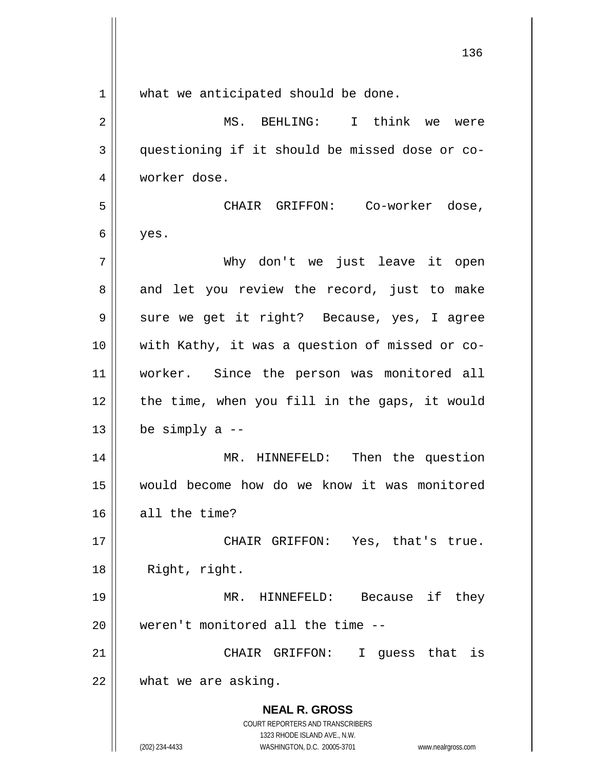what we anticipated should be done.

MS. BEHLING: I think we were questioning if it should be missed dose or co-worker dose.

CHAIR GRIFFON: Co-worker dose, yes.

Why don't we just leave it open and let you review the record, just to make sure we get it right? Because, yes, I agree with Kathy, it was a question of missed or co-worker. Since the person was monitored all the time, when you fill in the gaps, it would be simply a --

MR. HINNEFELD: Then the question would become how do we know it was monitored all the time?

CHAIR GRIFFON: Yes, that's true. Right, right.

MR. HINNEFELD: Because if they weren't monitored all the time --

CHAIR GRIFFON: I guess that is what we are asking.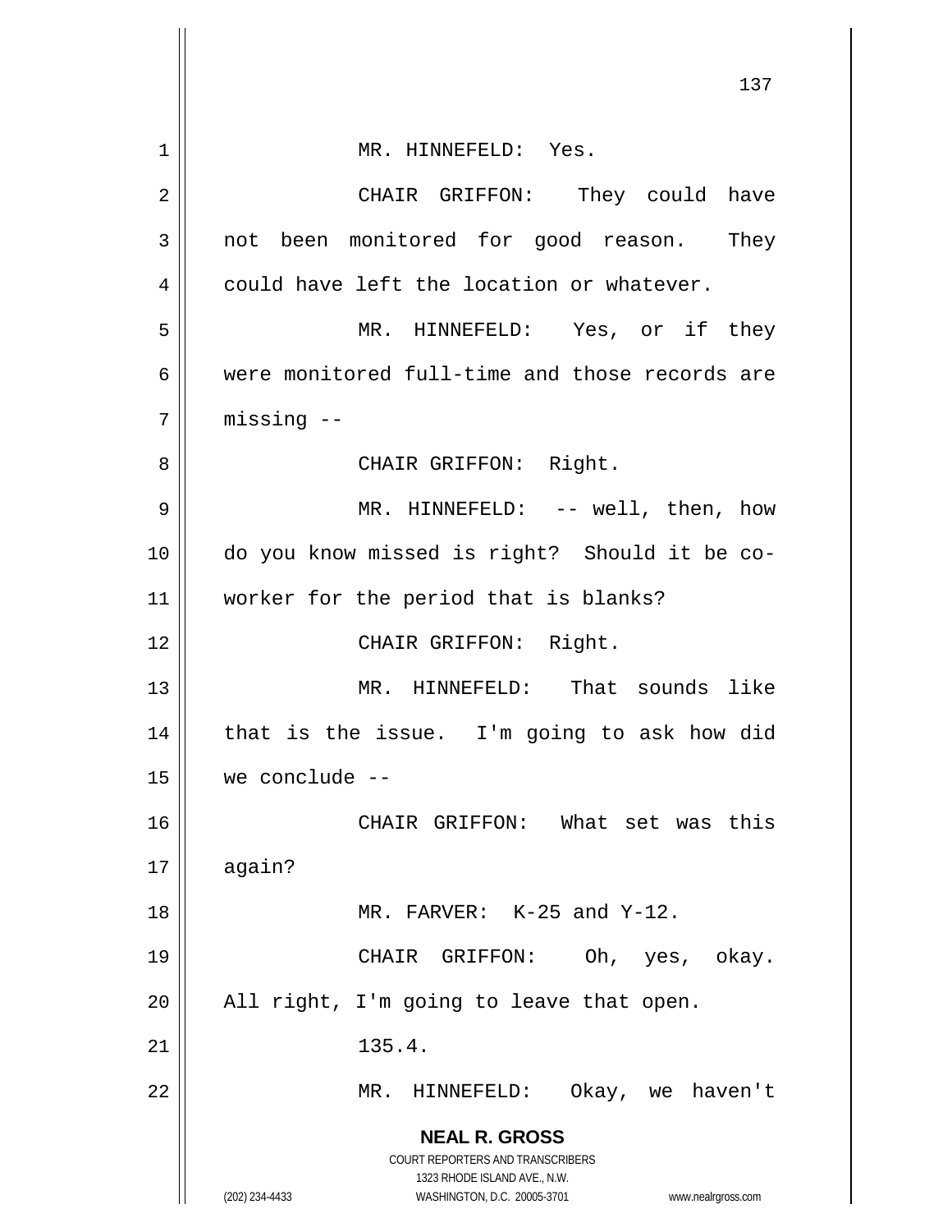MR. HINNEFELD: Yes.

CHAIR GRIFFON: They could have not been monitored for good reason. They could have left the location or whatever.

MR. HINNEFELD: Yes, or if they were monitored full-time and those records are missing --

CHAIR GRIFFON: Right.

MR. HINNEFELD: -- well, then, how do you know missed is right? Should it be co-worker for the period that is blanks?

CHAIR GRIFFON: Right.

MR. HINNEFELD: That sounds like that is the issue. I'm going to ask how did we conclude --

CHAIR GRIFFON: What set was this again?

MR. FARVER: K-25 and Y-12.

CHAIR GRIFFON: Oh, yes, okay. All right, I'm going to leave that open.

135.4.

MR. HINNEFELD: Okay, we haven't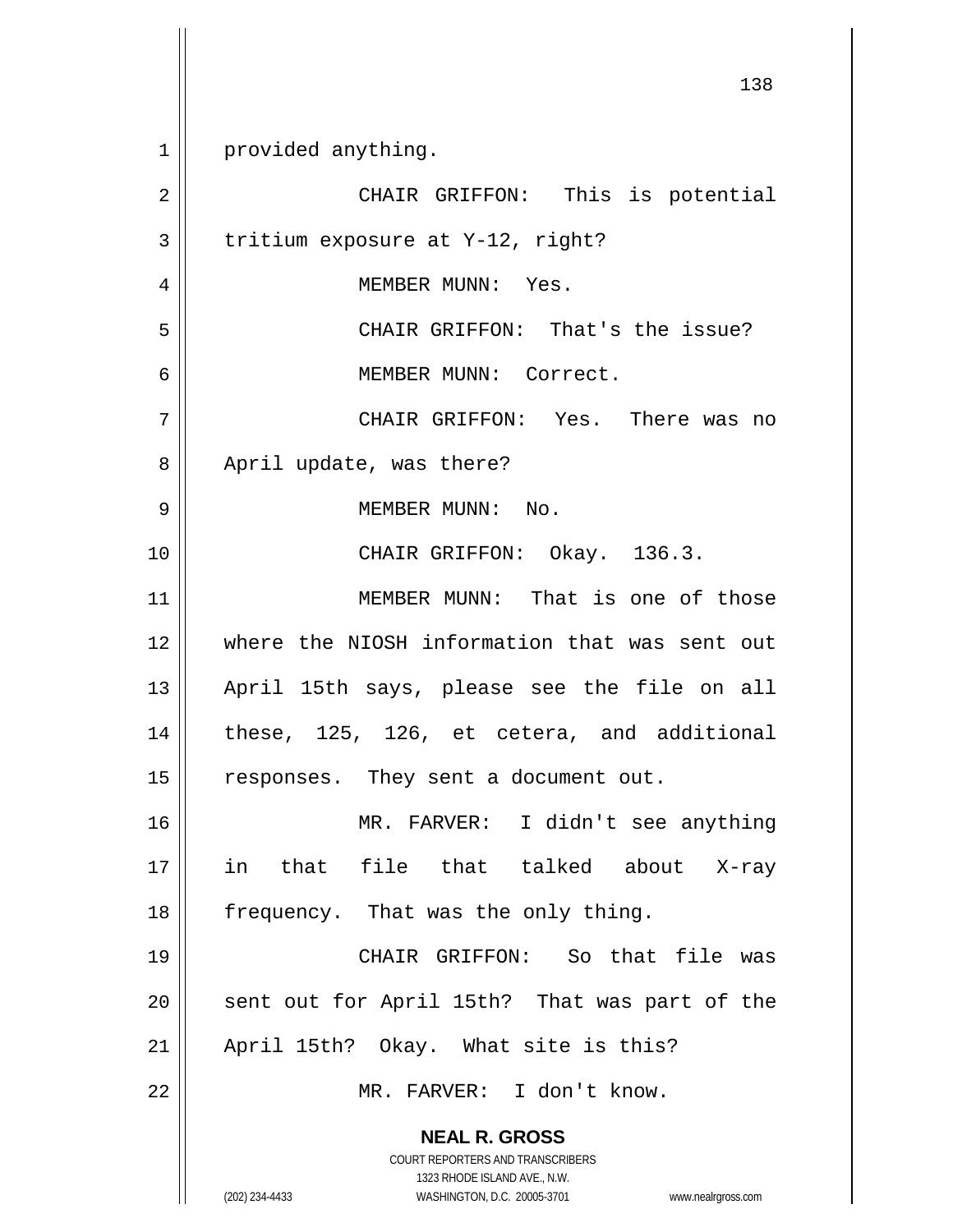provided anything.

CHAIR GRIFFON: This is potential tritium exposure at Y-12, right?

MEMBER MUNN: Yes.

CHAIR GRIFFON: That's the issue?

MEMBER MUNN: Correct.

CHAIR GRIFFON: Yes. There was no April update, was there?

MEMBER MUNN: No.

CHAIR GRIFFON: Okay. 136.3.

MEMBER MUNN: That is one of those where the NIOSH information that was sent out April 15th says, please see the file on all these, 125, 126, et cetera, and additional responses. They sent a document out.

MR. FARVER: I didn't see anything in that file that talked about X-ray frequency. That was the only thing.

CHAIR GRIFFON: So that file was sent out for April 15th? That was part of the April 15th? Okay. What site is this?

MR. FARVER: I don't know.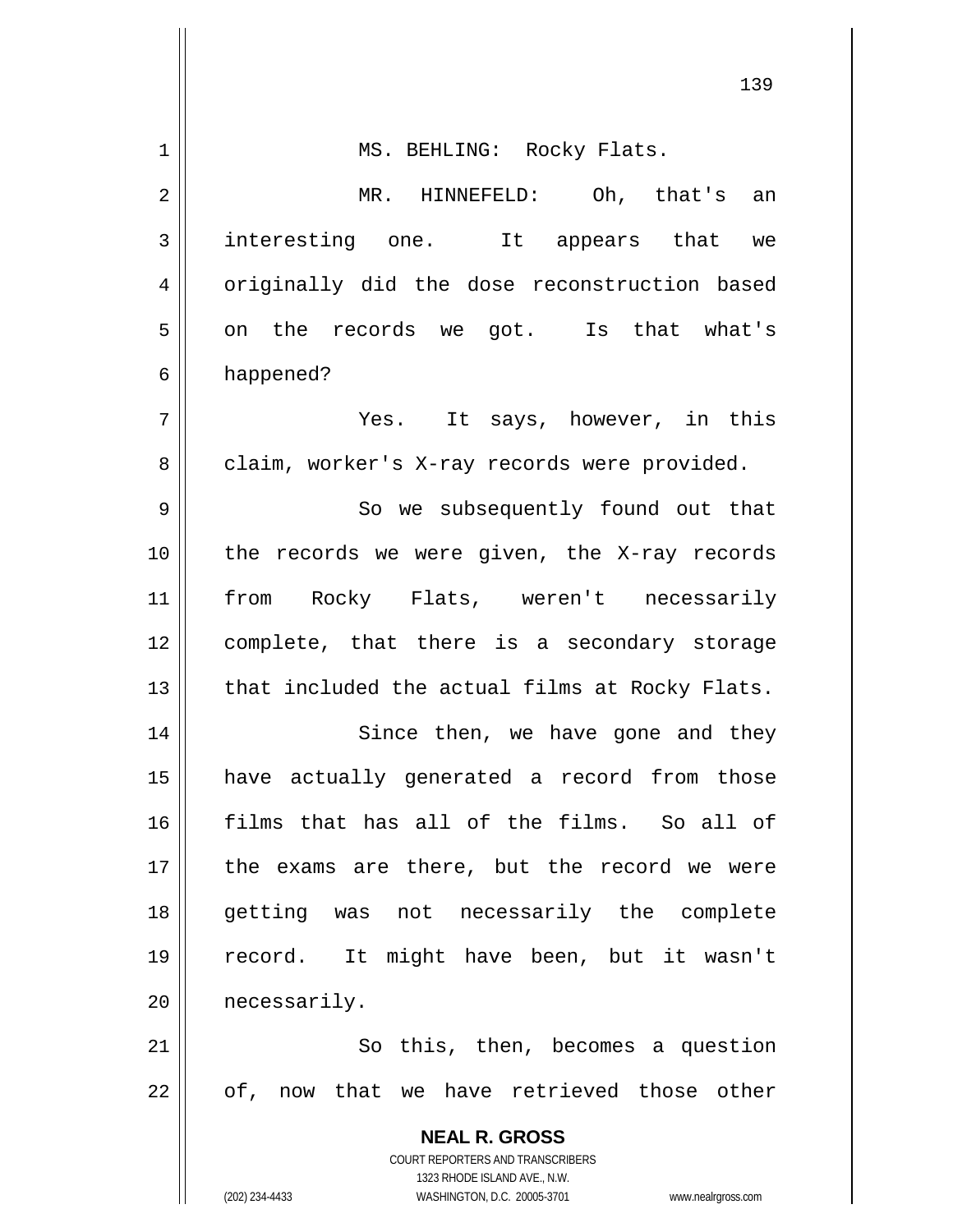MS. BEHLING: Rocky Flats.

MR. HINNEFELD: Oh, that's an interesting one. It appears that we originally did the dose reconstruction based on the records we got. Is that what's happened?

Yes. It says, however, in this claim, worker's X-ray records were provided.

So we subsequently found out that the records we were given, the X-ray records from Rocky Flats, weren't necessarily complete, that there is a secondary storage that included the actual films at Rocky Flats.

Since then, we have gone and they have actually generated a record from those films that has all of the films. So all of the exams are there, but the record we were getting was not necessarily the complete record. It might have been, but it wasn't necessarily.

So this, then, becomes a question of, now that we have retrieved those other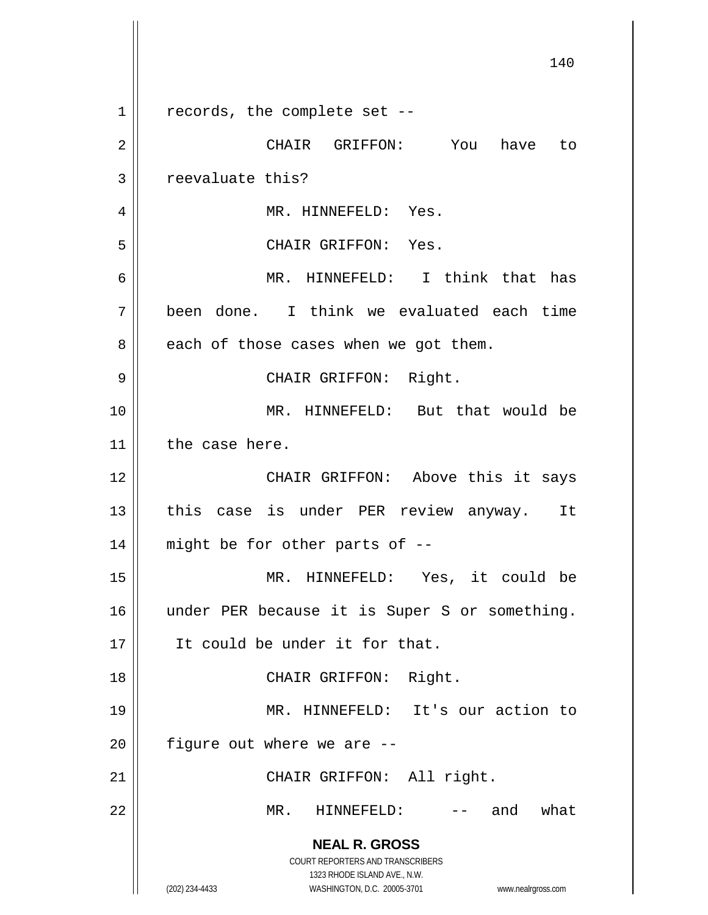records, the complete set --

CHAIR GRIFFON: You have to reevaluate this?

MR. HINNEFELD: Yes.

CHAIR GRIFFON: Yes.

MR. HINNEFELD: I think that has been done. I think we evaluated each time each of those cases when we got them.

CHAIR GRIFFON: Right.

MR. HINNEFELD: But that would be the case here.

CHAIR GRIFFON: Above this it says this case is under PER review anyway. It might be for other parts of --

MR. HINNEFELD: Yes, it could be under PER because it is Super S or something. It could be under it for that.

CHAIR GRIFFON: Right.

MR. HINNEFELD: It's our action to figure out where we are --

CHAIR GRIFFON: All right.

MR. HINNEFELD: -- and what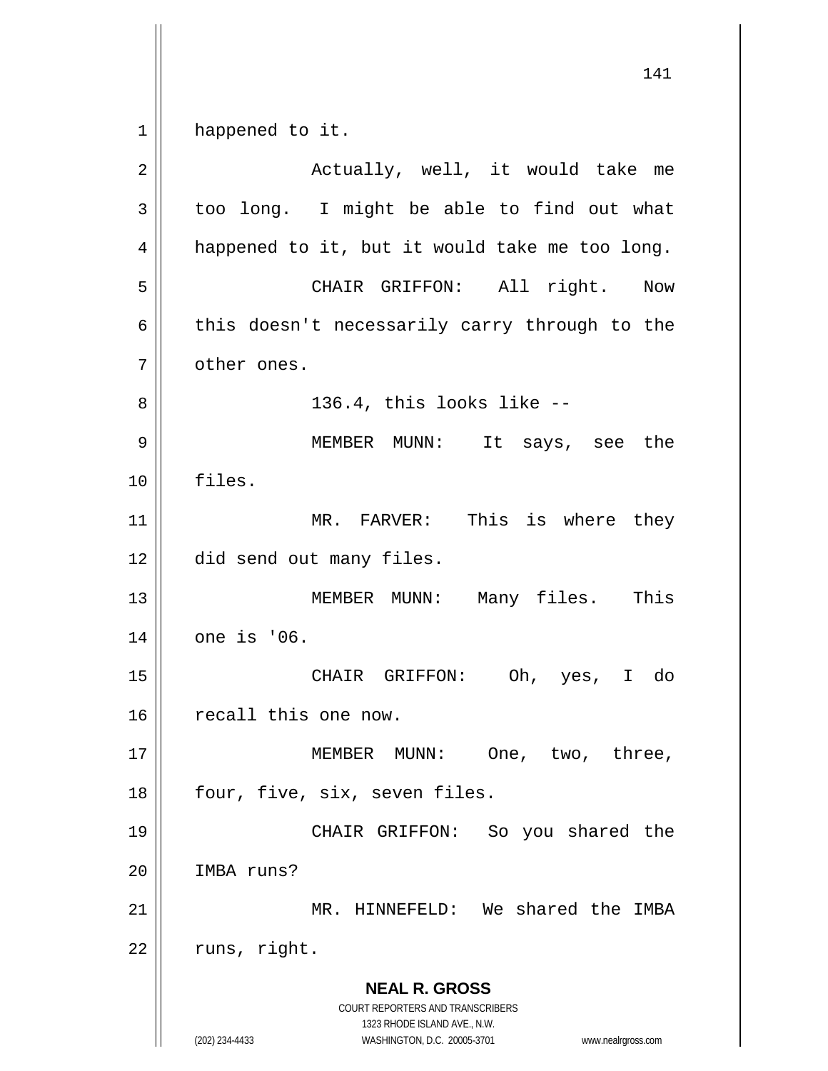happened to it.

Actually, well, it would take me too long. I might be able to find out what happened to it, but it would take me too long.

CHAIR GRIFFON: All right. Now this doesn't necessarily carry through to the other ones.

136.4, this looks like --

MEMBER MUNN: It says, see the files.

MR. FARVER: This is where they did send out many files.

MEMBER MUNN: Many files. This one is '06.

CHAIR GRIFFON: Oh, yes, I do recall this one now.

MEMBER MUNN: One, two, three, four, five, six, seven files.

CHAIR GRIFFON: So you shared the IMBA runs?

MR. HINNEFELD: We shared the IMBA runs, right.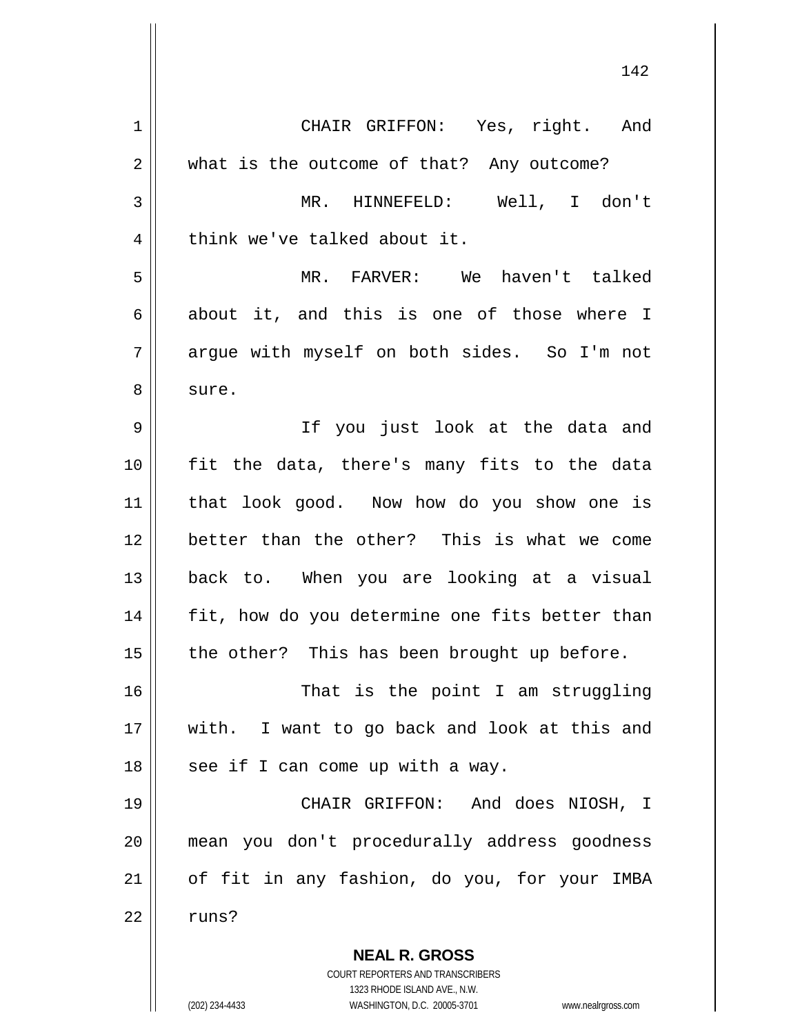CHAIR GRIFFON: Yes, right. And what is the outcome of that? Any outcome?

MR. HINNEFELD: Well, I don't think we've talked about it.

MR. FARVER: We haven't talked about it, and this is one of those where I argue with myself on both sides. So I'm not sure.

If you just look at the data and fit the data, there's many fits to the data that look good. Now how do you show one is better than the other? This is what we come back to. When you are looking at a visual fit, how do you determine one fits better than the other? This has been brought up before.

That is the point I am struggling with. I want to go back and look at this and see if I can come up with a way.

CHAIR GRIFFON: And does NIOSH, I mean you don't procedurally address goodness of fit in any fashion, do you, for your IMBA runs?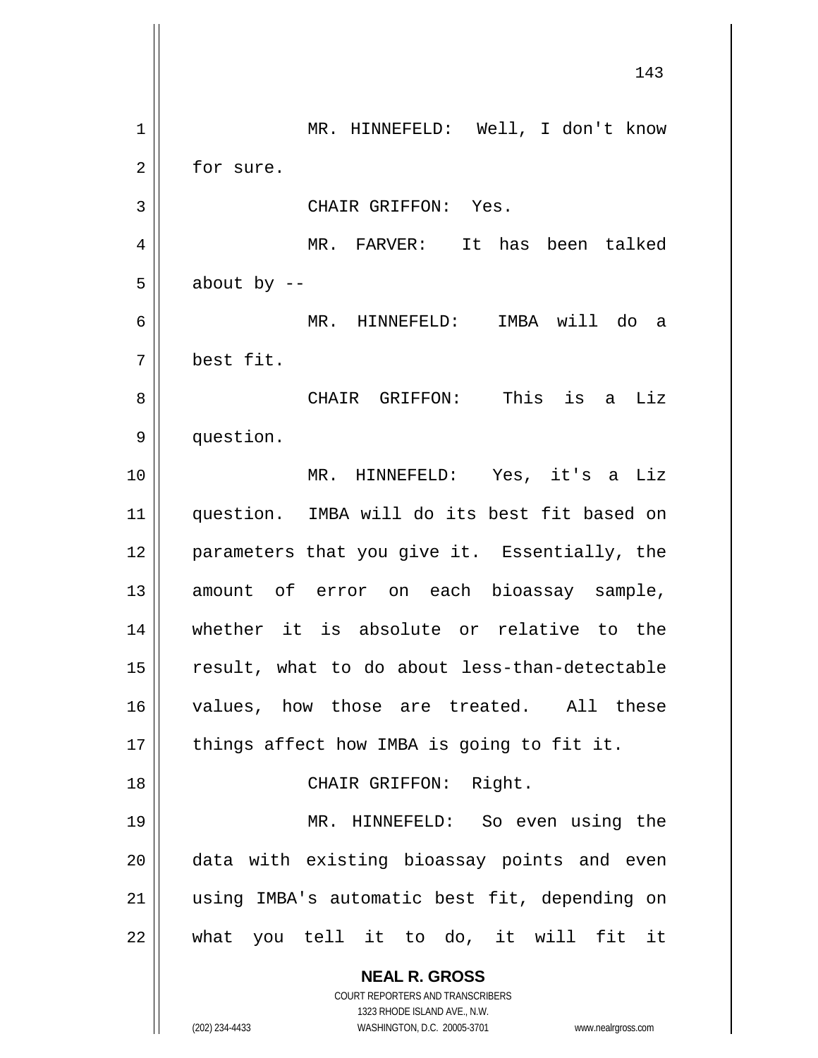MR. HINNEFELD: Well, I don't know for sure.

CHAIR GRIFFON: Yes.

MR. FARVER: It has been talked about by --

MR. HINNEFELD: IMBA will do a best fit.

CHAIR GRIFFON: This is a Liz question.

MR. HINNEFELD: Yes, it's a Liz question. IMBA will do its best fit based on parameters that you give it. Essentially, the amount of error on each bioassay sample, whether it is absolute or relative to the result, what to do about less-than-detectable values, how those are treated. All these things affect how IMBA is going to fit it.

CHAIR GRIFFON: Right.

MR. HINNEFELD: So even using the data with existing bioassay points and even using IMBA's automatic best fit, depending on what you tell it to do, it will fit it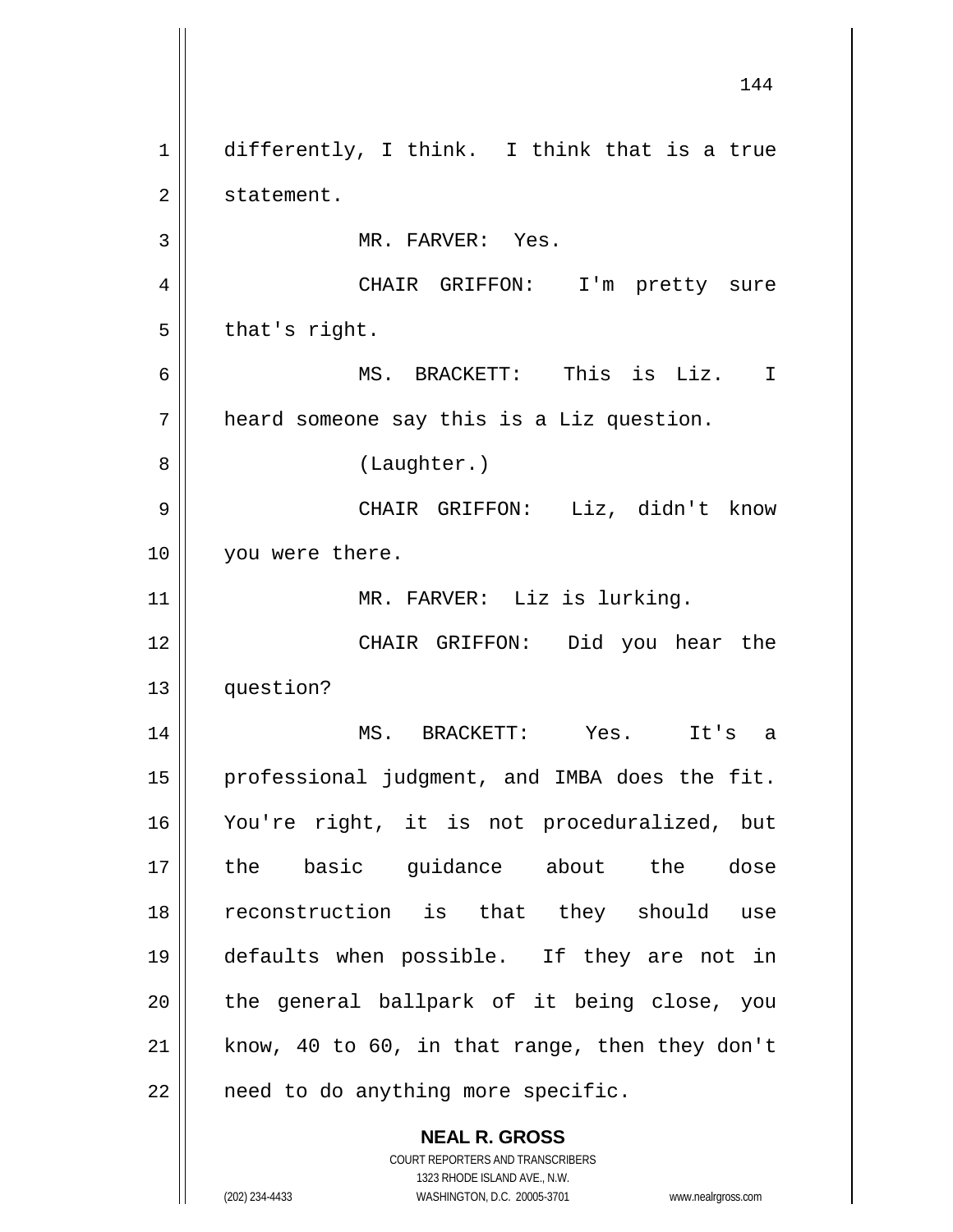differently, I think. I think that is a true statement.

MR. FARVER: Yes.

CHAIR GRIFFON: I'm pretty sure that's right.

MS. BRACKETT: This is Liz. I heard someone say this is a Liz question.

(Laughter.)

CHAIR GRIFFON: Liz, didn't know you were there.

MR. FARVER: Liz is lurking.

CHAIR GRIFFON: Did you hear the question?

MS. BRACKETT: Yes. It's a professional judgment, and IMBA does the fit. You're right, it is not proceduralized, but the basic guidance about the dose reconstruction is that they should use defaults when possible. If they are not in the general ballpark of it being close, you know, 40 to 60, in that range, then they don't need to do anything more specific.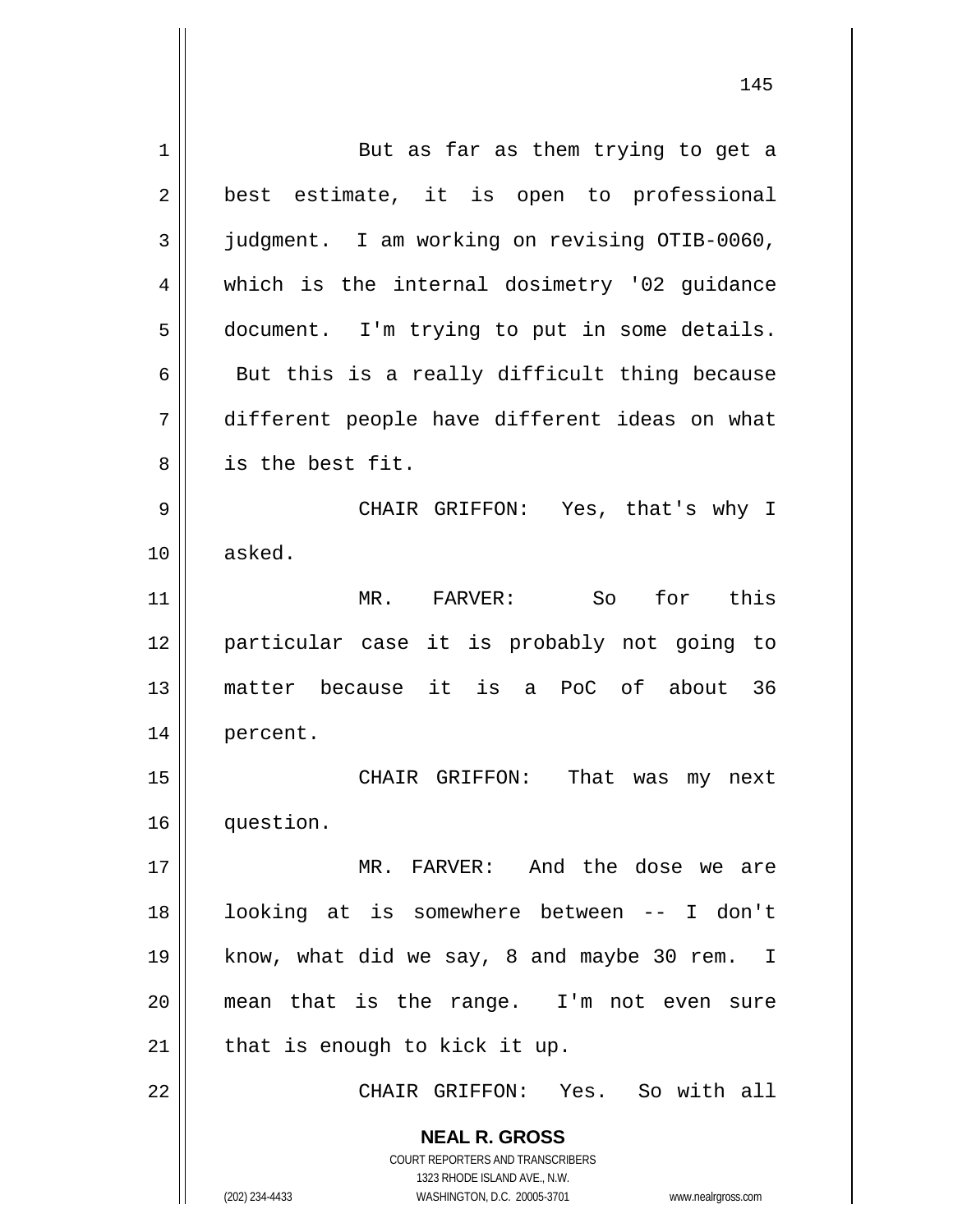But as far as them trying to get a best estimate, it is open to professional judgment. I am working on revising OTIB-0060, which is the internal dosimetry '02 guidance document. I'm trying to put in some details. But this is a really difficult thing because different people have different ideas on what is the best fit.

CHAIR GRIFFON: Yes, that's why I asked.

MR. FARVER: So for this particular case it is probably not going to matter because it is a PoC of about 36 percent.

CHAIR GRIFFON: That was my next question.

MR. FARVER: And the dose we are looking at is somewhere between -- I don't know, what did we say, 8 and maybe 30 rem. I mean that is the range. I'm not even sure that is enough to kick it up.

CHAIR GRIFFON: Yes. So with all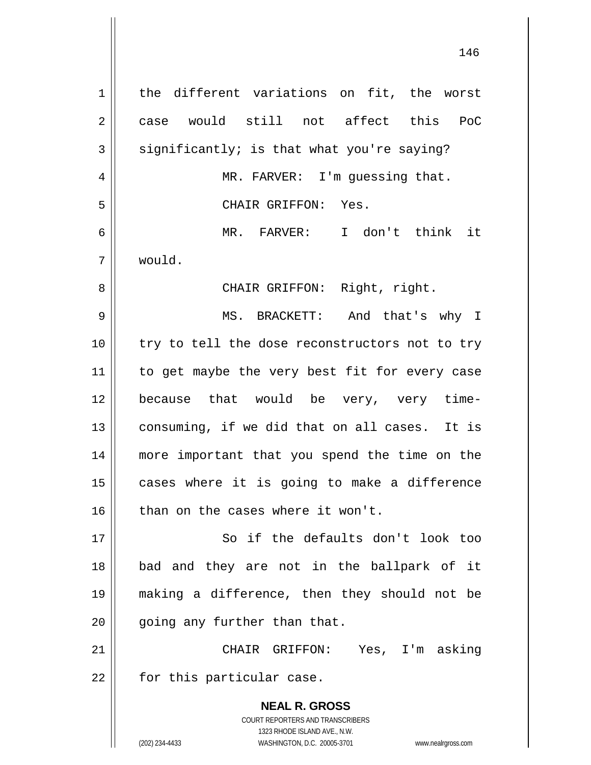the different variations on fit, the worst case would still not affect this PoC significantly; is that what you're saying?

MR. FARVER: I'm guessing that.

CHAIR GRIFFON: Yes.

MR. FARVER: I don't think it would.

CHAIR GRIFFON: Right, right.

MS. BRACKETT: And that's why I try to tell the dose reconstructors not to try to get maybe the very best fit for every case because that would be very, very time-consuming, if we did that on all cases. It is more important that you spend the time on the cases where it is going to make a difference than on the cases where it won't.

So if the defaults don't look too bad and they are not in the ballpark of it making a difference, then they should not be going any further than that.

CHAIR GRIFFON: Yes, I'm asking for this particular case.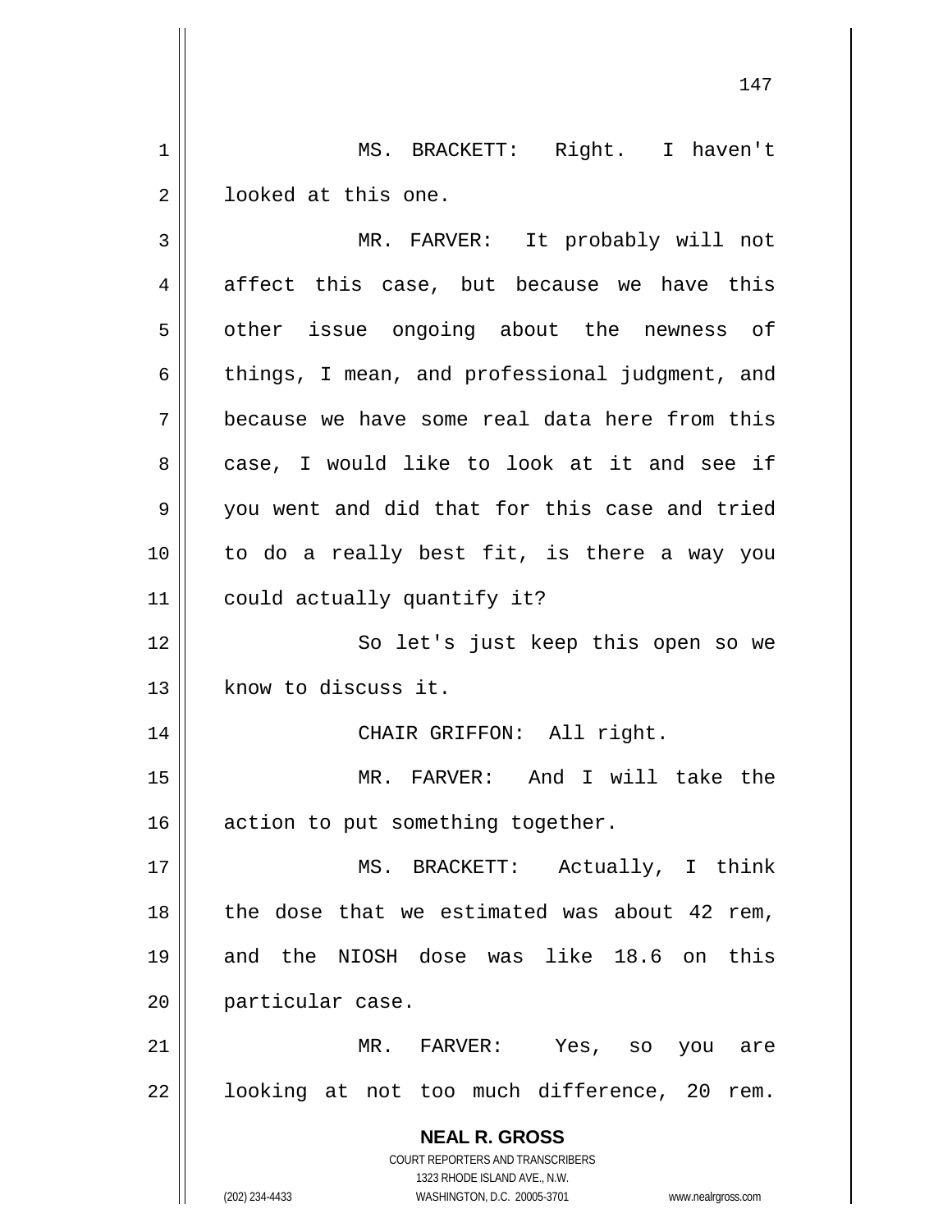MS. BRACKETT: Right. I haven't looked at this one.

MR. FARVER: It probably will not affect this case, but because we have this other issue ongoing about the newness of things, I mean, and professional judgment, and because we have some real data here from this case, I would like to look at it and see if you went and did that for this case and tried to do a really best fit, is there a way you could actually quantify it?

So let's just keep this open so we know to discuss it.

CHAIR GRIFFON: All right.

MR. FARVER: And I will take the action to put something together.

MS. BRACKETT: Actually, I think the dose that we estimated was about 42 rem, and the NIOSH dose was like 18.6 on this particular case.

MR. FARVER: Yes, so you are looking at not too much difference, 20 rem.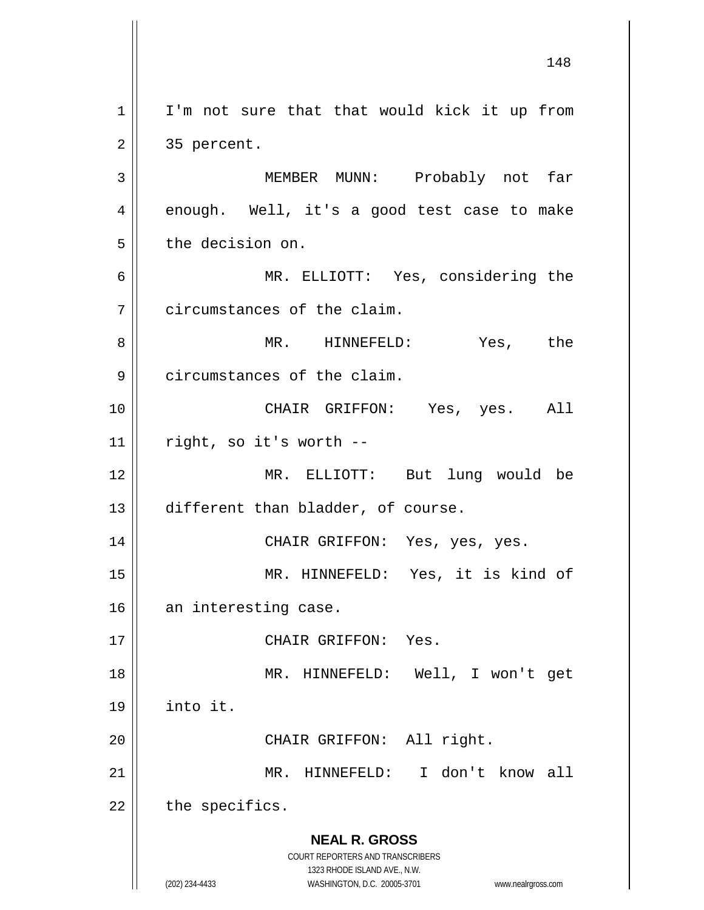I'm not sure that that would kick it up from 35 percent.

MEMBER MUNN: Probably not far enough. Well, it's a good test case to make the decision on.

MR. ELLIOTT: Yes, considering the circumstances of the claim.

MR. HINNEFELD: Yes, the circumstances of the claim.

CHAIR GRIFFON: Yes, yes. All right, so it's worth --

MR. ELLIOTT: But lung would be different than bladder, of course.

CHAIR GRIFFON: Yes, yes, yes.

MR. HINNEFELD: Yes, it is kind of an interesting case.

CHAIR GRIFFON: Yes.

MR. HINNEFELD: Well, I won't get into it.

CHAIR GRIFFON: All right.

MR. HINNEFELD: I don't know all the specifics.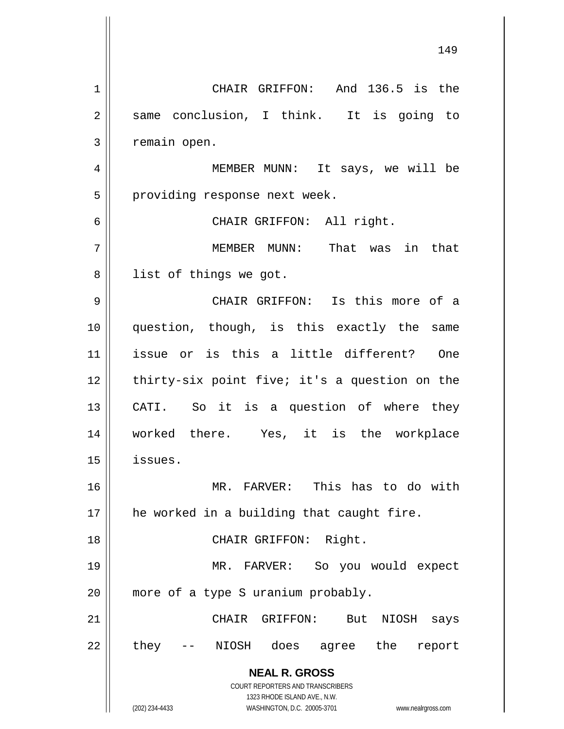CHAIR GRIFFON: And 136.5 is the same conclusion, I think. It is going to remain open.

MEMBER MUNN: It says, we will be providing response next week.

CHAIR GRIFFON: All right.

MEMBER MUNN: That was in that list of things we got.

CHAIR GRIFFON: Is this more of a question, though, is this exactly the same issue or is this a little different? One thirty-six point five; it's a question on the CATI. So it is a question of where they worked there. Yes, it is the workplace issues.

MR. FARVER: This has to do with he worked in a building that caught fire.

CHAIR GRIFFON: Right.

MR. FARVER: So you would expect more of a type S uranium probably.

CHAIR GRIFFON: But NIOSH says they -- NIOSH does agree the report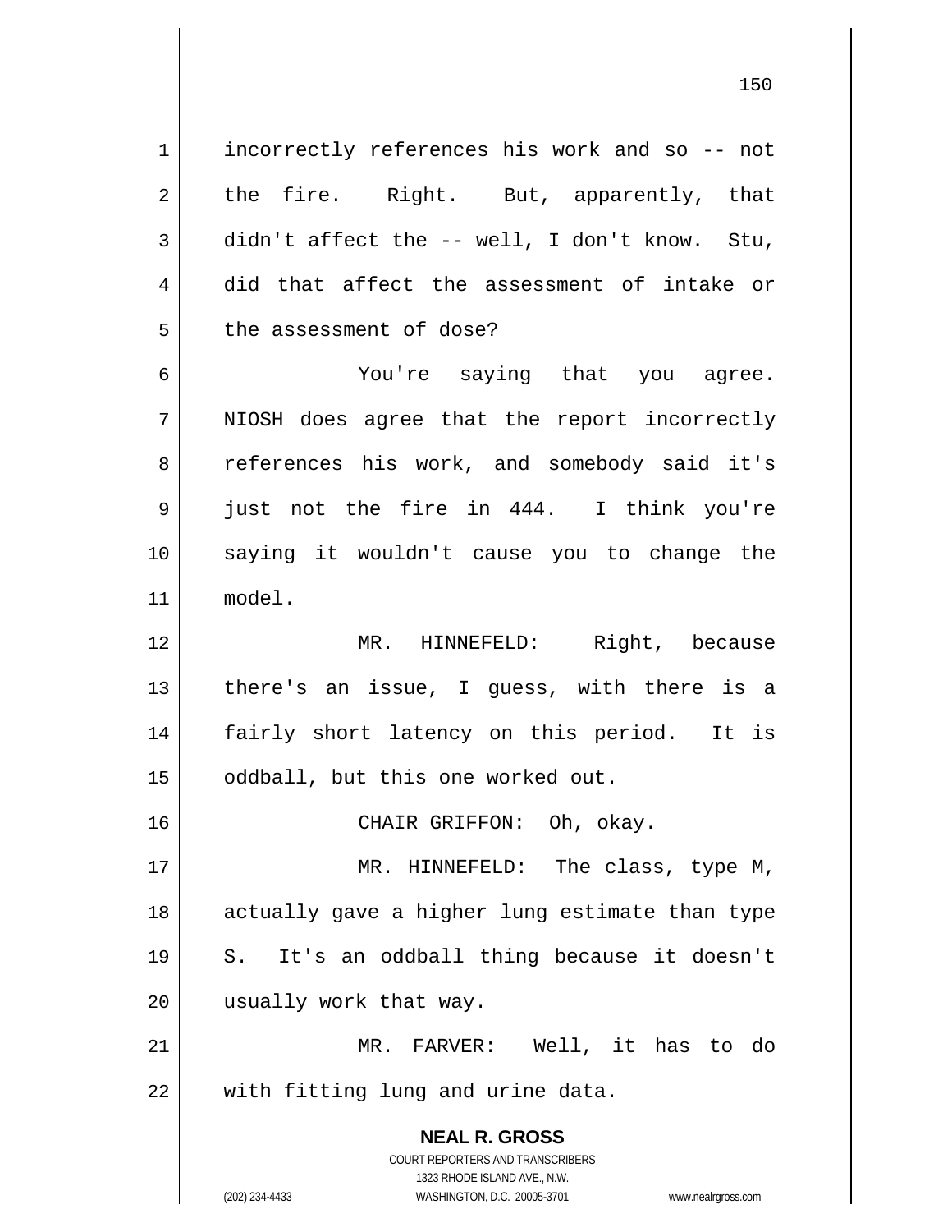incorrectly references his work and so -- not the fire. Right. But, apparently, that didn't affect the -- well, I don't know. Stu, did that affect the assessment of intake or the assessment of dose?

You're saying that you agree. NIOSH does agree that the report incorrectly references his work, and somebody said it's just not the fire in 444. I think you're saying it wouldn't cause you to change the model.

MR. HINNEFELD: Right, because there's an issue, I guess, with there is a fairly short latency on this period. It is oddball, but this one worked out.

CHAIR GRIFFON: Oh, okay.

MR. HINNEFELD: The class, type M, actually gave a higher lung estimate than type S. It's an oddball thing because it doesn't usually work that way.

MR. FARVER: Well, it has to do with fitting lung and urine data.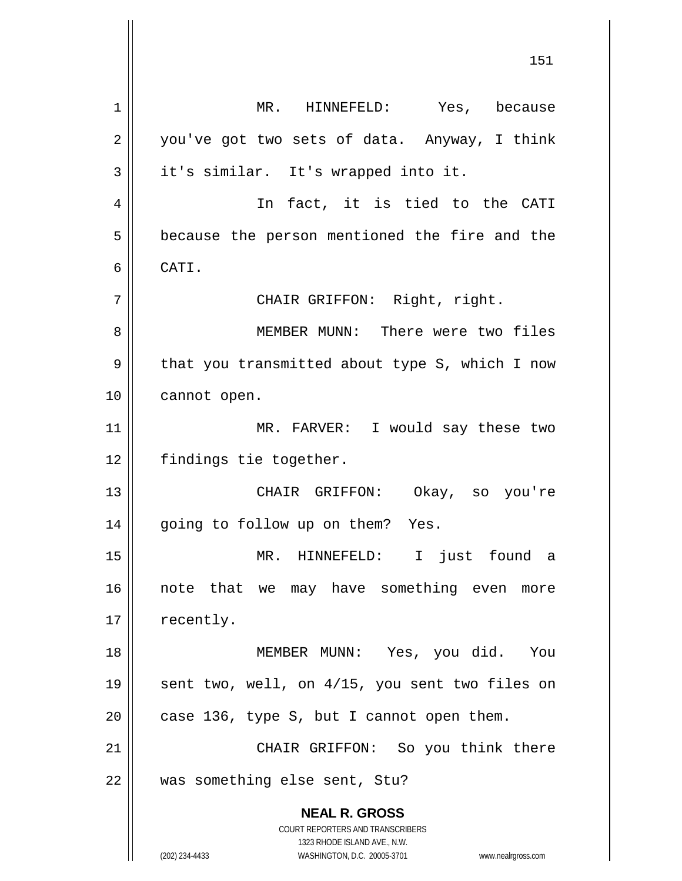MR. HINNEFELD: Yes, because you've got two sets of data. Anyway, I think it's similar. It's wrapped into it.

In fact, it is tied to the CATI because the person mentioned the fire and the CATI.

CHAIR GRIFFON: Right, right.

MEMBER MUNN: There were two files that you transmitted about type S, which I now cannot open.

MR. FARVER: I would say these two findings tie together.

CHAIR GRIFFON: Okay, so you're going to follow up on them? Yes.

MR. HINNEFELD: I just found a note that we may have something even more recently.

MEMBER MUNN: Yes, you did. You sent two, well, on 4/15, you sent two files on case 136, type S, but I cannot open them.

CHAIR GRIFFON: So you think there was something else sent, Stu?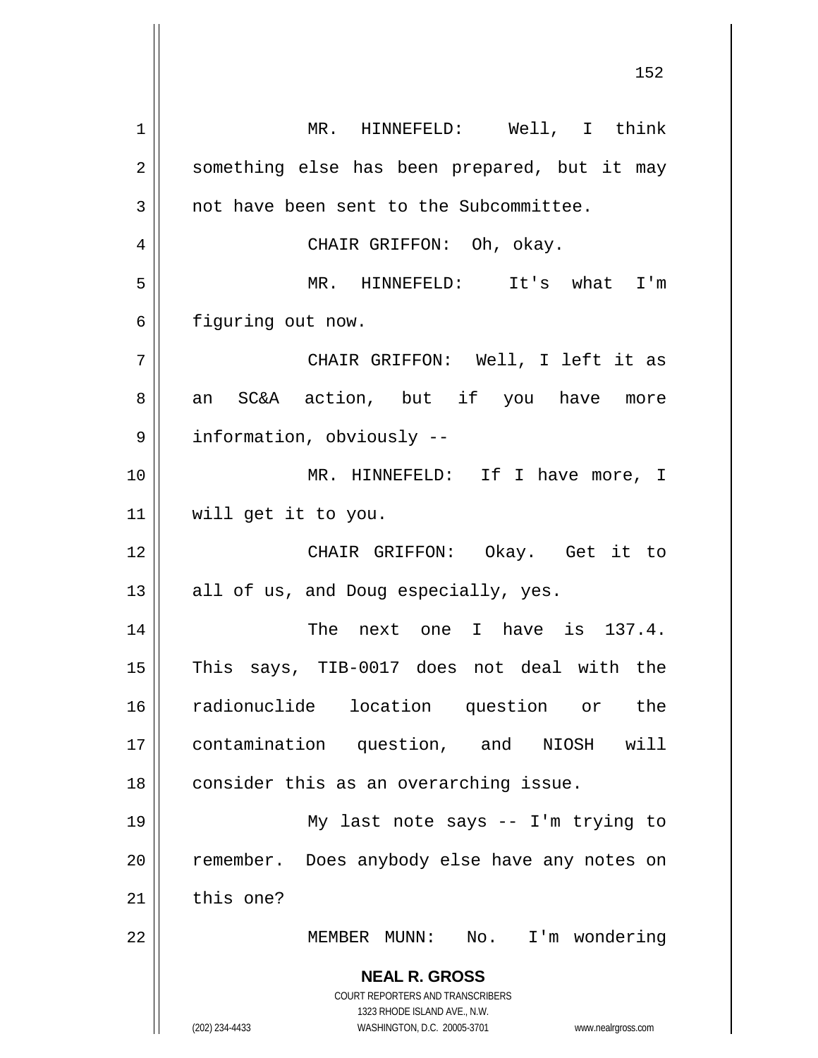MR. HINNEFELD: Well, I think something else has been prepared, but it may not have been sent to the Subcommittee.

CHAIR GRIFFON: Oh, okay.

MR. HINNEFELD: It's what I'm figuring out now.

CHAIR GRIFFON: Well, I left it as an SC&A action, but if you have more information, obviously --

MR. HINNEFELD: If I have more, I will get it to you.

CHAIR GRIFFON: Okay. Get it to all of us, and Doug especially, yes.

The next one I have is 137.4. This says, TIB-0017 does not deal with the radionuclide location question or the contamination question, and NIOSH will consider this as an overarching issue.

My last note says -- I'm trying to remember. Does anybody else have any notes on this one?

MEMBER MUNN: No. I'm wondering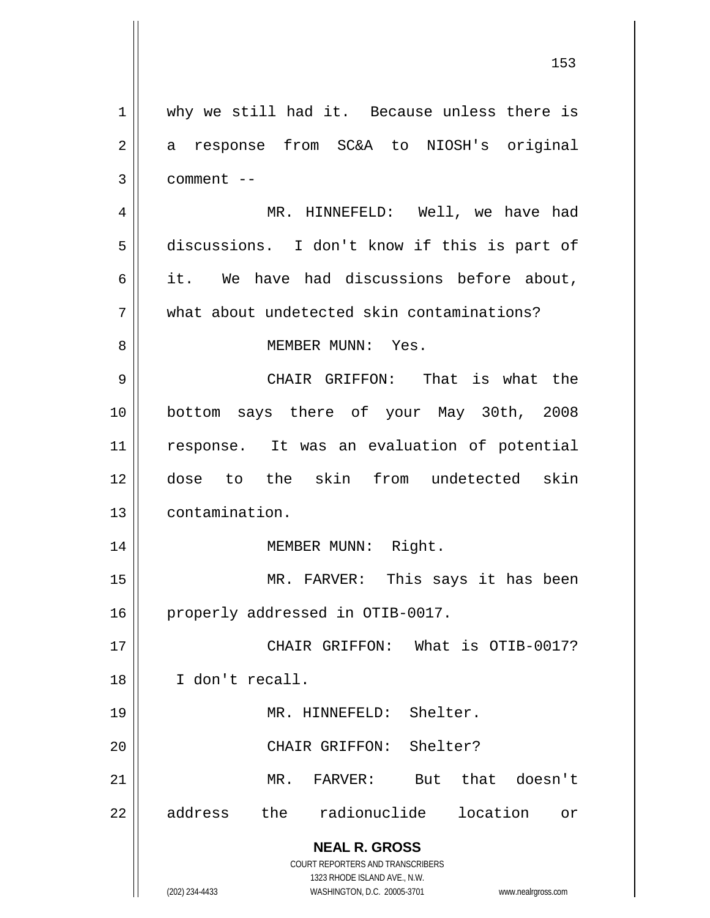why we still had it. Because unless there is a response from SC&A to NIOSH's original comment --

MR. HINNEFELD: Well, we have had discussions. I don't know if this is part of it. We have had discussions before about, what about undetected skin contaminations?

MEMBER MUNN: Yes.

CHAIR GRIFFON: That is what the bottom says there of your May 30th, 2008 response. It was an evaluation of potential dose to the skin from undetected skin contamination.

MEMBER MUNN: Right.

MR. FARVER: This says it has been properly addressed in OTIB-0017.

CHAIR GRIFFON: What is OTIB-0017? I don't recall.

MR. HINNEFELD: Shelter.

CHAIR GRIFFON: Shelter?

MR. FARVER: But that doesn't address the radionuclide location or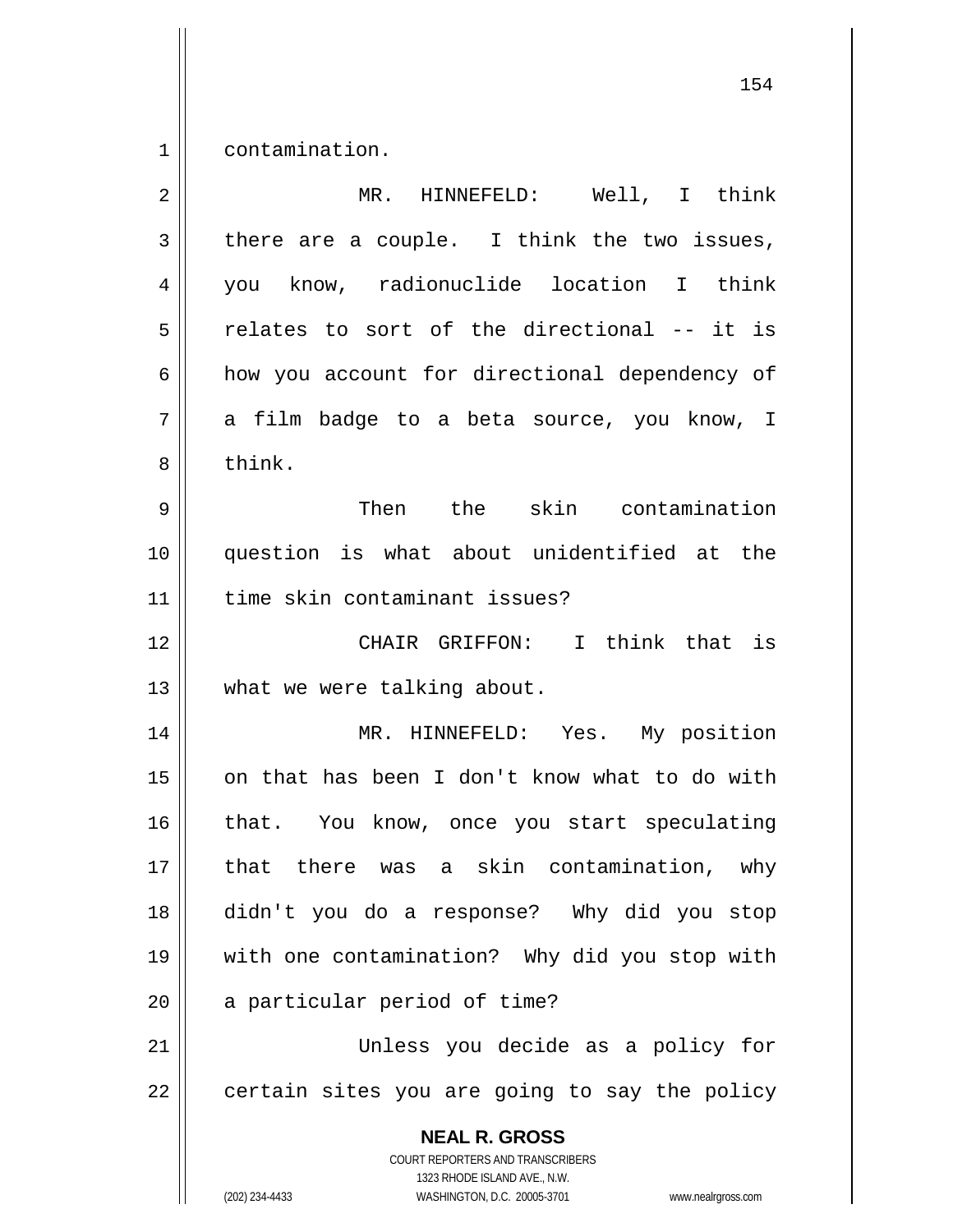contamination.

MR. HINNEFELD: Well, I think there are a couple. I think the two issues, you know, radionuclide location I think relates to sort of the directional -- it is how you account for directional dependency of a film badge to a beta source, you know, I think.

Then the skin contamination question is what about unidentified at the time skin contaminant issues?

CHAIR GRIFFON: I think that is what we were talking about.

MR. HINNEFELD: Yes. My position on that has been I don't know what to do with that. You know, once you start speculating that there was a skin contamination, why didn't you do a response? Why did you stop with one contamination? Why did you stop with a particular period of time?

Unless you decide as a policy for certain sites you are going to say the policy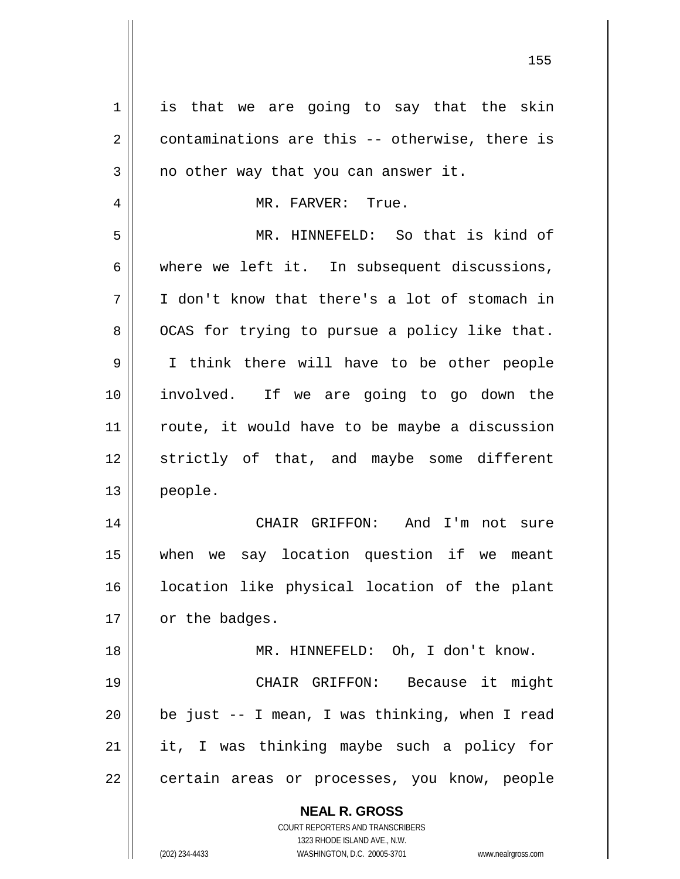is that we are going to say that the skin contaminations are this -- otherwise, there is no other way that you can answer it.

MR. FARVER: True.

MR. HINNEFELD: So that is kind of where we left it. In subsequent discussions, I don't know that there's a lot of stomach in OCAS for trying to pursue a policy like that. I think there will have to be other people involved. If we are going to go down the route, it would have to be maybe a discussion strictly of that, and maybe some different people.

CHAIR GRIFFON: And I'm not sure when we say location question if we meant location like physical location of the plant or the badges.

MR. HINNEFELD: Oh, I don't know.

CHAIR GRIFFON: Because it might be just -- I mean, I was thinking, when I read it, I was thinking maybe such a policy for certain areas or processes, you know, people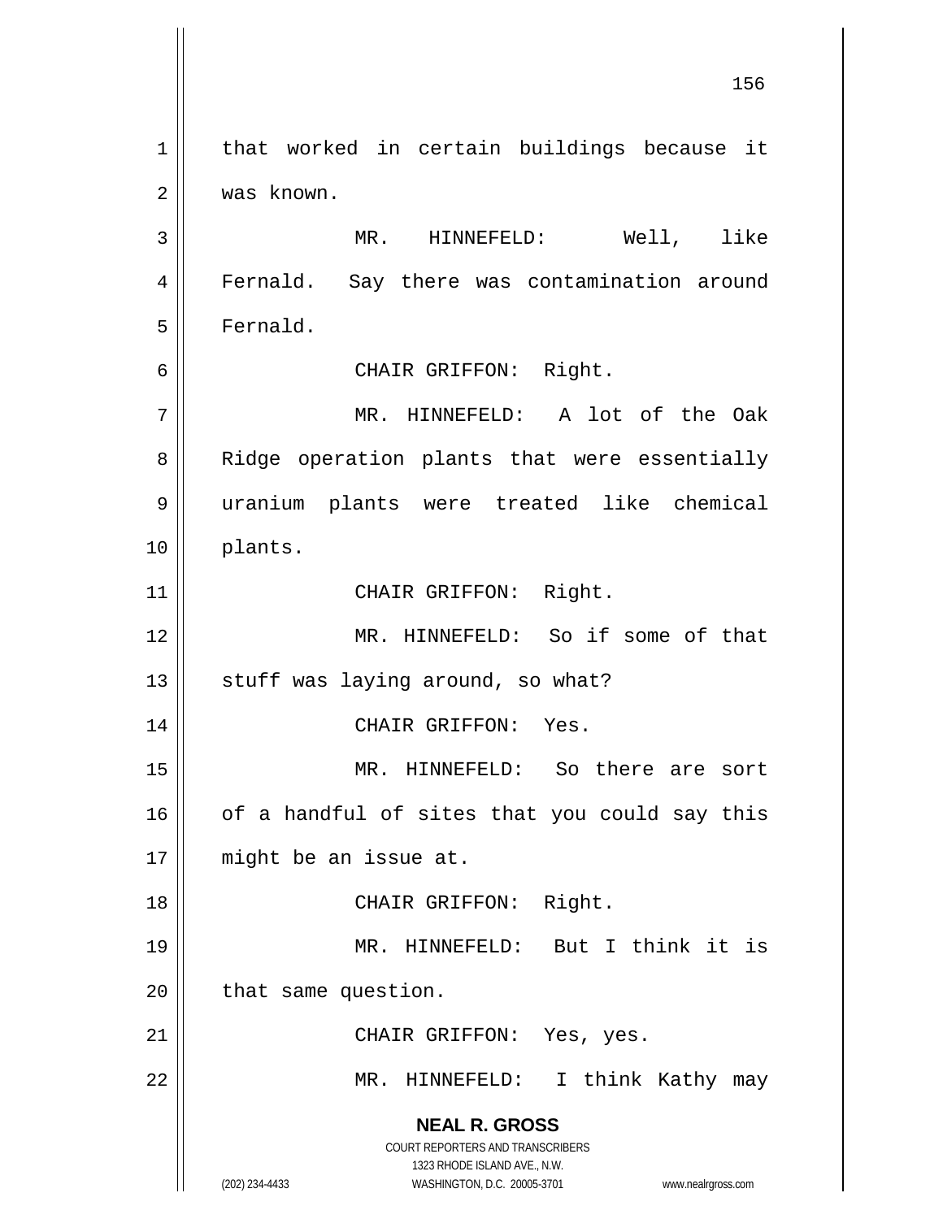that worked in certain buildings because it was known.

MR. HINNEFELD: Well, like Fernald. Say there was contamination around Fernald.

CHAIR GRIFFON: Right.

MR. HINNEFELD: A lot of the Oak Ridge operation plants that were essentially uranium plants were treated like chemical plants.

CHAIR GRIFFON: Right.

MR. HINNEFELD: So if some of that stuff was laying around, so what?

CHAIR GRIFFON: Yes.

MR. HINNEFELD: So there are sort of a handful of sites that you could say this might be an issue at.

CHAIR GRIFFON: Right.

MR. HINNEFELD: But I think it is that same question.

CHAIR GRIFFON: Yes, yes.

MR. HINNEFELD: I think Kathy may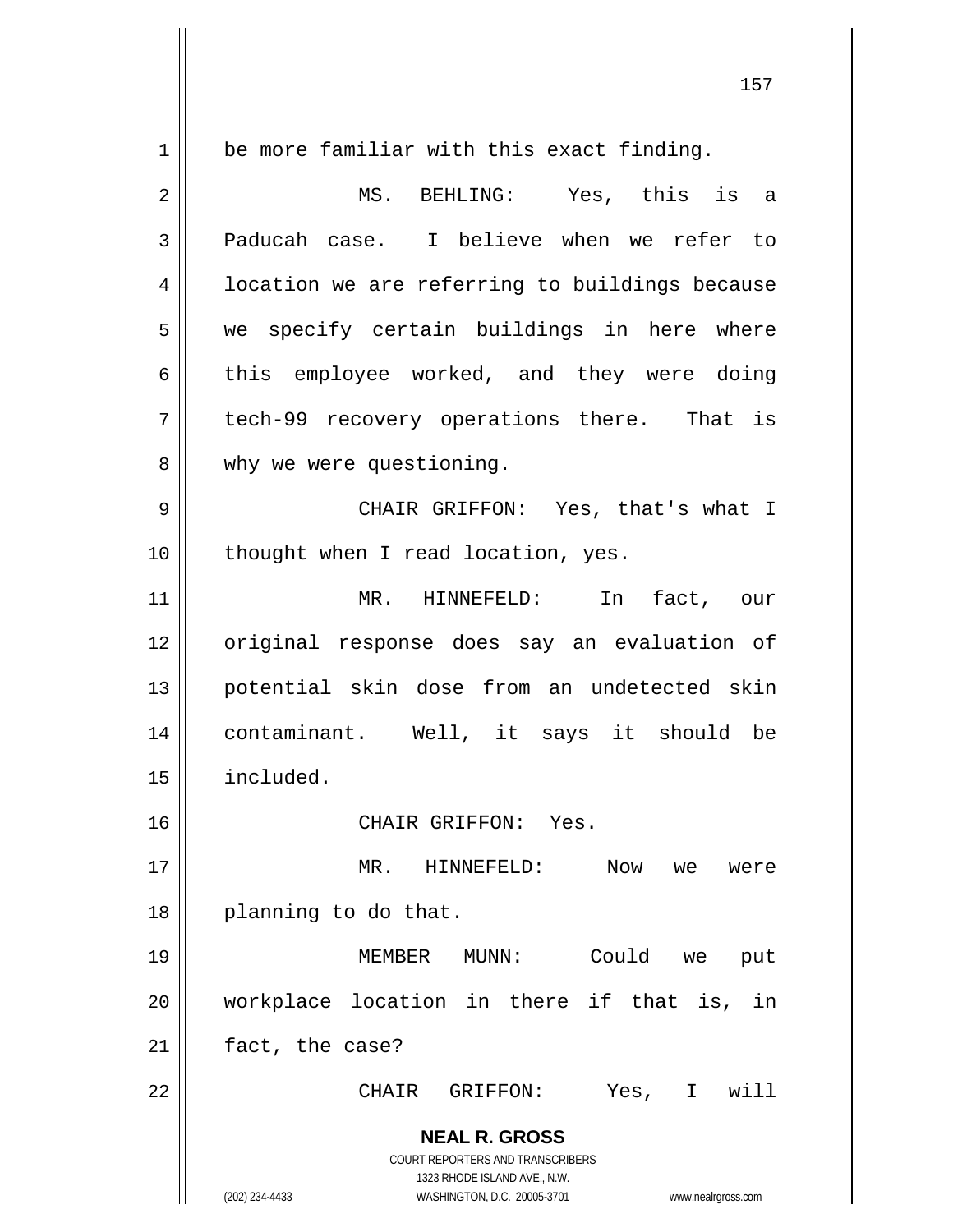be more familiar with this exact finding.

MS. BEHLING: Yes, this is a Paducah case. I believe when we refer to location we are referring to buildings because we specify certain buildings in here where this employee worked, and they were doing tech-99 recovery operations there. That is why we were questioning.

CHAIR GRIFFON: Yes, that's what I thought when I read location, yes.

MR. HINNEFELD: In fact, our original response does say an evaluation of potential skin dose from an undetected skin contaminant. Well, it says it should be included.

CHAIR GRIFFON: Yes.

MR. HINNEFELD: Now we were planning to do that.

MEMBER MUNN: Could we put workplace location in there if that is, in fact, the case?

CHAIR GRIFFON: Yes, I will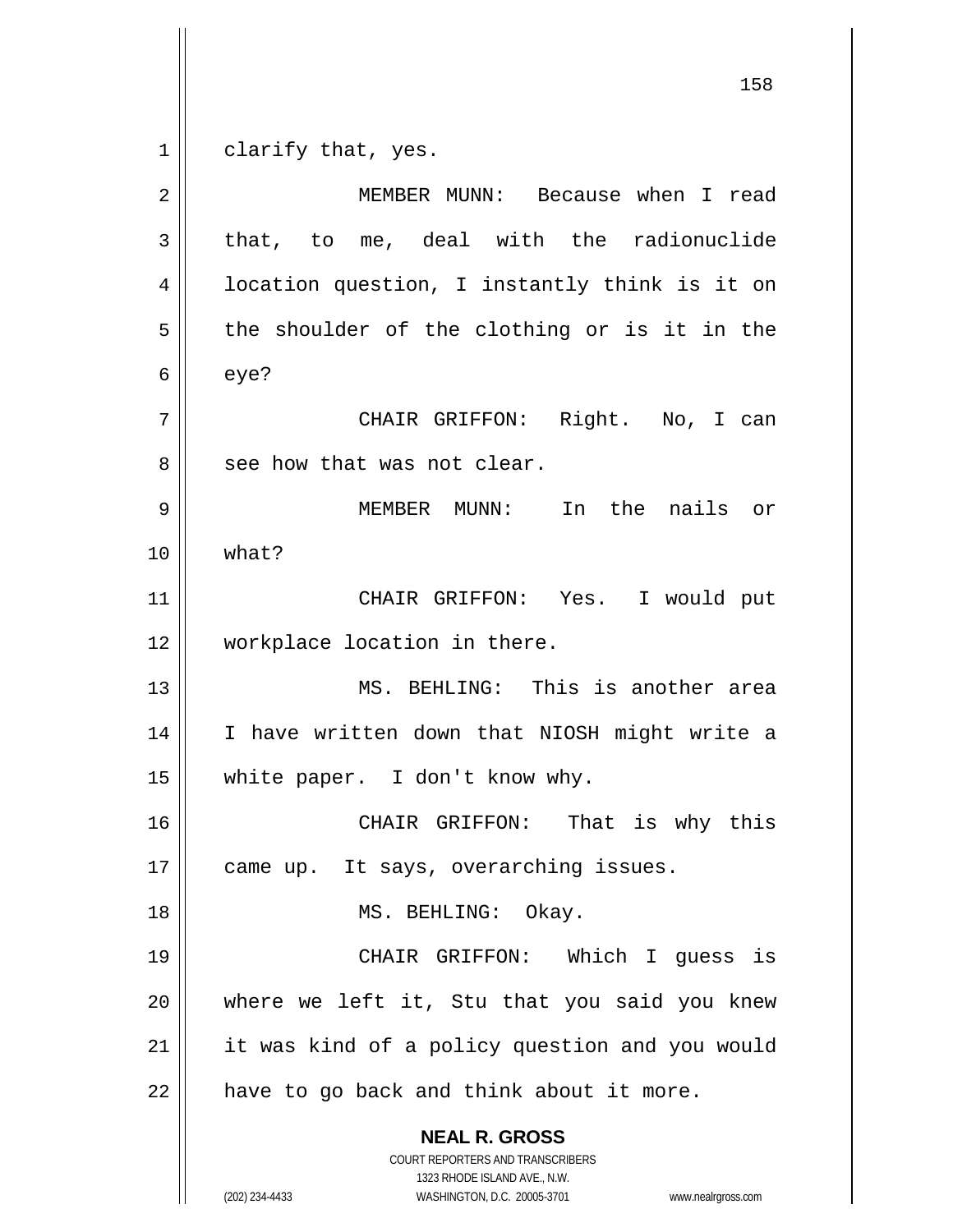clarify that, yes.

MEMBER MUNN: Because when I read that, to me, deal with the radionuclide location question, I instantly think is it on the shoulder of the clothing or is it in the eye?

CHAIR GRIFFON: Right. No, I can see how that was not clear.

MEMBER MUNN: In the nails or what?

CHAIR GRIFFON: Yes. I would put workplace location in there.

MS. BEHLING: This is another area I have written down that NIOSH might write a white paper. I don't know why.

CHAIR GRIFFON: That is why this came up. It says, overarching issues.

MS. BEHLING: Okay.

CHAIR GRIFFON: Which I guess is where we left it, Stu that you said you knew it was kind of a policy question and you would have to go back and think about it more.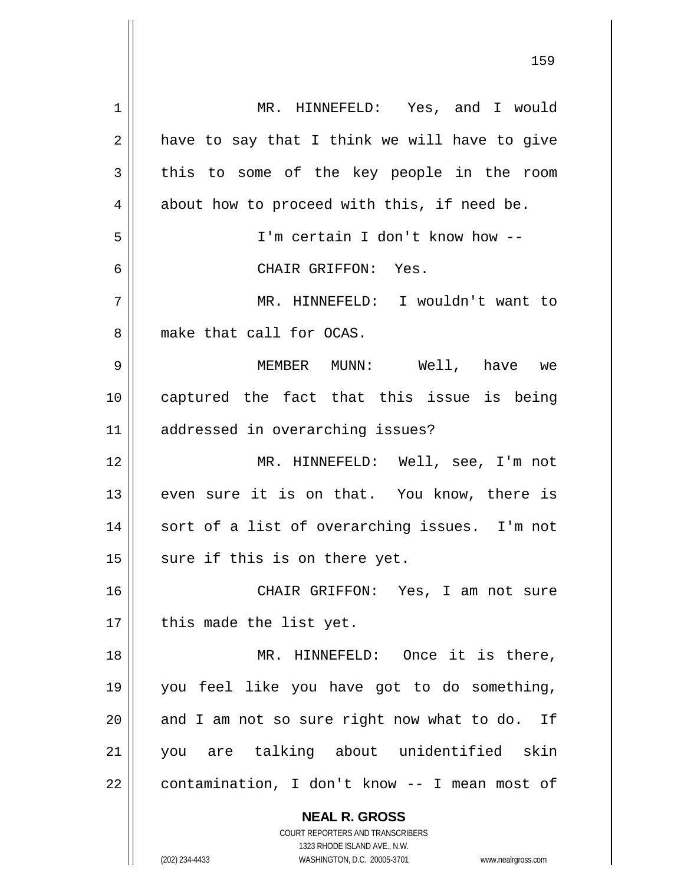MR. HINNEFELD: Yes, and I would have to say that I think we will have to give this to some of the key people in the room about how to proceed with this, if need be.

I'm certain I don't know how --

CHAIR GRIFFON: Yes.

MR. HINNEFELD: I wouldn't want to make that call for OCAS.

MEMBER MUNN: Well, have we captured the fact that this issue is being addressed in overarching issues?

MR. HINNEFELD: Well, see, I'm not even sure it is on that. You know, there is sort of a list of overarching issues. I'm not sure if this is on there yet.

CHAIR GRIFFON: Yes, I am not sure this made the list yet.

MR. HINNEFELD: Once it is there, you feel like you have got to do something, and I am not so sure right now what to do. If you are talking about unidentified skin contamination, I don't know -- I mean most of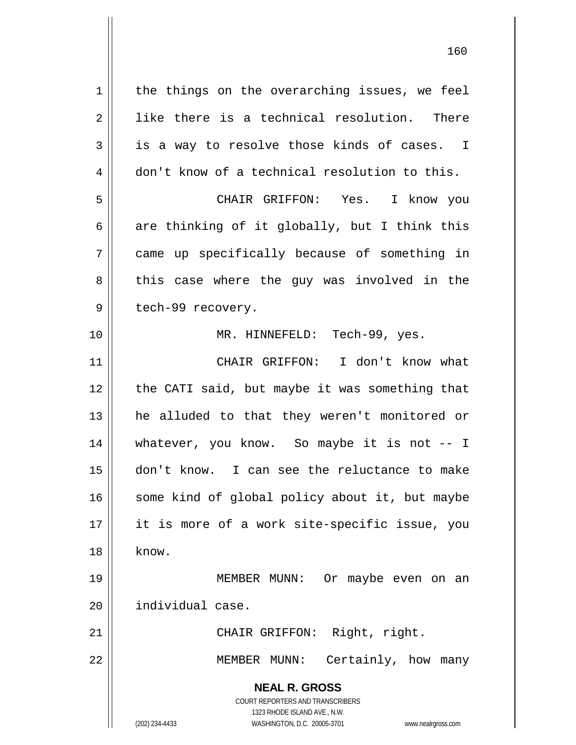the things on the overarching issues, we feel like there is a technical resolution. There is a way to resolve those kinds of cases. I don't know of a technical resolution to this.

CHAIR GRIFFON: Yes. I know you are thinking of it globally, but I think this came up specifically because of something in this case where the guy was involved in the tech-99 recovery.

MR. HINNEFELD: Tech-99, yes.

CHAIR GRIFFON: I don't know what the CATI said, but maybe it was something that he alluded to that they weren't monitored or whatever, you know. So maybe it is not -- I don't know. I can see the reluctance to make some kind of global policy about it, but maybe it is more of a work site-specific issue, you know.

MEMBER MUNN: Or maybe even on an individual case.

CHAIR GRIFFON: Right, right.

MEMBER MUNN: Certainly, how many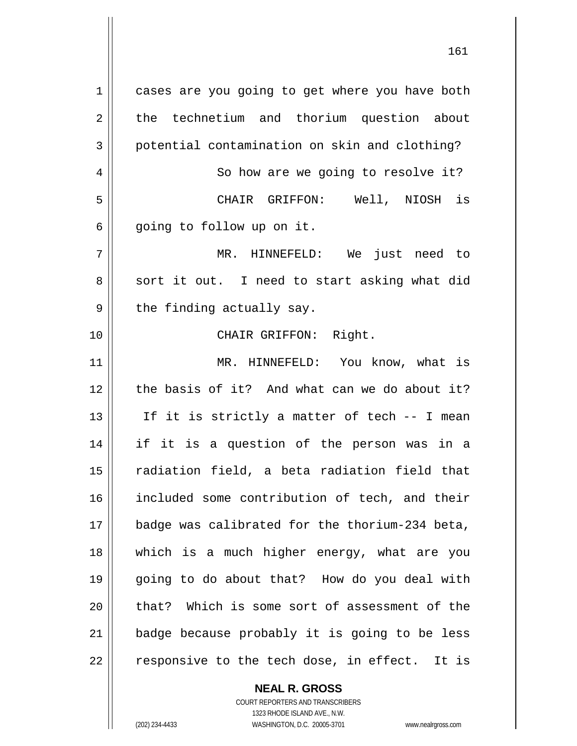cases are you going to get where you have both the technetium and thorium question about potential contamination on skin and clothing?

So how are we going to resolve it?

CHAIR GRIFFON: Well, NIOSH is going to follow up on it.

MR. HINNEFELD: We just need to sort it out. I need to start asking what did the finding actually say.

CHAIR GRIFFON: Right.

MR. HINNEFELD: You know, what is the basis of it? And what can we do about it? If it is strictly a matter of tech -- I mean if it is a question of the person was in a radiation field, a beta radiation field that included some contribution of tech, and their badge was calibrated for the thorium-234 beta, which is a much higher energy, what are you going to do about that? How do you deal with that? Which is some sort of assessment of the badge because probably it is going to be less responsive to the tech dose, in effect. It is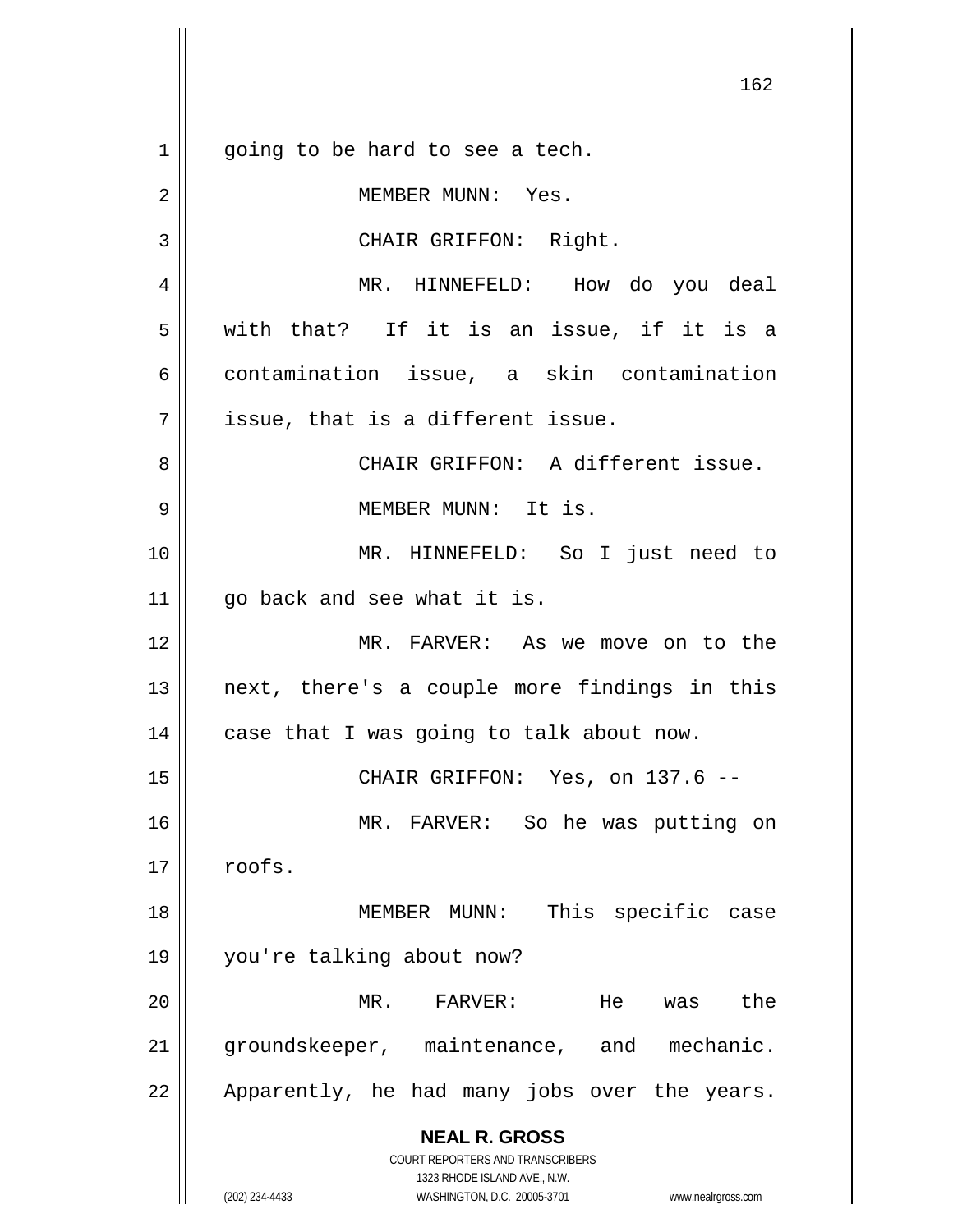going to be hard to see a tech.

MEMBER MUNN: Yes.

CHAIR GRIFFON: Right.

MR. HINNEFELD: How do you deal with that? If it is an issue, if it is a contamination issue, a skin contamination issue, that is a different issue.

CHAIR GRIFFON: A different issue.

MEMBER MUNN: It is.

MR. HINNEFELD: So I just need to go back and see what it is.

MR. FARVER: As we move on to the next, there's a couple more findings in this case that I was going to talk about now.

CHAIR GRIFFON: Yes, on 137.6 --

MR. FARVER: So he was putting on roofs.

MEMBER MUNN: This specific case you're talking about now?

MR. FARVER: He was the groundskeeper, maintenance, and mechanic. Apparently, he had many jobs over the years.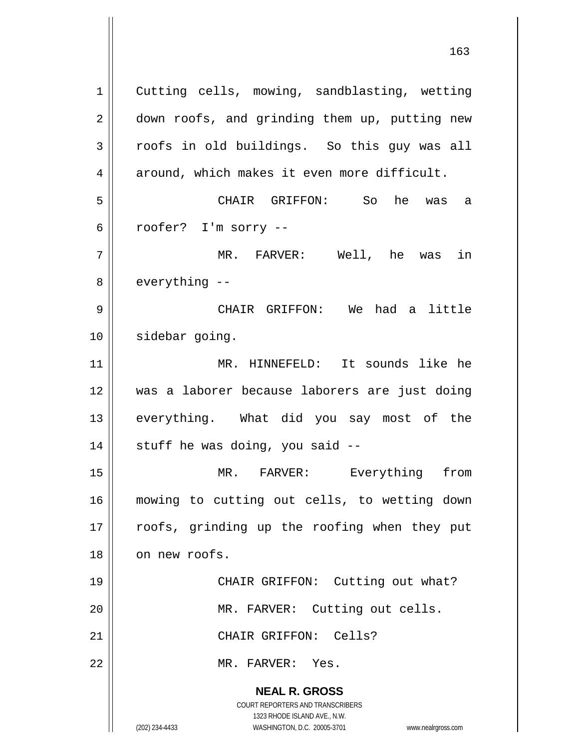Cutting cells, mowing, sandblasting, wetting down roofs, and grinding them up, putting new roofs in old buildings. So this guy was all around, which makes it even more difficult.

CHAIR GRIFFON: So he was a roofer? I'm sorry --

MR. FARVER: Well, he was in everything --

CHAIR GRIFFON: We had a little sidebar going.

MR. HINNEFELD: It sounds like he was a laborer because laborers are just doing everything. What did you say most of the stuff he was doing, you said --

MR. FARVER: Everything from mowing to cutting out cells, to wetting down roofs, grinding up the roofing when they put on new roofs.

CHAIR GRIFFON: Cutting out what?

MR. FARVER: Cutting out cells.

CHAIR GRIFFON: Cells?

MR. FARVER: Yes.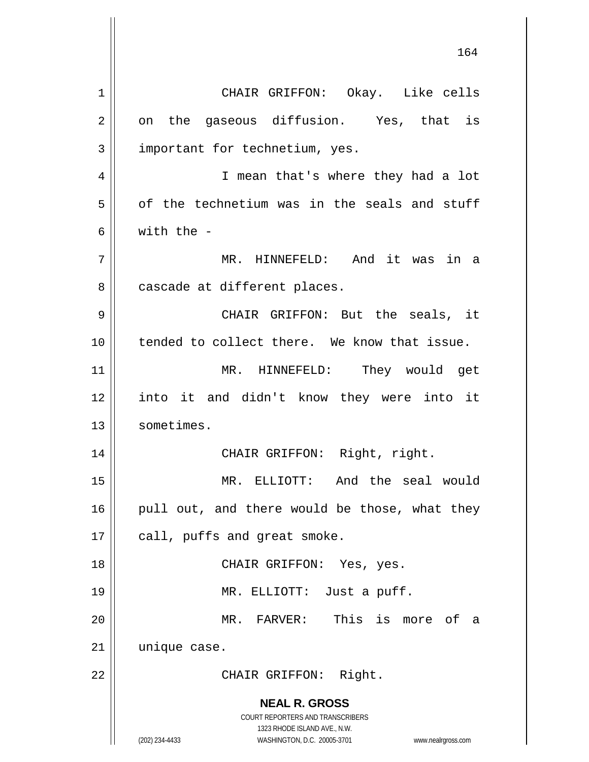CHAIR GRIFFON: Okay. Like cells on the gaseous diffusion. Yes, that is important for technetium, yes.

I mean that's where they had a lot of the technetium was in the seals and stuff with the -

MR. HINNEFELD: And it was in a cascade at different places.

CHAIR GRIFFON: But the seals, it tended to collect there. We know that issue.

MR. HINNEFELD: They would get into it and didn't know they were into it sometimes.

CHAIR GRIFFON: Right, right.

MR. ELLIOTT: And the seal would pull out, and there would be those, what they call, puffs and great smoke.

CHAIR GRIFFON: Yes, yes.

MR. ELLIOTT: Just a puff.

MR. FARVER: This is more of a unique case.

CHAIR GRIFFON: Right.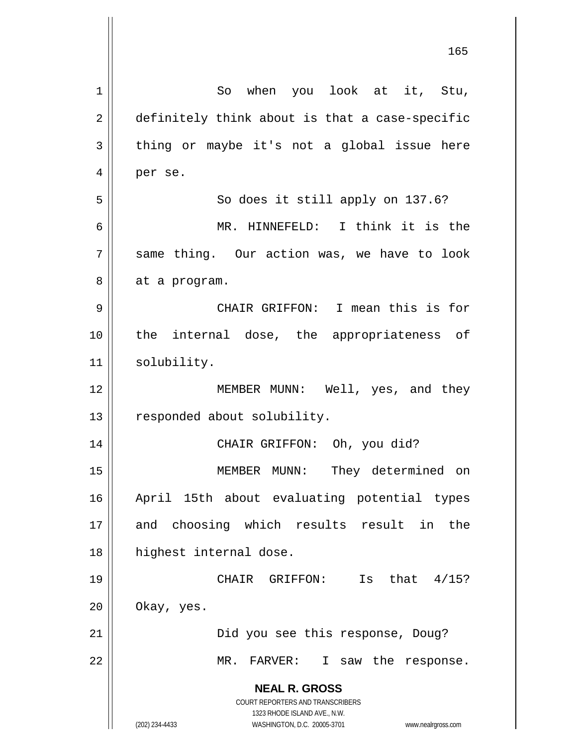So when you look at it, Stu, definitely think about is that a case-specific thing or maybe it's not a global issue here per se.

So does it still apply on 137.6?

MR. HINNEFELD: I think it is the same thing. Our action was, we have to look at a program.

CHAIR GRIFFON: I mean this is for the internal dose, the appropriateness of solubility.

MEMBER MUNN: Well, yes, and they responded about solubility.

CHAIR GRIFFON: Oh, you did?

MEMBER MUNN: They determined on April 15th about evaluating potential types and choosing which results result in the highest internal dose.

CHAIR GRIFFON: Is that 4/15? Okay, yes.

Did you see this response, Doug?

MR. FARVER: I saw the response.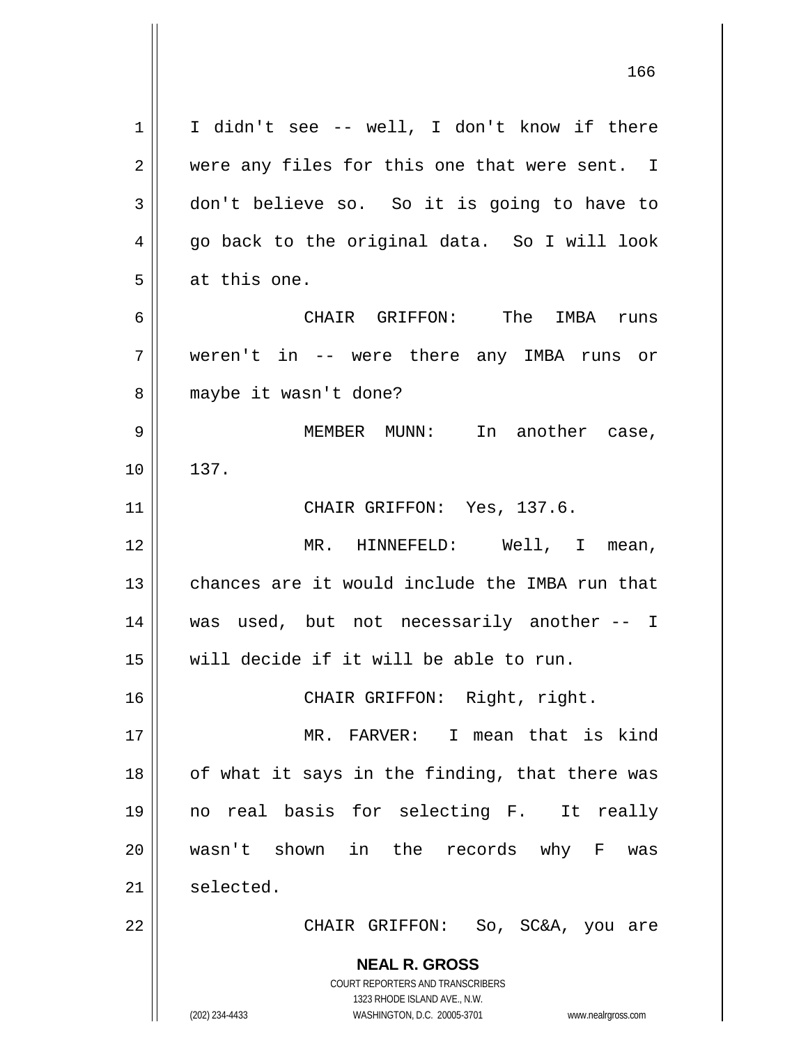I didn't see -- well, I don't know if there were any files for this one that were sent. I don't believe so. So it is going to have to go back to the original data. So I will look at this one.

CHAIR GRIFFON: The IMBA runs weren't in -- were there any IMBA runs or maybe it wasn't done?

MEMBER MUNN: In another case, 137.

CHAIR GRIFFON: Yes, 137.6.

MR. HINNEFELD: Well, I mean, chances are it would include the IMBA run that was used, but not necessarily another -- I will decide if it will be able to run.

CHAIR GRIFFON: Right, right.

MR. FARVER: I mean that is kind of what it says in the finding, that there was no real basis for selecting F. It really wasn't shown in the records why F was selected.

CHAIR GRIFFON: So, SC&A, you are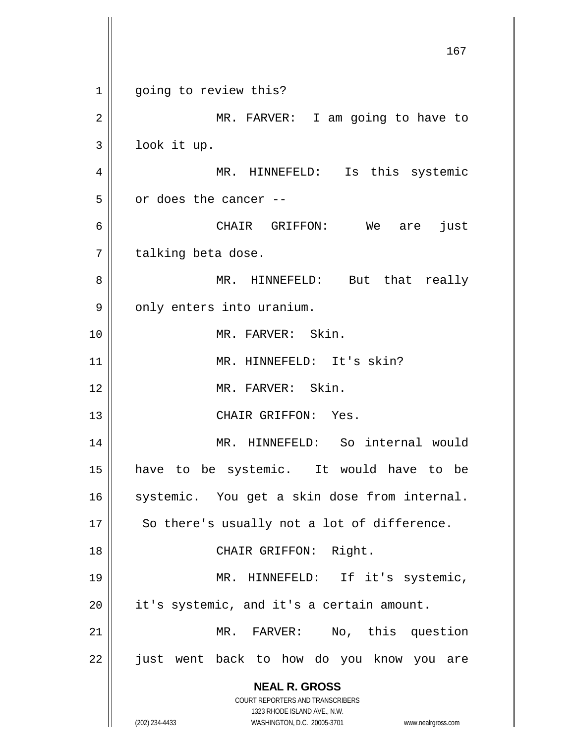going to review this?

MR. FARVER: I am going to have to look it up.

MR. HINNEFELD: Is this systemic or does the cancer --

CHAIR GRIFFON: We are just talking beta dose.

MR. HINNEFELD: But that really only enters into uranium.

MR. FARVER: Skin.

MR. HINNEFELD: It's skin?

MR. FARVER: Skin.

CHAIR GRIFFON: Yes.

MR. HINNEFELD: So internal would have to be systemic. It would have to be systemic. You get a skin dose from internal. So there's usually not a lot of difference.

CHAIR GRIFFON: Right.

MR. HINNEFELD: If it's systemic, it's systemic, and it's a certain amount.

MR. FARVER: No, this question just went back to how do you know you are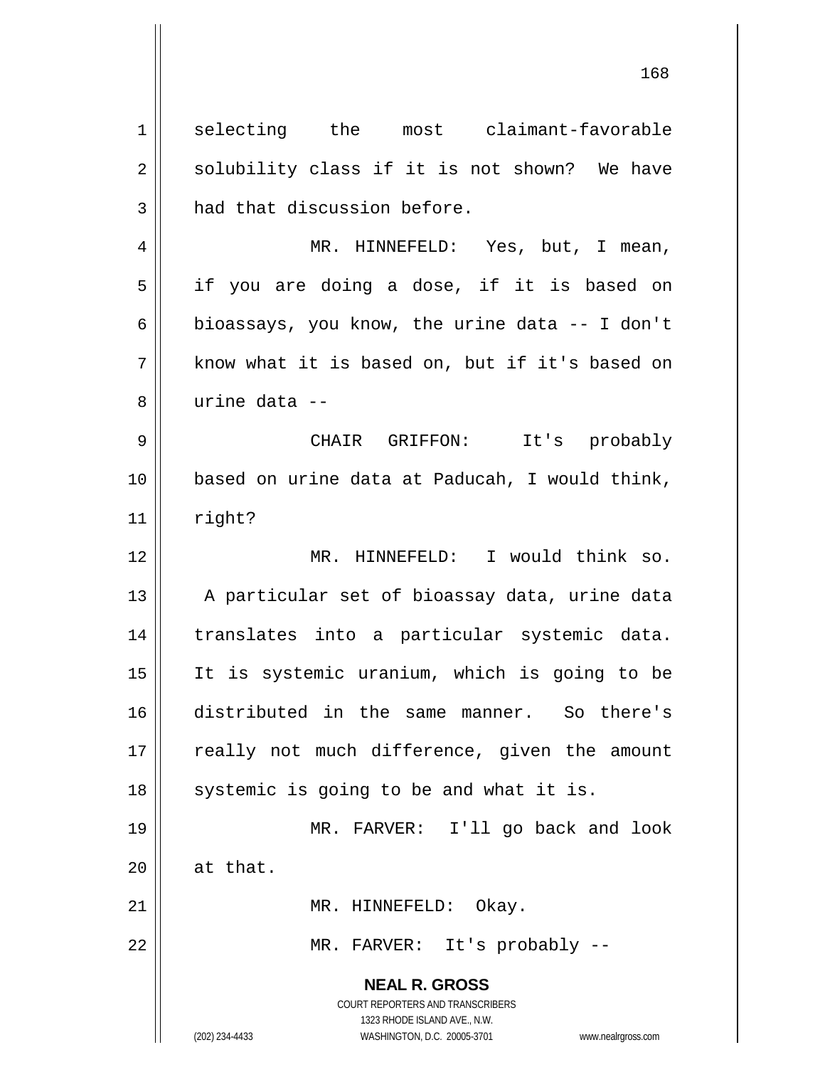selecting the most claimant-favorable solubility class if it is not shown? We have had that discussion before.

MR. HINNEFELD: Yes, but, I mean, if you are doing a dose, if it is based on bioassays, you know, the urine data -- I don't know what it is based on, but if it's based on urine data --

CHAIR GRIFFON: It's probably based on urine data at Paducah, I would think, right?

MR. HINNEFELD: I would think so. A particular set of bioassay data, urine data translates into a particular systemic data. It is systemic uranium, which is going to be distributed in the same manner. So there's really not much difference, given the amount systemic is going to be and what it is.

MR. FARVER: I'll go back and look at that.

MR. HINNEFELD: Okay.

MR. FARVER: It's probably --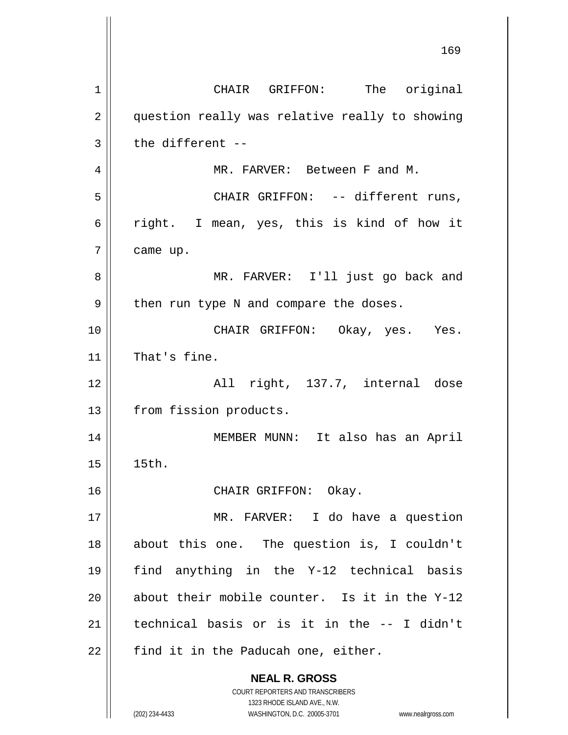CHAIR GRIFFON: The original question really was relative really to showing the different --

MR. FARVER: Between F and M.

CHAIR GRIFFON: -- different runs, right. I mean, yes, this is kind of how it came up.

MR. FARVER: I'll just go back and then run type N and compare the doses.

CHAIR GRIFFON: Okay, yes. Yes. That's fine.

All right, 137.7, internal dose from fission products.

MEMBER MUNN: It also has an April 15th.

CHAIR GRIFFON: Okay.

MR. FARVER: I do have a question about this one. The question is, I couldn't find anything in the Y-12 technical basis about their mobile counter. Is it in the Y-12 technical basis or is it in the -- I didn't find it in the Paducah one, either.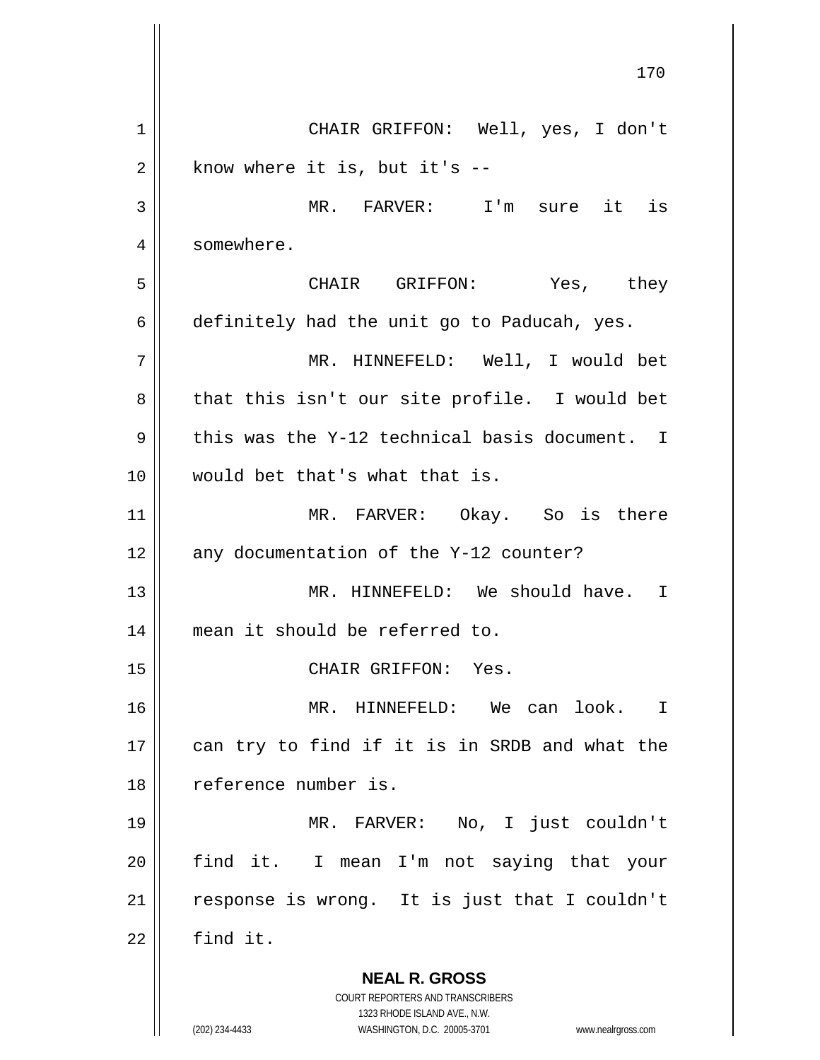CHAIR GRIFFON: Well, yes, I don't know where it is, but it's --

MR. FARVER: I'm sure it is somewhere.

CHAIR GRIFFON: Yes, they definitely had the unit go to Paducah, yes.

MR. HINNEFELD: Well, I would bet that this isn't our site profile. I would bet this was the Y-12 technical basis document. I would bet that's what that is.

MR. FARVER: Okay. So is there any documentation of the Y-12 counter?

MR. HINNEFELD: We should have. I mean it should be referred to.

CHAIR GRIFFON: Yes.

MR. HINNEFELD: We can look. I can try to find if it is in SRDB and what the reference number is.

MR. FARVER: No, I just couldn't find it. I mean I'm not saying that your response is wrong. It is just that I couldn't find it.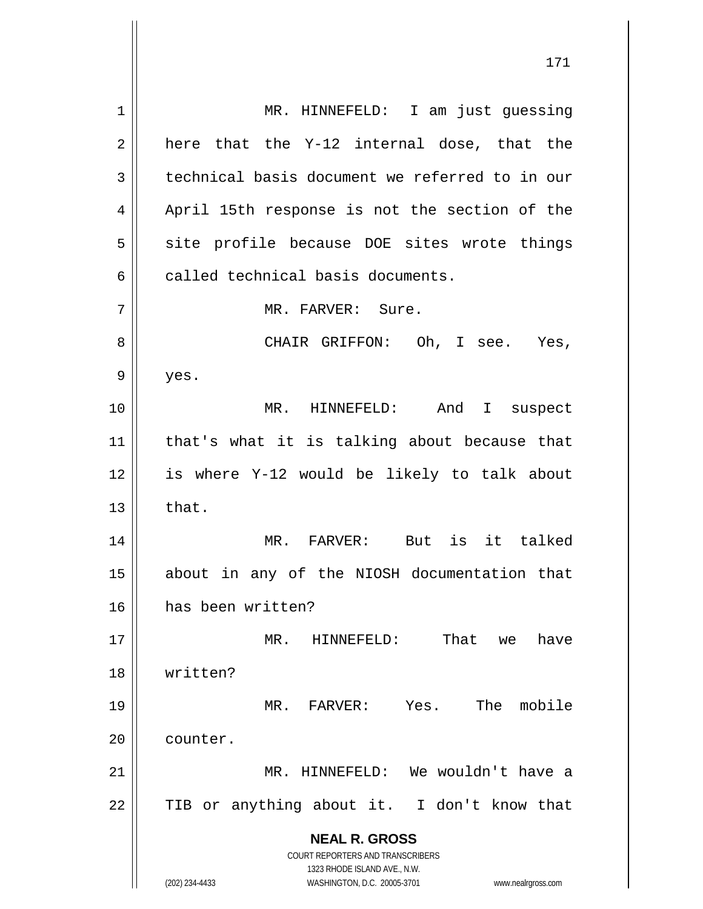MR. HINNEFELD: I am just guessing here that the Y-12 internal dose, that the technical basis document we referred to in our April 15th response is not the section of the site profile because DOE sites wrote things called technical basis documents.

MR. FARVER: Sure.

CHAIR GRIFFON: Oh, I see. Yes, yes.

MR. HINNEFELD: And I suspect that's what it is talking about because that is where Y-12 would be likely to talk about that.

MR. FARVER: But is it talked about in any of the NIOSH documentation that has been written?

MR. HINNEFELD: That we have written?

MR. FARVER: Yes. The mobile counter.

MR. HINNEFELD: We wouldn't have a TIB or anything about it. I don't know that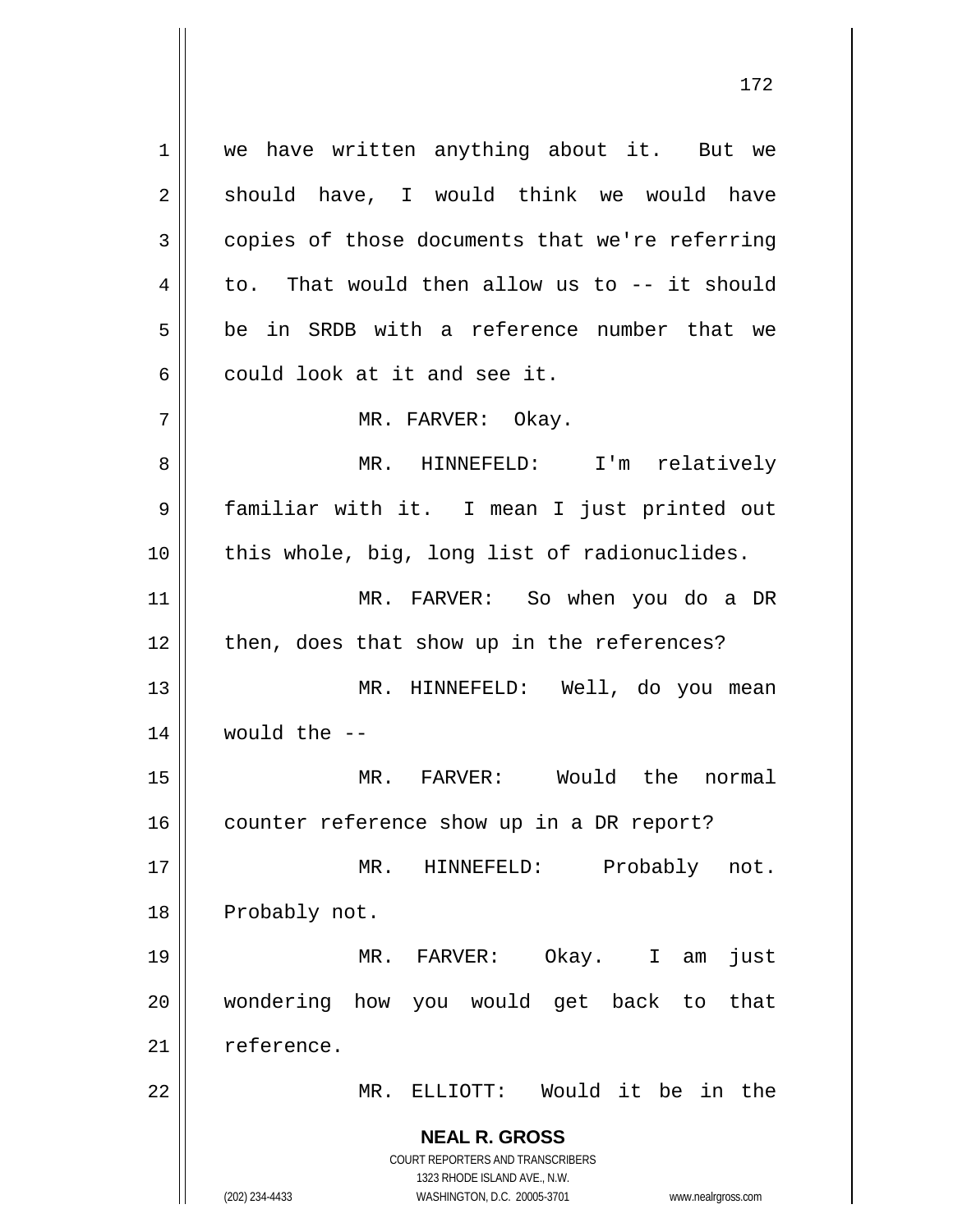we have written anything about it. But we should have, I would think we would have copies of those documents that we're referring to. That would then allow us to -- it should be in SRDB with a reference number that we could look at it and see it.

MR. FARVER: Okay.

MR. HINNEFELD: I'm relatively familiar with it. I mean I just printed out this whole, big, long list of radionuclides.

MR. FARVER: So when you do a DR then, does that show up in the references?

MR. HINNEFELD: Well, do you mean would the --

MR. FARVER: Would the normal counter reference show up in a DR report?

MR. HINNEFELD: Probably not. Probably not.

MR. FARVER: Okay. I am just wondering how you would get back to that reference.

MR. ELLIOTT: Would it be in the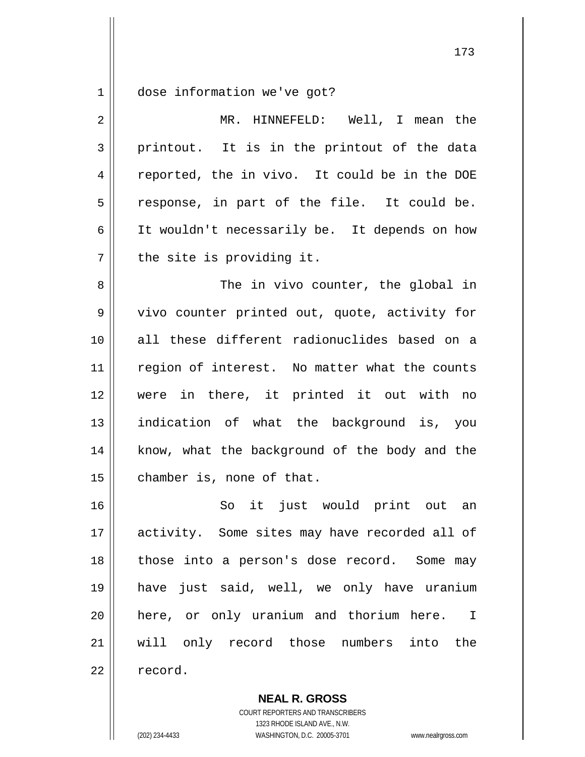dose information we've got?

MR. HINNEFELD: Well, I mean the printout. It is in the printout of the data reported, the in vivo. It could be in the DOE response, in part of the file. It could be. It wouldn't necessarily be. It depends on how the site is providing it.

The in vivo counter, the global in vivo counter printed out, quote, activity for all these different radionuclides based on a region of interest. No matter what the counts were in there, it printed it out with no indication of what the background is, you know, what the background of the body and the chamber is, none of that.

So it just would print out an activity. Some sites may have recorded all of those into a person's dose record. Some may have just said, well, we only have uranium here, or only uranium and thorium here. I will only record those numbers into the record.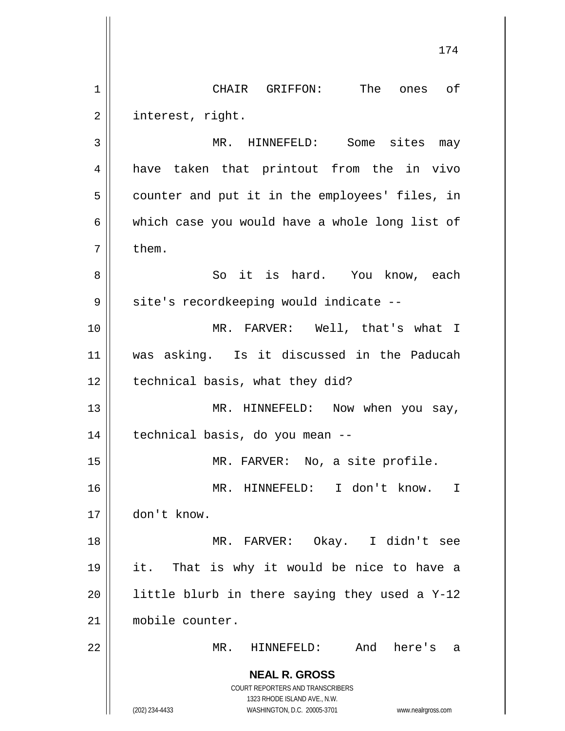CHAIR GRIFFON: The ones of interest, right.

MR. HINNEFELD: Some sites may have taken that printout from the in vivo counter and put it in the employees' files, in which case you would have a whole long list of them.

So it is hard. You know, each site's recordkeeping would indicate --

MR. FARVER: Well, that's what I was asking. Is it discussed in the Paducah technical basis, what they did?

MR. HINNEFELD: Now when you say, technical basis, do you mean --

MR. FARVER: No, a site profile.

MR. HINNEFELD: I don't know. I don't know.

MR. FARVER: Okay. I didn't see it. That is why it would be nice to have a little blurb in there saying they used a Y-12 mobile counter.

MR. HINNEFELD: And here's a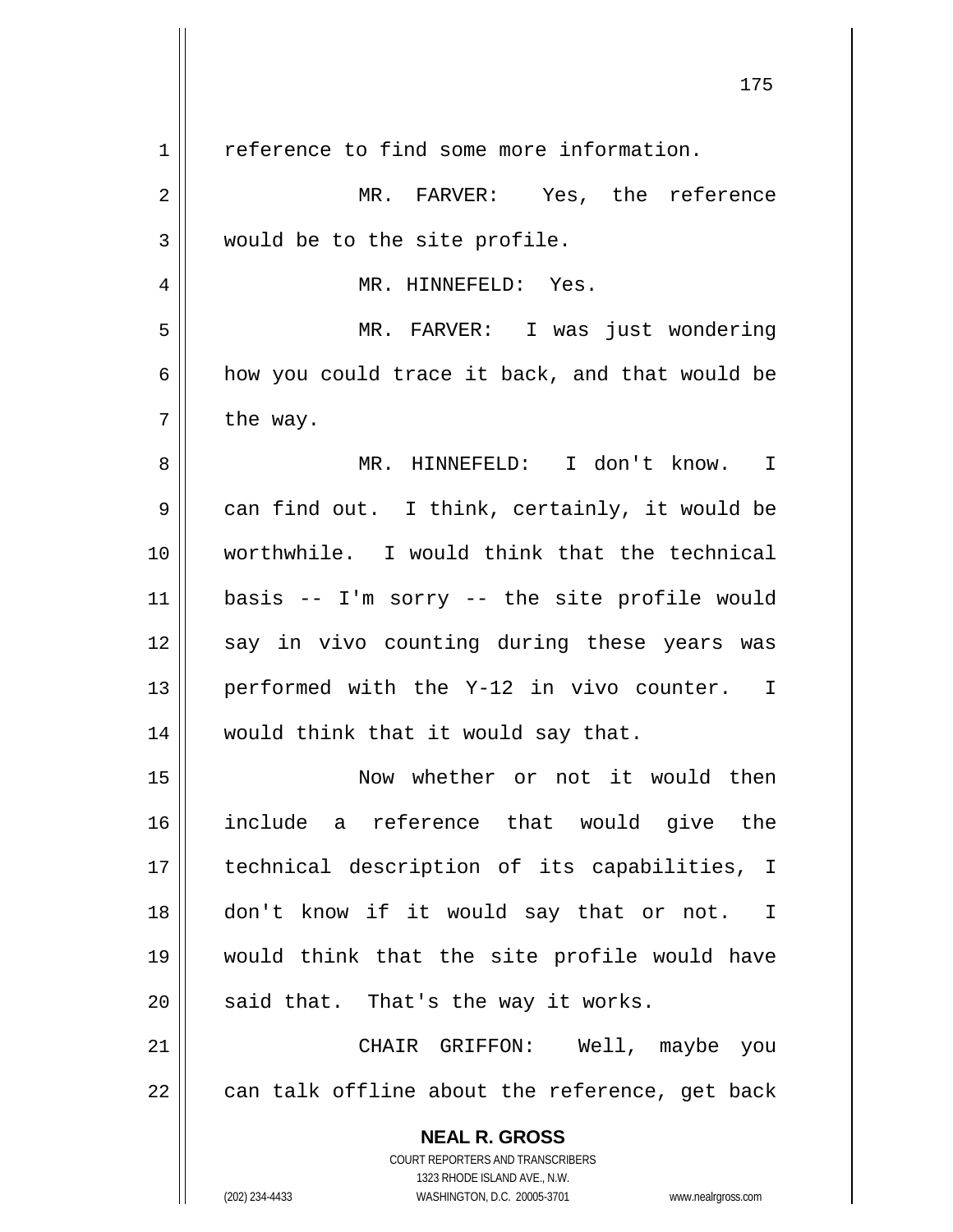reference to find some more information.

MR. FARVER: Yes, the reference would be to the site profile.

MR. HINNEFELD: Yes.

MR. FARVER: I was just wondering how you could trace it back, and that would be the way.

MR. HINNEFELD: I don't know. I can find out. I think, certainly, it would be worthwhile. I would think that the technical basis -- I'm sorry -- the site profile would say in vivo counting during these years was performed with the Y-12 in vivo counter. I would think that it would say that.

Now whether or not it would then include a reference that would give the technical description of its capabilities, I don't know if it would say that or not. I would think that the site profile would have said that. That's the way it works.

CHAIR GRIFFON: Well, maybe you can talk offline about the reference, get back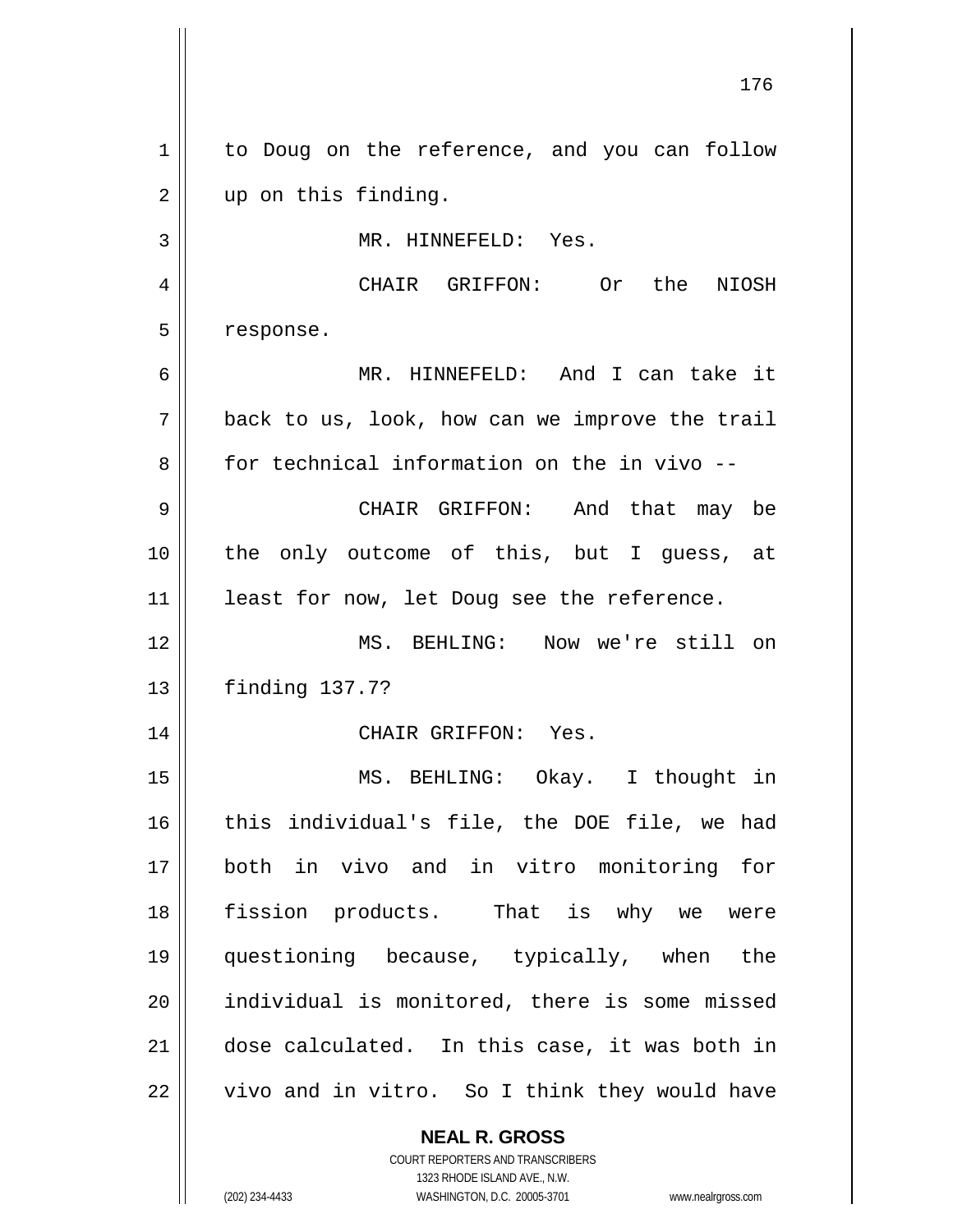to Doug on the reference, and you can follow up on this finding.

MR. HINNEFELD: Yes.

CHAIR GRIFFON: Or the NIOSH response.

MR. HINNEFELD: And I can take it back to us, look, how can we improve the trail for technical information on the in vivo --

CHAIR GRIFFON: And that may be the only outcome of this, but I guess, at least for now, let Doug see the reference.

MS. BEHLING: Now we're still on finding 137.7?

CHAIR GRIFFON: Yes.

MS. BEHLING: Okay. I thought in this individual's file, the DOE file, we had both in vivo and in vitro monitoring for fission products. That is why we were questioning because, typically, when the individual is monitored, there is some missed dose calculated. In this case, it was both in vivo and in vitro. So I think they would have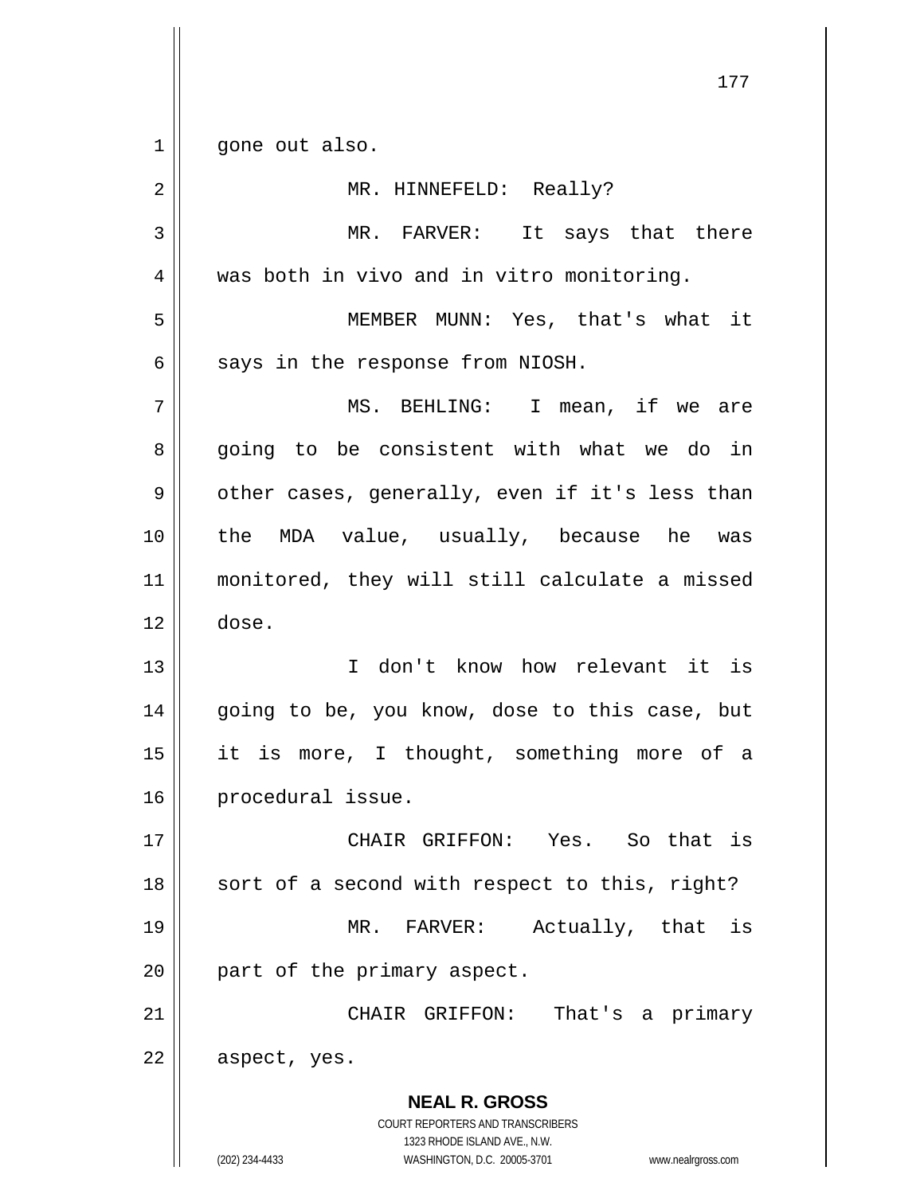gone out also.

MR. HINNEFELD: Really?

MR. FARVER: It says that there was both in vivo and in vitro monitoring.

MEMBER MUNN: Yes, that's what it says in the response from NIOSH.

MS. BEHLING: I mean, if we are going to be consistent with what we do in other cases, generally, even if it's less than the MDA value, usually, because he was monitored, they will still calculate a missed dose.

I don't know how relevant it is going to be, you know, dose to this case, but it is more, I thought, something more of a procedural issue.

CHAIR GRIFFON: Yes. So that is sort of a second with respect to this, right?

MR. FARVER: Actually, that is part of the primary aspect.

CHAIR GRIFFON: That's a primary aspect, yes.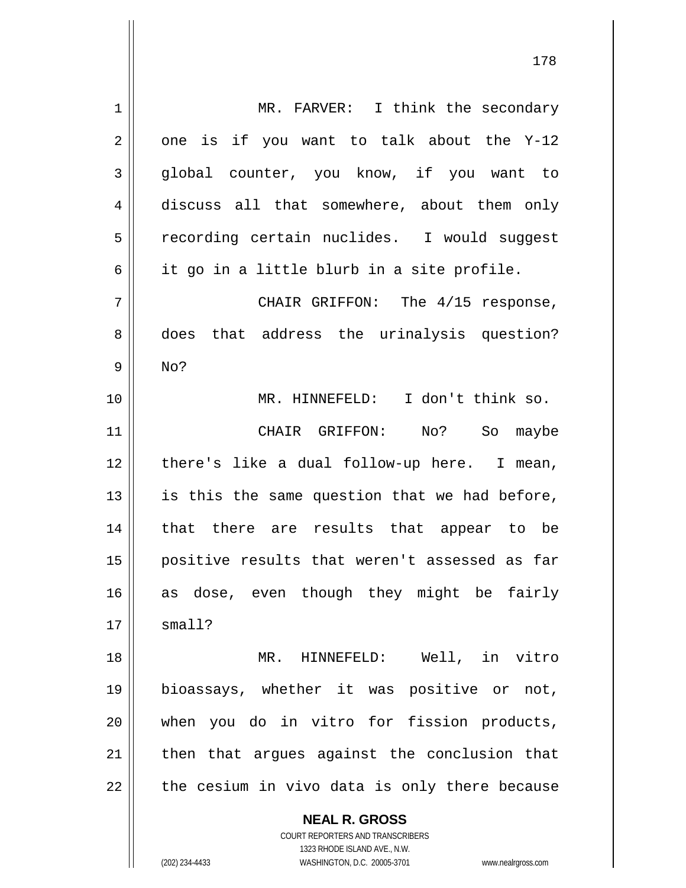MR. FARVER: I think the secondary one is if you want to talk about the Y-12 global counter, you know, if you want to discuss all that somewhere, about them only recording certain nuclides. I would suggest it go in a little blurb in a site profile.

CHAIR GRIFFON: The 4/15 response, does that address the urinalysis question? No?

MR. HINNEFELD: I don't think so.

CHAIR GRIFFON: No? So maybe there's like a dual follow-up here. I mean, is this the same question that we had before, that there are results that appear to be positive results that weren't assessed as far as dose, even though they might be fairly small?

MR. HINNEFELD: Well, in vitro bioassays, whether it was positive or not, when you do in vitro for fission products, then that argues against the conclusion that the cesium in vivo data is only there because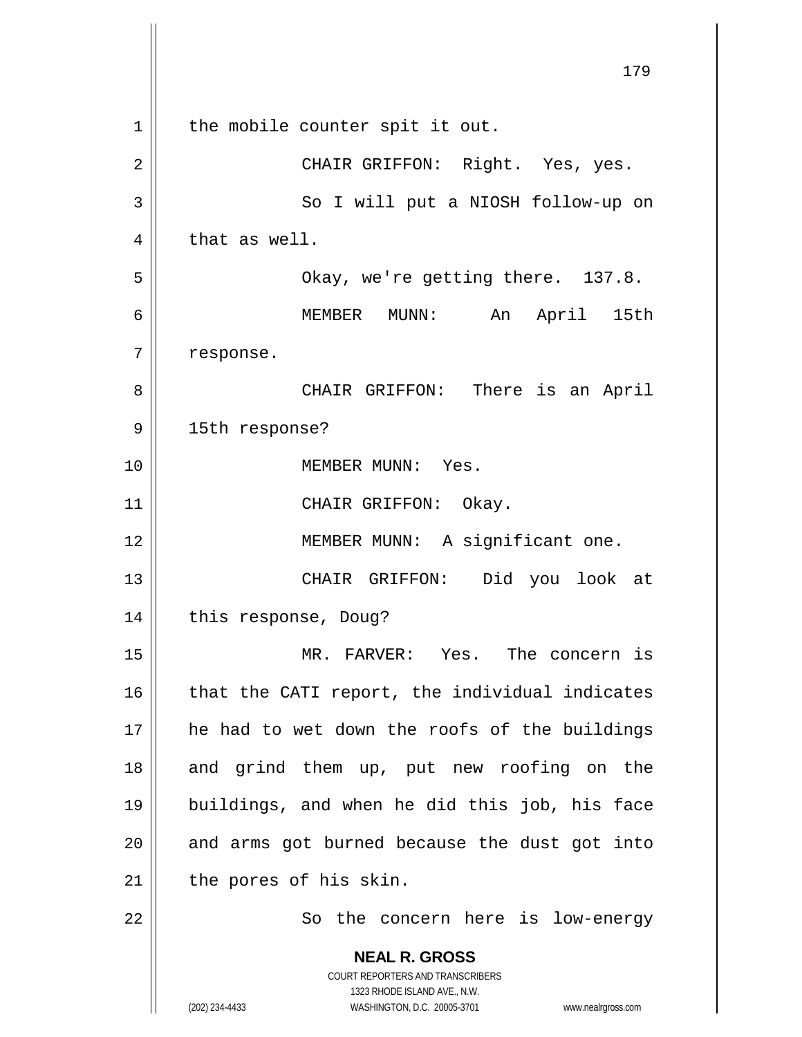the mobile counter spit it out.

CHAIR GRIFFON: Right. Yes, yes.

So I will put a NIOSH follow-up on that as well.

Okay, we're getting there. 137.8.

MEMBER MUNN: An April 15th response.

CHAIR GRIFFON: There is an April 15th response?

MEMBER MUNN: Yes.

CHAIR GRIFFON: Okay.

MEMBER MUNN: A significant one.

CHAIR GRIFFON: Did you look at this response, Doug?

MR. FARVER: Yes. The concern is that the CATI report, the individual indicates he had to wet down the roofs of the buildings and grind them up, put new roofing on the buildings, and when he did this job, his face and arms got burned because the dust got into the pores of his skin.

So the concern here is low-energy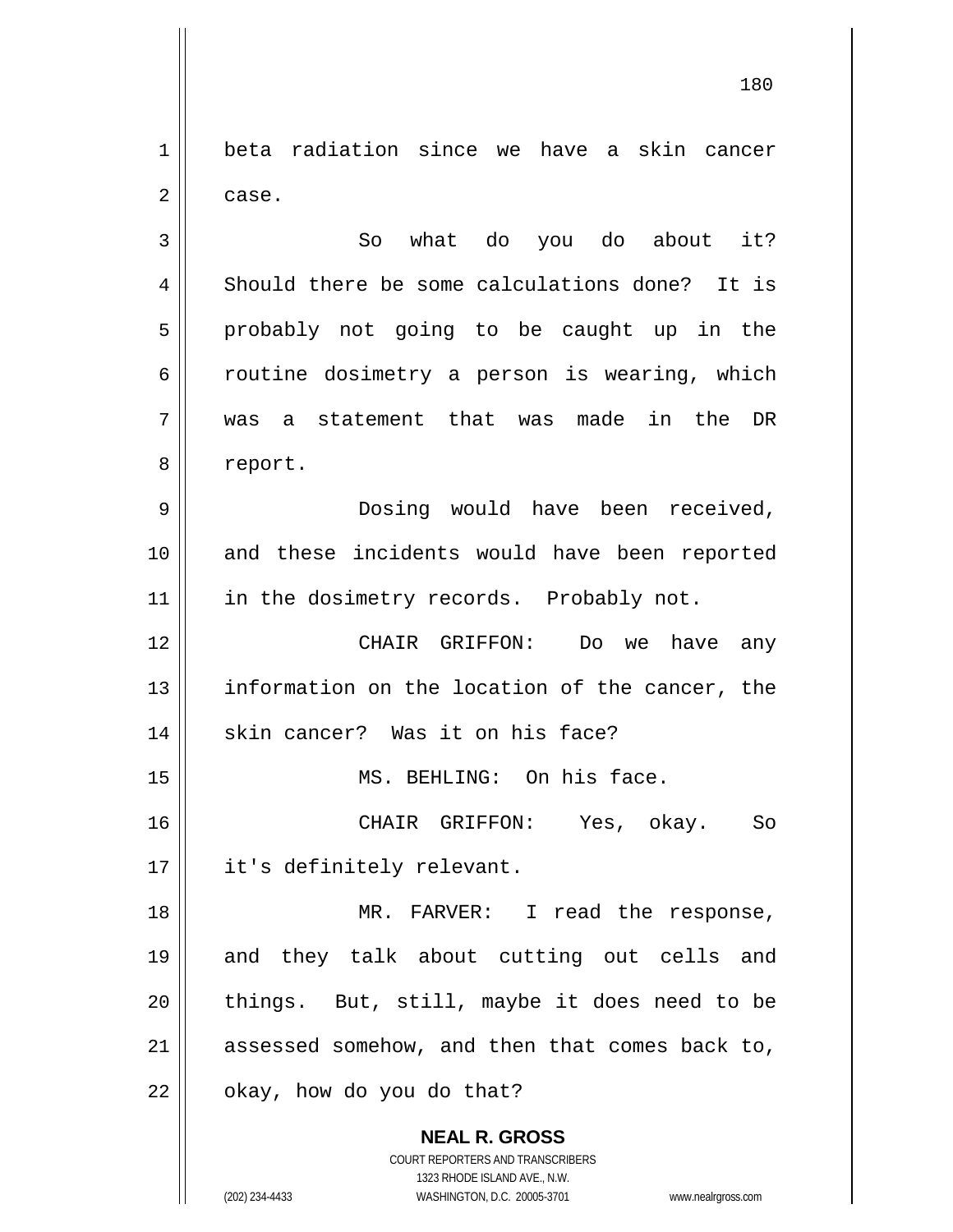beta radiation since we have a skin cancer case.

So what do you do about it? Should there be some calculations done? It is probably not going to be caught up in the routine dosimetry a person is wearing, which was a statement that was made in the DR report.

Dosing would have been received, and these incidents would have been reported in the dosimetry records. Probably not.

CHAIR GRIFFON: Do we have any information on the location of the cancer, the skin cancer? Was it on his face?

MS. BEHLING: On his face.

CHAIR GRIFFON: Yes, okay. So it's definitely relevant.

MR. FARVER: I read the response, and they talk about cutting out cells and things. But, still, maybe it does need to be assessed somehow, and then that comes back to, okay, how do you do that?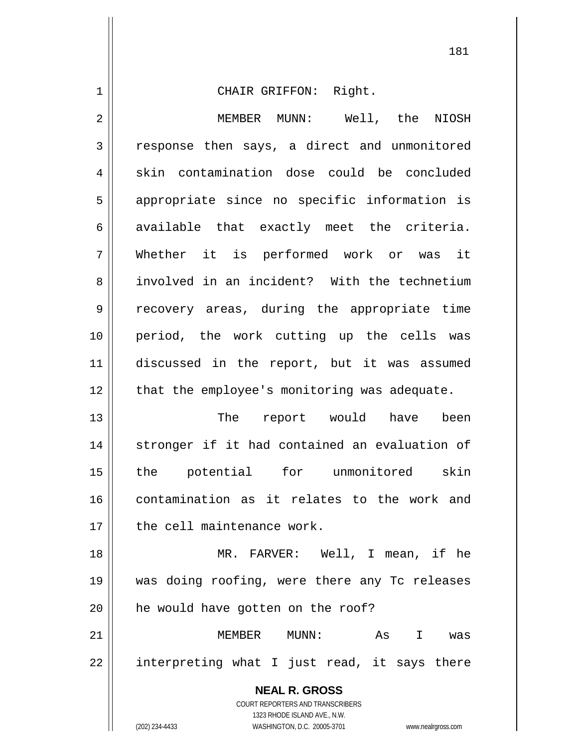CHAIR GRIFFON: Right.

MEMBER MUNN: Well, the NIOSH response then says, a direct and unmonitored skin contamination dose could be concluded appropriate since no specific information is available that exactly meet the criteria. Whether it is performed work or was it involved in an incident? With the technetium recovery areas, during the appropriate time period, the work cutting up the cells was discussed in the report, but it was assumed that the employee's monitoring was adequate.

The report would have been stronger if it had contained an evaluation of the potential for unmonitored skin contamination as it relates to the work and the cell maintenance work.

MR. FARVER: Well, I mean, if he was doing roofing, were there any Tc releases he would have gotten on the roof?

MEMBER MUNN: As I was interpreting what I just read, it says there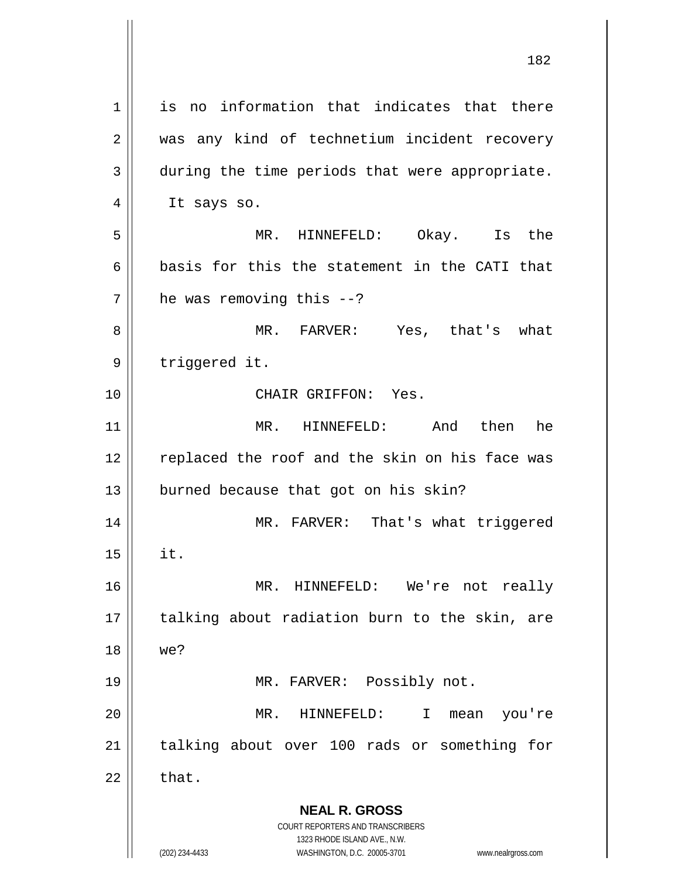is no information that indicates that there was any kind of technetium incident recovery during the time periods that were appropriate. It says so.

MR. HINNEFELD: Okay. Is the basis for this the statement in the CATI that he was removing this --?

MR. FARVER: Yes, that's what triggered it.

CHAIR GRIFFON: Yes.

MR. HINNEFELD: And then he replaced the roof and the skin on his face was burned because that got on his skin?

MR. FARVER: That's what triggered it.

MR. HINNEFELD: We're not really talking about radiation burn to the skin, are we?

MR. FARVER: Possibly not.

MR. HINNEFELD: I mean you're talking about over 100 rads or something for that.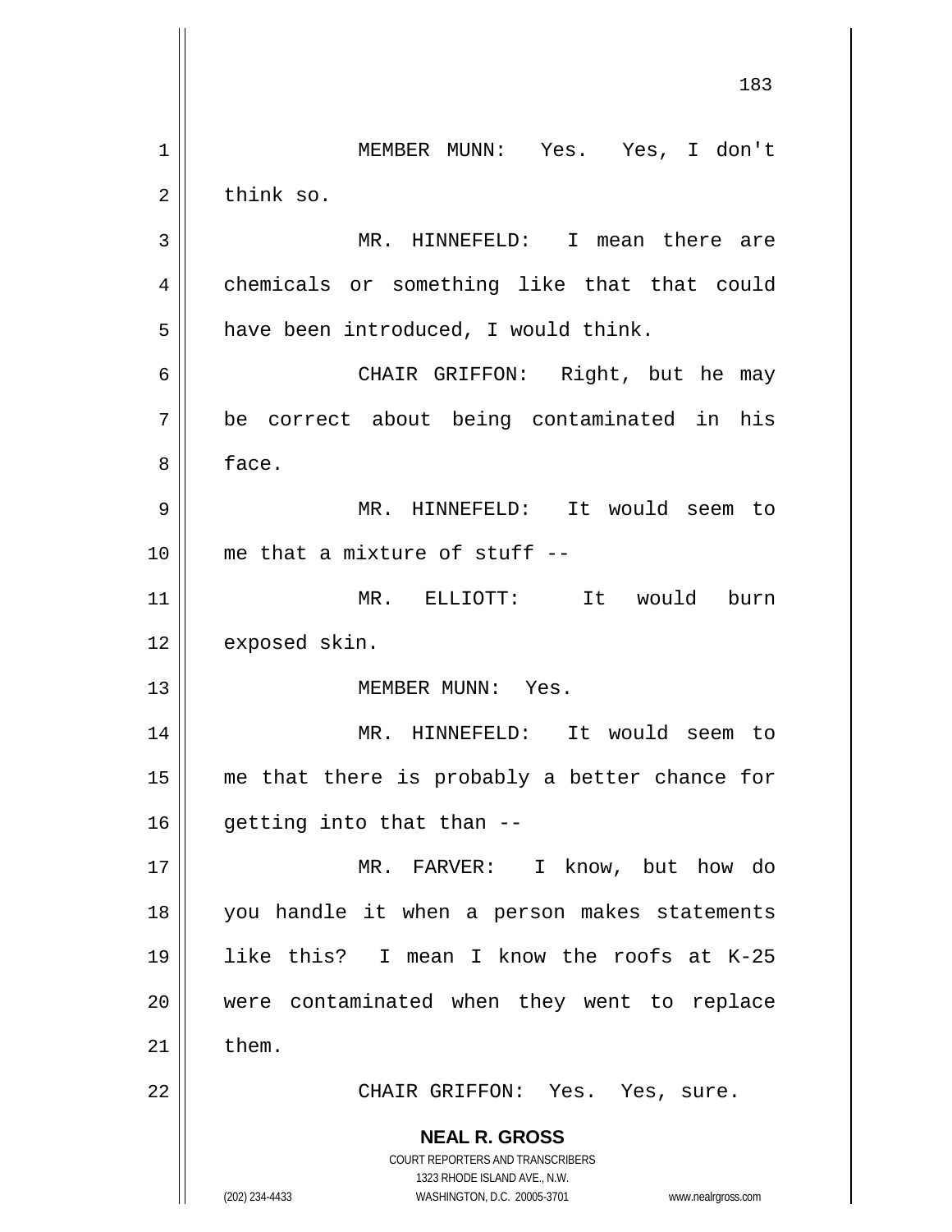MEMBER MUNN: Yes. Yes, I don't think so.

MR. HINNEFELD: I mean there are chemicals or something like that that could have been introduced, I would think.

CHAIR GRIFFON: Right, but he may be correct about being contaminated in his face.

MR. HINNEFELD: It would seem to me that a mixture of stuff --

MR. ELLIOTT: It would burn exposed skin.

MEMBER MUNN: Yes.

MR. HINNEFELD: It would seem to me that there is probably a better chance for getting into that than --

MR. FARVER: I know, but how do you handle it when a person makes statements like this? I mean I know the roofs at K-25 were contaminated when they went to replace them.

CHAIR GRIFFON: Yes. Yes, sure.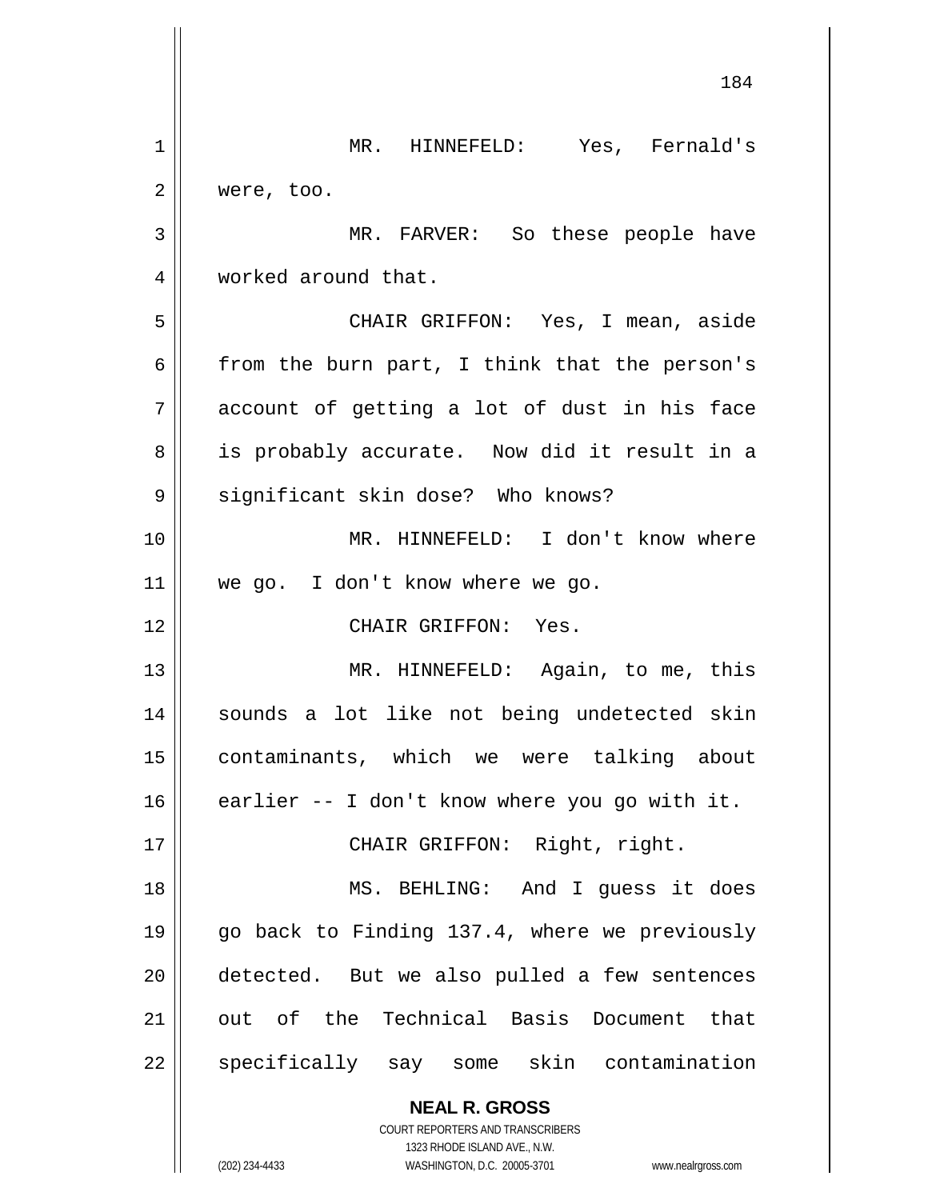MR. HINNEFELD: Yes, Fernald's were, too.

MR. FARVER: So these people have worked around that.

CHAIR GRIFFON: Yes, I mean, aside from the burn part, I think that the person's account of getting a lot of dust in his face is probably accurate. Now did it result in a significant skin dose? Who knows?

MR. HINNEFELD: I don't know where we go. I don't know where we go.

CHAIR GRIFFON: Yes.

MR. HINNEFELD: Again, to me, this sounds a lot like not being undetected skin contaminants, which we were talking about earlier -- I don't know where you go with it.

CHAIR GRIFFON: Right, right.

MS. BEHLING: And I guess it does go back to Finding 137.4, where we previously detected. But we also pulled a few sentences out of the Technical Basis Document that specifically say some skin contamination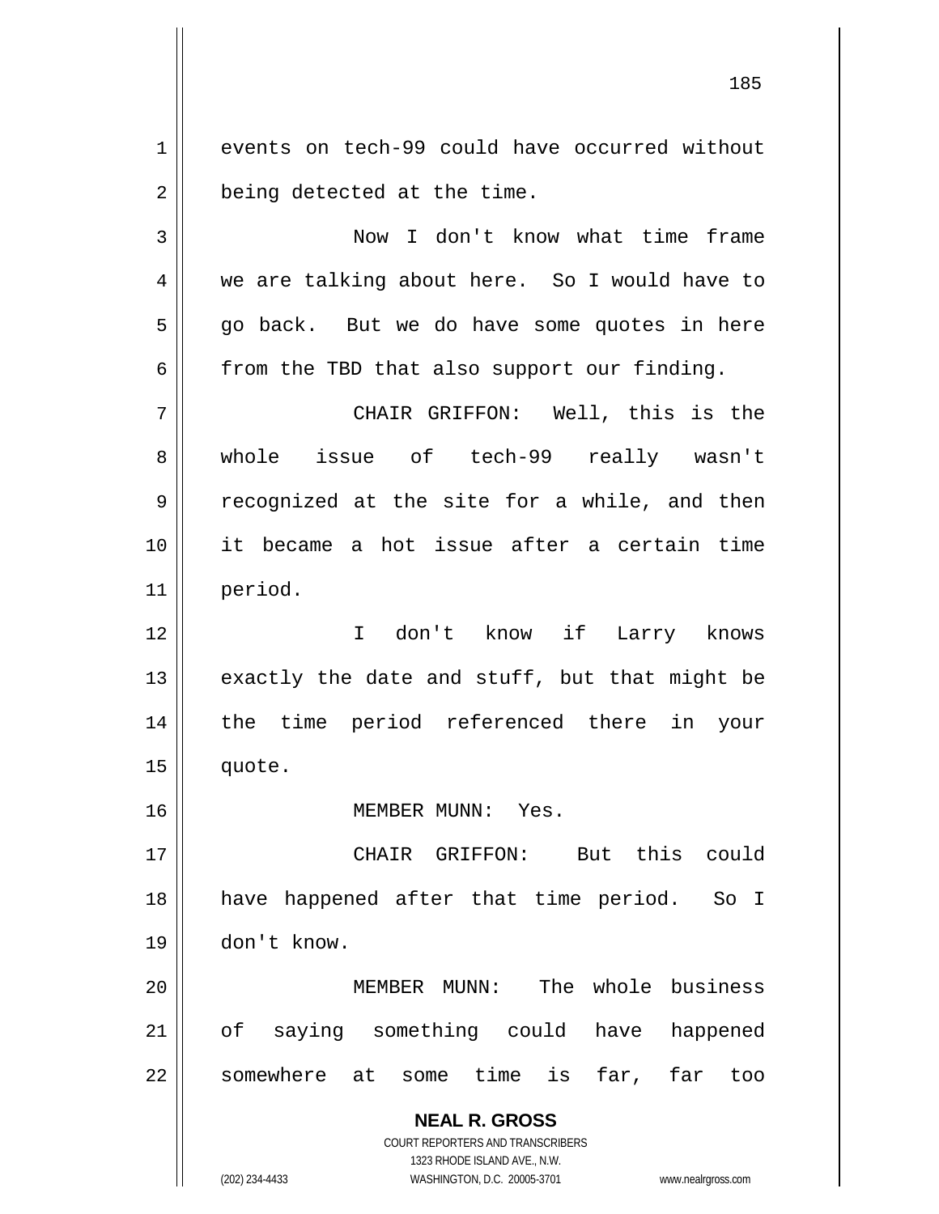events on tech-99 could have occurred without being detected at the time.

Now I don't know what time frame we are talking about here. So I would have to go back. But we do have some quotes in here from the TBD that also support our finding.

CHAIR GRIFFON: Well, this is the whole issue of tech-99 really wasn't recognized at the site for a while, and then it became a hot issue after a certain time period.

I don't know if Larry knows exactly the date and stuff, but that might be the time period referenced there in your quote.

MEMBER MUNN: Yes.

CHAIR GRIFFON: But this could have happened after that time period. So I don't know.

MEMBER MUNN: The whole business of saying something could have happened somewhere at some time is far, far too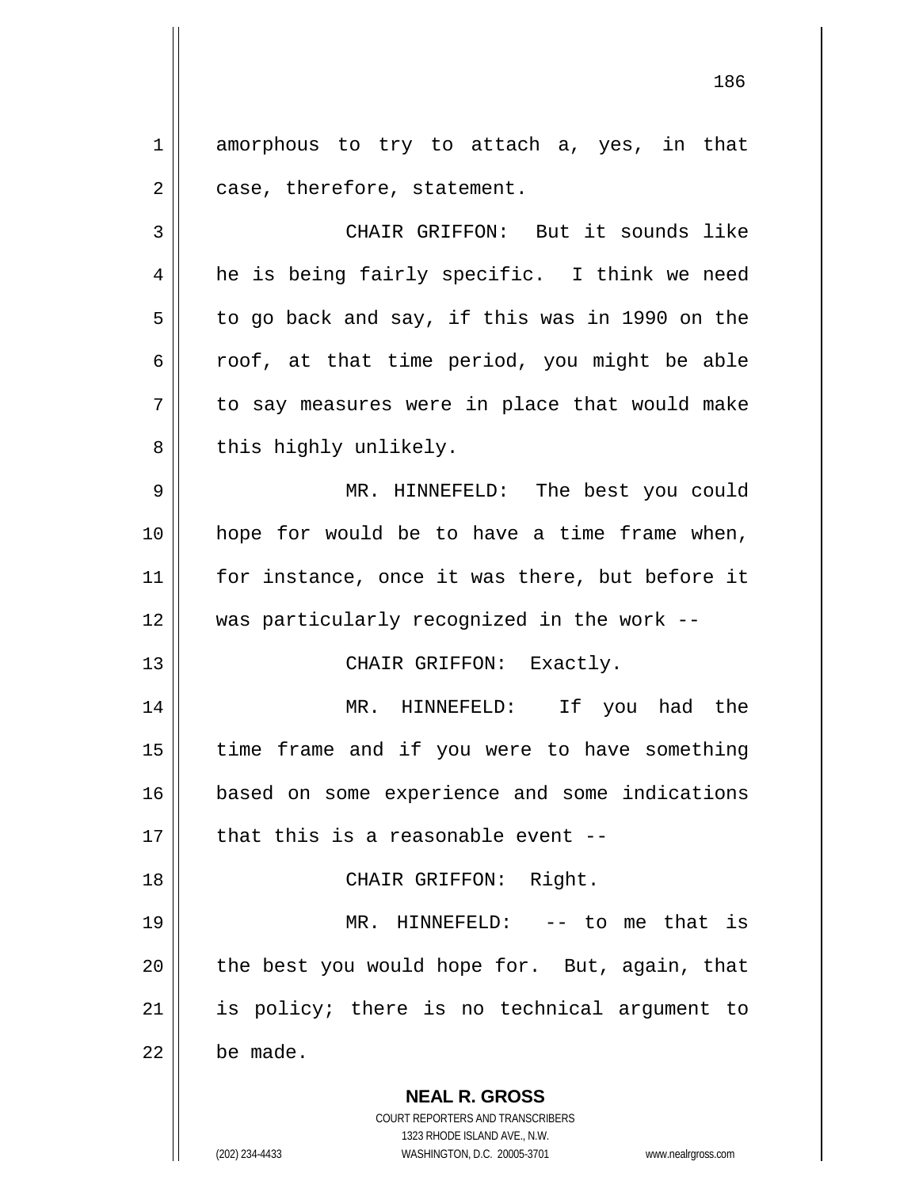amorphous to try to attach a, yes, in that case, therefore, statement.

CHAIR GRIFFON: But it sounds like he is being fairly specific. I think we need to go back and say, if this was in 1990 on the roof, at that time period, you might be able to say measures were in place that would make this highly unlikely.

MR. HINNEFELD: The best you could hope for would be to have a time frame when, for instance, once it was there, but before it was particularly recognized in the work --

CHAIR GRIFFON: Exactly.

MR. HINNEFELD: If you had the time frame and if you were to have something based on some experience and some indications that this is a reasonable event --

CHAIR GRIFFON: Right.

MR. HINNEFELD: -- to me that is the best you would hope for. But, again, that is policy; there is no technical argument to be made.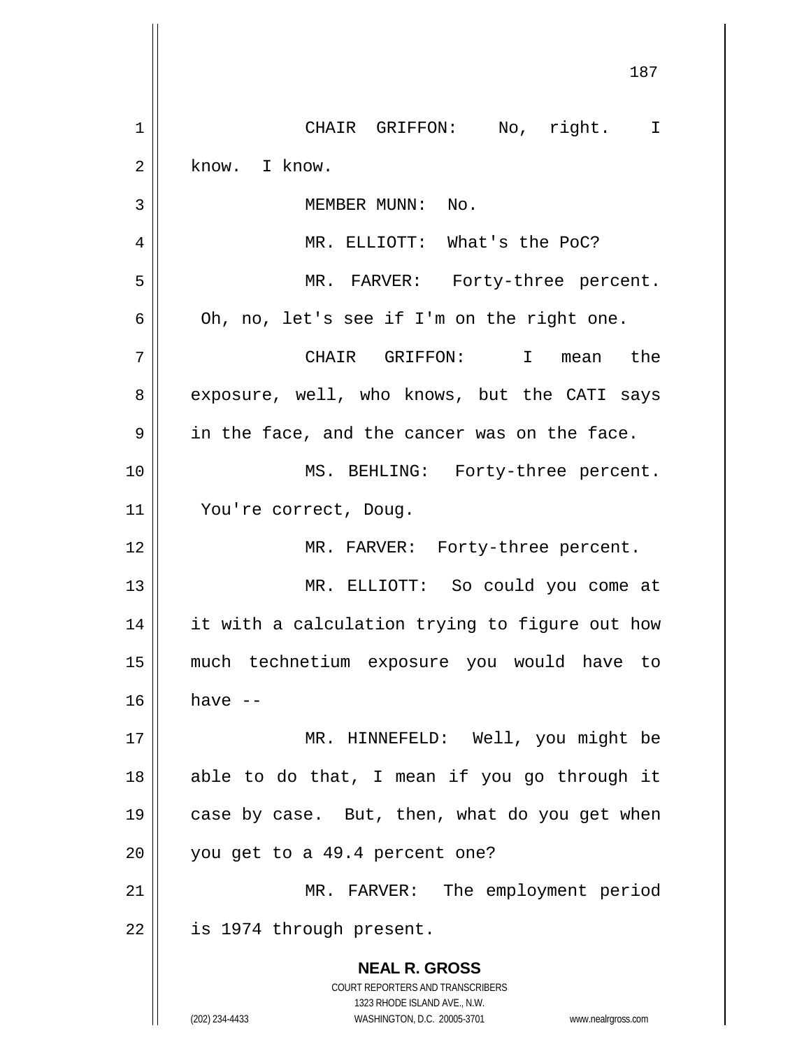CHAIR GRIFFON: No, right. I know. I know.

MEMBER MUNN: No.

MR. ELLIOTT: What's the PoC?

MR. FARVER: Forty-three percent. Oh, no, let's see if I'm on the right one.

CHAIR GRIFFON: I mean the exposure, well, who knows, but the CATI says in the face, and the cancer was on the face.

MS. BEHLING: Forty-three percent. You're correct, Doug.

MR. FARVER: Forty-three percent.

MR. ELLIOTT: So could you come at it with a calculation trying to figure out how much technetium exposure you would have to have --

MR. HINNEFELD: Well, you might be able to do that, I mean if you go through it case by case. But, then, what do you get when you get to a 49.4 percent one?

MR. FARVER: The employment period is 1974 through present.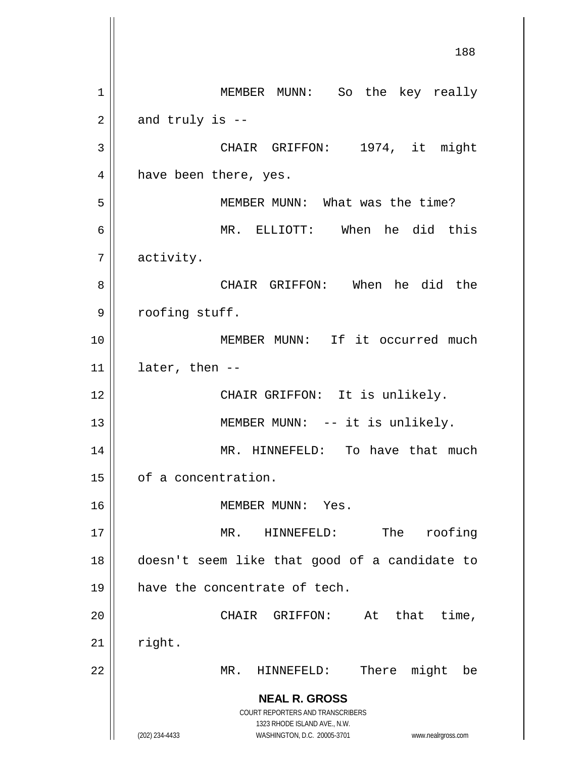MEMBER MUNN: So the key really and truly is --

CHAIR GRIFFON: 1974, it might have been there, yes.

MEMBER MUNN: What was the time?

MR. ELLIOTT: When he did this activity.

CHAIR GRIFFON: When he did the roofing stuff.

MEMBER MUNN: If it occurred much later, then --

CHAIR GRIFFON: It is unlikely.

MEMBER MUNN: -- it is unlikely.

MR. HINNEFELD: To have that much of a concentration.

MEMBER MUNN: Yes.

MR. HINNEFELD: The roofing doesn't seem like that good of a candidate to have the concentrate of tech.

CHAIR GRIFFON: At that time, right.

MR. HINNEFELD: There might be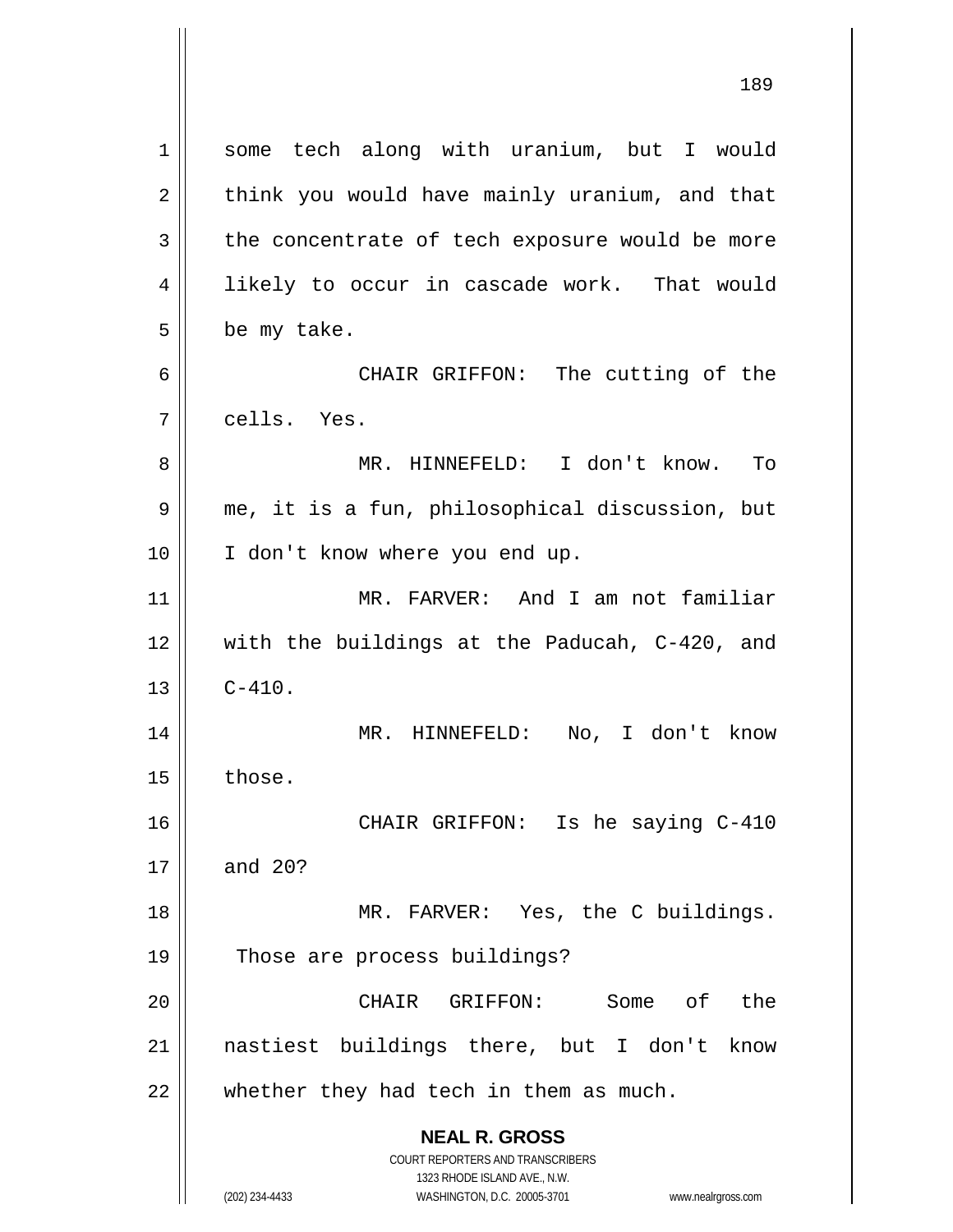some tech along with uranium, but I would think you would have mainly uranium, and that the concentrate of tech exposure would be more likely to occur in cascade work. That would be my take.

CHAIR GRIFFON: The cutting of the cells. Yes.

MR. HINNEFELD: I don't know. To me, it is a fun, philosophical discussion, but I don't know where you end up.

MR. FARVER: And I am not familiar with the buildings at the Paducah, C-420, and C-410.

MR. HINNEFELD: No, I don't know those.

CHAIR GRIFFON: Is he saying C-410 and 20?

MR. FARVER: Yes, the C buildings. Those are process buildings?

CHAIR GRIFFON: Some of the nastiest buildings there, but I don't know whether they had tech in them as much.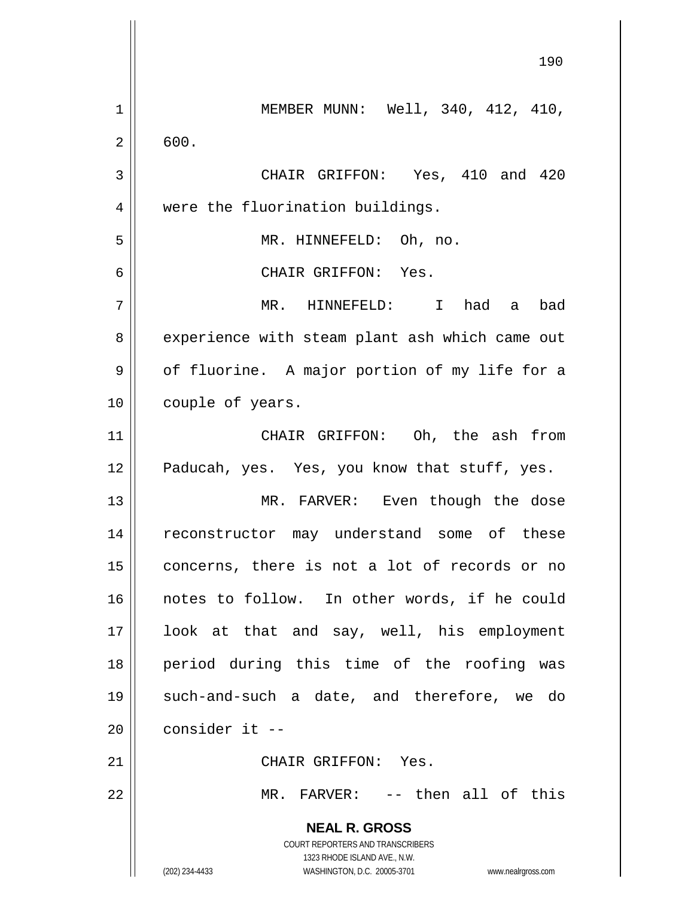MEMBER MUNN: Well, 340, 412, 410, 600.

CHAIR GRIFFON: Yes, 410 and 420 were the fluorination buildings.

MR. HINNEFELD: Oh, no.

CHAIR GRIFFON: Yes.

MR. HINNEFELD: I had a bad experience with steam plant ash which came out of fluorine. A major portion of my life for a couple of years.

CHAIR GRIFFON: Oh, the ash from Paducah, yes. Yes, you know that stuff, yes.

MR. FARVER: Even though the dose reconstructor may understand some of these concerns, there is not a lot of records or no notes to follow. In other words, if he could look at that and say, well, his employment period during this time of the roofing was such-and-such a date, and therefore, we do consider it --

CHAIR GRIFFON: Yes.

MR. FARVER: -- then all of this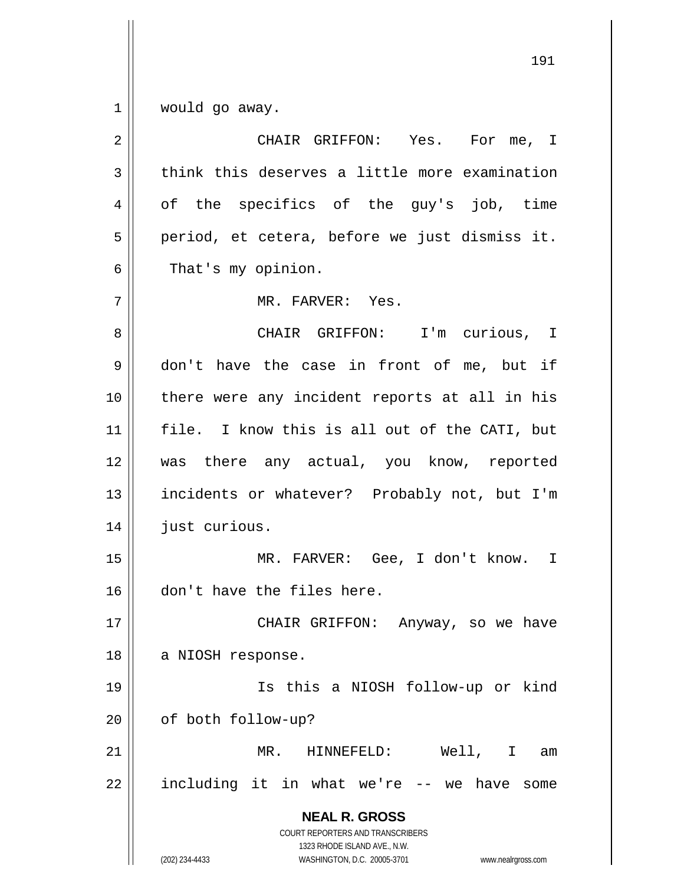would go away.

CHAIR GRIFFON: Yes. For me, I think this deserves a little more examination of the specifics of the guy's job, time period, et cetera, before we just dismiss it. That's my opinion.

MR. FARVER: Yes.

CHAIR GRIFFON: I'm curious, I don't have the case in front of me, but if there were any incident reports at all in his file. I know this is all out of the CATI, but was there any actual, you know, reported incidents or whatever? Probably not, but I'm just curious.

MR. FARVER: Gee, I don't know. I don't have the files here.

CHAIR GRIFFON: Anyway, so we have a NIOSH response.

Is this a NIOSH follow-up or kind of both follow-up?

MR. HINNEFELD: Well, I am including it in what we're -- we have some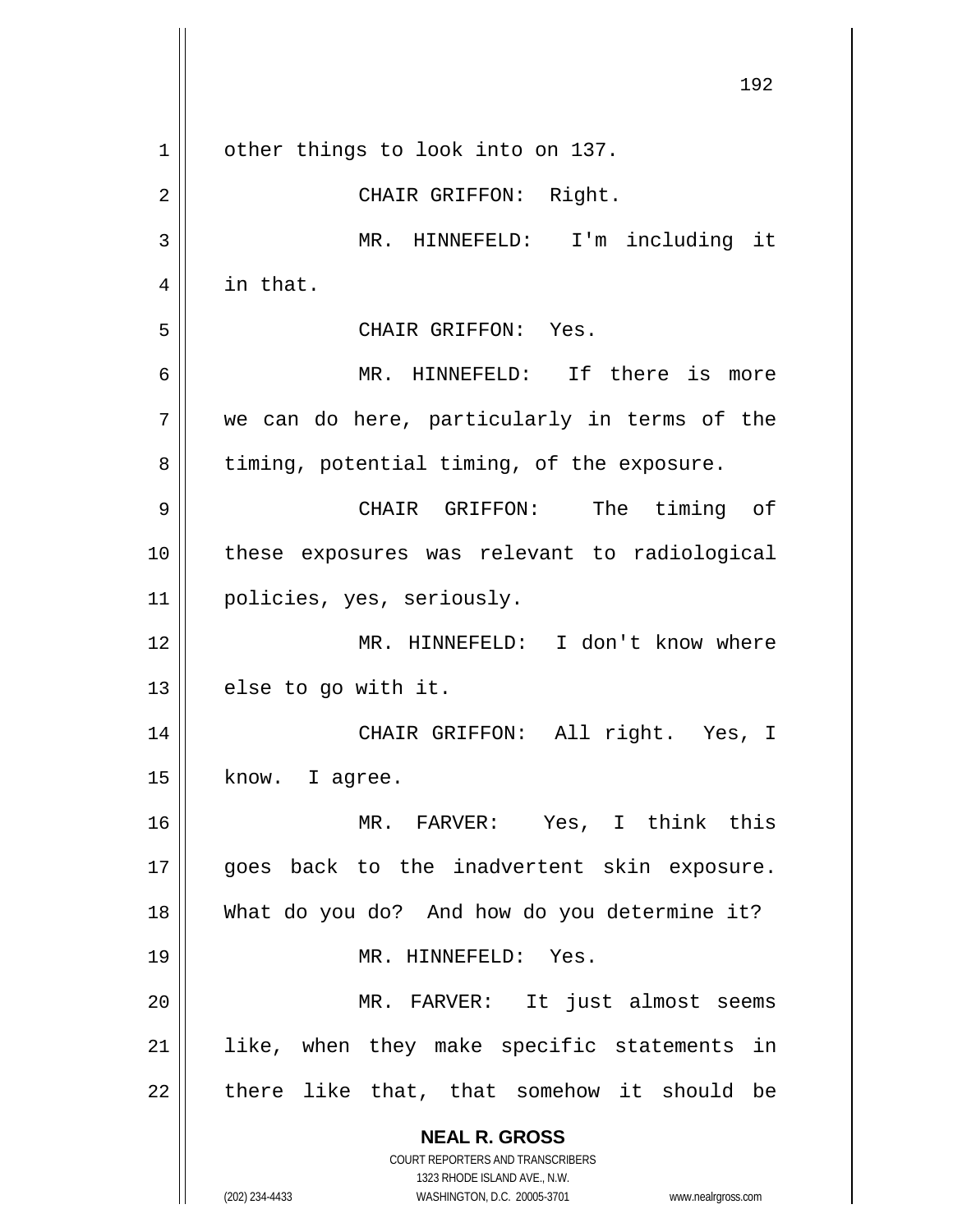other things to look into on 137.

CHAIR GRIFFON: Right.

MR. HINNEFELD: I'm including it in that.

CHAIR GRIFFON: Yes.

MR. HINNEFELD: If there is more we can do here, particularly in terms of the timing, potential timing, of the exposure.

CHAIR GRIFFON: The timing of these exposures was relevant to radiological policies, yes, seriously.

MR. HINNEFELD: I don't know where else to go with it.

CHAIR GRIFFON: All right. Yes, I know. I agree.

MR. FARVER: Yes, I think this goes back to the inadvertent skin exposure. What do you do? And how do you determine it?

MR. HINNEFELD: Yes.

MR. FARVER: It just almost seems like, when they make specific statements in there like that, that somehow it should be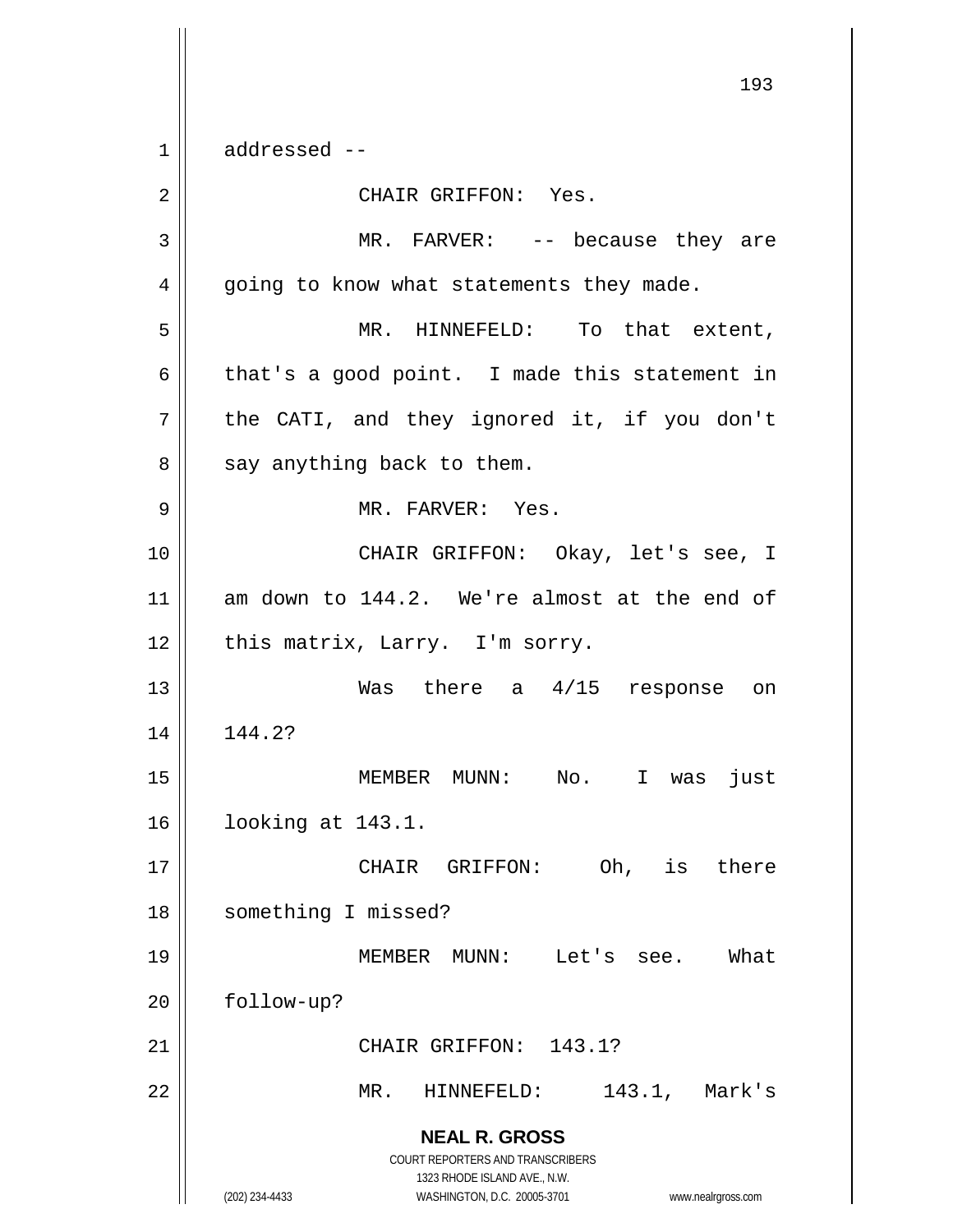addressed --

CHAIR GRIFFON: Yes.

MR. FARVER: -- because they are going to know what statements they made.

MR. HINNEFELD: To that extent, that's a good point. I made this statement in the CATI, and they ignored it, if you don't say anything back to them.

MR. FARVER: Yes.

CHAIR GRIFFON: Okay, let's see, I am down to 144.2. We're almost at the end of this matrix, Larry. I'm sorry.

Was there a 4/15 response on 144.2?

MEMBER MUNN: No. I was just looking at 143.1.

CHAIR GRIFFON: Oh, is there something I missed?

MEMBER MUNN: Let's see. What follow-up?

CHAIR GRIFFON: 143.1?

MR. HINNEFELD: 143.1, Mark's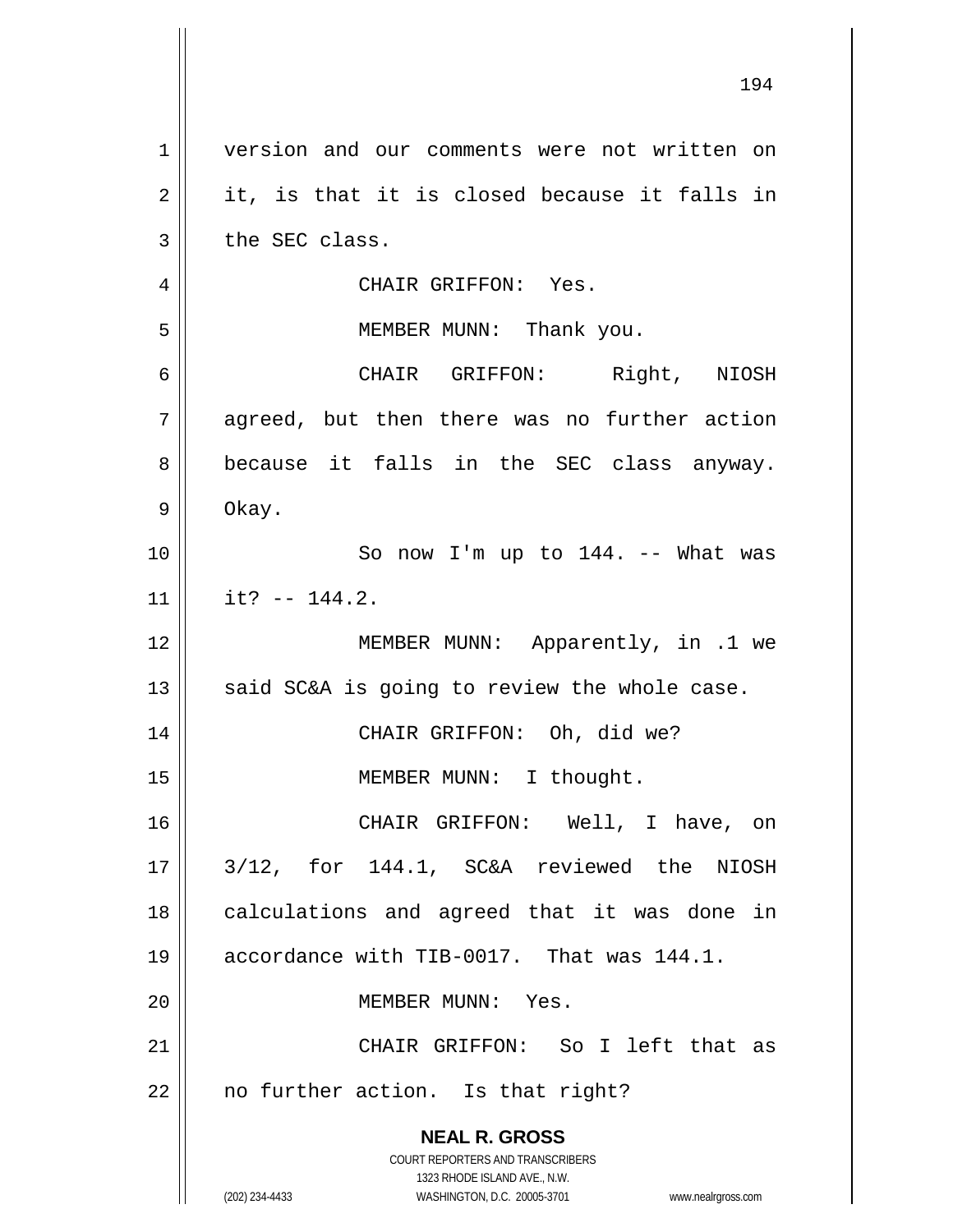version and our comments were not written on it, is that it is closed because it falls in the SEC class.

CHAIR GRIFFON: Yes.

MEMBER MUNN: Thank you.

CHAIR GRIFFON: Right, NIOSH agreed, but then there was no further action because it falls in the SEC class anyway. Okay.

So now I'm up to 144. -- What was it? -- 144.2.

MEMBER MUNN: Apparently, in .1 we said SC&A is going to review the whole case.

CHAIR GRIFFON: Oh, did we?

MEMBER MUNN: I thought.

CHAIR GRIFFON: Well, I have, on 3/12, for 144.1, SC&A reviewed the NIOSH calculations and agreed that it was done in accordance with TIB-0017. That was 144.1.

MEMBER MUNN: Yes.

CHAIR GRIFFON: So I left that as no further action. Is that right?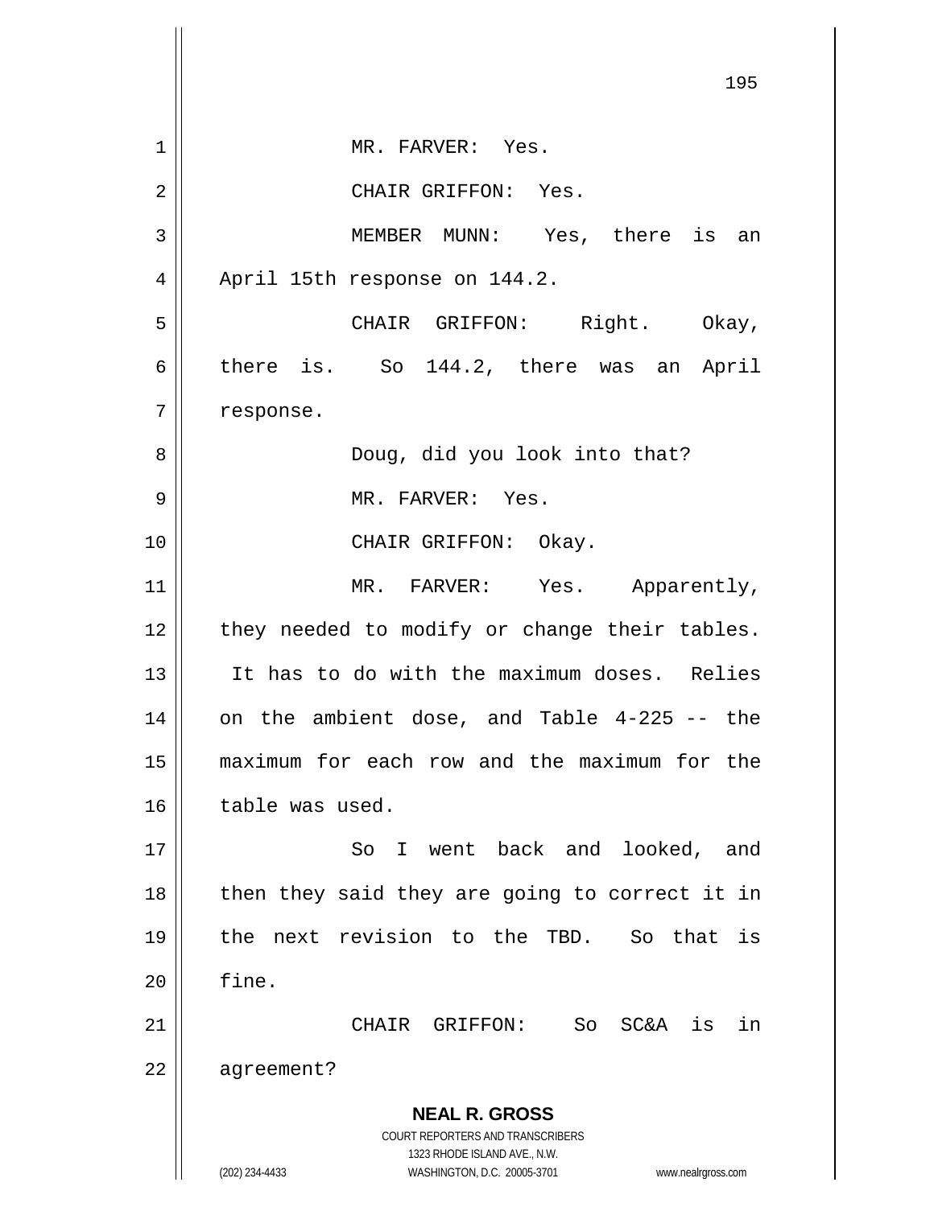MR. FARVER: Yes.

CHAIR GRIFFON: Yes.

MEMBER MUNN: Yes, there is an April 15th response on 144.2.

CHAIR GRIFFON: Right. Okay, there is. So 144.2, there was an April response.

Doug, did you look into that?

MR. FARVER: Yes.

CHAIR GRIFFON: Okay.

MR. FARVER: Yes. Apparently, they needed to modify or change their tables. It has to do with the maximum doses. Relies on the ambient dose, and Table 4-225 -- the maximum for each row and the maximum for the table was used.

So I went back and looked, and then they said they are going to correct it in the next revision to the TBD. So that is fine.

CHAIR GRIFFON: So SC&A is in agreement?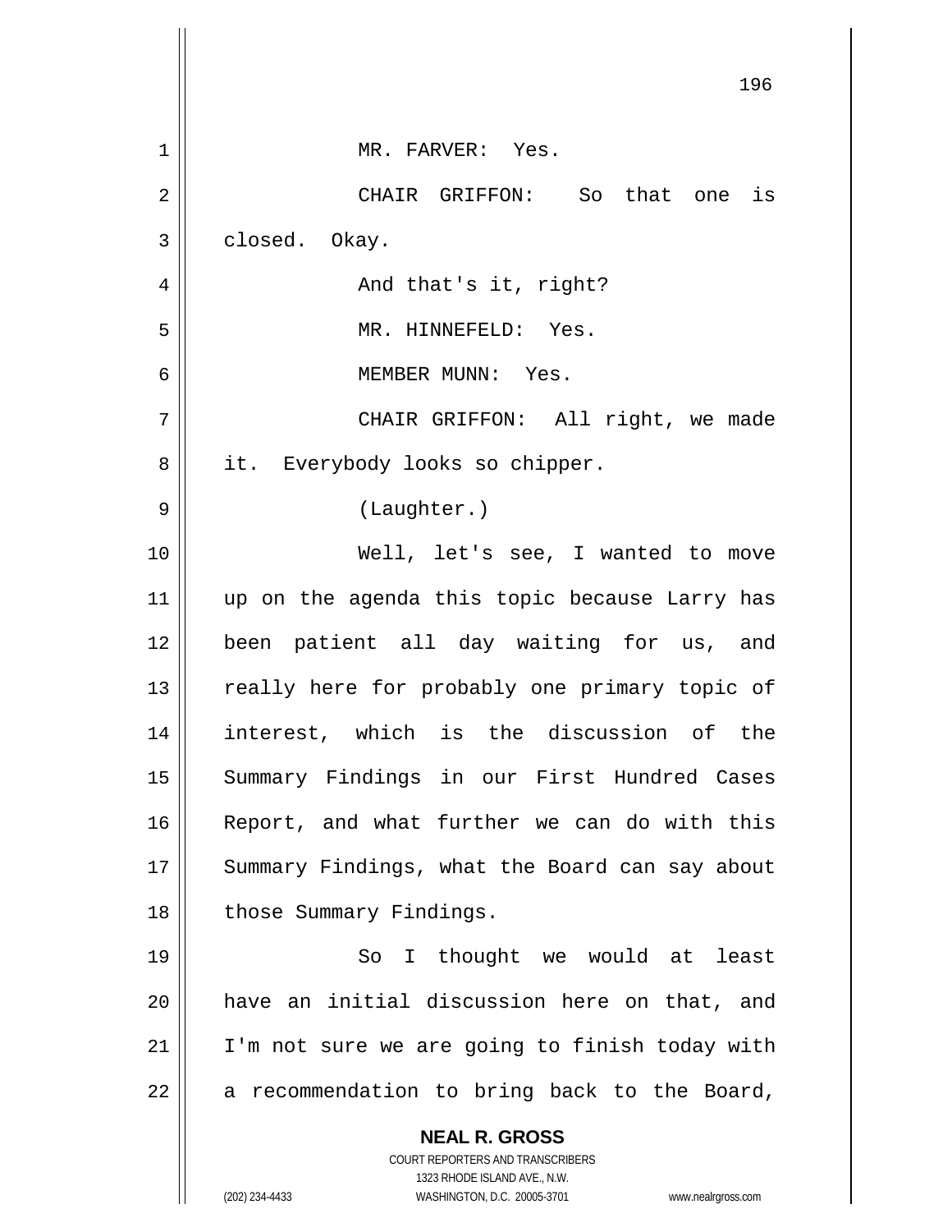MR. FARVER: Yes.

CHAIR GRIFFON: So that one is closed. Okay.

And that's it, right?

MR. HINNEFELD: Yes.

MEMBER MUNN: Yes.

CHAIR GRIFFON: All right, we made it. Everybody looks so chipper.

(Laughter.)

Well, let's see, I wanted to move up on the agenda this topic because Larry has been patient all day waiting for us, and really here for probably one primary topic of interest, which is the discussion of the Summary Findings in our First Hundred Cases Report, and what further we can do with this Summary Findings, what the Board can say about those Summary Findings.

So I thought we would at least have an initial discussion here on that, and I'm not sure we are going to finish today with a recommendation to bring back to the Board,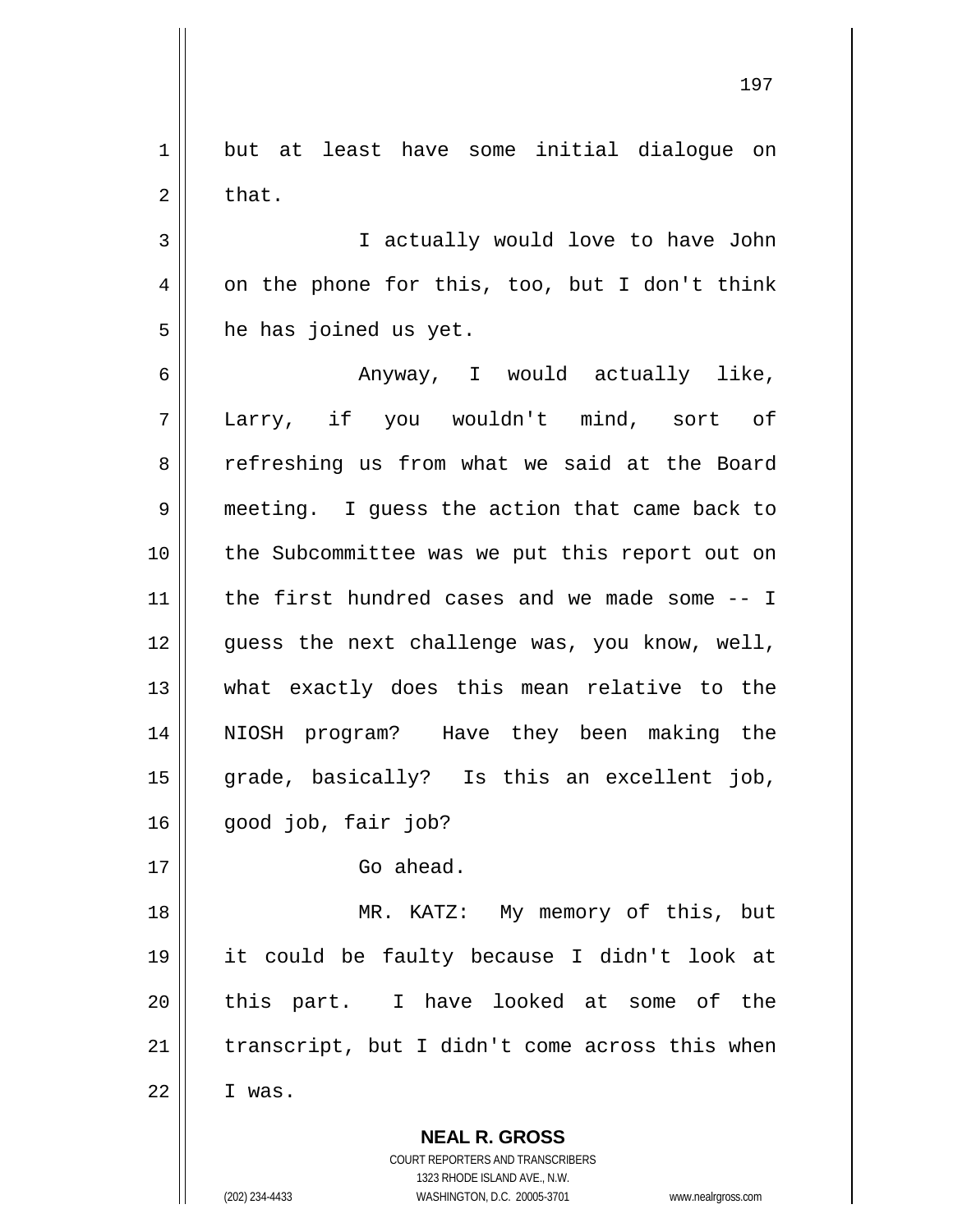but at least have some initial dialogue on that.

I actually would love to have John on the phone for this, too, but I don't think he has joined us yet.

Anyway, I would actually like, Larry, if you wouldn't mind, sort of refreshing us from what we said at the Board meeting. I guess the action that came back to the Subcommittee was we put this report out on the first hundred cases and we made some -- I guess the next challenge was, you know, well, what exactly does this mean relative to the NIOSH program? Have they been making the grade, basically? Is this an excellent job, good job, fair job?

Go ahead.

MR. KATZ: My memory of this, but it could be faulty because I didn't look at this part. I have looked at some of the transcript, but I didn't come across this when I was.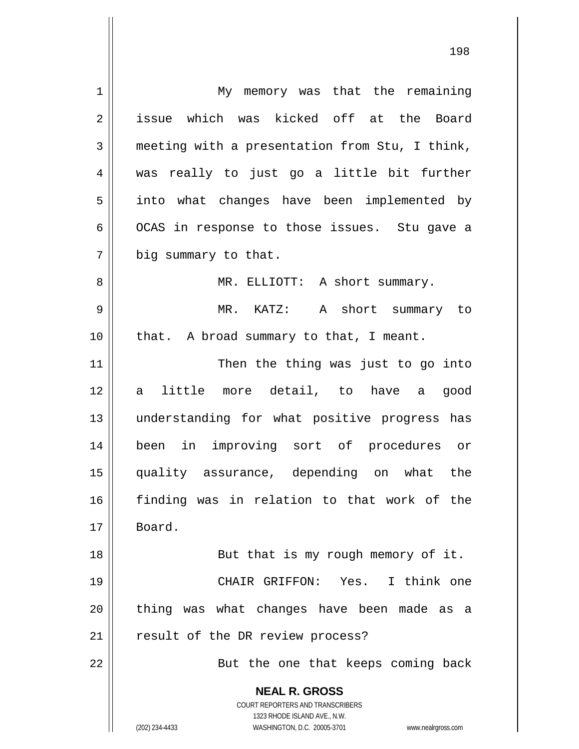My memory was that the remaining issue which was kicked off at the Board meeting with a presentation from Stu, I think, was really to just go a little bit further into what changes have been implemented by OCAS in response to those issues. Stu gave a big summary to that.

MR. ELLIOTT: A short summary.

MR. KATZ: A short summary to that. A broad summary to that, I meant.

Then the thing was just to go into a little more detail, to have a good understanding for what positive progress has been in improving sort of procedures or quality assurance, depending on what the finding was in relation to that work of the Board.

But that is my rough memory of it.

CHAIR GRIFFON: Yes. I think one thing was what changes have been made as a result of the DR review process?

But the one that keeps coming back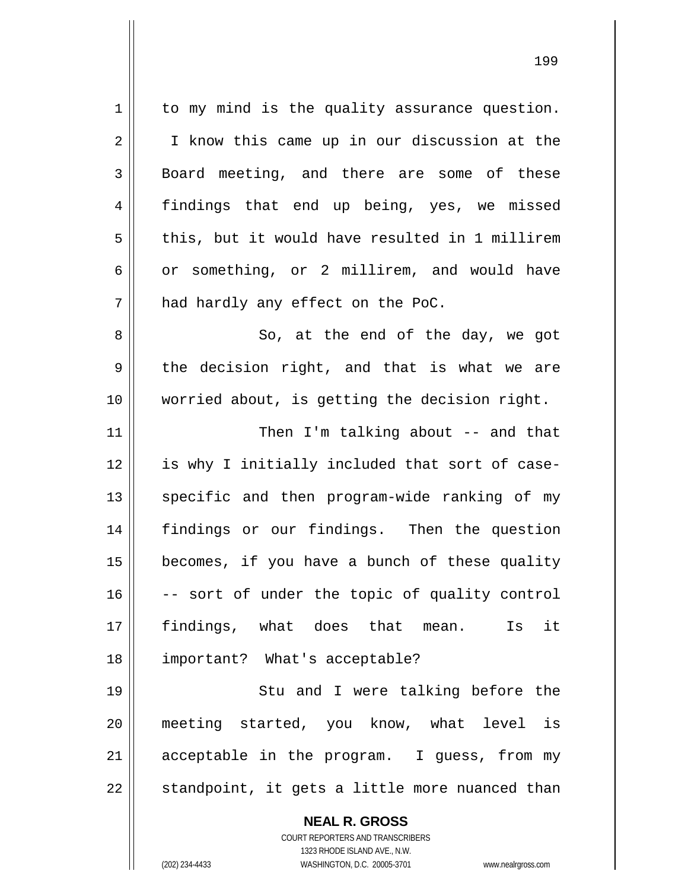to my mind is the quality assurance question. I know this came up in our discussion at the Board meeting, and there are some of these findings that end up being, yes, we missed this, but it would have resulted in 1 millirem or something, or 2 millirem, and would have had hardly any effect on the PoC.

So, at the end of the day, we got the decision right, and that is what we are worried about, is getting the decision right.

Then I'm talking about -- and that is why I initially included that sort of case-specific and then program-wide ranking of my findings or our findings. Then the question becomes, if you have a bunch of these quality -- sort of under the topic of quality control findings, what does that mean. Is it important? What's acceptable?

Stu and I were talking before the meeting started, you know, what level is acceptable in the program. I guess, from my standpoint, it gets a little more nuanced than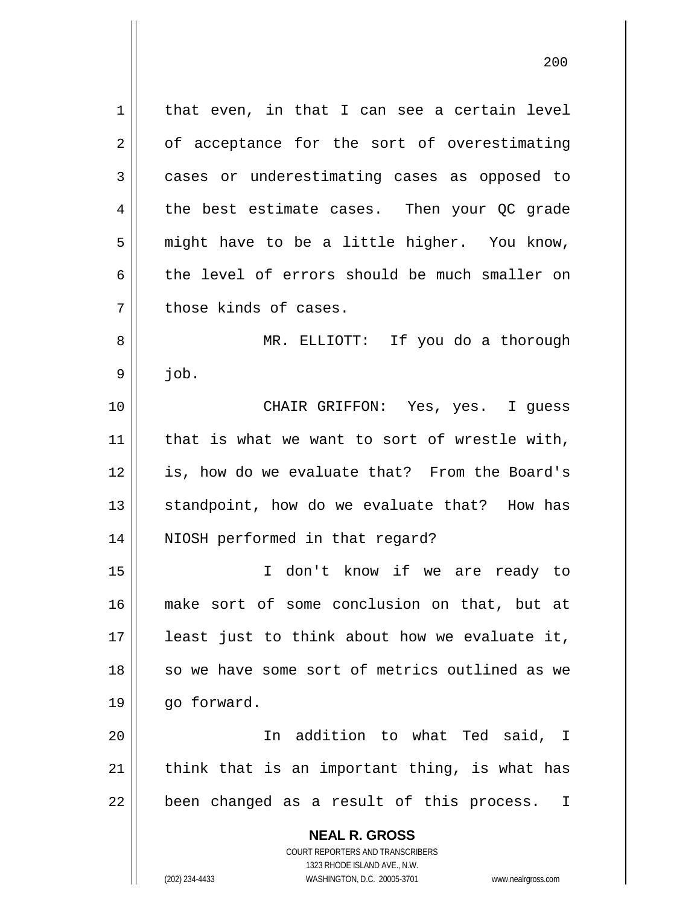that even, in that I can see a certain level of acceptance for the sort of overestimating cases or underestimating cases as opposed to the best estimate cases. Then your QC grade might have to be a little higher. You know, the level of errors should be much smaller on those kinds of cases.

MR. ELLIOTT: If you do a thorough job.

CHAIR GRIFFON: Yes, yes. I guess that is what we want to sort of wrestle with, is, how do we evaluate that? From the Board's standpoint, how do we evaluate that? How has NIOSH performed in that regard?

I don't know if we are ready to make sort of some conclusion on that, but at least just to think about how we evaluate it, so we have some sort of metrics outlined as we go forward.

In addition to what Ted said, I think that is an important thing, is what has been changed as a result of this process. I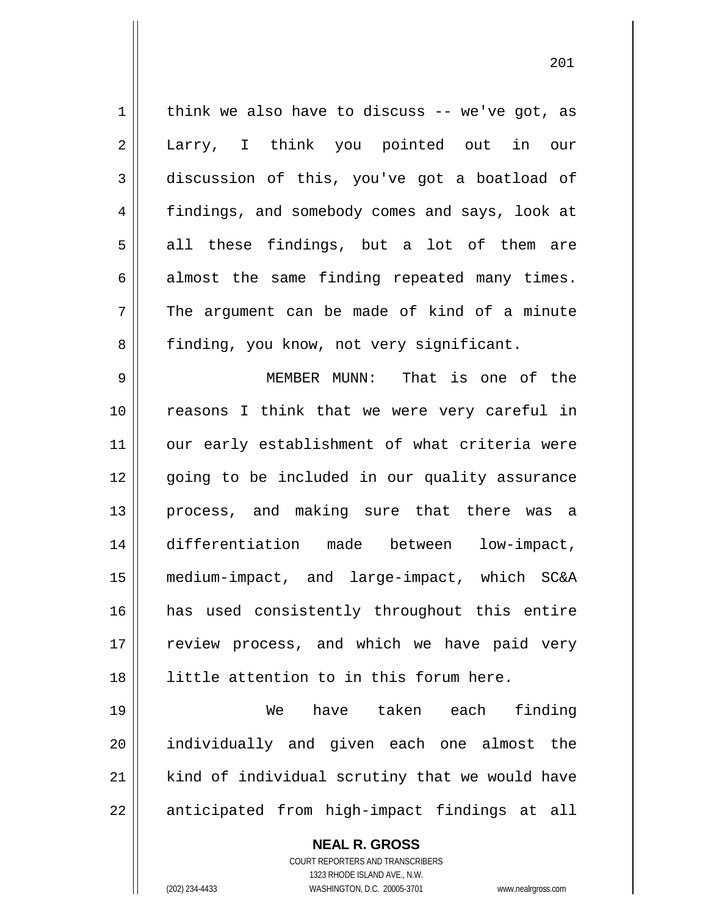think we also have to discuss -- we've got, as Larry, I think you pointed out in our discussion of this, you've got a boatload of findings, and somebody comes and says, look at all these findings, but a lot of them are almost the same finding repeated many times. The argument can be made of kind of a minute finding, you know, not very significant.

MEMBER MUNN: That is one of the reasons I think that we were very careful in our early establishment of what criteria were going to be included in our quality assurance process, and making sure that there was a differentiation made between low-impact, medium-impact, and large-impact, which SC&A has used consistently throughout this entire review process, and which we have paid very little attention to in this forum here.

We have taken each finding individually and given each one almost the kind of individual scrutiny that we would have anticipated from high-impact findings at all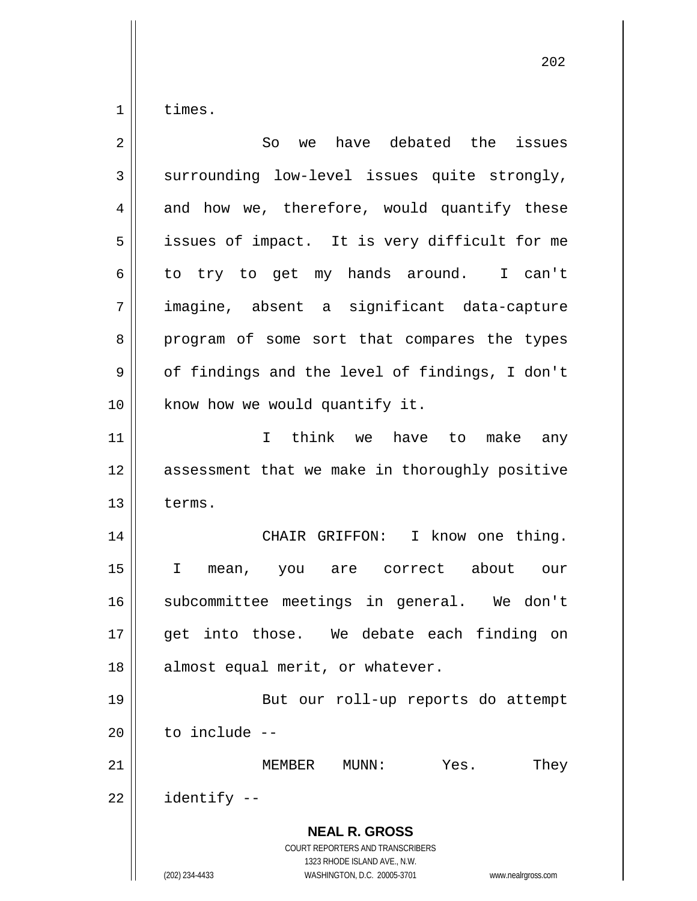times.

So we have debated the issues surrounding low-level issues quite strongly, and how we, therefore, would quantify these issues of impact. It is very difficult for me to try to get my hands around. I can't imagine, absent a significant data-capture program of some sort that compares the types of findings and the level of findings, I don't know how we would quantify it.

I think we have to make any assessment that we make in thoroughly positive terms.

CHAIR GRIFFON: I know one thing. I mean, you are correct about our subcommittee meetings in general. We don't get into those. We debate each finding on almost equal merit, or whatever.

But our roll-up reports do attempt to include --

MEMBER MUNN: Yes. They identify --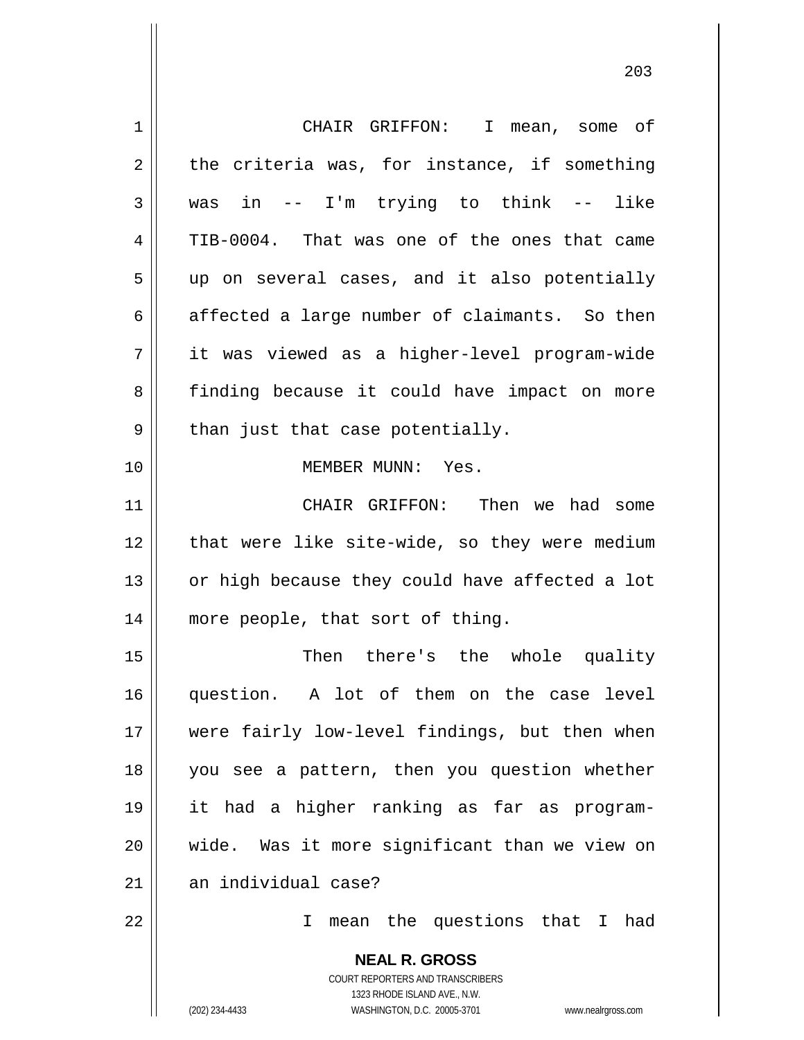CHAIR GRIFFON: I mean, some of the criteria was, for instance, if something was in -- I'm trying to think -- like TIB-0004. That was one of the ones that came up on several cases, and it also potentially affected a large number of claimants. So then it was viewed as a higher-level program-wide finding because it could have impact on more than just that case potentially.

MEMBER MUNN: Yes.

CHAIR GRIFFON: Then we had some that were like site-wide, so they were medium or high because they could have affected a lot more people, that sort of thing.

Then there's the whole quality question. A lot of them on the case level were fairly low-level findings, but then when you see a pattern, then you question whether it had a higher ranking as far as program-wide. Was it more significant than we view on an individual case?

I mean the questions that I had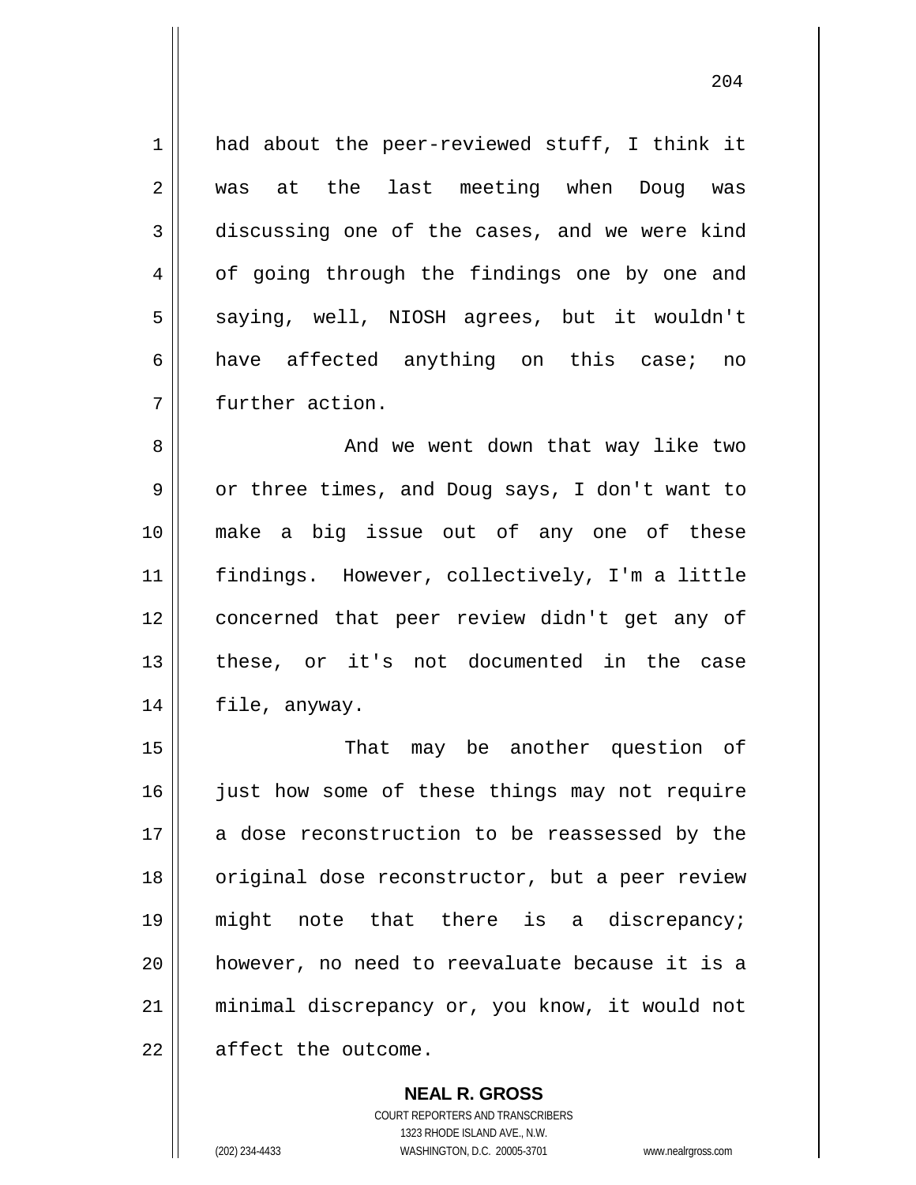had about the peer-reviewed stuff, I think it was at the last meeting when Doug was discussing one of the cases, and we were kind of going through the findings one by one and saying, well, NIOSH agrees, but it wouldn't have affected anything on this case; no further action.

And we went down that way like two or three times, and Doug says, I don't want to make a big issue out of any one of these findings. However, collectively, I'm a little concerned that peer review didn't get any of these, or it's not documented in the case file, anyway.

That may be another question of just how some of these things may not require a dose reconstruction to be reassessed by the original dose reconstructor, but a peer review might note that there is a discrepancy; however, no need to reevaluate because it is a minimal discrepancy or, you know, it would not affect the outcome.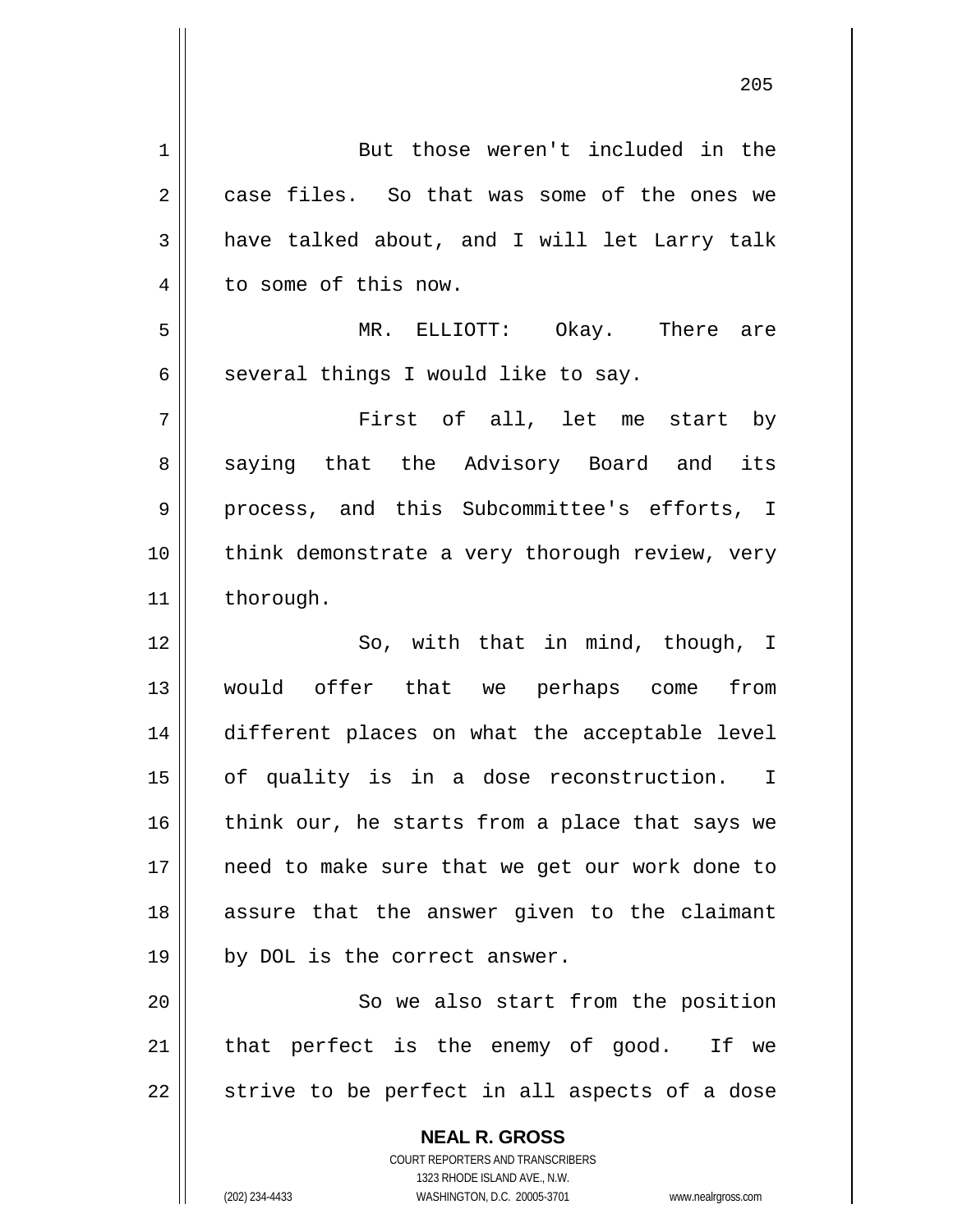But those weren't included in the case files. So that was some of the ones we have talked about, and I will let Larry talk to some of this now.

MR. ELLIOTT: Okay. There are several things I would like to say.

First of all, let me start by saying that the Advisory Board and its process, and this Subcommittee's efforts, I think demonstrate a very thorough review, very thorough.

So, with that in mind, though, I would offer that we perhaps come from different places on what the acceptable level of quality is in a dose reconstruction. I think our, he starts from a place that says we need to make sure that we get our work done to assure that the answer given to the claimant by DOL is the correct answer.

So we also start from the position that perfect is the enemy of good. If we strive to be perfect in all aspects of a dose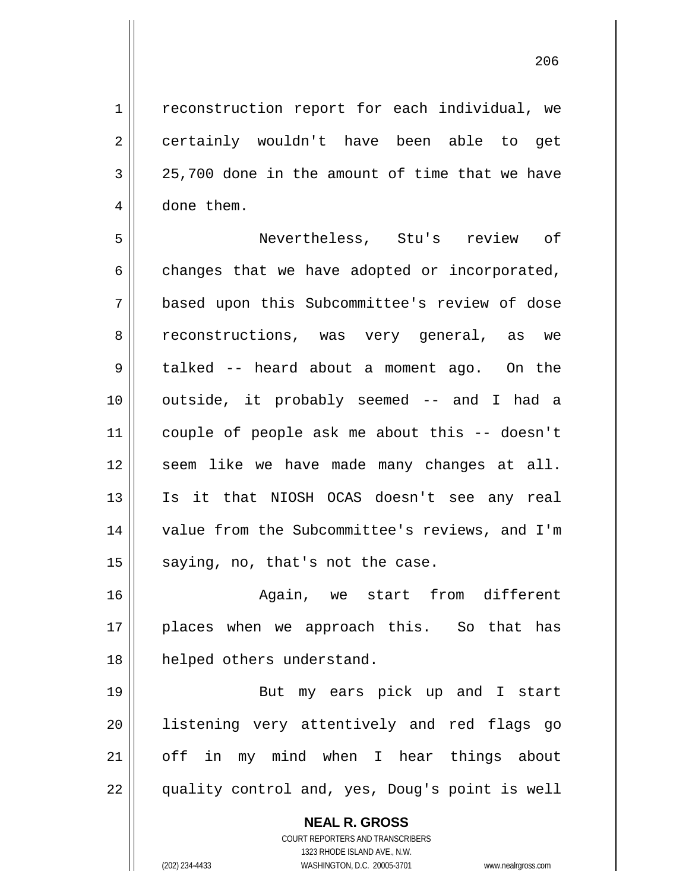reconstruction report for each individual, we certainly wouldn't have been able to get 25,700 done in the amount of time that we have done them.

Nevertheless, Stu's review of changes that we have adopted or incorporated, based upon this Subcommittee's review of dose reconstructions, was very general, as we talked -- heard about a moment ago. On the outside, it probably seemed -- and I had a couple of people ask me about this -- doesn't seem like we have made many changes at all. Is it that NIOSH OCAS doesn't see any real value from the Subcommittee's reviews, and I'm saying, no, that's not the case.

Again, we start from different places when we approach this. So that has helped others understand.

But my ears pick up and I start listening very attentively and red flags go off in my mind when I hear things about quality control and, yes, Doug's point is well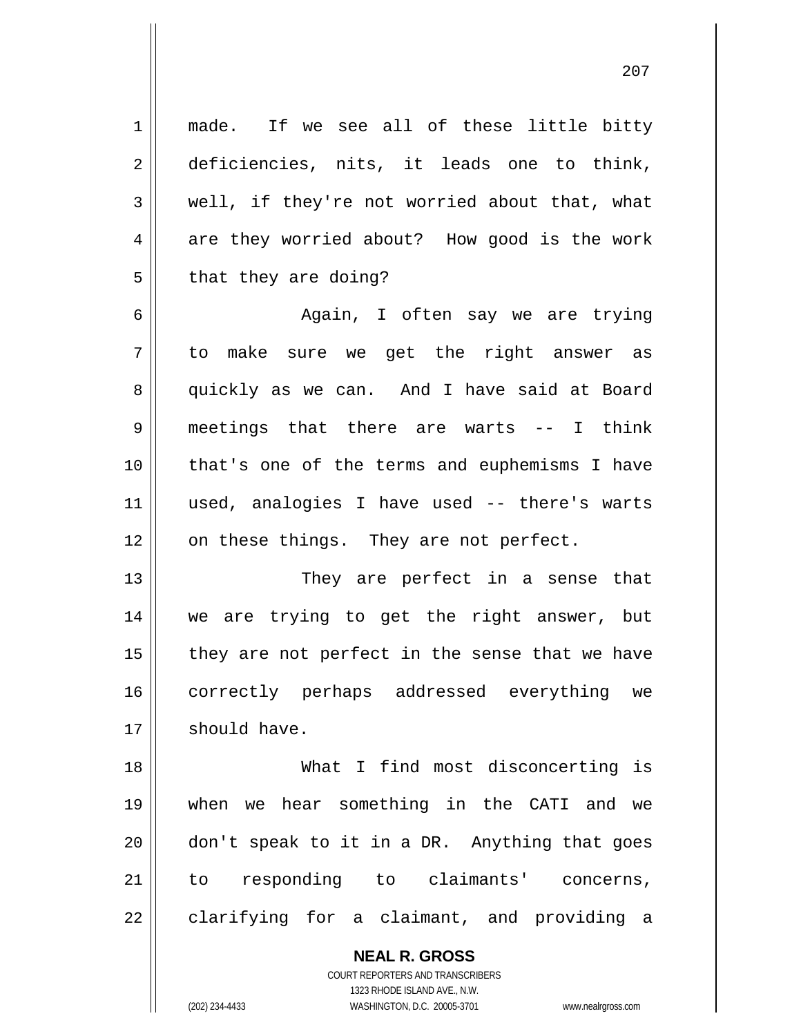made. If we see all of these little bitty deficiencies, nits, it leads one to think, well, if they're not worried about that, what are they worried about? How good is the work that they are doing?

Again, I often say we are trying to make sure we get the right answer as quickly as we can. And I have said at Board meetings that there are warts -- I think that's one of the terms and euphemisms I have used, analogies I have used -- there's warts on these things. They are not perfect.

They are perfect in a sense that we are trying to get the right answer, but they are not perfect in the sense that we have correctly perhaps addressed everything we should have.

What I find most disconcerting is when we hear something in the CATI and we don't speak to it in a DR. Anything that goes to responding to claimants' concerns, clarifying for a claimant, and providing a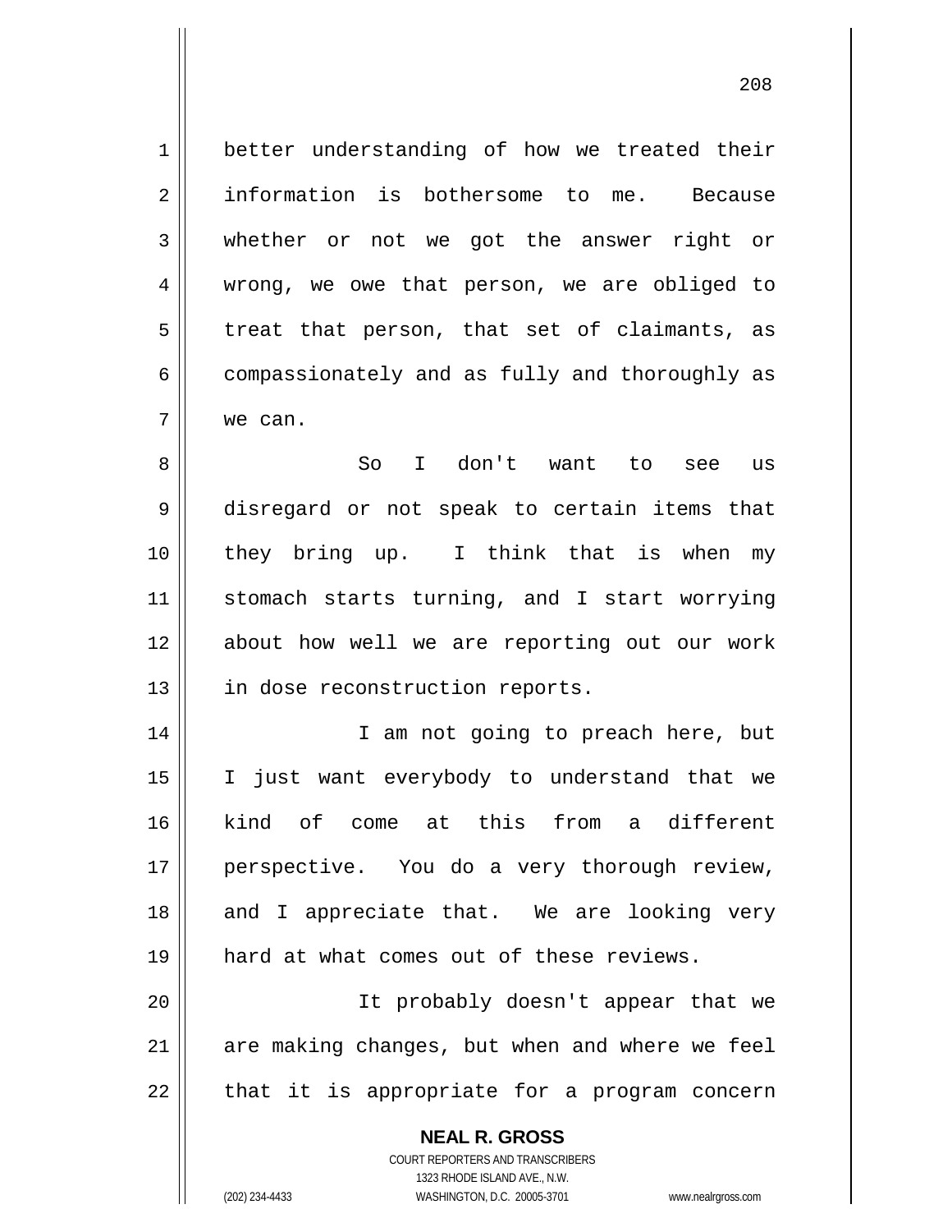better understanding of how we treated their information is bothersome to me. Because whether or not we got the answer right or wrong, we owe that person, we are obliged to treat that person, that set of claimants, as compassionately and as fully and thoroughly as we can.

So I don't want to see us disregard or not speak to certain items that they bring up. I think that is when my stomach starts turning, and I start worrying about how well we are reporting out our work in dose reconstruction reports.

I am not going to preach here, but I just want everybody to understand that we kind of come at this from a different perspective. You do a very thorough review, and I appreciate that. We are looking very hard at what comes out of these reviews.

It probably doesn't appear that we are making changes, but when and where we feel that it is appropriate for a program concern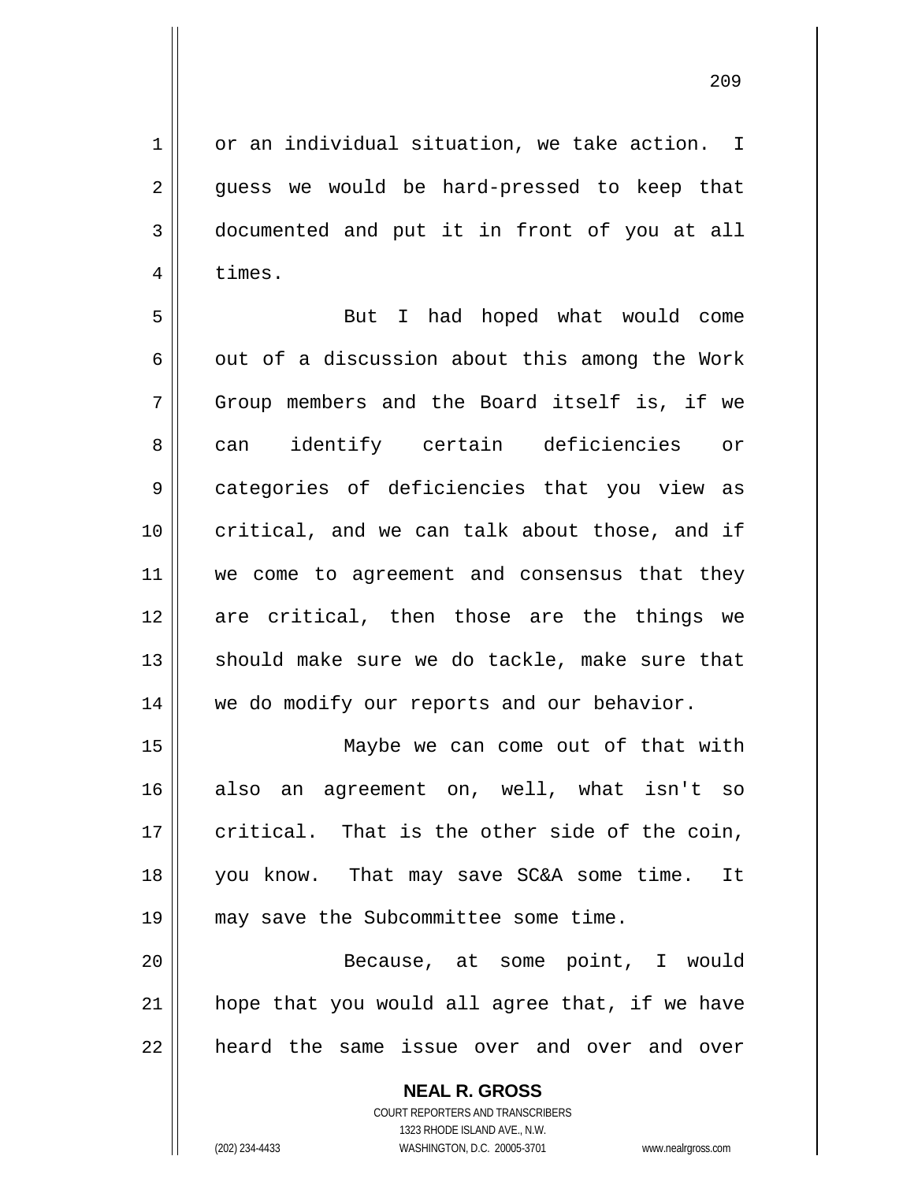or an individual situation, we take action. I guess we would be hard-pressed to keep that documented and put it in front of you at all times.

But I had hoped what would come out of a discussion about this among the Work Group members and the Board itself is, if we can identify certain deficiencies or categories of deficiencies that you view as critical, and we can talk about those, and if we come to agreement and consensus that they are critical, then those are the things we should make sure we do tackle, make sure that we do modify our reports and our behavior.

Maybe we can come out of that with also an agreement on, well, what isn't so critical. That is the other side of the coin, you know. That may save SC&A some time. It may save the Subcommittee some time.

Because, at some point, I would hope that you would all agree that, if we have heard the same issue over and over and over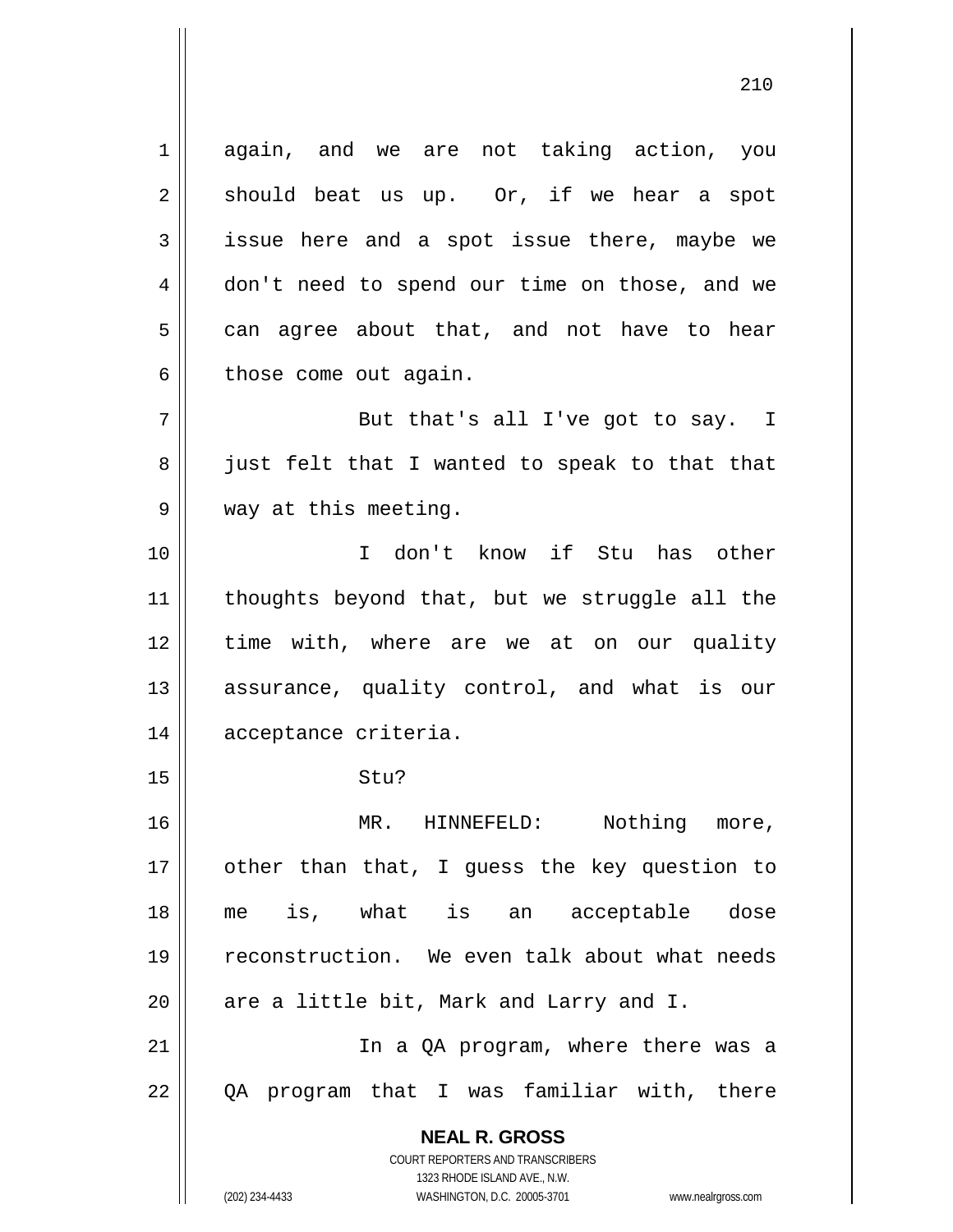again, and we are not taking action, you should beat us up. Or, if we hear a spot issue here and a spot issue there, maybe we don't need to spend our time on those, and we can agree about that, and not have to hear those come out again.

But that's all I've got to say. I just felt that I wanted to speak to that that way at this meeting.

I don't know if Stu has other thoughts beyond that, but we struggle all the time with, where are we at on our quality assurance, quality control, and what is our acceptance criteria.

Stu?

MR. HINNEFELD: Nothing more, other than that, I guess the key question to me is, what is an acceptable dose reconstruction. We even talk about what needs are a little bit, Mark and Larry and I.

In a QA program, where there was a QA program that I was familiar with, there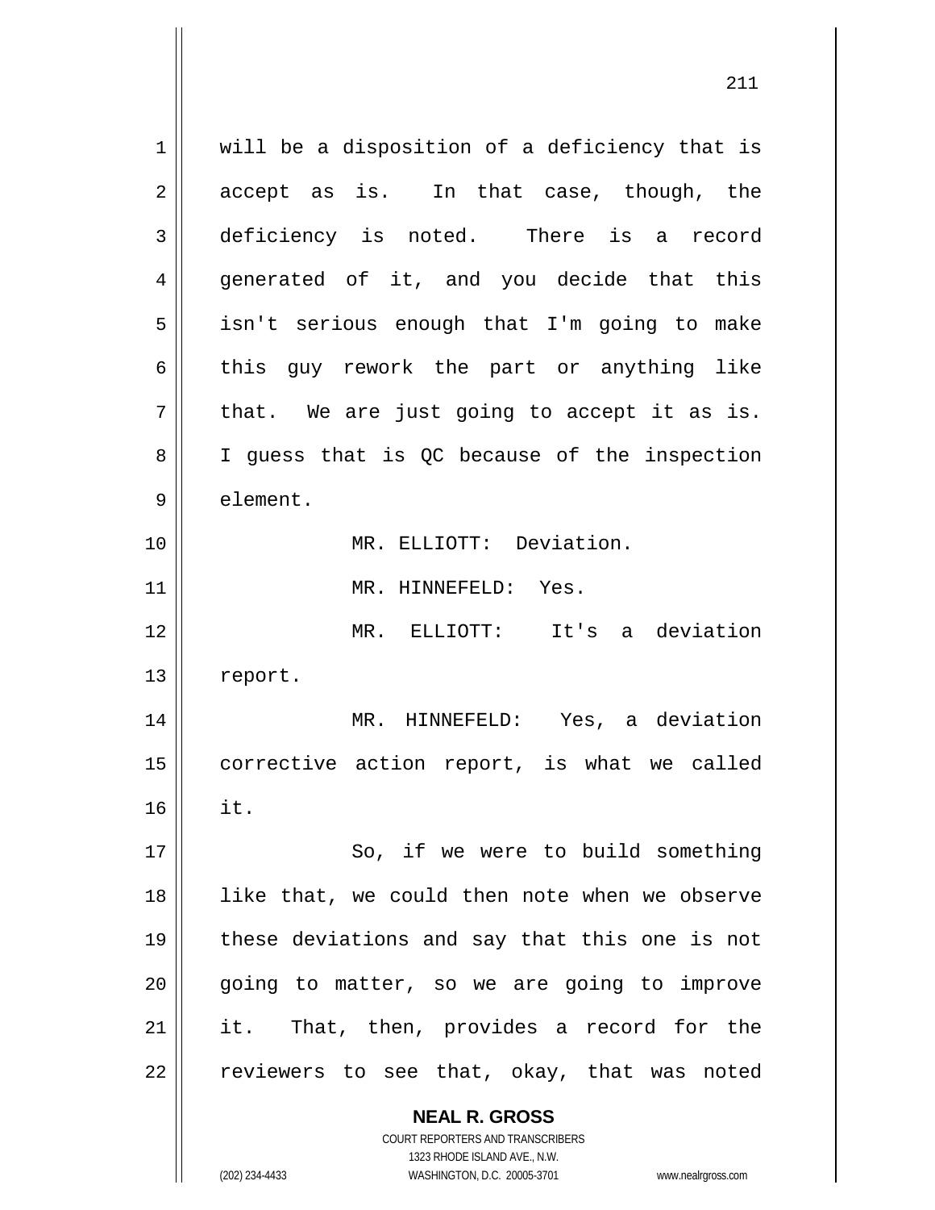will be a disposition of a deficiency that is accept as is. In that case, though, the deficiency is noted. There is a record generated of it, and you decide that this isn't serious enough that I'm going to make this guy rework the part or anything like that. We are just going to accept it as is. I guess that is QC because of the inspection element.

MR. ELLIOTT: Deviation.

MR. HINNEFELD: Yes.

MR. ELLIOTT: It's a deviation report.

MR. HINNEFELD: Yes, a deviation corrective action report, is what we called it.

So, if we were to build something like that, we could then note when we observe these deviations and say that this one is not going to matter, so we are going to improve it. That, then, provides a record for the reviewers to see that, okay, that was noted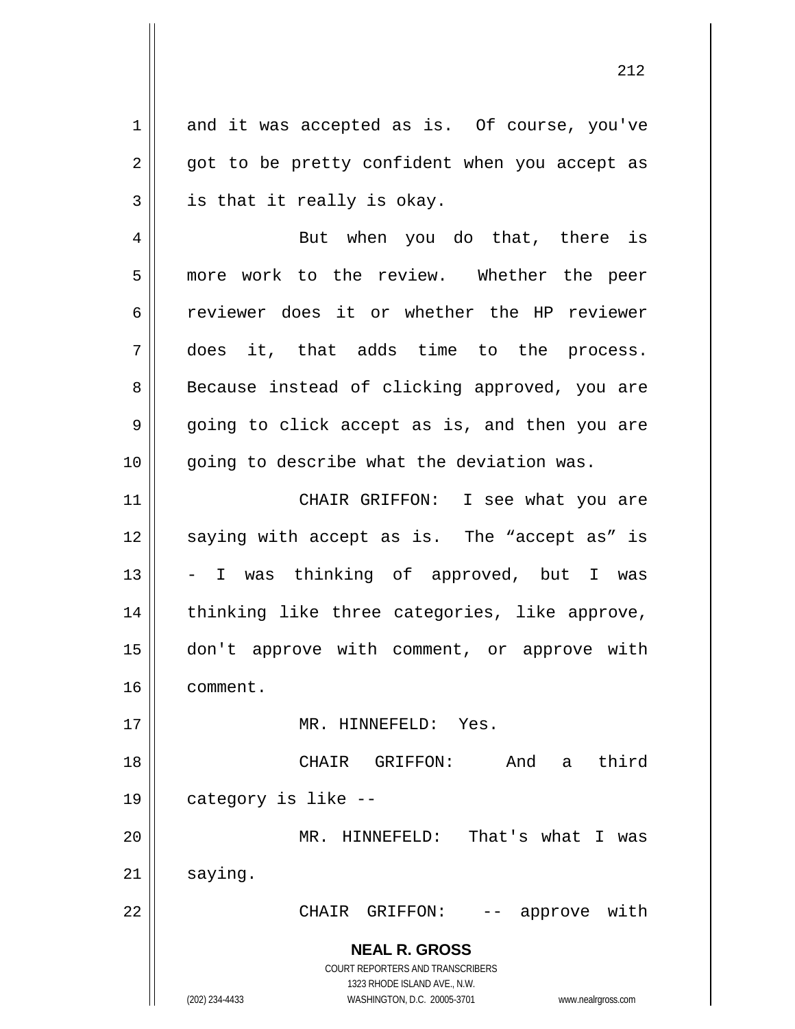and it was accepted as is. Of course, you've got to be pretty confident when you accept as is that it really is okay.

But when you do that, there is more work to the review. Whether the peer reviewer does it or whether the HP reviewer does it, that adds time to the process. Because instead of clicking approved, you are going to click accept as is, and then you are going to describe what the deviation was.

CHAIR GRIFFON: I see what you are saying with accept as is. The “accept as” is - I was thinking of approved, but I was thinking like three categories, like approve, don't approve with comment, or approve with comment.

MR. HINNEFELD: Yes.

CHAIR GRIFFON: And a third category is like --

MR. HINNEFELD: That's what I was saying.

CHAIR GRIFFON: -- approve with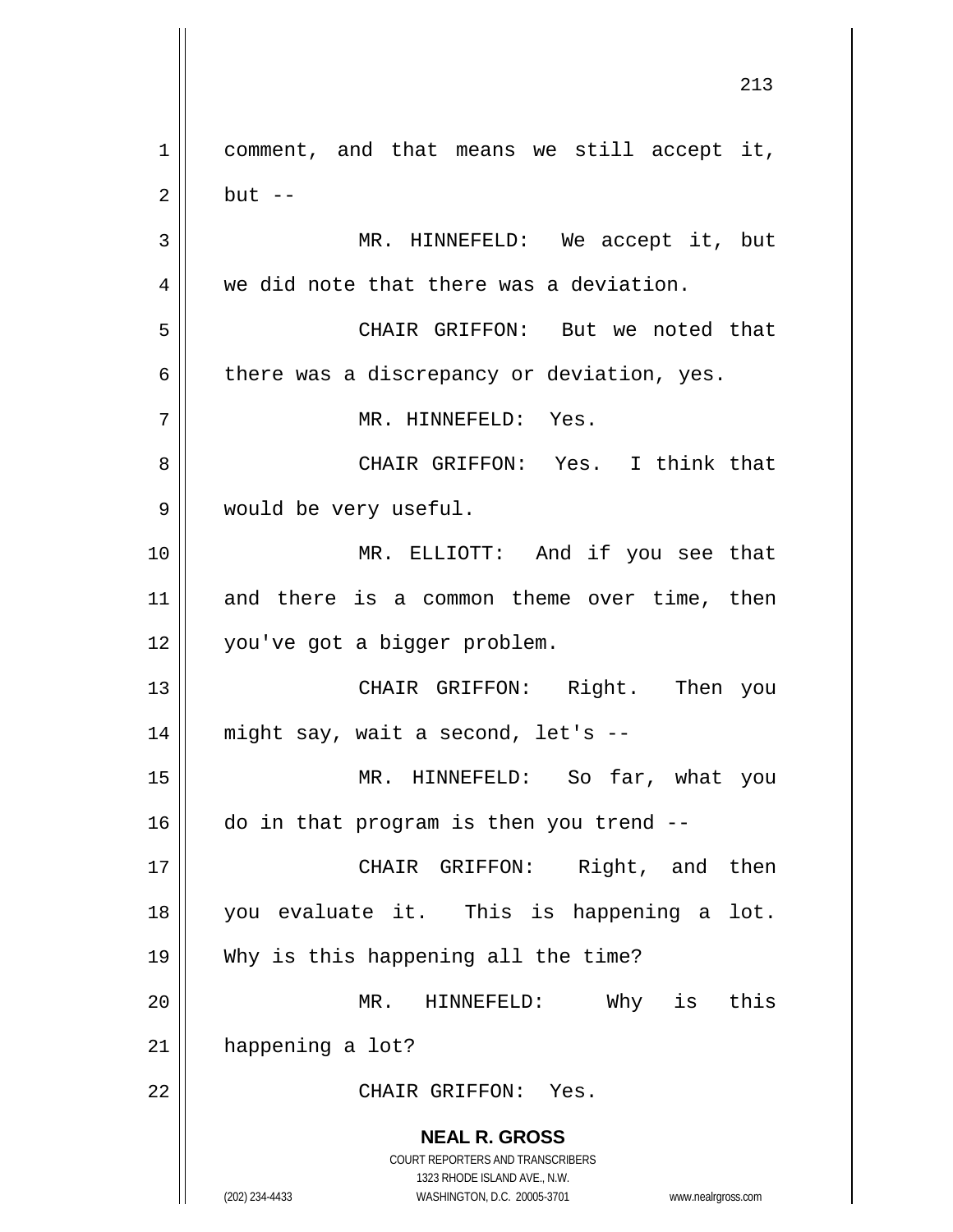comment, and that means we still accept it, but --

MR. HINNEFELD: We accept it, but we did note that there was a deviation.

CHAIR GRIFFON: But we noted that there was a discrepancy or deviation, yes.

MR. HINNEFELD: Yes.

CHAIR GRIFFON: Yes. I think that would be very useful.

MR. ELLIOTT: And if you see that and there is a common theme over time, then you've got a bigger problem.

CHAIR GRIFFON: Right. Then you might say, wait a second, let's --

MR. HINNEFELD: So far, what you do in that program is then you trend --

CHAIR GRIFFON: Right, and then you evaluate it. This is happening a lot. Why is this happening all the time?

MR. HINNEFELD: Why is this happening a lot?

CHAIR GRIFFON: Yes.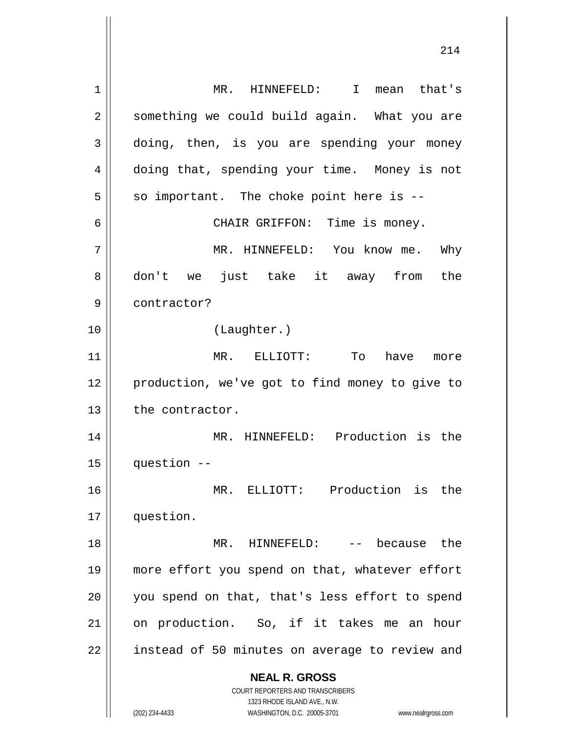MR. HINNEFELD: I mean that's something we could build again. What you are doing, then, is you are spending your money doing that, spending your time. Money is not so important. The choke point here is --

CHAIR GRIFFON: Time is money.

MR. HINNEFELD: You know me. Why don't we just take it away from the contractor?

(Laughter.)

MR. ELLIOTT: To have more production, we've got to find money to give to the contractor.

MR. HINNEFELD: Production is the question --

MR. ELLIOTT: Production is the question.

MR. HINNEFELD: -- because the more effort you spend on that, whatever effort you spend on that, that's less effort to spend on production. So, if it takes me an hour instead of 50 minutes on average to review and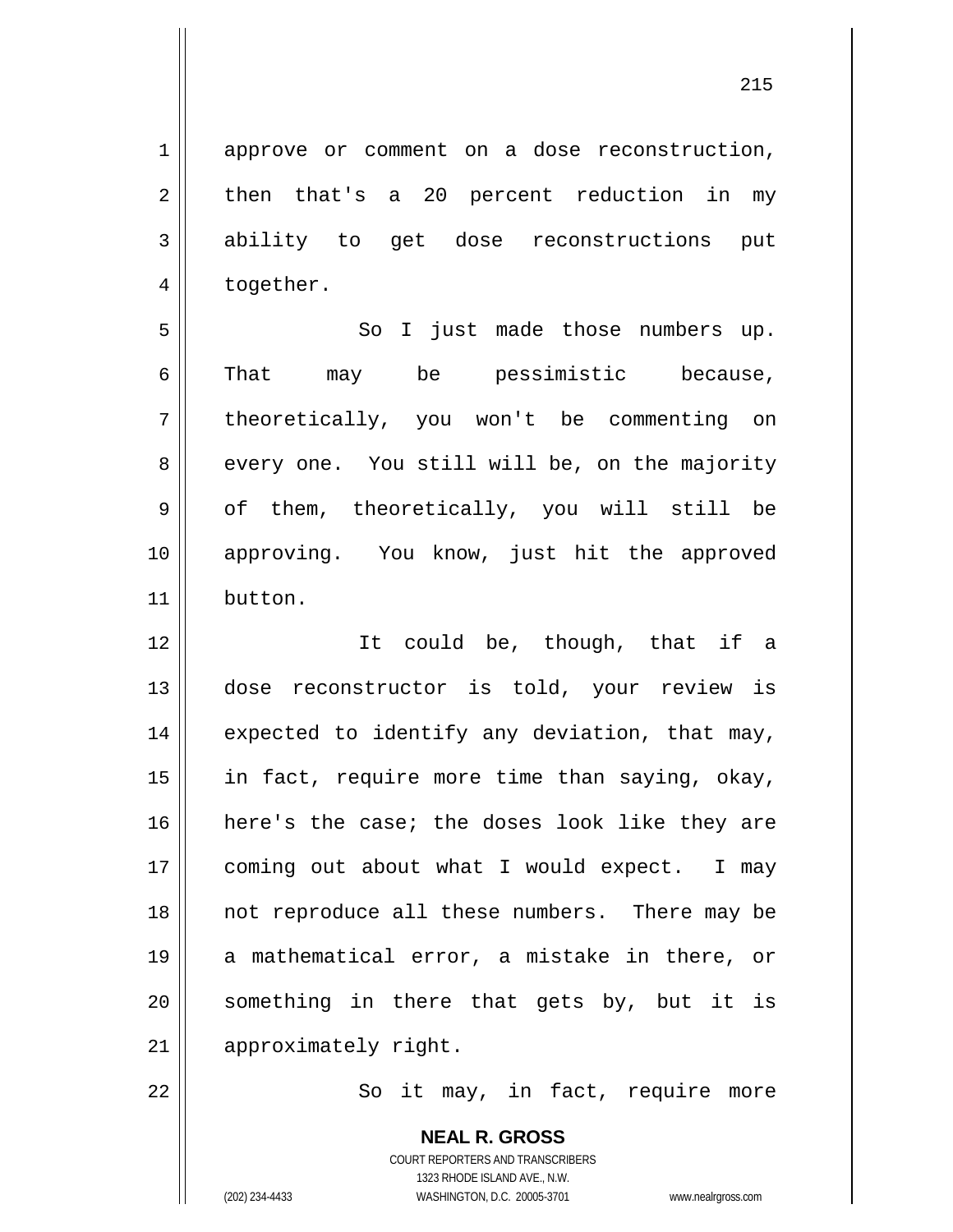approve or comment on a dose reconstruction, then that's a 20 percent reduction in my ability to get dose reconstructions put together.

So I just made those numbers up. That may be pessimistic because, theoretically, you won't be commenting on every one. You still will be, on the majority of them, theoretically, you will still be approving. You know, just hit the approved button.

It could be, though, that if a dose reconstructor is told, your review is expected to identify any deviation, that may, in fact, require more time than saying, okay, here's the case; the doses look like they are coming out about what I would expect. I may not reproduce all these numbers. There may be a mathematical error, a mistake in there, or something in there that gets by, but it is approximately right.

So it may, in fact, require more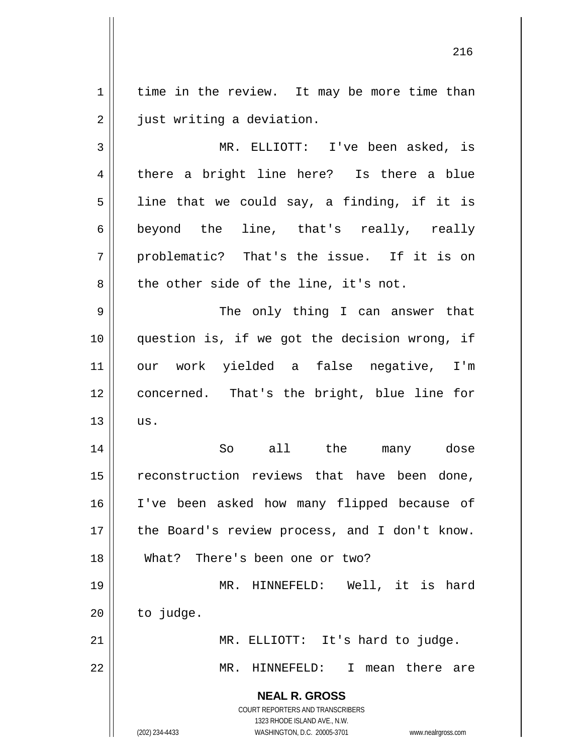time in the review. It may be more time than just writing a deviation.

MR. ELLIOTT: I've been asked, is there a bright line here? Is there a blue line that we could say, a finding, if it is beyond the line, that's really, really problematic? That's the issue. If it is on the other side of the line, it's not.

The only thing I can answer that question is, if we got the decision wrong, if our work yielded a false negative, I'm concerned. That's the bright, blue line for us.

So all the many dose reconstruction reviews that have been done, I've been asked how many flipped because of the Board's review process, and I don't know. What? There's been one or two?

MR. HINNEFELD: Well, it is hard to judge.

MR. ELLIOTT: It's hard to judge.

MR. HINNEFELD: I mean there are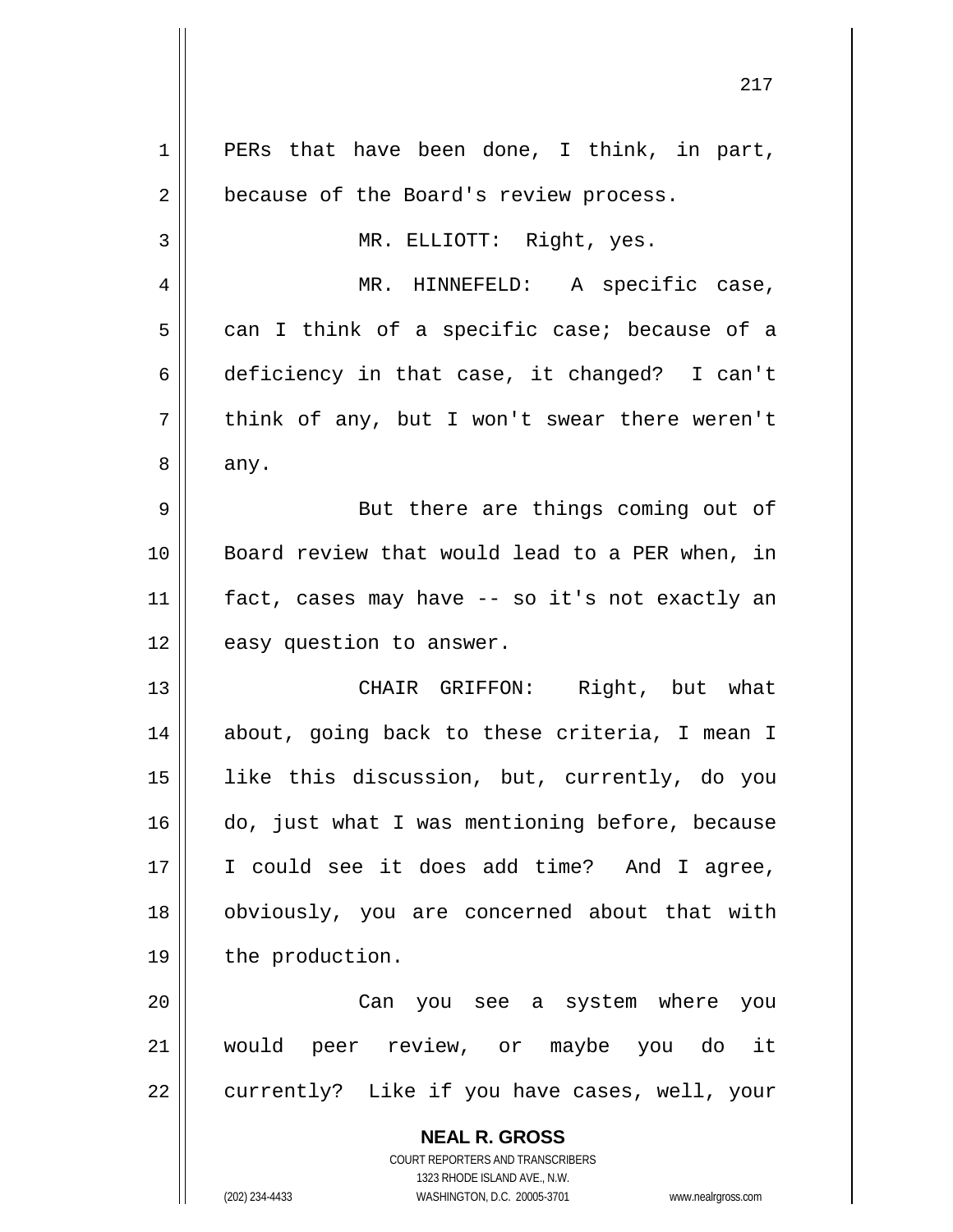PERs that have been done, I think, in part, because of the Board's review process.

MR. ELLIOTT: Right, yes.

MR. HINNEFELD: A specific case, can I think of a specific case; because of a deficiency in that case, it changed? I can't think of any, but I won't swear there weren't any.

But there are things coming out of Board review that would lead to a PER when, in fact, cases may have -- so it's not exactly an easy question to answer.

CHAIR GRIFFON: Right, but what about, going back to these criteria, I mean I like this discussion, but, currently, do you do, just what I was mentioning before, because I could see it does add time? And I agree, obviously, you are concerned about that with the production.

Can you see a system where you would peer review, or maybe you do it currently? Like if you have cases, well, your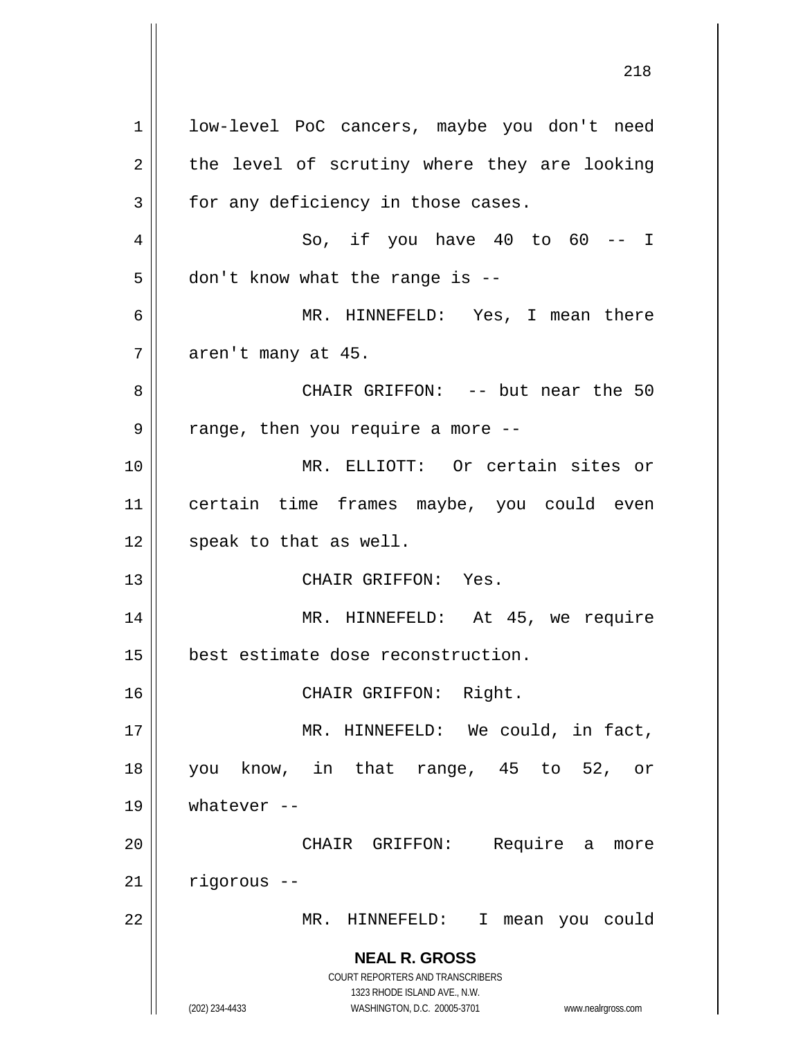low-level PoC cancers, maybe you don't need the level of scrutiny where they are looking for any deficiency in those cases.

So, if you have 40 to 60 -- I don't know what the range is --

MR. HINNEFELD: Yes, I mean there aren't many at 45.

CHAIR GRIFFON: -- but near the 50 range, then you require a more --

MR. ELLIOTT: Or certain sites or certain time frames maybe, you could even speak to that as well.

CHAIR GRIFFON: Yes.

MR. HINNEFELD: At 45, we require best estimate dose reconstruction.

CHAIR GRIFFON: Right.

MR. HINNEFELD: We could, in fact, you know, in that range, 45 to 52, or whatever --

CHAIR GRIFFON: Require a more rigorous --

MR. HINNEFELD: I mean you could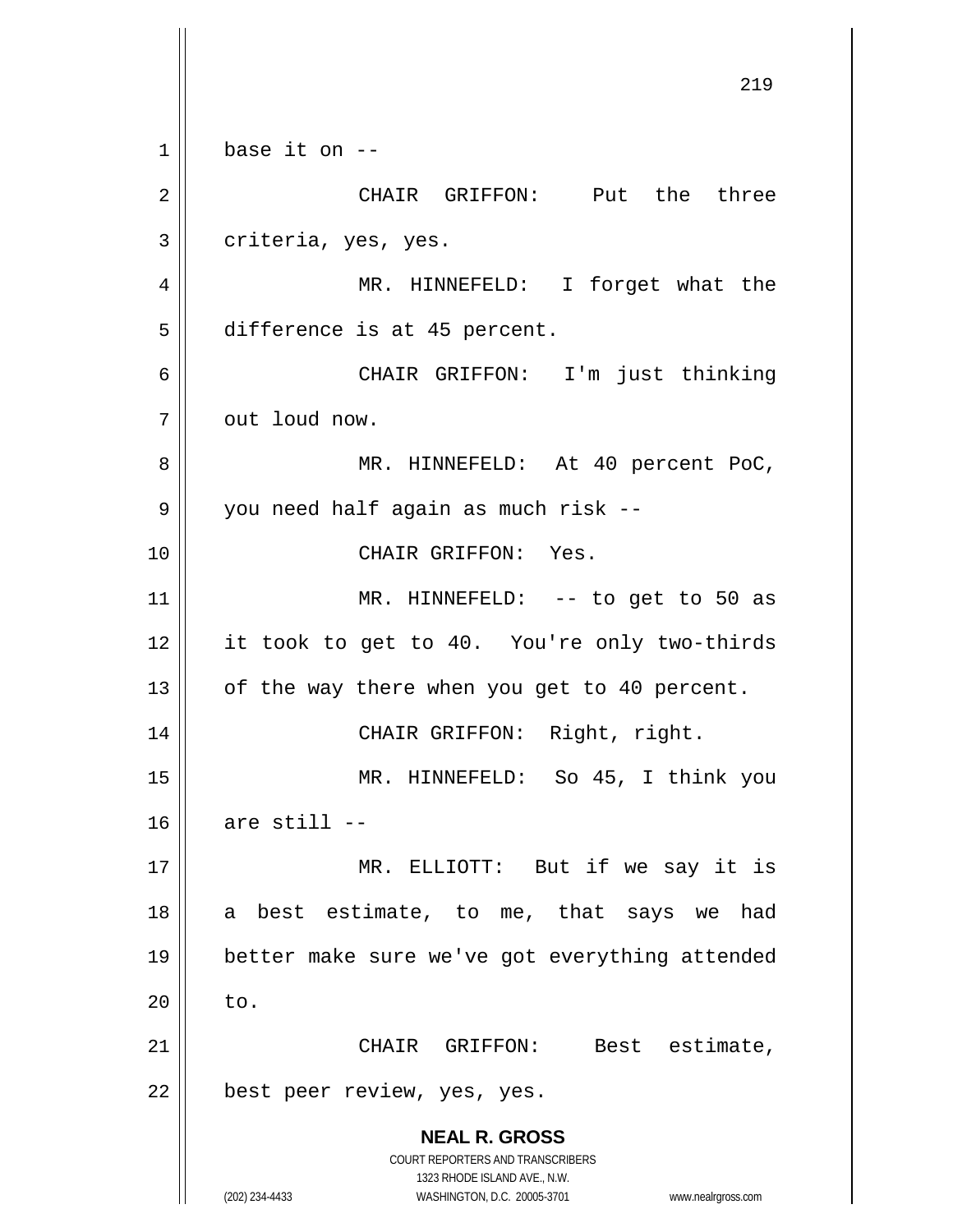base it on --

CHAIR GRIFFON: Put the three criteria, yes, yes.

MR. HINNEFELD: I forget what the difference is at 45 percent.

CHAIR GRIFFON: I'm just thinking out loud now.

MR. HINNEFELD: At 40 percent PoC, you need half again as much risk --

CHAIR GRIFFON: Yes.

MR. HINNEFELD: -- to get to 50 as it took to get to 40. You're only two-thirds of the way there when you get to 40 percent.

CHAIR GRIFFON: Right, right.

MR. HINNEFELD: So 45, I think you are still --

MR. ELLIOTT: But if we say it is a best estimate, to me, that says we had better make sure we've got everything attended to.

CHAIR GRIFFON: Best estimate, best peer review, yes, yes.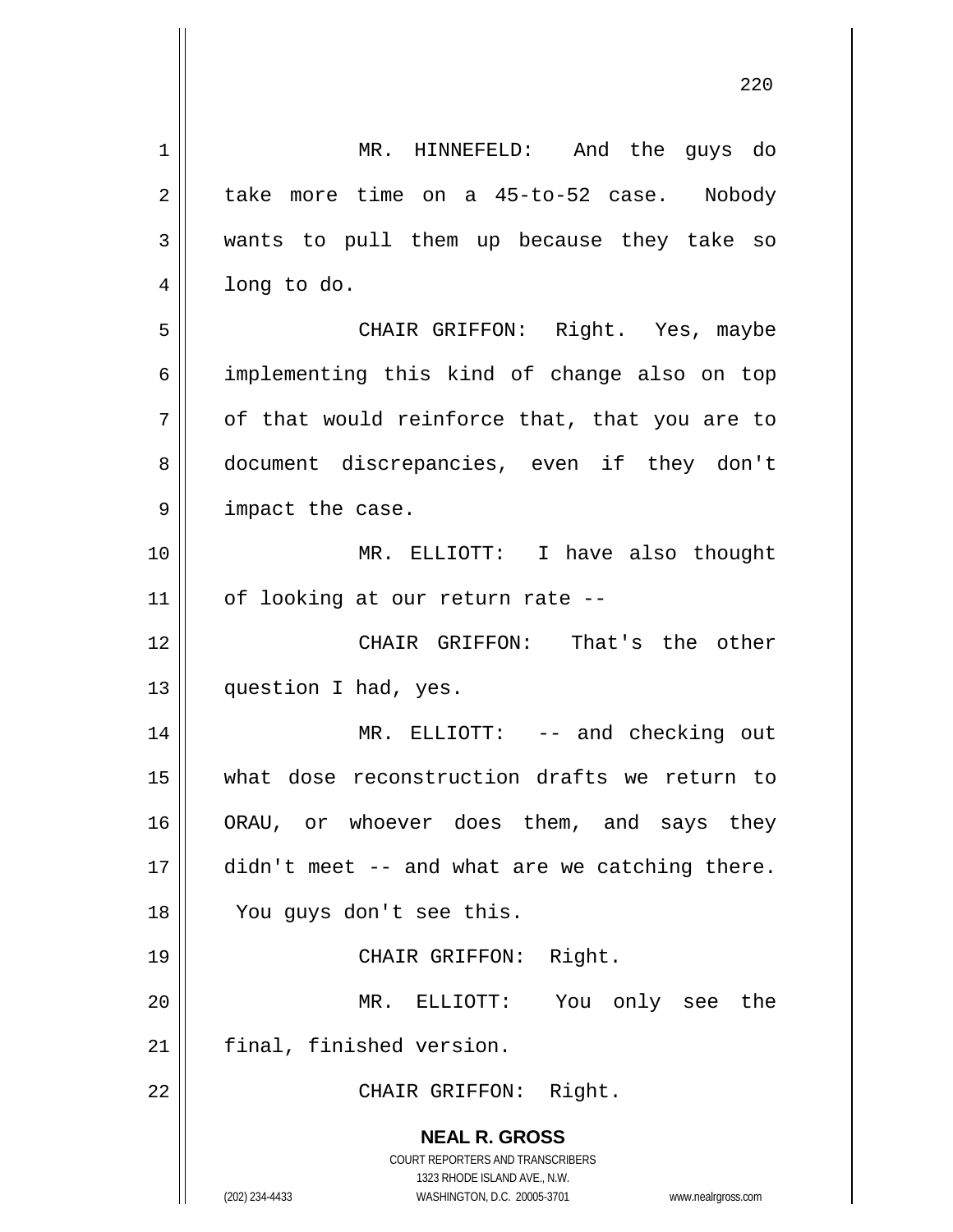MR. HINNEFELD: And the guys do take more time on a 45-to-52 case. Nobody wants to pull them up because they take so long to do.

CHAIR GRIFFON: Right. Yes, maybe implementing this kind of change also on top of that would reinforce that, that you are to document discrepancies, even if they don't impact the case.

MR. ELLIOTT: I have also thought of looking at our return rate --

CHAIR GRIFFON: That's the other question I had, yes.

MR. ELLIOTT: -- and checking out what dose reconstruction drafts we return to ORAU, or whoever does them, and says they didn't meet -- and what are we catching there. You guys don't see this.

CHAIR GRIFFON: Right.

MR. ELLIOTT: You only see the final, finished version.

CHAIR GRIFFON: Right.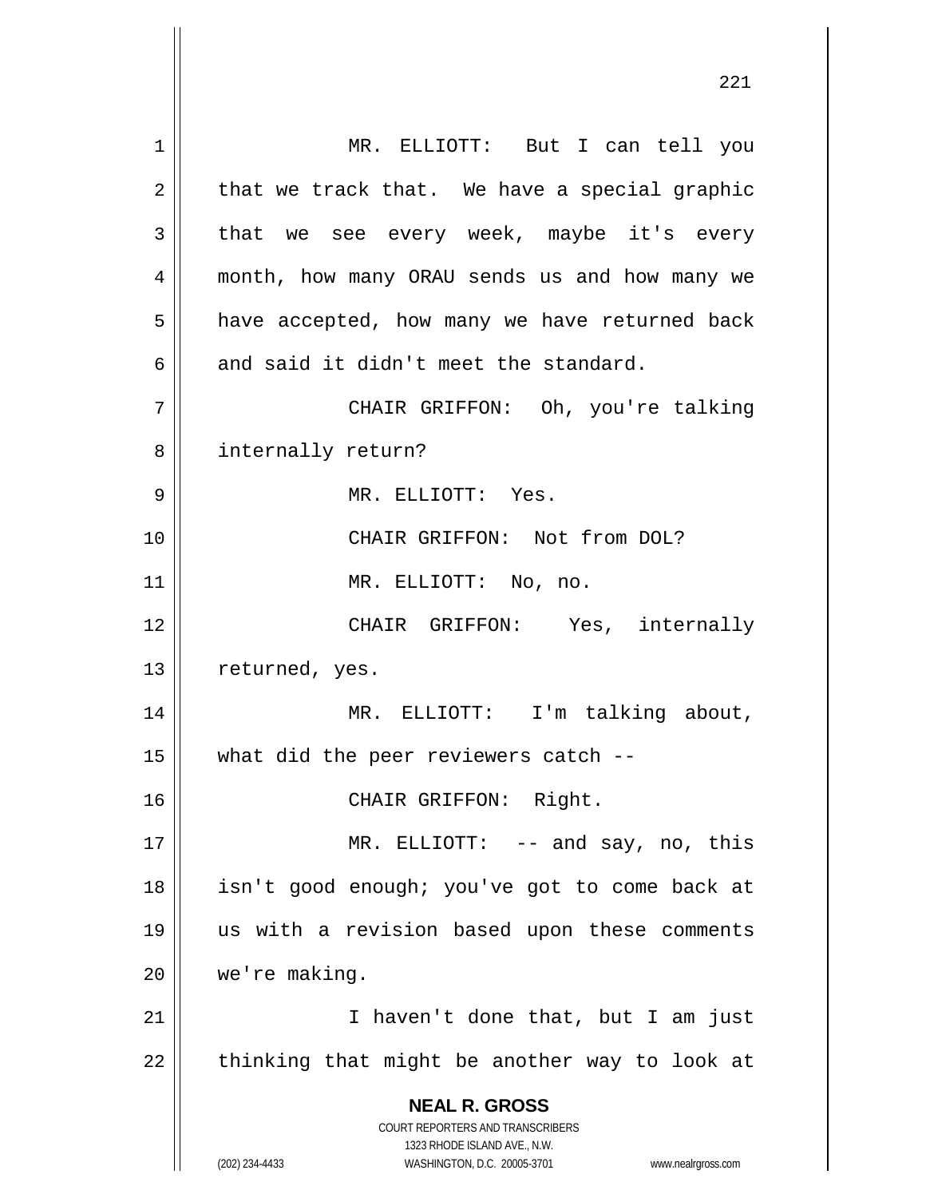MR. ELLIOTT: But I can tell you that we track that. We have a special graphic that we see every week, maybe it's every month, how many ORAU sends us and how many we have accepted, how many we have returned back and said it didn't meet the standard.

CHAIR GRIFFON: Oh, you're talking internally return?

MR. ELLIOTT: Yes.

CHAIR GRIFFON: Not from DOL?

MR. ELLIOTT: No, no.

CHAIR GRIFFON: Yes, internally returned, yes.

MR. ELLIOTT: I'm talking about, what did the peer reviewers catch --

CHAIR GRIFFON: Right.

MR. ELLIOTT: -- and say, no, this isn't good enough; you've got to come back at us with a revision based upon these comments we're making.

I haven't done that, but I am just thinking that might be another way to look at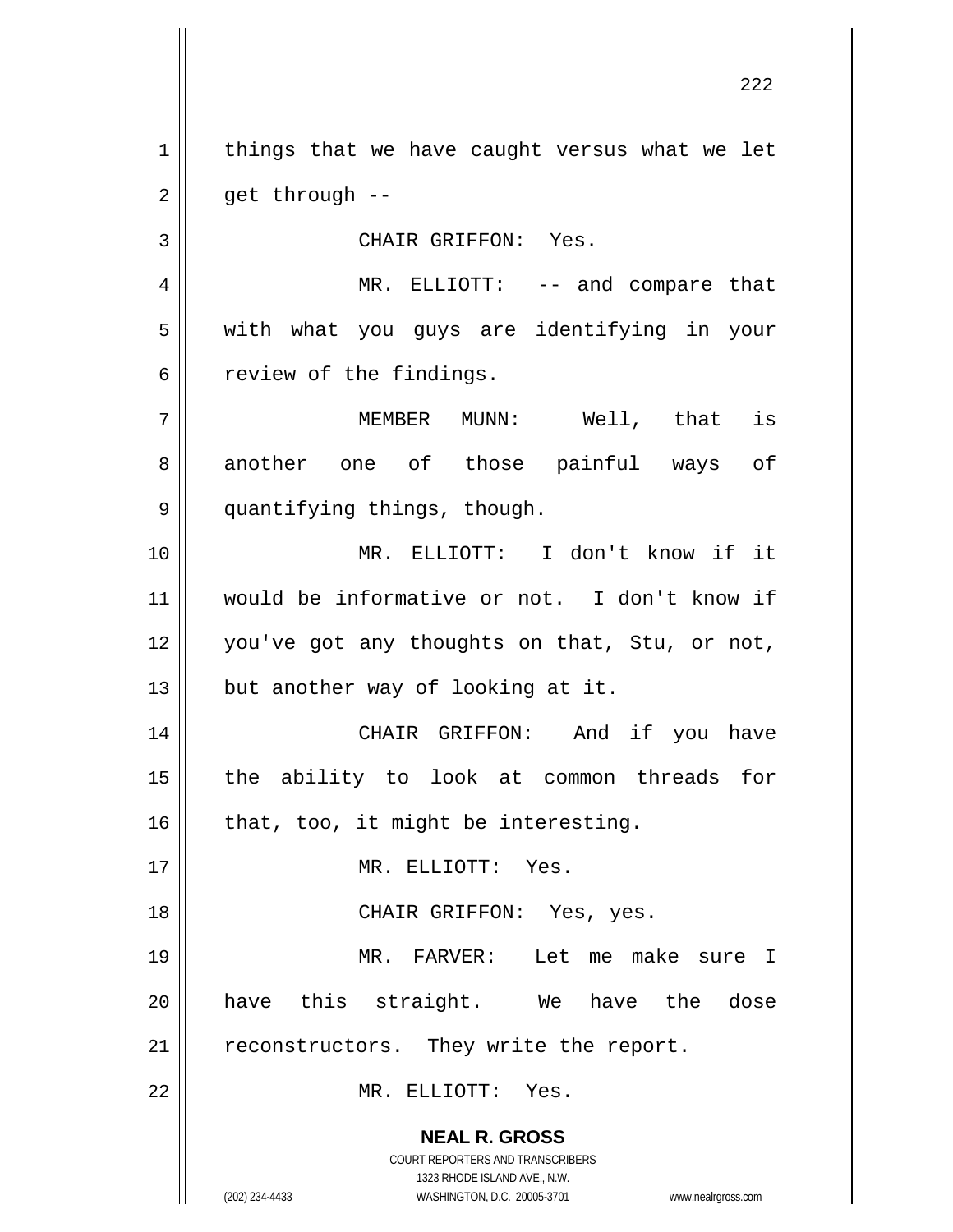things that we have caught versus what we let get through --

CHAIR GRIFFON: Yes.

MR. ELLIOTT: -- and compare that with what you guys are identifying in your review of the findings.

MEMBER MUNN: Well, that is another one of those painful ways of quantifying things, though.

MR. ELLIOTT: I don't know if it would be informative or not. I don't know if you've got any thoughts on that, Stu, or not, but another way of looking at it.

CHAIR GRIFFON: And if you have the ability to look at common threads for that, too, it might be interesting.

MR. ELLIOTT: Yes.

CHAIR GRIFFON: Yes, yes.

MR. FARVER: Let me make sure I have this straight. We have the dose reconstructors. They write the report.

MR. ELLIOTT: Yes.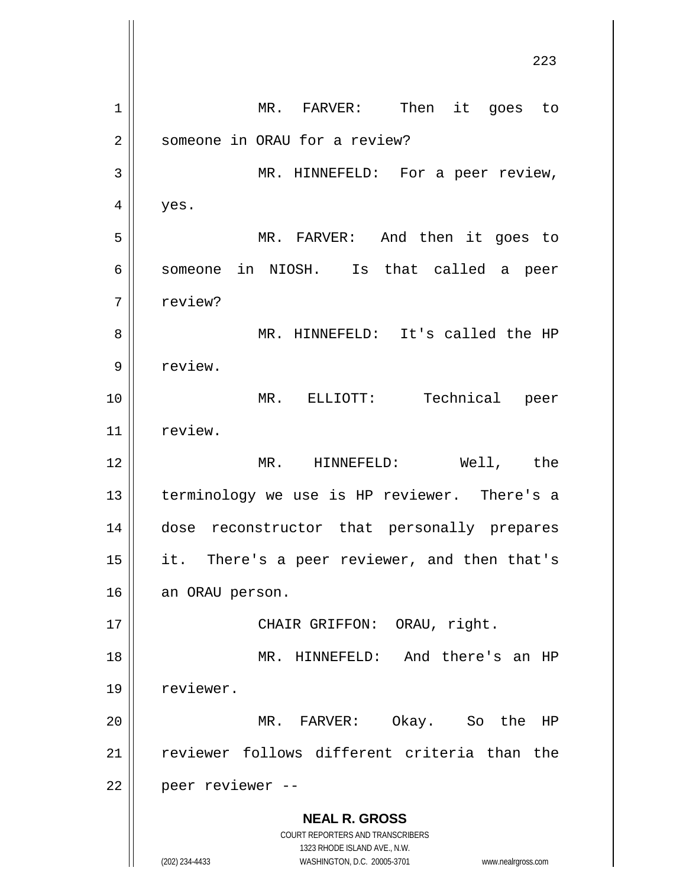MR. FARVER: Then it goes to someone in ORAU for a review?

MR. HINNEFELD: For a peer review, yes.

MR. FARVER: And then it goes to someone in NIOSH. Is that called a peer review?

MR. HINNEFELD: It's called the HP review.

MR. ELLIOTT: Technical peer review.

MR. HINNEFELD: Well, the terminology we use is HP reviewer. There's a dose reconstructor that personally prepares it. There's a peer reviewer, and then that's an ORAU person.

CHAIR GRIFFON: ORAU, right.

MR. HINNEFELD: And there's an HP reviewer.

MR. FARVER: Okay. So the HP reviewer follows different criteria than the peer reviewer --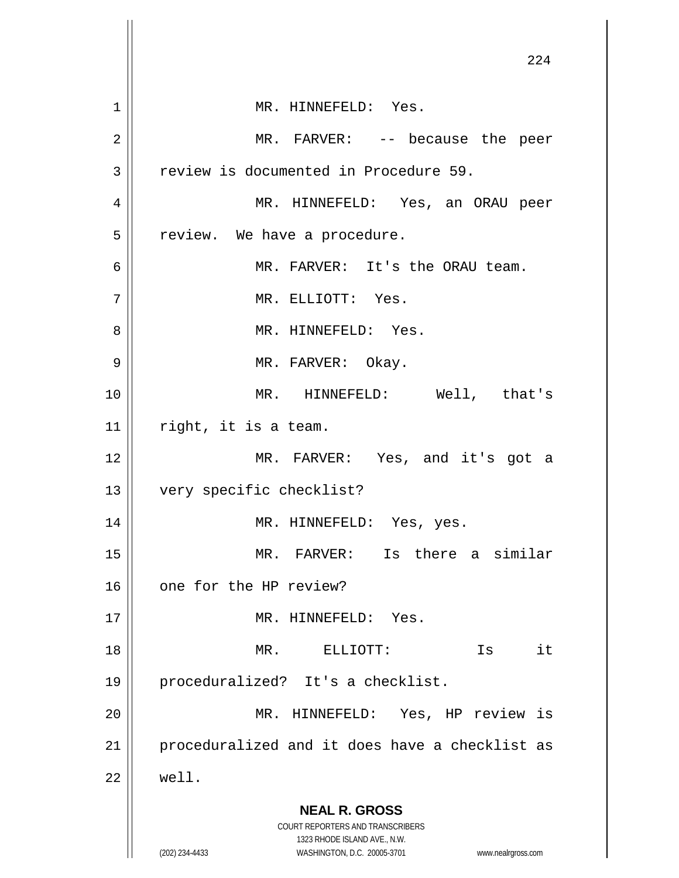MR. HINNEFELD: Yes.

MR. FARVER: -- because the peer review is documented in Procedure 59.

MR. HINNEFELD: Yes, an ORAU peer review. We have a procedure.

MR. FARVER: It's the ORAU team.

MR. ELLIOTT: Yes.

MR. HINNEFELD: Yes.

MR. FARVER: Okay.

MR. HINNEFELD: Well, that's right, it is a team.

MR. FARVER: Yes, and it's got a very specific checklist?

MR. HINNEFELD: Yes, yes.

MR. FARVER: Is there a similar one for the HP review?

MR. HINNEFELD: Yes.

MR. ELLIOTT: Is it proceduralized? It's a checklist.

MR. HINNEFELD: Yes, HP review is proceduralized and it does have a checklist as well.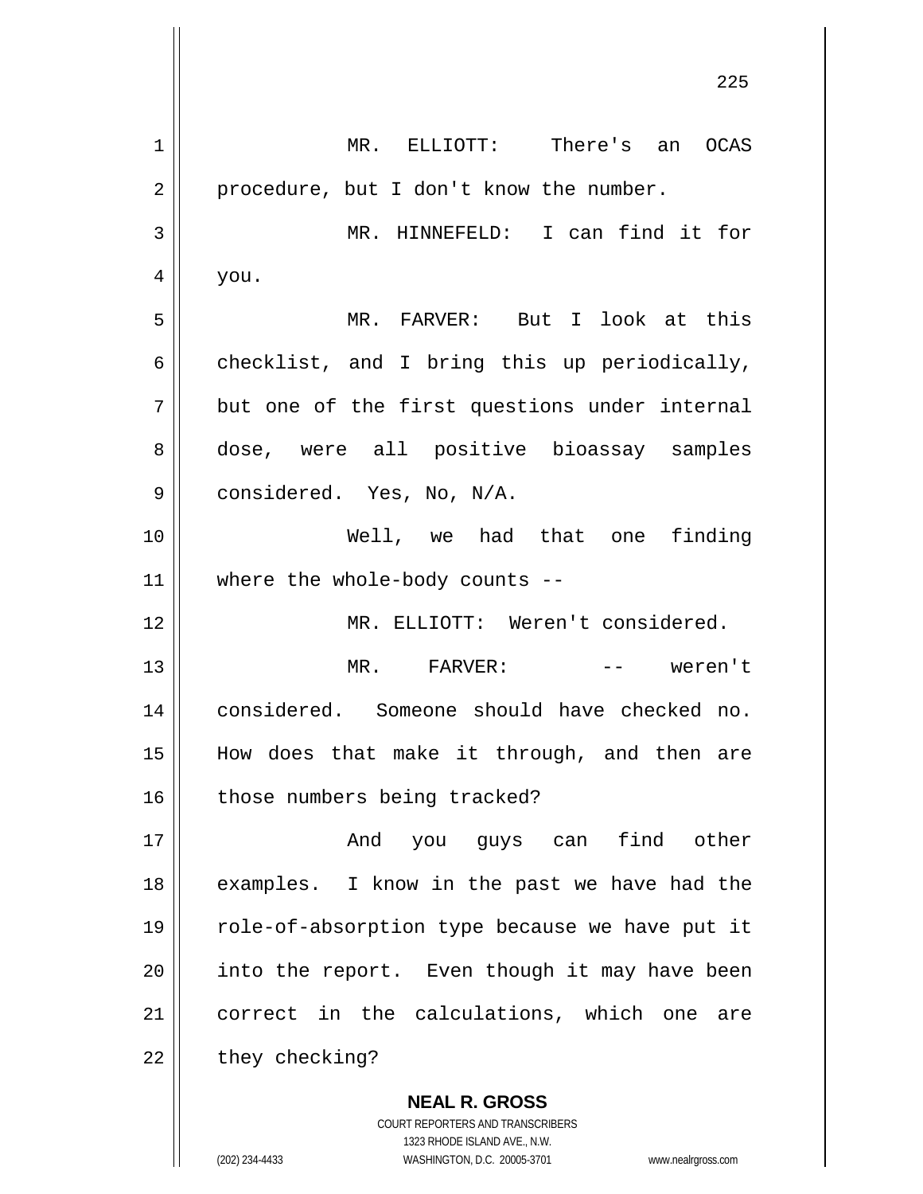MR. ELLIOTT: There's an OCAS procedure, but I don't know the number.

MR. HINNEFELD: I can find it for you.

MR. FARVER: But I look at this checklist, and I bring this up periodically, but one of the first questions under internal dose, were all positive bioassay samples considered. Yes, No, N/A.

Well, we had that one finding where the whole-body counts --

MR. ELLIOTT: Weren't considered.

MR. FARVER: -- weren't considered. Someone should have checked no. How does that make it through, and then are those numbers being tracked?

And you guys can find other examples. I know in the past we have had the role-of-absorption type because we have put it into the report. Even though it may have been correct in the calculations, which one are they checking?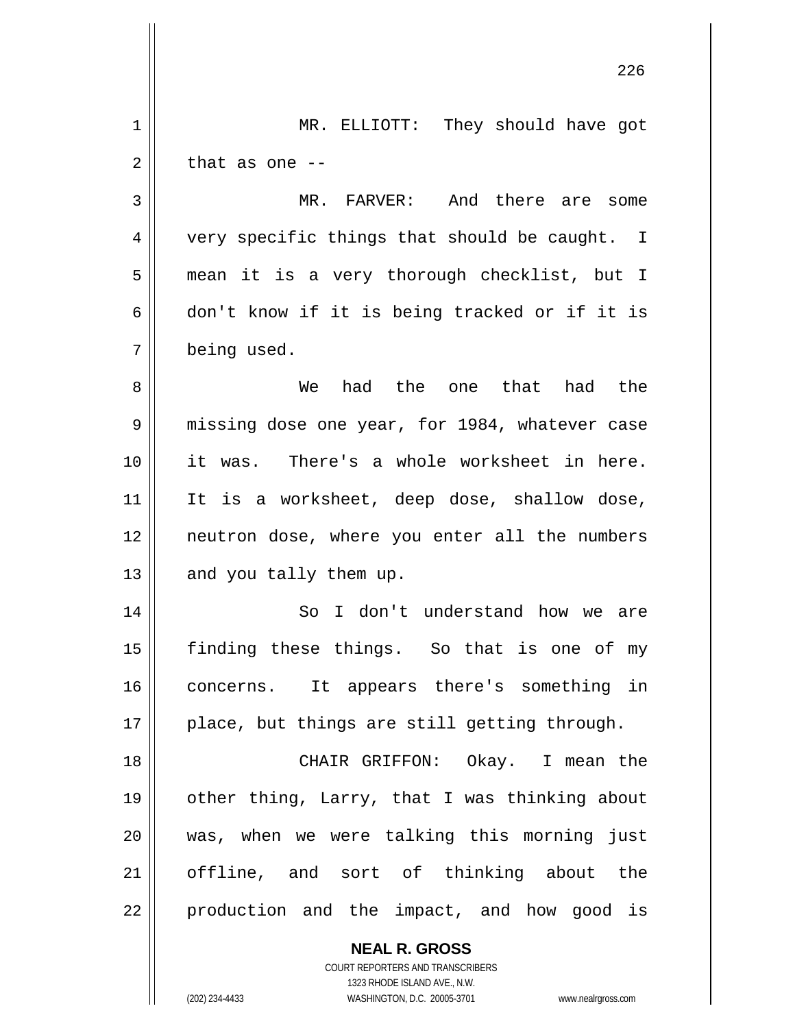MR. ELLIOTT: They should have got that as one --

MR. FARVER: And there are some very specific things that should be caught. I mean it is a very thorough checklist, but I don't know if it is being tracked or if it is being used.

We had the one that had the missing dose one year, for 1984, whatever case it was. There's a whole worksheet in here. It is a worksheet, deep dose, shallow dose, neutron dose, where you enter all the numbers and you tally them up.

So I don't understand how we are finding these things. So that is one of my concerns. It appears there's something in place, but things are still getting through.

CHAIR GRIFFON: Okay. I mean the other thing, Larry, that I was thinking about was, when we were talking this morning just offline, and sort of thinking about the production and the impact, and how good is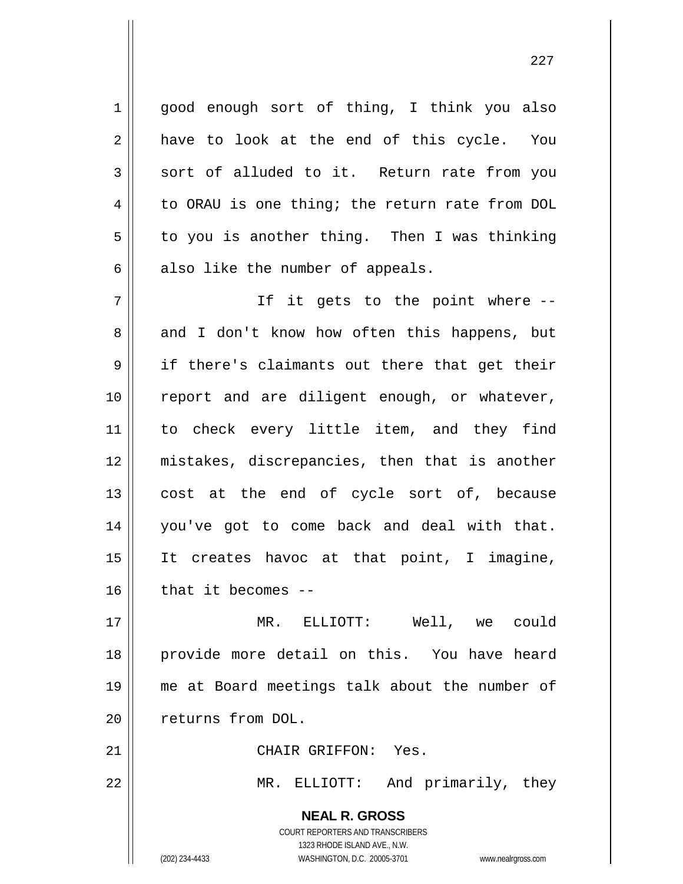good enough sort of thing, I think you also have to look at the end of this cycle. You sort of alluded to it. Return rate from you to ORAU is one thing; the return rate from DOL to you is another thing. Then I was thinking also like the number of appeals.

If it gets to the point where -- and I don't know how often this happens, but if there's claimants out there that get their report and are diligent enough, or whatever, to check every little item, and they find mistakes, discrepancies, then that is another cost at the end of cycle sort of, because you've got to come back and deal with that. It creates havoc at that point, I imagine, that it becomes --

MR. ELLIOTT: Well, we could provide more detail on this. You have heard me at Board meetings talk about the number of returns from DOL.

CHAIR GRIFFON: Yes.

MR. ELLIOTT: And primarily, they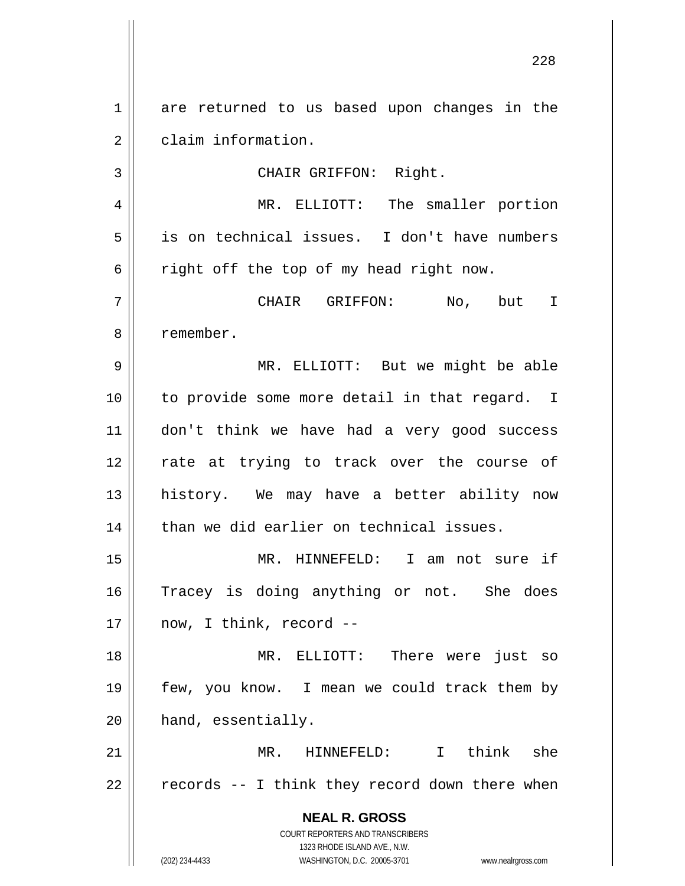are returned to us based upon changes in the claim information.

CHAIR GRIFFON: Right.

MR. ELLIOTT: The smaller portion is on technical issues. I don't have numbers right off the top of my head right now.

CHAIR GRIFFON: No, but I remember.

MR. ELLIOTT: But we might be able to provide some more detail in that regard. I don't think we have had a very good success rate at trying to track over the course of history. We may have a better ability now than we did earlier on technical issues.

MR. HINNEFELD: I am not sure if Tracey is doing anything or not. She does now, I think, record --

MR. ELLIOTT: There were just so few, you know. I mean we could track them by hand, essentially.

MR. HINNEFELD: I think she records -- I think they record down there when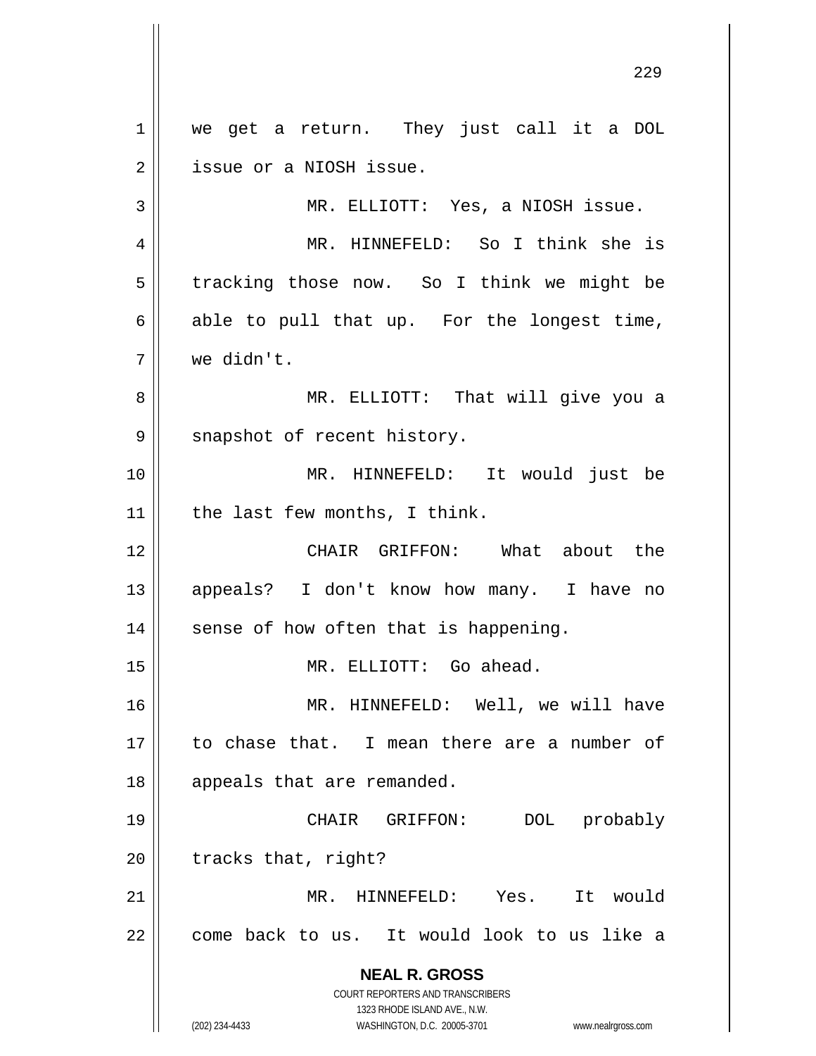we get a return. They just call it a DOL issue or a NIOSH issue.

MR. ELLIOTT: Yes, a NIOSH issue.

MR. HINNEFELD: So I think she is tracking those now. So I think we might be able to pull that up. For the longest time, we didn't.

MR. ELLIOTT: That will give you a snapshot of recent history.

MR. HINNEFELD: It would just be the last few months, I think.

CHAIR GRIFFON: What about the appeals? I don't know how many. I have no sense of how often that is happening.

MR. ELLIOTT: Go ahead.

MR. HINNEFELD: Well, we will have to chase that. I mean there are a number of appeals that are remanded.

CHAIR GRIFFON: DOL probably tracks that, right?

MR. HINNEFELD: Yes. It would come back to us. It would look to us like a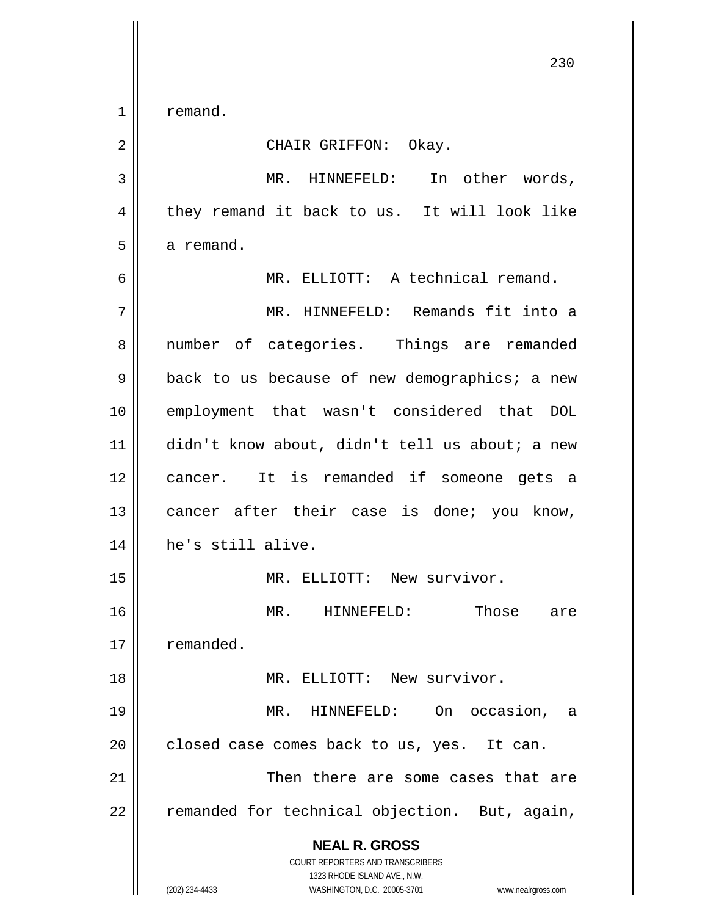remand.

CHAIR GRIFFON: Okay.

MR. HINNEFELD: In other words, they remand it back to us. It will look like a remand.

MR. ELLIOTT: A technical remand.

MR. HINNEFELD: Remands fit into a number of categories. Things are remanded back to us because of new demographics; a new employment that wasn't considered that DOL didn't know about, didn't tell us about; a new cancer. It is remanded if someone gets a cancer after their case is done; you know, he's still alive.

MR. ELLIOTT: New survivor.

MR. HINNEFELD: Those are remanded.

MR. ELLIOTT: New survivor.

MR. HINNEFELD: On occasion, a closed case comes back to us, yes. It can.

Then there are some cases that are remanded for technical objection. But, again,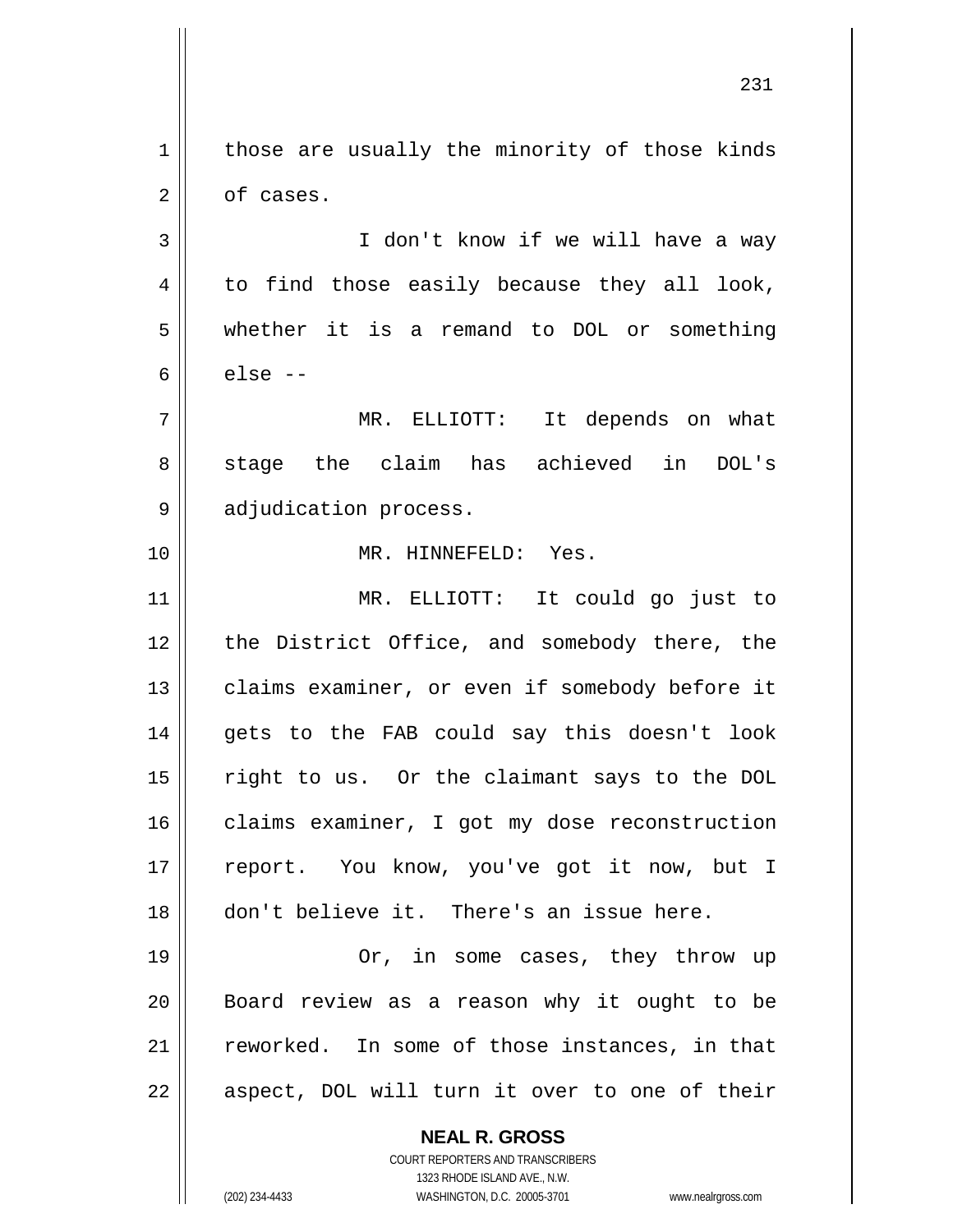those are usually the minority of those kinds of cases.

I don't know if we will have a way to find those easily because they all look, whether it is a remand to DOL or something else --

MR. ELLIOTT: It depends on what stage the claim has achieved in DOL's adjudication process.

MR. HINNEFELD: Yes.

MR. ELLIOTT: It could go just to the District Office, and somebody there, the claims examiner, or even if somebody before it gets to the FAB could say this doesn't look right to us. Or the claimant says to the DOL claims examiner, I got my dose reconstruction report. You know, you've got it now, but I don't believe it. There's an issue here.

Or, in some cases, they throw up Board review as a reason why it ought to be reworked. In some of those instances, in that aspect, DOL will turn it over to one of their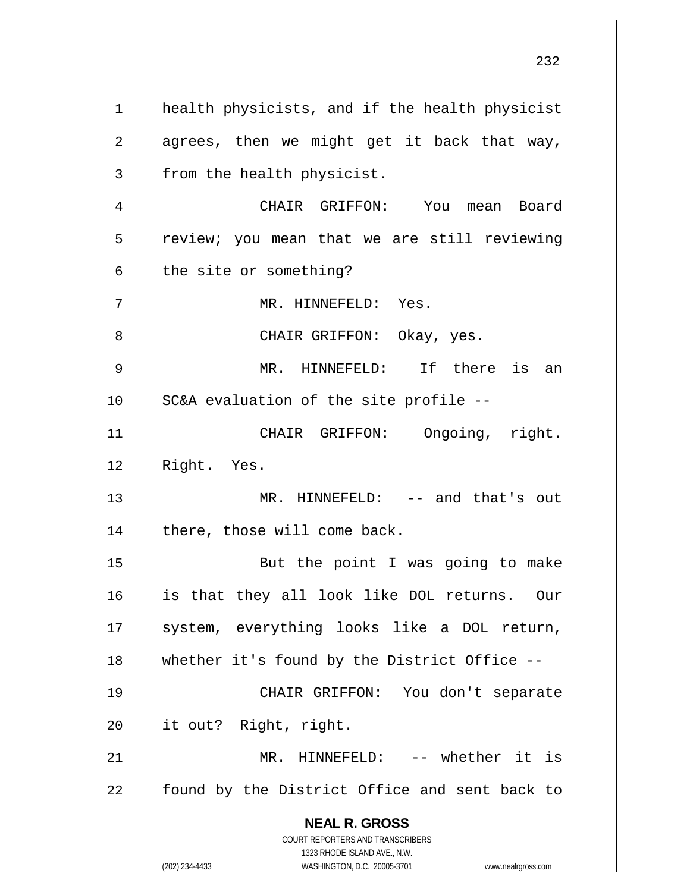health physicists, and if the health physicist agrees, then we might get it back that way, from the health physicist.

CHAIR GRIFFON: You mean Board review; you mean that we are still reviewing the site or something?

MR. HINNEFELD: Yes.

CHAIR GRIFFON: Okay, yes.

MR. HINNEFELD: If there is an SC&A evaluation of the site profile --

CHAIR GRIFFON: Ongoing, right. Right. Yes.

MR. HINNEFELD: -- and that's out there, those will come back.

But the point I was going to make is that they all look like DOL returns. Our system, everything looks like a DOL return, whether it's found by the District Office --

CHAIR GRIFFON: You don't separate it out? Right, right.

MR. HINNEFELD: -- whether it is found by the District Office and sent back to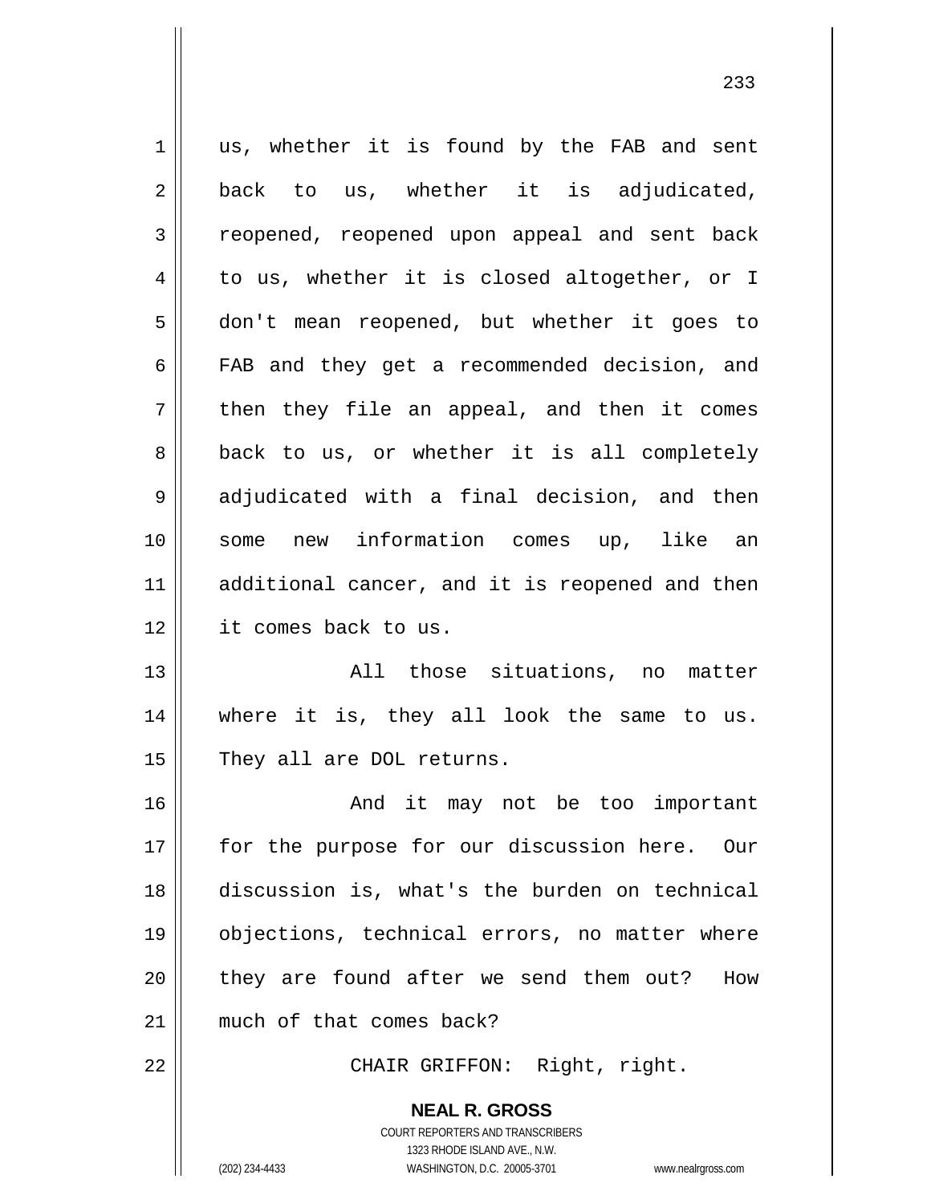us, whether it is found by the FAB and sent back to us, whether it is adjudicated, reopened, reopened upon appeal and sent back to us, whether it is closed altogether, or I don't mean reopened, but whether it goes to FAB and they get a recommended decision, and then they file an appeal, and then it comes back to us, or whether it is all completely adjudicated with a final decision, and then some new information comes up, like an additional cancer, and it is reopened and then it comes back to us.

All those situations, no matter where it is, they all look the same to us. They all are DOL returns.

And it may not be too important for the purpose for our discussion here. Our discussion is, what's the burden on technical objections, technical errors, no matter where they are found after we send them out? How much of that comes back?

CHAIR GRIFFON: Right, right.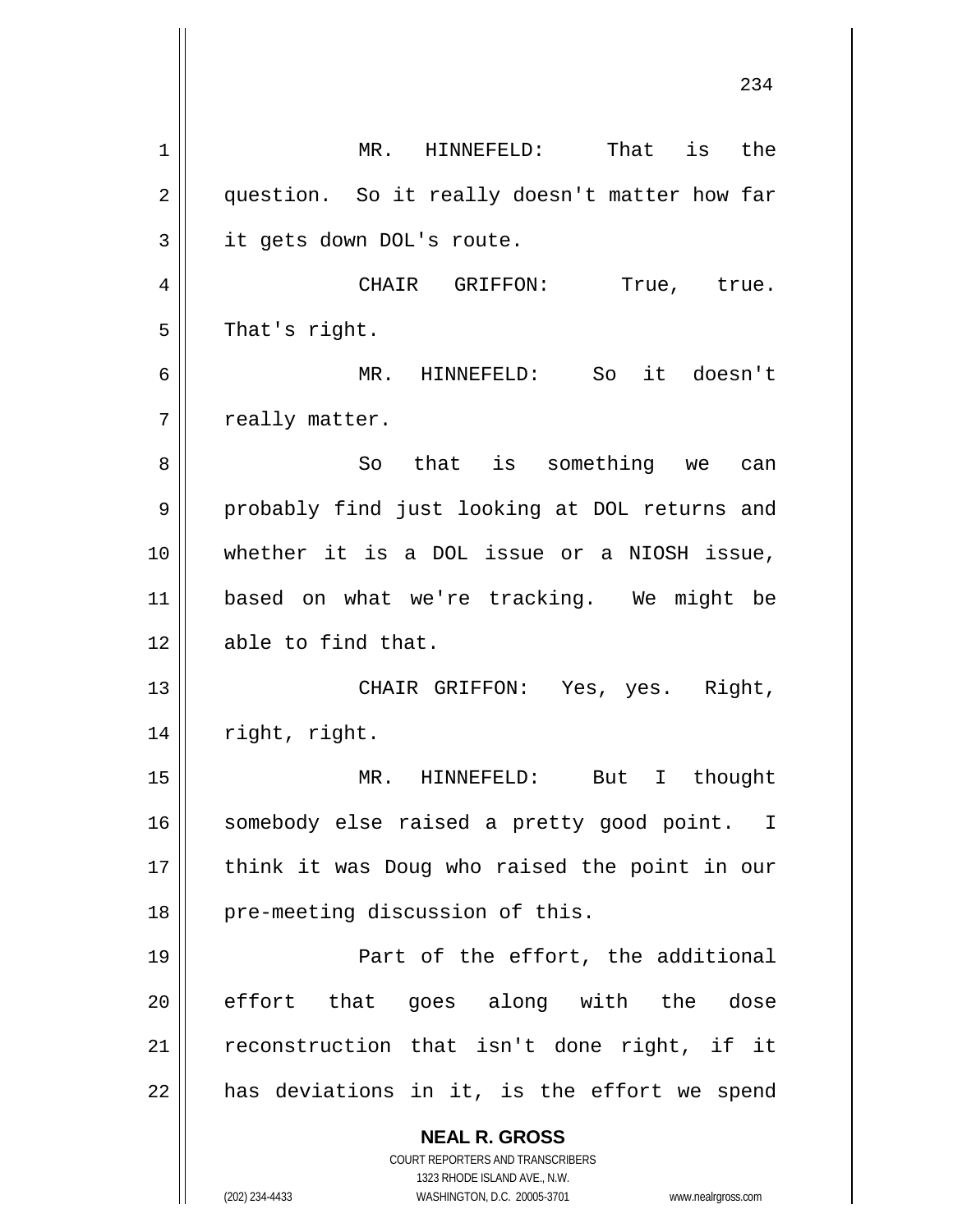MR. HINNEFELD: That is the question. So it really doesn't matter how far it gets down DOL's route.

CHAIR GRIFFON: True, true. That's right.

MR. HINNEFELD: So it doesn't really matter.

So that is something we can probably find just looking at DOL returns and whether it is a DOL issue or a NIOSH issue, based on what we're tracking. We might be able to find that.

CHAIR GRIFFON: Yes, yes. Right, right, right.

MR. HINNEFELD: But I thought somebody else raised a pretty good point. I think it was Doug who raised the point in our pre-meeting discussion of this.

Part of the effort, the additional effort that goes along with the dose reconstruction that isn't done right, if it has deviations in it, is the effort we spend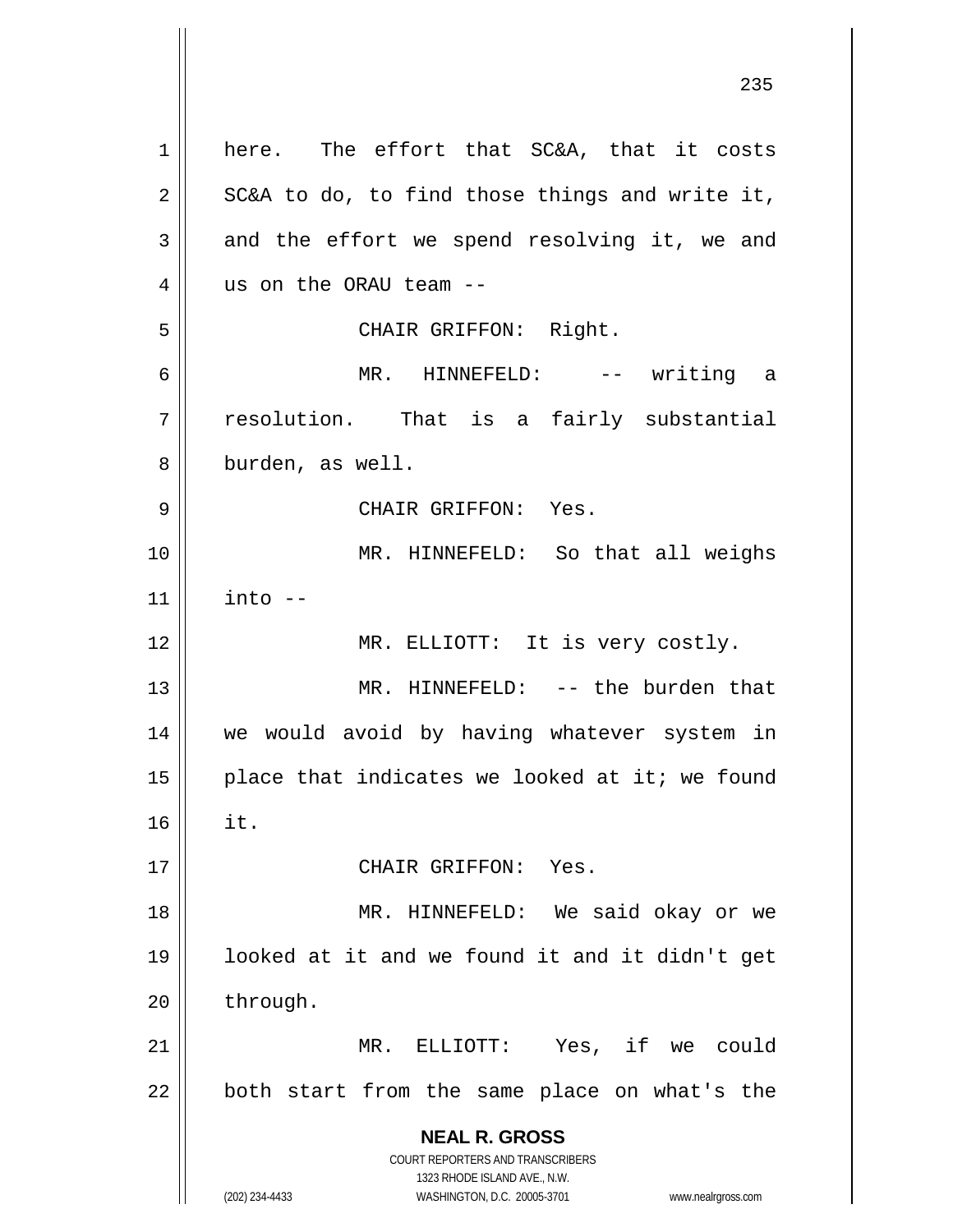here. The effort that SC&A, that it costs SC&A to do, to find those things and write it, and the effort we spend resolving it, we and us on the ORAU team --

CHAIR GRIFFON: Right.

MR. HINNEFELD: -- writing a resolution. That is a fairly substantial burden, as well.

CHAIR GRIFFON: Yes.

MR. HINNEFELD: So that all weighs into --

MR. ELLIOTT: It is very costly.

MR. HINNEFELD: -- the burden that we would avoid by having whatever system in place that indicates we looked at it; we found it.

CHAIR GRIFFON: Yes.

MR. HINNEFELD: We said okay or we looked at it and we found it and it didn't get through.

MR. ELLIOTT: Yes, if we could both start from the same place on what's the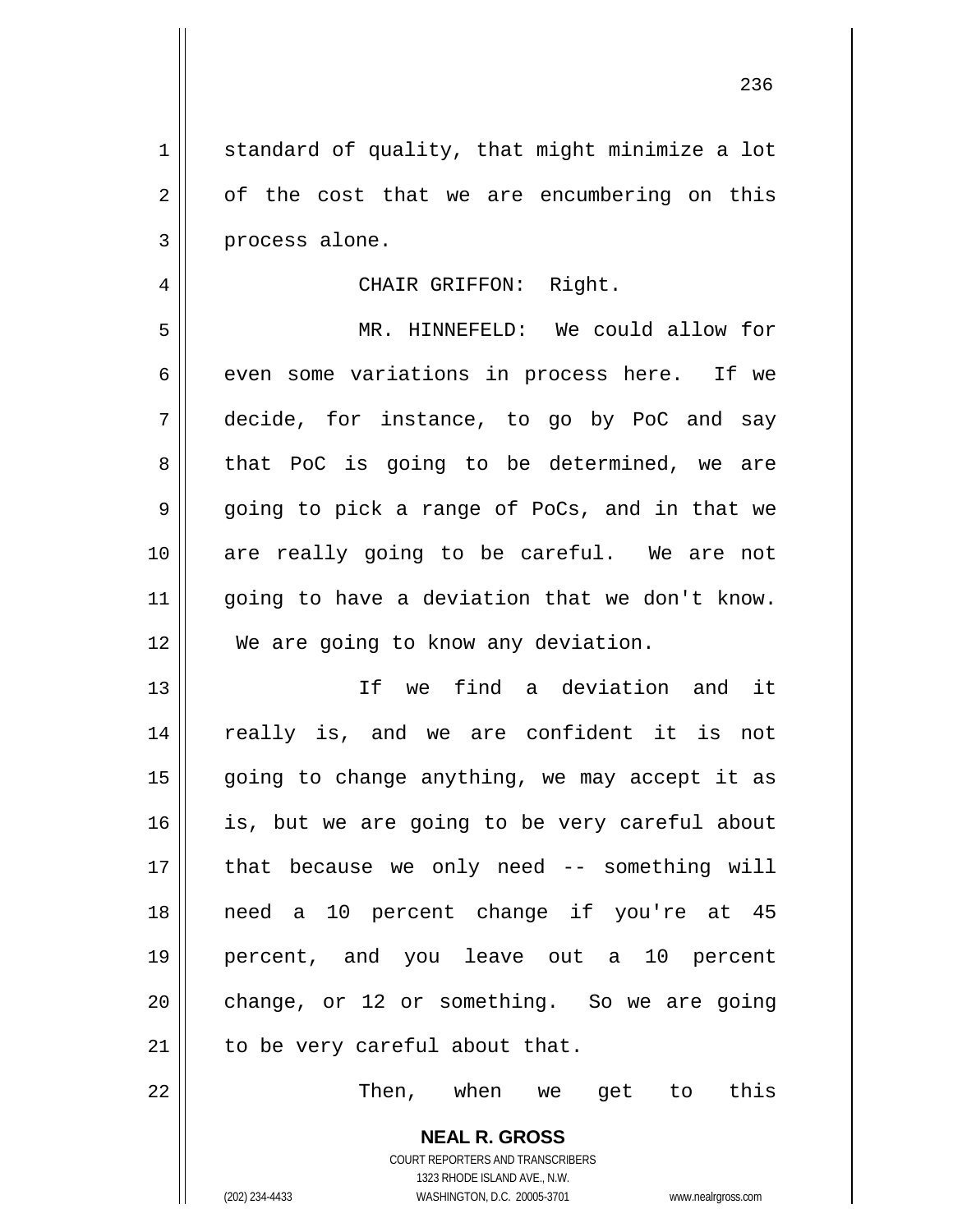standard of quality, that might minimize a lot of the cost that we are encumbering on this process alone.

CHAIR GRIFFON: Right.

MR. HINNEFELD: We could allow for even some variations in process here. If we decide, for instance, to go by PoC and say that PoC is going to be determined, we are going to pick a range of PoCs, and in that we are really going to be careful. We are not going to have a deviation that we don't know. We are going to know any deviation.

If we find a deviation and it really is, and we are confident it is not going to change anything, we may accept it as is, but we are going to be very careful about that because we only need -- something will need a 10 percent change if you're at 45 percent, and you leave out a 10 percent change, or 12 or something. So we are going to be very careful about that.

Then, when we get to this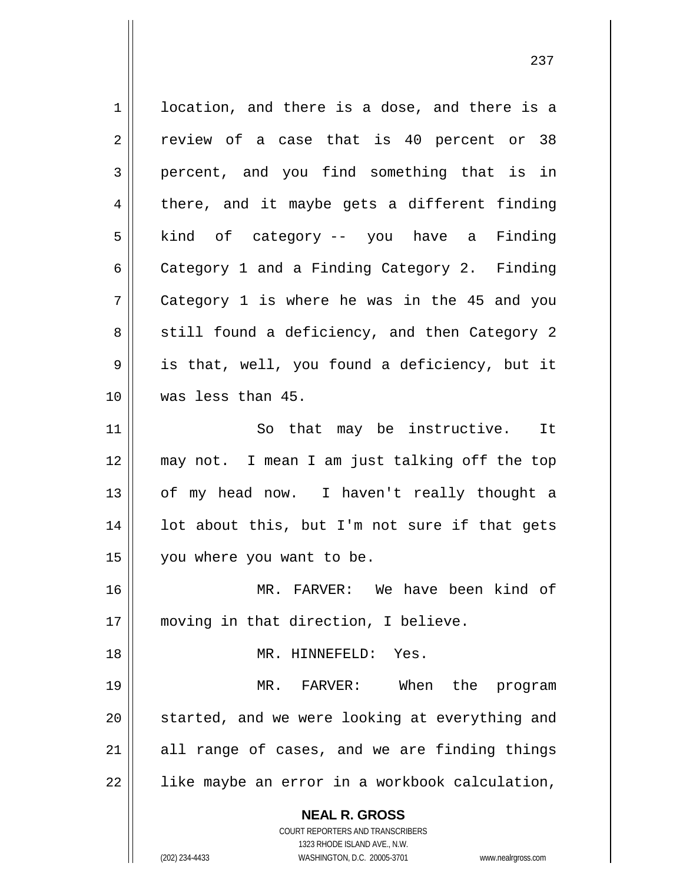location, and there is a dose, and there is a review of a case that is 40 percent or 38 percent, and you find something that is in there, and it maybe gets a different finding kind of category -- you have a Finding Category 1 and a Finding Category 2. Finding Category 1 is where he was in the 45 and you still found a deficiency, and then Category 2 is that, well, you found a deficiency, but it was less than 45.

So that may be instructive. It may not. I mean I am just talking off the top of my head now. I haven't really thought a lot about this, but I'm not sure if that gets you where you want to be.

MR. FARVER: We have been kind of moving in that direction, I believe.

MR. HINNEFELD: Yes.

MR. FARVER: When the program started, and we were looking at everything and all range of cases, and we are finding things like maybe an error in a workbook calculation,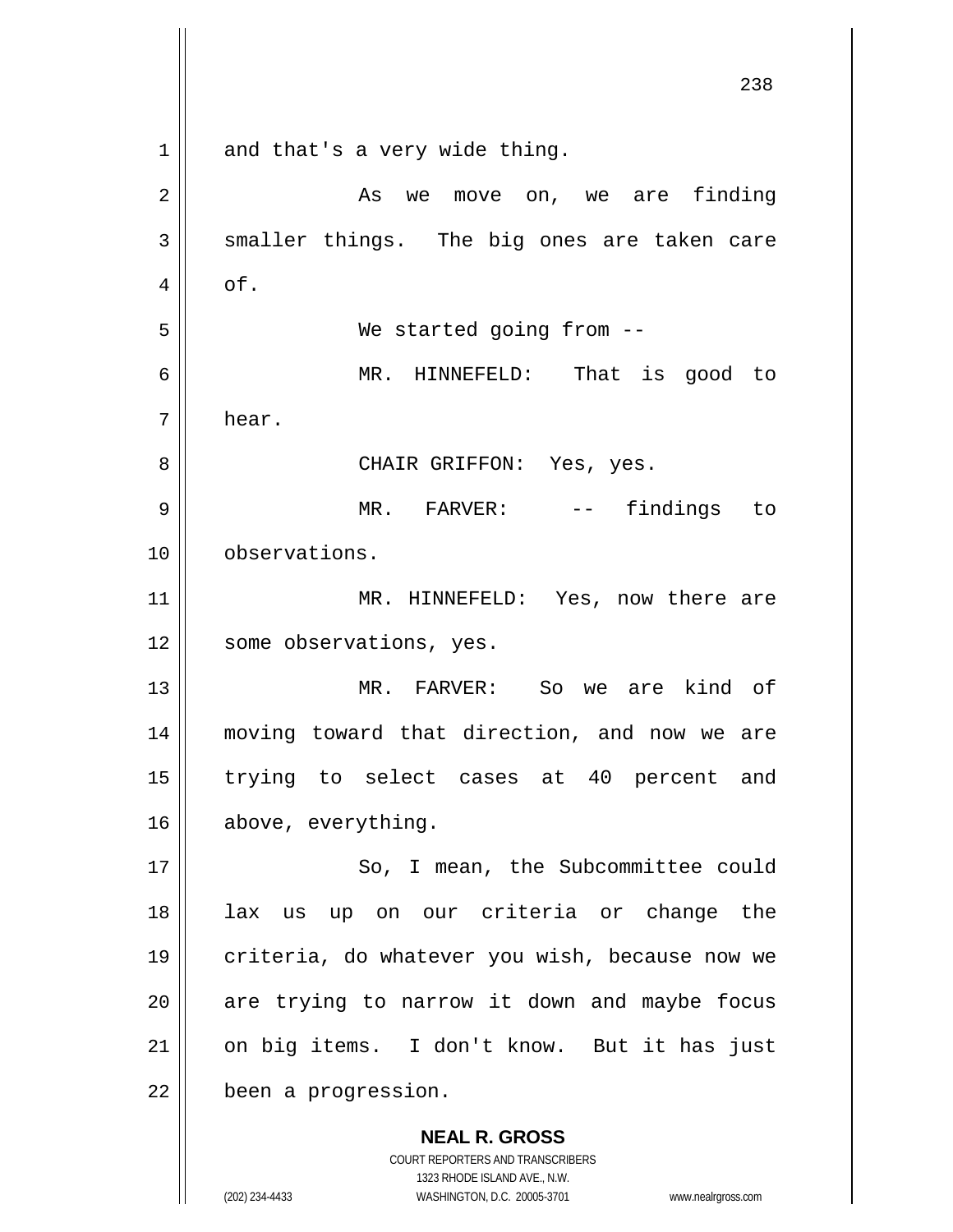and that's a very wide thing.

As we move on, we are finding smaller things. The big ones are taken care of.

We started going from --

MR. HINNEFELD: That is good to hear.

CHAIR GRIFFON: Yes, yes.

MR. FARVER: -- findings to observations.

MR. HINNEFELD: Yes, now there are some observations, yes.

MR. FARVER: So we are kind of moving toward that direction, and now we are trying to select cases at 40 percent and above, everything.

So, I mean, the Subcommittee could lax us up on our criteria or change the criteria, do whatever you wish, because now we are trying to narrow it down and maybe focus on big items. I don't know. But it has just been a progression.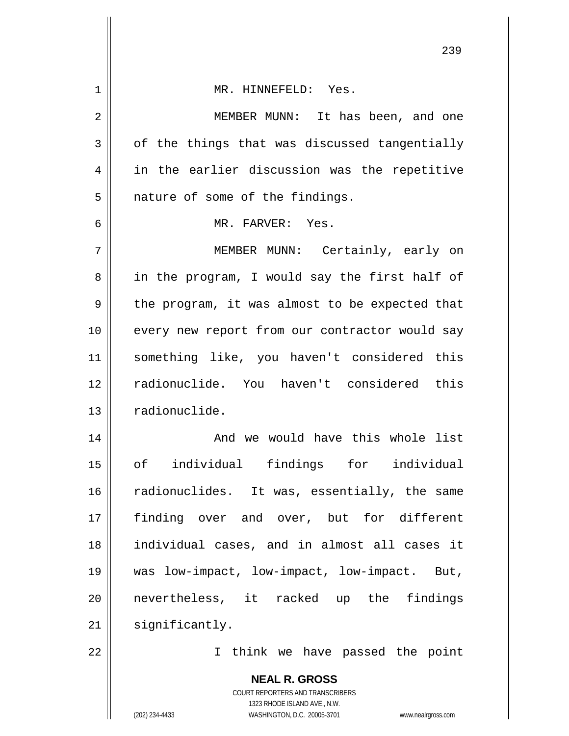MR. HINNEFELD: Yes.

MEMBER MUNN: It has been, and one of the things that was discussed tangentially in the earlier discussion was the repetitive nature of some of the findings.

MR. FARVER: Yes.

MEMBER MUNN: Certainly, early on in the program, I would say the first half of the program, it was almost to be expected that every new report from our contractor would say something like, you haven't considered this radionuclide. You haven't considered this radionuclide.

And we would have this whole list of individual findings for individual radionuclides. It was, essentially, the same finding over and over, but for different individual cases, and in almost all cases it was low-impact, low-impact, low-impact. But, nevertheless, it racked up the findings significantly.

I think we have passed the point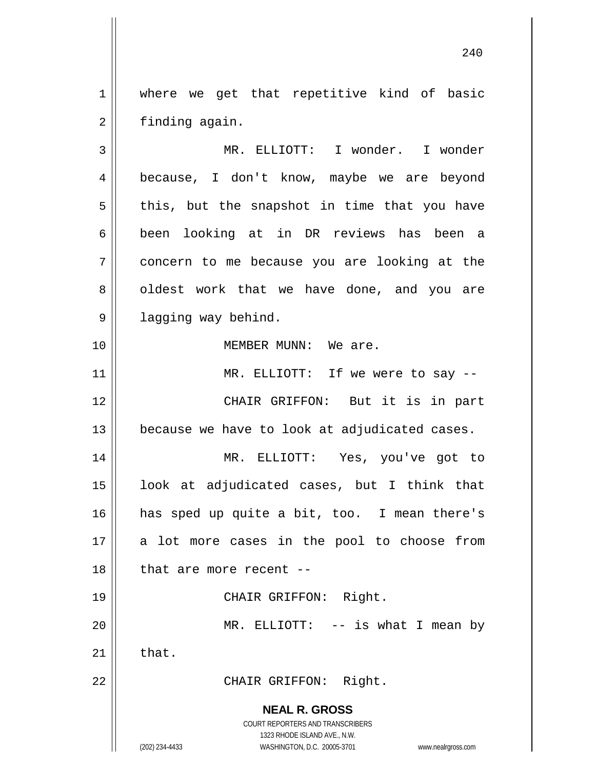where we get that repetitive kind of basic finding again.

MR. ELLIOTT: I wonder. I wonder because, I don't know, maybe we are beyond this, but the snapshot in time that you have been looking at in DR reviews has been a concern to me because you are looking at the oldest work that we have done, and you are lagging way behind.

MEMBER MUNN: We are.

MR. ELLIOTT: If we were to say --

CHAIR GRIFFON: But it is in part because we have to look at adjudicated cases.

MR. ELLIOTT: Yes, you've got to look at adjudicated cases, but I think that has sped up quite a bit, too. I mean there's a lot more cases in the pool to choose from that are more recent --

CHAIR GRIFFON: Right.

MR. ELLIOTT: -- is what I mean by that.

CHAIR GRIFFON: Right.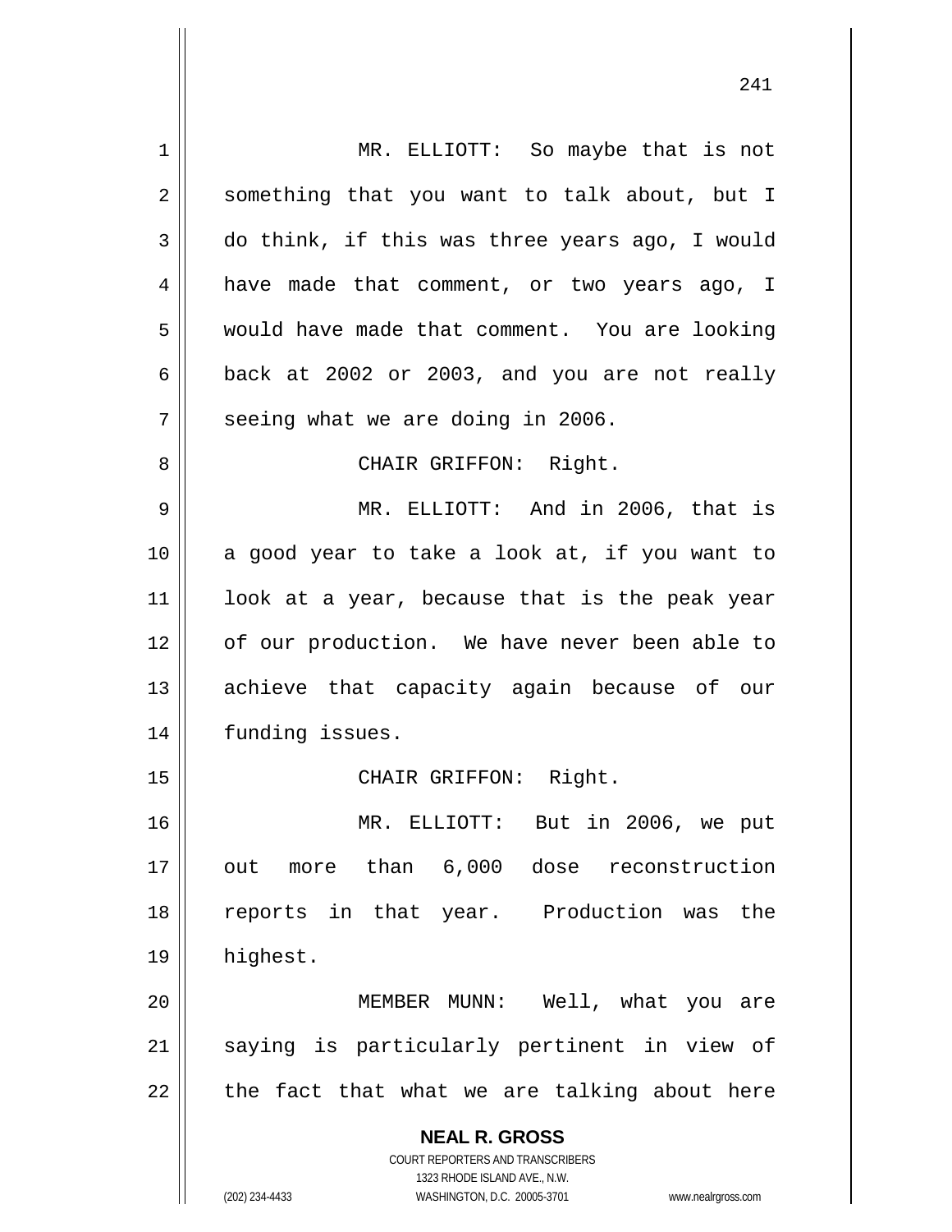MR. ELLIOTT: So maybe that is not something that you want to talk about, but I do think, if this was three years ago, I would have made that comment, or two years ago, I would have made that comment. You are looking back at 2002 or 2003, and you are not really seeing what we are doing in 2006.

CHAIR GRIFFON: Right.

MR. ELLIOTT: And in 2006, that is a good year to take a look at, if you want to look at a year, because that is the peak year of our production. We have never been able to achieve that capacity again because of our funding issues.

CHAIR GRIFFON: Right.

MR. ELLIOTT: But in 2006, we put out more than 6,000 dose reconstruction reports in that year. Production was the highest.

MEMBER MUNN: Well, what you are saying is particularly pertinent in view of the fact that what we are talking about here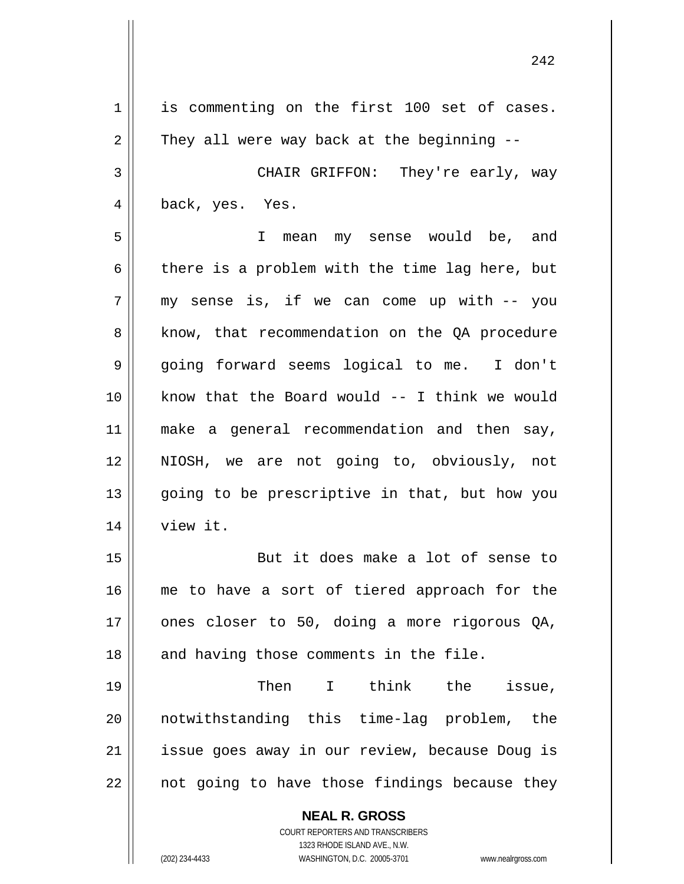is commenting on the first 100 set of cases. They all were way back at the beginning --

CHAIR GRIFFON: They're early, way back, yes. Yes.

I mean my sense would be, and there is a problem with the time lag here, but my sense is, if we can come up with -- you know, that recommendation on the QA procedure going forward seems logical to me. I don't know that the Board would -- I think we would make a general recommendation and then say, NIOSH, we are not going to, obviously, not going to be prescriptive in that, but how you view it.

But it does make a lot of sense to me to have a sort of tiered approach for the ones closer to 50, doing a more rigorous QA, and having those comments in the file.

Then I think the issue, notwithstanding this time-lag problem, the issue goes away in our review, because Doug is not going to have those findings because they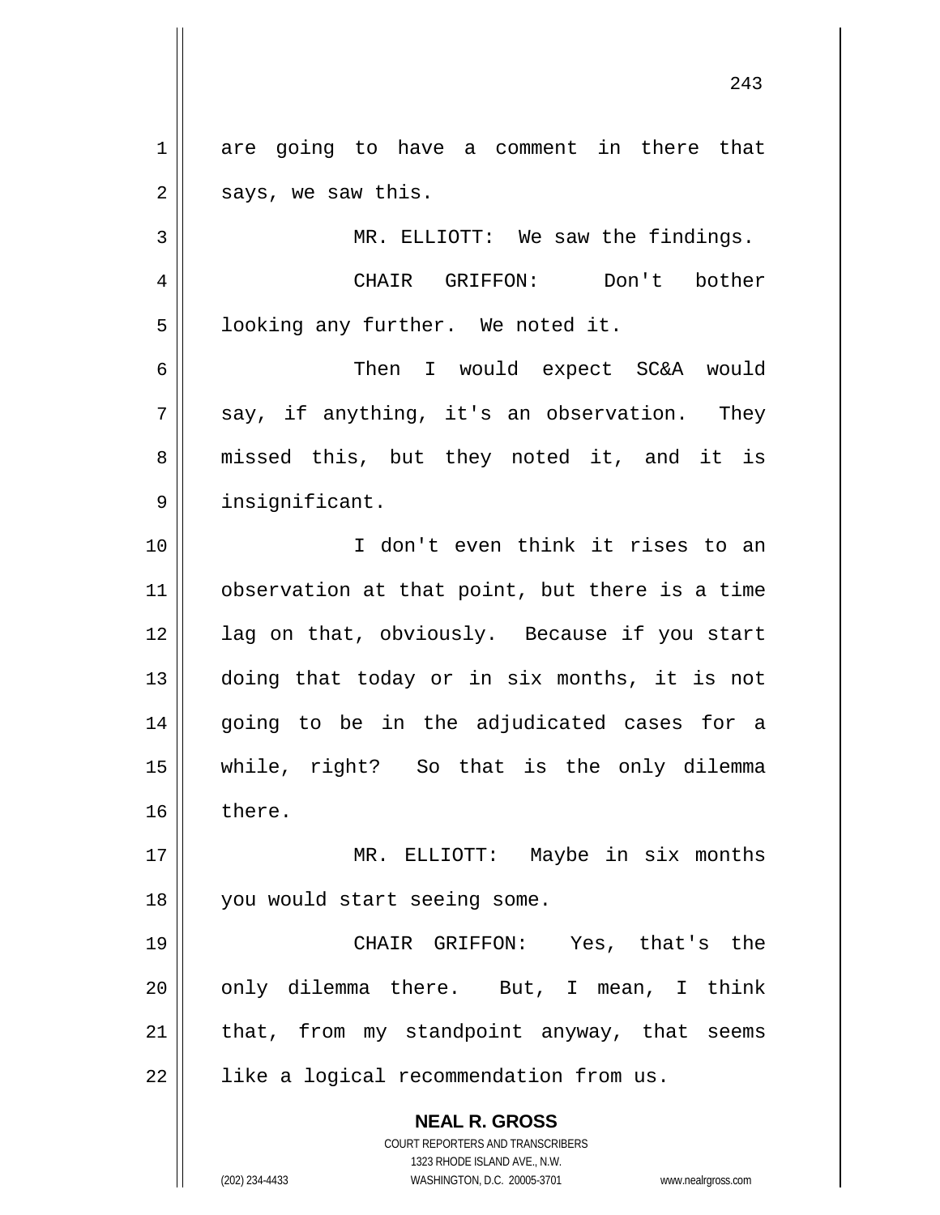are going to have a comment in there that says, we saw this.

MR. ELLIOTT: We saw the findings.

CHAIR GRIFFON: Don't bother looking any further. We noted it.

Then I would expect SC&A would say, if anything, it's an observation. They missed this, but they noted it, and it is insignificant.

I don't even think it rises to an observation at that point, but there is a time lag on that, obviously. Because if you start doing that today or in six months, it is not going to be in the adjudicated cases for a while, right? So that is the only dilemma there.

MR. ELLIOTT: Maybe in six months you would start seeing some.

CHAIR GRIFFON: Yes, that's the only dilemma there. But, I mean, I think that, from my standpoint anyway, that seems like a logical recommendation from us.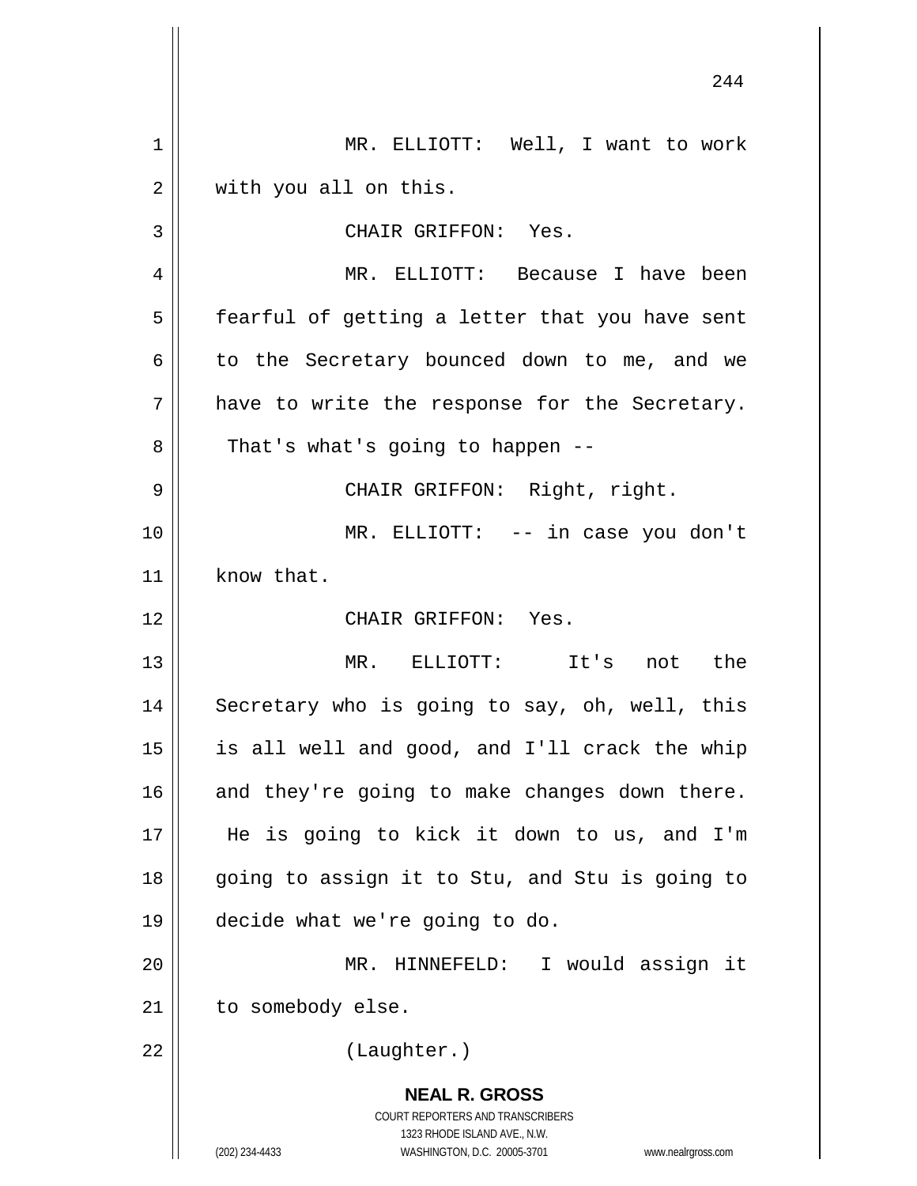MR. ELLIOTT: Well, I want to work with you all on this.

CHAIR GRIFFON: Yes.

MR. ELLIOTT: Because I have been fearful of getting a letter that you have sent to the Secretary bounced down to me, and we have to write the response for the Secretary. That's what's going to happen --

CHAIR GRIFFON: Right, right.

MR. ELLIOTT: -- in case you don't know that.

CHAIR GRIFFON: Yes.

MR. ELLIOTT: It's not the Secretary who is going to say, oh, well, this is all well and good, and I'll crack the whip and they're going to make changes down there. He is going to kick it down to us, and I'm going to assign it to Stu, and Stu is going to decide what we're going to do.

MR. HINNEFELD: I would assign it to somebody else.

(Laughter.)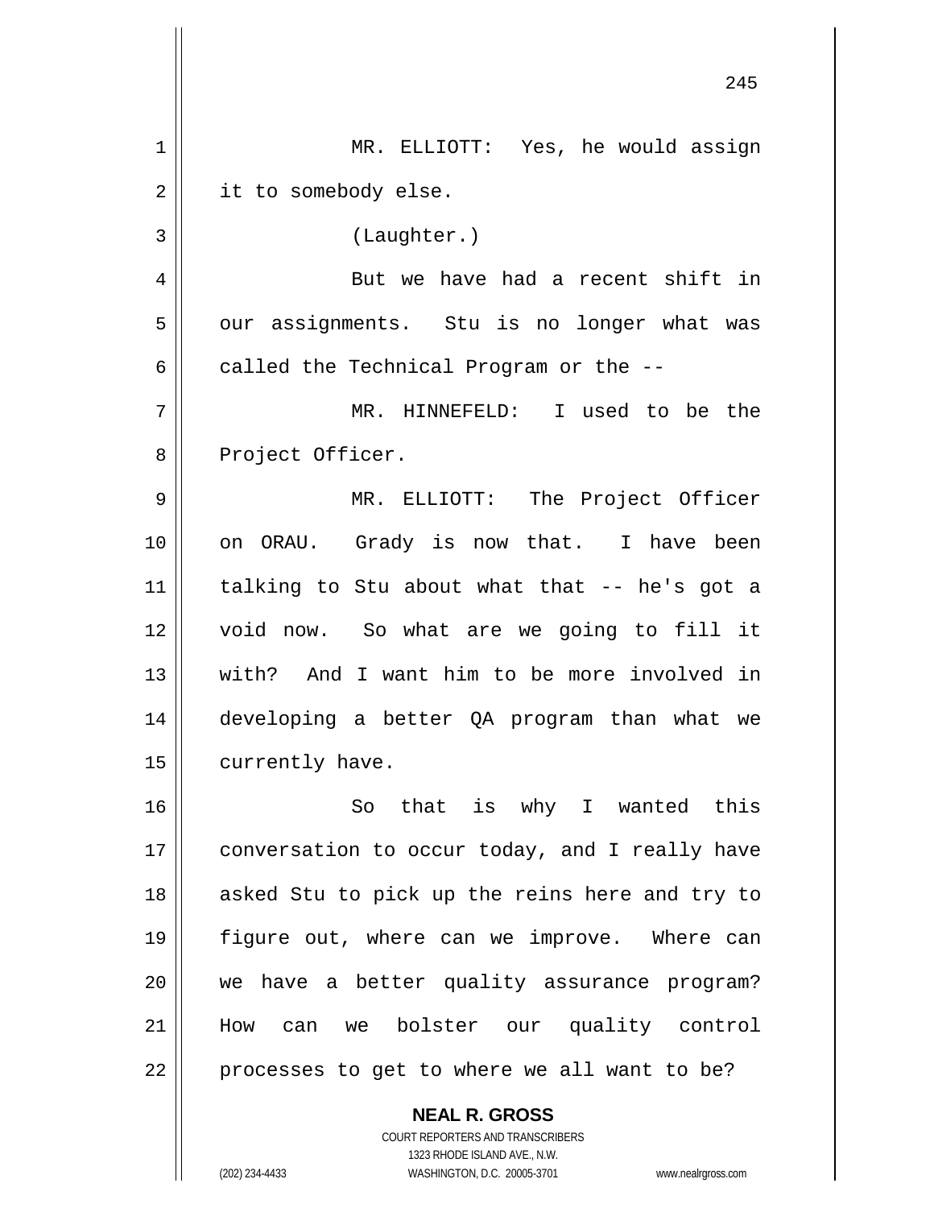MR. ELLIOTT: Yes, he would assign it to somebody else.

(Laughter.)

But we have had a recent shift in our assignments. Stu is no longer what was called the Technical Program or the --

MR. HINNEFELD: I used to be the Project Officer.

MR. ELLIOTT: The Project Officer on ORAU. Grady is now that. I have been talking to Stu about what that -- he's got a void now. So what are we going to fill it with? And I want him to be more involved in developing a better QA program than what we currently have.

So that is why I wanted this conversation to occur today, and I really have asked Stu to pick up the reins here and try to figure out, where can we improve. Where can we have a better quality assurance program? How can we bolster our quality control processes to get to where we all want to be?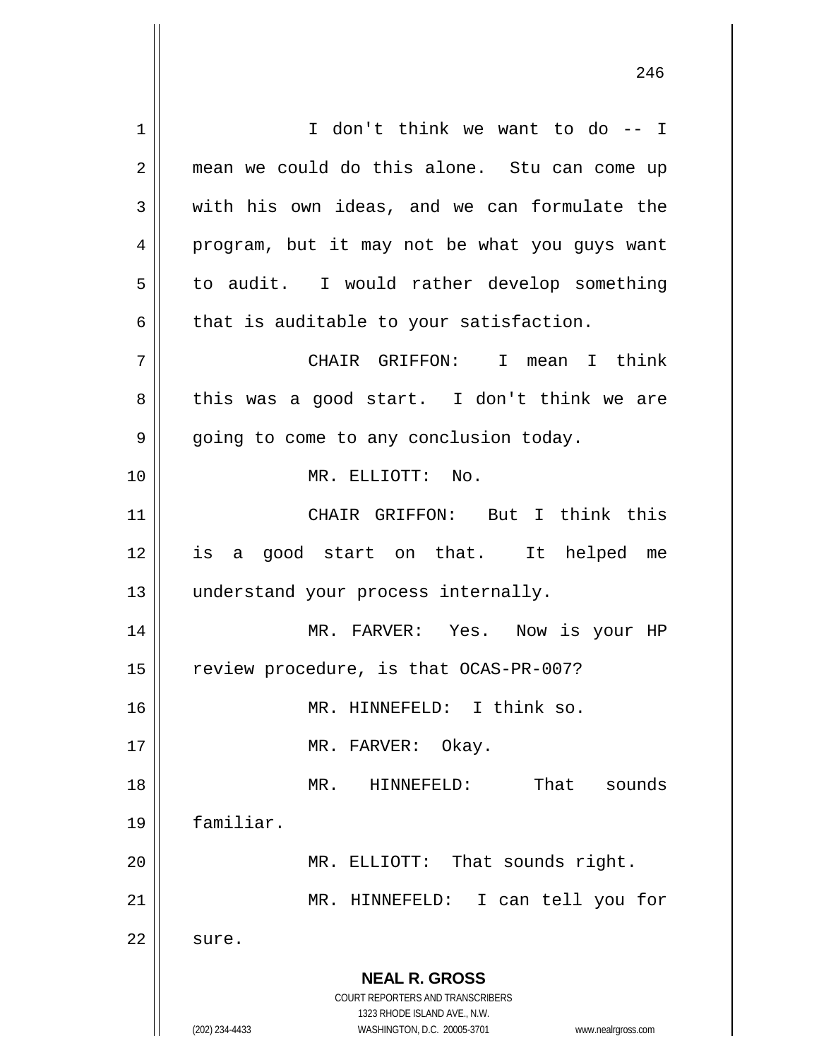I don't think we want to do -- I mean we could do this alone. Stu can come up with his own ideas, and we can formulate the program, but it may not be what you guys want to audit. I would rather develop something that is auditable to your satisfaction.

CHAIR GRIFFON: I mean I think this was a good start. I don't think we are going to come to any conclusion today.

MR. ELLIOTT: No.

CHAIR GRIFFON: But I think this is a good start on that. It helped me understand your process internally.

MR. FARVER: Yes. Now is your HP review procedure, is that OCAS-PR-007?

MR. HINNEFELD: I think so.

MR. FARVER: Okay.

MR. HINNEFELD: That sounds familiar.

MR. ELLIOTT: That sounds right.

MR. HINNEFELD: I can tell you for sure.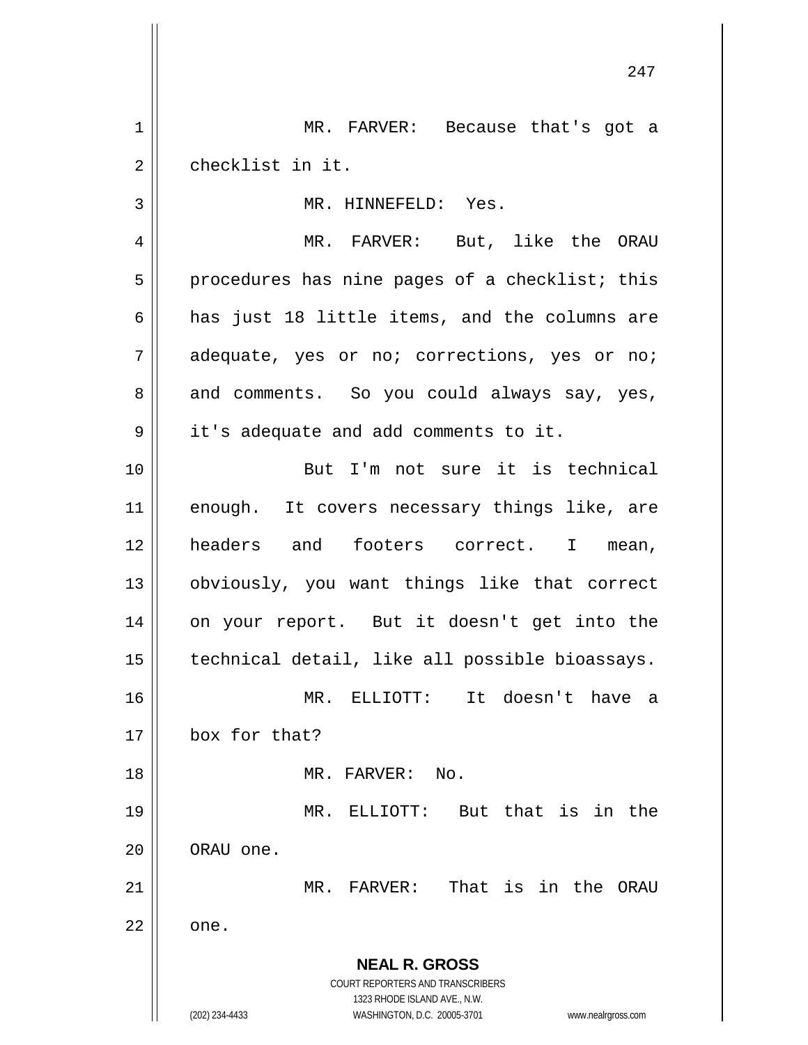MR. FARVER: Because that's got a checklist in it.

MR. HINNEFELD: Yes.

MR. FARVER: But, like the ORAU procedures has nine pages of a checklist; this has just 18 little items, and the columns are adequate, yes or no; corrections, yes or no; and comments. So you could always say, yes, it's adequate and add comments to it.

But I'm not sure it is technical enough. It covers necessary things like, are headers and footers correct. I mean, obviously, you want things like that correct on your report. But it doesn't get into the technical detail, like all possible bioassays.

MR. ELLIOTT: It doesn't have a box for that?

MR. FARVER: No.

MR. ELLIOTT: But that is in the ORAU one.

MR. FARVER: That is in the ORAU one.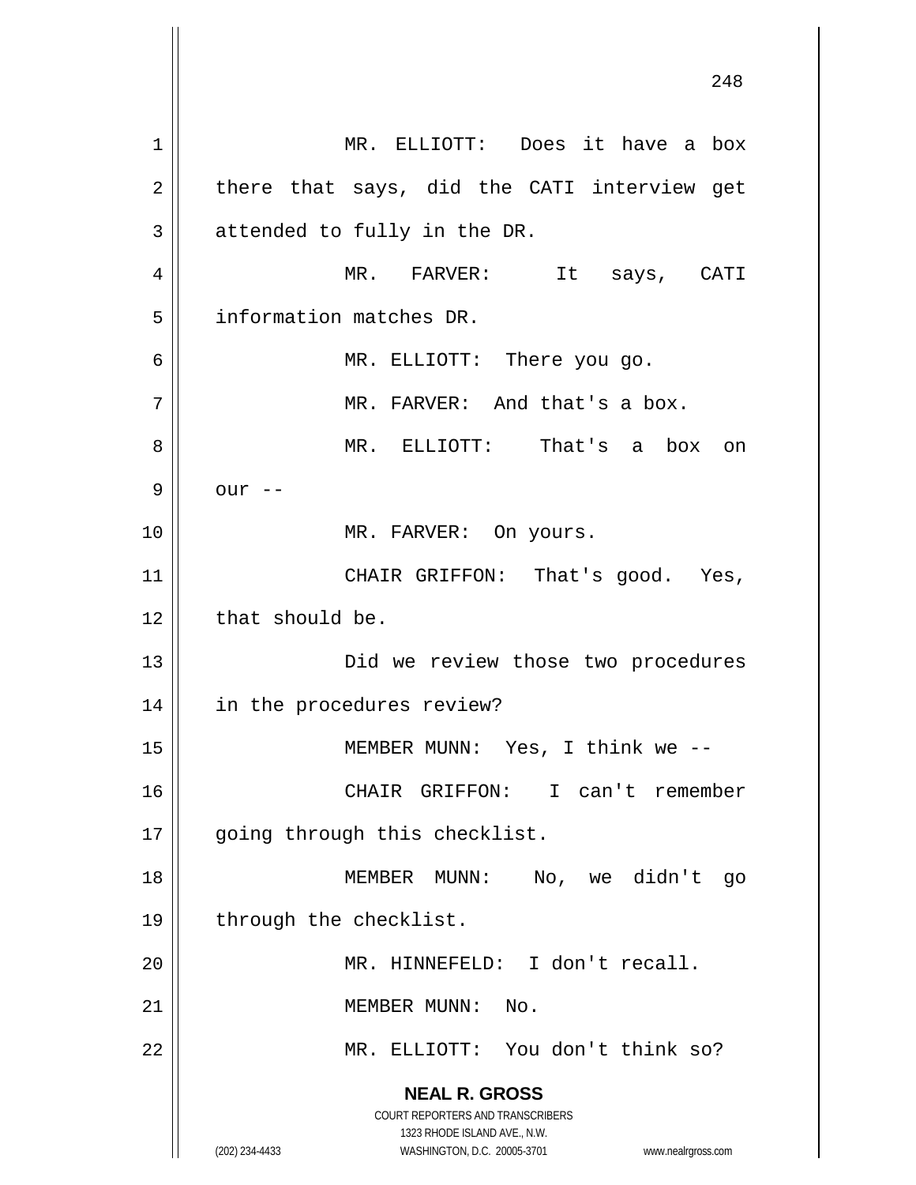MR. ELLIOTT: Does it have a box there that says, did the CATI interview get attended to fully in the DR.

MR. FARVER: It says, CATI information matches DR.

MR. ELLIOTT: There you go.

MR. FARVER: And that's a box.

MR. ELLIOTT: That's a box on our --

MR. FARVER: On yours.

CHAIR GRIFFON: That's good. Yes, that should be.

Did we review those two procedures in the procedures review?

MEMBER MUNN: Yes, I think we --

CHAIR GRIFFON: I can't remember going through this checklist.

MEMBER MUNN: No, we didn't go through the checklist.

MR. HINNEFELD: I don't recall.

MEMBER MUNN: No.

MR. ELLIOTT: You don't think so?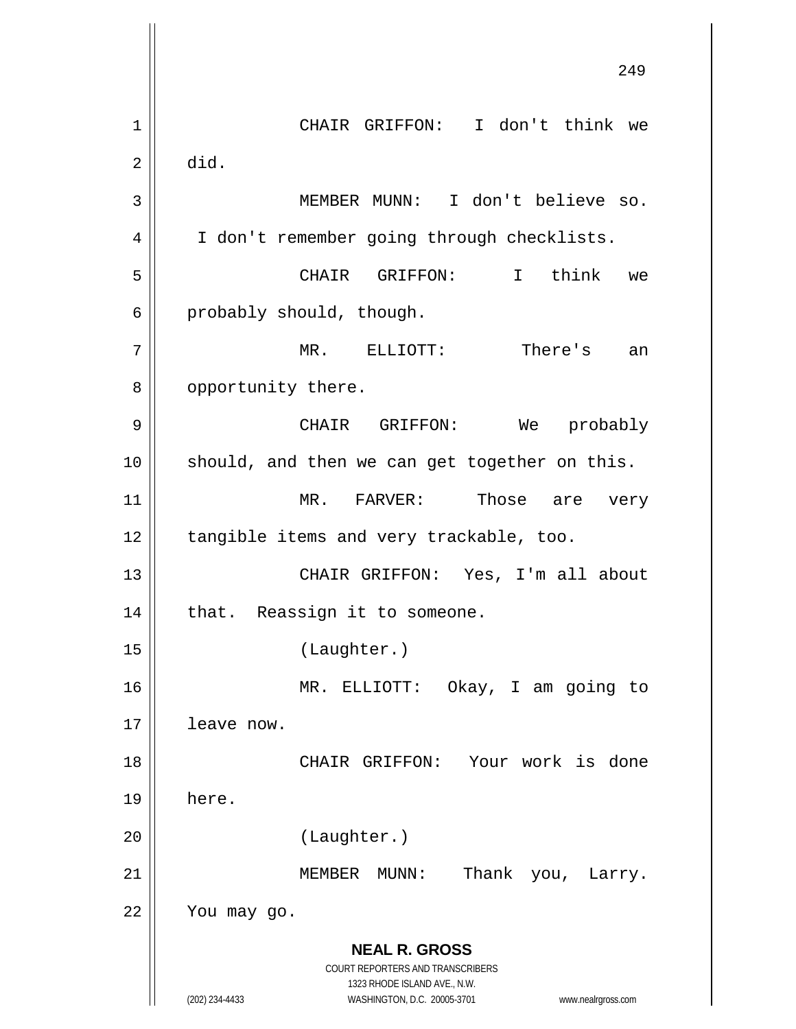CHAIR GRIFFON: I don't think we did.

MEMBER MUNN: I don't believe so. I don't remember going through checklists.

CHAIR GRIFFON: I think we probably should, though.

MR. ELLIOTT: There's an opportunity there.

CHAIR GRIFFON: We probably should, and then we can get together on this.

MR. FARVER: Those are very tangible items and very trackable, too.

CHAIR GRIFFON: Yes, I'm all about that. Reassign it to someone.

(Laughter.)

MR. ELLIOTT: Okay, I am going to leave now.

CHAIR GRIFFON: Your work is done here.

(Laughter.)

MEMBER MUNN: Thank you, Larry. You may go.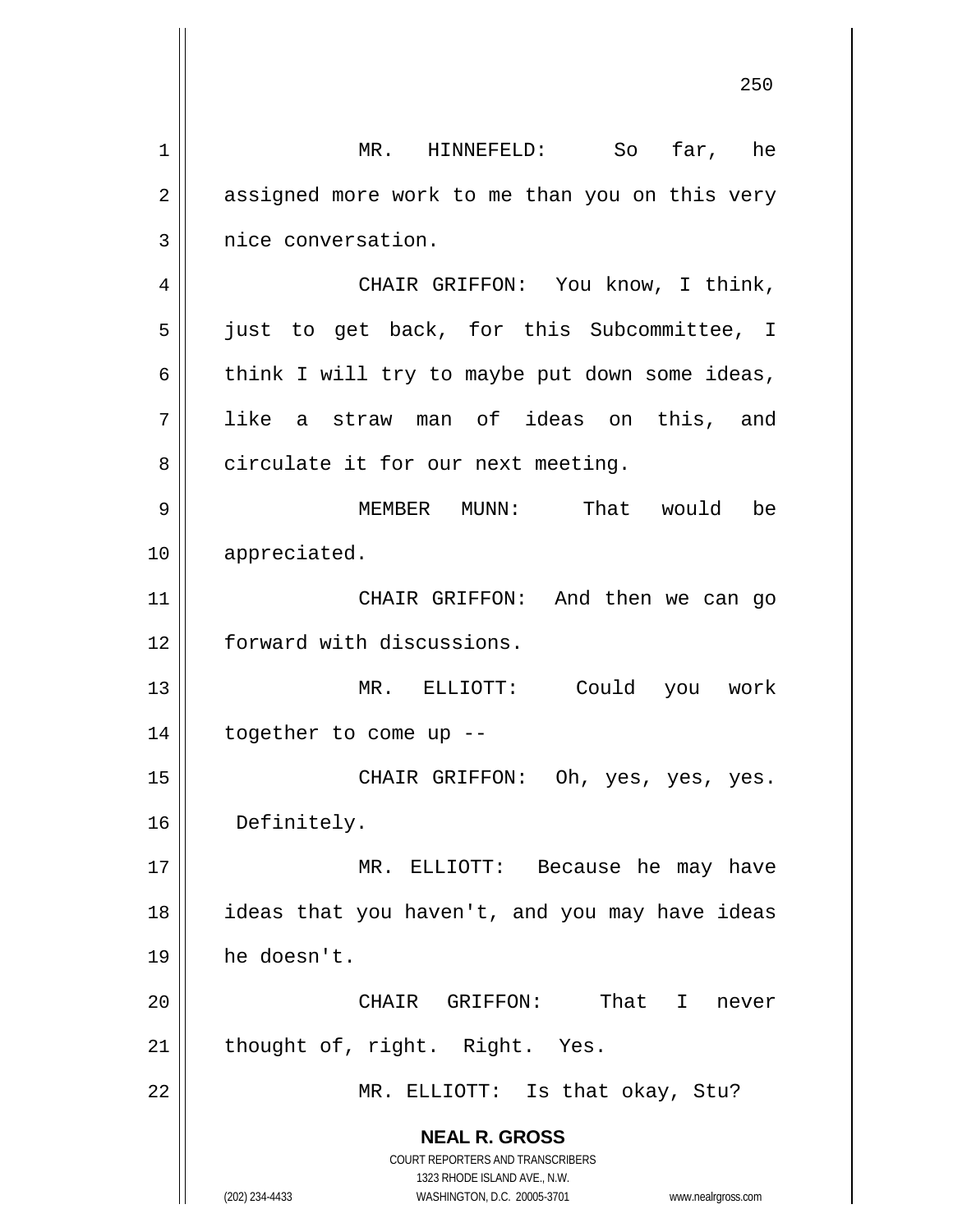MR. HINNEFELD: So far, he assigned more work to me than you on this very nice conversation.

CHAIR GRIFFON: You know, I think, just to get back, for this Subcommittee, I think I will try to maybe put down some ideas, like a straw man of ideas on this, and circulate it for our next meeting.

MEMBER MUNN: That would be appreciated.

CHAIR GRIFFON: And then we can go forward with discussions.

MR. ELLIOTT: Could you work together to come up --

CHAIR GRIFFON: Oh, yes, yes, yes. Definitely.

MR. ELLIOTT: Because he may have ideas that you haven't, and you may have ideas he doesn't.

CHAIR GRIFFON: That I never thought of, right. Right. Yes.

MR. ELLIOTT: Is that okay, Stu?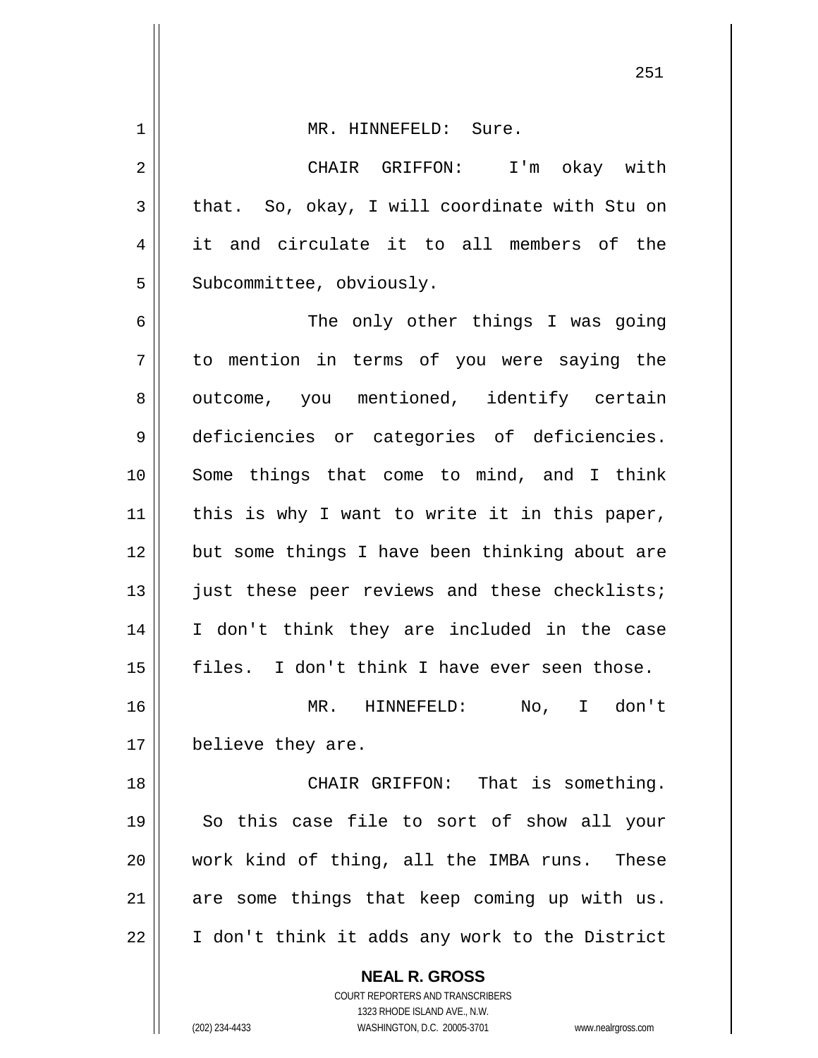MR. HINNEFELD: Sure.

CHAIR GRIFFON: I'm okay with that. So, okay, I will coordinate with Stu on it and circulate it to all members of the Subcommittee, obviously.

The only other things I was going to mention in terms of you were saying the outcome, you mentioned, identify certain deficiencies or categories of deficiencies. Some things that come to mind, and I think this is why I want to write it in this paper, but some things I have been thinking about are just these peer reviews and these checklists; I don't think they are included in the case files. I don't think I have ever seen those.

MR. HINNEFELD: No, I don't believe they are.

CHAIR GRIFFON: That is something. So this case file to sort of show all your work kind of thing, all the IMBA runs. These are some things that keep coming up with us. I don't think it adds any work to the District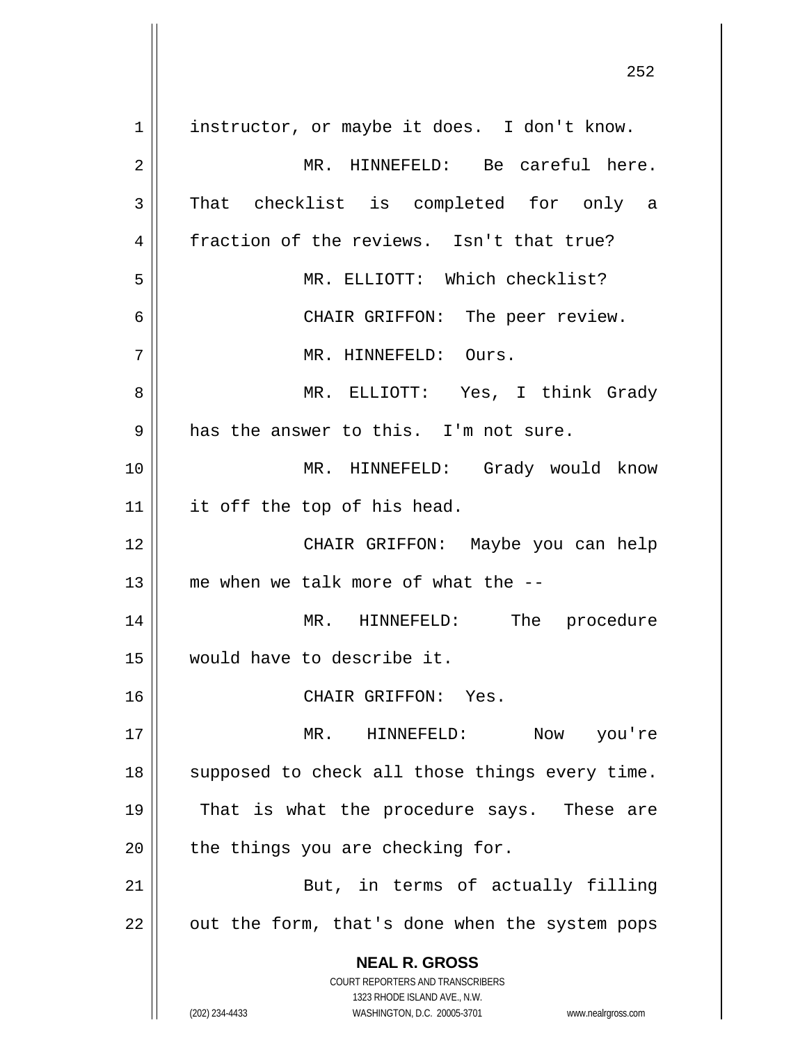instructor, or maybe it does. I don't know.

MR. HINNEFELD: Be careful here. That checklist is completed for only a fraction of the reviews. Isn't that true?

MR. ELLIOTT: Which checklist?

CHAIR GRIFFON: The peer review.

MR. HINNEFELD: Ours.

MR. ELLIOTT: Yes, I think Grady has the answer to this. I'm not sure.

MR. HINNEFELD: Grady would know it off the top of his head.

CHAIR GRIFFON: Maybe you can help me when we talk more of what the --

MR. HINNEFELD: The procedure would have to describe it.

CHAIR GRIFFON: Yes.

MR. HINNEFELD: Now you're supposed to check all those things every time. That is what the procedure says. These are the things you are checking for.

But, in terms of actually filling out the form, that's done when the system pops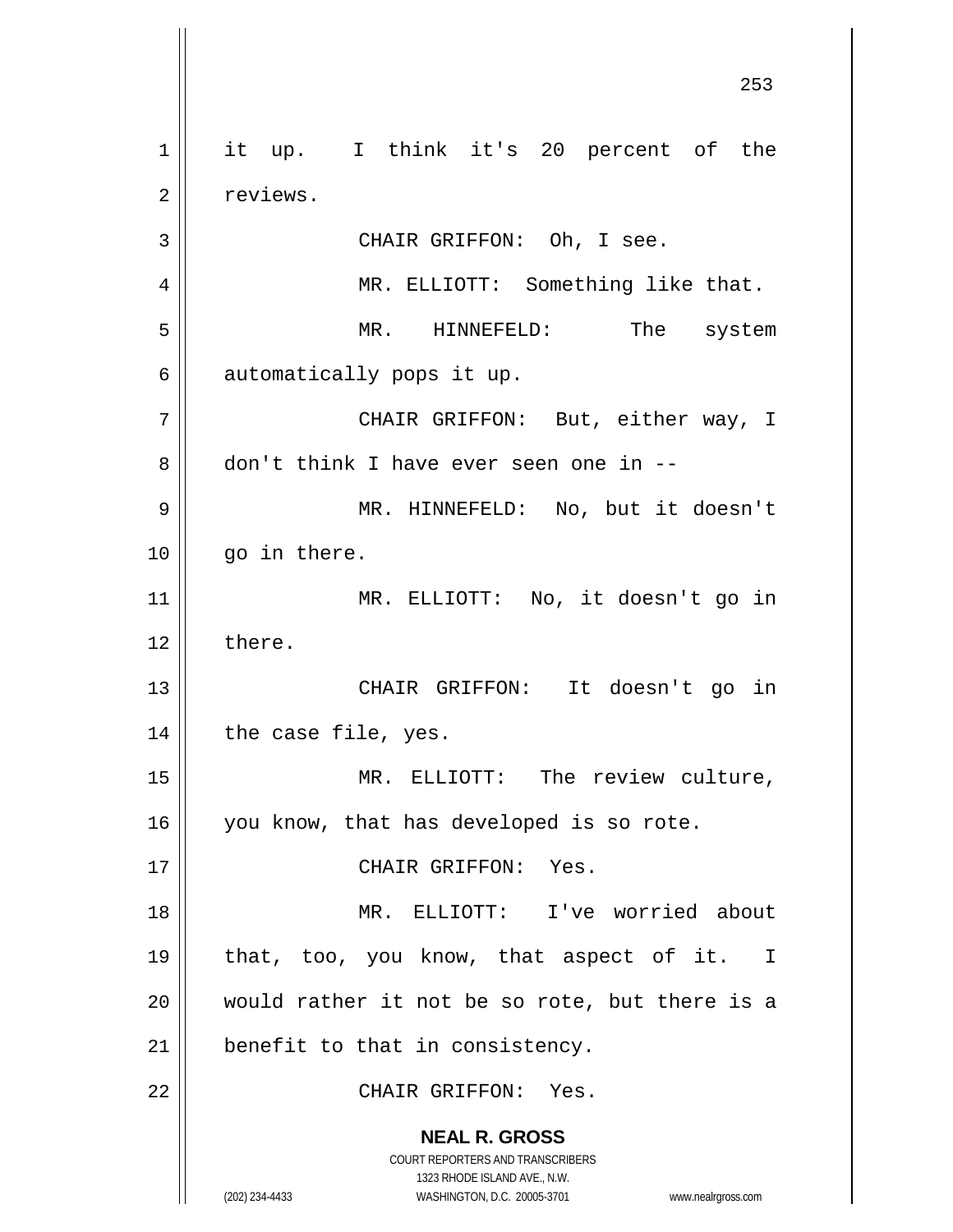it up. I think it's 20 percent of the reviews.

CHAIR GRIFFON: Oh, I see.

MR. ELLIOTT: Something like that.

MR. HINNEFELD: The system automatically pops it up.

CHAIR GRIFFON: But, either way, I don't think I have ever seen one in --

MR. HINNEFELD: No, but it doesn't go in there.

MR. ELLIOTT: No, it doesn't go in there.

CHAIR GRIFFON: It doesn't go in the case file, yes.

MR. ELLIOTT: The review culture, you know, that has developed is so rote.

CHAIR GRIFFON: Yes.

MR. ELLIOTT: I've worried about that, too, you know, that aspect of it. I would rather it not be so rote, but there is a benefit to that in consistency.

CHAIR GRIFFON: Yes.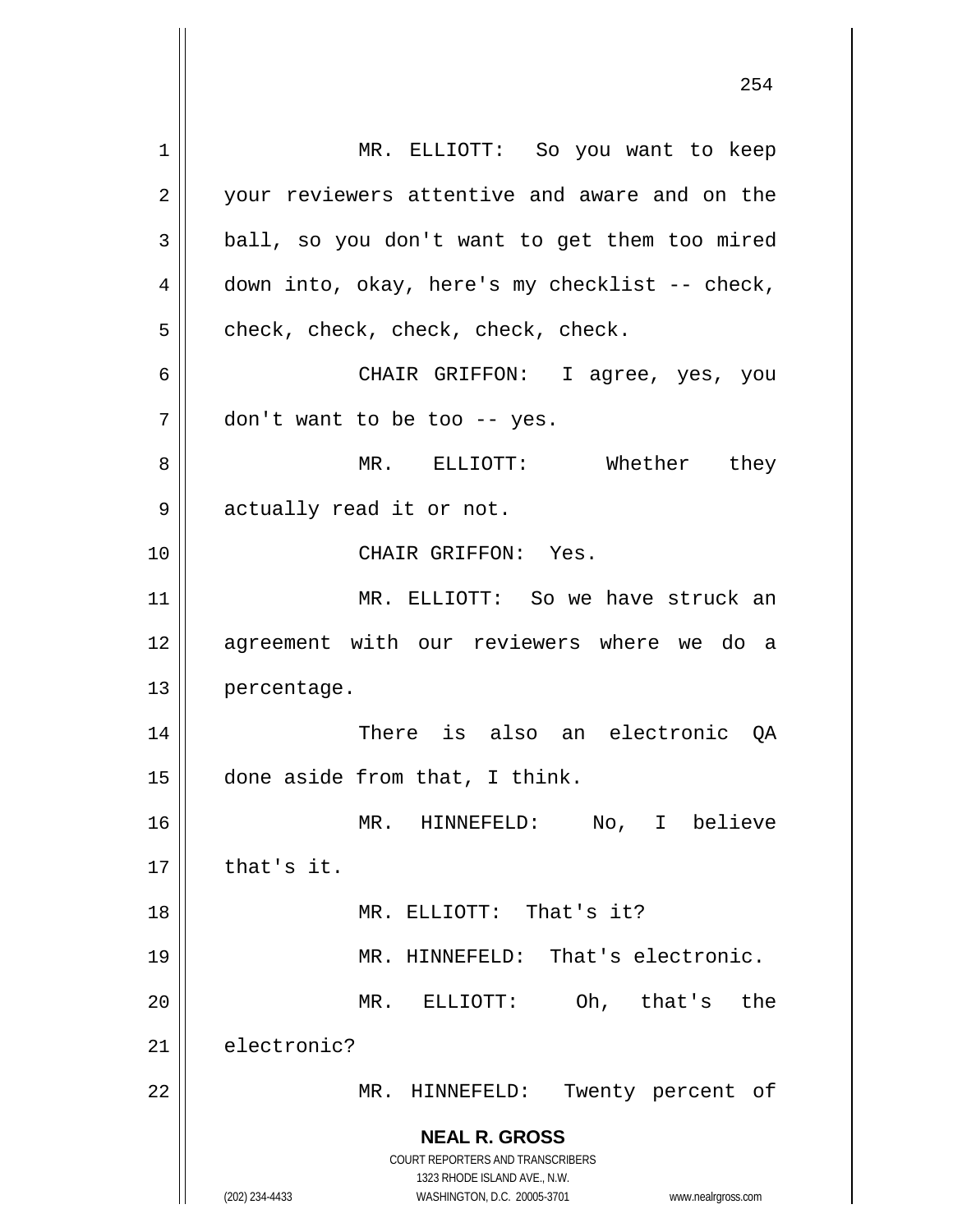MR. ELLIOTT: So you want to keep your reviewers attentive and aware and on the ball, so you don't want to get them too mired down into, okay, here's my checklist -- check, check, check, check, check, check.

CHAIR GRIFFON: I agree, yes, you don't want to be too -- yes.

MR. ELLIOTT: Whether they actually read it or not.

CHAIR GRIFFON: Yes.

MR. ELLIOTT: So we have struck an agreement with our reviewers where we do a percentage.

There is also an electronic QA done aside from that, I think.

MR. HINNEFELD: No, I believe that's it.

MR. ELLIOTT: That's it?

MR. HINNEFELD: That's electronic.

MR. ELLIOTT: Oh, that's the electronic?

MR. HINNEFELD: Twenty percent of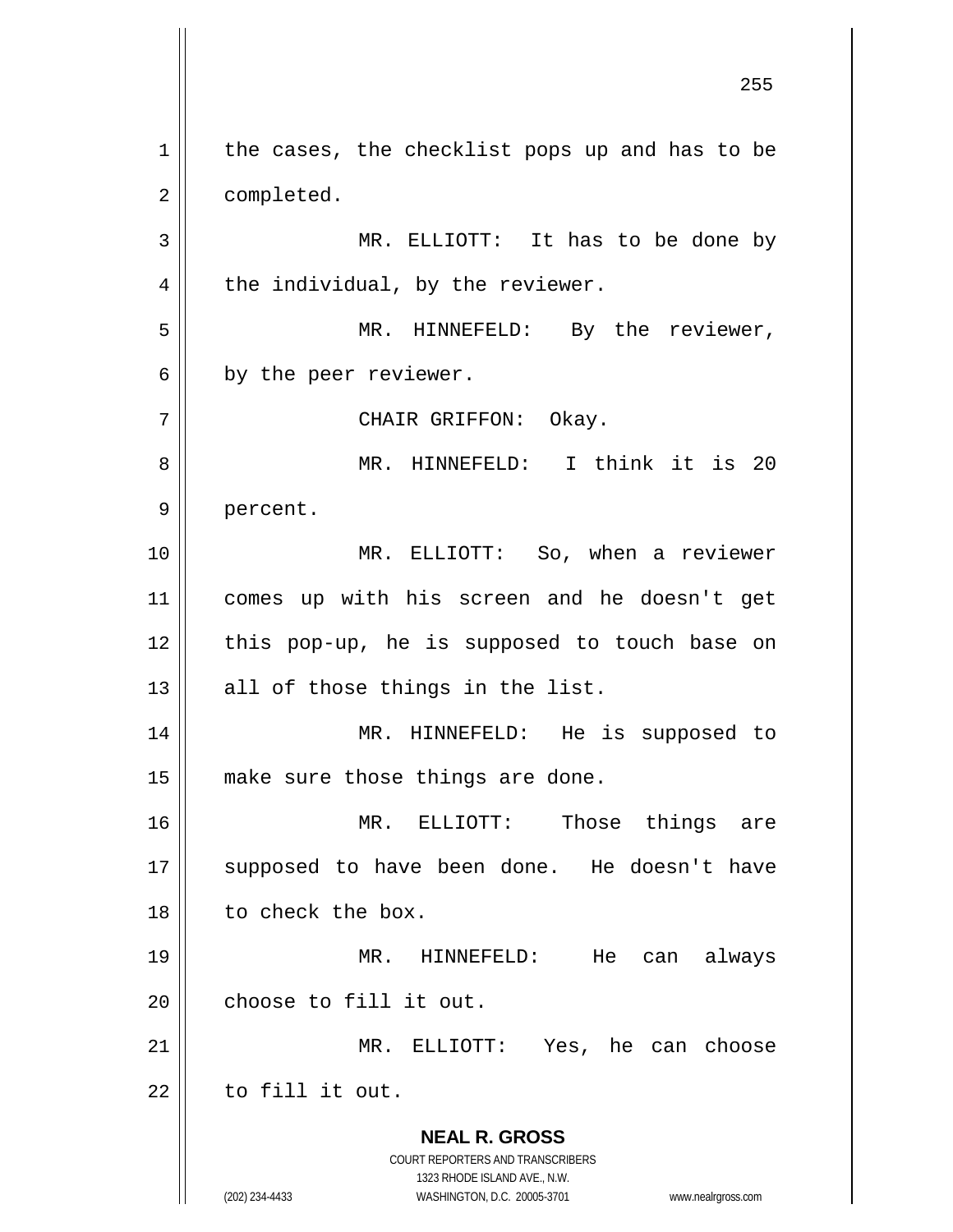the cases, the checklist pops up and has to be completed.

MR. ELLIOTT: It has to be done by the individual, by the reviewer.

MR. HINNEFELD: By the reviewer, by the peer reviewer.

CHAIR GRIFFON: Okay.

MR. HINNEFELD: I think it is 20 percent.

MR. ELLIOTT: So, when a reviewer comes up with his screen and he doesn't get this pop-up, he is supposed to touch base on all of those things in the list.

MR. HINNEFELD: He is supposed to make sure those things are done.

MR. ELLIOTT: Those things are supposed to have been done. He doesn't have to check the box.

MR. HINNEFELD: He can always choose to fill it out.

MR. ELLIOTT: Yes, he can choose to fill it out.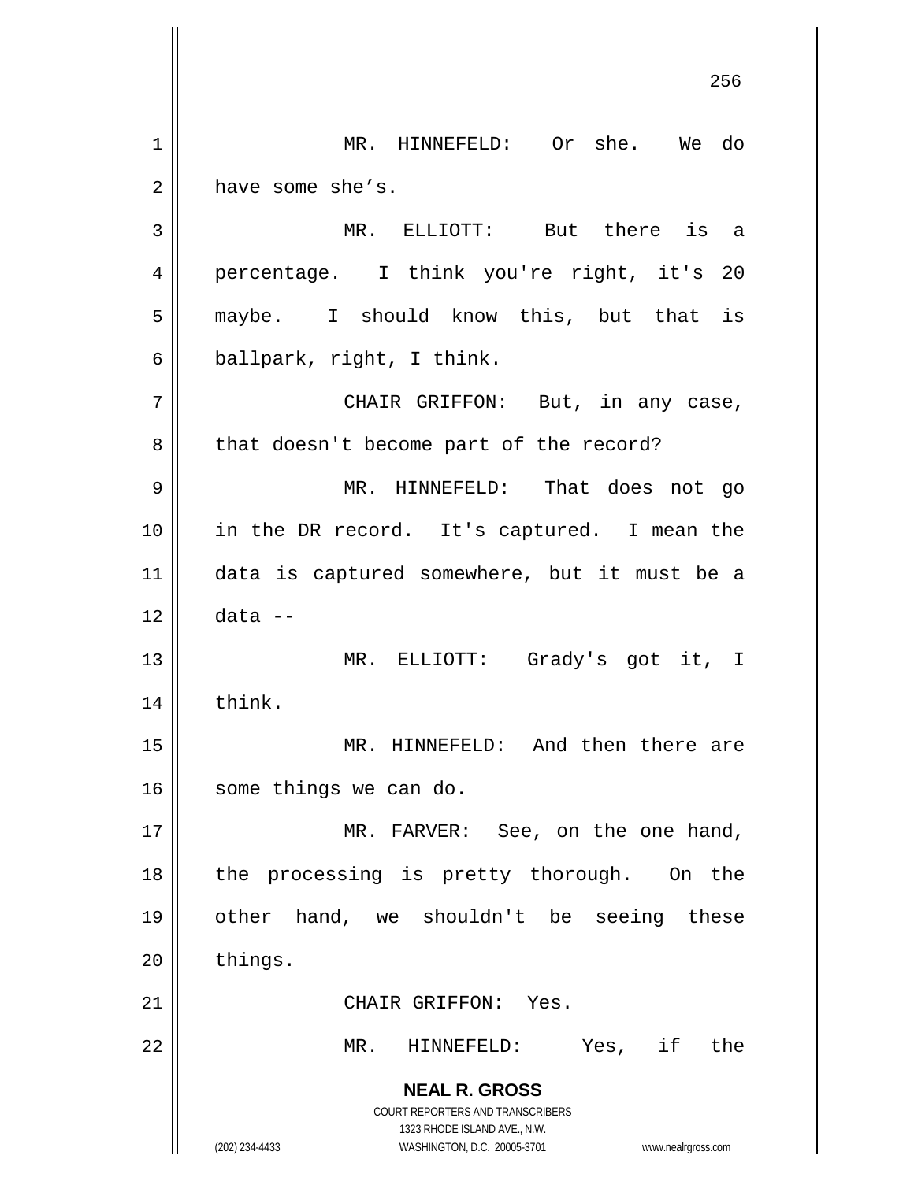MR. HINNEFELD: Or she. We do have some she's.

MR. ELLIOTT: But there is a percentage. I think you're right, it's 20 maybe. I should know this, but that is ballpark, right, I think.

CHAIR GRIFFON: But, in any case, that doesn't become part of the record?

MR. HINNEFELD: That does not go in the DR record. It's captured. I mean the data is captured somewhere, but it must be a data --

MR. ELLIOTT: Grady's got it, I think.

MR. HINNEFELD: And then there are some things we can do.

MR. FARVER: See, on the one hand, the processing is pretty thorough. On the other hand, we shouldn't be seeing these things.

CHAIR GRIFFON: Yes.

MR. HINNEFELD: Yes, if the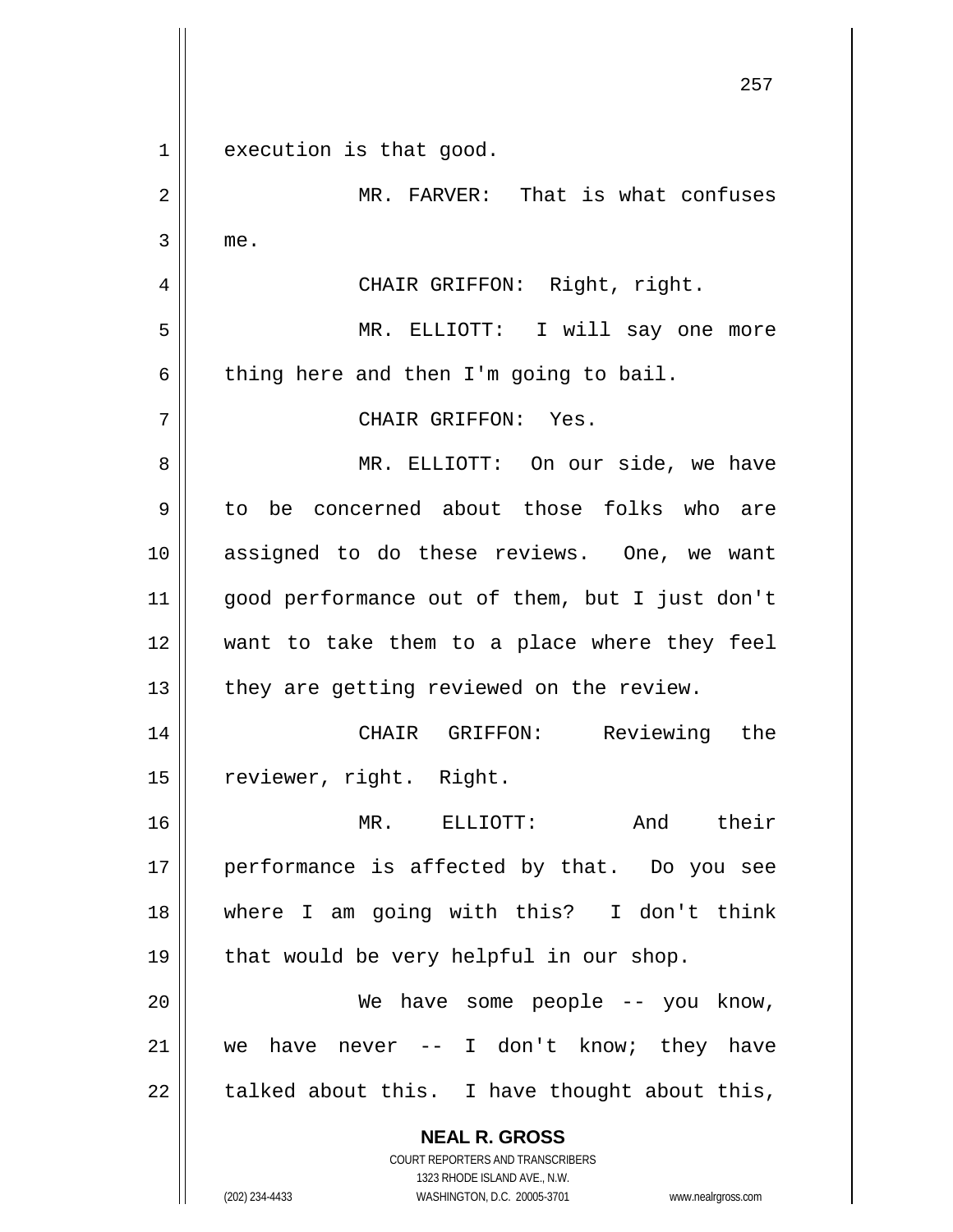execution is that good.

MR. FARVER: That is what confuses me.

CHAIR GRIFFON: Right, right.

MR. ELLIOTT: I will say one more thing here and then I'm going to bail.

CHAIR GRIFFON: Yes.

MR. ELLIOTT: On our side, we have to be concerned about those folks who are assigned to do these reviews. One, we want good performance out of them, but I just don't want to take them to a place where they feel they are getting reviewed on the review.

CHAIR GRIFFON: Reviewing the reviewer, right. Right.

MR. ELLIOTT: And their performance is affected by that. Do you see where I am going with this? I don't think that would be very helpful in our shop.

We have some people -- you know, we have never -- I don't know; they have talked about this. I have thought about this,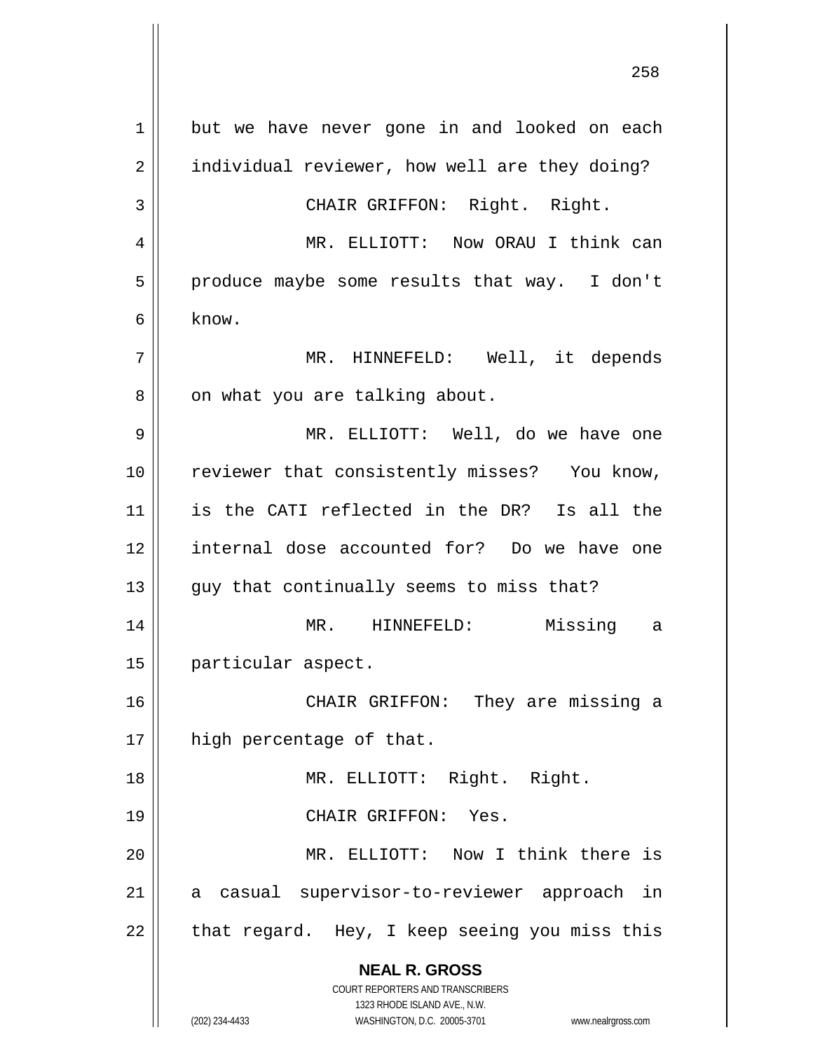but we have never gone in and looked on each individual reviewer, how well are they doing?

CHAIR GRIFFON: Right. Right.

MR. ELLIOTT: Now ORAU I think can produce maybe some results that way. I don't know.

MR. HINNEFELD: Well, it depends on what you are talking about.

MR. ELLIOTT: Well, do we have one reviewer that consistently misses? You know, is the CATI reflected in the DR? Is all the internal dose accounted for? Do we have one guy that continually seems to miss that?

MR. HINNEFELD: Missing a particular aspect.

CHAIR GRIFFON: They are missing a high percentage of that.

MR. ELLIOTT: Right. Right.

CHAIR GRIFFON: Yes.

MR. ELLIOTT: Now I think there is a casual supervisor-to-reviewer approach in that regard. Hey, I keep seeing you miss this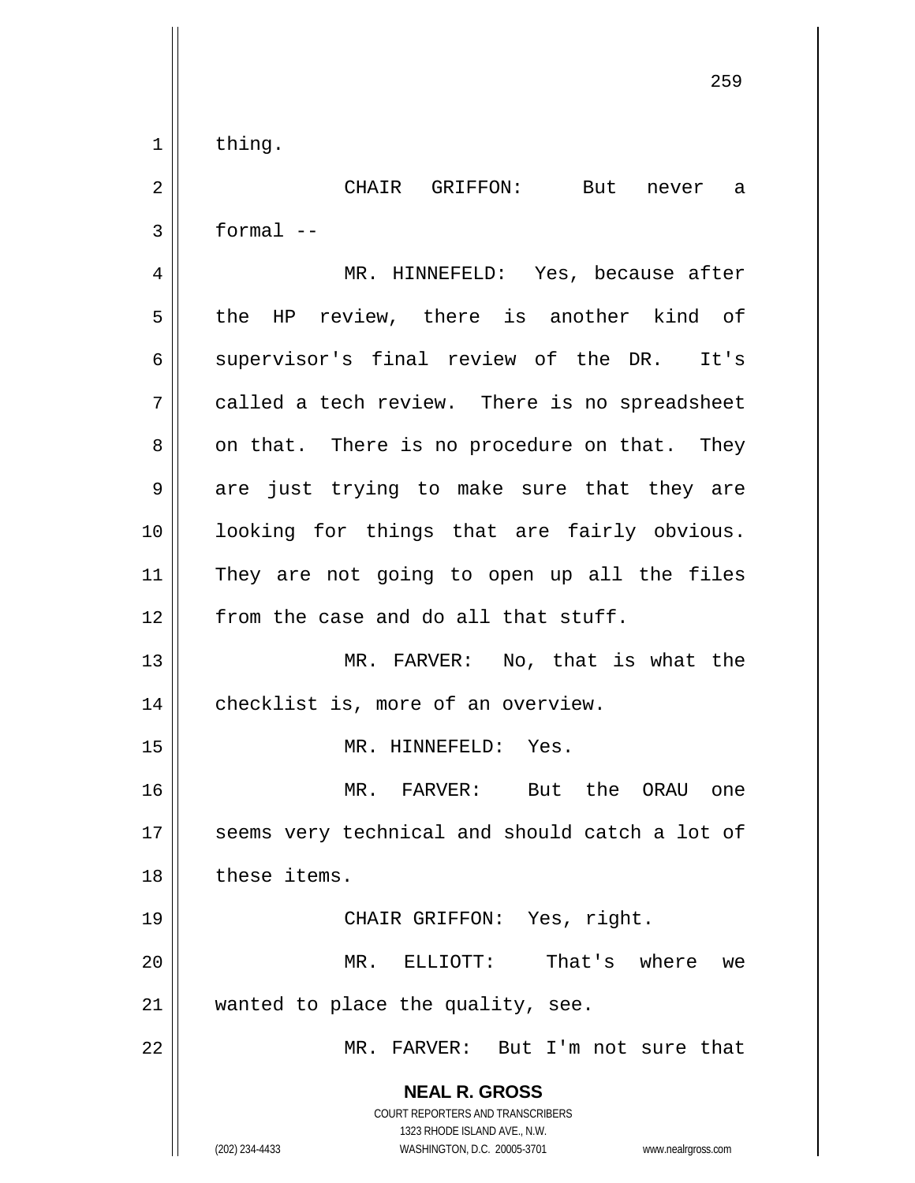thing.

CHAIR GRIFFON: But never a formal --

MR. HINNEFELD: Yes, because after the HP review, there is another kind of supervisor's final review of the DR. It's called a tech review. There is no spreadsheet on that. There is no procedure on that. They are just trying to make sure that they are looking for things that are fairly obvious. They are not going to open up all the files from the case and do all that stuff.

MR. FARVER: No, that is what the checklist is, more of an overview.

MR. HINNEFELD: Yes.

MR. FARVER: But the ORAU one seems very technical and should catch a lot of these items.

CHAIR GRIFFON: Yes, right.

MR. ELLIOTT: That's where we wanted to place the quality, see.

MR. FARVER: But I'm not sure that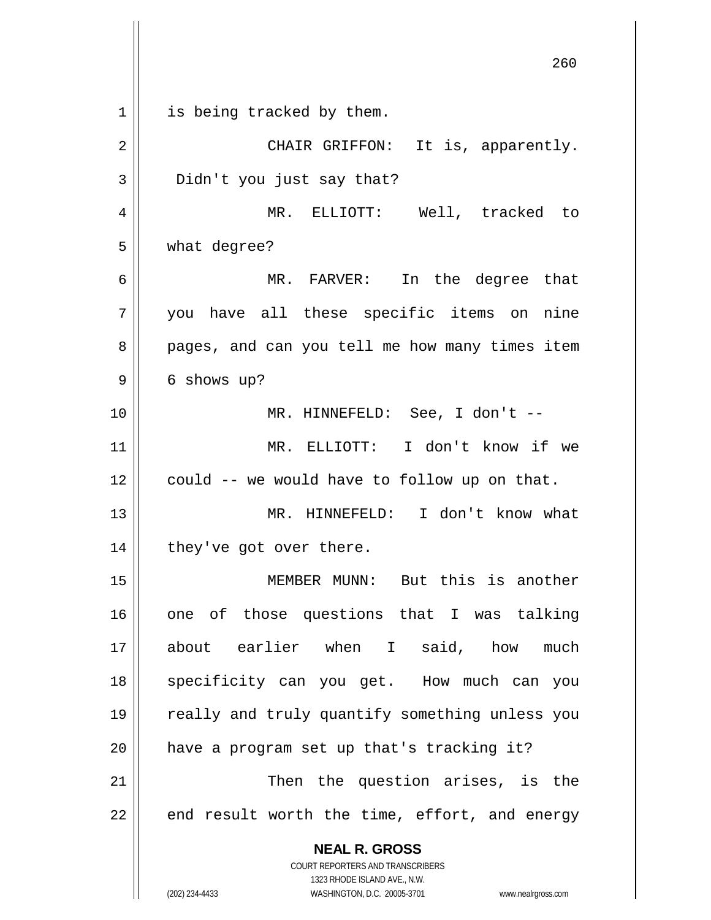is being tracked by them.

CHAIR GRIFFON: It is, apparently. Didn't you just say that?

MR. ELLIOTT: Well, tracked to what degree?

MR. FARVER: In the degree that you have all these specific items on nine pages, and can you tell me how many times item 6 shows up?

MR. HINNEFELD: See, I don't --

MR. ELLIOTT: I don't know if we could -- we would have to follow up on that.

MR. HINNEFELD: I don't know what they've got over there.

MEMBER MUNN: But this is another one of those questions that I was talking about earlier when I said, how much specificity can you get. How much can you really and truly quantify something unless you have a program set up that's tracking it?

Then the question arises, is the end result worth the time, effort, and energy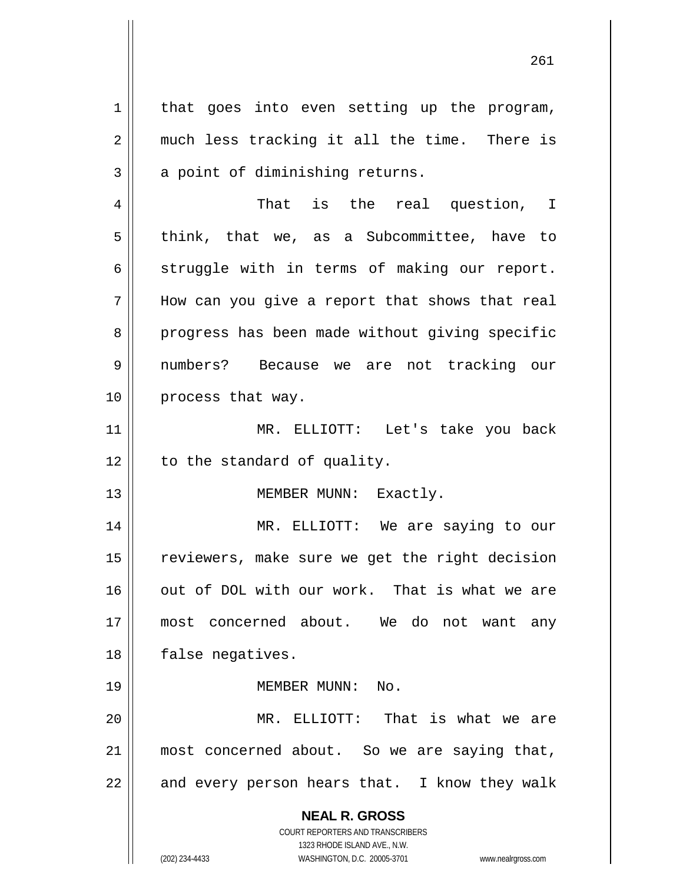that goes into even setting up the program, much less tracking it all the time. There is a point of diminishing returns.

That is the real question, I think, that we, as a Subcommittee, have to struggle with in terms of making our report. How can you give a report that shows that real progress has been made without giving specific numbers? Because we are not tracking our process that way.

MR. ELLIOTT: Let's take you back to the standard of quality.

MEMBER MUNN: Exactly.

MR. ELLIOTT: We are saying to our reviewers, make sure we get the right decision out of DOL with our work. That is what we are most concerned about. We do not want any false negatives.

MEMBER MUNN: No.

MR. ELLIOTT: That is what we are most concerned about. So we are saying that, and every person hears that. I know they walk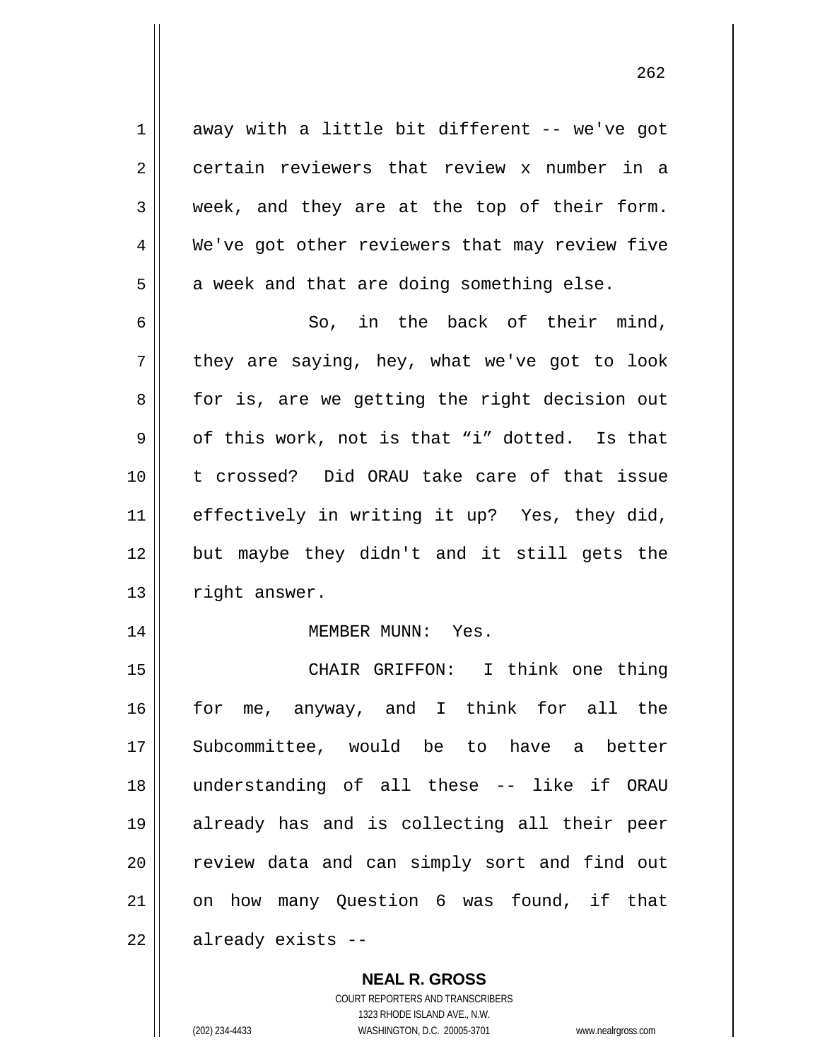away with a little bit different -- we've got certain reviewers that review x number in a week, and they are at the top of their form. We've got other reviewers that may review five a week and that are doing something else.

So, in the back of their mind, they are saying, hey, what we've got to look for is, are we getting the right decision out of this work, not is that "i" dotted. Is that t crossed? Did ORAU take care of that issue effectively in writing it up? Yes, they did, but maybe they didn't and it still gets the right answer.

MEMBER MUNN: Yes.

CHAIR GRIFFON: I think one thing for me, anyway, and I think for all the Subcommittee, would be to have a better understanding of all these -- like if ORAU already has and is collecting all their peer review data and can simply sort and find out on how many Question 6 was found, if that already exists --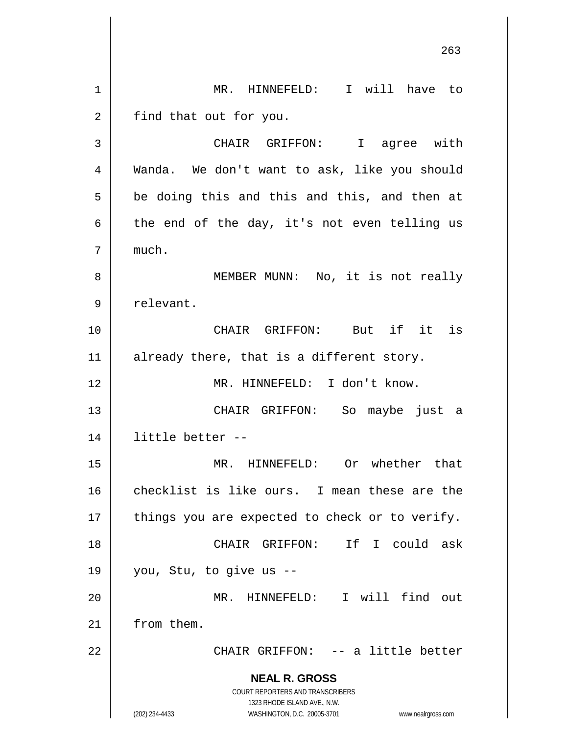MR. HINNEFELD: I will have to find that out for you.

CHAIR GRIFFON: I agree with Wanda. We don't want to ask, like you should be doing this and this and this, and then at the end of the day, it's not even telling us much.

MEMBER MUNN: No, it is not really relevant.

CHAIR GRIFFON: But if it is already there, that is a different story.

MR. HINNEFELD: I don't know.

CHAIR GRIFFON: So maybe just a little better --

MR. HINNEFELD: Or whether that checklist is like ours. I mean these are the things you are expected to check or to verify.

CHAIR GRIFFON: If I could ask you, Stu, to give us --

MR. HINNEFELD: I will find out from them.

CHAIR GRIFFON: -- a little better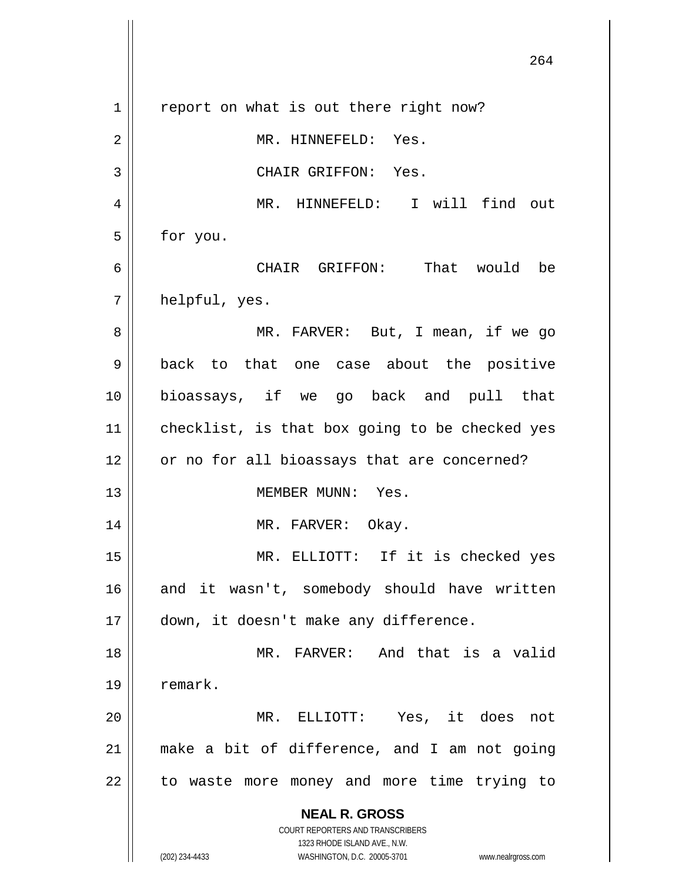report on what is out there right now?

MR. HINNEFELD: Yes.

CHAIR GRIFFON: Yes.

MR. HINNEFELD: I will find out for you.

CHAIR GRIFFON: That would be helpful, yes.

MR. FARVER: But, I mean, if we go back to that one case about the positive bioassays, if we go back and pull that checklist, is that box going to be checked yes or no for all bioassays that are concerned?

MEMBER MUNN: Yes.

MR. FARVER: Okay.

MR. ELLIOTT: If it is checked yes and it wasn't, somebody should have written down, it doesn't make any difference.

MR. FARVER: And that is a valid remark.

MR. ELLIOTT: Yes, it does not make a bit of difference, and I am not going to waste more money and more time trying to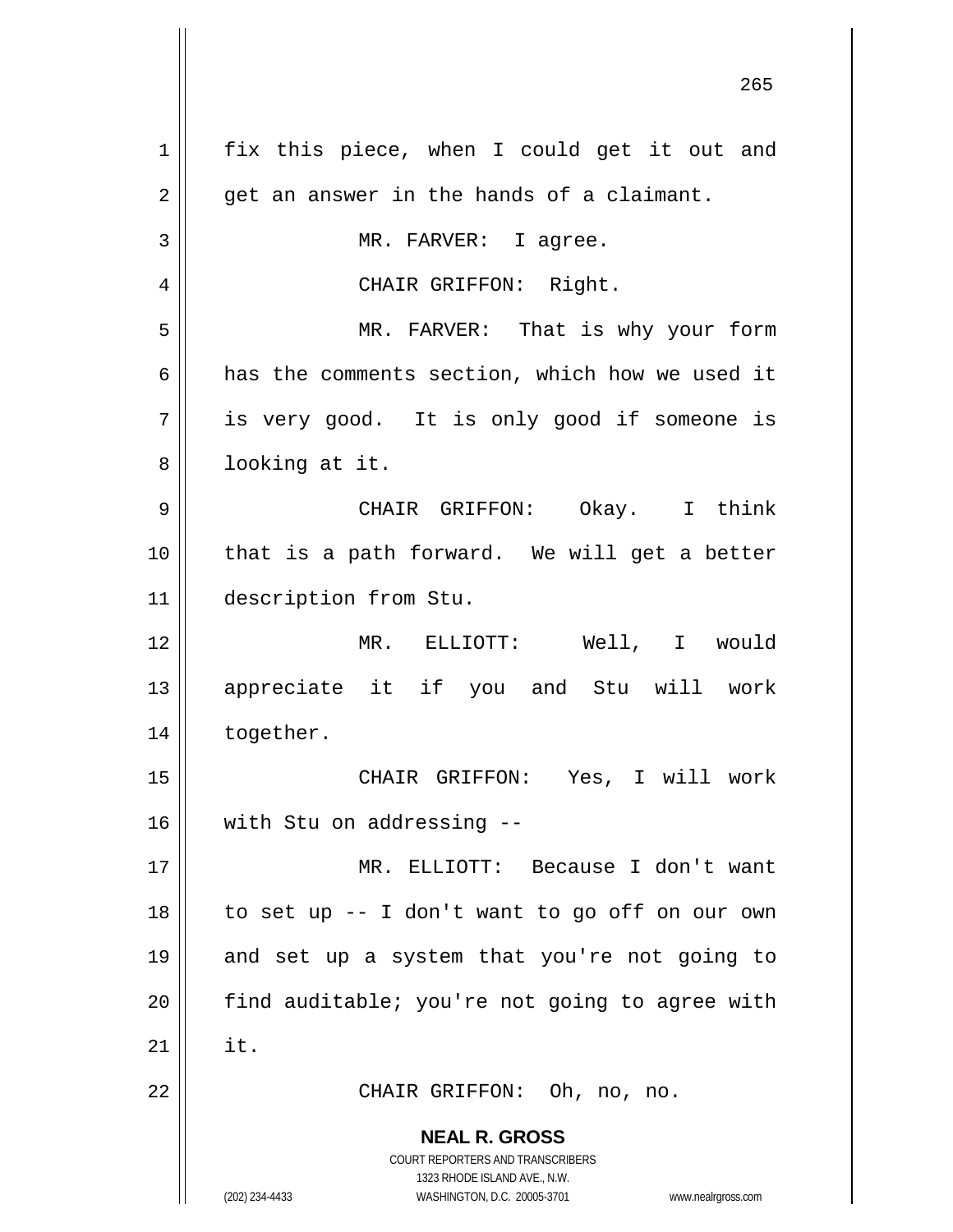fix this piece, when I could get it out and get an answer in the hands of a claimant.

MR. FARVER: I agree.

CHAIR GRIFFON: Right.

MR. FARVER: That is why your form has the comments section, which how we used it is very good. It is only good if someone is looking at it.

CHAIR GRIFFON: Okay. I think that is a path forward. We will get a better description from Stu.

MR. ELLIOTT: Well, I would appreciate it if you and Stu will work together.

CHAIR GRIFFON: Yes, I will work with Stu on addressing --

MR. ELLIOTT: Because I don't want to set up -- I don't want to go off on our own and set up a system that you're not going to find auditable; you're not going to agree with it.

CHAIR GRIFFON: Oh, no, no.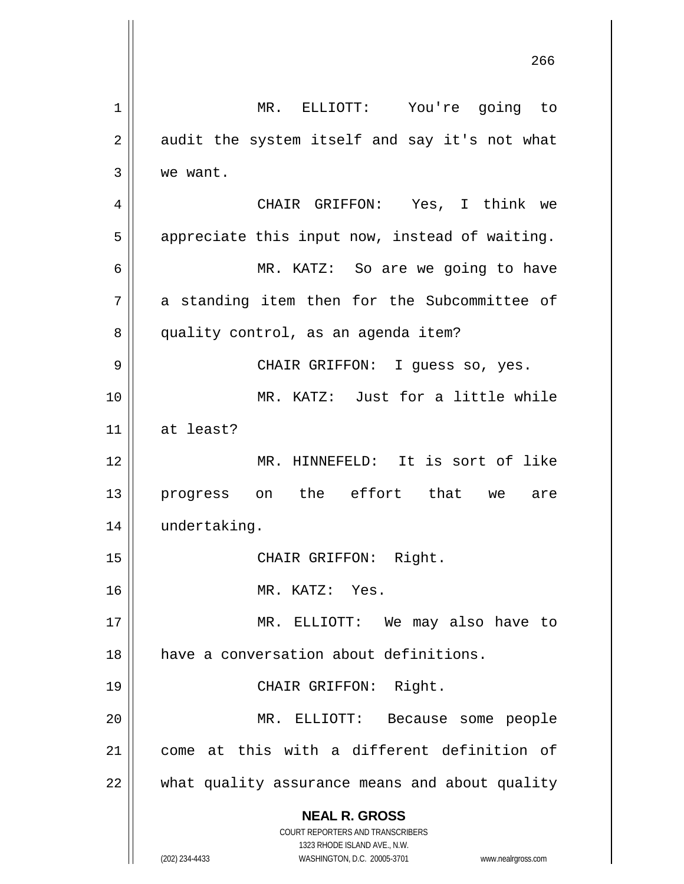MR. ELLIOTT: You're going to audit the system itself and say it's not what we want.

CHAIR GRIFFON: Yes, I think we appreciate this input now, instead of waiting.

MR. KATZ: So are we going to have a standing item then for the Subcommittee of quality control, as an agenda item?

CHAIR GRIFFON: I guess so, yes.

MR. KATZ: Just for a little while at least?

MR. HINNEFELD: It is sort of like progress on the effort that we are undertaking.

CHAIR GRIFFON: Right.

MR. KATZ: Yes.

MR. ELLIOTT: We may also have to have a conversation about definitions.

CHAIR GRIFFON: Right.

MR. ELLIOTT: Because some people come at this with a different definition of what quality assurance means and about quality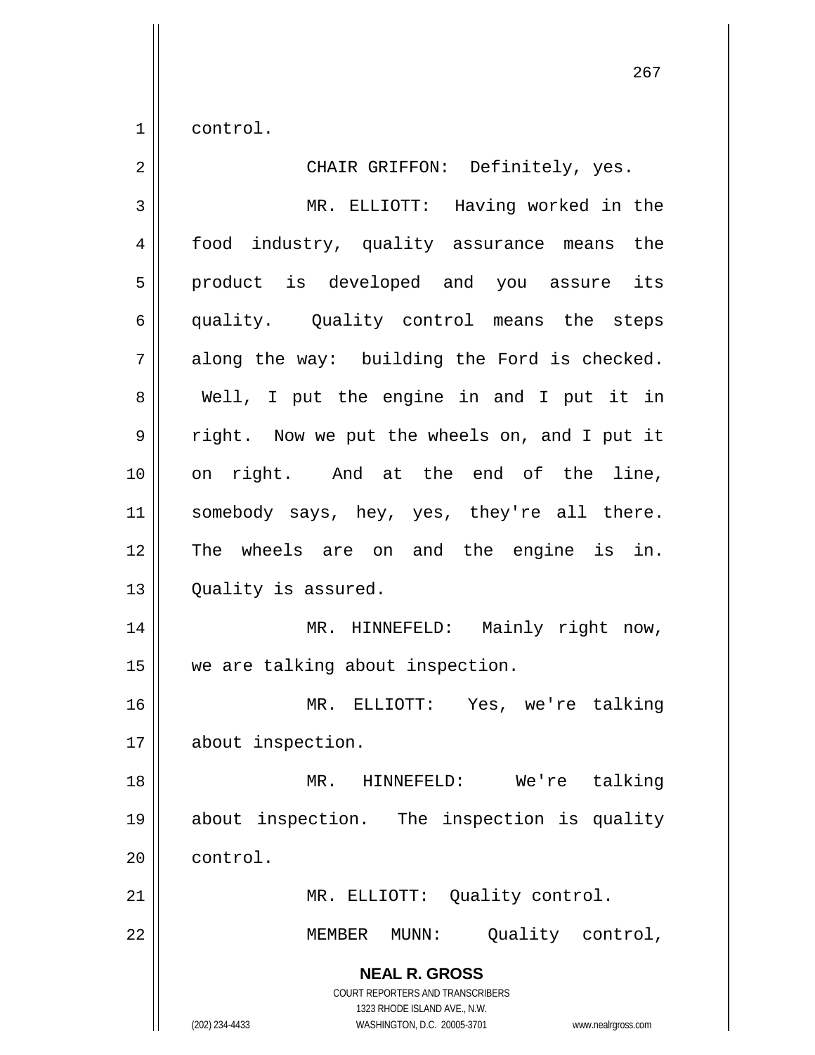control.

CHAIR GRIFFON: Definitely, yes.

MR. ELLIOTT: Having worked in the food industry, quality assurance means the product is developed and you assure its quality. Quality control means the steps along the way: building the Ford is checked. Well, I put the engine in and I put it in right. Now we put the wheels on, and I put it on right. And at the end of the line, somebody says, hey, yes, they're all there. The wheels are on and the engine is in. Quality is assured.

MR. HINNEFELD: Mainly right now, we are talking about inspection.

MR. ELLIOTT: Yes, we're talking about inspection.

MR. HINNEFELD: We're talking about inspection. The inspection is quality control.

MR. ELLIOTT: Quality control.

MEMBER MUNN: Quality control,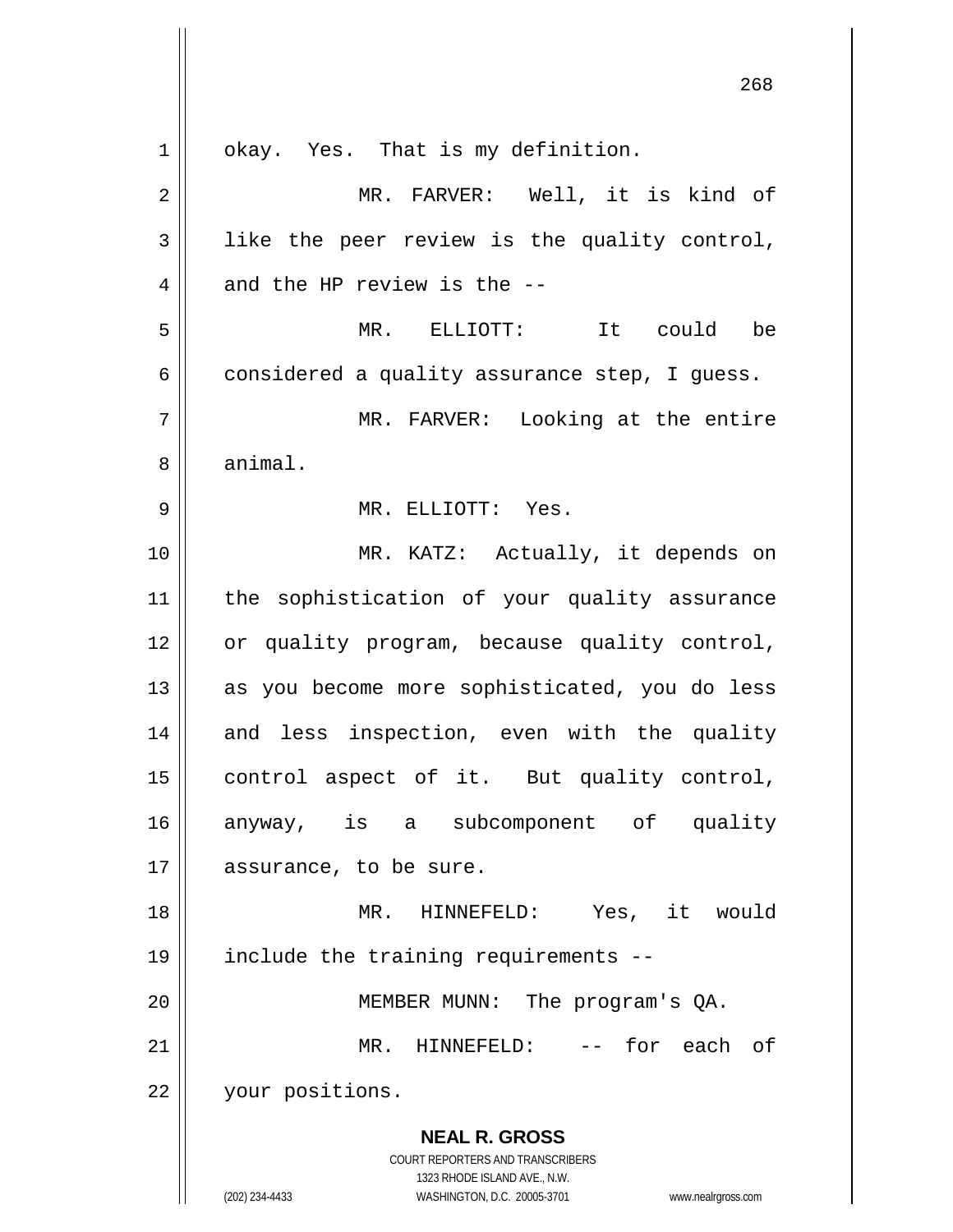okay. Yes. That is my definition.

MR. FARVER: Well, it is kind of like the peer review is the quality control, and the HP review is the --

MR. ELLIOTT: It could be considered a quality assurance step, I guess.

MR. FARVER: Looking at the entire animal.

MR. ELLIOTT: Yes.

MR. KATZ: Actually, it depends on the sophistication of your quality assurance or quality program, because quality control, as you become more sophisticated, you do less and less inspection, even with the quality control aspect of it. But quality control, anyway, is a subcomponent of quality assurance, to be sure.

MR. HINNEFELD: Yes, it would include the training requirements --

MEMBER MUNN: The program's QA.

MR. HINNEFELD: -- for each of your positions.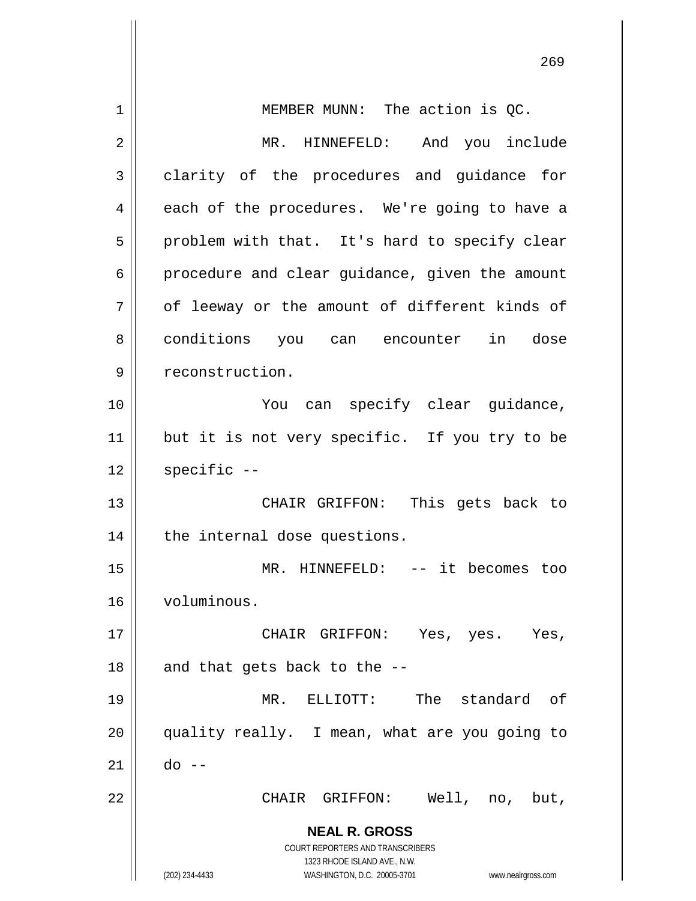MEMBER MUNN: The action is QC.

MR. HINNEFELD: And you include clarity of the procedures and guidance for each of the procedures. We're going to have a problem with that. It's hard to specify clear procedure and clear guidance, given the amount of leeway or the amount of different kinds of conditions you can encounter in dose reconstruction.

You can specify clear guidance, but it is not very specific. If you try to be specific --

CHAIR GRIFFON: This gets back to the internal dose questions.

MR. HINNEFELD: -- it becomes too voluminous.

CHAIR GRIFFON: Yes, yes. Yes, and that gets back to the --

MR. ELLIOTT: The standard of quality really. I mean, what are you going to do --

CHAIR GRIFFON: Well, no, but,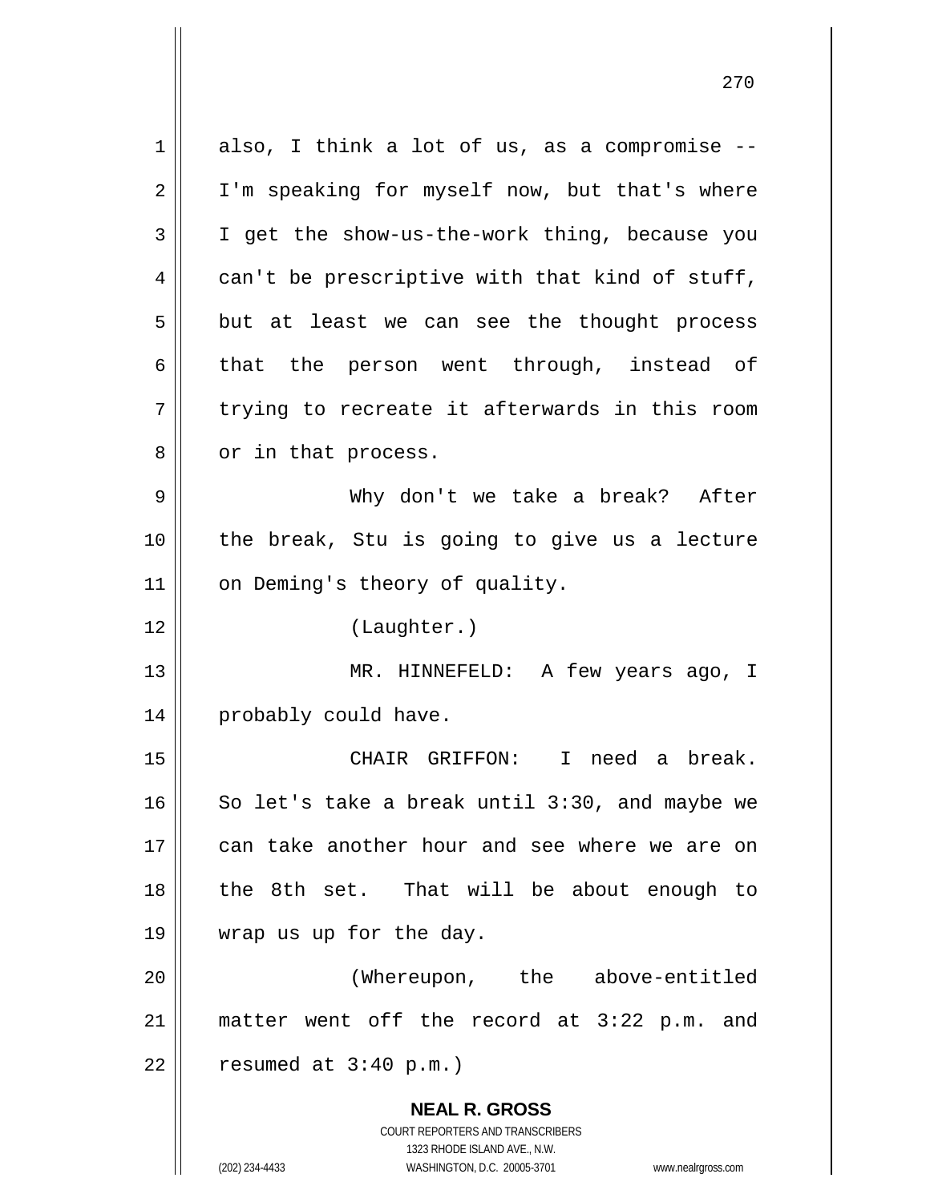also, I think a lot of us, as a compromise -- I'm speaking for myself now, but that's where I get the show-us-the-work thing, because you can't be prescriptive with that kind of stuff, but at least we can see the thought process that the person went through, instead of trying to recreate it afterwards in this room or in that process.

Why don't we take a break? After the break, Stu is going to give us a lecture on Deming's theory of quality.

(Laughter.)

MR. HINNEFELD: A few years ago, I probably could have.

CHAIR GRIFFON: I need a break. So let's take a break until 3:30, and maybe we can take another hour and see where we are on the 8th set. That will be about enough to wrap us up for the day.

(Whereupon, the above-entitled matter went off the record at 3:22 p.m. and resumed at 3:40 p.m.)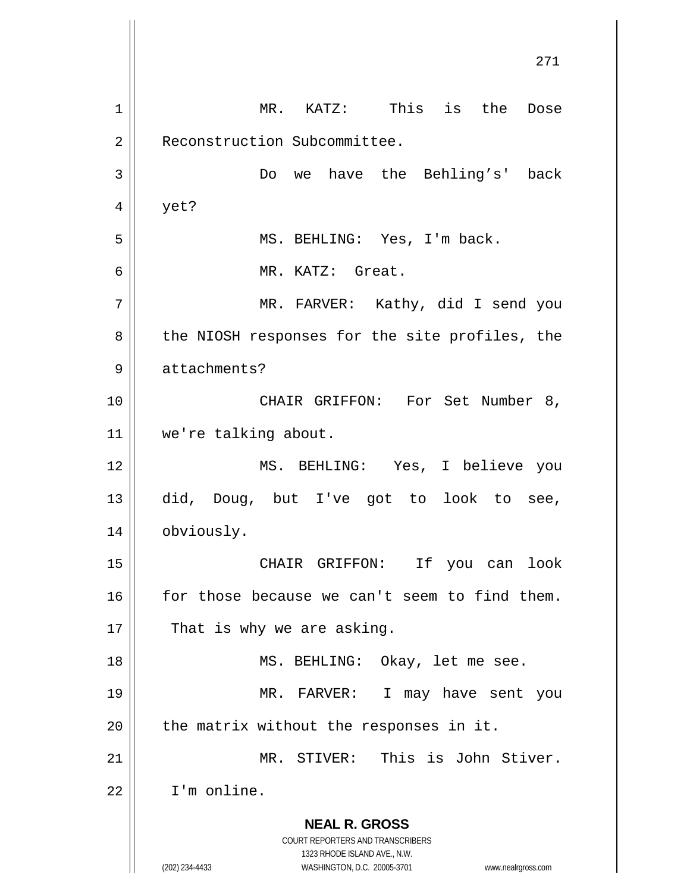MR. KATZ: This is the Dose Reconstruction Subcommittee.

Do we have the Behling’s' back yet?

MS. BEHLING: Yes, I'm back.

MR. KATZ: Great.

MR. FARVER: Kathy, did I send you the NIOSH responses for the site profiles, the attachments?

CHAIR GRIFFON: For Set Number 8, we're talking about.

MS. BEHLING: Yes, I believe you did, Doug, but I've got to look to see, obviously.

CHAIR GRIFFON: If you can look for those because we can't seem to find them. That is why we are asking.

MS. BEHLING: Okay, let me see.

MR. FARVER: I may have sent you the matrix without the responses in it.

MR. STIVER: This is John Stiver. I'm online.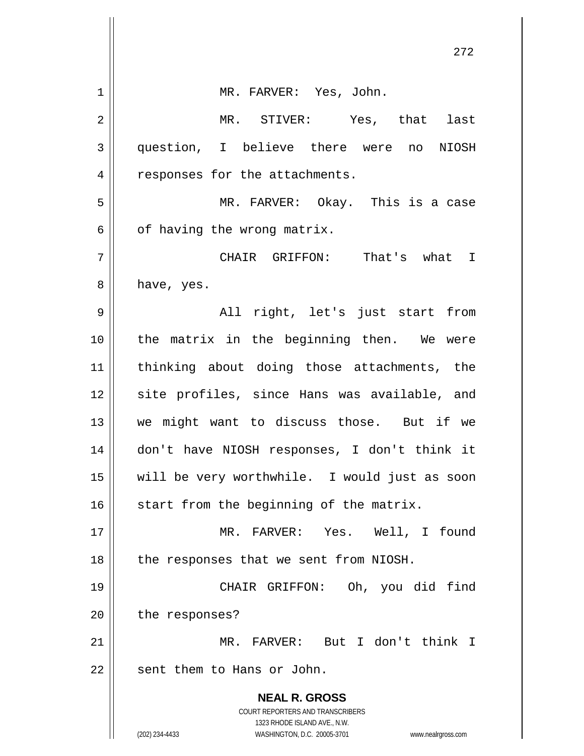MR. FARVER: Yes, John.

MR. STIVER: Yes, that last question, I believe there were no NIOSH responses for the attachments.

MR. FARVER: Okay. This is a case of having the wrong matrix.

CHAIR GRIFFON: That's what I have, yes.

All right, let's just start from the matrix in the beginning then. We were thinking about doing those attachments, the site profiles, since Hans was available, and we might want to discuss those. But if we don't have NIOSH responses, I don't think it will be very worthwhile. I would just as soon start from the beginning of the matrix.

MR. FARVER: Yes. Well, I found the responses that we sent from NIOSH.

CHAIR GRIFFON: Oh, you did find the responses?

MR. FARVER: But I don't think I sent them to Hans or John.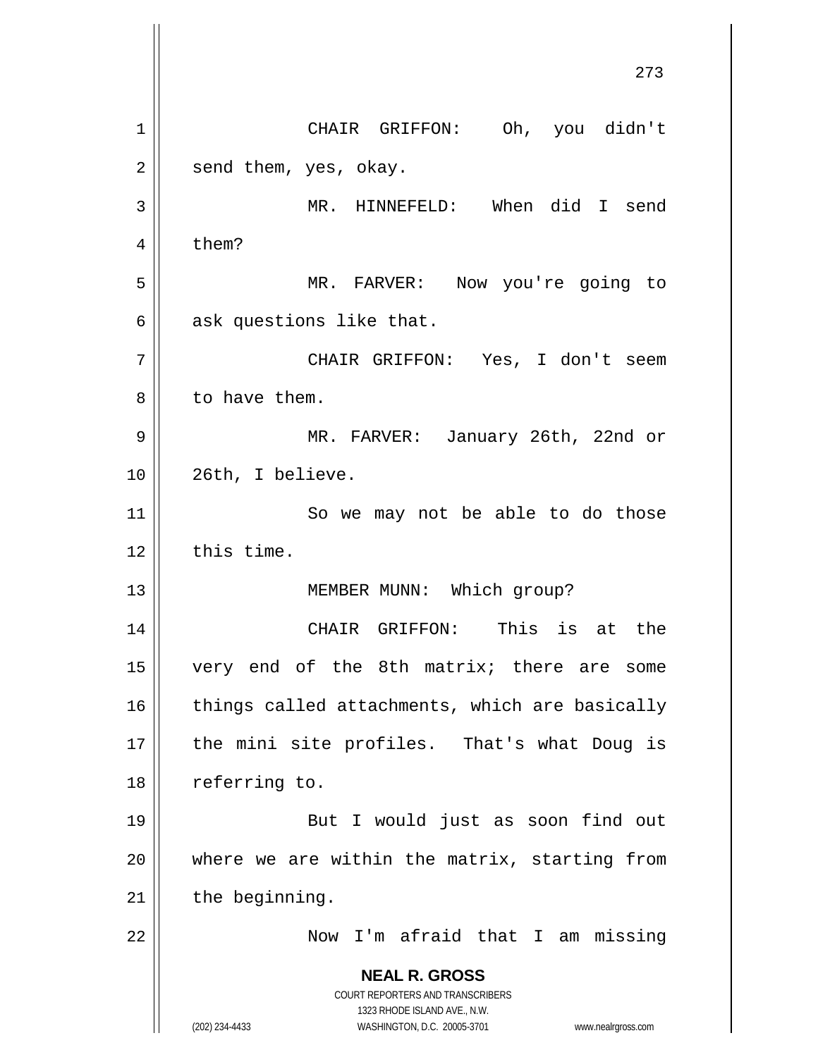CHAIR GRIFFON: Oh, you didn't send them, yes, okay.

MR. HINNEFELD: When did I send them?

MR. FARVER: Now you're going to ask questions like that.

CHAIR GRIFFON: Yes, I don't seem to have them.

MR. FARVER: January 26th, 22nd or 26th, I believe.

So we may not be able to do those this time.

MEMBER MUNN: Which group?

CHAIR GRIFFON: This is at the very end of the 8th matrix; there are some things called attachments, which are basically the mini site profiles. That's what Doug is referring to.

But I would just as soon find out where we are within the matrix, starting from the beginning.

Now I'm afraid that I am missing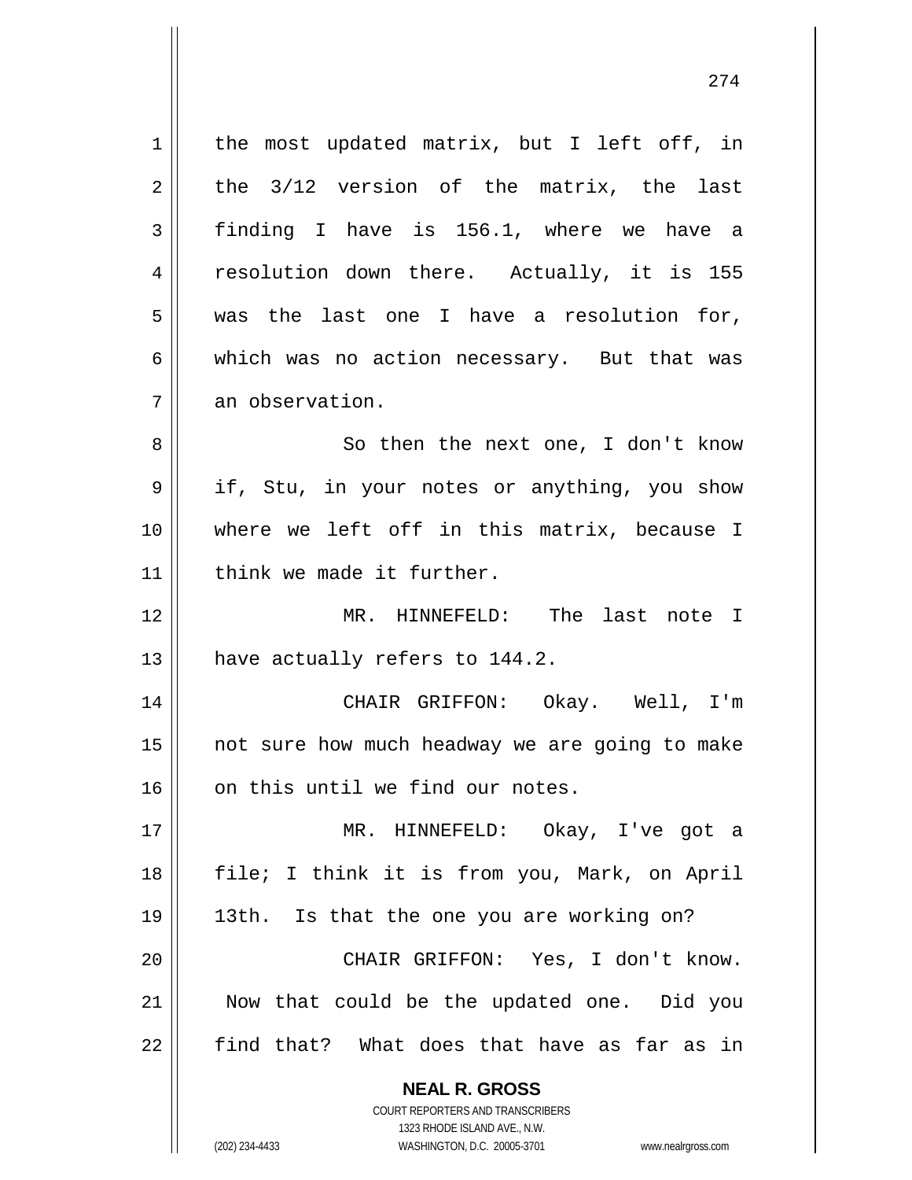the most updated matrix, but I left off, in the 3/12 version of the matrix, the last finding I have is 156.1, where we have a resolution down there. Actually, it is 155 was the last one I have a resolution for, which was no action necessary. But that was an observation.

So then the next one, I don't know if, Stu, in your notes or anything, you show where we left off in this matrix, because I think we made it further.

MR. HINNEFELD: The last note I have actually refers to 144.2.

CHAIR GRIFFON: Okay. Well, I'm not sure how much headway we are going to make on this until we find our notes.

MR. HINNEFELD: Okay, I've got a file; I think it is from you, Mark, on April 13th. Is that the one you are working on?

CHAIR GRIFFON: Yes, I don't know. Now that could be the updated one. Did you find that? What does that have as far as in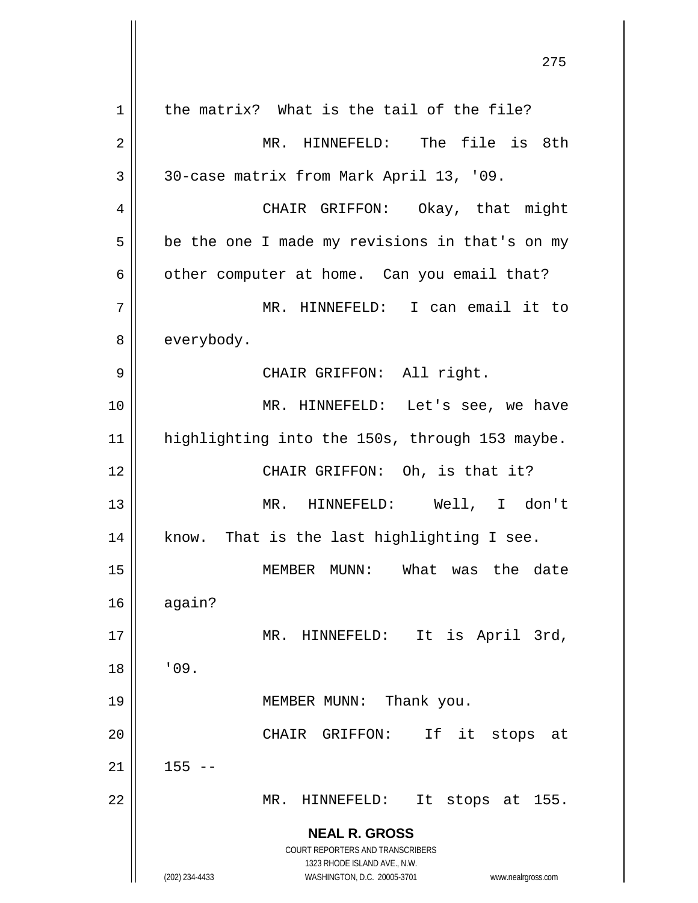the matrix? What is the tail of the file?

MR. HINNEFELD: The file is 8th 30-case matrix from Mark April 13, '09.

CHAIR GRIFFON: Okay, that might be the one I made my revisions in that's on my other computer at home. Can you email that?

MR. HINNEFELD: I can email it to everybody.

CHAIR GRIFFON: All right.

MR. HINNEFELD: Let's see, we have highlighting into the 150s, through 153 maybe.

CHAIR GRIFFON: Oh, is that it?

MR. HINNEFELD: Well, I don't know. That is the last highlighting I see.

MEMBER MUNN: What was the date again?

MR. HINNEFELD: It is April 3rd, '09.

MEMBER MUNN: Thank you.

CHAIR GRIFFON: If it stops at 155 --

MR. HINNEFELD: It stops at 155.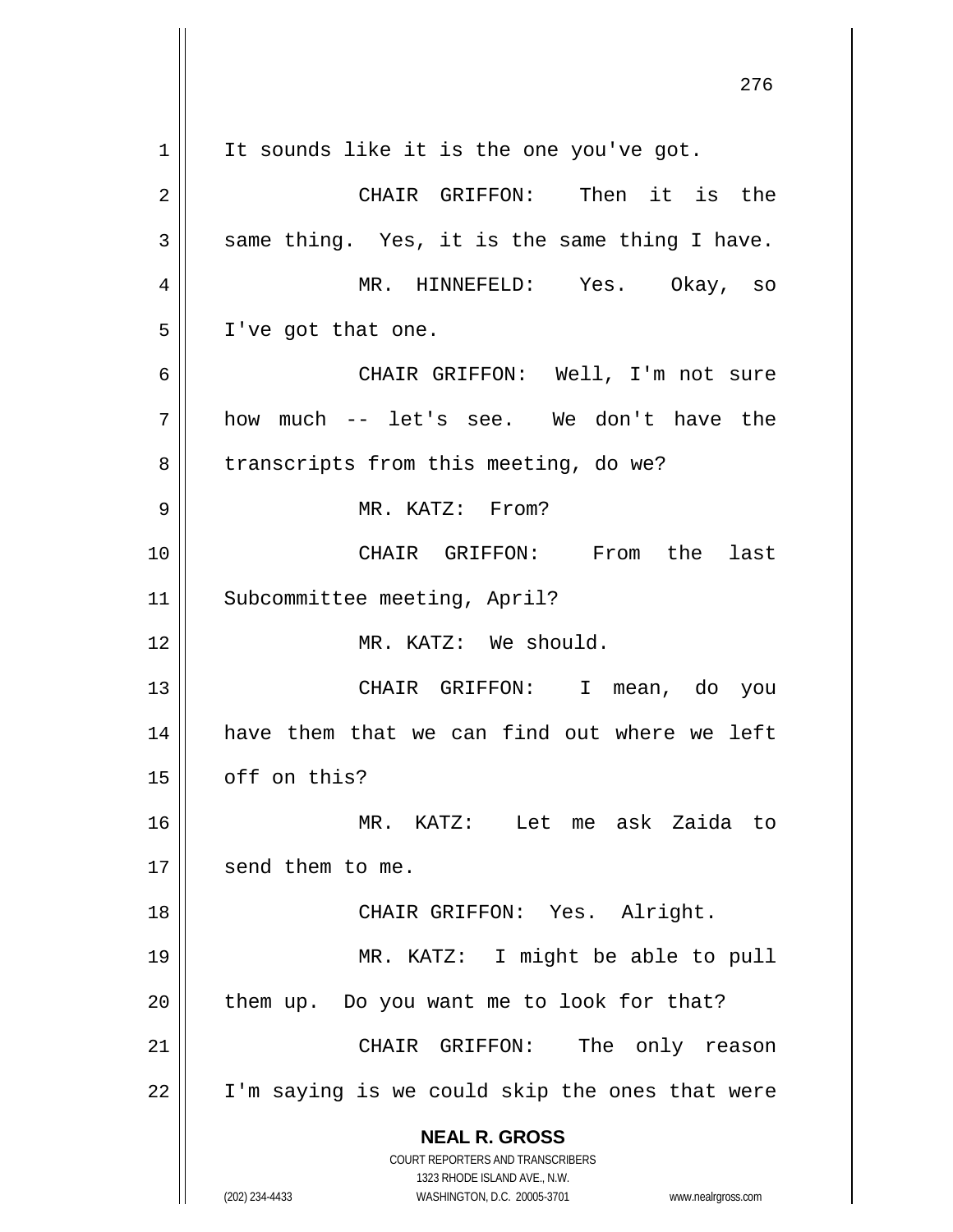It sounds like it is the one you've got.

CHAIR GRIFFON: Then it is the same thing. Yes, it is the same thing I have.

MR. HINNEFELD: Yes. Okay, so I've got that one.

CHAIR GRIFFON: Well, I'm not sure how much -- let's see. We don't have the transcripts from this meeting, do we?

MR. KATZ: From?

CHAIR GRIFFON: From the last Subcommittee meeting, April?

MR. KATZ: We should.

CHAIR GRIFFON: I mean, do you have them that we can find out where we left off on this?

MR. KATZ: Let me ask Zaida to send them to me.

CHAIR GRIFFON: Yes. Alright.

MR. KATZ: I might be able to pull them up. Do you want me to look for that?

CHAIR GRIFFON: The only reason I'm saying is we could skip the ones that were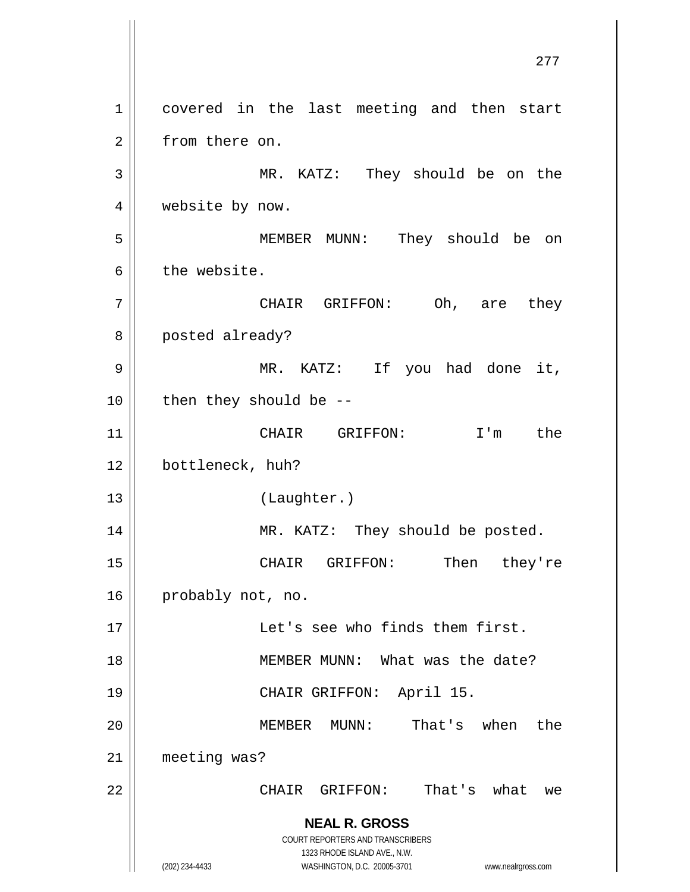covered in the last meeting and then start from there on.

MR. KATZ: They should be on the website by now.

MEMBER MUNN: They should be on the website.

CHAIR GRIFFON: Oh, are they posted already?

MR. KATZ: If you had done it, then they should be --

CHAIR GRIFFON: I'm the bottleneck, huh?

(Laughter.)

MR. KATZ: They should be posted.

CHAIR GRIFFON: Then they're probably not, no.

Let's see who finds them first.

MEMBER MUNN: What was the date?

CHAIR GRIFFON: April 15.

MEMBER MUNN: That's when the meeting was?

CHAIR GRIFFON: That's what we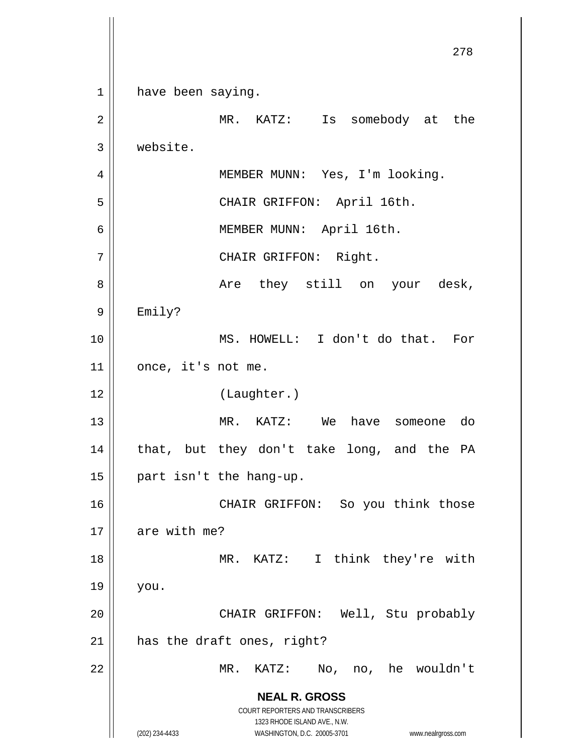have been saying.

MR. KATZ: Is somebody at the website.

MEMBER MUNN: Yes, I'm looking.

CHAIR GRIFFON: April 16th.

MEMBER MUNN: April 16th.

CHAIR GRIFFON: Right.

Are they still on your desk, Emily?

MS. HOWELL: I don't do that. For once, it's not me.

(Laughter.)

MR. KATZ: We have someone do that, but they don't take long, and the PA part isn't the hang-up.

CHAIR GRIFFON: So you think those are with me?

MR. KATZ: I think they're with you.

CHAIR GRIFFON: Well, Stu probably has the draft ones, right?

MR. KATZ: No, no, he wouldn't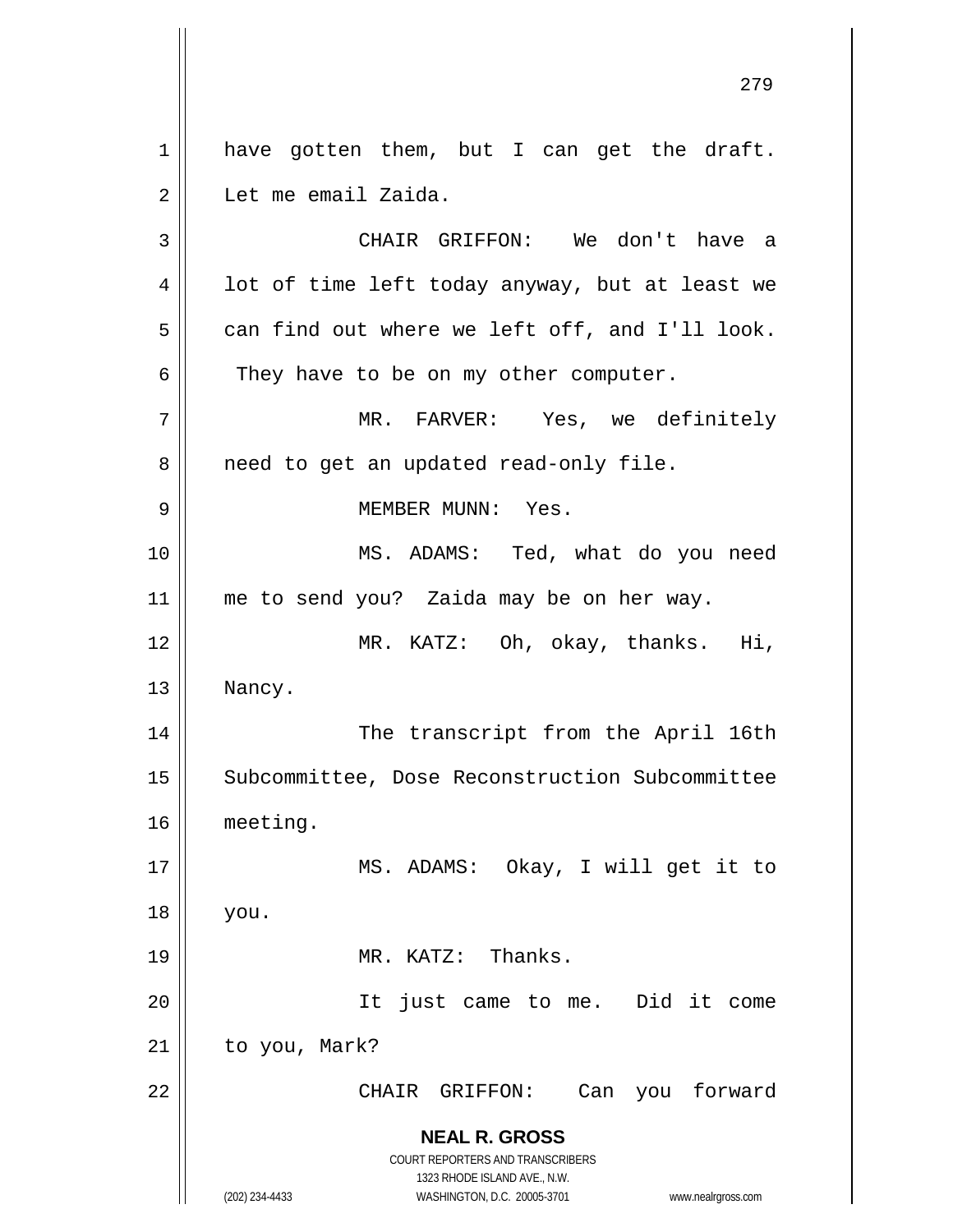have gotten them, but I can get the draft. Let me email Zaida.

CHAIR GRIFFON: We don't have a lot of time left today anyway, but at least we can find out where we left off, and I'll look. They have to be on my other computer.

MR. FARVER: Yes, we definitely need to get an updated read-only file.

MEMBER MUNN: Yes.

MS. ADAMS: Ted, what do you need me to send you? Zaida may be on her way.

MR. KATZ: Oh, okay, thanks. Hi, Nancy.

The transcript from the April 16th Subcommittee, Dose Reconstruction Subcommittee meeting.

MS. ADAMS: Okay, I will get it to you.

MR. KATZ: Thanks.

It just came to me. Did it come to you, Mark?

CHAIR GRIFFON: Can you forward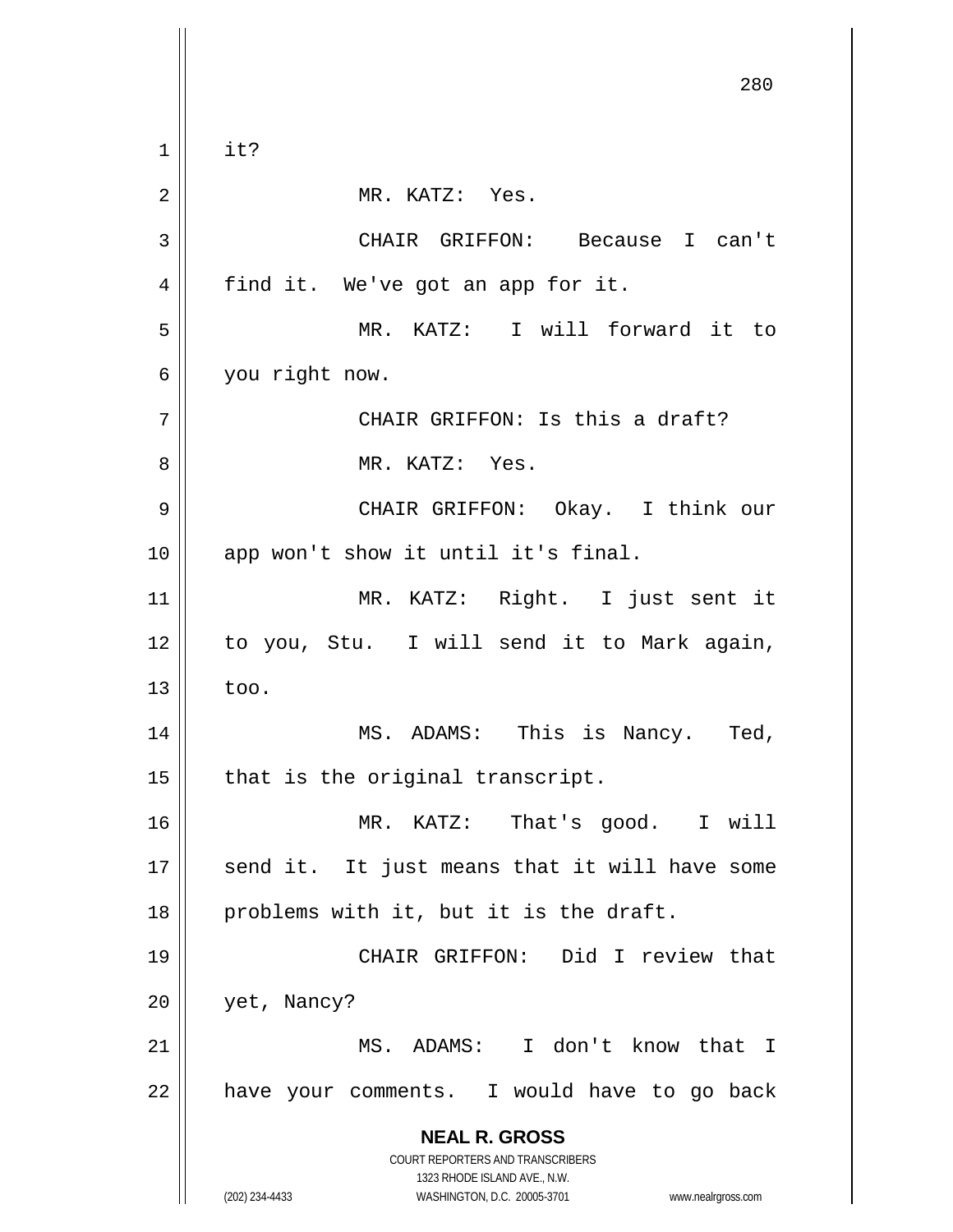it?

MR. KATZ: Yes.

CHAIR GRIFFON: Because I can't find it. We've got an app for it.

MR. KATZ: I will forward it to you right now.

CHAIR GRIFFON: Is this a draft?

MR. KATZ: Yes.

CHAIR GRIFFON: Okay. I think our app won't show it until it's final.

MR. KATZ: Right. I just sent it to you, Stu. I will send it to Mark again, too.

MS. ADAMS: This is Nancy. Ted, that is the original transcript.

MR. KATZ: That's good. I will send it. It just means that it will have some problems with it, but it is the draft.

CHAIR GRIFFON: Did I review that yet, Nancy?

MS. ADAMS: I don't know that I have your comments. I would have to go back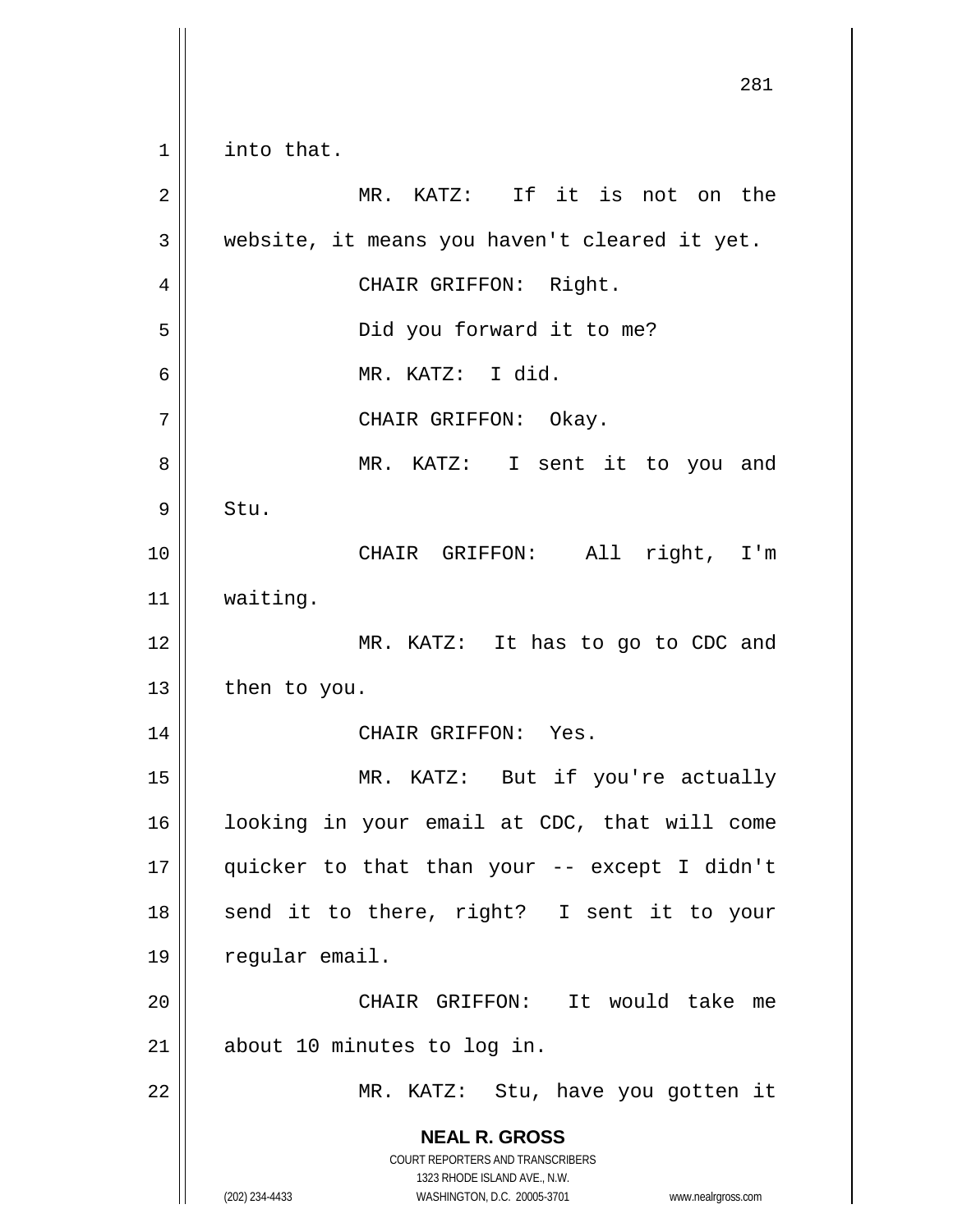into that.

MR. KATZ: If it is not on the website, it means you haven't cleared it yet.

CHAIR GRIFFON: Right.

Did you forward it to me?

MR. KATZ: I did.

CHAIR GRIFFON: Okay.

MR. KATZ: I sent it to you and Stu.

CHAIR GRIFFON: All right, I'm waiting.

MR. KATZ: It has to go to CDC and then to you.

CHAIR GRIFFON: Yes.

MR. KATZ: But if you're actually looking in your email at CDC, that will come quicker to that than your -- except I didn't send it to there, right? I sent it to your regular email.

CHAIR GRIFFON: It would take me about 10 minutes to log in.

MR. KATZ: Stu, have you gotten it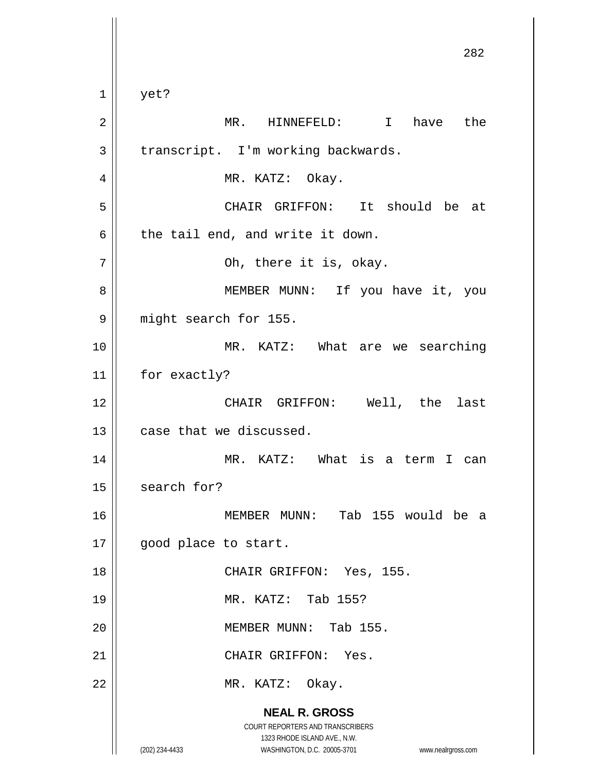yet?

MR. HINNEFELD: I have the transcript. I'm working backwards.

MR. KATZ: Okay.

CHAIR GRIFFON: It should be at the tail end, and write it down.

Oh, there it is, okay.

MEMBER MUNN: If you have it, you might search for 155.

MR. KATZ: What are we searching for exactly?

CHAIR GRIFFON: Well, the last case that we discussed.

MR. KATZ: What is a term I can search for?

MEMBER MUNN: Tab 155 would be a good place to start.

CHAIR GRIFFON: Yes, 155.

MR. KATZ: Tab 155?

MEMBER MUNN: Tab 155.

CHAIR GRIFFON: Yes.

MR. KATZ: Okay.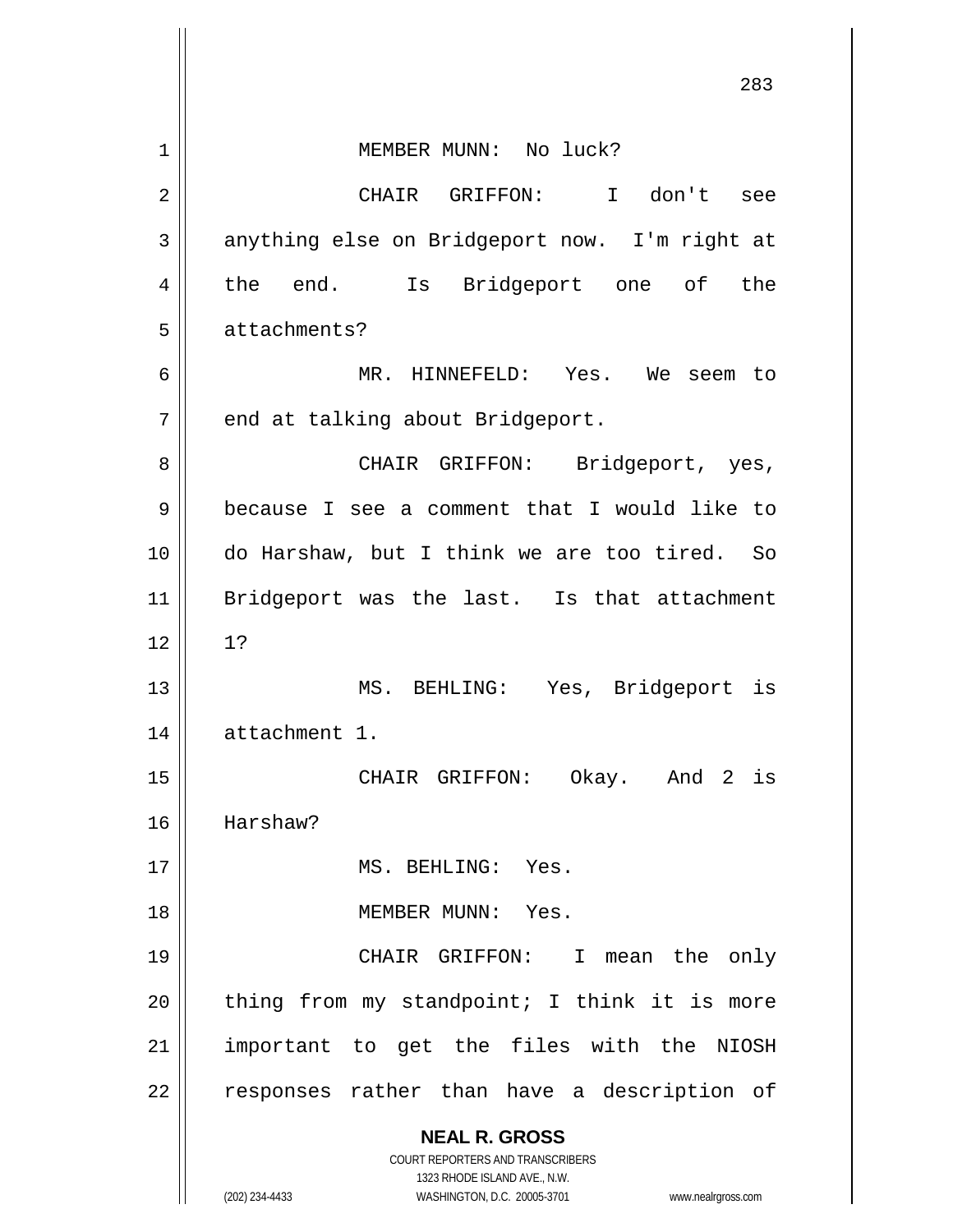MEMBER MUNN: No luck?

CHAIR GRIFFON: I don't see anything else on Bridgeport now. I'm right at the end. Is Bridgeport one of the attachments?

MR. HINNEFELD: Yes. We seem to end at talking about Bridgeport.

CHAIR GRIFFON: Bridgeport, yes, because I see a comment that I would like to do Harshaw, but I think we are too tired. So Bridgeport was the last. Is that attachment 1?

MS. BEHLING: Yes, Bridgeport is attachment 1.

CHAIR GRIFFON: Okay. And 2 is Harshaw?

MS. BEHLING: Yes.

MEMBER MUNN: Yes.

CHAIR GRIFFON: I mean the only thing from my standpoint; I think it is more important to get the files with the NIOSH responses rather than have a description of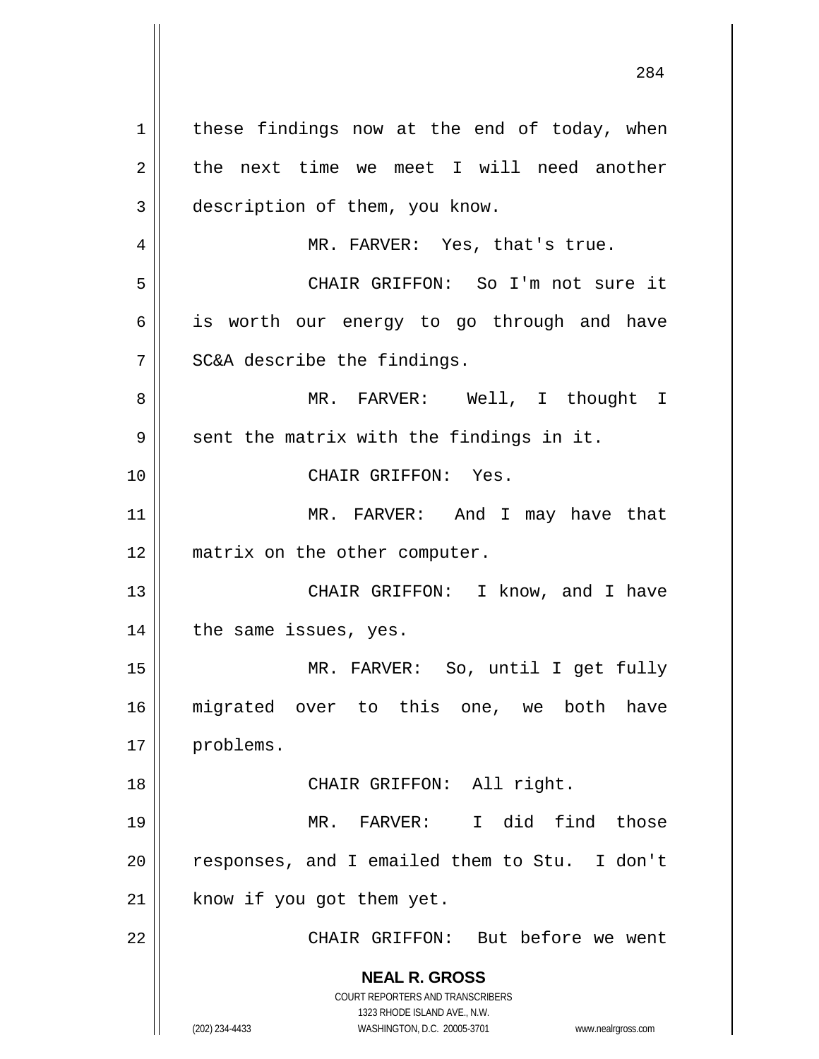these findings now at the end of today, when the next time we meet I will need another description of them, you know.

MR. FARVER: Yes, that's true.

CHAIR GRIFFON: So I'm not sure it is worth our energy to go through and have SC&A describe the findings.

MR. FARVER: Well, I thought I sent the matrix with the findings in it.

CHAIR GRIFFON: Yes.

MR. FARVER: And I may have that matrix on the other computer.

CHAIR GRIFFON: I know, and I have the same issues, yes.

MR. FARVER: So, until I get fully migrated over to this one, we both have problems.

CHAIR GRIFFON: All right.

MR. FARVER: I did find those responses, and I emailed them to Stu. I don't know if you got them yet.

CHAIR GRIFFON: But before we went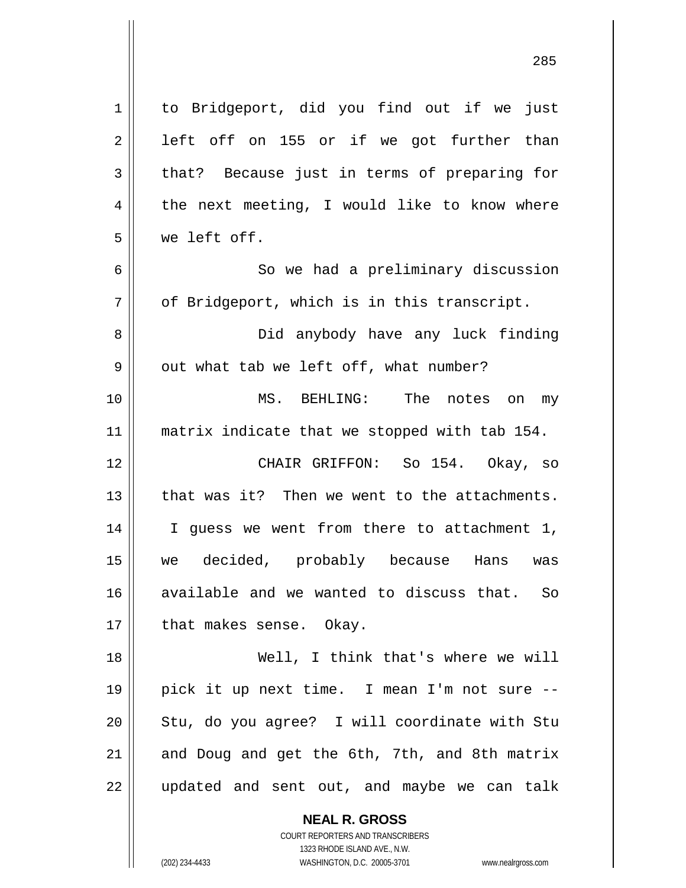to Bridgeport, did you find out if we just left off on 155 or if we got further than that? Because just in terms of preparing for the next meeting, I would like to know where we left off.

So we had a preliminary discussion of Bridgeport, which is in this transcript.

Did anybody have any luck finding out what tab we left off, what number?

MS. BEHLING: The notes on my matrix indicate that we stopped with tab 154.

CHAIR GRIFFON: So 154. Okay, so that was it? Then we went to the attachments. I guess we went from there to attachment 1, we decided, probably because Hans was available and we wanted to discuss that. So that makes sense. Okay.

Well, I think that's where we will pick it up next time. I mean I'm not sure -- Stu, do you agree? I will coordinate with Stu and Doug and get the 6th, 7th, and 8th matrix updated and sent out, and maybe we can talk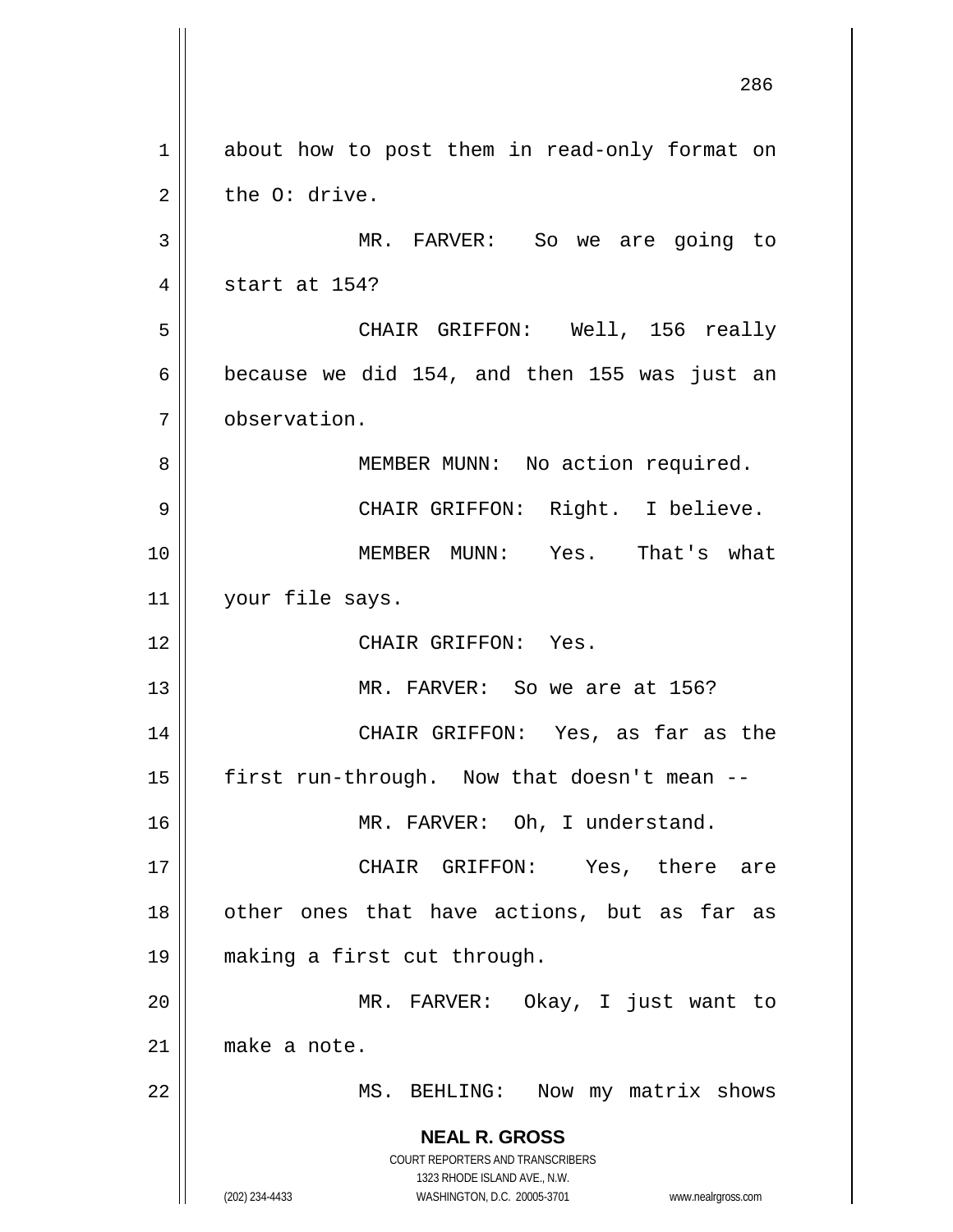about how to post them in read-only format on the O: drive.

MR. FARVER: So we are going to start at 154?

CHAIR GRIFFON: Well, 156 really because we did 154, and then 155 was just an observation.

MEMBER MUNN: No action required.

CHAIR GRIFFON: Right. I believe.

MEMBER MUNN: Yes. That's what your file says.

CHAIR GRIFFON: Yes.

MR. FARVER: So we are at 156?

CHAIR GRIFFON: Yes, as far as the first run-through. Now that doesn't mean --

MR. FARVER: Oh, I understand.

CHAIR GRIFFON: Yes, there are other ones that have actions, but as far as making a first cut through.

MR. FARVER: Okay, I just want to make a note.

MS. BEHLING: Now my matrix shows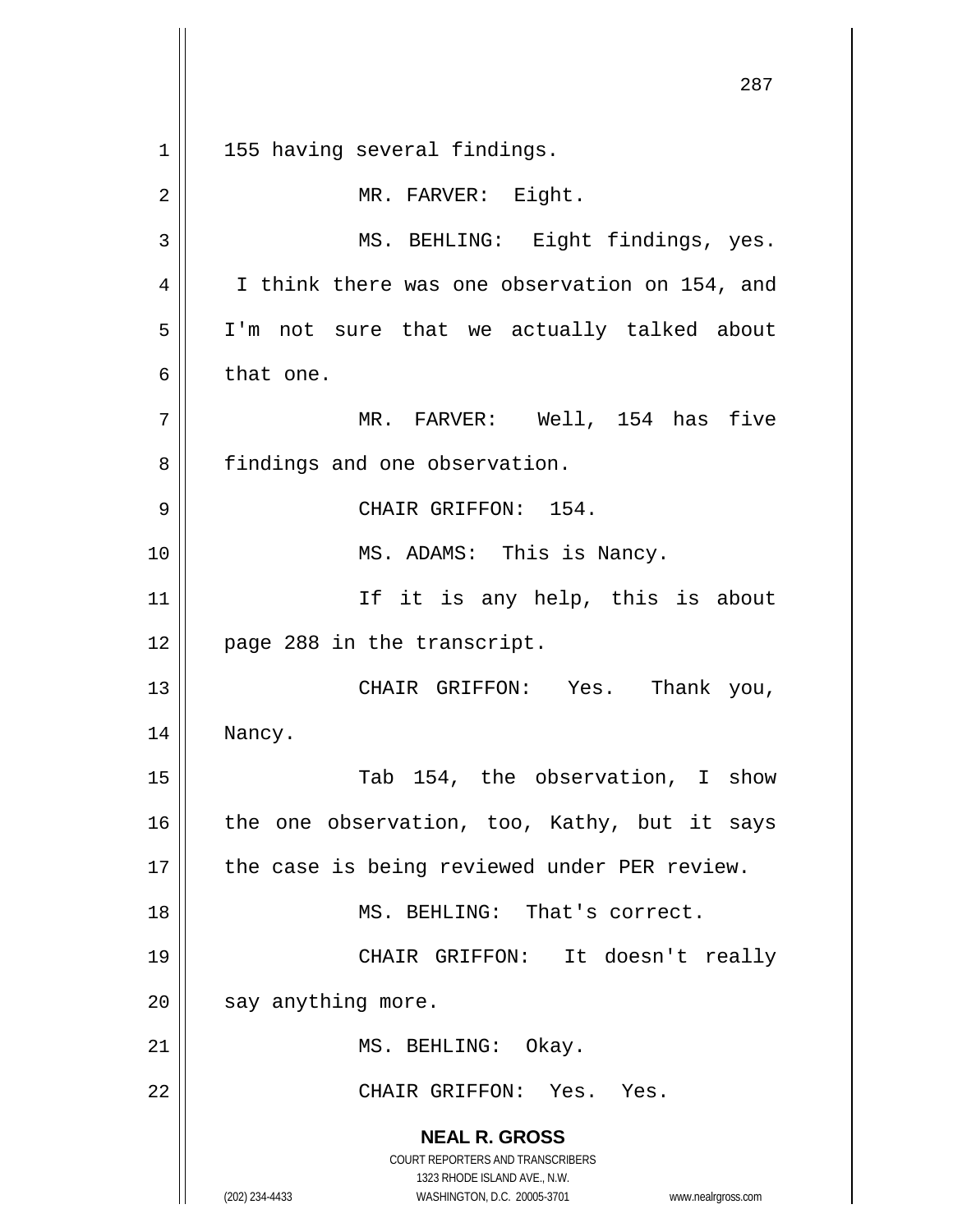155 having several findings.

MR. FARVER: Eight.

MS. BEHLING: Eight findings, yes. I think there was one observation on 154, and I'm not sure that we actually talked about that one.

MR. FARVER: Well, 154 has five findings and one observation.

CHAIR GRIFFON: 154.

MS. ADAMS: This is Nancy.

If it is any help, this is about page 288 in the transcript.

CHAIR GRIFFON: Yes. Thank you, Nancy.

Tab 154, the observation, I show the one observation, too, Kathy, but it says the case is being reviewed under PER review.

MS. BEHLING: That's correct.

CHAIR GRIFFON: It doesn't really say anything more.

MS. BEHLING: Okay.

CHAIR GRIFFON: Yes. Yes.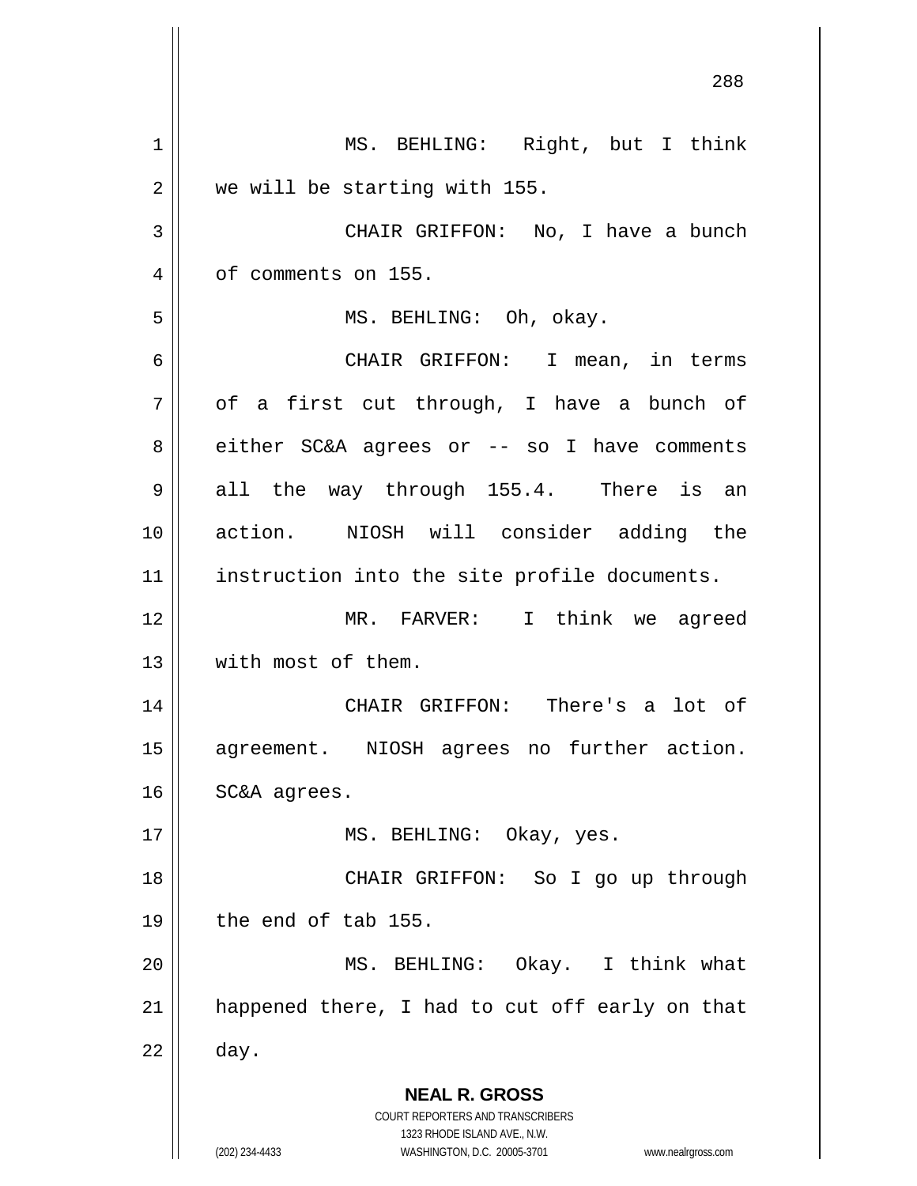MS. BEHLING: Right, but I think we will be starting with 155.

CHAIR GRIFFON: No, I have a bunch of comments on 155.

MS. BEHLING: Oh, okay.

CHAIR GRIFFON: I mean, in terms of a first cut through, I have a bunch of either SC&A agrees or -- so I have comments all the way through 155.4. There is an action. NIOSH will consider adding the instruction into the site profile documents.

MR. FARVER: I think we agreed with most of them.

CHAIR GRIFFON: There's a lot of agreement. NIOSH agrees no further action. SC&A agrees.

MS. BEHLING: Okay, yes.

CHAIR GRIFFON: So I go up through the end of tab 155.

MS. BEHLING: Okay. I think what happened there, I had to cut off early on that day.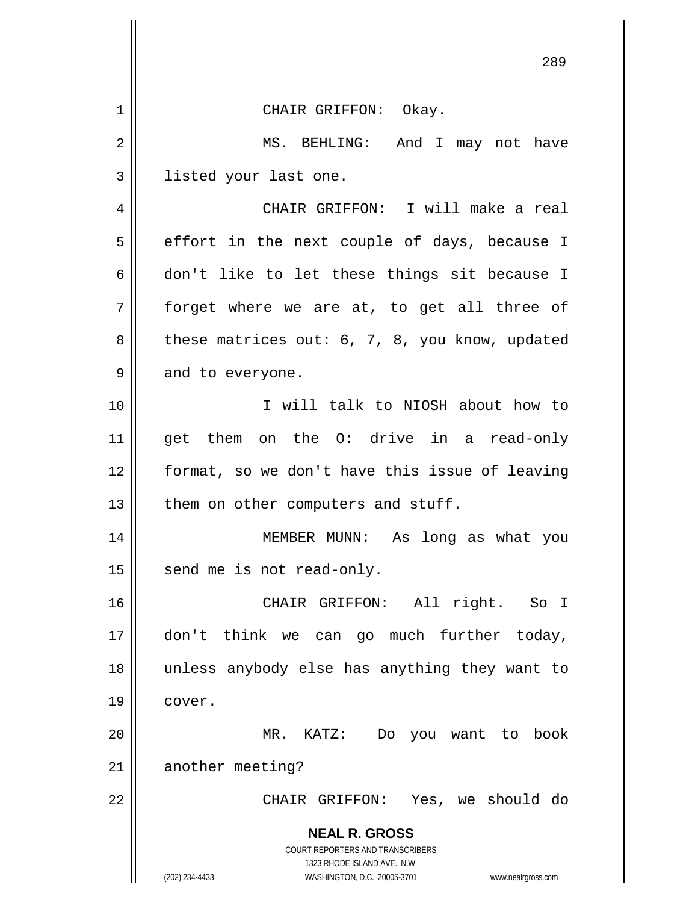CHAIR GRIFFON: Okay.

MS. BEHLING: And I may not have listed your last one.

CHAIR GRIFFON: I will make a real effort in the next couple of days, because I don't like to let these things sit because I forget where we are at, to get all three of these matrices out: 6, 7, 8, you know, updated and to everyone.

I will talk to NIOSH about how to get them on the O: drive in a read-only format, so we don't have this issue of leaving them on other computers and stuff.

MEMBER MUNN: As long as what you send me is not read-only.

CHAIR GRIFFON: All right. So I don't think we can go much further today, unless anybody else has anything they want to cover.

MR. KATZ: Do you want to book another meeting?

CHAIR GRIFFON: Yes, we should do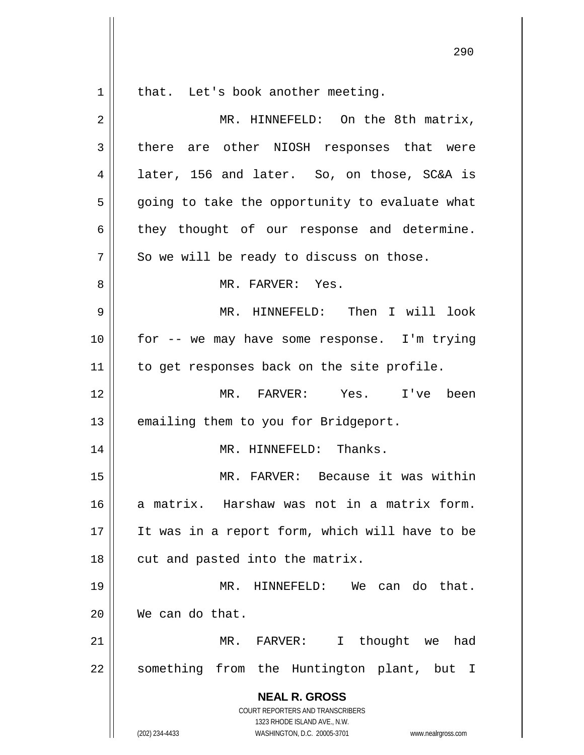that. Let's book another meeting.

MR. HINNEFELD: On the 8th matrix, there are other NIOSH responses that were later, 156 and later. So, on those, SC&A is going to take the opportunity to evaluate what they thought of our response and determine. So we will be ready to discuss on those.

MR. FARVER: Yes.

MR. HINNEFELD: Then I will look for -- we may have some response. I'm trying to get responses back on the site profile.

MR. FARVER: Yes. I've been emailing them to you for Bridgeport.

MR. HINNEFELD: Thanks.

MR. FARVER: Because it was within a matrix. Harshaw was not in a matrix form. It was in a report form, which will have to be cut and pasted into the matrix.

MR. HINNEFELD: We can do that. We can do that.

MR. FARVER: I thought we had something from the Huntington plant, but I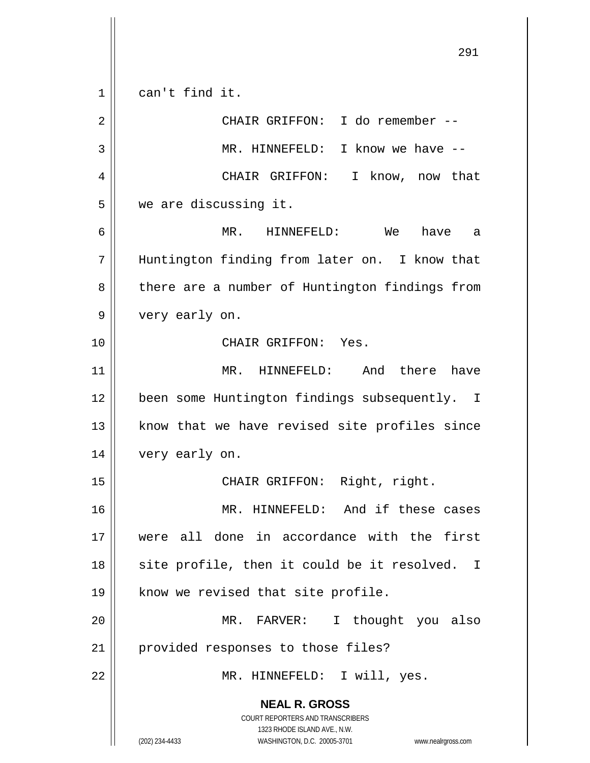can't find it.

CHAIR GRIFFON: I do remember --

MR. HINNEFELD: I know we have --

CHAIR GRIFFON: I know, now that we are discussing it.

MR. HINNEFELD: We have a Huntington finding from later on. I know that there are a number of Huntington findings from very early on.

CHAIR GRIFFON: Yes.

MR. HINNEFELD: And there have been some Huntington findings subsequently. I know that we have revised site profiles since very early on.

CHAIR GRIFFON: Right, right.

MR. HINNEFELD: And if these cases were all done in accordance with the first site profile, then it could be it resolved. I know we revised that site profile.

MR. FARVER: I thought you also provided responses to those files?

MR. HINNEFELD: I will, yes.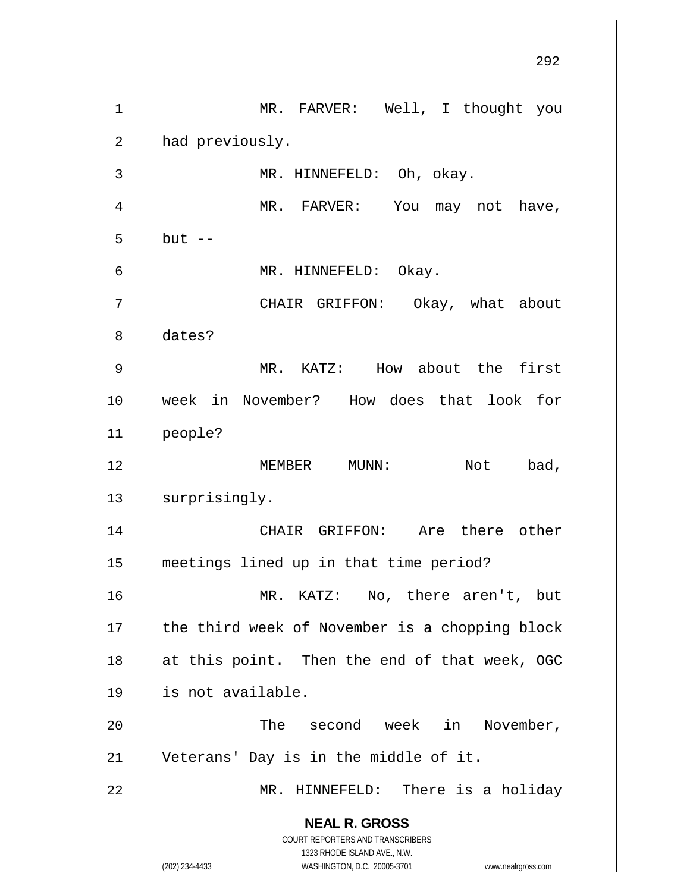MR. FARVER: Well, I thought you had previously.

MR. HINNEFELD: Oh, okay.

MR. FARVER: You may not have, but --

MR. HINNEFELD: Okay.

CHAIR GRIFFON: Okay, what about dates?

MR. KATZ: How about the first week in November? How does that look for people?

MEMBER MUNN: Not bad, surprisingly.

CHAIR GRIFFON: Are there other meetings lined up in that time period?

MR. KATZ: No, there aren't, but the third week of November is a chopping block at this point. Then the end of that week, OGC is not available.

The second week in November, Veterans' Day is in the middle of it.

MR. HINNEFELD: There is a holiday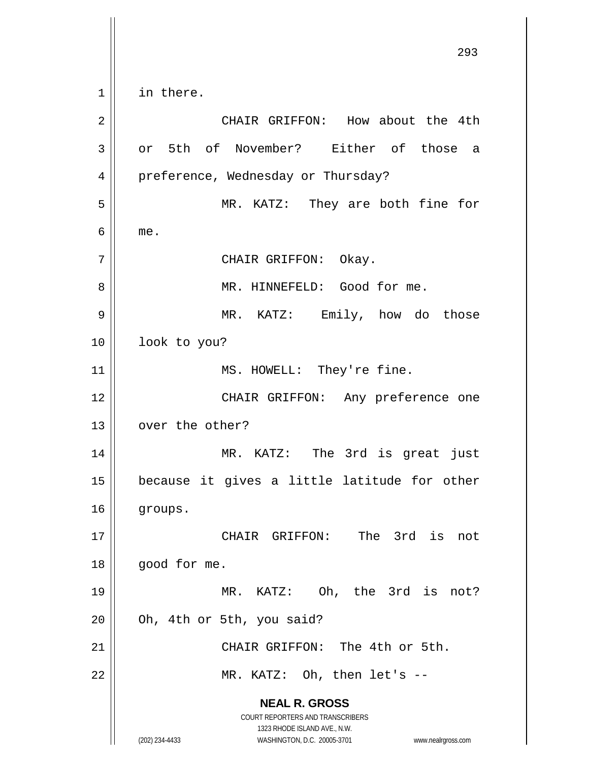in there.

CHAIR GRIFFON: How about the 4th or 5th of November? Either of those a preference, Wednesday or Thursday?

MR. KATZ: They are both fine for me.

CHAIR GRIFFON: Okay.

MR. HINNEFELD: Good for me.

MR. KATZ: Emily, how do those look to you?

MS. HOWELL: They're fine.

CHAIR GRIFFON: Any preference one over the other?

MR. KATZ: The 3rd is great just because it gives a little latitude for other groups.

CHAIR GRIFFON: The 3rd is not good for me.

MR. KATZ: Oh, the 3rd is not? Oh, 4th or 5th, you said?

CHAIR GRIFFON: The 4th or 5th.

MR. KATZ: Oh, then let's --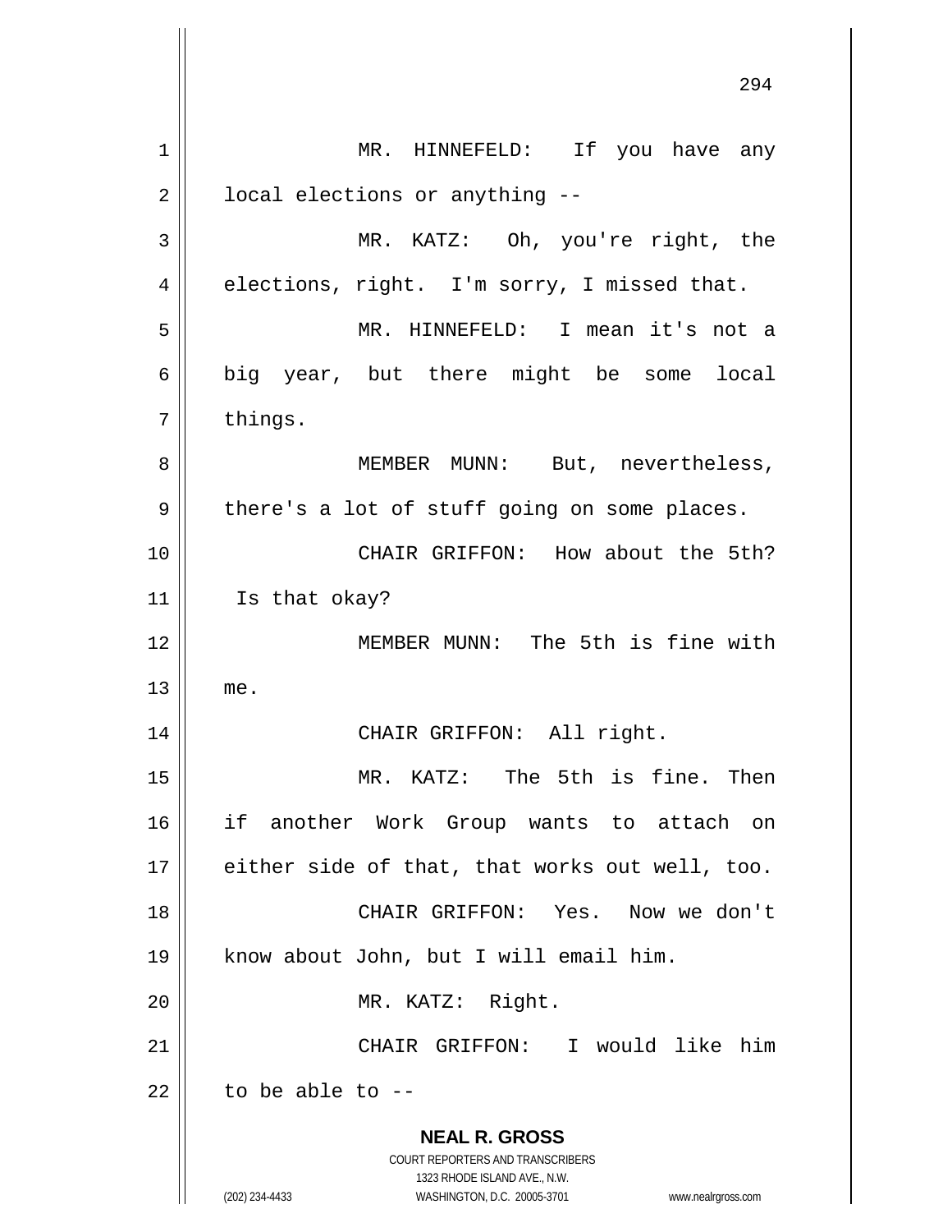MR. HINNEFELD: If you have any local elections or anything --

MR. KATZ: Oh, you're right, the elections, right. I'm sorry, I missed that.

MR. HINNEFELD: I mean it's not a big year, but there might be some local things.

MEMBER MUNN: But, nevertheless, there's a lot of stuff going on some places.

CHAIR GRIFFON: How about the 5th? Is that okay?

MEMBER MUNN: The 5th is fine with me.

CHAIR GRIFFON: All right.

MR. KATZ: The 5th is fine. Then if another Work Group wants to attach on either side of that, that works out well, too.

CHAIR GRIFFON: Yes. Now we don't know about John, but I will email him.

MR. KATZ: Right.

CHAIR GRIFFON: I would like him to be able to --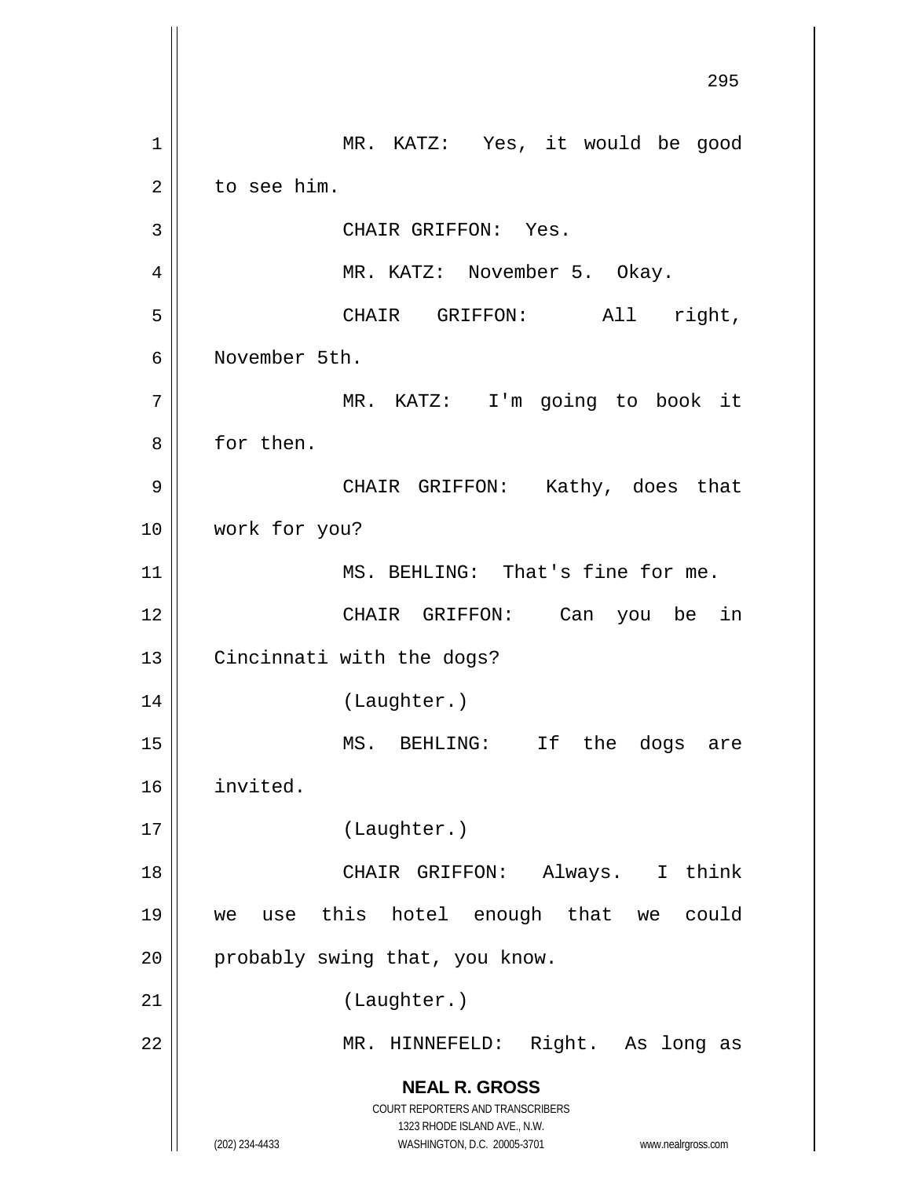MR. KATZ: Yes, it would be good to see him.

CHAIR GRIFFON: Yes.

MR. KATZ: November 5. Okay.

CHAIR GRIFFON: All right, November 5th.

MR. KATZ: I'm going to book it for then.

CHAIR GRIFFON: Kathy, does that work for you?

MS. BEHLING: That's fine for me.

CHAIR GRIFFON: Can you be in Cincinnati with the dogs?

(Laughter.)

MS. BEHLING: If the dogs are invited.

(Laughter.)

CHAIR GRIFFON: Always. I think we use this hotel enough that we could probably swing that, you know.

(Laughter.)

MR. HINNEFELD: Right. As long as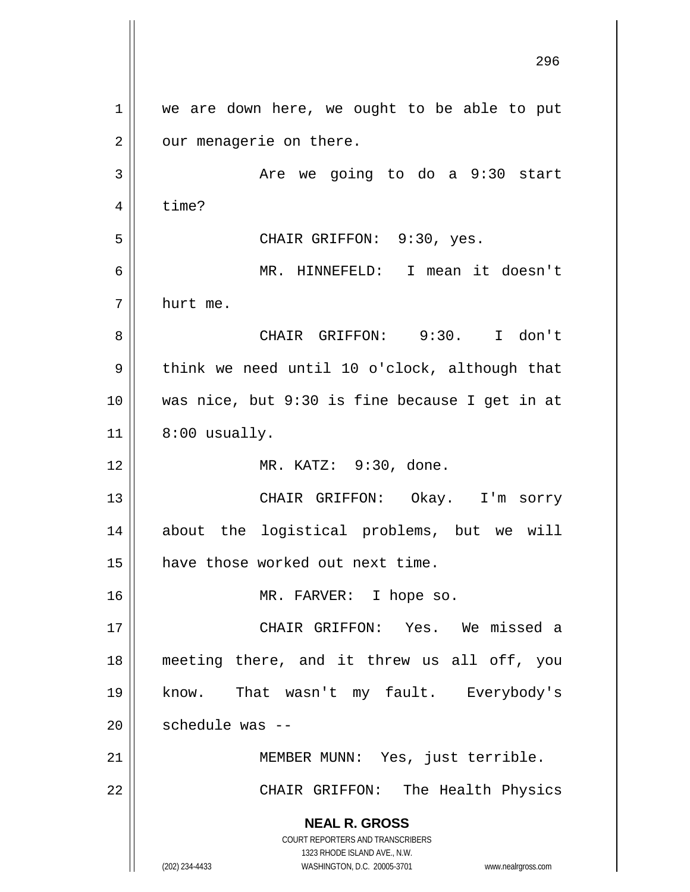we are down here, we ought to be able to put our menagerie on there.

Are we going to do a 9:30 start time?

CHAIR GRIFFON: 9:30, yes.

MR. HINNEFELD: I mean it doesn't hurt me.

CHAIR GRIFFON: 9:30. I don't think we need until 10 o'clock, although that was nice, but 9:30 is fine because I get in at 8:00 usually.

MR. KATZ: 9:30, done.

CHAIR GRIFFON: Okay. I'm sorry about the logistical problems, but we will have those worked out next time.

MR. FARVER: I hope so.

CHAIR GRIFFON: Yes. We missed a meeting there, and it threw us all off, you know. That wasn't my fault. Everybody's schedule was --

MEMBER MUNN: Yes, just terrible.

CHAIR GRIFFON: The Health Physics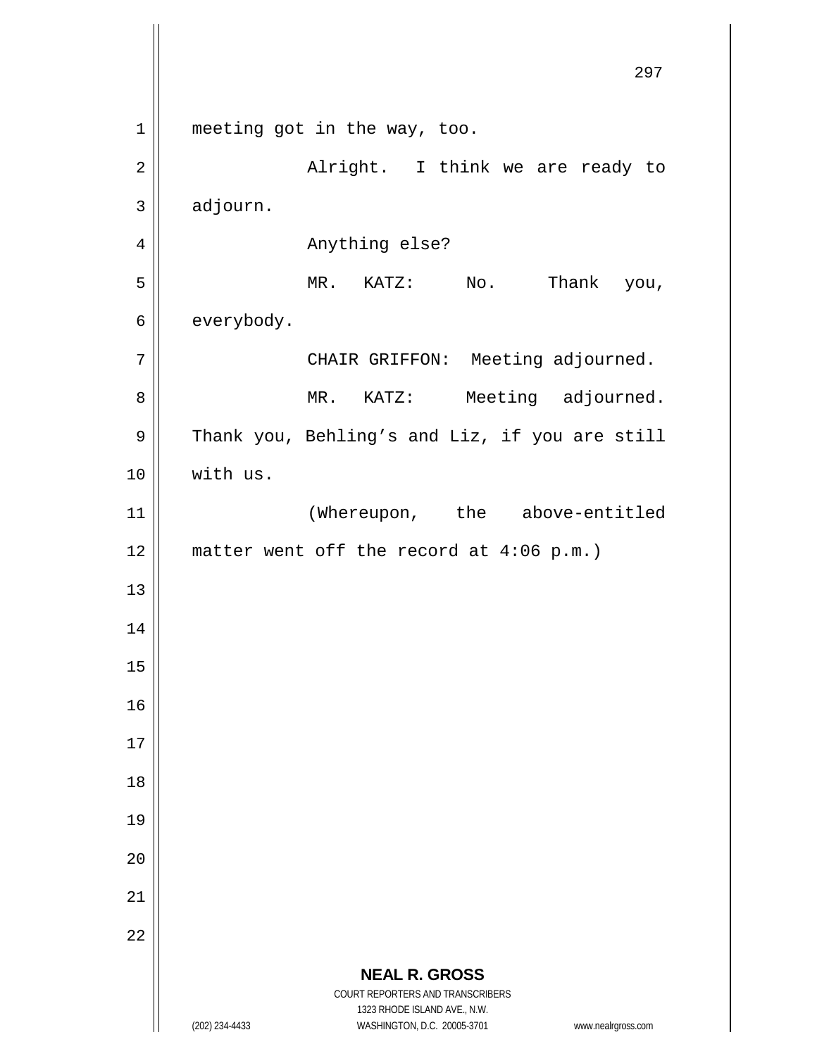meeting got in the way, too.

Alright. I think we are ready to adjourn.

Anything else?

MR. KATZ: No. Thank you, everybody.

CHAIR GRIFFON: Meeting adjourned.

MR. KATZ: Meeting adjourned. Thank you, Behling's and Liz, if you are still with us.

(Whereupon, the above-entitled matter went off the record at 4:06 p.m.)